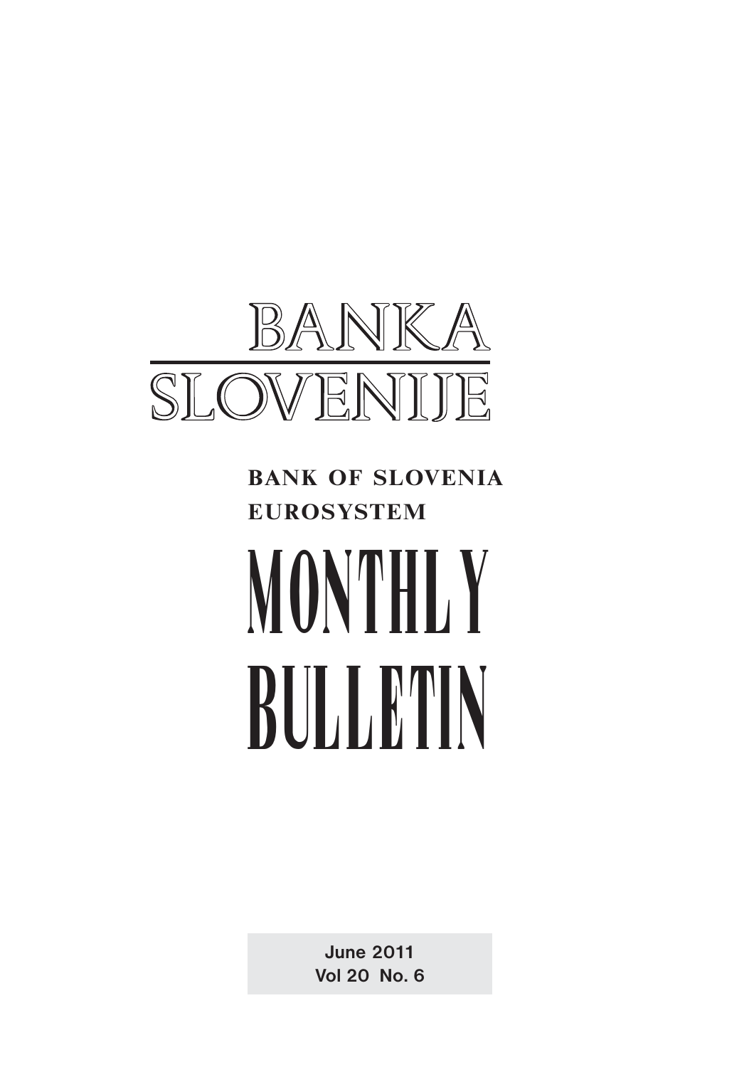# BANKA SLOVENIJE

**BANK OF SLOVENIA**
**EUROSYSTEM**

# MONTHLY BULLETIN

**June 2011**
**Vol 20 No. 6**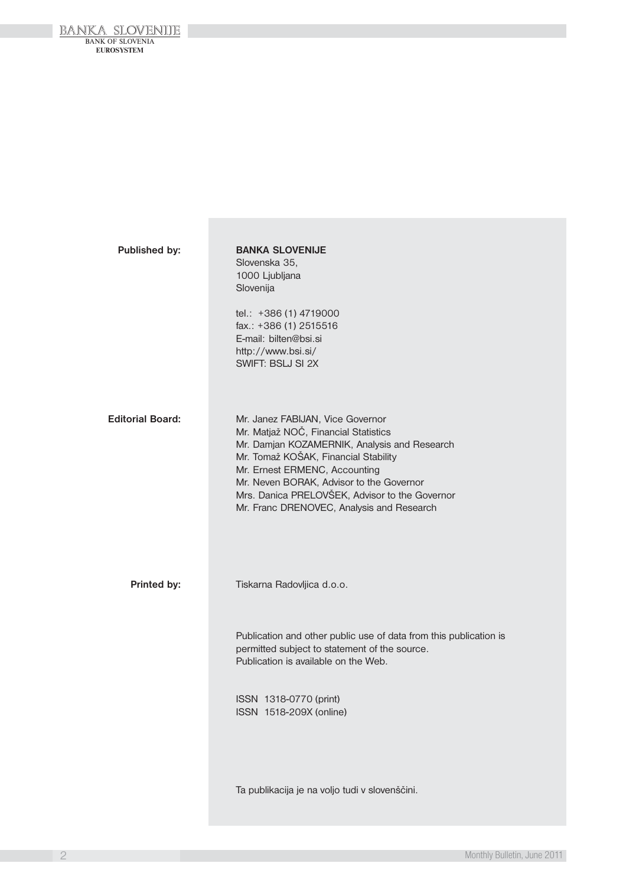**Published by:**

**BANKA SLOVENIJE**
Slovenska 35,
1000 Ljubljana
Slovenija

tel.: +386 (1) 4719000
fax.: +386 (1) 2515516
E-mail: bilten@bsi.si
http://www.bsi.si/
SWIFT: BSLJ SI 2X

**Editorial Board:**

Mr. Janez FABIJAN, Vice Governor
Mr. Matjaž NOČ, Financial Statistics
Mr. Damjan KOZAMERNIK, Analysis and Research
Mr. Tomaž KOŠAK, Financial Stability
Mr. Ernest ERMENC, Accounting
Mr. Neven BORAK, Advisor to the Governor
Mrs. Danica PRELOVŠEK, Advisor to the Governor
Mr. Franc DRENOVEC, Analysis and Research

**Printed by:**

Tiskarna Radovljica d.o.o.

Publication and other public use of data from this publication is permitted subject to statement of the source.
Publication is available on the Web.

ISSN 1318-0770 (print)
ISSN 1518-209X (online)

Ta publikacija je na voljo tudi v slovenščini.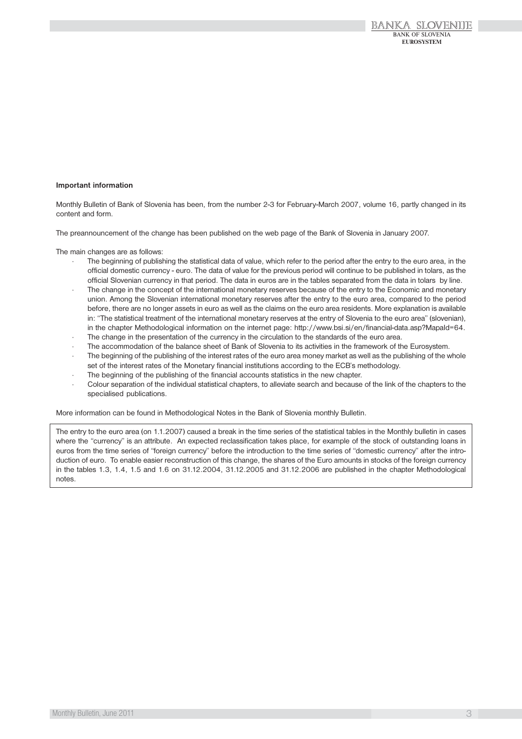**Important information**

Monthly Bulletin of Bank of Slovenia has been, from the number 2-3 for February-March 2007, volume 16, partly changed in its content and form.

The preannouncement of the change has been published on the web page of the Bank of Slovenia in January 2007.

The main changes are as follows:

- The beginning of publishing the statistical data of value, which refer to the period after the entry to the euro area, in the official domestic currency - euro. The data of value for the previous period will continue to be published in tolars, as the official Slovenian currency in that period. The data in euros are in the tables separated from the data in tolars by line.
- The change in the concept of the international monetary reserves because of the entry to the Economic and monetary union. Among the Slovenian international monetary reserves after the entry to the euro area, compared to the period before, there are no longer assets in euro as well as the claims on the euro area residents. More explanation is available in: "The statistical treatment of the international monetary reserves at the entry of Slovenia to the euro area" (slovenian), in the chapter Methodological information on the internet page: http://www.bsi.si/en/financial-data.asp?MapaId=64.
- The change in the presentation of the currency in the circulation to the standards of the euro area.
- The accommodation of the balance sheet of Bank of Slovenia to its activities in the framework of the Eurosystem.
- The beginning of the publishing of the interest rates of the euro area money market as well as the publishing of the whole set of the interest rates of the Monetary financial institutions according to the ECB's methodology.
- The beginning of the publishing of the financial accounts statistics in the new chapter.
- Colour separation of the individual statistical chapters, to alleviate search and because of the link of the chapters to the specialised publications.

More information can be found in Methodological Notes in the Bank of Slovenia monthly Bulletin.

The entry to the euro area (on 1.1.2007) caused a break in the time series of the statistical tables in the Monthly bulletin in cases where the "currency" is an attribute. An expected reclassification takes place, for example of the stock of outstanding loans in euros from the time series of "foreign currency" before the introduction to the time series of "domestic currency" after the introduction of euro. To enable easier reconstruction of this change, the shares of the Euro amounts in stocks of the foreign currency in the tables 1.3, 1.4, 1.5 and 1.6 on 31.12.2004, 31.12.2005 and 31.12.2006 are published in the chapter Methodological notes.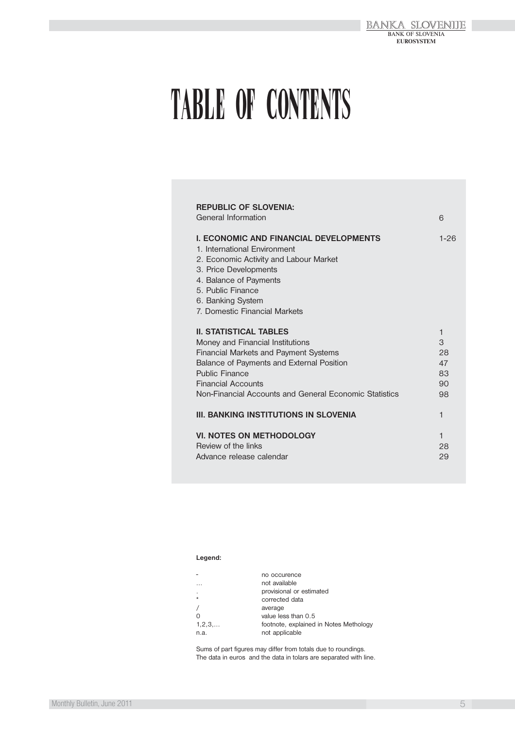# TABLE OF CONTENTS

| | |
|---|---|
| **REPUBLIC OF SLOVENIA:** | |
| General Information | 6 |
| | |
| **I. ECONOMIC AND FINANCIAL DEVELOPMENTS** | 1-26 |
| 1. International Environment | |
| 2. Economic Activity and Labour Market | |
| 3. Price Developments | |
| 4. Balance of Payments | |
| 5. Public Finance | |
| 6. Banking System | |
| 7. Domestic Financial Markets | |
| | |
| **II. STATISTICAL TABLES** | 1 |
| Money and Financial Institutions | 3 |
| Financial Markets and Payment Systems | 28 |
| Balance of Payments and External Position | 47 |
| Public Finance | 83 |
| Financial Accounts | 90 |
| Non-Financial Accounts and General Economic Statistics | 98 |
| | |
| **III. BANKING INSTITUTIONS IN SLOVENIA** | 1 |
| | |
| **VI. NOTES ON METHODOLOGY** | 1 |
| Review of the links | 28 |
| Advance release calendar | 29 |

**Legend:**

| | |
|---|---|
| - | no occurence |
| … | not available |
| . | provisional or estimated |
| * | corrected data |
| / | average |
| 0 | value less than 0.5 |
| 1,2,3,… | footnote, explained in Notes Methology |
| n.a. | not applicable |

Sums of part figures may differ from totals due to roundings.
The data in euros and the data in tolars are separated with line.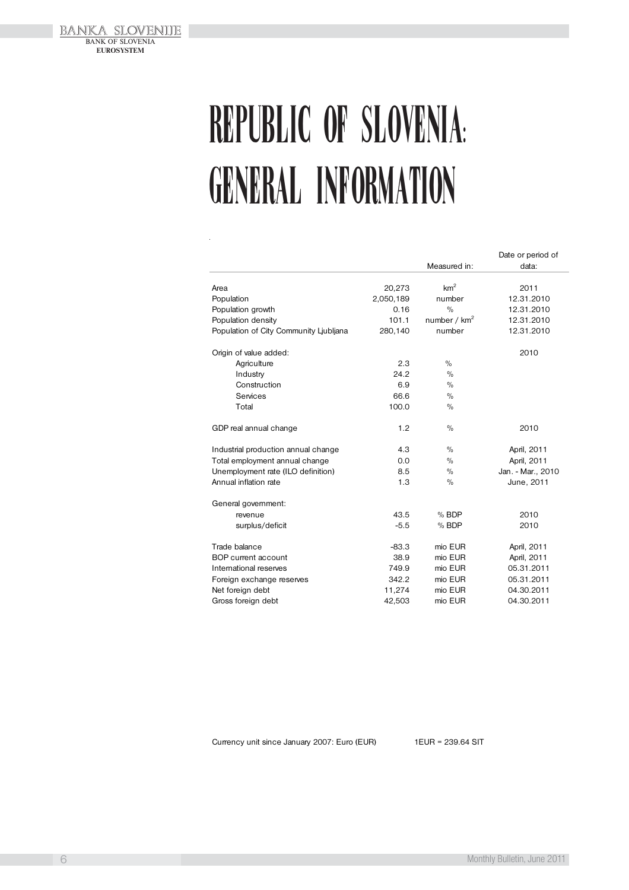# REPUBLIC OF SLOVENIA: GENERAL INFORMATION

| | | Measured in: | Date or period of data: |
|---|---|---|---|
| Area | 20,273 | $km^2$ | 2011 |
| Population | 2,050,189 | number | 12.31.2010 |
| Population growth | 0.16 | % | 12.31.2010 |
| Population density | 101.1 | number / $km^2$ | 12.31.2010 |
| Population of City Community Ljubljana | 280,140 | number | 12.31.2010 |
| | | | |
| Origin of value added: | | | 2010 |
| Agriculture | 2.3 | % | |
| Industry | 24.2 | % | |
| Construction | 6.9 | % | |
| Services | 66.6 | % | |
| Total | 100.0 | % | |
| | | | |
| GDP real annual change | 1.2 | % | 2010 |
| | | | |
| Industrial production annual change | 4.3 | % | April, 2011 |
| Total employment annual change | 0.0 | % | April, 2011 |
| Unemployment rate (ILO definition) | 8.5 | % | Jan. - Mar., 2010 |
| Annual inflation rate | 1.3 | % | June, 2011 |
| | | | |
| General government: | | | |
| revenue | 43.5 | % BDP | 2010 |
| surplus/deficit | -5.5 | % BDP | 2010 |
| | | | |
| Trade balance | -83.3 | mio EUR | April, 2011 |
| BOP current account | 38.9 | mio EUR | April, 2011 |
| International reserves | 749.9 | mio EUR | 05.31.2011 |
| Foreign exchange reserves | 342.2 | mio EUR | 05.31.2011 |
| Net foreign debt | 11,274 | mio EUR | 04.30.2011 |
| Gross foreign debt | 42,503 | mio EUR | 04.30.2011 |

Currency unit since January 2007: Euro (EUR) 1EUR = 239.64 SIT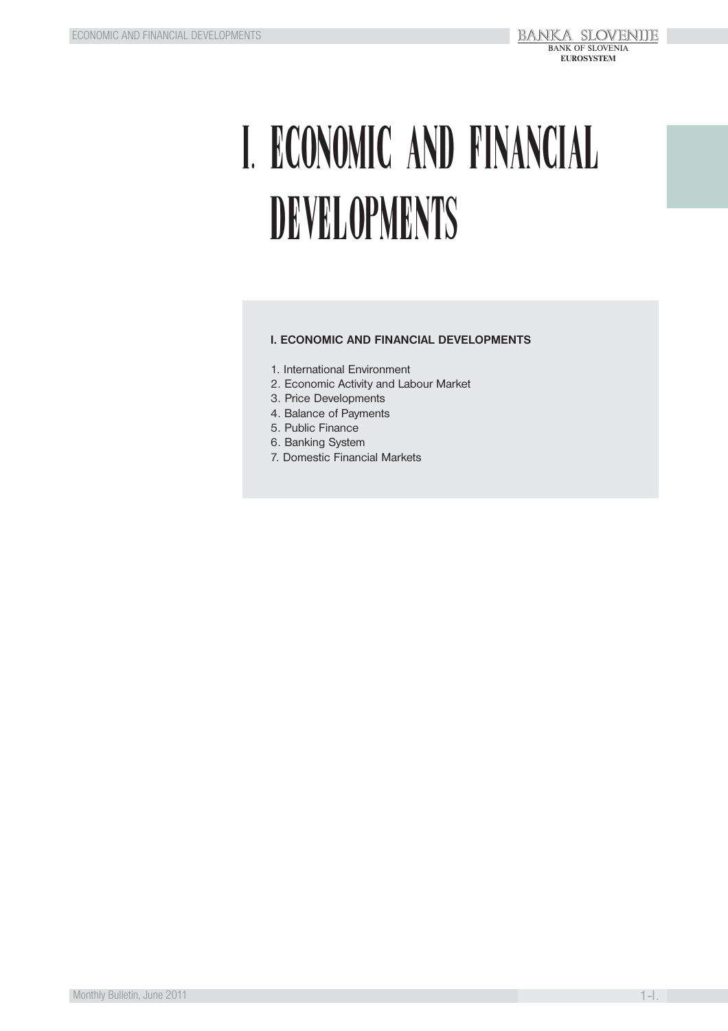# I. ECONOMIC AND FINANCIAL DEVELOPMENTS

**I. ECONOMIC AND FINANCIAL DEVELOPMENTS**

1. International Environment
2. Economic Activity and Labour Market
3. Price Developments
4. Balance of Payments
5. Public Finance
6. Banking System
7. Domestic Financial Markets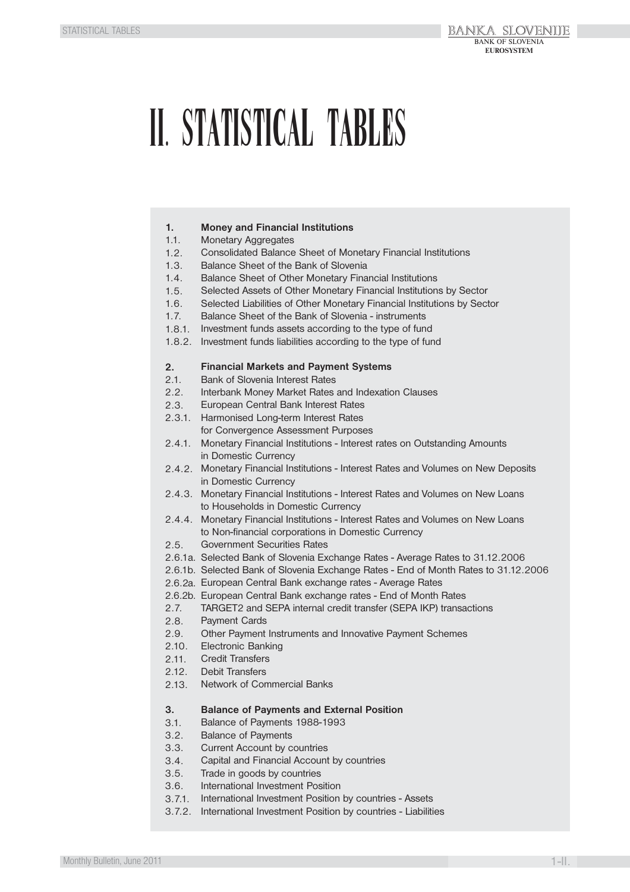# II. STATISTICAL TABLES

**1. Money and Financial Institutions**

1.1. Monetary Aggregates
1.2. Consolidated Balance Sheet of Monetary Financial Institutions
1.3. Balance Sheet of the Bank of Slovenia
1.4. Balance Sheet of Other Monetary Financial Institutions
1.5. Selected Assets of Other Monetary Financial Institutions by Sector
1.6. Selected Liabilities of Other Monetary Financial Institutions by Sector
1.7. Balance Sheet of the Bank of Slovenia - instruments
1.8.1. Investment funds assets according to the type of fund
1.8.2. Investment funds liabilities according to the type of fund

**2. Financial Markets and Payment Systems**

2.1. Bank of Slovenia Interest Rates
2.2. Interbank Money Market Rates and Indexation Clauses
2.3. European Central Bank Interest Rates
2.3.1. Harmonised Long-term Interest Rates for Convergence Assessment Purposes
2.4.1. Monetary Financial Institutions - Interest rates on Outstanding Amounts in Domestic Currency
2.4.2. Monetary Financial Institutions - Interest Rates and Volumes on New Deposits in Domestic Currency
2.4.3. Monetary Financial Institutions - Interest Rates and Volumes on New Loans to Households in Domestic Currency
2.4.4. Monetary Financial Institutions - Interest Rates and Volumes on New Loans to Non-financial corporations in Domestic Currency
2.5. Government Securities Rates
2.6.1a. Selected Bank of Slovenia Exchange Rates - Average Rates to 31.12.2006
2.6.1b. Selected Bank of Slovenia Exchange Rates - End of Month Rates to 31.12.2006
2.6.2a. European Central Bank exchange rates - Average Rates
2.6.2b. European Central Bank exchange rates - End of Month Rates
2.7. TARGET2 and SEPA internal credit transfer (SEPA IKP) transactions
2.8. Payment Cards
2.9. Other Payment Instruments and Innovative Payment Schemes
2.10. Electronic Banking
2.11. Credit Transfers
2.12. Debit Transfers
2.13. Network of Commercial Banks

**3. Balance of Payments and External Position**

3.1. Balance of Payments 1988-1993
3.2. Balance of Payments
3.3. Current Account by countries
3.4. Capital and Financial Account by countries
3.5. Trade in goods by countries
3.6. International Investment Position
3.7.1. International Investment Position by countries - Assets
3.7.2. International Investment Position by countries - Liabilities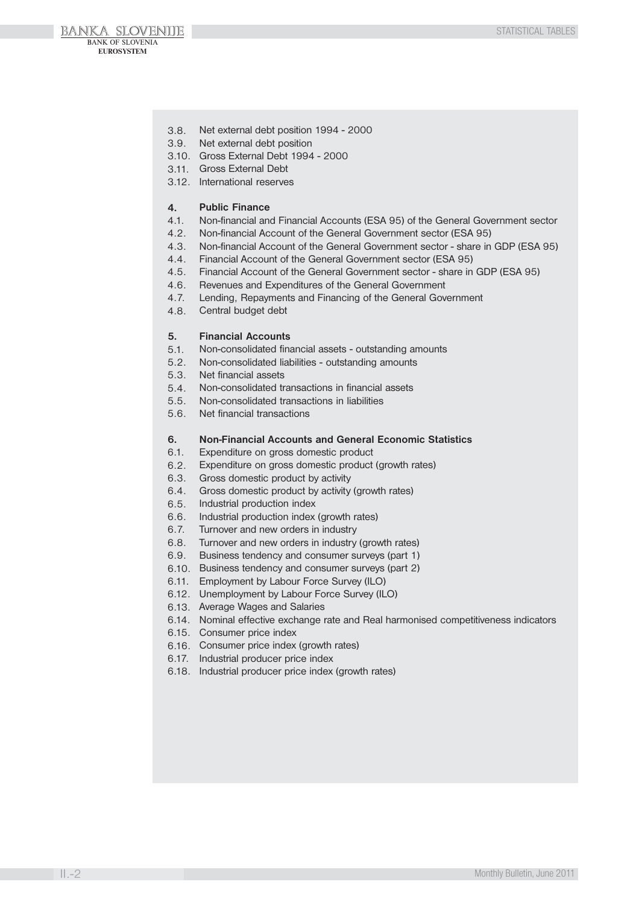3.8. Net external debt position 1994 - 2000
3.9. Net external debt position
3.10. Gross External Debt 1994 - 2000
3.11. Gross External Debt
3.12. International reserves

**4. Public Finance**

4.1. Non-financial and Financial Accounts (ESA 95) of the General Government sector
4.2. Non-financial Account of the General Government sector (ESA 95)
4.3. Non-financial Account of the General Government sector - share in GDP (ESA 95)
4.4. Financial Account of the General Government sector (ESA 95)
4.5. Financial Account of the General Government sector - share in GDP (ESA 95)
4.6. Revenues and Expenditures of the General Government
4.7. Lending, Repayments and Financing of the General Government
4.8. Central budget debt

**5. Financial Accounts**

5.1. Non-consolidated financial assets - outstanding amounts
5.2. Non-consolidated liabilities - outstanding amounts
5.3. Net financial assets
5.4. Non-consolidated transactions in financial assets
5.5. Non-consolidated transactions in liabilities
5.6. Net financial transactions

**6. Non-Financial Accounts and General Economic Statistics**

6.1. Expenditure on gross domestic product
6.2. Expenditure on gross domestic product (growth rates)
6.3. Gross domestic product by activity
6.4. Gross domestic product by activity (growth rates)
6.5. Industrial production index
6.6. Industrial production index (growth rates)
6.7. Turnover and new orders in industry
6.8. Turnover and new orders in industry (growth rates)
6.9. Business tendency and consumer surveys (part 1)
6.10. Business tendency and consumer surveys (part 2)
6.11. Employment by Labour Force Survey (ILO)
6.12. Unemployment by Labour Force Survey (ILO)
6.13. Average Wages and Salaries
6.14. Nominal effective exchange rate and Real harmonised competitiveness indicators
6.15. Consumer price index
6.16. Consumer price index (growth rates)
6.17. Industrial producer price index
6.18. Industrial producer price index (growth rates)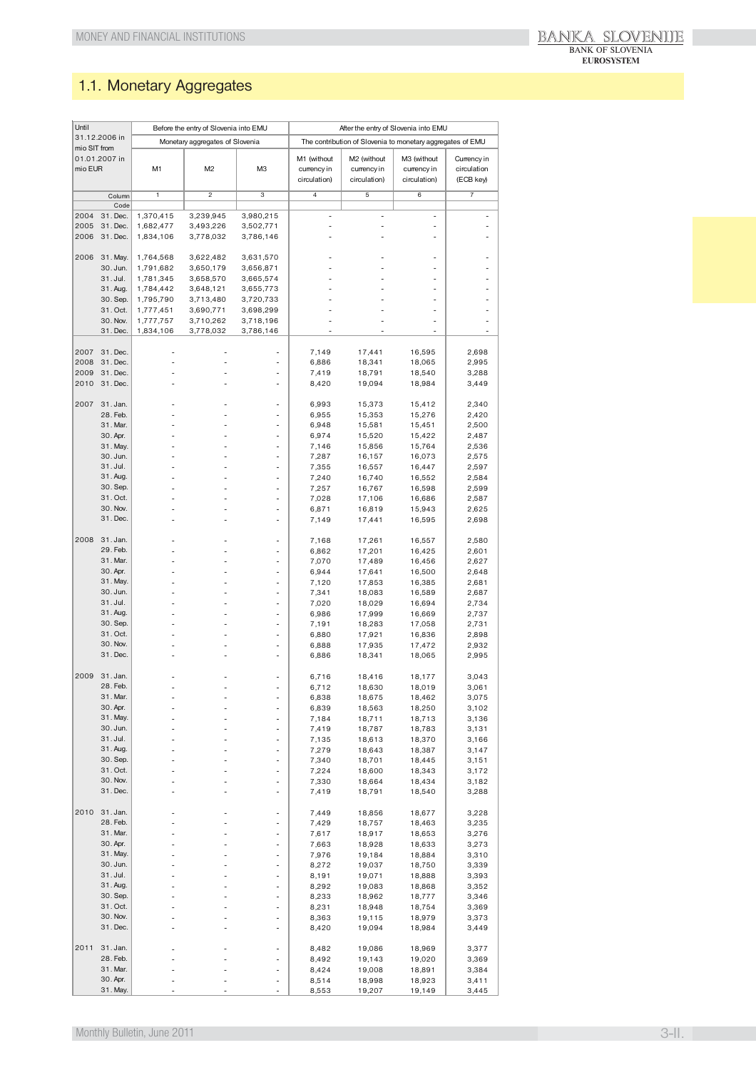## 1.1. Monetary Aggregates

| Until 31.12.2006 in mio SIT from 01.01.2007 in mio EUR | | Before the entry of Slovenia into EMU | | | After the entry of Slovenia into EMU | | | |
|---|---|---|---|---|---|---|---|---|
| | | Monetary aggregates of Slovenia | | | The contribution of Slovenia to monetary aggregates of EMU | | | |
| | | M1 | M2 | M3 | M1 (without currency in circulation) | M2 (without currency in circulation) | M3 (without currency in circulation) | Currency in circulation (ECB key) |
| | Column | 1 | 2 | 3 | 4 | 5 | 6 | 7 |
| | Code | | | | | | | |
| 2004 | 31. Dec. | 1,370,415 | 3,239,945 | 3,980,215 | - | - | - | - |
| 2005 | 31. Dec. | 1,682,477 | 3,493,226 | 3,502,771 | - | - | - | - |
| 2006 | 31. Dec. | 1,834,106 | 3,778,032 | 3,786,146 | - | - | - | - |
| 2006 | 31. May. | 1,764,568 | 3,622,482 | 3,631,570 | - | - | - | - |
| | 30. Jun. | 1,791,682 | 3,650,179 | 3,656,871 | - | - | - | - |
| | 31. Jul. | 1,781,345 | 3,658,570 | 3,665,574 | - | - | - | - |
| | 31. Aug. | 1,784,442 | 3,648,121 | 3,655,773 | - | - | - | - |
| | 30. Sep. | 1,795,790 | 3,713,480 | 3,720,733 | - | - | - | - |
| | 31. Oct. | 1,777,451 | 3,690,771 | 3,698,299 | - | - | - | - |
| | 30. Nov. | 1,777,757 | 3,710,262 | 3,718,196 | - | - | - | - |
| | 31. Dec. | 1,834,106 | 3,778,032 | 3,786,146 | - | - | - | - |
| 2007 | 31. Dec. | - | - | - | 7,149 | 17,441 | 16,595 | 2,698 |
| 2008 | 31. Dec. | - | - | - | 6,886 | 18,341 | 18,065 | 2,995 |
| 2009 | 31. Dec. | - | - | - | 7,419 | 18,791 | 18,540 | 3,288 |
| 2010 | 31. Dec. | - | - | - | 8,420 | 19,094 | 18,984 | 3,449 |
| 2007 | 31. Jan. | - | - | - | 6,993 | 15,373 | 15,412 | 2,340 |
| | 28. Feb. | - | - | - | 6,955 | 15,353 | 15,276 | 2,420 |
| | 31. Mar. | - | - | - | 6,948 | 15,581 | 15,451 | 2,500 |
| | 30. Apr. | - | - | - | 6,974 | 15,520 | 15,422 | 2,487 |
| | 31. May. | - | - | - | 7,146 | 15,856 | 15,764 | 2,536 |
| | 30. Jun. | - | - | - | 7,287 | 16,157 | 16,073 | 2,575 |
| | 31. Jul. | - | - | - | 7,355 | 16,557 | 16,447 | 2,597 |
| | 31. Aug. | - | - | - | 7,240 | 16,740 | 16,552 | 2,584 |
| | 30. Sep. | - | - | - | 7,257 | 16,767 | 16,598 | 2,599 |
| | 31. Oct. | - | - | - | 7,028 | 17,106 | 16,686 | 2,587 |
| | 30. Nov. | - | - | - | 6,871 | 16,819 | 15,943 | 2,625 |
| | 31. Dec. | - | - | - | 7,149 | 17,441 | 16,595 | 2,698 |
| 2008 | 31. Jan. | - | - | - | 7,168 | 17,261 | 16,557 | 2,580 |
| | 29. Feb. | - | - | - | 6,862 | 17,201 | 16,425 | 2,601 |
| | 31. Mar. | - | - | - | 7,070 | 17,489 | 16,456 | 2,627 |
| | 30. Apr. | - | - | - | 6,944 | 17,641 | 16,500 | 2,648 |
| | 31. May. | - | - | - | 7,120 | 17,853 | 16,385 | 2,681 |
| | 30. Jun. | - | - | - | 7,341 | 18,083 | 16,589 | 2,687 |
| | 31. Jul. | - | - | - | 7,020 | 18,029 | 16,694 | 2,734 |
| | 31. Aug. | - | - | - | 6,986 | 17,999 | 16,669 | 2,737 |
| | 30. Sep. | - | - | - | 7,191 | 18,283 | 17,058 | 2,731 |
| | 31. Oct. | - | - | - | 6,880 | 17,921 | 16,836 | 2,898 |
| | 30. Nov. | - | - | - | 6,888 | 17,935 | 17,472 | 2,932 |
| | 31. Dec. | - | - | - | 6,886 | 18,341 | 18,065 | 2,995 |
| 2009 | 31. Jan. | - | - | - | 6,716 | 18,416 | 18,177 | 3,043 |
| | 28. Feb. | - | - | - | 6,712 | 18,630 | 18,019 | 3,061 |
| | 31. Mar. | - | - | - | 6,838 | 18,675 | 18,462 | 3,075 |
| | 30. Apr. | - | - | - | 6,839 | 18,563 | 18,250 | 3,102 |
| | 31. May. | - | - | - | 7,184 | 18,711 | 18,713 | 3,136 |
| | 30. Jun. | - | - | - | 7,419 | 18,787 | 18,783 | 3,131 |
| | 31. Jul. | - | - | - | 7,135 | 18,613 | 18,370 | 3,166 |
| | 31. Aug. | - | - | - | 7,279 | 18,643 | 18,387 | 3,147 |
| | 30. Sep. | - | - | - | 7,340 | 18,701 | 18,445 | 3,151 |
| | 31. Oct. | - | - | - | 7,224 | 18,600 | 18,343 | 3,172 |
| | 30. Nov. | - | - | - | 7,330 | 18,664 | 18,434 | 3,182 |
| | 31. Dec. | - | - | - | 7,419 | 18,791 | 18,540 | 3,288 |
| 2010 | 31. Jan. | - | - | - | 7,449 | 18,856 | 18,677 | 3,228 |
| | 28. Feb. | - | - | - | 7,429 | 18,757 | 18,463 | 3,235 |
| | 31. Mar. | - | - | - | 7,617 | 18,917 | 18,653 | 3,276 |
| | 30. Apr. | - | - | - | 7,663 | 18,928 | 18,633 | 3,273 |
| | 31. May. | - | - | - | 7,976 | 19,184 | 18,884 | 3,310 |
| | 30. Jun. | - | - | - | 8,272 | 19,037 | 18,750 | 3,339 |
| | 31. Jul. | - | - | - | 8,191 | 19,071 | 18,888 | 3,393 |
| | 31. Aug. | - | - | - | 8,292 | 19,083 | 18,868 | 3,352 |
| | 30. Sep. | - | - | - | 8,233 | 18,962 | 18,777 | 3,346 |
| | 31. Oct. | - | - | - | 8,231 | 18,948 | 18,754 | 3,369 |
| | 30. Nov. | - | - | - | 8,363 | 19,115 | 18,979 | 3,373 |
| | 31. Dec. | - | - | - | 8,420 | 19,094 | 18,984 | 3,449 |
| 2011 | 31. Jan. | - | - | - | 8,482 | 19,086 | 18,969 | 3,377 |
| | 28. Feb. | - | - | - | 8,492 | 19,143 | 19,020 | 3,369 |
| | 31. Mar. | - | - | - | 8,424 | 19,008 | 18,891 | 3,384 |
| | 30. Apr. | - | - | - | 8,514 | 18,998 | 18,923 | 3,411 |
| | 31. May. | - | - | - | 8,553 | 19,207 | 19,149 | 3,445 |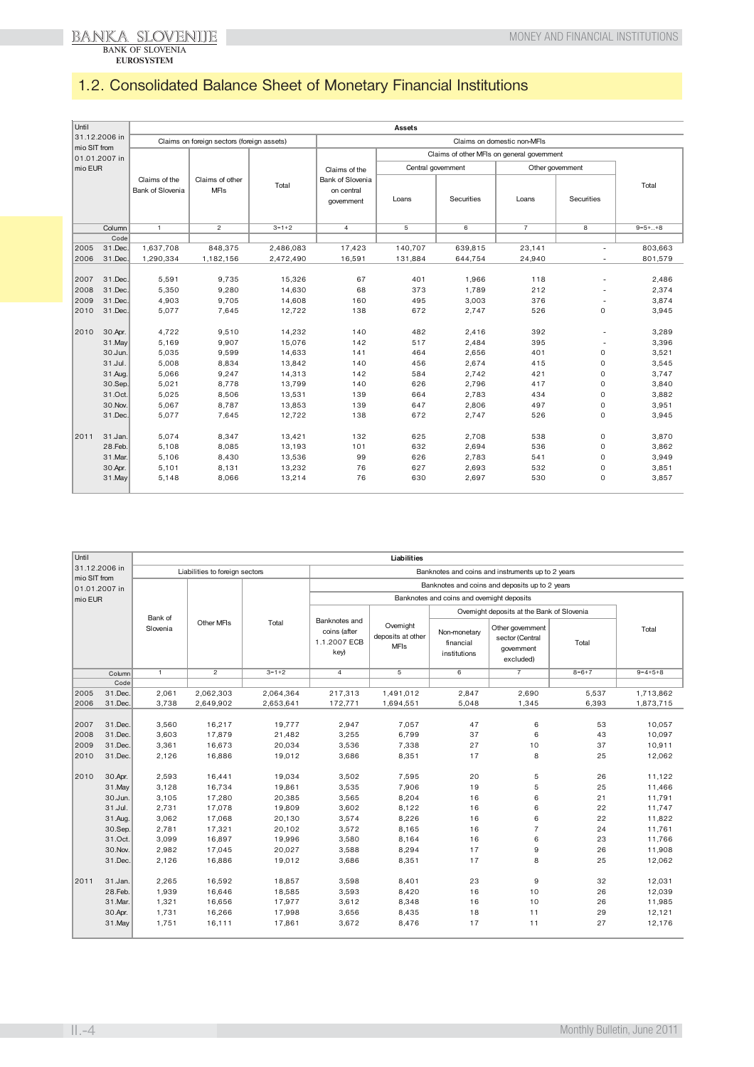## 1.2. Consolidated Balance Sheet of Monetary Financial Institutions

| Until 31.12.2006 in mio SIT from 01.01.2007 in mio EUR | | Assets | | | | | | | | |
|---|---|---|---|---|---|---|---|---|---|---|
| | | Claims on foreign sectors (foreign assets) | | | Claims on domestic non-MFIs | | | | | |
| | | | | | Claims of the Bank of Slovenia on central government | Claims of other MFIs on general government | | | | |
| | | | | | | Central government | | Other government | | |
| | | Claims of the Bank of Slovenia | Claims of other MFIs | Total | | Loans | Securities | Loans | Securities | Total |
| | Column | 1 | 2 | 3=1+2 | 4 | 5 | 6 | 7 | 8 | 9=5+..+8 |
| | Code | | | | | | | | | |
| 2005 | 31.Dec. | 1,637,708 | 848,375 | 2,486,083 | 17,423 | 140,707 | 639,815 | 23,141 | - | 803,663 |
| 2006 | 31.Dec. | 1,290,334 | 1,182,156 | 2,472,490 | 16,591 | 131,884 | 644,754 | 24,940 | - | 801,579 |
| 2007 | 31.Dec. | 5,591 | 9,735 | 15,326 | 67 | 401 | 1,966 | 118 | - | 2,486 |
| 2008 | 31.Dec. | 5,350 | 9,280 | 14,630 | 68 | 373 | 1,789 | 212 | - | 2,374 |
| 2009 | 31.Dec. | 4,903 | 9,705 | 14,608 | 160 | 495 | 3,003 | 376 | - | 3,874 |
| 2010 | 31.Dec. | 5,077 | 7,645 | 12,722 | 138 | 672 | 2,747 | 526 | 0 | 3,945 |
| 2010 | 30.Apr. | 4,722 | 9,510 | 14,232 | 140 | 482 | 2,416 | 392 | - | 3,289 |
| | 31.May | 5,169 | 9,907 | 15,076 | 142 | 517 | 2,484 | 395 | - | 3,396 |
| | 30.Jun. | 5,035 | 9,599 | 14,633 | 141 | 464 | 2,656 | 401 | 0 | 3,521 |
| | 31.Jul. | 5,008 | 8,834 | 13,842 | 140 | 456 | 2,674 | 415 | 0 | 3,545 |
| | 31.Aug. | 5,066 | 9,247 | 14,313 | 142 | 584 | 2,742 | 421 | 0 | 3,747 |
| | 30.Sep. | 5,021 | 8,778 | 13,799 | 140 | 626 | 2,796 | 417 | 0 | 3,840 |
| | 31.Oct. | 5,025 | 8,506 | 13,531 | 139 | 664 | 2,783 | 434 | 0 | 3,882 |
| | 30.Nov. | 5,067 | 8,787 | 13,853 | 139 | 647 | 2,806 | 497 | 0 | 3,951 |
| | 31.Dec. | 5,077 | 7,645 | 12,722 | 138 | 672 | 2,747 | 526 | 0 | 3,945 |
| 2011 | 31.Jan. | 5,074 | 8,347 | 13,421 | 132 | 625 | 2,708 | 538 | 0 | 3,870 |
| | 28.Feb. | 5,108 | 8,085 | 13,193 | 101 | 632 | 2,694 | 536 | 0 | 3,862 |
| | 31.Mar. | 5,106 | 8,430 | 13,536 | 99 | 626 | 2,783 | 541 | 0 | 3,949 |
| | 30.Apr. | 5,101 | 8,131 | 13,232 | 76 | 627 | 2,693 | 532 | 0 | 3,851 |
| | 31.May | 5,148 | 8,066 | 13,214 | 76 | 630 | 2,697 | 530 | 0 | 3,857 |

| Until 31.12.2006 in mio SIT from 01.01.2007 in mio EUR | | Liabilities | | | | | | | | |
|---|---|---|---|---|---|---|---|---|---|---|
| | | Liabilities to foreign sectors | | | Banknotes and coins and instruments up to 2 years | | | | | |
| | | | | | Banknotes and coins and deposits up to 2 years | | | | | |
| | | | | | Banknotes and coins and overnight deposits | | | | | |
| | | | | | | | Overnight deposits at the Bank of Slovenia | | | |
| | | Bank of Slovenia | Other MFIs | Total | Banknotes and coins (after 1.1.2007 ECB key) | Overnight deposits at other MFIs | Non-monetary financial institutions | Other government sector (Central government excluded) | Total | Total |
| | Column | 1 | 2 | 3=1+2 | 4 | 5 | 6 | 7 | 8=6+7 | 9=4+5+8 |
| | Code | | | | | | | | | |
| 2005 | 31.Dec. | 2,061 | 2,062,303 | 2,064,364 | 217,313 | 1,491,012 | 2,847 | 2,690 | 5,537 | 1,713,862 |
| 2006 | 31.Dec. | 3,738 | 2,649,902 | 2,653,641 | 172,771 | 1,694,551 | 5,048 | 1,345 | 6,393 | 1,873,715 |
| 2007 | 31.Dec. | 3,560 | 16,217 | 19,777 | 2,947 | 7,057 | 47 | 6 | 53 | 10,057 |
| 2008 | 31.Dec. | 3,603 | 17,879 | 21,482 | 3,255 | 6,799 | 37 | 6 | 43 | 10,097 |
| 2009 | 31.Dec. | 3,361 | 16,673 | 20,034 | 3,536 | 7,338 | 27 | 10 | 37 | 10,911 |
| 2010 | 31.Dec. | 2,126 | 16,886 | 19,012 | 3,686 | 8,351 | 17 | 8 | 25 | 12,062 |
| 2010 | 30.Apr. | 2,593 | 16,441 | 19,034 | 3,502 | 7,595 | 20 | 5 | 26 | 11,122 |
| | 31.May | 3,128 | 16,734 | 19,861 | 3,535 | 7,906 | 19 | 5 | 25 | 11,466 |
| | 30.Jun. | 3,105 | 17,280 | 20,385 | 3,565 | 8,204 | 16 | 6 | 21 | 11,791 |
| | 31.Jul. | 2,731 | 17,078 | 19,809 | 3,602 | 8,122 | 16 | 6 | 22 | 11,747 |
| | 31.Aug. | 3,062 | 17,068 | 20,130 | 3,574 | 8,226 | 16 | 6 | 22 | 11,822 |
| | 30.Sep. | 2,781 | 17,321 | 20,102 | 3,572 | 8,165 | 16 | 7 | 24 | 11,761 |
| | 31.Oct. | 3,099 | 16,897 | 19,996 | 3,580 | 8,164 | 16 | 6 | 23 | 11,766 |
| | 30.Nov. | 2,982 | 17,045 | 20,027 | 3,588 | 8,294 | 17 | 9 | 26 | 11,908 |
| | 31.Dec. | 2,126 | 16,886 | 19,012 | 3,686 | 8,351 | 17 | 8 | 25 | 12,062 |
| 2011 | 31.Jan. | 2,265 | 16,592 | 18,857 | 3,598 | 8,401 | 23 | 9 | 32 | 12,031 |
| | 28.Feb. | 1,939 | 16,646 | 18,585 | 3,593 | 8,420 | 16 | 10 | 26 | 12,039 |
| | 31.Mar. | 1,321 | 16,656 | 17,977 | 3,612 | 8,348 | 16 | 10 | 26 | 11,985 |
| | 30.Apr. | 1,731 | 16,266 | 17,998 | 3,656 | 8,435 | 18 | 11 | 29 | 12,121 |
| | 31.May | 1,751 | 16,111 | 17,861 | 3,672 | 8,476 | 17 | 11 | 27 | 12,176 |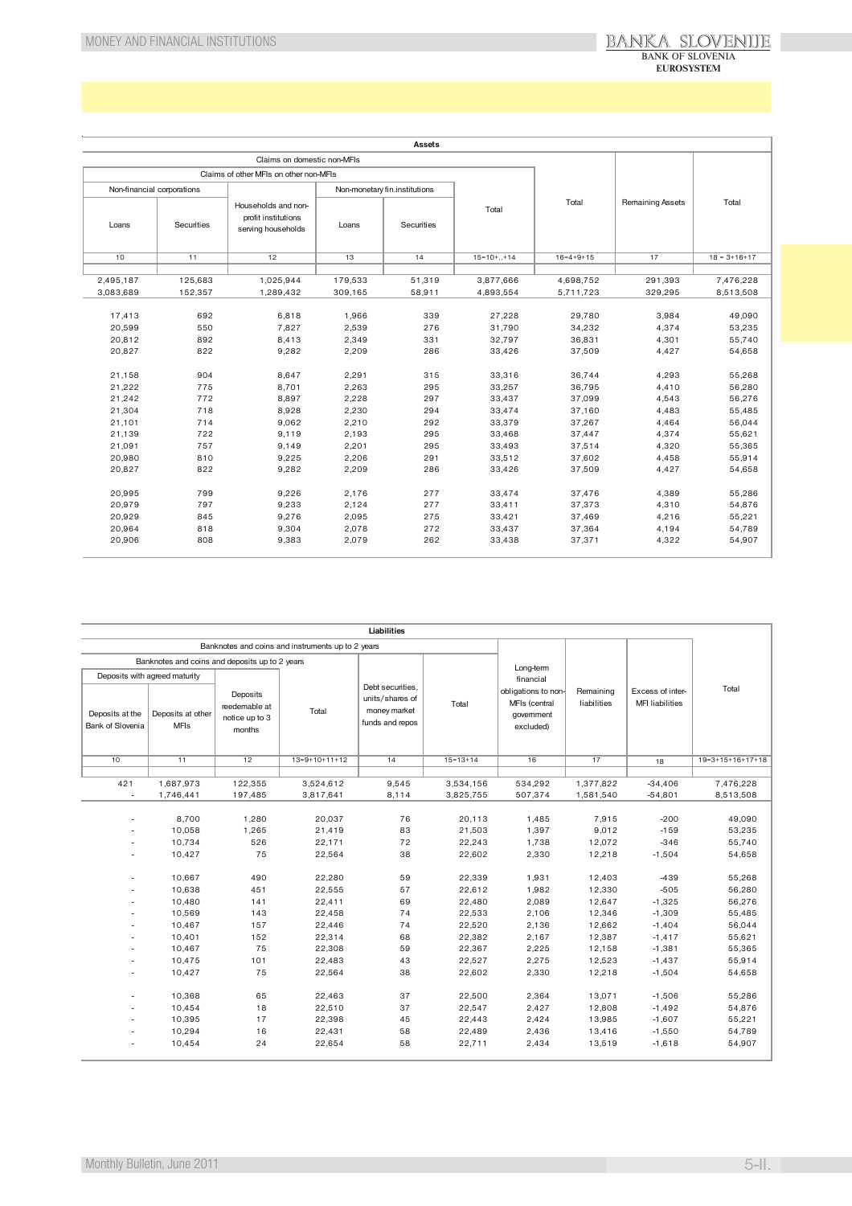| Assets | | | | | | | | |
|---|---|---|---|---|---|---|---|---|
| Claims on domestic non-MFIs | | | | | | | | |
| Claims of other MFIs on other non-MFIs | | | | | | | | |
| Non-financial corporations | | Households and non-profit institutions serving households | Non-monetary fin.institutions | | Total | Total | Remaining Assets | Total |
| Loans | Securities | | Loans | Securities | | | | |
| 10 | 11 | 12 | 13 | 14 | 15=10+..+14 | 16=4+9+15 | 17 | 18 = 3+16+17 |
| 2,495,187 | 125,683 | 1,025,944 | 179,533 | 51,319 | 3,877,666 | 4,698,752 | 291,393 | 7,476,228 |
| 3,083,689 | 152,357 | 1,289,432 | 309,165 | 58,911 | 4,893,554 | 5,711,723 | 329,295 | 8,513,508 |
| | | | | | | | | |
| 17,413 | 692 | 6,818 | 1,966 | 339 | 27,228 | 29,780 | 3,984 | 49,090 |
| 20,599 | 550 | 7,827 | 2,539 | 276 | 31,790 | 34,232 | 4,374 | 53,235 |
| 20,812 | 892 | 8,413 | 2,349 | 331 | 32,797 | 36,831 | 4,301 | 55,740 |
| 20,827 | 822 | 9,282 | 2,209 | 286 | 33,426 | 37,509 | 4,427 | 54,658 |
| | | | | | | | | |
| 21,158 | 904 | 8,647 | 2,291 | 315 | 33,316 | 36,744 | 4,293 | 55,268 |
| 21,222 | 775 | 8,701 | 2,263 | 295 | 33,257 | 36,795 | 4,410 | 56,280 |
| 21,242 | 772 | 8,897 | 2,228 | 297 | 33,437 | 37,099 | 4,543 | 56,276 |
| 21,304 | 718 | 8,928 | 2,230 | 294 | 33,474 | 37,160 | 4,483 | 55,485 |
| 21,101 | 714 | 9,062 | 2,210 | 292 | 33,379 | 37,267 | 4,464 | 56,044 |
| 21,139 | 722 | 9,119 | 2,193 | 295 | 33,468 | 37,447 | 4,374 | 55,621 |
| 21,091 | 757 | 9,149 | 2,201 | 295 | 33,493 | 37,514 | 4,320 | 55,365 |
| 20,980 | 810 | 9,225 | 2,206 | 291 | 33,512 | 37,602 | 4,458 | 55,914 |
| 20,827 | 822 | 9,282 | 2,209 | 286 | 33,426 | 37,509 | 4,427 | 54,658 |
| | | | | | | | | |
| 20,995 | 799 | 9,226 | 2,176 | 277 | 33,474 | 37,476 | 4,389 | 55,286 |
| 20,979 | 797 | 9,233 | 2,124 | 277 | 33,411 | 37,373 | 4,310 | 54,876 |
| 20,929 | 845 | 9,276 | 2,095 | 275 | 33,421 | 37,469 | 4,216 | 55,221 |
| 20,964 | 818 | 9,304 | 2,078 | 272 | 33,437 | 37,364 | 4,194 | 54,789 |
| 20,906 | 808 | 9,383 | 2,079 | 262 | 33,438 | 37,371 | 4,322 | 54,907 |

| Liabilities | | | | | | | | | |
|---|---|---|---|---|---|---|---|---|---|
| Banknotes and coins and instruments up to 2 years | | | | | | | | | |
| Banknotes and coins and deposits up to 2 years | | | | | | Long-term financial obligations to non-MFIs (central government excluded) | Remaining liabilities | Excess of inter-MFI liabilities | Total |
| Deposits with agreed maturity | | Deposits reedemable at notice up to 3 months | Total | Debt securities, units/shares of money market funds and repos | Total | | | | |
| Deposits at the Bank of Slovenia | Deposits at other MFIs | | | | | | | | |
| 10 | 11 | 12 | 13=9+10+11+12 | 14 | 15=13+14 | 16 | 17 | 18 | 19=3+15+16+17+18 |
| 421 | 1,687,973 | 122,355 | 3,524,612 | 9,545 | 3,534,156 | 534,292 | 1,377,822 | -34,406 | 7,476,228 |
| - | 1,746,441 | 197,485 | 3,817,641 | 8,114 | 3,825,755 | 507,374 | 1,581,540 | -54,801 | 8,513,508 |
| | | | | | | | | | |
| - | 8,700 | 1,280 | 20,037 | 76 | 20,113 | 1,485 | 7,915 | -200 | 49,090 |
| - | 10,058 | 1,265 | 21,419 | 83 | 21,503 | 1,397 | 9,012 | -159 | 53,235 |
| - | 10,734 | 526 | 22,171 | 72 | 22,243 | 1,738 | 12,072 | -346 | 55,740 |
| - | 10,427 | 75 | 22,564 | 38 | 22,602 | 2,330 | 12,218 | -1,504 | 54,658 |
| | | | | | | | | | |
| - | 10,667 | 490 | 22,280 | 59 | 22,339 | 1,931 | 12,403 | -439 | 55,268 |
| - | 10,638 | 451 | 22,555 | 57 | 22,612 | 1,982 | 12,330 | -505 | 56,280 |
| - | 10,480 | 141 | 22,411 | 69 | 22,480 | 2,089 | 12,647 | -1,325 | 56,276 |
| - | 10,569 | 143 | 22,458 | 74 | 22,533 | 2,106 | 12,346 | -1,309 | 55,485 |
| - | 10,467 | 157 | 22,446 | 74 | 22,520 | 2,136 | 12,662 | -1,404 | 56,044 |
| - | 10,401 | 152 | 22,314 | 68 | 22,382 | 2,167 | 12,387 | -1,417 | 55,621 |
| - | 10,467 | 75 | 22,308 | 59 | 22,367 | 2,225 | 12,158 | -1,381 | 55,365 |
| - | 10,475 | 101 | 22,483 | 43 | 22,527 | 2,275 | 12,523 | -1,437 | 55,914 |
| - | 10,427 | 75 | 22,564 | 38 | 22,602 | 2,330 | 12,218 | -1,504 | 54,658 |
| | | | | | | | | | |
| - | 10,368 | 65 | 22,463 | 37 | 22,500 | 2,364 | 13,071 | -1,506 | 55,286 |
| - | 10,454 | 18 | 22,510 | 37 | 22,547 | 2,427 | 12,808 | -1,492 | 54,876 |
| - | 10,395 | 17 | 22,398 | 45 | 22,443 | 2,424 | 13,985 | -1,607 | 55,221 |
| - | 10,294 | 16 | 22,431 | 58 | 22,489 | 2,436 | 13,416 | -1,550 | 54,789 |
| - | 10,454 | 24 | 22,654 | 58 | 22,711 | 2,434 | 13,519 | -1,618 | 54,907 |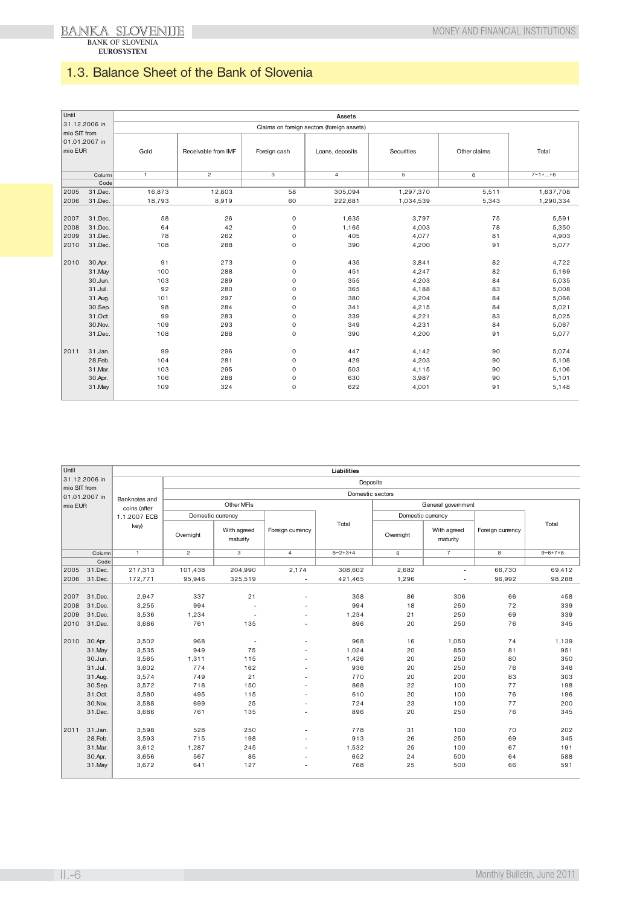## 1.3. Balance Sheet of the Bank of Slovenia

| Until 31.12.2006 in mio SIT from 01.01.2007 in mio EUR | | Assets | | | | | | |
|---|---|---|---|---|---|---|---|---|
| | | Claims on foreign sectors (foreign assets) | | | | | | |
| | | Gold | Receivable from IMF | Foreign cash | Loans, deposits | Securities | Other claims | Total |
| | Column | 1 | 2 | 3 | 4 | 5 | 6 | 7=1+...+6 |
| | Code | | | | | | | |
| 2005 | 31.Dec. | 16,873 | 12,803 | 58 | 305,094 | 1,297,370 | 5,511 | 1,637,708 |
| 2006 | 31.Dec. | 18,793 | 8,919 | 60 | 222,681 | 1,034,539 | 5,343 | 1,290,334 |
| 2007 | 31.Dec. | 58 | 26 | 0 | 1,635 | 3,797 | 75 | 5,591 |
| 2008 | 31.Dec. | 64 | 42 | 0 | 1,165 | 4,003 | 78 | 5,350 |
| 2009 | 31.Dec. | 78 | 262 | 0 | 405 | 4,077 | 81 | 4,903 |
| 2010 | 31.Dec. | 108 | 288 | 0 | 390 | 4,200 | 91 | 5,077 |
| 2010 | 30.Apr. | 91 | 273 | 0 | 435 | 3,841 | 82 | 4,722 |
| | 31.May | 100 | 288 | 0 | 451 | 4,247 | 82 | 5,169 |
| | 30.Jun. | 103 | 289 | 0 | 355 | 4,203 | 84 | 5,035 |
| | 31.Jul. | 92 | 280 | 0 | 365 | 4,188 | 83 | 5,008 |
| | 31.Aug. | 101 | 297 | 0 | 380 | 4,204 | 84 | 5,066 |
| | 30.Sep. | 98 | 284 | 0 | 341 | 4,215 | 84 | 5,021 |
| | 31.Oct. | 99 | 283 | 0 | 339 | 4,221 | 83 | 5,025 |
| | 30.Nov. | 109 | 293 | 0 | 349 | 4,231 | 84 | 5,067 |
| | 31.Dec. | 108 | 288 | 0 | 390 | 4,200 | 91 | 5,077 |
| 2011 | 31.Jan. | 99 | 296 | 0 | 447 | 4,142 | 90 | 5,074 |
| | 28.Feb. | 104 | 281 | 0 | 429 | 4,203 | 90 | 5,108 |
| | 31.Mar. | 103 | 295 | 0 | 503 | 4,115 | 90 | 5,106 |
| | 30.Apr. | 106 | 288 | 0 | 630 | 3,987 | 90 | 5,101 |
| | 31.May | 109 | 324 | 0 | 622 | 4,001 | 91 | 5,148 |

| Until 31.12.2006 in mio SIT from 01.01.2007 in mio EUR | | Liabilities | | | | | | | | |
|---|---|---|---|---|---|---|---|---|---|---|
| | | Banknotes and coins (after 1.1.2007 ECB key) | Deposits | | | | | | | |
| | | | Domestic sectors | | | | | | | |
| | | | Other MFIs | | | | General government | | | |
| | | | Domestic currency | | Foreign currency | Total | Domestic currency | | Foreign currency | Total |
| | | | Overnight | With agreed maturity | | | Overnight | With agreed maturity | | |
| | Column | 1 | 2 | 3 | 4 | 5=2+3+4 | 6 | 7 | 8 | 9=6+7+8 |
| | Code | | | | | | | | | |
| 2005 | 31.Dec. | 217,313 | 101,438 | 204,990 | 2,174 | 308,602 | 2,682 | - | 66,730 | 69,412 |
| 2006 | 31.Dec. | 172,771 | 95,946 | 325,519 | - | 421,465 | 1,296 | - | 96,992 | 98,288 |
| 2007 | 31.Dec. | 2,947 | 337 | 21 | - | 358 | 86 | 306 | 66 | 458 |
| 2008 | 31.Dec. | 3,255 | 994 | - | - | 994 | 18 | 250 | 72 | 339 |
| 2009 | 31.Dec. | 3,536 | 1,234 | - | - | 1,234 | 21 | 250 | 69 | 339 |
| 2010 | 31.Dec. | 3,686 | 761 | 135 | - | 896 | 20 | 250 | 76 | 345 |
| 2010 | 30.Apr. | 3,502 | 968 | - | - | 968 | 16 | 1,050 | 74 | 1,139 |
| | 31.May | 3,535 | 949 | 75 | - | 1,024 | 20 | 850 | 81 | 951 |
| | 30.Jun. | 3,565 | 1,311 | 115 | - | 1,426 | 20 | 250 | 80 | 350 |
| | 31.Jul. | 3,602 | 774 | 162 | - | 936 | 20 | 250 | 76 | 346 |
| | 31.Aug. | 3,574 | 749 | 21 | - | 770 | 20 | 200 | 83 | 303 |
| | 30.Sep. | 3,572 | 718 | 150 | - | 868 | 22 | 100 | 77 | 198 |
| | 31.Oct. | 3,580 | 495 | 115 | - | 610 | 20 | 100 | 76 | 196 |
| | 30.Nov. | 3,588 | 699 | 25 | - | 724 | 23 | 100 | 77 | 200 |
| | 31.Dec. | 3,686 | 761 | 135 | - | 896 | 20 | 250 | 76 | 345 |
| 2011 | 31.Jan. | 3,598 | 528 | 250 | - | 778 | 31 | 100 | 70 | 202 |
| | 28.Feb. | 3,593 | 715 | 198 | - | 913 | 26 | 250 | 69 | 345 |
| | 31.Mar. | 3,612 | 1,287 | 245 | - | 1,532 | 25 | 100 | 67 | 191 |
| | 30.Apr. | 3,656 | 567 | 85 | - | 652 | 24 | 500 | 64 | 588 |
| | 31.May | 3,672 | 641 | 127 | - | 768 | 25 | 500 | 66 | 591 |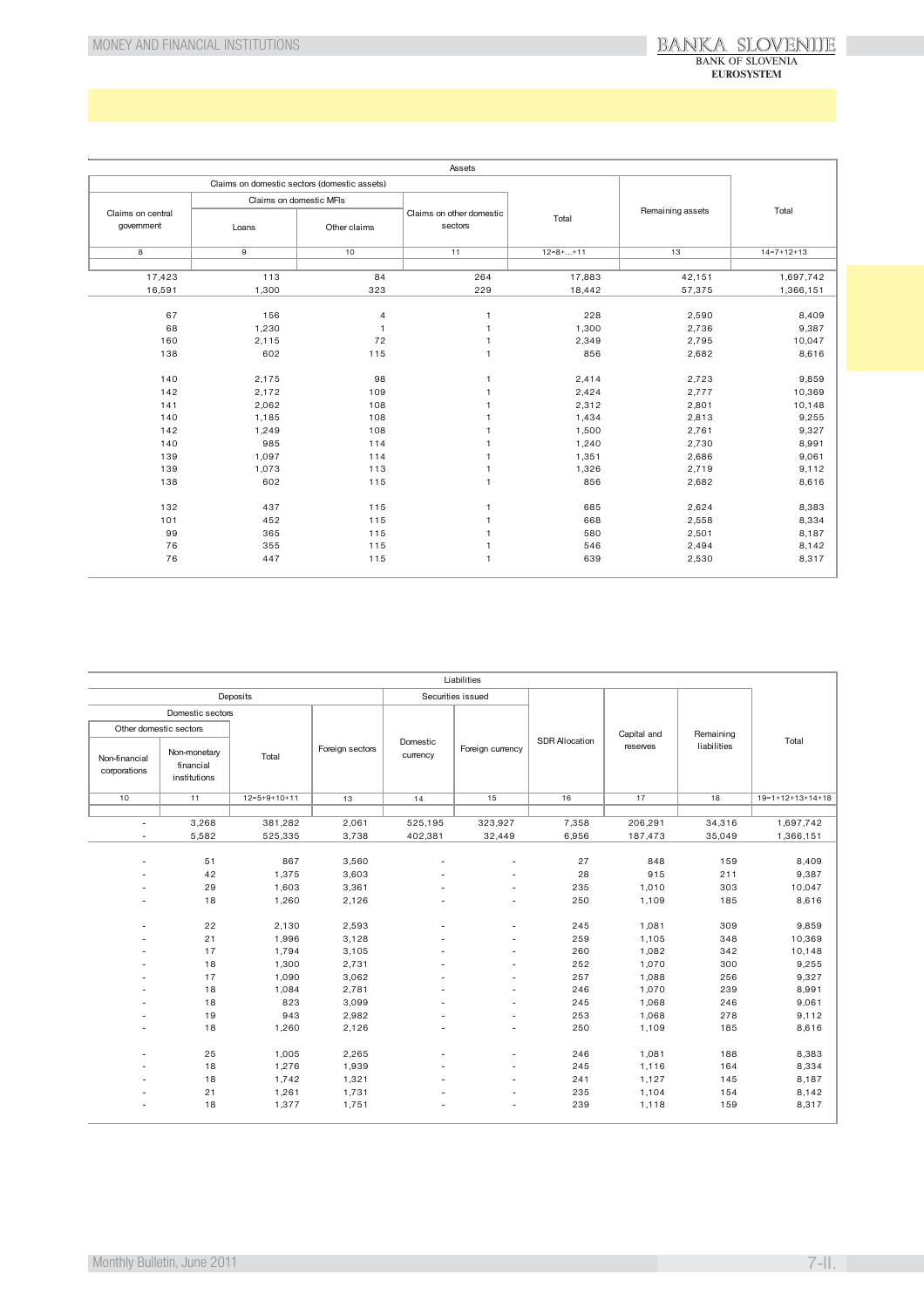| Assets | | | | | | |
|---|---|---|---|---|---|---|
| Claims on domestic sectors (domestic assets) | | | | | | |
| Claims on central government | Claims on domestic MFIs | | Claims on other domestic sectors | Total | Remaining assets | Total |
| | Loans | Other claims | | | | |
| 8 | 9 | 10 | 11 | 12=8+...+11 | 13 | 14=7+12+13 |
| | | | | | | |
| 17,423 | 113 | 84 | 264 | 17,883 | 42,151 | 1,697,742 |
| 16,591 | 1,300 | 323 | 229 | 18,442 | 57,375 | 1,366,151 |
| | | | | | | |
| 67 | 156 | 4 | 1 | 228 | 2,590 | 8,409 |
| 68 | 1,230 | 1 | 1 | 1,300 | 2,736 | 9,387 |
| 160 | 2,115 | 72 | 1 | 2,349 | 2,795 | 10,047 |
| 138 | 602 | 115 | 1 | 856 | 2,682 | 8,616 |
| | | | | | | |
| 140 | 2,175 | 98 | 1 | 2,414 | 2,723 | 9,859 |
| 142 | 2,172 | 109 | 1 | 2,424 | 2,777 | 10,369 |
| 141 | 2,062 | 108 | 1 | 2,312 | 2,801 | 10,148 |
| 140 | 1,185 | 108 | 1 | 1,434 | 2,813 | 9,255 |
| 142 | 1,249 | 108 | 1 | 1,500 | 2,761 | 9,327 |
| 140 | 985 | 114 | 1 | 1,240 | 2,730 | 8,991 |
| 139 | 1,097 | 114 | 1 | 1,351 | 2,686 | 9,061 |
| 139 | 1,073 | 113 | 1 | 1,326 | 2,719 | 9,112 |
| 138 | 602 | 115 | 1 | 856 | 2,682 | 8,616 |
| | | | | | | |
| 132 | 437 | 115 | 1 | 685 | 2,624 | 8,383 |
| 101 | 452 | 115 | 1 | 668 | 2,558 | 8,334 |
| 99 | 365 | 115 | 1 | 580 | 2,501 | 8,187 |
| 76 | 355 | 115 | 1 | 546 | 2,494 | 8,142 |
| 76 | 447 | 115 | 1 | 639 | 2,530 | 8,317 |

| Liabilities | | | | | | | | | |
|---|---|---|---|---|---|---|---|---|---|
| Deposits | | | | Securities issued | | SDR Allocation | Capital and reserves | Remaining liabilities | Total |
| Domestic sectors | | | Foreign sectors | Domestic currency | Foreign currency | | | | |
| Other domestic sectors | | Total | | | | | | | |
| Non-financial corporations | Non-monetary financial institutions | | | | | | | | |
| 10 | 11 | 12=5+9+10+11 | 13 | 14 | 15 | 16 | 17 | 18 | 19=1+12+13+14+18 |
| | | | | | | | | | |
| - | 3,268 | 381,282 | 2,061 | 525,195 | 323,927 | 7,358 | 206,291 | 34,316 | 1,697,742 |
| - | 5,582 | 525,335 | 3,738 | 402,381 | 32,449 | 6,956 | 187,473 | 35,049 | 1,366,151 |
| | | | | | | | | | |
| - | 51 | 867 | 3,560 | - | - | 27 | 848 | 159 | 8,409 |
| - | 42 | 1,375 | 3,603 | - | - | 28 | 915 | 211 | 9,387 |
| - | 29 | 1,603 | 3,361 | - | - | 235 | 1,010 | 303 | 10,047 |
| - | 18 | 1,260 | 2,126 | - | - | 250 | 1,109 | 185 | 8,616 |
| | | | | | | | | | |
| - | 22 | 2,130 | 2,593 | - | - | 245 | 1,081 | 309 | 9,859 |
| - | 21 | 1,996 | 3,128 | - | - | 259 | 1,105 | 348 | 10,369 |
| - | 17 | 1,794 | 3,105 | - | - | 260 | 1,082 | 342 | 10,148 |
| - | 18 | 1,300 | 2,731 | - | - | 252 | 1,070 | 300 | 9,255 |
| - | 17 | 1,090 | 3,062 | - | - | 257 | 1,088 | 256 | 9,327 |
| - | 18 | 1,084 | 2,781 | - | - | 246 | 1,070 | 239 | 8,991 |
| - | 18 | 823 | 3,099 | - | - | 245 | 1,068 | 246 | 9,061 |
| - | 19 | 943 | 2,982 | - | - | 253 | 1,068 | 278 | 9,112 |
| - | 18 | 1,260 | 2,126 | - | - | 250 | 1,109 | 185 | 8,616 |
| | | | | | | | | | |
| - | 25 | 1,005 | 2,265 | - | - | 246 | 1,081 | 188 | 8,383 |
| - | 18 | 1,276 | 1,939 | - | - | 245 | 1,116 | 164 | 8,334 |
| - | 18 | 1,742 | 1,321 | - | - | 241 | 1,127 | 145 | 8,187 |
| - | 21 | 1,261 | 1,731 | - | - | 235 | 1,104 | 154 | 8,142 |
| - | 18 | 1,377 | 1,751 | - | - | 239 | 1,118 | 159 | 8,317 |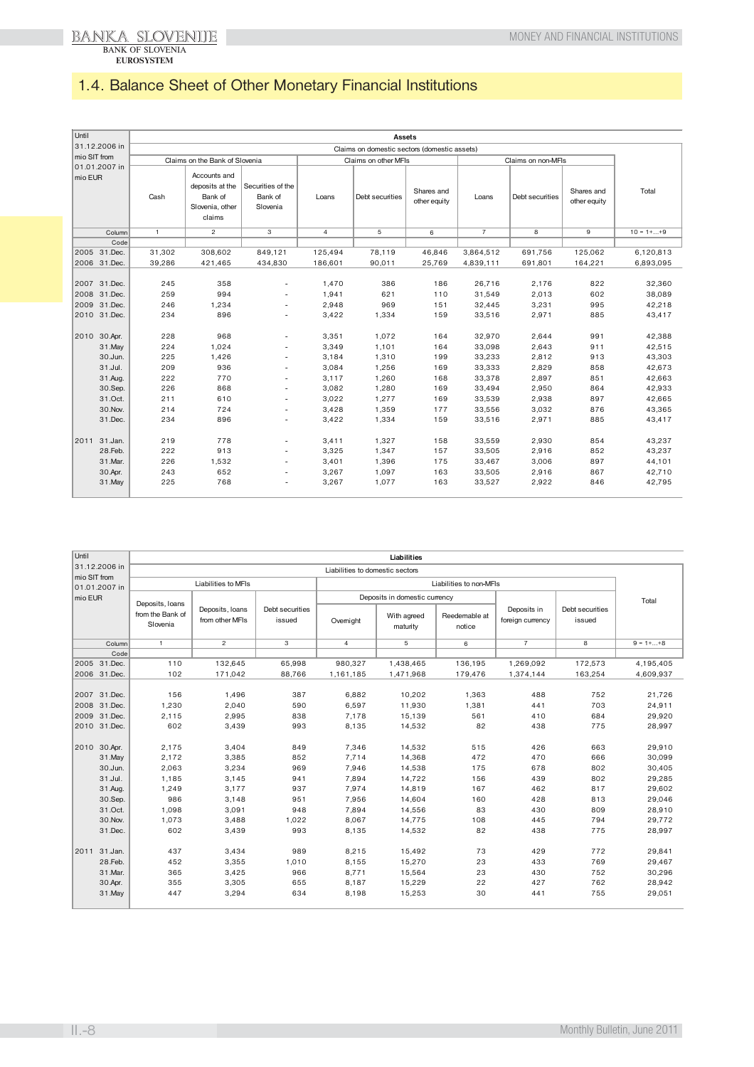# 1.4. Balance Sheet of Other Monetary Financial Institutions

| Until 31.12.2006 in mio SIT from 01.01.2007 in mio EUR | Assets | | | | | | | | | |
|---|---|---|---|---|---|---|---|---|---|---|
| | Claims on domestic sectors (domestic assets) | | | | | | | | | Total |
| | Claims on the Bank of Slovenia | | | Claims on other MFIs | | | Claims on non-MFIs | | | |
| | Cash | Accounts and deposits at the Bank of Slovenia, other claims | Securities of the Bank of Slovenia | Loans | Debt securities | Shares and other equity | Loans | Debt securities | Shares and other equity | |
| Column | 1 | 2 | 3 | 4 | 5 | 6 | 7 | 8 | 9 | 10 = 1+...+9 |
| Code | | | | | | | | | | |
| 2005 31.Dec. | 31,302 | 308,602 | 849,121 | 125,494 | 78,119 | 46,846 | 3,864,512 | 691,756 | 125,062 | 6,120,813 |
| 2006 31.Dec. | 39,286 | 421,465 | 434,830 | 186,601 | 90,011 | 25,769 | 4,839,111 | 691,801 | 164,221 | 6,893,095 |
| 2007 31.Dec. | 245 | 358 | - | 1,470 | 386 | 186 | 26,716 | 2,176 | 822 | 32,360 |
| 2008 31.Dec. | 259 | 994 | - | 1,941 | 621 | 110 | 31,549 | 2,013 | 602 | 38,089 |
| 2009 31.Dec. | 246 | 1,234 | - | 2,948 | 969 | 151 | 32,445 | 3,231 | 995 | 42,218 |
| 2010 31.Dec. | 234 | 896 | - | 3,422 | 1,334 | 159 | 33,516 | 2,971 | 885 | 43,417 |
| 2010 30.Apr. | 228 | 968 | - | 3,351 | 1,072 | 164 | 32,970 | 2,644 | 991 | 42,388 |
| 31.May | 224 | 1,024 | - | 3,349 | 1,101 | 164 | 33,098 | 2,643 | 911 | 42,515 |
| 30.Jun. | 225 | 1,426 | - | 3,184 | 1,310 | 199 | 33,233 | 2,812 | 913 | 43,303 |
| 31.Jul. | 209 | 936 | - | 3,084 | 1,256 | 169 | 33,333 | 2,829 | 858 | 42,673 |
| 31.Aug. | 222 | 770 | - | 3,117 | 1,260 | 168 | 33,378 | 2,897 | 851 | 42,663 |
| 30.Sep. | 226 | 868 | - | 3,082 | 1,280 | 169 | 33,494 | 2,950 | 864 | 42,933 |
| 31.Oct. | 211 | 610 | - | 3,022 | 1,277 | 169 | 33,539 | 2,938 | 897 | 42,665 |
| 30.Nov. | 214 | 724 | - | 3,428 | 1,359 | 177 | 33,556 | 3,032 | 876 | 43,365 |
| 31.Dec. | 234 | 896 | - | 3,422 | 1,334 | 159 | 33,516 | 2,971 | 885 | 43,417 |
| 2011 31.Jan. | 219 | 778 | - | 3,411 | 1,327 | 158 | 33,559 | 2,930 | 854 | 43,237 |
| 28.Feb. | 222 | 913 | - | 3,325 | 1,347 | 157 | 33,505 | 2,916 | 852 | 43,237 |
| 31.Mar. | 226 | 1,532 | - | 3,401 | 1,396 | 175 | 33,467 | 3,006 | 897 | 44,101 |
| 30.Apr. | 243 | 652 | - | 3,267 | 1,097 | 163 | 33,505 | 2,916 | 867 | 42,710 |
| 31.May | 225 | 768 | - | 3,267 | 1,077 | 163 | 33,527 | 2,922 | 846 | 42,795 |

| Until 31.12.2006 in mio SIT from 01.01.2007 in mio EUR | Liabilities | | | | | | | | |
|---|---|---|---|---|---|---|---|---|---|
| | Liabilities to domestic sectors | | | | | | | | Total |
| | Liabilities to MFIs | | | Liabilities to non-MFIs | | | | | |
| | | | | Deposits in domestic currency | | | | | |
| | Deposits, loans from the Bank of Slovenia | Deposits, loans from other MFIs | Debt securities issued | Overnight | With agreed maturity | Reedemable at notice | Deposits in foreign currency | Debt securities issued | |
| Column | 1 | 2 | 3 | 4 | 5 | 6 | 7 | 8 | 9 = 1+...+8 |
| Code | | | | | | | | | |
| 2005 31.Dec. | 110 | 132,645 | 65,998 | 980,327 | 1,438,465 | 136,195 | 1,269,092 | 172,573 | 4,195,405 |
| 2006 31.Dec. | 102 | 171,042 | 88,766 | 1,161,185 | 1,471,968 | 179,476 | 1,374,144 | 163,254 | 4,609,937 |
| 2007 31.Dec. | 156 | 1,496 | 387 | 6,882 | 10,202 | 1,363 | 488 | 752 | 21,726 |
| 2008 31.Dec. | 1,230 | 2,040 | 590 | 6,597 | 11,930 | 1,381 | 441 | 703 | 24,911 |
| 2009 31.Dec. | 2,115 | 2,995 | 838 | 7,178 | 15,139 | 561 | 410 | 684 | 29,920 |
| 2010 31.Dec. | 602 | 3,439 | 993 | 8,135 | 14,532 | 82 | 438 | 775 | 28,997 |
| 2010 30.Apr. | 2,175 | 3,404 | 849 | 7,346 | 14,532 | 515 | 426 | 663 | 29,910 |
| 31.May | 2,172 | 3,385 | 852 | 7,714 | 14,368 | 472 | 470 | 666 | 30,099 |
| 30.Jun. | 2,063 | 3,234 | 969 | 7,946 | 14,538 | 175 | 678 | 802 | 30,405 |
| 31.Jul. | 1,185 | 3,145 | 941 | 7,894 | 14,722 | 156 | 439 | 802 | 29,285 |
| 31.Aug. | 1,249 | 3,177 | 937 | 7,974 | 14,819 | 167 | 462 | 817 | 29,602 |
| 30.Sep. | 986 | 3,148 | 951 | 7,956 | 14,604 | 160 | 428 | 813 | 29,046 |
| 31.Oct. | 1,098 | 3,091 | 948 | 7,894 | 14,556 | 83 | 430 | 809 | 28,910 |
| 30.Nov. | 1,073 | 3,488 | 1,022 | 8,067 | 14,775 | 108 | 445 | 794 | 29,772 |
| 31.Dec. | 602 | 3,439 | 993 | 8,135 | 14,532 | 82 | 438 | 775 | 28,997 |
| 2011 31.Jan. | 437 | 3,434 | 989 | 8,215 | 15,492 | 73 | 429 | 772 | 29,841 |
| 28.Feb. | 452 | 3,355 | 1,010 | 8,155 | 15,270 | 23 | 433 | 769 | 29,467 |
| 31.Mar. | 365 | 3,425 | 966 | 8,771 | 15,564 | 23 | 430 | 752 | 30,296 |
| 30.Apr. | 355 | 3,305 | 655 | 8,187 | 15,229 | 22 | 427 | 762 | 28,942 |
| 31.May | 447 | 3,294 | 634 | 8,198 | 15,253 | 30 | 441 | 755 | 29,051 |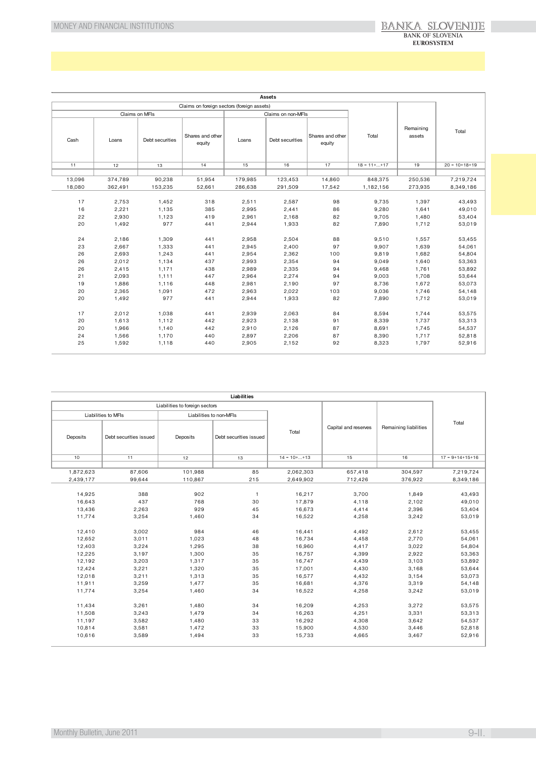| Assets | | | | | | | | | |
|---|---|---|---|---|---|---|---|---|---|
| Claims on foreign sectors (foreign assets) | | | | | | | | Remaining assets | Total |
| | Claims on MFIs | | | Claims on non-MFIs | | | Total | | |
| Cash | Loans | Debt securities | Shares and other equity | Loans | Debt securities | Shares and other equity | | | |
| 11 | 12 | 13 | 14 | 15 | 16 | 17 | 18 = 11+...+17 | 19 | 20 = 10+18+19 |
| 13,096 | 374,789 | 90,238 | 51,954 | 179,985 | 123,453 | 14,860 | 848,375 | 250,536 | 7,219,724 |
| 18,080 | 362,491 | 153,235 | 52,661 | 286,638 | 291,509 | 17,542 | 1,182,156 | 273,935 | 8,349,186 |
| | | | | | | | | | |
| 17 | 2,753 | 1,452 | 318 | 2,511 | 2,587 | 98 | 9,735 | 1,397 | 43,493 |
| 16 | 2,221 | 1,135 | 385 | 2,995 | 2,441 | 86 | 9,280 | 1,641 | 49,010 |
| 22 | 2,930 | 1,123 | 419 | 2,961 | 2,168 | 82 | 9,705 | 1,480 | 53,404 |
| 20 | 1,492 | 977 | 441 | 2,944 | 1,933 | 82 | 7,890 | 1,712 | 53,019 |
| | | | | | | | | | |
| 24 | 2,186 | 1,309 | 441 | 2,958 | 2,504 | 88 | 9,510 | 1,557 | 53,455 |
| 23 | 2,667 | 1,333 | 441 | 2,945 | 2,400 | 97 | 9,907 | 1,639 | 54,061 |
| 26 | 2,693 | 1,243 | 441 | 2,954 | 2,362 | 100 | 9,819 | 1,682 | 54,804 |
| 26 | 2,012 | 1,134 | 437 | 2,993 | 2,354 | 94 | 9,049 | 1,640 | 53,363 |
| 26 | 2,415 | 1,171 | 438 | 2,989 | 2,335 | 94 | 9,468 | 1,761 | 53,892 |
| 21 | 2,093 | 1,111 | 447 | 2,964 | 2,274 | 94 | 9,003 | 1,708 | 53,644 |
| 19 | 1,886 | 1,116 | 448 | 2,981 | 2,190 | 97 | 8,736 | 1,672 | 53,073 |
| 20 | 2,365 | 1,091 | 472 | 2,963 | 2,022 | 103 | 9,036 | 1,746 | 54,148 |
| 20 | 1,492 | 977 | 441 | 2,944 | 1,933 | 82 | 7,890 | 1,712 | 53,019 |
| | | | | | | | | | |
| 17 | 2,012 | 1,038 | 441 | 2,939 | 2,063 | 84 | 8,594 | 1,744 | 53,575 |
| 20 | 1,613 | 1,112 | 442 | 2,923 | 2,138 | 91 | 8,339 | 1,737 | 53,313 |
| 20 | 1,966 | 1,140 | 442 | 2,910 | 2,126 | 87 | 8,691 | 1,745 | 54,537 |
| 24 | 1,566 | 1,170 | 440 | 2,897 | 2,206 | 87 | 8,390 | 1,717 | 52,818 |
| 25 | 1,592 | 1,118 | 440 | 2,905 | 2,152 | 92 | 8,323 | 1,797 | 52,916 |

| Liabilities | | | | | | | |
|---|---|---|---|---|---|---|---|
| Liabilities to foreign sectors | | | | | Capital and reserves | Remaining liabilities | Total |
| Liabilities to MFIs | | Liabilities to non-MFIs | | Total | | | |
| Deposits | Debt securities issued | Deposits | Debt securities issued | | | | |
| 10 | 11 | 12 | 13 | 14 = 10+...+13 | 15 | 16 | 17 = 9+14+15+16 |
| 1,872,623 | 87,606 | 101,988 | 85 | 2,062,303 | 657,418 | 304,597 | 7,219,724 |
| 2,439,177 | 99,644 | 110,867 | 215 | 2,649,902 | 712,426 | 376,922 | 8,349,186 |
| | | | | | | | |
| 14,925 | 388 | 902 | 1 | 16,217 | 3,700 | 1,849 | 43,493 |
| 16,643 | 437 | 768 | 30 | 17,879 | 4,118 | 2,102 | 49,010 |
| 13,436 | 2,263 | 929 | 45 | 16,673 | 4,414 | 2,396 | 53,404 |
| 11,774 | 3,254 | 1,460 | 34 | 16,522 | 4,258 | 3,242 | 53,019 |
| | | | | | | | |
| 12,410 | 3,002 | 984 | 46 | 16,441 | 4,492 | 2,612 | 53,455 |
| 12,652 | 3,011 | 1,023 | 48 | 16,734 | 4,458 | 2,770 | 54,061 |
| 12,403 | 3,224 | 1,295 | 38 | 16,960 | 4,417 | 3,022 | 54,804 |
| 12,225 | 3,197 | 1,300 | 35 | 16,757 | 4,399 | 2,922 | 53,363 |
| 12,192 | 3,203 | 1,317 | 35 | 16,747 | 4,439 | 3,103 | 53,892 |
| 12,424 | 3,221 | 1,320 | 35 | 17,001 | 4,430 | 3,168 | 53,644 |
| 12,018 | 3,211 | 1,313 | 35 | 16,577 | 4,432 | 3,154 | 53,073 |
| 11,911 | 3,259 | 1,477 | 35 | 16,681 | 4,376 | 3,319 | 54,148 |
| 11,774 | 3,254 | 1,460 | 34 | 16,522 | 4,258 | 3,242 | 53,019 |
| | | | | | | | |
| 11,434 | 3,261 | 1,480 | 34 | 16,209 | 4,253 | 3,272 | 53,575 |
| 11,508 | 3,243 | 1,479 | 34 | 16,263 | 4,251 | 3,331 | 53,313 |
| 11,197 | 3,582 | 1,480 | 33 | 16,292 | 4,308 | 3,642 | 54,537 |
| 10,814 | 3,581 | 1,472 | 33 | 15,900 | 4,530 | 3,446 | 52,818 |
| 10,616 | 3,589 | 1,494 | 33 | 15,733 | 4,665 | 3,467 | 52,916 |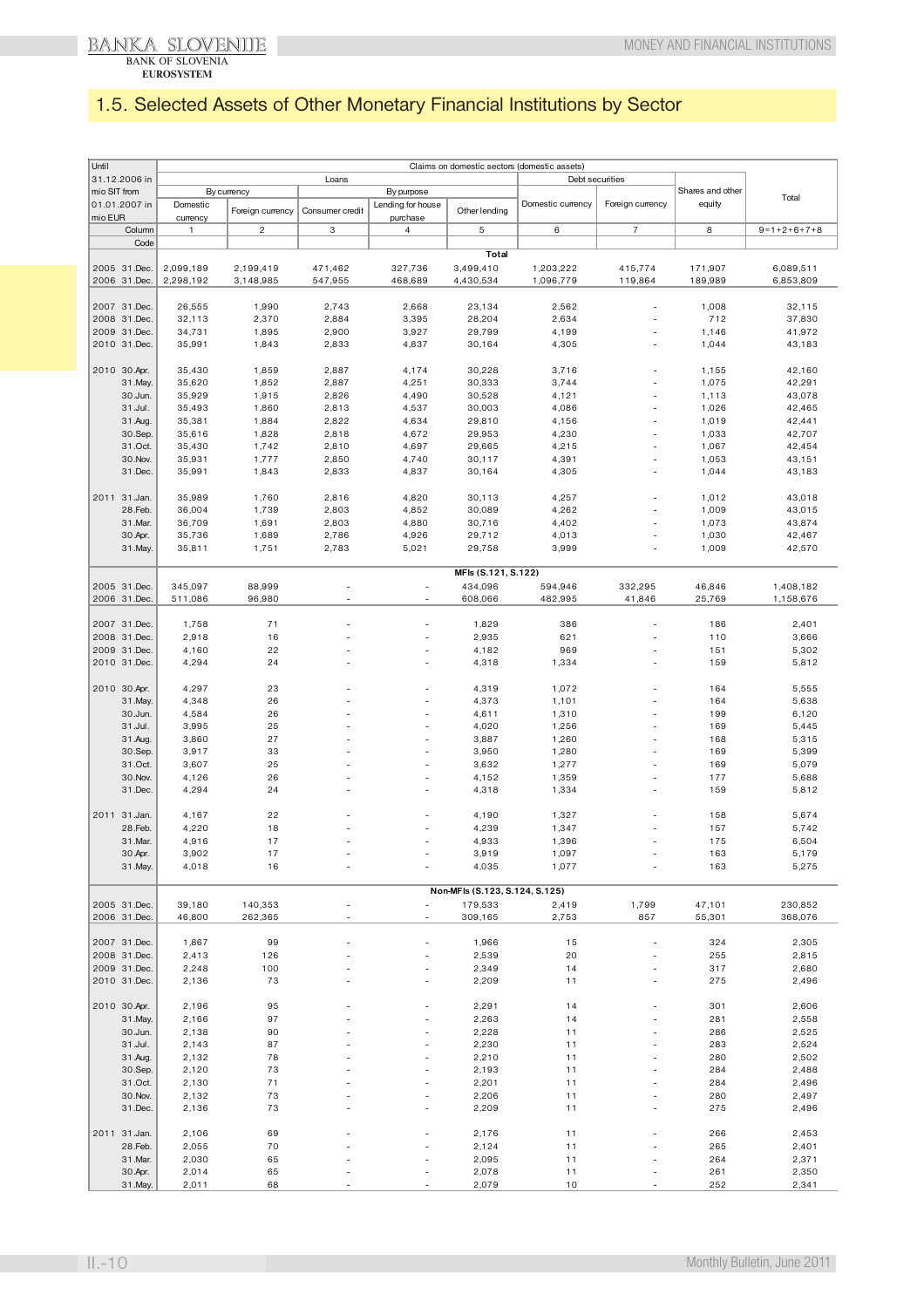## 1.5. Selected Assets of Other Monetary Financial Institutions by Sector

| Until 31.12.2006 in mio SIT from 01.01.2007 in mio EUR | Claims on domestic sectors (domestic assets) | | | | | | | | |
|---|---|---|---|---|---|---|---|---|---|
| | Loans | | | | | Debt securities | | Shares and other equity | Total |
| | By currency | | By purpose | | | Domestic currency | Foreign currency | | |
| | Domestic currency | Foreign currency | Consumer credit | Lending for house purchase | Other lending | | | | |
| Column | 1 | 2 | 3 | 4 | 5 | 6 | 7 | 8 | 9=1+2+6+7+8 |
| Code | | | | | | | | | |
| | | | | | **Total** | | | | |
| 2005 31.Dec. | 2,099,189 | 2,199,419 | 471,462 | 327,736 | 3,499,410 | 1,203,222 | 415,774 | 171,907 | 6,089,511 |
| 2006 31.Dec. | 2,298,192 | 3,148,985 | 547,955 | 468,689 | 4,430,534 | 1,096,779 | 119,864 | 189,989 | 6,853,809 |
| 2007 31.Dec. | 26,555 | 1,990 | 2,743 | 2,668 | 23,134 | 2,562 | - | 1,008 | 32,115 |
| 2008 31.Dec. | 32,113 | 2,370 | 2,884 | 3,395 | 28,204 | 2,634 | - | 712 | 37,830 |
| 2009 31.Dec. | 34,731 | 1,895 | 2,900 | 3,927 | 29,799 | 4,199 | - | 1,146 | 41,972 |
| 2010 31.Dec. | 35,991 | 1,843 | 2,833 | 4,837 | 30,164 | 4,305 | - | 1,044 | 43,183 |
| 2010 30.Apr. | 35,430 | 1,859 | 2,887 | 4,174 | 30,228 | 3,716 | - | 1,155 | 42,160 |
| 31.May. | 35,620 | 1,852 | 2,887 | 4,251 | 30,333 | 3,744 | - | 1,075 | 42,291 |
| 30.Jun. | 35,929 | 1,915 | 2,826 | 4,490 | 30,528 | 4,121 | - | 1,113 | 43,078 |
| 31.Jul. | 35,493 | 1,860 | 2,813 | 4,537 | 30,003 | 4,086 | - | 1,026 | 42,465 |
| 31.Aug. | 35,381 | 1,884 | 2,822 | 4,634 | 29,810 | 4,156 | - | 1,019 | 42,441 |
| 30.Sep. | 35,616 | 1,828 | 2,818 | 4,672 | 29,953 | 4,230 | - | 1,033 | 42,707 |
| 31.Oct. | 35,430 | 1,742 | 2,810 | 4,697 | 29,665 | 4,215 | - | 1,067 | 42,454 |
| 30.Nov. | 35,931 | 1,777 | 2,850 | 4,740 | 30,117 | 4,391 | - | 1,053 | 43,151 |
| 31.Dec. | 35,991 | 1,843 | 2,833 | 4,837 | 30,164 | 4,305 | - | 1,044 | 43,183 |
| 2011 31.Jan. | 35,989 | 1,760 | 2,816 | 4,820 | 30,113 | 4,257 | - | 1,012 | 43,018 |
| 28.Feb. | 36,004 | 1,739 | 2,803 | 4,852 | 30,089 | 4,262 | - | 1,009 | 43,015 |
| 31.Mar. | 36,709 | 1,691 | 2,803 | 4,880 | 30,716 | 4,402 | - | 1,073 | 43,874 |
| 30.Apr. | 35,736 | 1,689 | 2,786 | 4,926 | 29,712 | 4,013 | - | 1,030 | 42,467 |
| 31.May. | 35,811 | 1,751 | 2,783 | 5,021 | 29,758 | 3,999 | - | 1,009 | 42,570 |
| | | | | | **MFIs (S.121, S.122)** | | | | |
| 2005 31.Dec. | 345,097 | 88,999 | - | - | 434,096 | 594,946 | 332,295 | 46,846 | 1,408,182 |
| 2006 31.Dec. | 511,086 | 96,980 | - | - | 608,066 | 482,995 | 41,846 | 25,769 | 1,158,676 |
| 2007 31.Dec. | 1,758 | 71 | - | - | 1,829 | 386 | - | 186 | 2,401 |
| 2008 31.Dec. | 2,918 | 16 | - | - | 2,935 | 621 | - | 110 | 3,666 |
| 2009 31.Dec. | 4,160 | 22 | - | - | 4,182 | 969 | - | 151 | 5,302 |
| 2010 31.Dec. | 4,294 | 24 | - | - | 4,318 | 1,334 | - | 159 | 5,812 |
| 2010 30.Apr. | 4,297 | 23 | - | - | 4,319 | 1,072 | - | 164 | 5,555 |
| 31.May. | 4,348 | 26 | - | - | 4,373 | 1,101 | - | 164 | 5,638 |
| 30.Jun. | 4,584 | 26 | - | - | 4,611 | 1,310 | - | 199 | 6,120 |
| 31.Jul. | 3,995 | 25 | - | - | 4,020 | 1,256 | - | 169 | 5,445 |
| 31.Aug. | 3,860 | 27 | - | - | 3,887 | 1,260 | - | 168 | 5,315 |
| 30.Sep. | 3,917 | 33 | - | - | 3,950 | 1,280 | - | 169 | 5,399 |
| 31.Oct. | 3,607 | 25 | - | - | 3,632 | 1,277 | - | 169 | 5,079 |
| 30.Nov. | 4,126 | 26 | - | - | 4,152 | 1,359 | - | 177 | 5,688 |
| 31.Dec. | 4,294 | 24 | - | - | 4,318 | 1,334 | - | 159 | 5,812 |
| 2011 31.Jan. | 4,167 | 22 | - | - | 4,190 | 1,327 | - | 158 | 5,674 |
| 28.Feb. | 4,220 | 18 | - | - | 4,239 | 1,347 | - | 157 | 5,742 |
| 31.Mar. | 4,916 | 17 | - | - | 4,933 | 1,396 | - | 175 | 6,504 |
| 30.Apr. | 3,902 | 17 | - | - | 3,919 | 1,097 | - | 163 | 5,179 |
| 31.May. | 4,018 | 16 | - | - | 4,035 | 1,077 | - | 163 | 5,275 |
| | | | | | **Non-MFIs (S.123, S.124, S.125)** | | | | |
| 2005 31.Dec. | 39,180 | 140,353 | - | - | 179,533 | 2,419 | 1,799 | 47,101 | 230,852 |
| 2006 31.Dec. | 46,800 | 262,365 | - | - | 309,165 | 2,753 | 857 | 55,301 | 368,076 |
| 2007 31.Dec. | 1,867 | 99 | - | - | 1,966 | 15 | - | 324 | 2,305 |
| 2008 31.Dec. | 2,413 | 126 | - | - | 2,539 | 20 | - | 255 | 2,815 |
| 2009 31.Dec. | 2,248 | 100 | - | - | 2,349 | 14 | - | 317 | 2,680 |
| 2010 31.Dec. | 2,136 | 73 | - | - | 2,209 | 11 | - | 275 | 2,496 |
| 2010 30.Apr. | 2,196 | 95 | - | - | 2,291 | 14 | - | 301 | 2,606 |
| 31.May. | 2,166 | 97 | - | - | 2,263 | 14 | - | 281 | 2,558 |
| 30.Jun. | 2,138 | 90 | - | - | 2,228 | 11 | - | 286 | 2,525 |
| 31.Jul. | 2,143 | 87 | - | - | 2,230 | 11 | - | 283 | 2,524 |
| 31.Aug. | 2,132 | 78 | - | - | 2,210 | 11 | - | 280 | 2,502 |
| 30.Sep. | 2,120 | 73 | - | - | 2,193 | 11 | - | 284 | 2,488 |
| 31.Oct. | 2,130 | 71 | - | - | 2,201 | 11 | - | 284 | 2,496 |
| 30.Nov. | 2,132 | 73 | - | - | 2,206 | 11 | - | 280 | 2,497 |
| 31.Dec. | 2,136 | 73 | - | - | 2,209 | 11 | - | 275 | 2,496 |
| 2011 31.Jan. | 2,106 | 69 | - | - | 2,176 | 11 | - | 266 | 2,453 |
| 28.Feb. | 2,055 | 70 | - | - | 2,124 | 11 | - | 265 | 2,401 |
| 31.Mar. | 2,030 | 65 | - | - | 2,095 | 11 | - | 264 | 2,371 |
| 30.Apr. | 2,014 | 65 | - | - | 2,078 | 11 | - | 261 | 2,350 |
| 31.May. | 2,011 | 68 | - | - | 2,079 | 10 | - | 252 | 2,341 |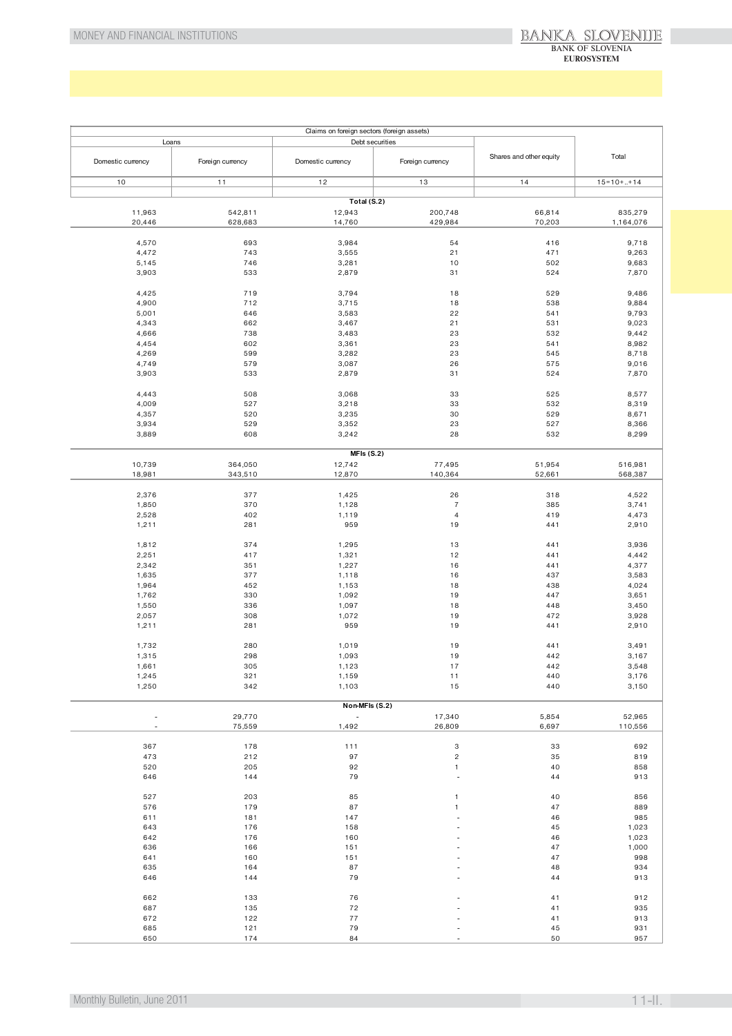| Claims on foreign sectors (foreign assets) | | | | | |
|---|---|---|---|---|---|
| Loans | | Debt securities | | Shares and other equity | Total |
| Domestic currency | Foreign currency | Domestic currency | Foreign currency | | |
| 10 | 11 | 12 | 13 | 14 | 15=10+..+14 |
| | | **Total (S.2)** | | | |
| 11,963 | 542,811 | 12,943 | 200,748 | 66,814 | 835,279 |
| 20,446 | 628,683 | 14,760 | 429,984 | 70,203 | 1,164,076 |
| | | | | | |
| 4,570 | 693 | 3,984 | 54 | 416 | 9,718 |
| 4,472 | 743 | 3,555 | 21 | 471 | 9,263 |
| 5,145 | 746 | 3,281 | 10 | 502 | 9,683 |
| 3,903 | 533 | 2,879 | 31 | 524 | 7,870 |
| | | | | | |
| 4,425 | 719 | 3,794 | 18 | 529 | 9,486 |
| 4,900 | 712 | 3,715 | 18 | 538 | 9,884 |
| 5,001 | 646 | 3,583 | 22 | 541 | 9,793 |
| 4,343 | 662 | 3,467 | 21 | 531 | 9,023 |
| 4,666 | 738 | 3,483 | 23 | 532 | 9,442 |
| 4,454 | 602 | 3,361 | 23 | 541 | 8,982 |
| 4,269 | 599 | 3,282 | 23 | 545 | 8,718 |
| 4,749 | 579 | 3,087 | 26 | 575 | 9,016 |
| 3,903 | 533 | 2,879 | 31 | 524 | 7,870 |
| | | | | | |
| 4,443 | 508 | 3,068 | 33 | 525 | 8,577 |
| 4,009 | 527 | 3,218 | 33 | 532 | 8,319 |
| 4,357 | 520 | 3,235 | 30 | 529 | 8,671 |
| 3,934 | 529 | 3,352 | 23 | 527 | 8,366 |
| 3,889 | 608 | 3,242 | 28 | 532 | 8,299 |
| | | **MFIs (S.2)** | | | |
| 10,739 | 364,050 | 12,742 | 77,495 | 51,954 | 516,981 |
| 18,981 | 343,510 | 12,870 | 140,364 | 52,661 | 568,387 |
| | | | | | |
| 2,376 | 377 | 1,425 | 26 | 318 | 4,522 |
| 1,850 | 370 | 1,128 | 7 | 385 | 3,741 |
| 2,528 | 402 | 1,119 | 4 | 419 | 4,473 |
| 1,211 | 281 | 959 | 19 | 441 | 2,910 |
| | | | | | |
| 1,812 | 374 | 1,295 | 13 | 441 | 3,936 |
| 2,251 | 417 | 1,321 | 12 | 441 | 4,442 |
| 2,342 | 351 | 1,227 | 16 | 441 | 4,377 |
| 1,635 | 377 | 1,118 | 16 | 437 | 3,583 |
| 1,964 | 452 | 1,153 | 18 | 438 | 4,024 |
| 1,762 | 330 | 1,092 | 19 | 447 | 3,651 |
| 1,550 | 336 | 1,097 | 18 | 448 | 3,450 |
| 2,057 | 308 | 1,072 | 19 | 472 | 3,928 |
| 1,211 | 281 | 959 | 19 | 441 | 2,910 |
| | | | | | |
| 1,732 | 280 | 1,019 | 19 | 441 | 3,491 |
| 1,315 | 298 | 1,093 | 19 | 442 | 3,167 |
| 1,661 | 305 | 1,123 | 17 | 442 | 3,548 |
| 1,245 | 321 | 1,159 | 11 | 440 | 3,176 |
| 1,250 | 342 | 1,103 | 15 | 440 | 3,150 |
| | | **Non-MFIs (S.2)** | | | |
| - | 29,770 | - | 17,340 | 5,854 | 52,965 |
| - | 75,559 | 1,492 | 26,809 | 6,697 | 110,556 |
| | | | | | |
| 367 | 178 | 111 | 3 | 33 | 692 |
| 473 | 212 | 97 | 2 | 35 | 819 |
| 520 | 205 | 92 | 1 | 40 | 858 |
| 646 | 144 | 79 | - | 44 | 913 |
| | | | | | |
| 527 | 203 | 85 | 1 | 40 | 856 |
| 576 | 179 | 87 | 1 | 47 | 889 |
| 611 | 181 | 147 | - | 46 | 985 |
| 643 | 176 | 158 | - | 45 | 1,023 |
| 642 | 176 | 160 | - | 46 | 1,023 |
| 636 | 166 | 151 | - | 47 | 1,000 |
| 641 | 160 | 151 | - | 47 | 998 |
| 635 | 164 | 87 | - | 48 | 934 |
| 646 | 144 | 79 | - | 44 | 913 |
| | | | | | |
| 662 | 133 | 76 | - | 41 | 912 |
| 687 | 135 | 72 | - | 41 | 935 |
| 672 | 122 | 77 | - | 41 | 913 |
| 685 | 121 | 79 | - | 45 | 931 |
| 650 | 174 | 84 | - | 50 | 957 |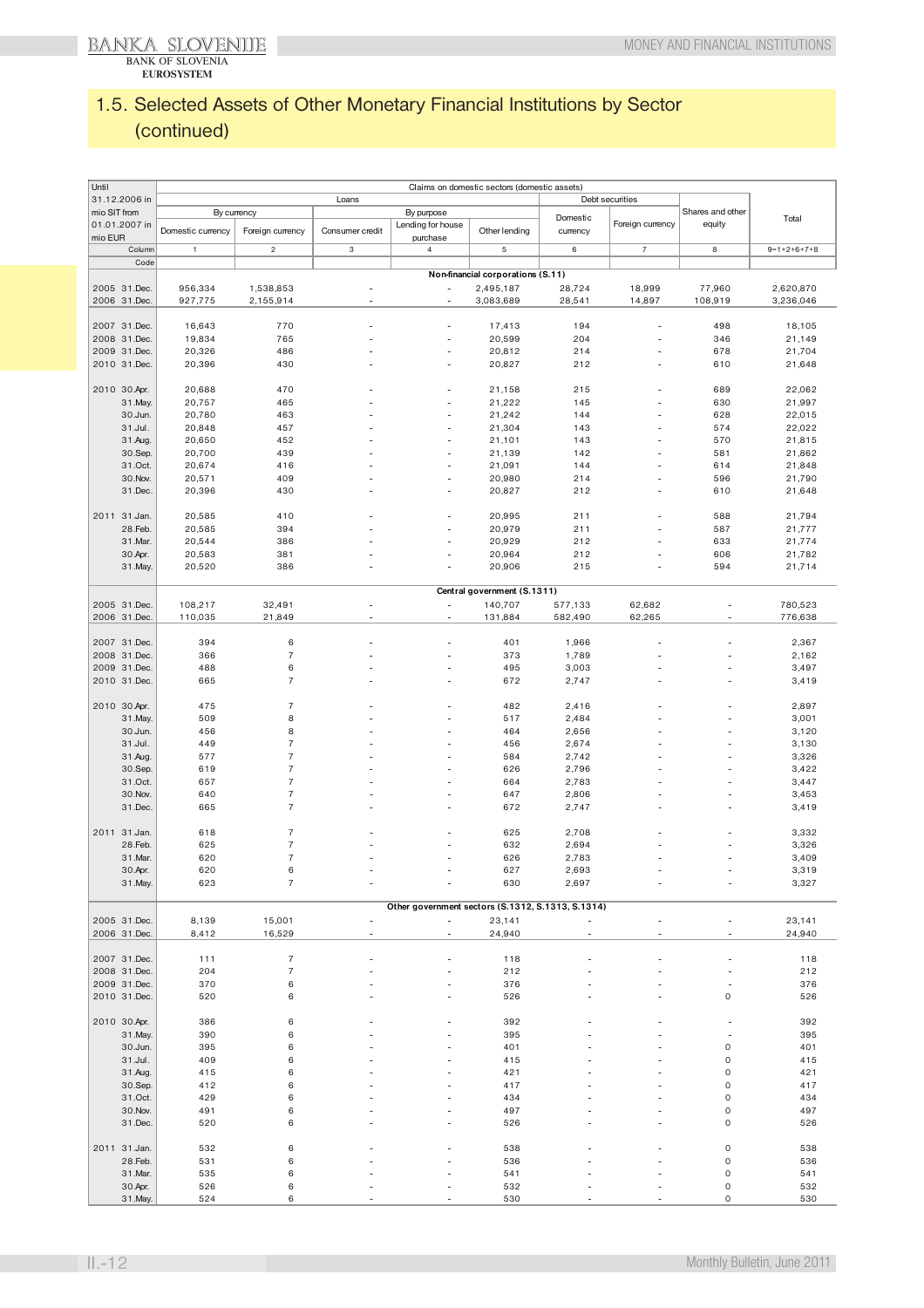# 1.5. Selected Assets of Other Monetary Financial Institutions by Sector (continued)

| Until 31.12.2006 in mio SIT from 01.01.2007 in mio EUR | Claims on domestic sectors (domestic assets) | | | | | | | | |
|---|---|---|---|---|---|---|---|---|---|
| | Loans | | | | | Debt securities | | Shares and other equity | Total |
| | By currency | | By purpose | | | Domestic currency | Foreign currency | | |
| | Domestic currency | Foreign currency | Consumer credit | Lending for house purchase | Other lending | | | | |
| Column | 1 | 2 | 3 | 4 | 5 | 6 | 7 | 8 | 9=1+2+6+7+8 |
| Code | | | | | | | | | |
| | | | | | **Non-financial corporations (S.11)** | | | | |
| 2005 31.Dec. | 956,334 | 1,538,853 | - | - | 2,495,187 | 28,724 | 18,999 | 77,960 | 2,620,870 |
| 2006 31.Dec. | 927,775 | 2,155,914 | - | - | 3,083,689 | 28,541 | 14,897 | 108,919 | 3,236,046 |
| 2007 31.Dec. | 16,643 | 770 | - | - | 17,413 | 194 | - | 498 | 18,105 |
| 2008 31.Dec. | 19,834 | 765 | - | - | 20,599 | 204 | - | 346 | 21,149 |
| 2009 31.Dec. | 20,326 | 486 | - | - | 20,812 | 214 | - | 678 | 21,704 |
| 2010 31.Dec. | 20,396 | 430 | - | - | 20,827 | 212 | - | 610 | 21,648 |
| 2010 30.Apr. | 20,688 | 470 | - | - | 21,158 | 215 | - | 689 | 22,062 |
| 31.May. | 20,757 | 465 | - | - | 21,222 | 145 | - | 630 | 21,997 |
| 30.Jun. | 20,780 | 463 | - | - | 21,242 | 144 | - | 628 | 22,015 |
| 31.Jul. | 20,848 | 457 | - | - | 21,304 | 143 | - | 574 | 22,022 |
| 31.Aug. | 20,650 | 452 | - | - | 21,101 | 143 | - | 570 | 21,815 |
| 30.Sep. | 20,700 | 439 | - | - | 21,139 | 142 | - | 581 | 21,862 |
| 31.Oct. | 20,674 | 416 | - | - | 21,091 | 144 | - | 614 | 21,848 |
| 30.Nov. | 20,571 | 409 | - | - | 20,980 | 214 | - | 596 | 21,790 |
| 31.Dec. | 20,396 | 430 | - | - | 20,827 | 212 | - | 610 | 21,648 |
| 2011 31.Jan. | 20,585 | 410 | - | - | 20,995 | 211 | - | 588 | 21,794 |
| 28.Feb. | 20,585 | 394 | - | - | 20,979 | 211 | - | 587 | 21,777 |
| 31.Mar. | 20,544 | 386 | - | - | 20,929 | 212 | - | 633 | 21,774 |
| 30.Apr. | 20,583 | 381 | - | - | 20,964 | 212 | - | 606 | 21,782 |
| 31.May. | 20,520 | 386 | - | - | 20,906 | 215 | - | 594 | 21,714 |
| | | | | | **Central government (S.1311)** | | | | |
| 2005 31.Dec. | 108,217 | 32,491 | - | - | 140,707 | 577,133 | 62,682 | - | 780,523 |
| 2006 31.Dec. | 110,035 | 21,849 | - | - | 131,884 | 582,490 | 62,265 | - | 776,638 |
| 2007 31.Dec. | 394 | 6 | - | - | 401 | 1,966 | - | - | 2,367 |
| 2008 31.Dec. | 366 | 7 | - | - | 373 | 1,789 | - | - | 2,162 |
| 2009 31.Dec. | 488 | 6 | - | - | 495 | 3,003 | - | - | 3,497 |
| 2010 31.Dec. | 665 | 7 | - | - | 672 | 2,747 | - | - | 3,419 |
| 2010 30.Apr. | 475 | 7 | - | - | 482 | 2,416 | - | - | 2,897 |
| 31.May. | 509 | 8 | - | - | 517 | 2,484 | - | - | 3,001 |
| 30.Jun. | 456 | 8 | - | - | 464 | 2,656 | - | - | 3,120 |
| 31.Jul. | 449 | 7 | - | - | 456 | 2,674 | - | - | 3,130 |
| 31.Aug. | 577 | 7 | - | - | 584 | 2,742 | - | - | 3,326 |
| 30.Sep. | 619 | 7 | - | - | 626 | 2,796 | - | - | 3,422 |
| 31.Oct. | 657 | 7 | - | - | 664 | 2,783 | - | - | 3,447 |
| 30.Nov. | 640 | 7 | - | - | 647 | 2,806 | - | - | 3,453 |
| 31.Dec. | 665 | 7 | - | - | 672 | 2,747 | - | - | 3,419 |
| 2011 31.Jan. | 618 | 7 | - | - | 625 | 2,708 | - | - | 3,332 |
| 28.Feb. | 625 | 7 | - | - | 632 | 2,694 | - | - | 3,326 |
| 31.Mar. | 620 | 7 | - | - | 626 | 2,783 | - | - | 3,409 |
| 30.Apr. | 620 | 6 | - | - | 627 | 2,693 | - | - | 3,319 |
| 31.May. | 623 | 7 | - | - | 630 | 2,697 | - | - | 3,327 |
| | | | | | **Other government sectors (S.1312, S.1313, S.1314)** | | | | |
| 2005 31.Dec. | 8,139 | 15,001 | - | - | 23,141 | - | - | - | 23,141 |
| 2006 31.Dec. | 8,412 | 16,529 | - | - | 24,940 | - | - | - | 24,940 |
| 2007 31.Dec. | 111 | 7 | - | - | 118 | - | - | - | 118 |
| 2008 31.Dec. | 204 | 7 | - | - | 212 | - | - | - | 212 |
| 2009 31.Dec. | 370 | 6 | - | - | 376 | - | - | - | 376 |
| 2010 31.Dec. | 520 | 6 | - | - | 526 | - | - | 0 | 526 |
| 2010 30.Apr. | 386 | 6 | - | - | 392 | - | - | - | 392 |
| 31.May. | 390 | 6 | - | - | 395 | - | - | - | 395 |
| 30.Jun. | 395 | 6 | - | - | 401 | - | - | 0 | 401 |
| 31.Jul. | 409 | 6 | - | - | 415 | - | - | 0 | 415 |
| 31.Aug. | 415 | 6 | - | - | 421 | - | - | 0 | 421 |
| 30.Sep. | 412 | 6 | - | - | 417 | - | - | 0 | 417 |
| 31.Oct. | 429 | 6 | - | - | 434 | - | - | 0 | 434 |
| 30.Nov. | 491 | 6 | - | - | 497 | - | - | 0 | 497 |
| 31.Dec. | 520 | 6 | - | - | 526 | - | - | 0 | 526 |
| 2011 31.Jan. | 532 | 6 | - | - | 538 | - | - | 0 | 538 |
| 28.Feb. | 531 | 6 | - | - | 536 | - | - | 0 | 536 |
| 31.Mar. | 535 | 6 | - | - | 541 | - | - | 0 | 541 |
| 30.Apr. | 526 | 6 | - | - | 532 | - | - | 0 | 532 |
| 31.May. | 524 | 6 | - | - | 530 | - | - | 0 | 530 |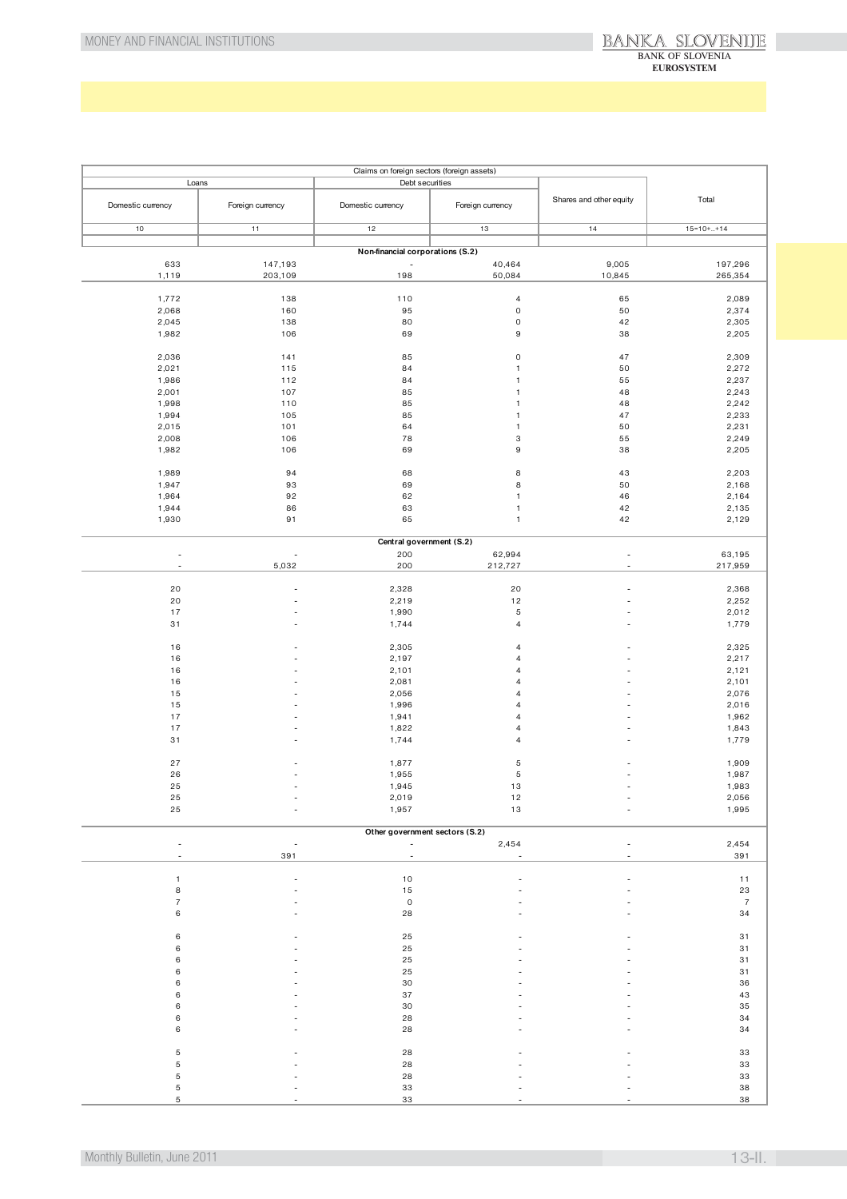| Claims on foreign sectors (foreign assets) | | | | | |
|---|---|---|---|---|---|
| Loans | | Debt securities | | Shares and other equity | Total |
| Domestic currency | Foreign currency | Domestic currency | Foreign currency | | |
| 10 | 11 | 12 | 13 | 14 | 15=10+..+14 |
| **Non-financial corporations (S.2)** | | | | | |
| 633 | 147,193 | - | 40,464 | 9,005 | 197,296 |
| 1,119 | 203,109 | 198 | 50,084 | 10,845 | 265,354 |
| | | | | | |
| 1,772 | 138 | 110 | 4 | 65 | 2,089 |
| 2,068 | 160 | 95 | 0 | 50 | 2,374 |
| 2,045 | 138 | 80 | 0 | 42 | 2,305 |
| 1,982 | 106 | 69 | 9 | 38 | 2,205 |
| | | | | | |
| 2,036 | 141 | 85 | 0 | 47 | 2,309 |
| 2,021 | 115 | 84 | 1 | 50 | 2,272 |
| 1,986 | 112 | 84 | 1 | 55 | 2,237 |
| 2,001 | 107 | 85 | 1 | 48 | 2,243 |
| 1,998 | 110 | 85 | 1 | 48 | 2,242 |
| 1,994 | 105 | 85 | 1 | 47 | 2,233 |
| 2,015 | 101 | 64 | 1 | 50 | 2,231 |
| 2,008 | 106 | 78 | 3 | 55 | 2,249 |
| 1,982 | 106 | 69 | 9 | 38 | 2,205 |
| | | | | | |
| 1,989 | 94 | 68 | 8 | 43 | 2,203 |
| 1,947 | 93 | 69 | 8 | 50 | 2,168 |
| 1,964 | 92 | 62 | 1 | 46 | 2,164 |
| 1,944 | 86 | 63 | 1 | 42 | 2,135 |
| 1,930 | 91 | 65 | 1 | 42 | 2,129 |
| **Central government (S.2)** | | | | | |
| - | - | 200 | 62,994 | - | 63,195 |
| - | 5,032 | 200 | 212,727 | - | 217,959 |
| | | | | | |
| 20 | - | 2,328 | 20 | - | 2,368 |
| 20 | - | 2,219 | 12 | - | 2,252 |
| 17 | - | 1,990 | 5 | - | 2,012 |
| 31 | - | 1,744 | 4 | - | 1,779 |
| | | | | | |
| 16 | - | 2,305 | 4 | - | 2,325 |
| 16 | - | 2,197 | 4 | - | 2,217 |
| 16 | - | 2,101 | 4 | - | 2,121 |
| 16 | - | 2,081 | 4 | - | 2,101 |
| 15 | - | 2,056 | 4 | - | 2,076 |
| 15 | - | 1,996 | 4 | - | 2,016 |
| 17 | - | 1,941 | 4 | - | 1,962 |
| 17 | - | 1,822 | 4 | - | 1,843 |
| 31 | - | 1,744 | 4 | - | 1,779 |
| | | | | | |
| 27 | - | 1,877 | 5 | - | 1,909 |
| 26 | - | 1,955 | 5 | - | 1,987 |
| 25 | - | 1,945 | 13 | - | 1,983 |
| 25 | - | 2,019 | 12 | - | 2,056 |
| 25 | - | 1,957 | 13 | - | 1,995 |
| **Other government sectors (S.2)** | | | | | |
| - | - | - | 2,454 | - | 2,454 |
| - | 391 | - | - | - | 391 |
| | | | | | |
| 1 | - | 10 | - | - | 11 |
| 8 | - | 15 | - | - | 23 |
| 7 | - | 0 | - | - | 7 |
| 6 | - | 28 | - | - | 34 |
| | | | | | |
| 6 | - | 25 | - | - | 31 |
| 6 | - | 25 | - | - | 31 |
| 6 | - | 25 | - | - | 31 |
| 6 | - | 25 | - | - | 31 |
| 6 | - | 30 | - | - | 36 |
| 6 | - | 37 | - | - | 43 |
| 6 | - | 30 | - | - | 35 |
| 6 | - | 28 | - | - | 34 |
| 6 | - | 28 | - | - | 34 |
| | | | | | |
| 5 | - | 28 | - | - | 33 |
| 5 | - | 28 | - | - | 33 |
| 5 | - | 28 | - | - | 33 |
| 5 | - | 33 | - | - | 38 |
| 5 | - | 33 | - | - | 38 |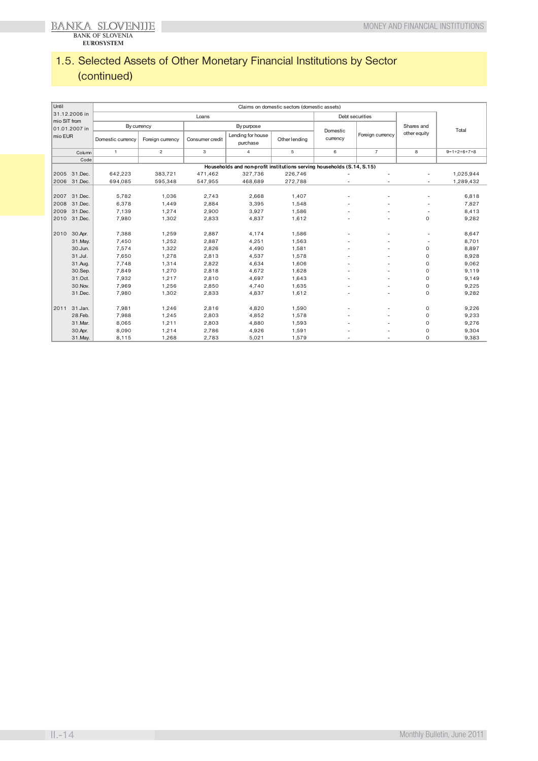## 1.5. Selected Assets of Other Monetary Financial Institutions by Sector (continued)

| Until 31.12.2006 in mio SIT from 01.01.2007 in mio EUR | | Claims on domestic sectors (domestic assets) | | | | | | | | |
|---|---|---|---|---|---|---|---|---|---|---|
| | | Loans | | | | | Debt securities | | Shares and other equity | Total |
| | | By currency | | By purpose | | | Domestic currency | Foreign currency | | |
| | | Domestic currency | Foreign currency | Consumer credit | Lending for house purchase | Other lending | | | | |
| | Column | 1 | 2 | 3 | 4 | 5 | 6 | 7 | 8 | 9=1+2+6+7+8 |
| | Code | | | | | | | | | |
| | | **Households and non-profit institutions serving households (S.14, S.15)** | | | | | | | | |
| 2005 | 31.Dec. | 642,223 | 383,721 | 471,462 | 327,736 | 226,746 | - | - | - | 1,025,944 |
| 2006 | 31.Dec. | 694,085 | 595,348 | 547,955 | 468,689 | 272,788 | - | - | - | 1,289,432 |
| | | | | | | | | | | |
| 2007 | 31.Dec. | 5,782 | 1,036 | 2,743 | 2,668 | 1,407 | - | - | - | 6,818 |
| 2008 | 31.Dec. | 6,378 | 1,449 | 2,884 | 3,395 | 1,548 | - | - | - | 7,827 |
| 2009 | 31.Dec. | 7,139 | 1,274 | 2,900 | 3,927 | 1,586 | - | - | - | 8,413 |
| 2010 | 31.Dec. | 7,980 | 1,302 | 2,833 | 4,837 | 1,612 | - | - | 0 | 9,282 |
| | | | | | | | | | | |
| 2010 | 30.Apr. | 7,388 | 1,259 | 2,887 | 4,174 | 1,586 | - | - | - | 8,647 |
| | 31.May. | 7,450 | 1,252 | 2,887 | 4,251 | 1,563 | - | - | - | 8,701 |
| | 30.Jun. | 7,574 | 1,322 | 2,826 | 4,490 | 1,581 | - | - | 0 | 8,897 |
| | 31.Jul. | 7,650 | 1,278 | 2,813 | 4,537 | 1,578 | - | - | 0 | 8,928 |
| | 31.Aug. | 7,748 | 1,314 | 2,822 | 4,634 | 1,606 | - | - | 0 | 9,062 |
| | 30.Sep. | 7,849 | 1,270 | 2,818 | 4,672 | 1,628 | - | - | 0 | 9,119 |
| | 31.Oct. | 7,932 | 1,217 | 2,810 | 4,697 | 1,643 | - | - | 0 | 9,149 |
| | 30.Nov. | 7,969 | 1,256 | 2,850 | 4,740 | 1,635 | - | - | 0 | 9,225 |
| | 31.Dec. | 7,980 | 1,302 | 2,833 | 4,837 | 1,612 | - | - | 0 | 9,282 |
| | | | | | | | | | | |
| 2011 | 31.Jan. | 7,981 | 1,246 | 2,816 | 4,820 | 1,590 | - | - | 0 | 9,226 |
| | 28.Feb. | 7,988 | 1,245 | 2,803 | 4,852 | 1,578 | - | - | 0 | 9,233 |
| | 31.Mar. | 8,065 | 1,211 | 2,803 | 4,880 | 1,593 | - | - | 0 | 9,276 |
| | 30.Apr. | 8,090 | 1,214 | 2,786 | 4,926 | 1,591 | - | - | 0 | 9,304 |
| | 31.May. | 8,115 | 1,268 | 2,783 | 5,021 | 1,579 | - | - | 0 | 9,383 |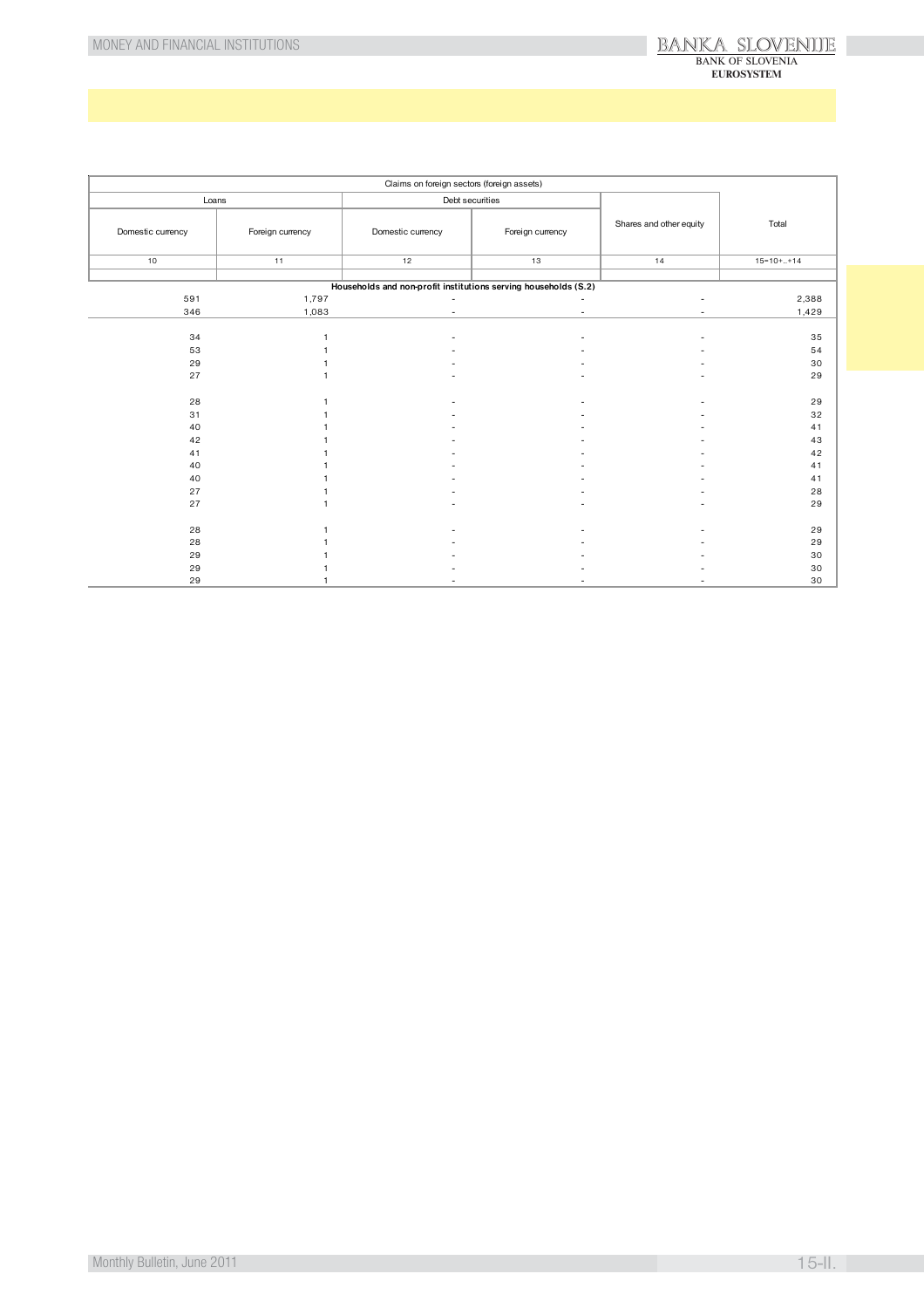| Claims on foreign sectors (foreign assets) | | | | | |
|---|---|---|---|---|---|
| Loans | | Debt securities | | Shares and other equity | Total |
| Domestic currency | Foreign currency | Domestic currency | Foreign currency | | |
| 10 | 11 | 12 | 13 | 14 | 15=10+..+14 |
| **Households and non-profit institutions serving households (S.2)** | | | | | |
| 591 | 1,797 | - | - | - | 2,388 |
| 346 | 1,083 | - | - | - | 1,429 |
| | | | | | |
| 34 | 1 | - | - | - | 35 |
| 53 | 1 | - | - | - | 54 |
| 29 | 1 | - | - | - | 30 |
| 27 | 1 | - | - | - | 29 |
| | | | | | |
| 28 | 1 | - | - | - | 29 |
| 31 | 1 | - | - | - | 32 |
| 40 | 1 | - | - | - | 41 |
| 42 | 1 | - | - | - | 43 |
| 41 | 1 | - | - | - | 42 |
| 40 | 1 | - | - | - | 41 |
| 40 | 1 | - | - | - | 41 |
| 27 | 1 | - | - | - | 28 |
| 27 | 1 | - | - | - | 29 |
| | | | | | |
| 28 | 1 | - | - | - | 29 |
| 28 | 1 | - | - | - | 29 |
| 29 | 1 | - | - | - | 30 |
| 29 | 1 | - | - | - | 30 |
| 29 | 1 | - | - | - | 30 |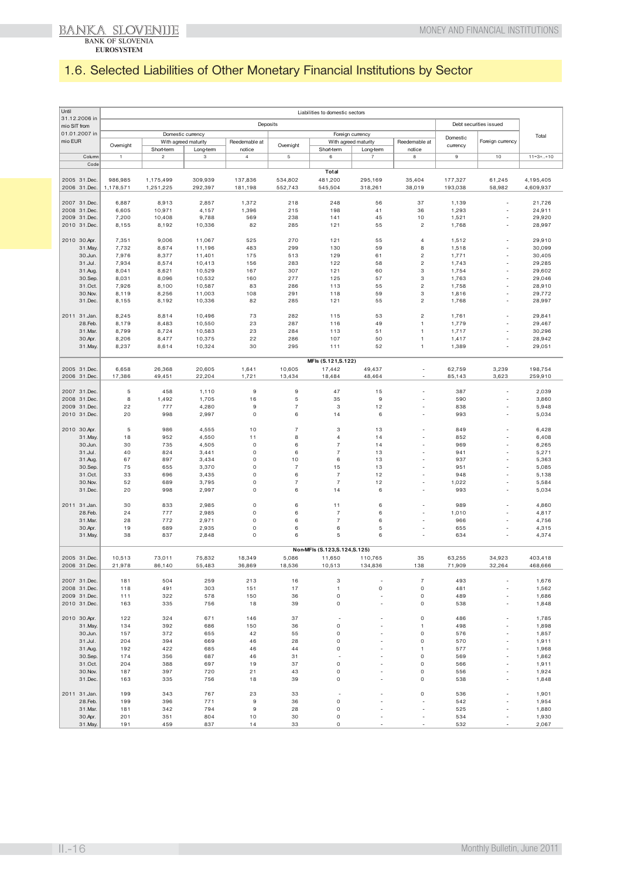## 1.6. Selected Liabilities of Other Monetary Financial Institutions by Sector

| Until 31.12.2006 in mio SIT from 01.01.2007 in mio EUR | Liabilities to domestic sectors | | | | | | | | | | |
|---|---|---|---|---|---|---|---|---|---|---|---|
| | Deposits | | | | | | | | Debt securities issued | | Total |
| | Domestic currency | | | | Foreign currency | | | | Domestic currency | Foreign currency | |
| | Overnight | With agreed maturity | | Reedemable at notice | Overnight | With agreed maturity | | Reedemable at notice | | | |
| | | Short-term | Long-term | | | Short-term | Long-term | | | | |
| Column | 1 | 2 | 3 | 4 | 5 | 6 | 7 | 8 | 9 | 10 | 11=3+..+10 |
| Code | | | | | | | | | | | |
| | **Total** | | | | | | | | | | |
| 2005 31.Dec. | 986,985 | 1,175,499 | 309,939 | 137,836 | 534,802 | 481,200 | 295,169 | 35,404 | 177,327 | 61,245 | 4,195,405 |
| 2006 31.Dec. | 1,178,571 | 1,251,225 | 292,397 | 181,198 | 552,743 | 545,504 | 318,261 | 38,019 | 193,038 | 58,982 | 4,609,937 |
| 2007 31.Dec. | 6,887 | 8,913 | 2,857 | 1,372 | 218 | 248 | 56 | 37 | 1,139 | - | 21,726 |
| 2008 31.Dec. | 6,605 | 10,971 | 4,157 | 1,396 | 215 | 198 | 41 | 36 | 1,293 | - | 24,911 |
| 2009 31.Dec. | 7,200 | 10,408 | 9,788 | 569 | 238 | 141 | 45 | 10 | 1,521 | - | 29,920 |
| 2010 31.Dec. | 8,155 | 8,192 | 10,336 | 82 | 285 | 121 | 55 | 2 | 1,768 | - | 28,997 |
| 2010 30.Apr. | 7,351 | 9,006 | 11,067 | 525 | 270 | 121 | 55 | 4 | 1,512 | - | 29,910 |
| 31.May. | 7,732 | 8,674 | 11,196 | 483 | 299 | 130 | 59 | 8 | 1,518 | - | 30,099 |
| 30.Jun. | 7,976 | 8,377 | 11,401 | 175 | 513 | 129 | 61 | 2 | 1,771 | - | 30,405 |
| 31.Jul. | 7,934 | 8,574 | 10,413 | 156 | 283 | 122 | 58 | 2 | 1,743 | - | 29,285 |
| 31.Aug. | 8,041 | 8,621 | 10,529 | 167 | 307 | 121 | 60 | 3 | 1,754 | - | 29,602 |
| 30.Sep. | 8,031 | 8,096 | 10,532 | 160 | 277 | 125 | 57 | 3 | 1,763 | - | 29,046 |
| 31.Oct. | 7,926 | 8,100 | 10,587 | 83 | 286 | 113 | 55 | 2 | 1,758 | - | 28,910 |
| 30.Nov. | 8,119 | 8,256 | 11,003 | 108 | 291 | 118 | 59 | 3 | 1,816 | - | 29,772 |
| 31.Dec. | 8,155 | 8,192 | 10,336 | 82 | 285 | 121 | 55 | 2 | 1,768 | - | 28,997 |
| 2011 31.Jan. | 8,245 | 8,814 | 10,496 | 73 | 282 | 115 | 53 | 2 | 1,761 | - | 29,841 |
| 28.Feb. | 8,179 | 8,483 | 10,550 | 23 | 287 | 116 | 49 | 1 | 1,779 | - | 29,467 |
| 31.Mar. | 8,799 | 8,724 | 10,583 | 23 | 284 | 113 | 51 | 1 | 1,717 | - | 30,296 |
| 30.Apr. | 8,206 | 8,477 | 10,375 | 22 | 286 | 107 | 50 | 1 | 1,417 | - | 28,942 |
| 31.May. | 8,237 | 8,614 | 10,324 | 30 | 295 | 111 | 52 | 1 | 1,389 | - | 29,051 |
| | **MFIs (S.121,S.122)** | | | | | | | | | | |
| 2005 31.Dec. | 6,658 | 26,368 | 20,605 | 1,641 | 10,605 | 17,442 | 49,437 | - | 62,759 | 3,239 | 198,754 |
| 2006 31.Dec. | 17,386 | 49,451 | 22,204 | 1,721 | 13,434 | 18,484 | 48,464 | - | 85,143 | 3,623 | 259,910 |
| 2007 31.Dec. | 5 | 458 | 1,110 | 9 | 9 | 47 | 15 | - | 387 | - | 2,039 |
| 2008 31.Dec. | 8 | 1,492 | 1,705 | 16 | 5 | 35 | 9 | - | 590 | - | 3,860 |
| 2009 31.Dec. | 22 | 777 | 4,280 | 9 | 7 | 3 | 12 | - | 838 | - | 5,948 |
| 2010 31.Dec. | 20 | 998 | 2,997 | 0 | 6 | 14 | 6 | - | 993 | - | 5,034 |
| 2010 30.Apr. | 5 | 986 | 4,555 | 10 | 7 | 3 | 13 | - | 849 | - | 6,428 |
| 31.May. | 18 | 952 | 4,550 | 11 | 8 | 4 | 14 | - | 852 | - | 6,408 |
| 30.Jun. | 30 | 735 | 4,505 | 0 | 6 | 7 | 14 | - | 969 | - | 6,265 |
| 31.Jul. | 40 | 824 | 3,441 | 0 | 6 | 7 | 13 | - | 941 | - | 5,271 |
| 31.Aug. | 67 | 897 | 3,434 | 0 | 10 | 6 | 13 | - | 937 | - | 5,363 |
| 30.Sep. | 75 | 655 | 3,370 | 0 | 7 | 15 | 13 | - | 951 | - | 5,085 |
| 31.Oct. | 33 | 696 | 3,435 | 0 | 6 | 7 | 12 | - | 948 | - | 5,138 |
| 30.Nov. | 52 | 689 | 3,795 | 0 | 7 | 7 | 12 | - | 1,022 | - | 5,584 |
| 31.Dec. | 20 | 998 | 2,997 | 0 | 6 | 14 | 6 | - | 993 | - | 5,034 |
| 2011 31.Jan. | 30 | 833 | 2,985 | 0 | 6 | 11 | 6 | - | 989 | - | 4,860 |
| 28.Feb. | 24 | 777 | 2,985 | 0 | 6 | 7 | 6 | - | 1,010 | - | 4,817 |
| 31.Mar. | 28 | 772 | 2,971 | 0 | 6 | 7 | 6 | - | 966 | - | 4,756 |
| 30.Apr. | 19 | 689 | 2,935 | 0 | 6 | 6 | 5 | - | 655 | - | 4,315 |
| 31.May. | 38 | 837 | 2,848 | 0 | 6 | 5 | 6 | - | 634 | - | 4,374 |
| | **Non-MFIs (S.123,S.124,S.125)** | | | | | | | | | | |
| 2005 31.Dec. | 10,513 | 73,011 | 75,832 | 18,349 | 5,086 | 11,650 | 110,765 | 35 | 63,255 | 34,923 | 403,418 |
| 2006 31.Dec. | 21,978 | 86,140 | 55,483 | 36,869 | 18,536 | 10,513 | 134,836 | 138 | 71,909 | 32,264 | 468,666 |
| 2007 31.Dec. | 181 | 504 | 259 | 213 | 16 | 3 | - | 7 | 493 | - | 1,676 |
| 2008 31.Dec. | 118 | 491 | 303 | 151 | 17 | 1 | 0 | 0 | 481 | - | 1,562 |
| 2009 31.Dec. | 111 | 322 | 578 | 150 | 36 | 0 | - | 0 | 489 | - | 1,686 |
| 2010 31.Dec. | 163 | 335 | 756 | 18 | 39 | 0 | - | 0 | 538 | - | 1,848 |
| 2010 30.Apr. | 122 | 324 | 671 | 146 | 37 | - | - | 0 | 486 | - | 1,785 |
| 31.May. | 134 | 392 | 686 | 150 | 36 | 0 | - | 1 | 498 | - | 1,898 |
| 30.Jun. | 157 | 372 | 655 | 42 | 55 | 0 | - | 0 | 576 | - | 1,857 |
| 31.Jul. | 204 | 394 | 669 | 46 | 28 | 0 | - | 0 | 570 | - | 1,911 |
| 31.Aug. | 192 | 422 | 685 | 46 | 44 | 0 | - | 1 | 577 | - | 1,968 |
| 30.Sep. | 174 | 356 | 687 | 46 | 31 | - | - | 0 | 569 | - | 1,862 |
| 31.Oct. | 204 | 388 | 697 | 19 | 37 | 0 | - | 0 | 566 | - | 1,911 |
| 30.Nov. | 187 | 397 | 720 | 21 | 43 | 0 | - | 0 | 556 | - | 1,924 |
| 31.Dec. | 163 | 335 | 756 | 18 | 39 | 0 | - | 0 | 538 | - | 1,848 |
| 2011 31.Jan. | 199 | 343 | 767 | 23 | 33 | - | - | 0 | 536 | - | 1,901 |
| 28.Feb. | 199 | 396 | 771 | 9 | 36 | 0 | - | - | 542 | - | 1,954 |
| 31.Mar. | 181 | 342 | 794 | 9 | 28 | 0 | - | - | 525 | - | 1,880 |
| 30.Apr. | 201 | 351 | 804 | 10 | 30 | 0 | - | - | 534 | - | 1,930 |
| 31.May. | 191 | 459 | 837 | 14 | 33 | 0 | - | - | 532 | - | 2,067 |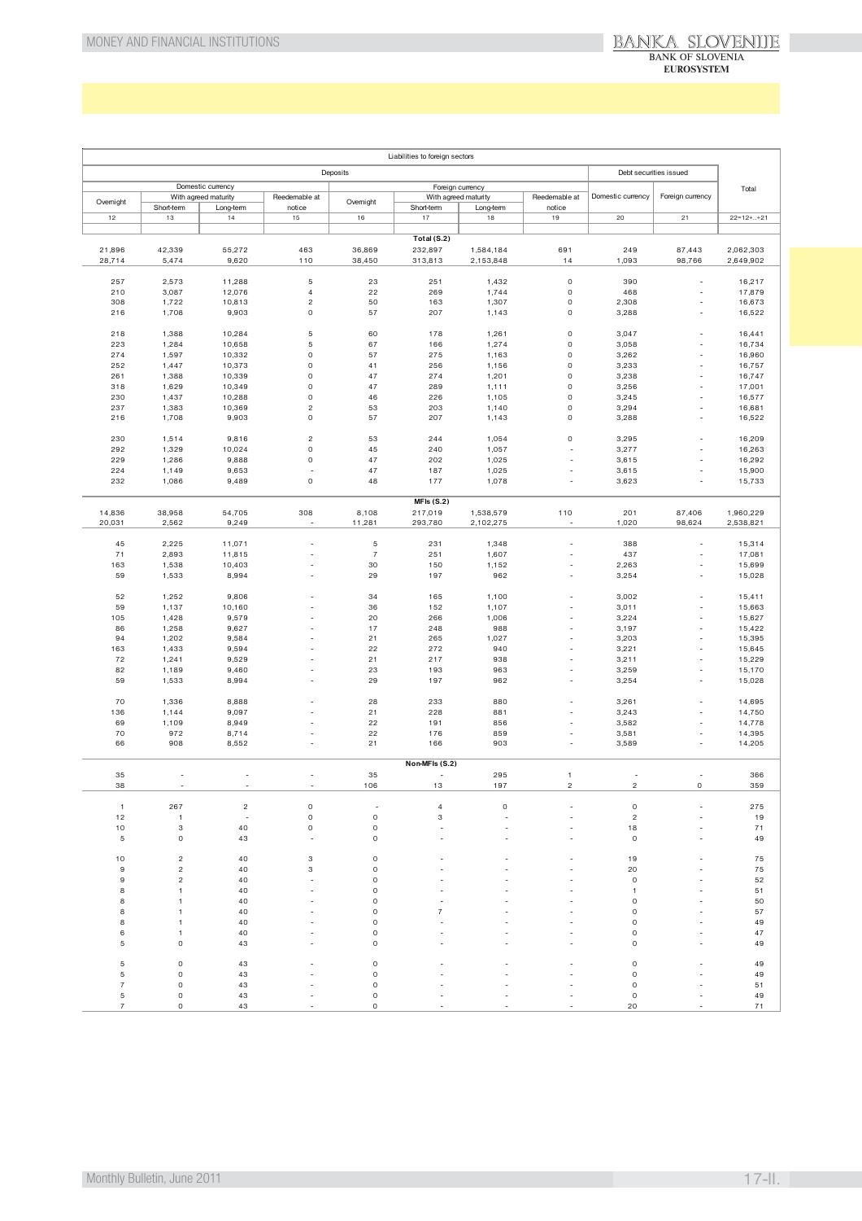| Liabilities to foreign sectors | | | | | | | | | | |
|---|---|---|---|---|---|---|---|---|---|---|
| Deposits | | | | | | | | Debt securities issued | | Total |
| Domestic currency | | | | Foreign currency | | | | | | |
| Overnight | With agreed maturity | | Reedemable at notice | Overnight | With agreed maturity | | Reedemable at notice | Domestic currency | Foreign currency | |
| | Short-term | Long-term | | | Short-term | Long-term | | | | |
| 12 | 13 | 14 | 15 | 16 | 17 | 18 | 19 | 20 | 21 | 22=12+..+21 |
| | | | | | **Total (S.2)** | | | | | |
| 21,896 | 42,339 | 55,272 | 463 | 36,869 | 232,897 | 1,584,184 | 691 | 249 | 87,443 | 2,062,303 |
| 28,714 | 5,474 | 9,620 | 110 | 38,450 | 313,813 | 2,153,848 | 14 | 1,093 | 98,766 | 2,649,902 |
| | | | | | | | | | | |
| 257 | 2,573 | 11,288 | 5 | 23 | 251 | 1,432 | 0 | 390 | - | 16,217 |
| 210 | 3,087 | 12,076 | 4 | 22 | 269 | 1,744 | 0 | 468 | - | 17,879 |
| 308 | 1,722 | 10,813 | 2 | 50 | 163 | 1,307 | 0 | 2,308 | - | 16,673 |
| 216 | 1,708 | 9,903 | 0 | 57 | 207 | 1,143 | 0 | 3,288 | - | 16,522 |
| | | | | | | | | | | |
| 218 | 1,388 | 10,284 | 5 | 60 | 178 | 1,261 | 0 | 3,047 | - | 16,441 |
| 223 | 1,284 | 10,658 | 5 | 67 | 166 | 1,274 | 0 | 3,058 | - | 16,734 |
| 274 | 1,597 | 10,332 | 0 | 57 | 275 | 1,163 | 0 | 3,262 | - | 16,960 |
| 252 | 1,447 | 10,373 | 0 | 41 | 256 | 1,156 | 0 | 3,233 | - | 16,757 |
| 261 | 1,388 | 10,339 | 0 | 47 | 274 | 1,201 | 0 | 3,238 | - | 16,747 |
| 318 | 1,629 | 10,349 | 0 | 47 | 289 | 1,111 | 0 | 3,256 | - | 17,001 |
| 230 | 1,437 | 10,288 | 0 | 46 | 226 | 1,105 | 0 | 3,245 | - | 16,577 |
| 237 | 1,383 | 10,369 | 2 | 53 | 203 | 1,140 | 0 | 3,294 | - | 16,681 |
| 216 | 1,708 | 9,903 | 0 | 57 | 207 | 1,143 | 0 | 3,288 | - | 16,522 |
| | | | | | | | | | | |
| 230 | 1,514 | 9,816 | 2 | 53 | 244 | 1,054 | 0 | 3,295 | - | 16,209 |
| 292 | 1,329 | 10,024 | 0 | 45 | 240 | 1,057 | - | 3,277 | - | 16,263 |
| 229 | 1,286 | 9,888 | 0 | 47 | 202 | 1,025 | - | 3,615 | - | 16,292 |
| 224 | 1,149 | 9,653 | - | 47 | 187 | 1,025 | - | 3,615 | - | 15,900 |
| 232 | 1,086 | 9,489 | 0 | 48 | 177 | 1,078 | - | 3,623 | - | 15,733 |
| | | | | | **MFIs (S.2)** | | | | | |
| 14,836 | 38,958 | 54,705 | 308 | 8,108 | 217,019 | 1,538,579 | 110 | 201 | 87,406 | 1,960,229 |
| 20,031 | 2,562 | 9,249 | - | 11,281 | 293,780 | 2,102,275 | - | 1,020 | 98,624 | 2,538,821 |
| | | | | | | | | | | |
| 45 | 2,225 | 11,071 | - | 5 | 231 | 1,348 | - | 388 | - | 15,314 |
| 71 | 2,893 | 11,815 | - | 7 | 251 | 1,607 | - | 437 | - | 17,081 |
| 163 | 1,538 | 10,403 | - | 30 | 150 | 1,152 | - | 2,263 | - | 15,699 |
| 59 | 1,533 | 8,994 | - | 29 | 197 | 962 | - | 3,254 | - | 15,028 |
| | | | | | | | | | | |
| 52 | 1,252 | 9,806 | - | 34 | 165 | 1,100 | - | 3,002 | - | 15,411 |
| 59 | 1,137 | 10,160 | - | 36 | 152 | 1,107 | - | 3,011 | - | 15,663 |
| 105 | 1,428 | 9,579 | - | 20 | 266 | 1,006 | - | 3,224 | - | 15,627 |
| 86 | 1,258 | 9,627 | - | 17 | 248 | 988 | - | 3,197 | - | 15,422 |
| 94 | 1,202 | 9,584 | - | 21 | 265 | 1,027 | - | 3,203 | - | 15,395 |
| 163 | 1,433 | 9,594 | - | 22 | 272 | 940 | - | 3,221 | - | 15,645 |
| 72 | 1,241 | 9,529 | - | 21 | 217 | 938 | - | 3,211 | - | 15,229 |
| 82 | 1,189 | 9,460 | - | 23 | 193 | 963 | - | 3,259 | - | 15,170 |
| 59 | 1,533 | 8,994 | - | 29 | 197 | 962 | - | 3,254 | - | 15,028 |
| | | | | | | | | | | |
| 70 | 1,336 | 8,888 | - | 28 | 233 | 880 | - | 3,261 | - | 14,695 |
| 136 | 1,144 | 9,097 | - | 21 | 228 | 881 | - | 3,243 | - | 14,750 |
| 69 | 1,109 | 8,949 | - | 22 | 191 | 856 | - | 3,582 | - | 14,778 |
| 70 | 972 | 8,714 | - | 22 | 176 | 859 | - | 3,581 | - | 14,395 |
| 66 | 908 | 8,552 | - | 21 | 166 | 903 | - | 3,589 | - | 14,205 |
| | | | | | **Non-MFIs (S.2)** | | | | | |
| 35 | - | - | - | 35 | - | 295 | 1 | - | - | 366 |
| 38 | - | - | - | 106 | 13 | 197 | 2 | 2 | 0 | 359 |
| | | | | | | | | | | |
| 1 | 267 | 2 | 0 | - | 4 | 0 | - | 0 | - | 275 |
| 12 | 1 | - | 0 | 0 | 3 | - | - | 2 | - | 19 |
| 10 | 3 | 40 | 0 | 0 | - | - | - | 18 | - | 71 |
| 5 | 0 | 43 | - | 0 | - | - | - | 0 | - | 49 |
| | | | | | | | | | | |
| 10 | 2 | 40 | 3 | 0 | - | - | - | 19 | - | 75 |
| 9 | 2 | 40 | 3 | 0 | - | - | - | 20 | - | 75 |
| 9 | 2 | 40 | - | 0 | - | - | - | 0 | - | 52 |
| 8 | 1 | 40 | - | 0 | - | - | - | 1 | - | 51 |
| 8 | 1 | 40 | - | 0 | - | - | - | 0 | - | 50 |
| 8 | 1 | 40 | - | 0 | 7 | - | - | 0 | - | 57 |
| 8 | 1 | 40 | - | 0 | - | - | - | 0 | - | 49 |
| 6 | 1 | 40 | - | 0 | - | - | - | 0 | - | 47 |
| 5 | 0 | 43 | - | 0 | - | - | - | 0 | - | 49 |
| | | | | | | | | | | |
| 5 | 0 | 43 | - | 0 | - | - | - | 0 | - | 49 |
| 5 | 0 | 43 | - | 0 | - | - | - | 0 | - | 49 |
| 7 | 0 | 43 | - | 0 | - | - | - | 0 | - | 51 |
| 5 | 0 | 43 | - | 0 | - | - | - | 0 | - | 49 |
| 7 | 0 | 43 | - | 0 | - | - | - | 20 | - | 71 |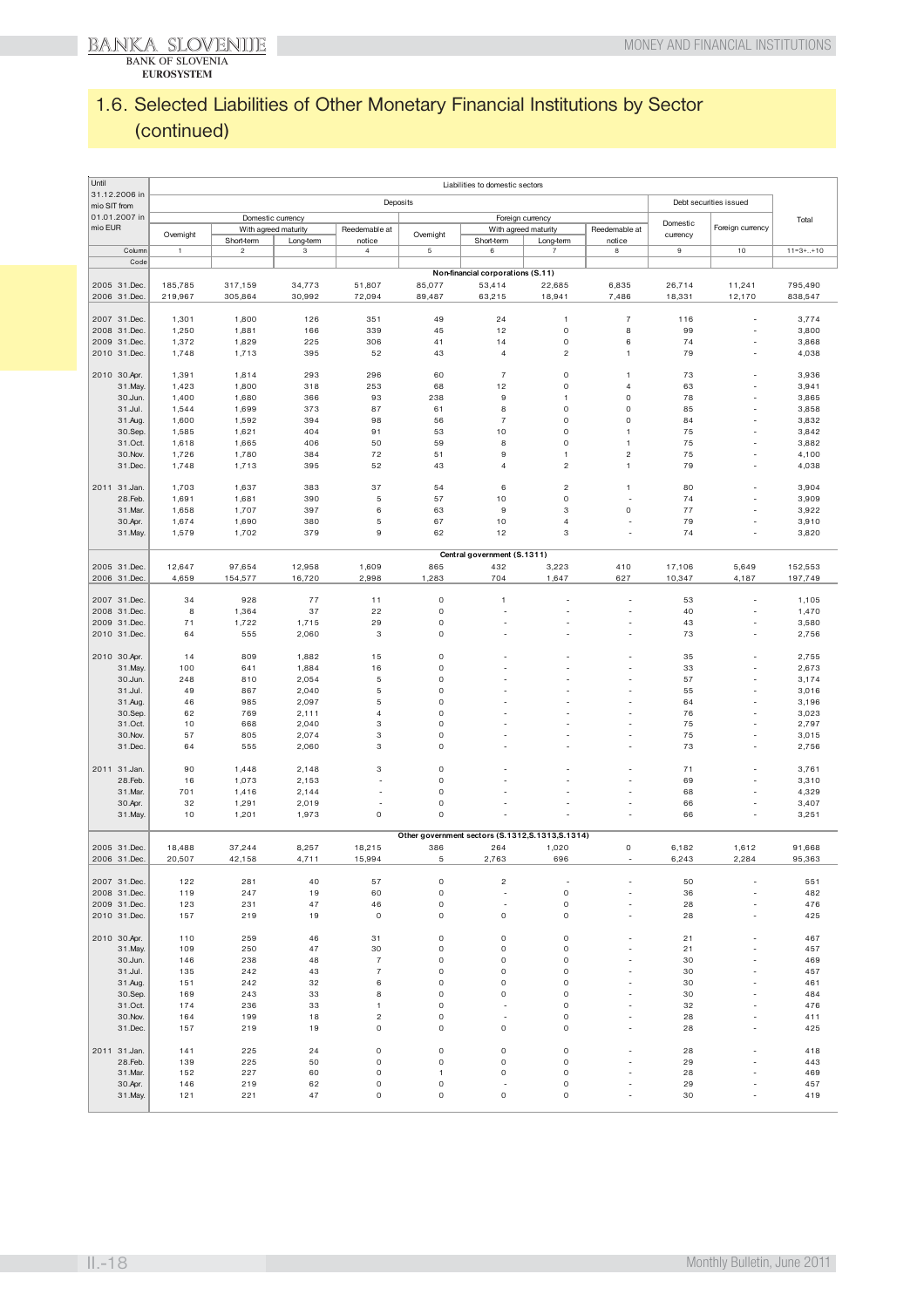## 1.6. Selected Liabilities of Other Monetary Financial Institutions by Sector (continued)

| Until 31.12.2006 in mio SIT from 01.01.2007 in mio EUR | Liabilities to domestic sectors | | | | | | | | | | |
|---|---|---|---|---|---|---|---|---|---|---|---|
| | Deposits | | | | | | | | Debt securities issued | | Total |
| | Domestic currency | | | | Foreign currency | | | | Domestic currency | Foreign currency | |
| | Overnight | With agreed maturity | | Reedemable at notice | Overnight | With agreed maturity | | Reedemable at notice | | | |
| | | Short-term | Long-term | | | Short-term | Long-term | | | | |
| Column | 1 | 2 | 3 | 4 | 5 | 6 | 7 | 8 | 9 | 10 | 11=3+..+10 |
| Code | | | | | | | | | | | |
| | **Non-financial corporations (S.11)** | | | | | | | | | | |
| 2005 31.Dec. | 185,785 | 317,159 | 34,773 | 51,807 | 85,077 | 53,414 | 22,685 | 6,835 | 26,714 | 11,241 | 795,490 |
| 2006 31.Dec. | 219,967 | 305,864 | 30,992 | 72,094 | 89,487 | 63,215 | 18,941 | 7,486 | 18,331 | 12,170 | 838,547 |
| 2007 31.Dec. | 1,301 | 1,800 | 126 | 351 | 49 | 24 | 1 | 7 | 116 | - | 3,774 |
| 2008 31.Dec. | 1,250 | 1,881 | 166 | 339 | 45 | 12 | 0 | 8 | 99 | - | 3,800 |
| 2009 31.Dec. | 1,372 | 1,829 | 225 | 306 | 41 | 14 | 0 | 6 | 74 | - | 3,868 |
| 2010 31.Dec. | 1,748 | 1,713 | 395 | 52 | 43 | 4 | 2 | 1 | 79 | - | 4,038 |
| 2010 30.Apr. | 1,391 | 1,814 | 293 | 296 | 60 | 7 | 0 | 1 | 73 | - | 3,936 |
| 31.May. | 1,423 | 1,800 | 318 | 253 | 68 | 12 | 0 | 4 | 63 | - | 3,941 |
| 30.Jun. | 1,400 | 1,680 | 366 | 93 | 238 | 9 | 1 | 0 | 78 | - | 3,865 |
| 31.Jul. | 1,544 | 1,699 | 373 | 87 | 61 | 8 | 0 | 0 | 85 | - | 3,858 |
| 31.Aug. | 1,600 | 1,592 | 394 | 98 | 56 | 7 | 0 | 0 | 84 | - | 3,832 |
| 30.Sep. | 1,585 | 1,621 | 404 | 91 | 53 | 10 | 0 | 1 | 75 | - | 3,842 |
| 31.Oct. | 1,618 | 1,665 | 406 | 50 | 59 | 8 | 0 | 1 | 75 | - | 3,882 |
| 30.Nov. | 1,726 | 1,780 | 384 | 72 | 51 | 9 | 1 | 2 | 75 | - | 4,100 |
| 31.Dec. | 1,748 | 1,713 | 395 | 52 | 43 | 4 | 2 | 1 | 79 | - | 4,038 |
| 2011 31.Jan. | 1,703 | 1,637 | 383 | 37 | 54 | 6 | 2 | 1 | 80 | - | 3,904 |
| 28.Feb. | 1,691 | 1,681 | 390 | 5 | 57 | 10 | 0 | - | 74 | - | 3,909 |
| 31.Mar. | 1,658 | 1,707 | 397 | 6 | 63 | 9 | 3 | 0 | 77 | - | 3,922 |
| 30.Apr. | 1,674 | 1,690 | 380 | 5 | 67 | 10 | 4 | - | 79 | - | 3,910 |
| 31.May. | 1,579 | 1,702 | 379 | 9 | 62 | 12 | 3 | - | 74 | - | 3,820 |
| | **Central government (S.1311)** | | | | | | | | | | |
| 2005 31.Dec. | 12,647 | 97,654 | 12,958 | 1,609 | 865 | 432 | 3,223 | 410 | 17,106 | 5,649 | 152,553 |
| 2006 31.Dec. | 4,659 | 154,577 | 16,720 | 2,998 | 1,283 | 704 | 1,647 | 627 | 10,347 | 4,187 | 197,749 |
| 2007 31.Dec. | 34 | 928 | 77 | 11 | 0 | 1 | - | - | 53 | - | 1,105 |
| 2008 31.Dec. | 8 | 1,364 | 37 | 22 | 0 | - | - | - | 40 | - | 1,470 |
| 2009 31.Dec. | 71 | 1,722 | 1,715 | 29 | 0 | - | - | - | 43 | - | 3,580 |
| 2010 31.Dec. | 64 | 555 | 2,060 | 3 | 0 | - | - | - | 73 | - | 2,756 |
| 2010 30.Apr. | 14 | 809 | 1,882 | 15 | 0 | - | - | - | 35 | - | 2,755 |
| 31.May. | 100 | 641 | 1,884 | 16 | 0 | - | - | - | 33 | - | 2,673 |
| 30.Jun. | 248 | 810 | 2,054 | 5 | 0 | - | - | - | 57 | - | 3,174 |
| 31.Jul. | 49 | 867 | 2,040 | 5 | 0 | - | - | - | 55 | - | 3,016 |
| 31.Aug. | 46 | 985 | 2,097 | 5 | 0 | - | - | - | 64 | - | 3,196 |
| 30.Sep. | 62 | 769 | 2,111 | 4 | 0 | - | - | - | 76 | - | 3,023 |
| 31.Oct. | 10 | 668 | 2,040 | 3 | 0 | - | - | - | 75 | - | 2,797 |
| 30.Nov. | 57 | 805 | 2,074 | 3 | 0 | - | - | - | 75 | - | 3,015 |
| 31.Dec. | 64 | 555 | 2,060 | 3 | 0 | - | - | - | 73 | - | 2,756 |
| 2011 31.Jan. | 90 | 1,448 | 2,148 | 3 | 0 | - | - | - | 71 | - | 3,761 |
| 28.Feb. | 16 | 1,073 | 2,153 | - | 0 | - | - | - | 69 | - | 3,310 |
| 31.Mar. | 701 | 1,416 | 2,144 | - | 0 | - | - | - | 68 | - | 4,329 |
| 30.Apr. | 32 | 1,291 | 2,019 | - | 0 | - | - | - | 66 | - | 3,407 |
| 31.May. | 10 | 1,201 | 1,973 | 0 | 0 | - | - | - | 66 | - | 3,251 |
| | **Other government sectors (S.1312,S.1313,S.1314)** | | | | | | | | | | |
| 2005 31.Dec. | 18,488 | 37,244 | 8,257 | 18,215 | 386 | 264 | 1,020 | 0 | 6,182 | 1,612 | 91,668 |
| 2006 31.Dec. | 20,507 | 42,158 | 4,711 | 15,994 | 5 | 2,763 | 696 | - | 6,243 | 2,284 | 95,363 |
| 2007 31.Dec. | 122 | 281 | 40 | 57 | 0 | 2 | - | - | 50 | - | 551 |
| 2008 31.Dec. | 119 | 247 | 19 | 60 | 0 | - | 0 | - | 36 | - | 482 |
| 2009 31.Dec. | 123 | 231 | 47 | 46 | 0 | - | 0 | - | 28 | - | 476 |
| 2010 31.Dec. | 157 | 219 | 19 | 0 | 0 | 0 | 0 | - | 28 | - | 425 |
| 2010 30.Apr. | 110 | 259 | 46 | 31 | 0 | 0 | 0 | - | 21 | - | 467 |
| 31.May. | 109 | 250 | 47 | 30 | 0 | 0 | 0 | - | 21 | - | 457 |
| 30.Jun. | 146 | 238 | 48 | 7 | 0 | 0 | 0 | - | 30 | - | 469 |
| 31.Jul. | 135 | 242 | 43 | 7 | 0 | 0 | 0 | - | 30 | - | 457 |
| 31.Aug. | 151 | 242 | 32 | 6 | 0 | 0 | 0 | - | 30 | - | 461 |
| 30.Sep. | 169 | 243 | 33 | 8 | 0 | 0 | 0 | - | 30 | - | 484 |
| 31.Oct. | 174 | 236 | 33 | 1 | 0 | - | 0 | - | 32 | - | 476 |
| 30.Nov. | 164 | 199 | 18 | 2 | 0 | - | 0 | - | 28 | - | 411 |
| 31.Dec. | 157 | 219 | 19 | 0 | 0 | 0 | 0 | - | 28 | - | 425 |
| 2011 31.Jan. | 141 | 225 | 24 | 0 | 0 | 0 | 0 | - | 28 | - | 418 |
| 28.Feb. | 139 | 225 | 50 | 0 | 0 | 0 | 0 | - | 29 | - | 443 |
| 31.Mar. | 152 | 227 | 60 | 0 | 1 | 0 | 0 | - | 28 | - | 469 |
| 30.Apr. | 146 | 219 | 62 | 0 | 0 | - | 0 | - | 29 | - | 457 |
| 31.May. | 121 | 221 | 47 | 0 | 0 | 0 | 0 | - | 30 | - | 419 |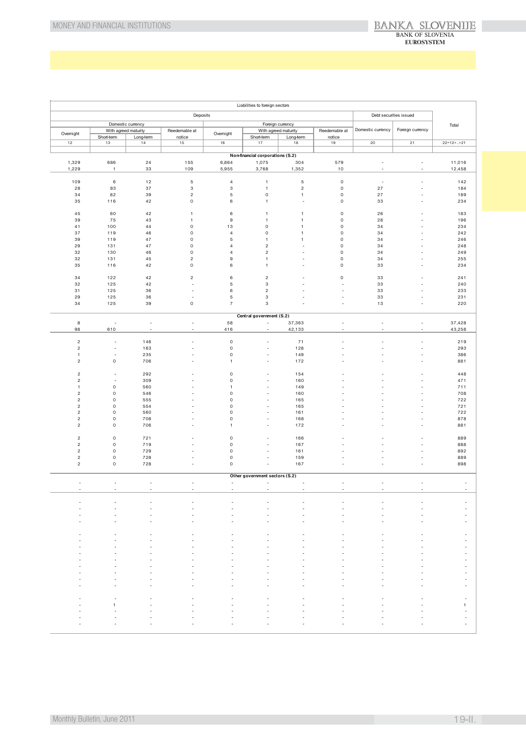| Liabilities to foreign sectors | | | | | | | | | | |
|---|---|---|---|---|---|---|---|---|---|---|
| Deposits | | | | | | | | Debt securities issued | | Total |
| Domestic currency | | | | Foreign currency | | | | Domestic currency | Foreign currency | |
| Overnight | With agreed maturity | | Reedemable at notice | Overnight | With agreed maturity | | Reedemable at notice | | | |
| | Short-term | Long-term | | | Short-term | Long-term | | | | |
| 12 | 13 | 14 | 15 | 16 | 17 | 18 | 19 | 20 | 21 | 22=12+..+21 |
| **Non-financial corporations (S.2)** | | | | | | | | | | |
| 1,329 | 686 | 24 | 155 | 6,864 | 1,075 | 304 | 579 | - | - | 11,016 |
| 1,229 | 1 | 33 | 109 | 5,955 | 3,768 | 1,352 | 10 | - | - | 12,458 |
| | | | | | | | | | | |
| 109 | 6 | 12 | 5 | 4 | 1 | 5 | 0 | - | - | 142 |
| 28 | 83 | 37 | 3 | 3 | 1 | 2 | 0 | 27 | - | 184 |
| 34 | 82 | 39 | 2 | 5 | 0 | 1 | 0 | 27 | - | 189 |
| 35 | 116 | 42 | 0 | 6 | 1 | - | 0 | 33 | - | 234 |
| | | | | | | | | | | |
| 45 | 60 | 42 | 1 | 6 | 1 | 1 | 0 | 26 | - | 183 |
| 39 | 75 | 43 | 1 | 9 | 1 | 1 | 0 | 28 | - | 196 |
| 41 | 100 | 44 | 0 | 13 | 0 | 1 | 0 | 34 | - | 234 |
| 37 | 119 | 46 | 0 | 4 | 0 | 1 | 0 | 34 | - | 242 |
| 39 | 119 | 47 | 0 | 5 | 1 | 1 | 0 | 34 | - | 246 |
| 29 | 131 | 47 | 0 | 4 | 2 | - | 0 | 34 | - | 248 |
| 32 | 130 | 46 | 0 | 4 | 2 | - | 0 | 34 | - | 249 |
| 32 | 131 | 45 | 2 | 9 | 1 | - | 0 | 34 | - | 255 |
| 35 | 116 | 42 | 0 | 6 | 1 | - | 0 | 33 | - | 234 |
| | | | | | | | | | | |
| 34 | 122 | 42 | 2 | 6 | 2 | - | 0 | 33 | - | 241 |
| 32 | 125 | 42 | - | 5 | 3 | - | - | 33 | - | 240 |
| 31 | 125 | 36 | - | 6 | 2 | - | - | 33 | - | 233 |
| 29 | 125 | 36 | - | 5 | 3 | - | - | 33 | - | 231 |
| 34 | 125 | 39 | 0 | 7 | 3 | - | - | 13 | - | 220 |
| **Central government (S.2)** | | | | | | | | | | |
| 8 | - | - | - | 58 | - | 37,363 | - | - | - | 37,428 |
| 98 | 610 | - | - | 416 | - | 42,133 | - | - | - | 43,258 |
| | | | | | | | | | | |
| 2 | - | 146 | - | 0 | - | 71 | - | - | - | 219 |
| 2 | - | 163 | - | 0 | - | 128 | - | - | - | 293 |
| 1 | - | 235 | - | 0 | - | 149 | - | - | - | 386 |
| 2 | 0 | 706 | - | 1 | - | 172 | - | - | - | 881 |
| | | | | | | | | | | |
| 2 | - | 292 | - | 0 | - | 154 | - | - | - | 448 |
| 2 | - | 309 | - | 0 | - | 160 | - | - | - | 471 |
| 1 | 0 | 560 | - | 1 | - | 149 | - | - | - | 711 |
| 2 | 0 | 546 | - | 0 | - | 160 | - | - | - | 708 |
| 2 | 0 | 555 | - | 0 | - | 165 | - | - | - | 722 |
| 2 | 0 | 554 | - | 0 | - | 165 | - | - | - | 721 |
| 2 | 0 | 560 | - | 0 | - | 161 | - | - | - | 722 |
| 2 | 0 | 708 | - | 0 | - | 168 | - | - | - | 878 |
| 2 | 0 | 706 | - | 1 | - | 172 | - | - | - | 881 |
| | | | | | | | | | | |
| 2 | 0 | 721 | - | 0 | - | 166 | - | - | - | 889 |
| 2 | 0 | 719 | - | 0 | - | 167 | - | - | - | 888 |
| 2 | 0 | 729 | - | 0 | - | 161 | - | - | - | 892 |
| 2 | 0 | 728 | - | 0 | - | 159 | - | - | - | 889 |
| 2 | 0 | 728 | - | 0 | - | 167 | - | - | - | 898 |
| **Other government sectors (S.2)** | | | | | | | | | | |
| - | - | - | - | - | - | - | - | - | - | - |
| - | - | - | - | - | - | - | - | - | - | - |
| | | | | | | | | | | |
| - | - | - | - | - | - | - | - | - | - | - |
| - | - | - | - | - | - | - | - | - | - | - |
| - | - | - | - | - | - | - | - | - | - | - |
| - | - | - | - | - | - | - | - | - | - | - |
| | | | | | | | | | | |
| - | - | - | - | - | - | - | - | - | - | - |
| - | - | - | - | - | - | - | - | - | - | - |
| - | - | - | - | - | - | - | - | - | - | - |
| - | - | - | - | - | - | - | - | - | - | - |
| - | - | - | - | - | - | - | - | - | - | - |
| - | - | - | - | - | - | - | - | - | - | - |
| - | - | - | - | - | - | - | - | - | - | - |
| - | - | - | - | - | - | - | - | - | - | - |
| - | - | - | - | - | - | - | - | - | - | - |
| | | | | | | | | | | |
| - | - | - | - | - | - | - | - | - | - | - |
| - | 1 | - | - | - | - | - | - | - | - | 1 |
| - | - | - | - | - | - | - | - | - | - | - |
| - | - | - | - | - | - | - | - | - | - | - |
| - | - | - | - | - | - | - | - | - | - | - |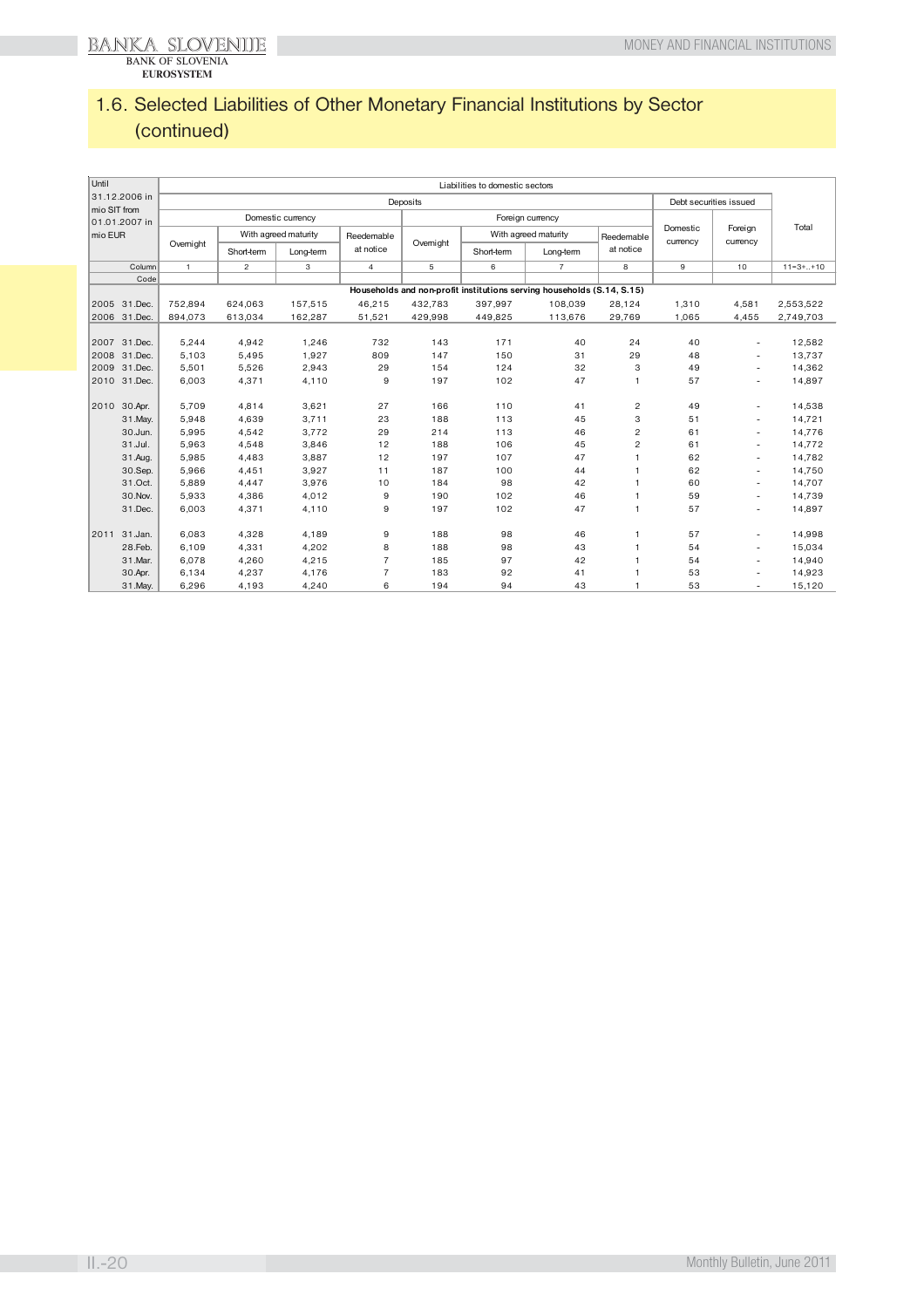# 1.6. Selected Liabilities of Other Monetary Financial Institutions by Sector (continued)

| Until 31.12.2006 in mio SIT from 01.01.2007 in mio EUR | Liabilities to domestic sectors | | | | | | | | | | |
|---|---|---|---|---|---|---|---|---|---|---|---|
| | Deposits | | | | | | | | Debt securities issued | | Total |
| | Domestic currency | | | | Foreign currency | | | | Domestic currency | Foreign currency | |
| | Overnight | With agreed maturity | | Reedemable at notice | Overnight | With agreed maturity | | Reedemable at notice | | | |
| | | Short-term | Long-term | | | Short-term | Long-term | | | | |
| Column | 1 | 2 | 3 | 4 | 5 | 6 | 7 | 8 | 9 | 10 | 11=3+..+10 |
| Code | | | | | | | | | | | |
| | **Households and non-profit institutions serving households (S.14, S.15)** | | | | | | | | | | |
| 2005 31.Dec. | 752,894 | 624,063 | 157,515 | 46,215 | 432,783 | 397,997 | 108,039 | 28,124 | 1,310 | 4,581 | 2,553,522 |
| 2006 31.Dec. | 894,073 | 613,034 | 162,287 | 51,521 | 429,998 | 449,825 | 113,676 | 29,769 | 1,065 | 4,455 | 2,749,703 |
| 2007 31.Dec. | 5,244 | 4,942 | 1,246 | 732 | 143 | 171 | 40 | 24 | 40 | - | 12,582 |
| 2008 31.Dec. | 5,103 | 5,495 | 1,927 | 809 | 147 | 150 | 31 | 29 | 48 | - | 13,737 |
| 2009 31.Dec. | 5,501 | 5,526 | 2,943 | 29 | 154 | 124 | 32 | 3 | 49 | - | 14,362 |
| 2010 31.Dec. | 6,003 | 4,371 | 4,110 | 9 | 197 | 102 | 47 | 1 | 57 | - | 14,897 |
| 2010 30.Apr. | 5,709 | 4,814 | 3,621 | 27 | 166 | 110 | 41 | 2 | 49 | - | 14,538 |
| 31.May. | 5,948 | 4,639 | 3,711 | 23 | 188 | 113 | 45 | 3 | 51 | - | 14,721 |
| 30.Jun. | 5,995 | 4,542 | 3,772 | 29 | 214 | 113 | 46 | 2 | 61 | - | 14,776 |
| 31.Jul. | 5,963 | 4,548 | 3,846 | 12 | 188 | 106 | 45 | 2 | 61 | - | 14,772 |
| 31.Aug. | 5,985 | 4,483 | 3,887 | 12 | 197 | 107 | 47 | 1 | 62 | - | 14,782 |
| 30.Sep. | 5,966 | 4,451 | 3,927 | 11 | 187 | 100 | 44 | 1 | 62 | - | 14,750 |
| 31.Oct. | 5,889 | 4,447 | 3,976 | 10 | 184 | 98 | 42 | 1 | 60 | - | 14,707 |
| 30.Nov. | 5,933 | 4,386 | 4,012 | 9 | 190 | 102 | 46 | 1 | 59 | - | 14,739 |
| 31.Dec. | 6,003 | 4,371 | 4,110 | 9 | 197 | 102 | 47 | 1 | 57 | - | 14,897 |
| 2011 31.Jan. | 6,083 | 4,328 | 4,189 | 9 | 188 | 98 | 46 | 1 | 57 | - | 14,998 |
| 28.Feb. | 6,109 | 4,331 | 4,202 | 8 | 188 | 98 | 43 | 1 | 54 | - | 15,034 |
| 31.Mar. | 6,078 | 4,260 | 4,215 | 7 | 185 | 97 | 42 | 1 | 54 | - | 14,940 |
| 30.Apr. | 6,134 | 4,237 | 4,176 | 7 | 183 | 92 | 41 | 1 | 53 | - | 14,923 |
| 31.May. | 6,296 | 4,193 | 4,240 | 6 | 194 | 94 | 43 | 1 | 53 | - | 15,120 |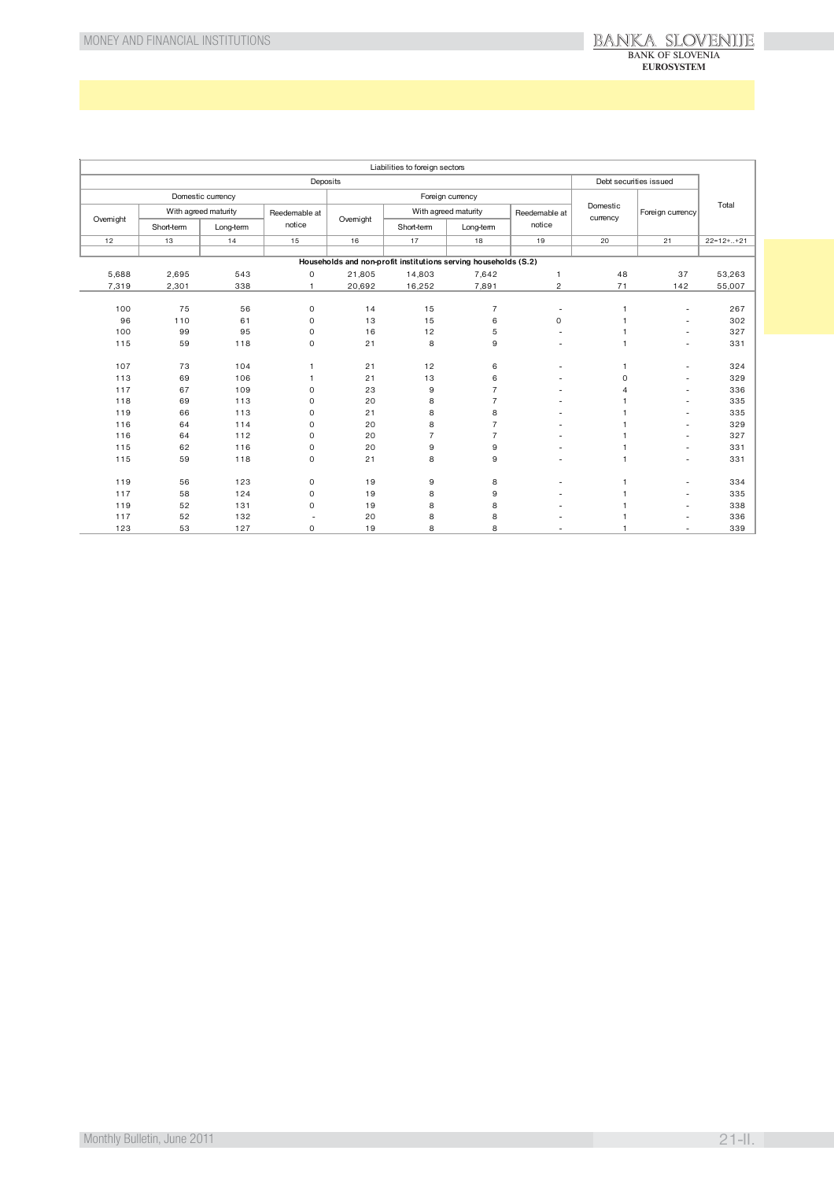| Liabilities to foreign sectors | | | | | | | | | | |
|---|---|---|---|---|---|---|---|---|---|---|
| Deposits | | | | | | | | Debt securities issued | | Total |
| Domestic currency | | | | Foreign currency | | | | Domestic currency | Foreign currency | |
| Overnight | With agreed maturity | | Reedemable at notice | Overnight | With agreed maturity | | Reedemable at notice | | | |
| | Short-term | Long-term | | | Short-term | Long-term | | | | |
| 12 | 13 | 14 | 15 | 16 | 17 | 18 | 19 | 20 | 21 | 22=12+..+21 |
| **Households and non-profit institutions serving households (S.2)** | | | | | | | | | | |
| 5,688 | 2,695 | 543 | 0 | 21,805 | 14,803 | 7,642 | 1 | 48 | 37 | 53,263 |
| 7,319 | 2,301 | 338 | 1 | 20,692 | 16,252 | 7,891 | 2 | 71 | 142 | 55,007 |
| | | | | | | | | | | |
| 100 | 75 | 56 | 0 | 14 | 15 | 7 | - | 1 | - | 267 |
| 96 | 110 | 61 | 0 | 13 | 15 | 6 | 0 | 1 | - | 302 |
| 100 | 99 | 95 | 0 | 16 | 12 | 5 | - | 1 | - | 327 |
| 115 | 59 | 118 | 0 | 21 | 8 | 9 | - | 1 | - | 331 |
| | | | | | | | | | | |
| 107 | 73 | 104 | 1 | 21 | 12 | 6 | - | 1 | - | 324 |
| 113 | 69 | 106 | 1 | 21 | 13 | 6 | - | 0 | - | 329 |
| 117 | 67 | 109 | 0 | 23 | 9 | 7 | - | 4 | - | 336 |
| 118 | 69 | 113 | 0 | 20 | 8 | 7 | - | 1 | - | 335 |
| 119 | 66 | 113 | 0 | 21 | 8 | 8 | - | 1 | - | 335 |
| 116 | 64 | 114 | 0 | 20 | 8 | 7 | - | 1 | - | 329 |
| 116 | 64 | 112 | 0 | 20 | 7 | 7 | - | 1 | - | 327 |
| 115 | 62 | 116 | 0 | 20 | 9 | 9 | - | 1 | - | 331 |
| 115 | 59 | 118 | 0 | 21 | 8 | 9 | - | 1 | - | 331 |
| | | | | | | | | | | |
| 119 | 56 | 123 | 0 | 19 | 9 | 8 | - | 1 | - | 334 |
| 117 | 58 | 124 | 0 | 19 | 8 | 9 | - | 1 | - | 335 |
| 119 | 52 | 131 | 0 | 19 | 8 | 8 | - | 1 | - | 338 |
| 117 | 52 | 132 | - | 20 | 8 | 8 | - | 1 | - | 336 |
| 123 | 53 | 127 | 0 | 19 | 8 | 8 | - | 1 | - | 339 |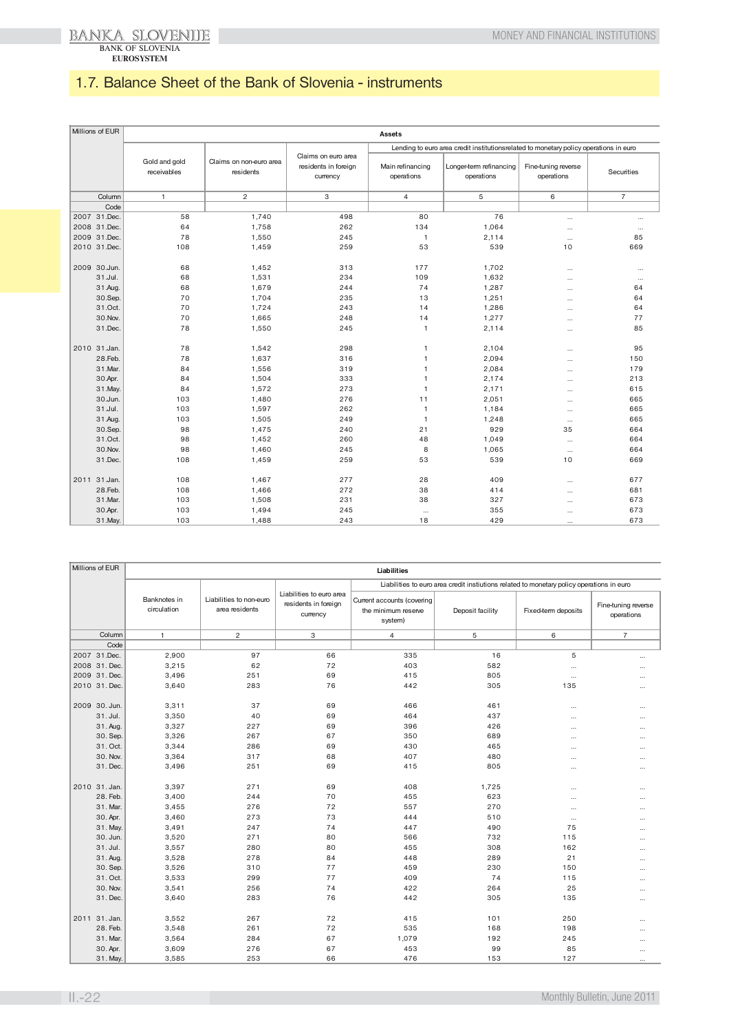## 1.7. Balance Sheet of the Bank of Slovenia - instruments

| Millions of EUR | Assets | | | | | | |
|---|---|---|---|---|---|---|---|
| | Gold and gold receivables | Claims on non-euro area residents | Claims on euro area residents in foreign currency | Lending to euro area credit institutionsrelated to monetary policy operations in euro | | | |
| | | | | Main refinancing operations | Longer-term refinancing operations | Fine-tuning reverse operations | Securities |
| Column | 1 | 2 | 3 | 4 | 5 | 6 | 7 |
| Code | | | | | | | |
| 2007 31.Dec. | 58 | 1,740 | 498 | 80 | 76 | ... | ... |
| 2008 31.Dec. | 64 | 1,758 | 262 | 134 | 1,064 | ... | ... |
| 2009 31.Dec. | 78 | 1,550 | 245 | 1 | 2,114 | ... | 85 |
| 2010 31.Dec. | 108 | 1,459 | 259 | 53 | 539 | 10 | 669 |
| 2009 30.Jun. | 68 | 1,452 | 313 | 177 | 1,702 | ... | ... |
| 31.Jul. | 68 | 1,531 | 234 | 109 | 1,632 | ... | ... |
| 31.Aug. | 68 | 1,679 | 244 | 74 | 1,287 | ... | 64 |
| 30.Sep. | 70 | 1,704 | 235 | 13 | 1,251 | ... | 64 |
| 31.Oct. | 70 | 1,724 | 243 | 14 | 1,286 | ... | 64 |
| 30.Nov. | 70 | 1,665 | 248 | 14 | 1,277 | ... | 77 |
| 31.Dec. | 78 | 1,550 | 245 | 1 | 2,114 | ... | 85 |
| 2010 31.Jan. | 78 | 1,542 | 298 | 1 | 2,104 | ... | 95 |
| 28.Feb. | 78 | 1,637 | 316 | 1 | 2,094 | ... | 150 |
| 31.Mar. | 84 | 1,556 | 319 | 1 | 2,084 | ... | 179 |
| 30.Apr. | 84 | 1,504 | 333 | 1 | 2,174 | ... | 213 |
| 31.May. | 84 | 1,572 | 273 | 1 | 2,171 | ... | 615 |
| 30.Jun. | 103 | 1,480 | 276 | 11 | 2,051 | ... | 665 |
| 31.Jul. | 103 | 1,597 | 262 | 1 | 1,184 | ... | 665 |
| 31.Aug. | 103 | 1,505 | 249 | 1 | 1,248 | ... | 665 |
| 30.Sep. | 98 | 1,475 | 240 | 21 | 929 | 35 | 664 |
| 31.Oct. | 98 | 1,452 | 260 | 48 | 1,049 | ... | 664 |
| 30.Nov. | 98 | 1,460 | 245 | 8 | 1,065 | ... | 664 |
| 31.Dec. | 108 | 1,459 | 259 | 53 | 539 | 10 | 669 |
| 2011 31.Jan. | 108 | 1,467 | 277 | 28 | 409 | ... | 677 |
| 28.Feb. | 108 | 1,466 | 272 | 38 | 414 | ... | 681 |
| 31.Mar. | 103 | 1,508 | 231 | 38 | 327 | ... | 673 |
| 30.Apr. | 103 | 1,494 | 245 | ... | 355 | ... | 673 |
| 31.May. | 103 | 1,488 | 243 | 18 | 429 | ... | 673 |

| Millions of EUR | Liabilities | | | | | | |
|---|---|---|---|---|---|---|---|
| | Banknotes in circulation | Liabilities to non-euro area residents | Liabilities to euro area residents in foreign currency | Liabilities to euro area credit instiutions related to monetary policy operations in euro | | | |
| | | | | Current accounts (covering the minimum reserve system) | Deposit facility | Fixed-term deposits | Fine-tuning reverse operations |
| Column | 1 | 2 | 3 | 4 | 5 | 6 | 7 |
| Code | | | | | | | |
| 2007 31.Dec. | 2,900 | 97 | 66 | 335 | 16 | 5 | ... |
| 2008 31. Dec. | 3,215 | 62 | 72 | 403 | 582 | ... | ... |
| 2009 31. Dec. | 3,496 | 251 | 69 | 415 | 805 | ... | ... |
| 2010 31. Dec. | 3,640 | 283 | 76 | 442 | 305 | 135 | ... |
| 2009 30. Jun. | 3,311 | 37 | 69 | 466 | 461 | ... | ... |
| 31. Jul. | 3,350 | 40 | 69 | 464 | 437 | ... | ... |
| 31. Aug. | 3,327 | 227 | 69 | 396 | 426 | ... | ... |
| 30. Sep. | 3,326 | 267 | 67 | 350 | 689 | ... | ... |
| 31. Oct. | 3,344 | 286 | 69 | 430 | 465 | ... | ... |
| 30. Nov. | 3,364 | 317 | 68 | 407 | 480 | ... | ... |
| 31. Dec. | 3,496 | 251 | 69 | 415 | 805 | ... | ... |
| 2010 31. Jan. | 3,397 | 271 | 69 | 408 | 1,725 | ... | ... |
| 28. Feb. | 3,400 | 244 | 70 | 455 | 623 | ... | ... |
| 31. Mar. | 3,455 | 276 | 72 | 557 | 270 | ... | ... |
| 30. Apr. | 3,460 | 273 | 73 | 444 | 510 | ... | ... |
| 31. May. | 3,491 | 247 | 74 | 447 | 490 | 75 | ... |
| 30. Jun. | 3,520 | 271 | 80 | 566 | 732 | 115 | ... |
| 31. Jul. | 3,557 | 280 | 80 | 455 | 308 | 162 | ... |
| 31. Aug. | 3,528 | 278 | 84 | 448 | 289 | 21 | ... |
| 30. Sep. | 3,526 | 310 | 77 | 459 | 230 | 150 | ... |
| 31. Oct. | 3,533 | 299 | 77 | 409 | 74 | 115 | ... |
| 30. Nov. | 3,541 | 256 | 74 | 422 | 264 | 25 | ... |
| 31. Dec. | 3,640 | 283 | 76 | 442 | 305 | 135 | ... |
| 2011 31. Jan. | 3,552 | 267 | 72 | 415 | 101 | 250 | ... |
| 28. Feb. | 3,548 | 261 | 72 | 535 | 168 | 198 | ... |
| 31. Mar. | 3,564 | 284 | 67 | 1,079 | 192 | 245 | ... |
| 30. Apr. | 3,609 | 276 | 67 | 453 | 99 | 85 | ... |
| 31. May. | 3,585 | 253 | 66 | 476 | 153 | 127 | ... |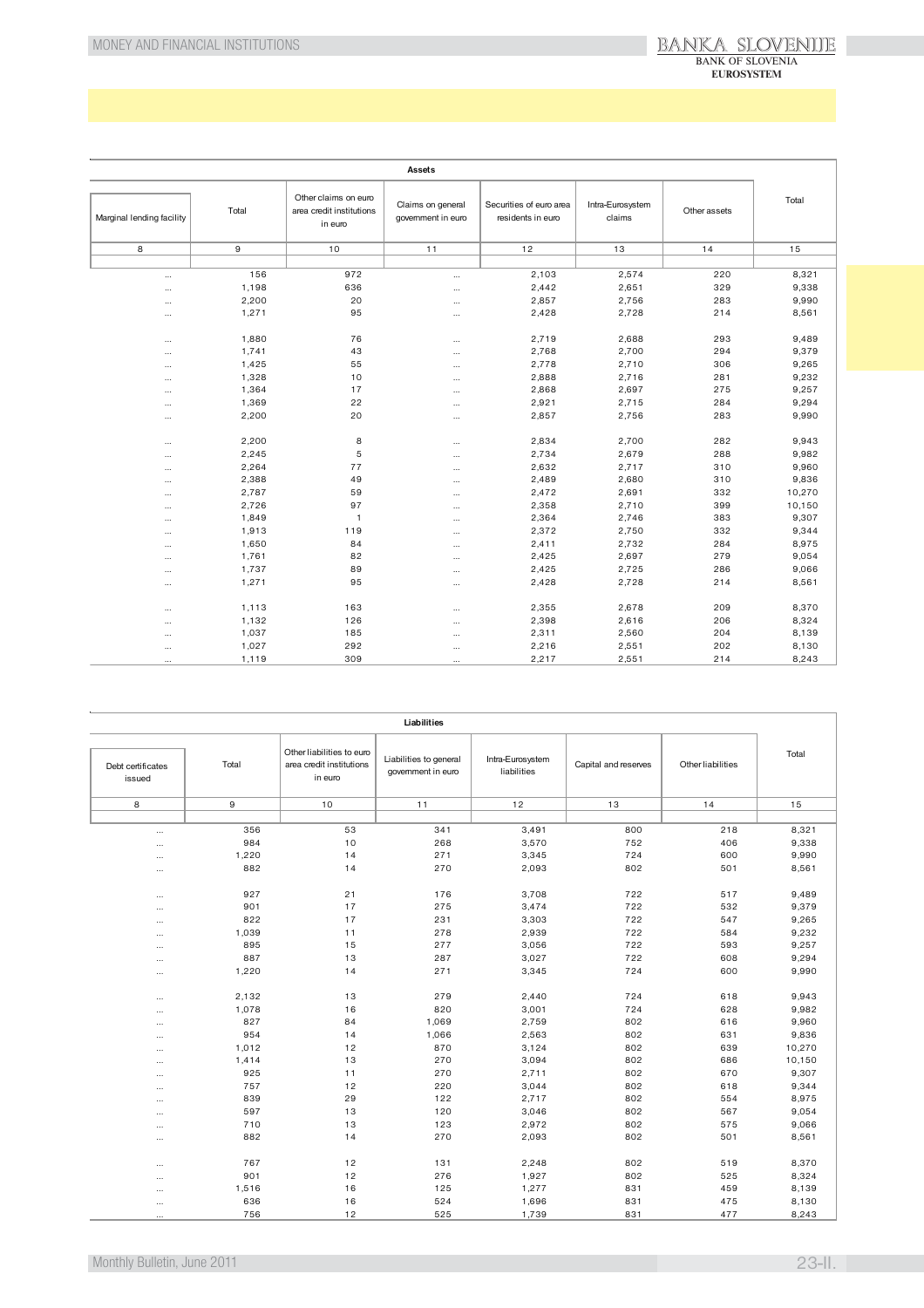| Assets | | | | | | | |
|---|---|---|---|---|---|---|---|
| Marginal lending facility | Total | Other claims on euro area credit institutions in euro | Claims on general government in euro | Securities of euro area residents in euro | Intra-Eurosystem claims | Other assets | Total |
| 8 | 9 | 10 | 11 | 12 | 13 | 14 | 15 |
| ... | 156 | 972 | ... | 2,103 | 2,574 | 220 | 8,321 |
| ... | 1,198 | 636 | ... | 2,442 | 2,651 | 329 | 9,338 |
| ... | 2,200 | 20 | ... | 2,857 | 2,756 | 283 | 9,990 |
| ... | 1,271 | 95 | ... | 2,428 | 2,728 | 214 | 8,561 |
| | | | | | | | |
| ... | 1,880 | 76 | ... | 2,719 | 2,688 | 293 | 9,489 |
| ... | 1,741 | 43 | ... | 2,768 | 2,700 | 294 | 9,379 |
| ... | 1,425 | 55 | ... | 2,778 | 2,710 | 306 | 9,265 |
| ... | 1,328 | 10 | ... | 2,888 | 2,716 | 281 | 9,232 |
| ... | 1,364 | 17 | ... | 2,868 | 2,697 | 275 | 9,257 |
| ... | 1,369 | 22 | ... | 2,921 | 2,715 | 284 | 9,294 |
| ... | 2,200 | 20 | ... | 2,857 | 2,756 | 283 | 9,990 |
| | | | | | | | |
| ... | 2,200 | 8 | ... | 2,834 | 2,700 | 282 | 9,943 |
| ... | 2,245 | 5 | ... | 2,734 | 2,679 | 288 | 9,982 |
| ... | 2,264 | 77 | ... | 2,632 | 2,717 | 310 | 9,960 |
| ... | 2,388 | 49 | ... | 2,489 | 2,680 | 310 | 9,836 |
| ... | 2,787 | 59 | ... | 2,472 | 2,691 | 332 | 10,270 |
| ... | 2,726 | 97 | ... | 2,358 | 2,710 | 399 | 10,150 |
| ... | 1,849 | 1 | ... | 2,364 | 2,746 | 383 | 9,307 |
| ... | 1,913 | 119 | ... | 2,372 | 2,750 | 332 | 9,344 |
| ... | 1,650 | 84 | ... | 2,411 | 2,732 | 284 | 8,975 |
| ... | 1,761 | 82 | ... | 2,425 | 2,697 | 279 | 9,054 |
| ... | 1,737 | 89 | ... | 2,425 | 2,725 | 286 | 9,066 |
| ... | 1,271 | 95 | ... | 2,428 | 2,728 | 214 | 8,561 |
| | | | | | | | |
| ... | 1,113 | 163 | ... | 2,355 | 2,678 | 209 | 8,370 |
| ... | 1,132 | 126 | ... | 2,398 | 2,616 | 206 | 8,324 |
| ... | 1,037 | 185 | ... | 2,311 | 2,560 | 204 | 8,139 |
| ... | 1,027 | 292 | ... | 2,216 | 2,551 | 202 | 8,130 |
| ... | 1,119 | 309 | ... | 2,217 | 2,551 | 214 | 8,243 |

| Liabilities | | | | | | | |
|---|---|---|---|---|---|---|---|
| Debt certificates issued | Total | Other liabilities to euro area credit institutions in euro | Liabilities to general government in euro | Intra-Eurosystem liabilities | Capital and reserves | Other liabilities | Total |
| 8 | 9 | 10 | 11 | 12 | 13 | 14 | 15 |
| ... | 356 | 53 | 341 | 3,491 | 800 | 218 | 8,321 |
| ... | 984 | 10 | 268 | 3,570 | 752 | 406 | 9,338 |
| ... | 1,220 | 14 | 271 | 3,345 | 724 | 600 | 9,990 |
| ... | 882 | 14 | 270 | 2,093 | 802 | 501 | 8,561 |
| | | | | | | | |
| ... | 927 | 21 | 176 | 3,708 | 722 | 517 | 9,489 |
| ... | 901 | 17 | 275 | 3,474 | 722 | 532 | 9,379 |
| ... | 822 | 17 | 231 | 3,303 | 722 | 547 | 9,265 |
| ... | 1,039 | 11 | 278 | 2,939 | 722 | 584 | 9,232 |
| ... | 895 | 15 | 277 | 3,056 | 722 | 593 | 9,257 |
| ... | 887 | 13 | 287 | 3,027 | 722 | 608 | 9,294 |
| ... | 1,220 | 14 | 271 | 3,345 | 724 | 600 | 9,990 |
| | | | | | | | |
| ... | 2,132 | 13 | 279 | 2,440 | 724 | 618 | 9,943 |
| ... | 1,078 | 16 | 820 | 3,001 | 724 | 628 | 9,982 |
| ... | 827 | 84 | 1,069 | 2,759 | 802 | 616 | 9,960 |
| ... | 954 | 14 | 1,066 | 2,563 | 802 | 631 | 9,836 |
| ... | 1,012 | 12 | 870 | 3,124 | 802 | 639 | 10,270 |
| ... | 1,414 | 13 | 270 | 3,094 | 802 | 686 | 10,150 |
| ... | 925 | 11 | 270 | 2,711 | 802 | 670 | 9,307 |
| ... | 757 | 12 | 220 | 3,044 | 802 | 618 | 9,344 |
| ... | 839 | 29 | 122 | 2,717 | 802 | 554 | 8,975 |
| ... | 597 | 13 | 120 | 3,046 | 802 | 567 | 9,054 |
| ... | 710 | 13 | 123 | 2,972 | 802 | 575 | 9,066 |
| ... | 882 | 14 | 270 | 2,093 | 802 | 501 | 8,561 |
| | | | | | | | |
| ... | 767 | 12 | 131 | 2,248 | 802 | 519 | 8,370 |
| ... | 901 | 12 | 276 | 1,927 | 802 | 525 | 8,324 |
| ... | 1,516 | 16 | 125 | 1,277 | 831 | 459 | 8,139 |
| ... | 636 | 16 | 524 | 1,696 | 831 | 475 | 8,130 |
| ... | 756 | 12 | 525 | 1,739 | 831 | 477 | 8,243 |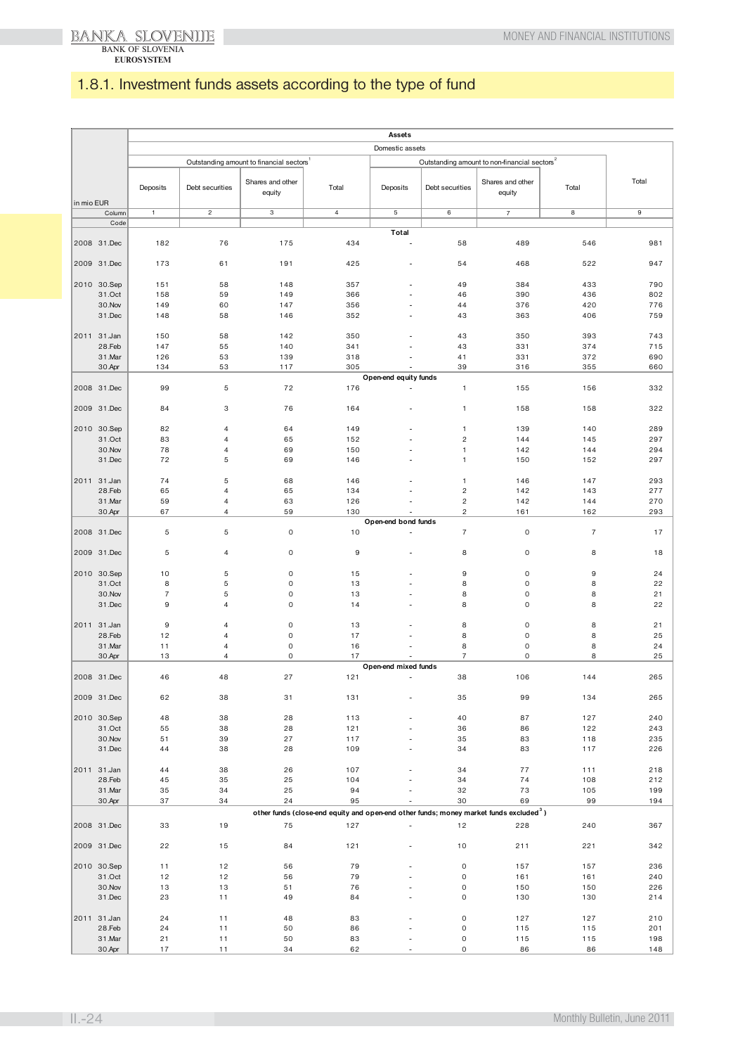## 1.8.1. Investment funds assets according to the type of fund

| in mio EUR | Assets | | | | | | | | |
|---|---|---|---|---|---|---|---|---|---|
| | Domestic assets | | | | | | | | |
| | Outstanding amount to financial sectors[1] | | | | Outstanding amount to non-financial sectors[2] | | | | Total |
| | Deposits | Debt securities | Shares and other equity | Total | Deposits | Debt securities | Shares and other equity | Total | |
| Column | 1 | 2 | 3 | 4 | 5 | 6 | 7 | 8 | 9 |
| Code | | | | | | | | | |
| **Total** | | | | | | | | | |
| 2008 31.Dec | 182 | 76 | 175 | 434 | - | 58 | 489 | 546 | 981 |
| 2009 31.Dec | 173 | 61 | 191 | 425 | - | 54 | 468 | 522 | 947 |
| 2010 30.Sep | 151 | 58 | 148 | 357 | - | 49 | 384 | 433 | 790 |
| 31.Oct | 158 | 59 | 149 | 366 | - | 46 | 390 | 436 | 802 |
| 30.Nov | 149 | 60 | 147 | 356 | - | 44 | 376 | 420 | 776 |
| 31.Dec | 148 | 58 | 146 | 352 | - | 43 | 363 | 406 | 759 |
| 2011 31.Jan | 150 | 58 | 142 | 350 | - | 43 | 350 | 393 | 743 |
| 28.Feb | 147 | 55 | 140 | 341 | - | 43 | 331 | 374 | 715 |
| 31.Mar | 126 | 53 | 139 | 318 | - | 41 | 331 | 372 | 690 |
| 30.Apr | 134 | 53 | 117 | 305 | - | 39 | 316 | 355 | 660 |
| **Open-end equity funds** | | | | | | | | | |
| 2008 31.Dec | 99 | 5 | 72 | 176 | - | 1 | 155 | 156 | 332 |
| 2009 31.Dec | 84 | 3 | 76 | 164 | - | 1 | 158 | 158 | 322 |
| 2010 30.Sep | 82 | 4 | 64 | 149 | - | 1 | 139 | 140 | 289 |
| 31.Oct | 83 | 4 | 65 | 152 | - | 2 | 144 | 145 | 297 |
| 30.Nov | 78 | 4 | 69 | 150 | - | 1 | 142 | 144 | 294 |
| 31.Dec | 72 | 5 | 69 | 146 | - | 1 | 150 | 152 | 297 |
| 2011 31.Jan | 74 | 5 | 68 | 146 | - | 1 | 146 | 147 | 293 |
| 28.Feb | 65 | 4 | 65 | 134 | - | 2 | 142 | 143 | 277 |
| 31.Mar | 59 | 4 | 63 | 126 | - | 2 | 142 | 144 | 270 |
| 30.Apr | 67 | 4 | 59 | 130 | - | 2 | 161 | 162 | 293 |
| **Open-end bond funds** | | | | | | | | | |
| 2008 31.Dec | 5 | 5 | 0 | 10 | - | 7 | 0 | 7 | 17 |
| 2009 31.Dec | 5 | 4 | 0 | 9 | - | 8 | 0 | 8 | 18 |
| 2010 30.Sep | 10 | 5 | 0 | 15 | - | 9 | 0 | 9 | 24 |
| 31.Oct | 8 | 5 | 0 | 13 | - | 8 | 0 | 8 | 22 |
| 30.Nov | 7 | 5 | 0 | 13 | - | 8 | 0 | 8 | 21 |
| 31.Dec | 9 | 4 | 0 | 14 | - | 8 | 0 | 8 | 22 |
| 2011 31.Jan | 9 | 4 | 0 | 13 | - | 8 | 0 | 8 | 21 |
| 28.Feb | 12 | 4 | 0 | 17 | - | 8 | 0 | 8 | 25 |
| 31.Mar | 11 | 4 | 0 | 16 | - | 8 | 0 | 8 | 24 |
| 30.Apr | 13 | 4 | 0 | 17 | - | 7 | 0 | 8 | 25 |
| **Open-end mixed funds** | | | | | | | | | |
| 2008 31.Dec | 46 | 48 | 27 | 121 | - | 38 | 106 | 144 | 265 |
| 2009 31.Dec | 62 | 38 | 31 | 131 | - | 35 | 99 | 134 | 265 |
| 2010 30.Sep | 48 | 38 | 28 | 113 | - | 40 | 87 | 127 | 240 |
| 31.Oct | 55 | 38 | 28 | 121 | - | 36 | 86 | 122 | 243 |
| 30.Nov | 51 | 39 | 27 | 117 | - | 35 | 83 | 118 | 235 |
| 31.Dec | 44 | 38 | 28 | 109 | - | 34 | 83 | 117 | 226 |
| 2011 31.Jan | 44 | 38 | 26 | 107 | - | 34 | 77 | 111 | 218 |
| 28.Feb | 45 | 35 | 25 | 104 | - | 34 | 74 | 108 | 212 |
| 31.Mar | 35 | 34 | 25 | 94 | - | 32 | 73 | 105 | 199 |
| 30.Apr | 37 | 34 | 24 | 95 | - | 30 | 69 | 99 | 194 |
| **other funds (close-end equity and open-end other funds; money market funds excluded[3])** | | | | | | | | | |
| 2008 31.Dec | 33 | 19 | 75 | 127 | - | 12 | 228 | 240 | 367 |
| 2009 31.Dec | 22 | 15 | 84 | 121 | - | 10 | 211 | 221 | 342 |
| 2010 30.Sep | 11 | 12 | 56 | 79 | - | 0 | 157 | 157 | 236 |
| 31.Oct | 12 | 12 | 56 | 79 | - | 0 | 161 | 161 | 240 |
| 30.Nov | 13 | 13 | 51 | 76 | - | 0 | 150 | 150 | 226 |
| 31.Dec | 23 | 11 | 49 | 84 | - | 0 | 130 | 130 | 214 |
| 2011 31.Jan | 24 | 11 | 48 | 83 | - | 0 | 127 | 127 | 210 |
| 28.Feb | 24 | 11 | 50 | 86 | - | 0 | 115 | 115 | 201 |
| 31.Mar | 21 | 11 | 50 | 83 | - | 0 | 115 | 115 | 198 |
| 30.Apr | 17 | 11 | 34 | 62 | - | 0 | 86 | 86 | 148 |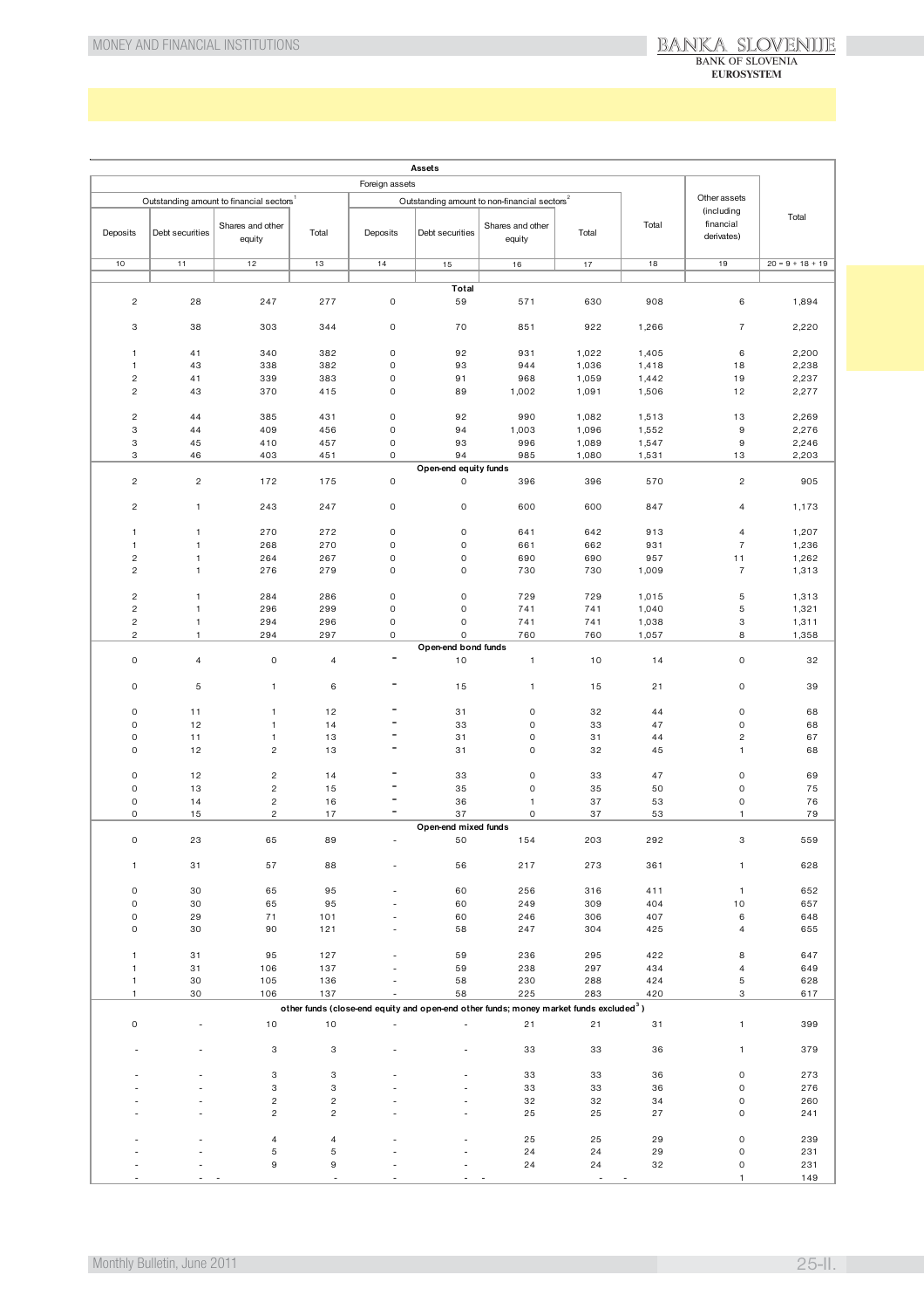| Assets | | | | | | | | | | |
|---|---|---|---|---|---|---|---|---|---|---|
| Foreign assets | | | | | | | | | Other assets (including financial derivates) | Total |
| Outstanding amount to financial sectors[1] | | | | Outstanding amount to non-financial sectors[2] | | | | Total | | |
| Deposits | Debt securities | Shares and other equity | Total | Deposits | Debt securities | Shares and other equity | Total | | | |
| 10 | 11 | 12 | 13 | 14 | 15 | 16 | 17 | 18 | 19 | 20 = 9 + 18 + 19 |
| **Total** | | | | | | | | | | |
| 2 | 28 | 247 | 277 | 0 | 59 | 571 | 630 | 908 | 6 | 1,894 |
| 3 | 38 | 303 | 344 | 0 | 70 | 851 | 922 | 1,266 | 7 | 2,220 |
| 1 | 41 | 340 | 382 | 0 | 92 | 931 | 1,022 | 1,405 | 6 | 2,200 |
| 1 | 43 | 338 | 382 | 0 | 93 | 944 | 1,036 | 1,418 | 18 | 2,238 |
| 2 | 41 | 339 | 383 | 0 | 91 | 968 | 1,059 | 1,442 | 19 | 2,237 |
| 2 | 43 | 370 | 415 | 0 | 89 | 1,002 | 1,091 | 1,506 | 12 | 2,277 |
| 2 | 44 | 385 | 431 | 0 | 92 | 990 | 1,082 | 1,513 | 13 | 2,269 |
| 3 | 44 | 409 | 456 | 0 | 94 | 1,003 | 1,096 | 1,552 | 9 | 2,276 |
| 3 | 45 | 410 | 457 | 0 | 93 | 996 | 1,089 | 1,547 | 9 | 2,246 |
| 3 | 46 | 403 | 451 | 0 | 94 | 985 | 1,080 | 1,531 | 13 | 2,203 |
| **Open-end equity funds** | | | | | | | | | | |
| 2 | 2 | 172 | 175 | 0 | 0 | 396 | 396 | 570 | 2 | 905 |
| 2 | 1 | 243 | 247 | 0 | 0 | 600 | 600 | 847 | 4 | 1,173 |
| 1 | 1 | 270 | 272 | 0 | 0 | 641 | 642 | 913 | 4 | 1,207 |
| 1 | 1 | 268 | 270 | 0 | 0 | 661 | 662 | 931 | 7 | 1,236 |
| 2 | 1 | 264 | 267 | 0 | 0 | 690 | 690 | 957 | 11 | 1,262 |
| 2 | 1 | 276 | 279 | 0 | 0 | 730 | 730 | 1,009 | 7 | 1,313 |
| 2 | 1 | 284 | 286 | 0 | 0 | 729 | 729 | 1,015 | 5 | 1,313 |
| 2 | 1 | 296 | 299 | 0 | 0 | 741 | 741 | 1,040 | 5 | 1,321 |
| 2 | 1 | 294 | 296 | 0 | 0 | 741 | 741 | 1,038 | 3 | 1,311 |
| 2 | 1 | 294 | 297 | 0 | 0 | 760 | 760 | 1,057 | 8 | 1,358 |
| **Open-end bond funds** | | | | | | | | | | |
| 0 | 4 | 0 | 4 | - | 10 | 1 | 10 | 14 | 0 | 32 |
| 0 | 5 | 1 | 6 | - | 15 | 1 | 15 | 21 | 0 | 39 |
| 0 | 11 | 1 | 12 | - | 31 | 0 | 32 | 44 | 0 | 68 |
| 0 | 12 | 1 | 14 | - | 33 | 0 | 33 | 47 | 0 | 68 |
| 0 | 11 | 1 | 13 | - | 31 | 0 | 31 | 44 | 2 | 67 |
| 0 | 12 | 2 | 13 | - | 31 | 0 | 32 | 45 | 1 | 68 |
| 0 | 12 | 2 | 14 | - | 33 | 0 | 33 | 47 | 0 | 69 |
| 0 | 13 | 2 | 15 | - | 35 | 0 | 35 | 50 | 0 | 75 |
| 0 | 14 | 2 | 16 | - | 36 | 1 | 37 | 53 | 0 | 76 |
| 0 | 15 | 2 | 17 | - | 37 | 0 | 37 | 53 | 1 | 79 |
| **Open-end mixed funds** | | | | | | | | | | |
| 0 | 23 | 65 | 89 | - | 50 | 154 | 203 | 292 | 3 | 559 |
| 1 | 31 | 57 | 88 | - | 56 | 217 | 273 | 361 | 1 | 628 |
| 0 | 30 | 65 | 95 | - | 60 | 256 | 316 | 411 | 1 | 652 |
| 0 | 30 | 65 | 95 | - | 60 | 249 | 309 | 404 | 10 | 657 |
| 0 | 29 | 71 | 101 | - | 60 | 246 | 306 | 407 | 6 | 648 |
| 0 | 30 | 90 | 121 | - | 58 | 247 | 304 | 425 | 4 | 655 |
| 1 | 31 | 95 | 127 | - | 59 | 236 | 295 | 422 | 8 | 647 |
| 1 | 31 | 106 | 137 | - | 59 | 238 | 297 | 434 | 4 | 649 |
| 1 | 30 | 105 | 136 | - | 58 | 230 | 288 | 424 | 5 | 628 |
| 1 | 30 | 106 | 137 | - | 58 | 225 | 283 | 420 | 3 | 617 |
| **other funds (close-end equity and open-end other funds; money market funds excluded[3])** | | | | | | | | | | |
| 0 | - | 10 | 10 | - | - | 21 | 21 | 31 | 1 | 399 |
| - | - | 3 | 3 | - | - | 33 | 33 | 36 | 1 | 379 |
| - | - | 3 | 3 | - | - | 33 | 33 | 36 | 0 | 273 |
| - | - | 3 | 3 | - | - | 33 | 33 | 36 | 0 | 276 |
| - | - | 2 | 2 | - | - | 32 | 32 | 34 | 0 | 260 |
| - | - | 2 | 2 | - | - | 25 | 25 | 27 | 0 | 241 |
| - | - | 4 | 4 | - | - | 25 | 25 | 29 | 0 | 239 |
| - | - | 5 | 5 | - | - | 24 | 24 | 29 | 0 | 231 |
| - | - | 9 | 9 | - | - | 24 | 24 | 32 | 0 | 231 |
| - | - | - | - | - | - | - | - | - | 1 | 149 |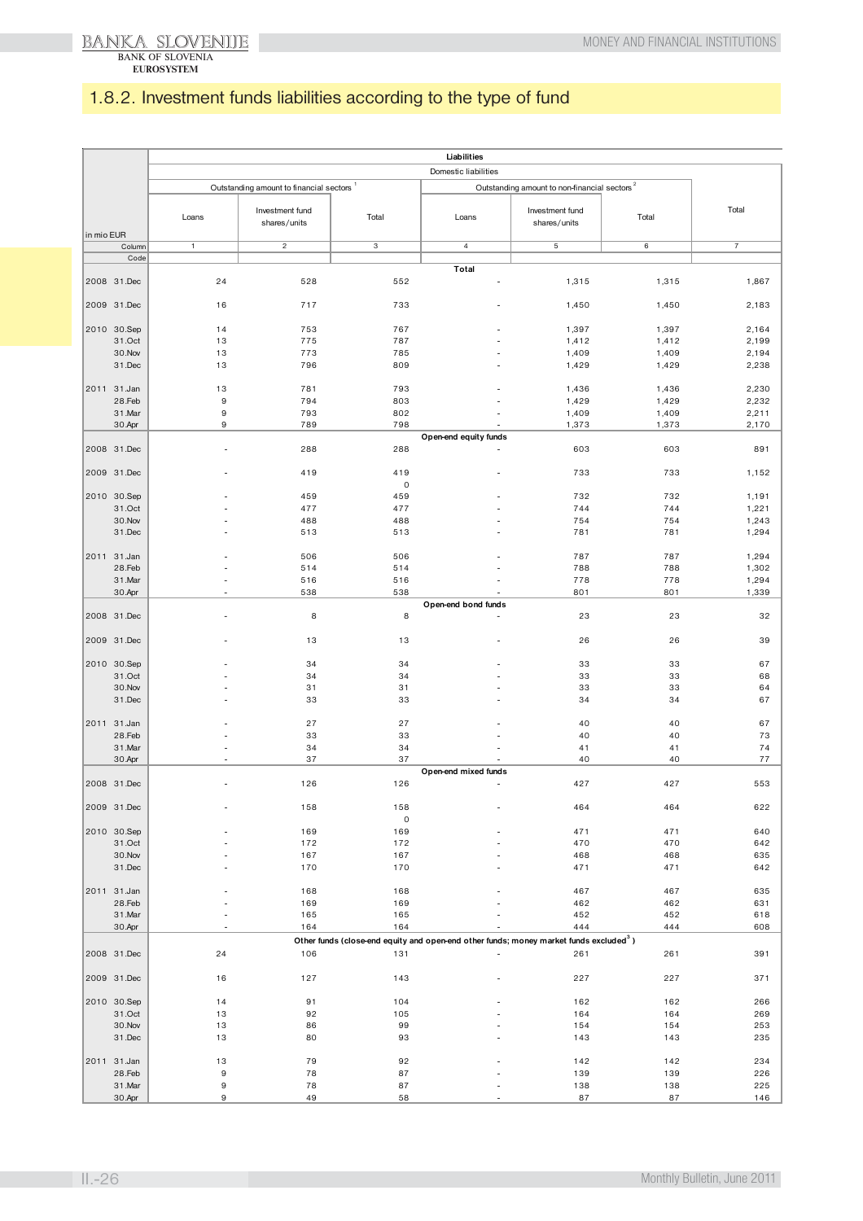## 1.8.2. Investment funds liabilities according to the type of fund

| in mio EUR | | Liabilities | | | | | | |
|---|---|---|---|---|---|---|---|---|
| | | Domestic liabilities | | | | | | |
| | | Outstanding amount to financial sectors [1] | | | Outstanding amount to non-financial sectors [2] | | | Total |
| | | Loans | Investment fund shares/units | Total | Loans | Investment fund shares/units | Total | |
| | Column | 1 | 2 | 3 | 4 | 5 | 6 | 7 |
| | Code | | | | | | | |
| | | | | | **Total** | | | |
| 2008 | 31.Dec | 24 | 528 | 552 | - | 1,315 | 1,315 | 1,867 |
| 2009 | 31.Dec | 16 | 717 | 733 | - | 1,450 | 1,450 | 2,183 |
| 2010 | 30.Sep | 14 | 753 | 767 | - | 1,397 | 1,397 | 2,164 |
| | 31.Oct | 13 | 775 | 787 | - | 1,412 | 1,412 | 2,199 |
| | 30.Nov | 13 | 773 | 785 | - | 1,409 | 1,409 | 2,194 |
| | 31.Dec | 13 | 796 | 809 | - | 1,429 | 1,429 | 2,238 |
| 2011 | 31.Jan | 13 | 781 | 793 | - | 1,436 | 1,436 | 2,230 |
| | 28.Feb | 9 | 794 | 803 | - | 1,429 | 1,429 | 2,232 |
| | 31.Mar | 9 | 793 | 802 | - | 1,409 | 1,409 | 2,211 |
| | 30.Apr | 9 | 789 | 798 | - | 1,373 | 1,373 | 2,170 |
| | | | | | **Open-end equity funds** | | | |
| 2008 | 31.Dec | - | 288 | 288 | - | 603 | 603 | 891 |
| 2009 | 31.Dec | - | 419 | 419 0 | - | 733 | 733 | 1,152 |
| 2010 | 30.Sep | - | 459 | 459 | - | 732 | 732 | 1,191 |
| | 31.Oct | - | 477 | 477 | - | 744 | 744 | 1,221 |
| | 30.Nov | - | 488 | 488 | - | 754 | 754 | 1,243 |
| | 31.Dec | - | 513 | 513 | - | 781 | 781 | 1,294 |
| 2011 | 31.Jan | - | 506 | 506 | - | 787 | 787 | 1,294 |
| | 28.Feb | - | 514 | 514 | - | 788 | 788 | 1,302 |
| | 31.Mar | - | 516 | 516 | - | 778 | 778 | 1,294 |
| | 30.Apr | - | 538 | 538 | - | 801 | 801 | 1,339 |
| | | | | | **Open-end bond funds** | | | |
| 2008 | 31.Dec | - | 8 | 8 | - | 23 | 23 | 32 |
| 2009 | 31.Dec | - | 13 | 13 | - | 26 | 26 | 39 |
| 2010 | 30.Sep | - | 34 | 34 | - | 33 | 33 | 67 |
| | 31.Oct | - | 34 | 34 | - | 33 | 33 | 68 |
| | 30.Nov | - | 31 | 31 | - | 33 | 33 | 64 |
| | 31.Dec | - | 33 | 33 | - | 34 | 34 | 67 |
| 2011 | 31.Jan | - | 27 | 27 | - | 40 | 40 | 67 |
| | 28.Feb | - | 33 | 33 | - | 40 | 40 | 73 |
| | 31.Mar | - | 34 | 34 | - | 41 | 41 | 74 |
| | 30.Apr | - | 37 | 37 | - | 40 | 40 | 77 |
| | | | | | **Open-end mixed funds** | | | |
| 2008 | 31.Dec | - | 126 | 126 | - | 427 | 427 | 553 |
| 2009 | 31.Dec | - | 158 | 158 0 | - | 464 | 464 | 622 |
| 2010 | 30.Sep | - | 169 | 169 | - | 471 | 471 | 640 |
| | 31.Oct | - | 172 | 172 | - | 470 | 470 | 642 |
| | 30.Nov | - | 167 | 167 | - | 468 | 468 | 635 |
| | 31.Dec | - | 170 | 170 | - | 471 | 471 | 642 |
| 2011 | 31.Jan | - | 168 | 168 | - | 467 | 467 | 635 |
| | 28.Feb | - | 169 | 169 | - | 462 | 462 | 631 |
| | 31.Mar | - | 165 | 165 | - | 452 | 452 | 618 |
| | 30.Apr | - | 164 | 164 | - | 444 | 444 | 608 |
| | | | | | **Other funds (close-end equity and open-end other funds; money market funds excluded[3])** | | | |
| 2008 | 31.Dec | 24 | 106 | 131 | - | 261 | 261 | 391 |
| 2009 | 31.Dec | 16 | 127 | 143 | - | 227 | 227 | 371 |
| 2010 | 30.Sep | 14 | 91 | 104 | - | 162 | 162 | 266 |
| | 31.Oct | 13 | 92 | 105 | - | 164 | 164 | 269 |
| | 30.Nov | 13 | 86 | 99 | - | 154 | 154 | 253 |
| | 31.Dec | 13 | 80 | 93 | - | 143 | 143 | 235 |
| 2011 | 31.Jan | 13 | 79 | 92 | - | 142 | 142 | 234 |
| | 28.Feb | 9 | 78 | 87 | - | 139 | 139 | 226 |
| | 31.Mar | 9 | 78 | 87 | - | 138 | 138 | 225 |
| | 30.Apr | 9 | 49 | 58 | - | 87 | 87 | 146 |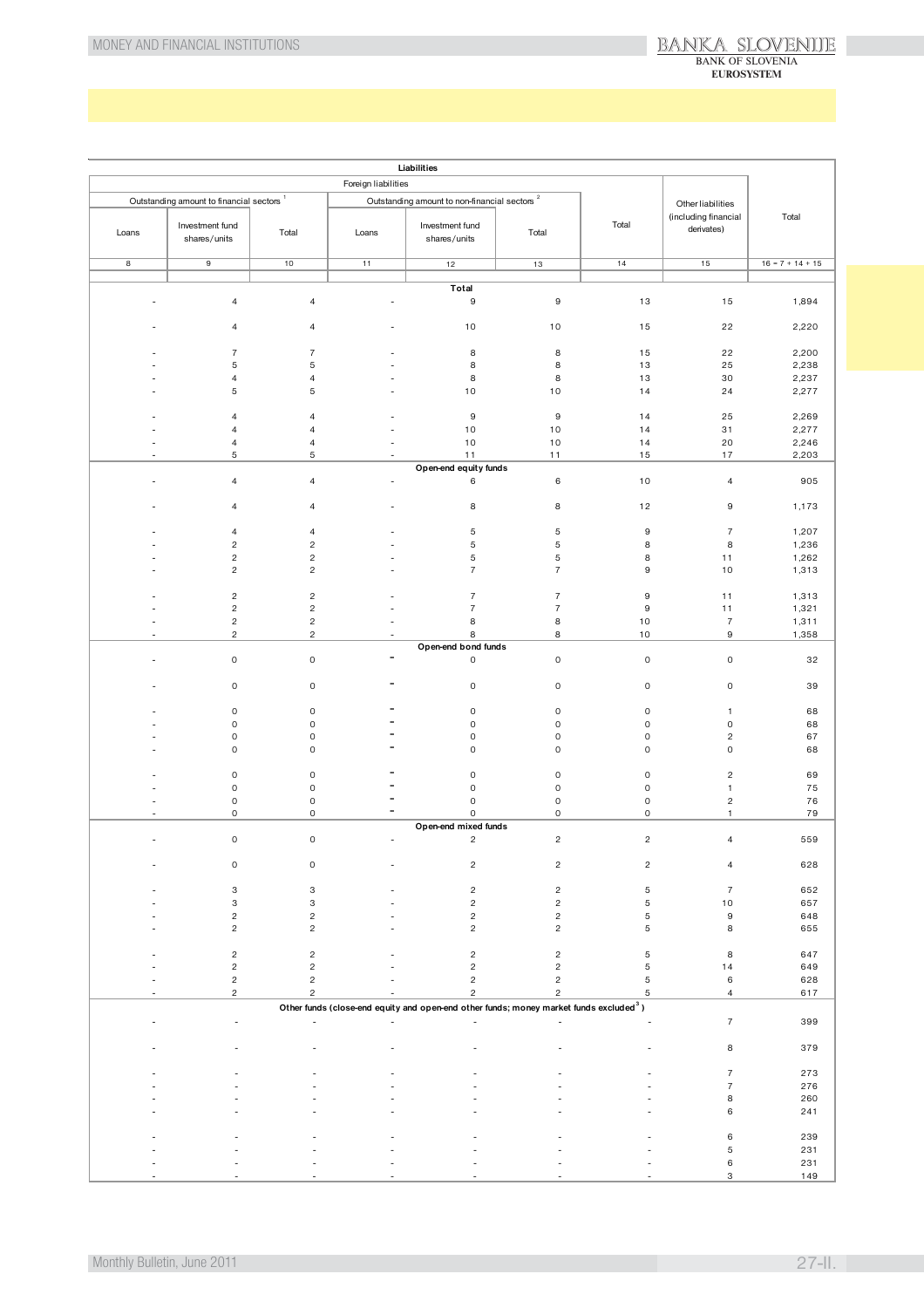| Liabilities | | | | | | | | |
|---|---|---|---|---|---|---|---|---|
| Foreign liabilities | | | | | | | Other liabilities (including financial derivates) | Total |
| Outstanding amount to financial sectors [1] | | | Outstanding amount to non-financial sectors [2] | | | Total | | |
| Loans | Investment fund shares/units | Total | Loans | Investment fund shares/units | Total | | | |
| 8 | 9 | 10 | 11 | 12 | 13 | 14 | 15 | 16 = 7 + 14 + 15 |
| **Total** | | | | | | | | |
| - | 4 | 4 | - | 9 | 9 | 13 | 15 | 1,894 |
| - | 4 | 4 | - | 10 | 10 | 15 | 22 | 2,220 |
| - | 7 | 7 | - | 8 | 8 | 15 | 22 | 2,200 |
| - | 5 | 5 | - | 8 | 8 | 13 | 25 | 2,238 |
| - | 4 | 4 | - | 8 | 8 | 13 | 30 | 2,237 |
| - | 5 | 5 | - | 10 | 10 | 14 | 24 | 2,277 |
| - | 4 | 4 | - | 9 | 9 | 14 | 25 | 2,269 |
| - | 4 | 4 | - | 10 | 10 | 14 | 31 | 2,277 |
| - | 4 | 4 | - | 10 | 10 | 14 | 20 | 2,246 |
| - | 5 | 5 | - | 11 | 11 | 15 | 17 | 2,203 |
| **Open-end equity funds** | | | | | | | | |
| - | 4 | 4 | - | 6 | 6 | 10 | 4 | 905 |
| - | 4 | 4 | - | 8 | 8 | 12 | 9 | 1,173 |
| - | 4 | 4 | - | 5 | 5 | 9 | 7 | 1,207 |
| - | 2 | 2 | - | 5 | 5 | 8 | 8 | 1,236 |
| - | 2 | 2 | - | 5 | 5 | 8 | 11 | 1,262 |
| - | 2 | 2 | - | 7 | 7 | 9 | 10 | 1,313 |
| - | 2 | 2 | - | 7 | 7 | 9 | 11 | 1,313 |
| - | 2 | 2 | - | 7 | 7 | 9 | 11 | 1,321 |
| - | 2 | 2 | - | 8 | 8 | 10 | 7 | 1,311 |
| - | 2 | 2 | - | 8 | 8 | 10 | 9 | 1,358 |
| **Open-end bond funds** | | | | | | | | |
| - | 0 | 0 | - | 0 | 0 | 0 | 0 | 32 |
| - | 0 | 0 | - | 0 | 0 | 0 | 0 | 39 |
| - | 0 | 0 | - | 0 | 0 | 0 | 1 | 68 |
| - | 0 | 0 | - | 0 | 0 | 0 | 0 | 68 |
| - | 0 | 0 | - | 0 | 0 | 0 | 2 | 67 |
| - | 0 | 0 | - | 0 | 0 | 0 | 0 | 68 |
| - | 0 | 0 | - | 0 | 0 | 0 | 2 | 69 |
| - | 0 | 0 | - | 0 | 0 | 0 | 1 | 75 |
| - | 0 | 0 | - | 0 | 0 | 0 | 2 | 76 |
| - | 0 | 0 | - | 0 | 0 | 0 | 1 | 79 |
| **Open-end mixed funds** | | | | | | | | |
| - | 0 | 0 | - | 2 | 2 | 2 | 4 | 559 |
| - | 0 | 0 | - | 2 | 2 | 2 | 4 | 628 |
| - | 3 | 3 | - | 2 | 2 | 5 | 7 | 652 |
| - | 3 | 3 | - | 2 | 2 | 5 | 10 | 657 |
| - | 2 | 2 | - | 2 | 2 | 5 | 9 | 648 |
| - | 2 | 2 | - | 2 | 2 | 5 | 8 | 655 |
| - | 2 | 2 | - | 2 | 2 | 5 | 8 | 647 |
| - | 2 | 2 | - | 2 | 2 | 5 | 14 | 649 |
| - | 2 | 2 | - | 2 | 2 | 5 | 6 | 628 |
| - | 2 | 2 | - | 2 | 2 | 5 | 4 | 617 |
| **Other funds (close-end equity and open-end other funds; money market funds excluded [3])** | | | | | | | | |
| - | - | - | - | - | - | - | 7 | 399 |
| - | - | - | - | - | - | - | 8 | 379 |
| - | - | - | - | - | - | - | 7 | 273 |
| - | - | - | - | - | - | - | 7 | 276 |
| - | - | - | - | - | - | - | 8 | 260 |
| - | - | - | - | - | - | - | 6 | 241 |
| - | - | - | - | - | - | - | 6 | 239 |
| - | - | - | - | - | - | - | 5 | 231 |
| - | - | - | - | - | - | - | 6 | 231 |
| - | - | - | - | - | - | - | 3 | 149 |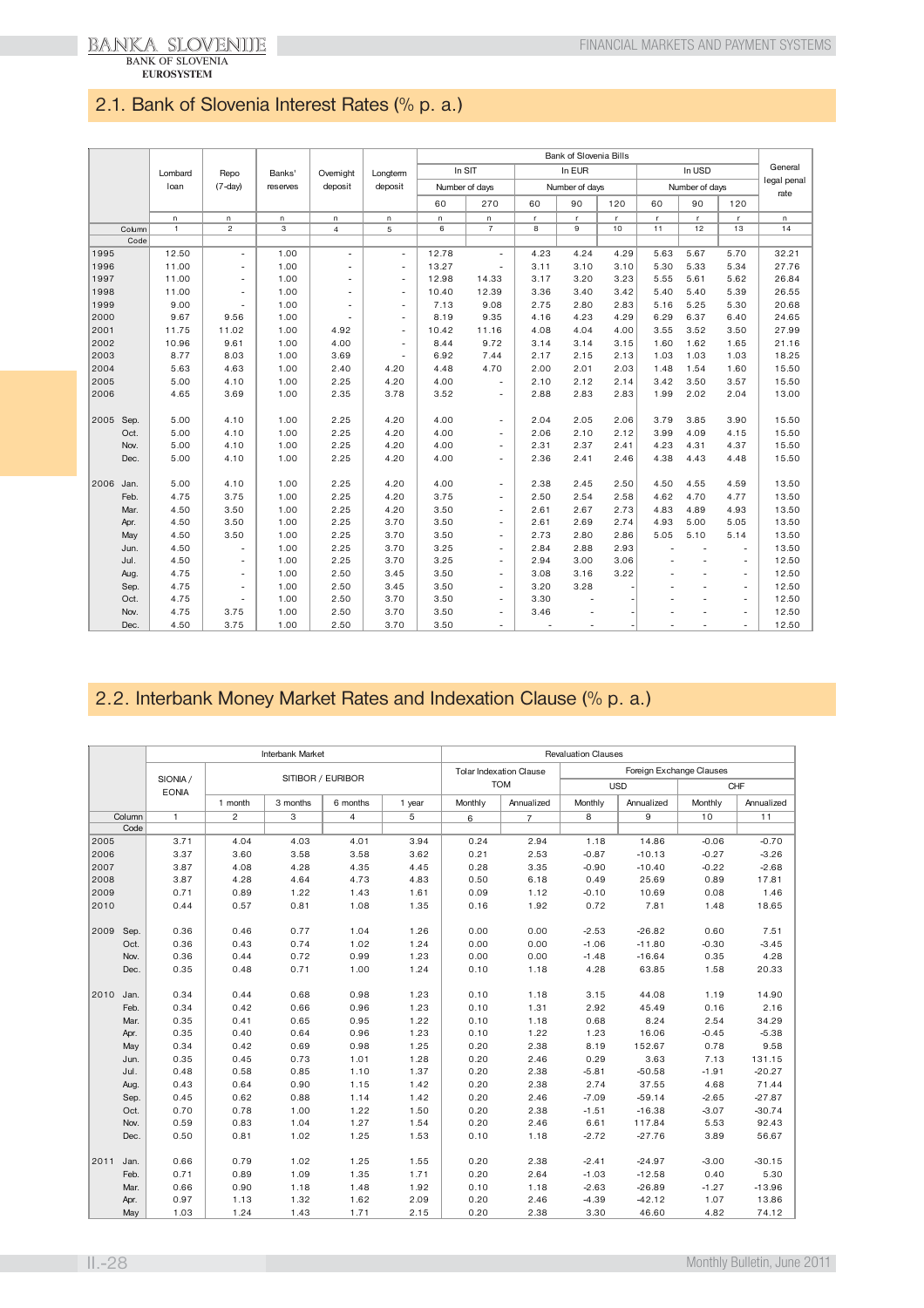## 2.1. Bank of Slovenia Interest Rates (% p. a.)

| | Lombard loan | Repo (7-day) | Banks' reserves | Overnight deposit | Longterm deposit | Bank of Slovenia Bills | | | | | | | | | General legal penal rate |
|---|---|---|---|---|---|---|---|---|---|---|---|---|---|---|---|
| | | | | | | In SIT | | In EUR | | | In USD | | | | |
| | | | | | | Number of days | | Number of days | | | Number of days | | | | |
| | | | | | | 60 | 270 | 60 | 90 | 120 | 60 | 90 | 120 | | |
| | n | n | n | n | n | n | n | r | r | r | r | r | r | | n |
| Column | 1 | 2 | 3 | 4 | 5 | 6 | 7 | 8 | 9 | 10 | 11 | 12 | 13 | | 14 |
| Code | | | | | | | | | | | | | | | |
| 1995 | 12.50 | - | 1.00 | - | - | 12.78 | - | 4.23 | 4.24 | 4.29 | 5.63 | 5.67 | 5.70 | | 32.21 |
| 1996 | 11.00 | - | 1.00 | - | - | 13.27 | - | 3.11 | 3.10 | 3.10 | 5.30 | 5.33 | 5.34 | | 27.76 |
| 1997 | 11.00 | - | 1.00 | - | - | 12.98 | 14.33 | 3.17 | 3.20 | 3.23 | 5.55 | 5.61 | 5.62 | | 26.84 |
| 1998 | 11.00 | - | 1.00 | - | - | 10.40 | 12.39 | 3.36 | 3.40 | 3.42 | 5.40 | 5.40 | 5.39 | | 26.55 |
| 1999 | 9.00 | - | 1.00 | - | - | 7.13 | 9.08 | 2.75 | 2.80 | 2.83 | 5.16 | 5.25 | 5.30 | | 20.68 |
| 2000 | 9.67 | 9.56 | 1.00 | - | - | 8.19 | 9.35 | 4.16 | 4.23 | 4.29 | 6.29 | 6.37 | 6.40 | | 24.65 |
| 2001 | 11.75 | 11.02 | 1.00 | 4.92 | - | 10.42 | 11.16 | 4.08 | 4.04 | 4.00 | 3.55 | 3.52 | 3.50 | | 27.99 |
| 2002 | 10.96 | 9.61 | 1.00 | 4.00 | - | 8.44 | 9.72 | 3.14 | 3.14 | 3.15 | 1.60 | 1.62 | 1.65 | | 21.16 |
| 2003 | 8.77 | 8.03 | 1.00 | 3.69 | - | 6.92 | 7.44 | 2.17 | 2.15 | 2.13 | 1.03 | 1.03 | 1.03 | | 18.25 |
| 2004 | 5.63 | 4.63 | 1.00 | 2.40 | 4.20 | 4.48 | 4.70 | 2.00 | 2.01 | 2.03 | 1.48 | 1.54 | 1.60 | | 15.50 |
| 2005 | 5.00 | 4.10 | 1.00 | 2.25 | 4.20 | 4.00 | - | 2.10 | 2.12 | 2.14 | 3.42 | 3.50 | 3.57 | | 15.50 |
| 2006 | 4.65 | 3.69 | 1.00 | 2.35 | 3.78 | 3.52 | - | 2.88 | 2.83 | 2.83 | 1.99 | 2.02 | 2.04 | | 13.00 |
| 2005 Sep. | 5.00 | 4.10 | 1.00 | 2.25 | 4.20 | 4.00 | - | 2.04 | 2.05 | 2.06 | 3.79 | 3.85 | 3.90 | | 15.50 |
| Oct. | 5.00 | 4.10 | 1.00 | 2.25 | 4.20 | 4.00 | - | 2.06 | 2.10 | 2.12 | 3.99 | 4.09 | 4.15 | | 15.50 |
| Nov. | 5.00 | 4.10 | 1.00 | 2.25 | 4.20 | 4.00 | - | 2.31 | 2.37 | 2.41 | 4.23 | 4.31 | 4.37 | | 15.50 |
| Dec. | 5.00 | 4.10 | 1.00 | 2.25 | 4.20 | 4.00 | - | 2.36 | 2.41 | 2.46 | 4.38 | 4.43 | 4.48 | | 15.50 |
| 2006 Jan. | 5.00 | 4.10 | 1.00 | 2.25 | 4.20 | 4.00 | - | 2.38 | 2.45 | 2.50 | 4.50 | 4.55 | 4.59 | | 13.50 |
| Feb. | 4.75 | 3.75 | 1.00 | 2.25 | 4.20 | 3.75 | - | 2.50 | 2.54 | 2.58 | 4.62 | 4.70 | 4.77 | | 13.50 |
| Mar. | 4.50 | 3.50 | 1.00 | 2.25 | 4.20 | 3.50 | - | 2.61 | 2.67 | 2.73 | 4.83 | 4.89 | 4.93 | | 13.50 |
| Apr. | 4.50 | 3.50 | 1.00 | 2.25 | 3.70 | 3.50 | - | 2.61 | 2.69 | 2.74 | 4.93 | 5.00 | 5.05 | | 13.50 |
| May | 4.50 | 3.50 | 1.00 | 2.25 | 3.70 | 3.50 | - | 2.73 | 2.80 | 2.86 | 5.05 | 5.10 | 5.14 | | 13.50 |
| Jun. | 4.50 | - | 1.00 | 2.25 | 3.70 | 3.25 | - | 2.84 | 2.88 | 2.93 | - | - | - | | 13.50 |
| Jul. | 4.50 | - | 1.00 | 2.25 | 3.70 | 3.25 | - | 2.94 | 3.00 | 3.06 | - | - | - | | 12.50 |
| Aug. | 4.75 | - | 1.00 | 2.50 | 3.45 | 3.50 | - | 3.08 | 3.16 | 3.22 | - | - | - | | 12.50 |
| Sep. | 4.75 | - | 1.00 | 2.50 | 3.45 | 3.50 | - | 3.20 | 3.28 | - | - | - | - | | 12.50 |
| Oct. | 4.75 | - | 1.00 | 2.50 | 3.70 | 3.50 | - | 3.30 | - | - | - | - | - | | 12.50 |
| Nov. | 4.75 | 3.75 | 1.00 | 2.50 | 3.70 | 3.50 | - | 3.46 | - | - | - | - | - | | 12.50 |
| Dec. | 4.50 | 3.75 | 1.00 | 2.50 | 3.70 | 3.50 | - | - | - | - | - | - | - | | 12.50 |

## 2.2. Interbank Money Market Rates and Indexation Clause (% p. a.)

| | Interbank Market | | | | | Revaluation Clauses | | | | | |
|---|---|---|---|---|---|---|---|---|---|---|---|
| | SIONIA / EONIA | SITIBOR / EURIBOR | | | | Tolar Indexation Clause TOM | | Foreign Exchange Clauses | | | |
| | | | | | | | | USD | | CHF | |
| | | 1 month | 3 months | 6 months | 1 year | Monthly | Annualized | Monthly | Annualized | Monthly | Annualized |
| Column | 1 | 2 | 3 | 4 | 5 | 6 | 7 | 8 | 9 | 10 | 11 |
| Code | | | | | | | | | | | |
| 2005 | 3.71 | 4.04 | 4.03 | 4.01 | 3.94 | 0.24 | 2.94 | 1.18 | 14.86 | -0.06 | -0.70 |
| 2006 | 3.37 | 3.60 | 3.58 | 3.58 | 3.62 | 0.21 | 2.53 | -0.87 | -10.13 | -0.27 | -3.26 |
| 2007 | 3.87 | 4.08 | 4.28 | 4.35 | 4.45 | 0.28 | 3.35 | -0.90 | -10.40 | -0.22 | -2.68 |
| 2008 | 3.87 | 4.28 | 4.64 | 4.73 | 4.83 | 0.50 | 6.18 | 0.49 | 25.69 | 0.89 | 17.81 |
| 2009 | 0.71 | 0.89 | 1.22 | 1.43 | 1.61 | 0.09 | 1.12 | -0.10 | 10.69 | 0.08 | 1.46 |
| 2010 | 0.44 | 0.57 | 0.81 | 1.08 | 1.35 | 0.16 | 1.92 | 0.72 | 7.81 | 1.48 | 18.65 |
| 2009 Sep. | 0.36 | 0.46 | 0.77 | 1.04 | 1.26 | 0.00 | 0.00 | -2.53 | -26.82 | 0.60 | 7.51 |
| Oct. | 0.36 | 0.43 | 0.74 | 1.02 | 1.24 | 0.00 | 0.00 | -1.06 | -11.80 | -0.30 | -3.45 |
| Nov. | 0.36 | 0.44 | 0.72 | 0.99 | 1.23 | 0.00 | 0.00 | -1.48 | -16.64 | 0.35 | 4.28 |
| Dec. | 0.35 | 0.48 | 0.71 | 1.00 | 1.24 | 0.10 | 1.18 | 4.28 | 63.85 | 1.58 | 20.33 |
| 2010 Jan. | 0.34 | 0.44 | 0.68 | 0.98 | 1.23 | 0.10 | 1.18 | 3.15 | 44.08 | 1.19 | 14.90 |
| Feb. | 0.34 | 0.42 | 0.66 | 0.96 | 1.23 | 0.10 | 1.31 | 2.92 | 45.49 | 0.16 | 2.16 |
| Mar. | 0.35 | 0.41 | 0.65 | 0.95 | 1.22 | 0.10 | 1.18 | 0.68 | 8.24 | 2.54 | 34.29 |
| Apr. | 0.35 | 0.40 | 0.64 | 0.96 | 1.23 | 0.10 | 1.22 | 1.23 | 16.06 | -0.45 | -5.38 |
| May | 0.34 | 0.42 | 0.69 | 0.98 | 1.25 | 0.20 | 2.38 | 8.19 | 152.67 | 0.78 | 9.58 |
| Jun. | 0.35 | 0.45 | 0.73 | 1.01 | 1.28 | 0.20 | 2.46 | 0.29 | 3.63 | 7.13 | 131.15 |
| Jul. | 0.48 | 0.58 | 0.85 | 1.10 | 1.37 | 0.20 | 2.38 | -5.81 | -50.58 | -1.91 | -20.27 |
| Aug. | 0.43 | 0.64 | 0.90 | 1.15 | 1.42 | 0.20 | 2.38 | 2.74 | 37.55 | 4.68 | 71.44 |
| Sep. | 0.45 | 0.62 | 0.88 | 1.14 | 1.42 | 0.20 | 2.46 | -7.09 | -59.14 | -2.65 | -27.87 |
| Oct. | 0.70 | 0.78 | 1.00 | 1.22 | 1.50 | 0.20 | 2.38 | -1.51 | -16.38 | -3.07 | -30.74 |
| Nov. | 0.59 | 0.83 | 1.04 | 1.27 | 1.54 | 0.20 | 2.46 | 6.61 | 117.84 | 5.53 | 92.43 |
| Dec. | 0.50 | 0.81 | 1.02 | 1.25 | 1.53 | 0.10 | 1.18 | -2.72 | -27.76 | 3.89 | 56.67 |
| 2011 Jan. | 0.66 | 0.79 | 1.02 | 1.25 | 1.55 | 0.20 | 2.38 | -2.41 | -24.97 | -3.00 | -30.15 |
| Feb. | 0.71 | 0.89 | 1.09 | 1.35 | 1.71 | 0.20 | 2.64 | -1.03 | -12.58 | 0.40 | 5.30 |
| Mar. | 0.66 | 0.90 | 1.18 | 1.48 | 1.92 | 0.10 | 1.18 | -2.63 | -26.89 | -1.27 | -13.96 |
| Apr. | 0.97 | 1.13 | 1.32 | 1.62 | 2.09 | 0.20 | 2.46 | -4.39 | -42.12 | 1.07 | 13.86 |
| May | 1.03 | 1.24 | 1.43 | 1.71 | 2.15 | 0.20 | 2.38 | 3.30 | 46.60 | 4.82 | 74.12 |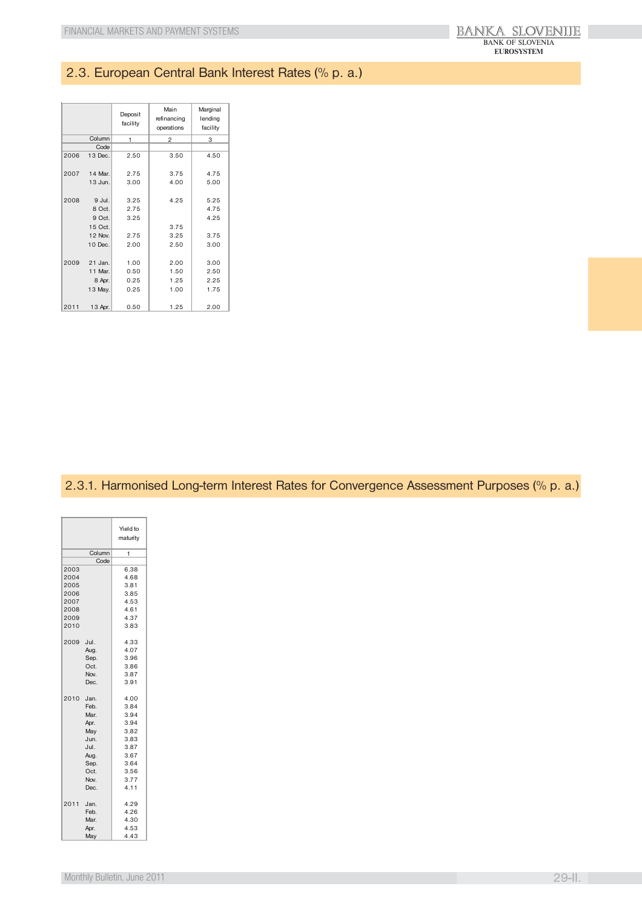## 2.3. European Central Bank Interest Rates (% p. a.)

| | | Deposit facility | Main refinancing operations | Marginal lending facility |
|---|---|---|---|---|
| | Column | 1 | 2 | 3 |
| | Code | | | |
| 2006 | 13 Dec. | 2.50 | 3.50 | 4.50 |
| 2007 | 14 Mar. | 2.75 | 3.75 | 4.75 |
| | 13 Jun. | 3.00 | 4.00 | 5.00 |
| 2008 | 9 Jul. | 3.25 | 4.25 | 5.25 |
| | 8 Oct. | 2.75 | | 4.75 |
| | 9 Oct. | 3.25 | | 4.25 |
| | 15 Oct. | | 3.75 | |
| | 12 Nov. | 2.75 | 3.25 | 3.75 |
| | 10 Dec. | 2.00 | 2.50 | 3.00 |
| 2009 | 21 Jan. | 1.00 | 2.00 | 3.00 |
| | 11 Mar. | 0.50 | 1.50 | 2.50 |
| | 8 Apr. | 0.25 | 1.25 | 2.25 |
| | 13 May. | 0.25 | 1.00 | 1.75 |
| 2011 | 13 Apr. | 0.50 | 1.25 | 2.00 |

## 2.3.1. Harmonised Long-term Interest Rates for Convergence Assessment Purposes (% p. a.)

| | | Yield to maturity |
|---|---|---|
| | Column | 1 |
| | Code | |
| 2003 | | 6.38 |
| 2004 | | 4.68 |
| 2005 | | 3.81 |
| 2006 | | 3.85 |
| 2007 | | 4.53 |
| 2008 | | 4.61 |
| 2009 | | 4.37 |
| 2010 | | 3.83 |
| 2009 | Jul. | 4.33 |
| | Aug. | 4.07 |
| | Sep. | 3.96 |
| | Oct. | 3.86 |
| | Nov. | 3.87 |
| | Dec. | 3.91 |
| 2010 | Jan. | 4.00 |
| | Feb. | 3.84 |
| | Mar. | 3.94 |
| | Apr. | 3.94 |
| | May | 3.82 |
| | Jun. | 3.83 |
| | Jul. | 3.87 |
| | Aug. | 3.67 |
| | Sep. | 3.64 |
| | Oct. | 3.56 |
| | Nov. | 3.77 |
| | Dec. | 4.11 |
| 2011 | Jan. | 4.29 |
| | Feb. | 4.26 |
| | Mar. | 4.30 |
| | Apr. | 4.53 |
| | May | 4.43 |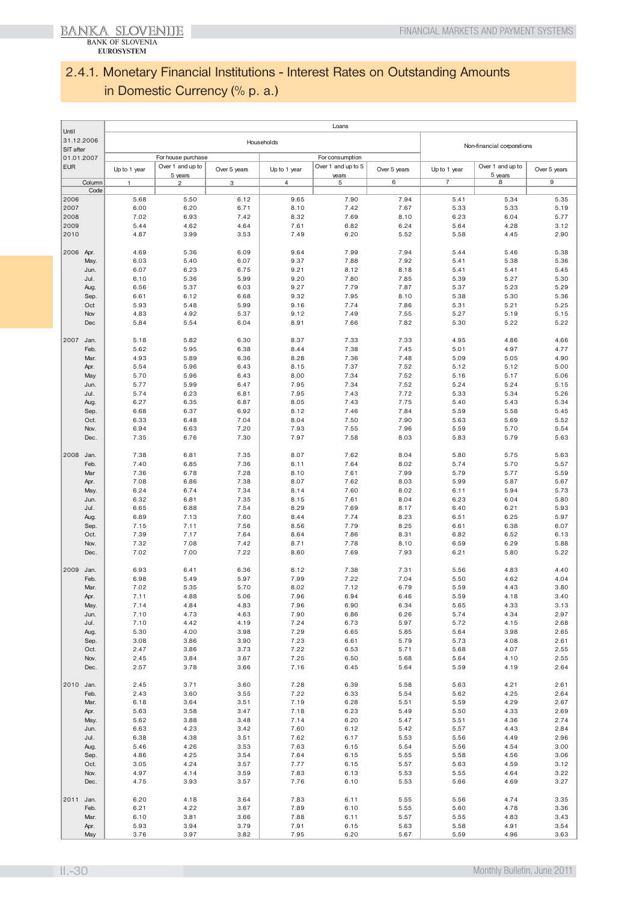## 2.4.1. Monetary Financial Institutions - Interest Rates on Outstanding Amounts in Domestic Currency (% p. a.)

| Until 31.12.2006 SIT after 01.01.2007 EUR | Loans | | | | | | | | |
|---|---|---|---|---|---|---|---|---|---|
| | Households | | | | | | Non-financial corporations | | |
| | For house purchase | | | For consumption | | | | | |
| | Up to 1 year | Over 1 and up to 5 years | Over 5 years | Up to 1 year | Over 1 and up to 5 years | Over 5 years | Up to 1 year | Over 1 and up to 5 years | Over 5 years |
| Column | 1 | 2 | 3 | 4 | 5 | 6 | 7 | 8 | 9 |
| Code | | | | | | | | | |
| 2006 | 5.68 | 5.50 | 6.12 | 9.65 | 7.90 | 7.94 | 5.41 | 5.34 | 5.35 |
| 2007 | 6.00 | 6.20 | 6.71 | 8.10 | 7.42 | 7.67 | 5.33 | 5.33 | 5.19 |
| 2008 | 7.02 | 6.93 | 7.42 | 8.32 | 7.69 | 8.10 | 6.23 | 6.04 | 5.77 |
| 2009 | 5.44 | 4.62 | 4.64 | 7.61 | 6.82 | 6.24 | 5.64 | 4.28 | 3.12 |
| 2010 | 4.87 | 3.99 | 3.53 | 7.49 | 6.20 | 5.52 | 5.58 | 4.45 | 2.90 |
| 2006 Apr. | 4.69 | 5.36 | 6.09 | 9.64 | 7.99 | 7.94 | 5.44 | 5.46 | 5.38 |
| May. | 6.03 | 5.40 | 6.07 | 9.37 | 7.88 | 7.92 | 5.41 | 5.38 | 5.36 |
| Jun. | 6.07 | 6.23 | 6.75 | 9.21 | 8.12 | 8.18 | 5.41 | 5.41 | 5.45 |
| Jul. | 6.10 | 5.36 | 5.99 | 9.20 | 7.80 | 7.85 | 5.39 | 5.27 | 5.30 |
| Aug. | 6.56 | 5.37 | 6.03 | 9.27 | 7.79 | 7.87 | 5.37 | 5.23 | 5.29 |
| Sep. | 6.61 | 6.12 | 6.68 | 9.32 | 7.95 | 8.10 | 5.38 | 5.30 | 5.36 |
| Oct | 5.93 | 5.48 | 5.99 | 9.16 | 7.74 | 7.86 | 5.31 | 5.21 | 5.25 |
| Nov | 4.83 | 4.92 | 5.37 | 9.12 | 7.49 | 7.55 | 5.27 | 5.19 | 5.15 |
| Dec | 5.84 | 5.54 | 6.04 | 8.91 | 7.66 | 7.82 | 5.30 | 5.22 | 5.22 |
| 2007 Jan. | 5.18 | 5.82 | 6.30 | 8.37 | 7.33 | 7.33 | 4.95 | 4.86 | 4.66 |
| Feb. | 5.62 | 5.95 | 6.38 | 8.44 | 7.38 | 7.45 | 5.01 | 4.97 | 4.77 |
| Mar. | 4.93 | 5.89 | 6.36 | 8.28 | 7.36 | 7.48 | 5.09 | 5.05 | 4.90 |
| Apr. | 5.54 | 5.96 | 6.43 | 8.15 | 7.37 | 7.52 | 5.12 | 5.12 | 5.00 |
| May | 5.70 | 5.96 | 6.43 | 8.00 | 7.34 | 7.52 | 5.16 | 5.17 | 5.06 |
| Jun. | 5.77 | 5.99 | 6.47 | 7.95 | 7.34 | 7.52 | 5.24 | 5.24 | 5.15 |
| Jul. | 5.74 | 6.23 | 6.81 | 7.95 | 7.43 | 7.72 | 5.33 | 5.34 | 5.26 |
| Aug. | 6.27 | 6.35 | 6.87 | 8.05 | 7.43 | 7.75 | 5.40 | 5.43 | 5.34 |
| Sep. | 6.68 | 6.37 | 6.92 | 8.12 | 7.46 | 7.84 | 5.59 | 5.58 | 5.45 |
| Oct. | 6.33 | 6.48 | 7.04 | 8.04 | 7.50 | 7.90 | 5.63 | 5.69 | 5.52 |
| Nov. | 6.94 | 6.63 | 7.20 | 7.93 | 7.55 | 7.96 | 5.59 | 5.70 | 5.54 |
| Dec. | 7.35 | 6.76 | 7.30 | 7.97 | 7.58 | 8.03 | 5.83 | 5.79 | 5.63 |
| 2008 Jan. | 7.38 | 6.81 | 7.35 | 8.07 | 7.62 | 8.04 | 5.80 | 5.75 | 5.63 |
| Feb. | 7.40 | 6.85 | 7.36 | 8.11 | 7.64 | 8.02 | 5.74 | 5.70 | 5.57 |
| Mar | 7.36 | 6.78 | 7.28 | 8.10 | 7.61 | 7.99 | 5.79 | 5.77 | 5.59 |
| Apr. | 7.08 | 6.86 | 7.38 | 8.07 | 7.62 | 8.03 | 5.99 | 5.87 | 5.67 |
| May. | 6.24 | 6.74 | 7.34 | 8.14 | 7.60 | 8.02 | 6.11 | 5.94 | 5.73 |
| Jun. | 6.32 | 6.81 | 7.35 | 8.15 | 7.61 | 8.04 | 6.23 | 6.04 | 5.80 |
| Jul. | 6.65 | 6.88 | 7.54 | 8.29 | 7.69 | 8.17 | 6.40 | 6.21 | 5.93 |
| Aug. | 6.89 | 7.13 | 7.60 | 8.44 | 7.74 | 8.23 | 6.51 | 6.25 | 5.97 |
| Sep. | 7.15 | 7.11 | 7.56 | 8.56 | 7.79 | 8.25 | 6.61 | 6.38 | 6.07 |
| Oct. | 7.39 | 7.17 | 7.64 | 8.64 | 7.86 | 8.31 | 6.82 | 6.52 | 6.13 |
| Nov. | 7.32 | 7.08 | 7.42 | 8.71 | 7.78 | 8.10 | 6.59 | 6.29 | 5.88 |
| Dec. | 7.02 | 7.00 | 7.22 | 8.60 | 7.69 | 7.93 | 6.21 | 5.80 | 5.22 |
| 2009 Jan. | 6.93 | 6.41 | 6.36 | 8.12 | 7.38 | 7.31 | 5.56 | 4.83 | 4.40 |
| Feb. | 6.98 | 5.49 | 5.97 | 7.99 | 7.22 | 7.04 | 5.50 | 4.62 | 4.04 |
| Mar. | 7.02 | 5.35 | 5.70 | 8.02 | 7.12 | 6.79 | 5.59 | 4.43 | 3.80 |
| Apr. | 7.11 | 4.88 | 5.06 | 7.96 | 6.94 | 6.46 | 5.59 | 4.18 | 3.40 |
| May. | 7.14 | 4.84 | 4.83 | 7.96 | 6.90 | 6.34 | 5.65 | 4.33 | 3.13 |
| Jun. | 7.10 | 4.73 | 4.63 | 7.90 | 6.86 | 6.26 | 5.74 | 4.34 | 2.97 |
| Jul. | 7.10 | 4.42 | 4.19 | 7.24 | 6.73 | 5.97 | 5.72 | 4.15 | 2.68 |
| Aug. | 5.30 | 4.00 | 3.98 | 7.29 | 6.65 | 5.85 | 5.64 | 3.98 | 2.65 |
| Sep. | 3.08 | 3.86 | 3.90 | 7.23 | 6.61 | 5.79 | 5.73 | 4.08 | 2.61 |
| Oct. | 2.47 | 3.86 | 3.73 | 7.22 | 6.53 | 5.71 | 5.68 | 4.07 | 2.55 |
| Nov. | 2.45 | 3.84 | 3.67 | 7.25 | 6.50 | 5.68 | 5.64 | 4.10 | 2.55 |
| Dec. | 2.57 | 3.78 | 3.66 | 7.16 | 6.45 | 5.64 | 5.59 | 4.19 | 2.64 |
| 2010 Jan. | 2.45 | 3.71 | 3.60 | 7.28 | 6.39 | 5.58 | 5.63 | 4.21 | 2.61 |
| Feb. | 2.43 | 3.60 | 3.55 | 7.22 | 6.33 | 5.54 | 5.62 | 4.25 | 2.64 |
| Mar. | 6.18 | 3.64 | 3.51 | 7.19 | 6.28 | 5.51 | 5.59 | 4.29 | 2.67 |
| Apr. | 5.63 | 3.58 | 3.47 | 7.18 | 6.23 | 5.49 | 5.50 | 4.33 | 2.69 |
| May. | 5.62 | 3.88 | 3.48 | 7.14 | 6.20 | 5.47 | 5.51 | 4.36 | 2.74 |
| Jun. | 6.63 | 4.23 | 3.42 | 7.60 | 6.12 | 5.42 | 5.57 | 4.43 | 2.84 |
| Jul. | 6.38 | 4.38 | 3.51 | 7.62 | 6.17 | 5.53 | 5.56 | 4.49 | 2.96 |
| Aug. | 5.46 | 4.26 | 3.53 | 7.63 | 6.15 | 5.54 | 5.56 | 4.54 | 3.00 |
| Sep. | 4.86 | 4.25 | 3.54 | 7.64 | 6.15 | 5.55 | 5.58 | 4.56 | 3.06 |
| Oct. | 3.05 | 4.24 | 3.57 | 7.77 | 6.15 | 5.57 | 5.63 | 4.59 | 3.12 |
| Nov. | 4.97 | 4.14 | 3.59 | 7.83 | 6.13 | 5.53 | 5.55 | 4.64 | 3.22 |
| Dec. | 4.75 | 3.93 | 3.57 | 7.76 | 6.10 | 5.53 | 5.66 | 4.69 | 3.27 |
| 2011 Jan. | 6.20 | 4.18 | 3.64 | 7.83 | 6.11 | 5.55 | 5.56 | 4.74 | 3.35 |
| Feb. | 6.21 | 4.22 | 3.67 | 7.89 | 6.10 | 5.55 | 5.60 | 4.78 | 3.36 |
| Mar. | 6.10 | 3.81 | 3.66 | 7.88 | 6.11 | 5.57 | 5.55 | 4.83 | 3.43 |
| Apr. | 5.93 | 3.94 | 3.79 | 7.91 | 6.15 | 5.63 | 5.58 | 4.91 | 3.54 |
| May | 3.76 | 3.97 | 3.82 | 7.95 | 6.20 | 5.67 | 5.59 | 4.96 | 3.63 |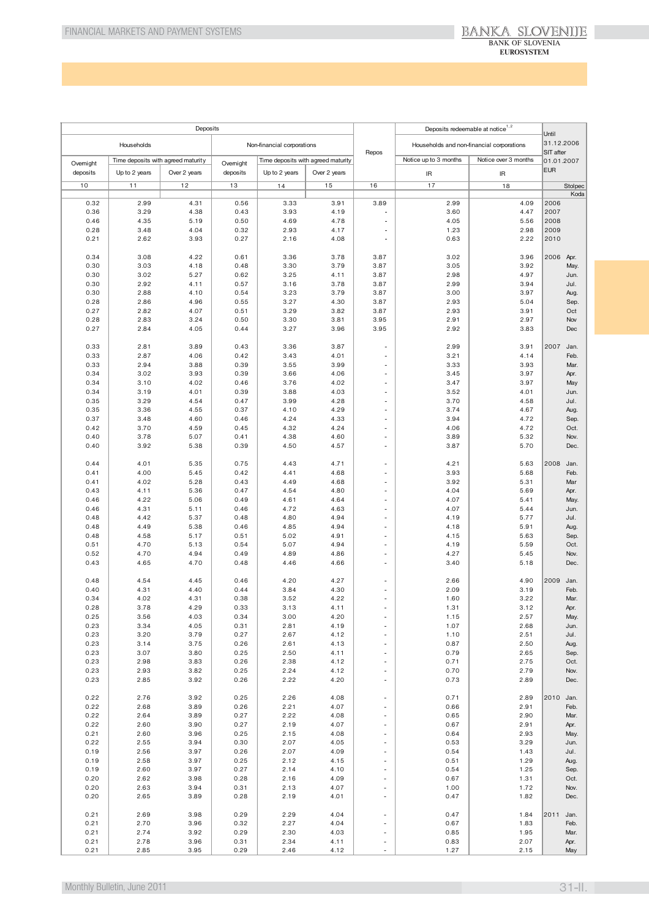| Deposits | | | | | | Repos | Deposits redeemable at notice[1,2] | | Until 31.12.2006 SIT after 01.01.2007 EUR | |
|---|---|---|---|---|---|---|---|---|---|---|
| Households | | | Non-financial corporations | | | | Households and non-financial corporations | | | |
| Overnight deposits | Time deposits with agreed maturity | | Overnight deposits | Time deposits with agreed maturity | | | Notice up to 3 months | Notice over 3 months | | |
| | Up to 2 years | Over 2 years | | Up to 2 years | Over 2 years | | IR | IR | | |
| 10 | 11 | 12 | 13 | 14 | 15 | 16 | 17 | 18 | Stolpec | |
| | | | | | | | | | Koda | |
| 0.32 | 2.99 | 4.31 | 0.56 | 3.33 | 3.91 | 3.89 | 2.99 | 4.09 | 2006 | |
| 0.36 | 3.29 | 4.38 | 0.43 | 3.93 | 4.19 | - | 3.60 | 4.47 | 2007 | |
| 0.46 | 4.35 | 5.19 | 0.50 | 4.69 | 4.78 | - | 4.05 | 5.56 | 2008 | |
| 0.28 | 3.48 | 4.04 | 0.32 | 2.93 | 4.17 | - | 1.23 | 2.98 | 2009 | |
| 0.21 | 2.62 | 3.93 | 0.27 | 2.16 | 4.08 | - | 0.63 | 2.22 | 2010 | |
| 0.34 | 3.08 | 4.22 | 0.61 | 3.36 | 3.78 | 3.87 | 3.02 | 3.96 | 2006 | Apr. |
| 0.30 | 3.03 | 4.18 | 0.48 | 3.30 | 3.79 | 3.87 | 3.05 | 3.92 | | May. |
| 0.30 | 3.02 | 5.27 | 0.62 | 3.25 | 4.11 | 3.87 | 2.98 | 4.97 | | Jun. |
| 0.30 | 2.92 | 4.11 | 0.57 | 3.16 | 3.78 | 3.87 | 2.99 | 3.94 | | Jul. |
| 0.30 | 2.88 | 4.10 | 0.54 | 3.23 | 3.79 | 3.87 | 3.00 | 3.97 | | Aug. |
| 0.28 | 2.86 | 4.96 | 0.55 | 3.27 | 4.30 | 3.87 | 2.93 | 5.04 | | Sep. |
| 0.27 | 2.82 | 4.07 | 0.51 | 3.29 | 3.82 | 3.87 | 2.93 | 3.91 | | Oct |
| 0.28 | 2.83 | 3.24 | 0.50 | 3.30 | 3.81 | 3.95 | 2.91 | 2.97 | | Nov |
| 0.27 | 2.84 | 4.05 | 0.44 | 3.27 | 3.96 | 3.95 | 2.92 | 3.83 | | Dec |
| 0.33 | 2.81 | 3.89 | 0.43 | 3.36 | 3.87 | - | 2.99 | 3.91 | 2007 | Jan. |
| 0.33 | 2.87 | 4.06 | 0.42 | 3.43 | 4.01 | - | 3.21 | 4.14 | | Feb. |
| 0.33 | 2.94 | 3.88 | 0.39 | 3.55 | 3.99 | - | 3.33 | 3.93 | | Mar. |
| 0.34 | 3.02 | 3.93 | 0.39 | 3.66 | 4.06 | - | 3.45 | 3.97 | | Apr. |
| 0.34 | 3.10 | 4.02 | 0.46 | 3.76 | 4.02 | - | 3.47 | 3.97 | | May |
| 0.34 | 3.19 | 4.01 | 0.39 | 3.88 | 4.03 | - | 3.52 | 4.01 | | Jun. |
| 0.35 | 3.29 | 4.54 | 0.47 | 3.99 | 4.28 | - | 3.70 | 4.58 | | Jul. |
| 0.35 | 3.36 | 4.55 | 0.37 | 4.10 | 4.29 | - | 3.74 | 4.67 | | Aug. |
| 0.37 | 3.48 | 4.60 | 0.46 | 4.24 | 4.33 | - | 3.94 | 4.72 | | Sep. |
| 0.42 | 3.70 | 4.59 | 0.45 | 4.32 | 4.24 | - | 4.06 | 4.72 | | Oct. |
| 0.40 | 3.78 | 5.07 | 0.41 | 4.38 | 4.60 | - | 3.89 | 5.32 | | Nov. |
| 0.40 | 3.92 | 5.38 | 0.39 | 4.50 | 4.57 | - | 3.87 | 5.70 | | Dec. |
| 0.44 | 4.01 | 5.35 | 0.75 | 4.43 | 4.71 | - | 4.21 | 5.63 | 2008 | Jan. |
| 0.41 | 4.00 | 5.45 | 0.42 | 4.41 | 4.68 | - | 3.93 | 5.68 | | Feb. |
| 0.41 | 4.02 | 5.28 | 0.43 | 4.49 | 4.68 | - | 3.92 | 5.31 | | Mar |
| 0.43 | 4.11 | 5.36 | 0.47 | 4.54 | 4.80 | - | 4.04 | 5.69 | | Apr. |
| 0.46 | 4.22 | 5.06 | 0.49 | 4.61 | 4.64 | - | 4.07 | 5.41 | | May. |
| 0.46 | 4.31 | 5.11 | 0.46 | 4.72 | 4.63 | - | 4.07 | 5.44 | | Jun. |
| 0.48 | 4.42 | 5.37 | 0.48 | 4.80 | 4.94 | - | 4.19 | 5.77 | | Jul. |
| 0.48 | 4.49 | 5.38 | 0.46 | 4.85 | 4.94 | - | 4.18 | 5.91 | | Aug. |
| 0.48 | 4.58 | 5.17 | 0.51 | 5.02 | 4.91 | - | 4.15 | 5.63 | | Sep. |
| 0.51 | 4.70 | 5.13 | 0.54 | 5.07 | 4.94 | - | 4.19 | 5.59 | | Oct. |
| 0.52 | 4.70 | 4.94 | 0.49 | 4.89 | 4.86 | - | 4.27 | 5.45 | | Nov. |
| 0.43 | 4.65 | 4.70 | 0.48 | 4.46 | 4.66 | - | 3.40 | 5.18 | | Dec. |
| 0.48 | 4.54 | 4.45 | 0.46 | 4.20 | 4.27 | - | 2.66 | 4.90 | 2009 | Jan. |
| 0.40 | 4.31 | 4.40 | 0.44 | 3.84 | 4.30 | - | 2.09 | 3.19 | | Feb. |
| 0.34 | 4.02 | 4.31 | 0.38 | 3.52 | 4.22 | - | 1.60 | 3.22 | | Mar. |
| 0.28 | 3.78 | 4.29 | 0.33 | 3.13 | 4.11 | - | 1.31 | 3.12 | | Apr. |
| 0.25 | 3.56 | 4.03 | 0.34 | 3.00 | 4.20 | - | 1.15 | 2.57 | | May. |
| 0.23 | 3.34 | 4.05 | 0.31 | 2.81 | 4.19 | - | 1.07 | 2.68 | | Jun. |
| 0.23 | 3.20 | 3.79 | 0.27 | 2.67 | 4.12 | - | 1.10 | 2.51 | | Jul. |
| 0.23 | 3.14 | 3.75 | 0.26 | 2.61 | 4.13 | - | 0.87 | 2.50 | | Aug. |
| 0.23 | 3.07 | 3.80 | 0.25 | 2.50 | 4.11 | - | 0.79 | 2.65 | | Sep. |
| 0.23 | 2.98 | 3.83 | 0.26 | 2.38 | 4.12 | - | 0.71 | 2.75 | | Oct. |
| 0.23 | 2.93 | 3.82 | 0.25 | 2.24 | 4.12 | - | 0.70 | 2.79 | | Nov. |
| 0.23 | 2.85 | 3.92 | 0.26 | 2.22 | 4.20 | - | 0.73 | 2.89 | | Dec. |
| 0.22 | 2.76 | 3.92 | 0.25 | 2.26 | 4.08 | - | 0.71 | 2.89 | 2010 | Jan. |
| 0.22 | 2.68 | 3.89 | 0.26 | 2.21 | 4.07 | - | 0.66 | 2.91 | | Feb. |
| 0.22 | 2.64 | 3.89 | 0.27 | 2.22 | 4.08 | - | 0.65 | 2.90 | | Mar. |
| 0.22 | 2.60 | 3.90 | 0.27 | 2.19 | 4.07 | - | 0.67 | 2.91 | | Apr. |
| 0.21 | 2.60 | 3.96 | 0.25 | 2.15 | 4.08 | - | 0.64 | 2.93 | | May. |
| 0.22 | 2.55 | 3.94 | 0.30 | 2.07 | 4.05 | - | 0.53 | 3.29 | | Jun. |
| 0.19 | 2.56 | 3.97 | 0.26 | 2.07 | 4.09 | - | 0.54 | 1.43 | | Jul. |
| 0.19 | 2.58 | 3.97 | 0.25 | 2.12 | 4.15 | - | 0.51 | 1.29 | | Aug. |
| 0.19 | 2.60 | 3.97 | 0.27 | 2.14 | 4.10 | - | 0.54 | 1.25 | | Sep. |
| 0.20 | 2.62 | 3.98 | 0.28 | 2.16 | 4.09 | - | 0.67 | 1.31 | | Oct. |
| 0.20 | 2.63 | 3.94 | 0.31 | 2.13 | 4.07 | - | 1.00 | 1.72 | | Nov. |
| 0.20 | 2.65 | 3.89 | 0.28 | 2.19 | 4.01 | - | 0.47 | 1.82 | | Dec. |
| 0.21 | 2.69 | 3.98 | 0.29 | 2.29 | 4.04 | - | 0.47 | 1.84 | 2011 | Jan. |
| 0.21 | 2.70 | 3.96 | 0.32 | 2.27 | 4.04 | - | 0.67 | 1.83 | | Feb. |
| 0.21 | 2.74 | 3.92 | 0.29 | 2.30 | 4.03 | - | 0.85 | 1.95 | | Mar. |
| 0.21 | 2.78 | 3.96 | 0.31 | 2.34 | 4.11 | - | 0.83 | 2.07 | | Apr. |
| 0.21 | 2.85 | 3.95 | 0.29 | 2.46 | 4.12 | - | 1.27 | 2.15 | | May |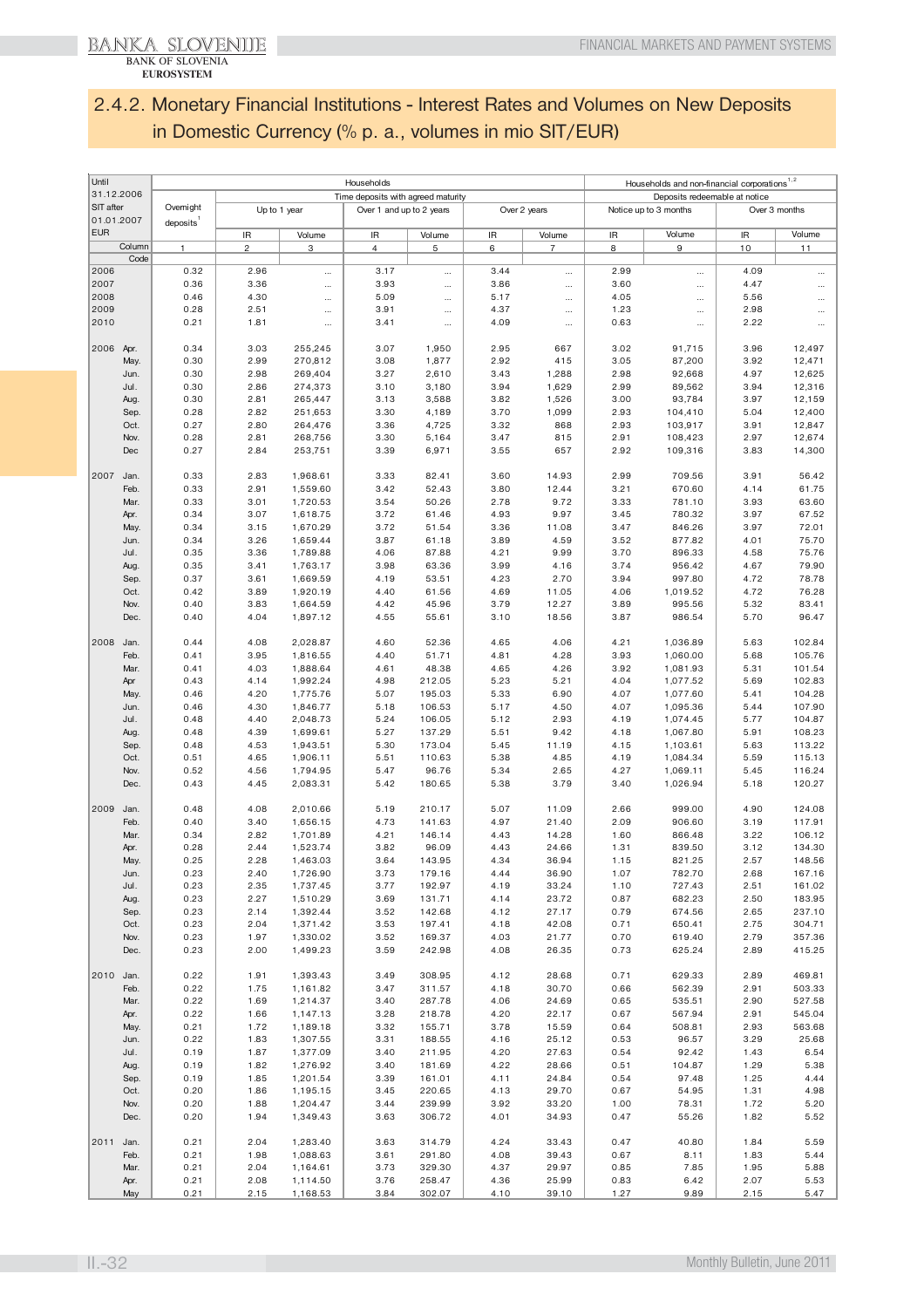## 2.4.2. Monetary Financial Institutions - Interest Rates and Volumes on New Deposits in Domestic Currency (% p. a., volumes in mio SIT/EUR)

| Until 31.12.2006 SIT after 01.01.2007 EUR | Households | | | | | | | Households and non-financial corporations[1,2] | | | |
|---|---|---|---|---|---|---|---|---|---|---|---|
| | Overnight deposits[1] | Time deposits with agreed maturity | | | | | | Deposits redeemable at notice | | | |
| | | Up to 1 year | | Over 1 and up to 2 years | | Over 2 years | | Notice up to 3 months | | Over 3 months | |
| | | IR | Volume | IR | Volume | IR | Volume | IR | Volume | IR | Volume |
| Column | 1 | 2 | 3 | 4 | 5 | 6 | 7 | 8 | 9 | 10 | 11 |
| Code | | | | | | | | | | | |
| 2006 | 0.32 | 2.96 | ... | 3.17 | ... | 3.44 | ... | 2.99 | ... | 4.09 | ... |
| 2007 | 0.36 | 3.36 | ... | 3.93 | ... | 3.86 | ... | 3.60 | ... | 4.47 | ... |
| 2008 | 0.46 | 4.30 | ... | 5.09 | ... | 5.17 | ... | 4.05 | ... | 5.56 | ... |
| 2009 | 0.28 | 2.51 | ... | 3.91 | ... | 4.37 | ... | 1.23 | ... | 2.98 | ... |
| 2010 | 0.21 | 1.81 | ... | 3.41 | ... | 4.09 | ... | 0.63 | ... | 2.22 | ... |
| 2006 Apr. | 0.34 | 3.03 | 255,245 | 3.07 | 1,950 | 2.95 | 667 | 3.02 | 91,715 | 3.96 | 12,497 |
| May. | 0.30 | 2.99 | 270,812 | 3.08 | 1,877 | 2.92 | 415 | 3.05 | 87,200 | 3.92 | 12,471 |
| Jun. | 0.30 | 2.98 | 269,404 | 3.27 | 2,610 | 3.43 | 1,288 | 2.98 | 92,668 | 4.97 | 12,625 |
| Jul. | 0.30 | 2.86 | 274,373 | 3.10 | 3,180 | 3.94 | 1,629 | 2.99 | 89,562 | 3.94 | 12,316 |
| Aug. | 0.30 | 2.81 | 265,447 | 3.13 | 3,588 | 3.82 | 1,526 | 3.00 | 93,784 | 3.97 | 12,159 |
| Sep. | 0.28 | 2.82 | 251,653 | 3.30 | 4,189 | 3.70 | 1,099 | 2.93 | 104,410 | 5.04 | 12,400 |
| Oct. | 0.27 | 2.80 | 264,476 | 3.36 | 4,725 | 3.32 | 868 | 2.93 | 103,917 | 3.91 | 12,847 |
| Nov. | 0.28 | 2.81 | 268,756 | 3.30 | 5,164 | 3.47 | 815 | 2.91 | 108,423 | 2.97 | 12,674 |
| Dec | 0.27 | 2.84 | 253,751 | 3.39 | 6,971 | 3.55 | 657 | 2.92 | 109,316 | 3.83 | 14,300 |
| 2007 Jan. | 0.33 | 2.83 | 1,968.61 | 3.33 | 82.41 | 3.60 | 14.93 | 2.99 | 709.56 | 3.91 | 56.42 |
| Feb. | 0.33 | 2.91 | 1,559.60 | 3.42 | 52.43 | 3.80 | 12.44 | 3.21 | 670.60 | 4.14 | 61.75 |
| Mar. | 0.33 | 3.01 | 1,720.53 | 3.54 | 50.26 | 2.78 | 9.72 | 3.33 | 781.10 | 3.93 | 63.60 |
| Apr. | 0.34 | 3.07 | 1,618.75 | 3.72 | 61.46 | 4.93 | 9.97 | 3.45 | 780.32 | 3.97 | 67.52 |
| May. | 0.34 | 3.15 | 1,670.29 | 3.72 | 51.54 | 3.36 | 11.08 | 3.47 | 846.26 | 3.97 | 72.01 |
| Jun. | 0.34 | 3.26 | 1,659.44 | 3.87 | 61.18 | 3.89 | 4.59 | 3.52 | 877.82 | 4.01 | 75.70 |
| Jul. | 0.35 | 3.36 | 1,789.88 | 4.06 | 87.88 | 4.21 | 9.99 | 3.70 | 896.33 | 4.58 | 75.76 |
| Aug. | 0.35 | 3.41 | 1,763.17 | 3.98 | 63.36 | 3.99 | 4.16 | 3.74 | 956.42 | 4.67 | 79.90 |
| Sep. | 0.37 | 3.61 | 1,669.59 | 4.19 | 53.51 | 4.23 | 2.70 | 3.94 | 997.80 | 4.72 | 78.78 |
| Oct. | 0.42 | 3.89 | 1,920.19 | 4.40 | 61.56 | 4.69 | 11.05 | 4.06 | 1,019.52 | 4.72 | 76.28 |
| Nov. | 0.40 | 3.83 | 1,664.59 | 4.42 | 45.96 | 3.79 | 12.27 | 3.89 | 995.56 | 5.32 | 83.41 |
| Dec. | 0.40 | 4.04 | 1,897.12 | 4.55 | 55.61 | 3.10 | 18.56 | 3.87 | 986.54 | 5.70 | 96.47 |
| 2008 Jan. | 0.44 | 4.08 | 2,028.87 | 4.60 | 52.36 | 4.65 | 4.06 | 4.21 | 1,036.89 | 5.63 | 102.84 |
| Feb. | 0.41 | 3.95 | 1,816.55 | 4.40 | 51.71 | 4.81 | 4.28 | 3.93 | 1,060.00 | 5.68 | 105.76 |
| Mar. | 0.41 | 4.03 | 1,888.64 | 4.61 | 48.38 | 4.65 | 4.26 | 3.92 | 1,081.93 | 5.31 | 101.54 |
| Apr | 0.43 | 4.14 | 1,992.24 | 4.98 | 212.05 | 5.23 | 5.21 | 4.04 | 1,077.52 | 5.69 | 102.83 |
| May. | 0.46 | 4.20 | 1,775.76 | 5.07 | 195.03 | 5.33 | 6.90 | 4.07 | 1,077.60 | 5.41 | 104.28 |
| Jun. | 0.46 | 4.30 | 1,846.77 | 5.18 | 106.53 | 5.17 | 4.50 | 4.07 | 1,095.36 | 5.44 | 107.90 |
| Jul. | 0.48 | 4.40 | 2,048.73 | 5.24 | 106.05 | 5.12 | 2.93 | 4.19 | 1,074.45 | 5.77 | 104.87 |
| Aug. | 0.48 | 4.39 | 1,699.61 | 5.27 | 137.29 | 5.51 | 9.42 | 4.18 | 1,067.80 | 5.91 | 108.23 |
| Sep. | 0.48 | 4.53 | 1,943.51 | 5.30 | 173.04 | 5.45 | 11.19 | 4.15 | 1,103.61 | 5.63 | 113.22 |
| Oct. | 0.51 | 4.65 | 1,906.11 | 5.51 | 110.63 | 5.38 | 4.85 | 4.19 | 1,084.34 | 5.59 | 115.13 |
| Nov. | 0.52 | 4.56 | 1,794.95 | 5.47 | 96.76 | 5.34 | 2.65 | 4.27 | 1,069.11 | 5.45 | 116.24 |
| Dec. | 0.43 | 4.45 | 2,083.31 | 5.42 | 180.65 | 5.38 | 3.79 | 3.40 | 1,026.94 | 5.18 | 120.27 |
| 2009 Jan. | 0.48 | 4.08 | 2,010.66 | 5.19 | 210.17 | 5.07 | 11.09 | 2.66 | 999.00 | 4.90 | 124.08 |
| Feb. | 0.40 | 3.40 | 1,656.15 | 4.73 | 141.63 | 4.97 | 21.40 | 2.09 | 906.60 | 3.19 | 117.91 |
| Mar. | 0.34 | 2.82 | 1,701.89 | 4.21 | 146.14 | 4.43 | 14.28 | 1.60 | 866.48 | 3.22 | 106.12 |
| Apr. | 0.28 | 2.44 | 1,523.74 | 3.82 | 96.09 | 4.43 | 24.66 | 1.31 | 839.50 | 3.12 | 134.30 |
| May. | 0.25 | 2.28 | 1,463.03 | 3.64 | 143.95 | 4.34 | 36.94 | 1.15 | 821.25 | 2.57 | 148.56 |
| Jun. | 0.23 | 2.40 | 1,726.90 | 3.73 | 179.16 | 4.44 | 36.90 | 1.07 | 782.70 | 2.68 | 167.16 |
| Jul. | 0.23 | 2.35 | 1,737.45 | 3.77 | 192.97 | 4.19 | 33.24 | 1.10 | 727.43 | 2.51 | 161.02 |
| Aug. | 0.23 | 2.27 | 1,510.29 | 3.69 | 131.71 | 4.14 | 23.72 | 0.87 | 682.23 | 2.50 | 183.95 |
| Sep. | 0.23 | 2.14 | 1,392.44 | 3.52 | 142.68 | 4.12 | 27.17 | 0.79 | 674.56 | 2.65 | 237.10 |
| Oct. | 0.23 | 2.04 | 1,371.42 | 3.53 | 197.41 | 4.18 | 42.08 | 0.71 | 650.41 | 2.75 | 304.71 |
| Nov. | 0.23 | 1.97 | 1,330.02 | 3.52 | 169.37 | 4.03 | 21.77 | 0.70 | 619.40 | 2.79 | 357.36 |
| Dec. | 0.23 | 2.00 | 1,499.23 | 3.59 | 242.98 | 4.08 | 26.35 | 0.73 | 625.24 | 2.89 | 415.25 |
| 2010 Jan. | 0.22 | 1.91 | 1,393.43 | 3.49 | 308.95 | 4.12 | 28.68 | 0.71 | 629.33 | 2.89 | 469.81 |
| Feb. | 0.22 | 1.75 | 1,161.82 | 3.47 | 311.57 | 4.18 | 30.70 | 0.66 | 562.39 | 2.91 | 503.33 |
| Mar. | 0.22 | 1.69 | 1,214.37 | 3.40 | 287.78 | 4.06 | 24.69 | 0.65 | 535.51 | 2.90 | 527.58 |
| Apr. | 0.22 | 1.66 | 1,147.13 | 3.28 | 218.78 | 4.20 | 22.17 | 0.67 | 567.94 | 2.91 | 545.04 |
| May. | 0.21 | 1.72 | 1,189.18 | 3.32 | 155.71 | 3.78 | 15.59 | 0.64 | 508.81 | 2.93 | 563.68 |
| Jun. | 0.22 | 1.83 | 1,307.55 | 3.31 | 188.55 | 4.16 | 25.12 | 0.53 | 96.57 | 3.29 | 25.68 |
| Jul. | 0.19 | 1.87 | 1,377.09 | 3.40 | 211.95 | 4.20 | 27.63 | 0.54 | 92.42 | 1.43 | 6.54 |
| Aug. | 0.19 | 1.82 | 1,276.92 | 3.40 | 181.69 | 4.22 | 28.66 | 0.51 | 104.87 | 1.29 | 5.38 |
| Sep. | 0.19 | 1.85 | 1,201.54 | 3.39 | 161.01 | 4.11 | 24.84 | 0.54 | 97.48 | 1.25 | 4.44 |
| Oct. | 0.20 | 1.86 | 1,195.15 | 3.45 | 220.65 | 4.13 | 29.70 | 0.67 | 54.95 | 1.31 | 4.98 |
| Nov. | 0.20 | 1.88 | 1,204.47 | 3.44 | 239.99 | 3.92 | 33.20 | 1.00 | 78.31 | 1.72 | 5.20 |
| Dec. | 0.20 | 1.94 | 1,349.43 | 3.63 | 306.72 | 4.01 | 34.93 | 0.47 | 55.26 | 1.82 | 5.52 |
| 2011 Jan. | 0.21 | 2.04 | 1,283.40 | 3.63 | 314.79 | 4.24 | 33.43 | 0.47 | 40.80 | 1.84 | 5.59 |
| Feb. | 0.21 | 1.98 | 1,088.63 | 3.61 | 291.80 | 4.08 | 39.43 | 0.67 | 8.11 | 1.83 | 5.44 |
| Mar. | 0.21 | 2.04 | 1,164.61 | 3.73 | 329.30 | 4.37 | 29.97 | 0.85 | 7.85 | 1.95 | 5.88 |
| Apr. | 0.21 | 2.08 | 1,114.50 | 3.76 | 258.47 | 4.36 | 25.99 | 0.83 | 6.42 | 2.07 | 5.53 |
| May | 0.21 | 2.15 | 1,168.53 | 3.84 | 302.07 | 4.10 | 39.10 | 1.27 | 9.89 | 2.15 | 5.47 |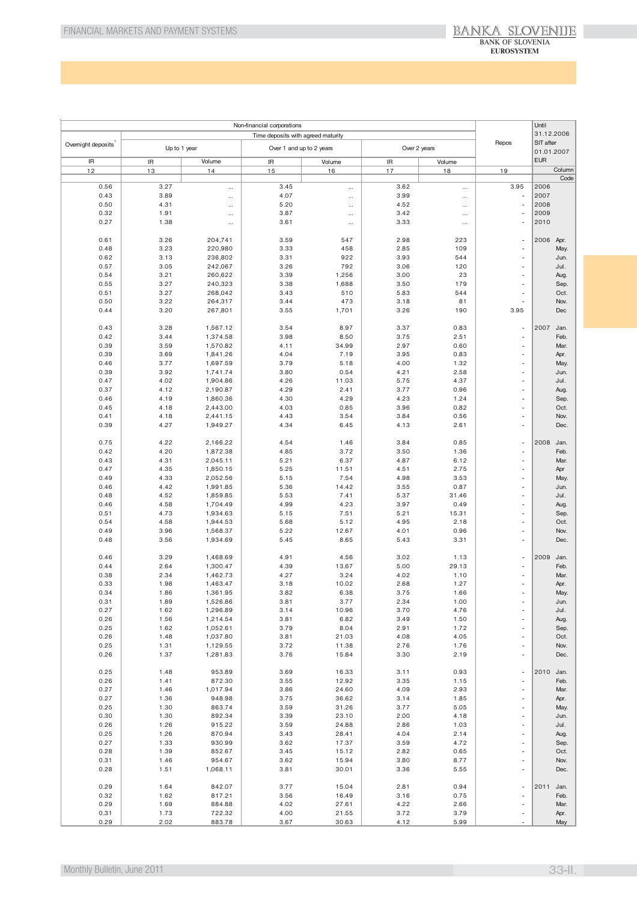| Non-financial corporations | | | | | | | | Until 31.12.2006 SIT after 01.01.2007 EUR |
|---|---|---|---|---|---|---|---|---|
| Overnight deposits[1] | Time deposits with agreed maturity | | | | | | Repos | |
| | Up to 1 year | | Over 1 and up to 2 years | | Over 2 years | | | |
| IR | IR | Volume | IR | Volume | IR | Volume | | |
| 12 | 13 | 14 | 15 | 16 | 17 | 18 | 19 | Column |
| | | | | | | | | Code |
| 0.56 | 3.27 | ... | 3.45 | ... | 3.62 | ... | 3.95 | 2006 |
| 0.43 | 3.89 | ... | 4.07 | ... | 3.99 | ... | - | 2007 |
| 0.50 | 4.31 | ... | 5.20 | ... | 4.52 | ... | - | 2008 |
| 0.32 | 1.91 | ... | 3.87 | ... | 3.42 | ... | - | 2009 |
| 0.27 | 1.38 | ... | 3.61 | ... | 3.33 | ... | - | 2010 |
| 0.61 | 3.26 | 204,741 | 3.59 | 547 | 2.98 | 223 | - | 2006 Apr. |
| 0.48 | 3.23 | 220,980 | 3.33 | 458 | 2.85 | 109 | - | May. |
| 0.62 | 3.13 | 236,802 | 3.31 | 922 | 3.93 | 544 | - | Jun. |
| 0.57 | 3.05 | 242,067 | 3.26 | 792 | 3.06 | 120 | - | Jul. |
| 0.54 | 3.21 | 260,622 | 3.39 | 1,256 | 3.00 | 23 | - | Aug. |
| 0.55 | 3.27 | 240,323 | 3.38 | 1,688 | 3.50 | 179 | - | Sep. |
| 0.51 | 3.27 | 268,042 | 3.43 | 510 | 5.83 | 544 | - | Oct. |
| 0.50 | 3.22 | 264,317 | 3.44 | 473 | 3.18 | 81 | - | Nov. |
| 0.44 | 3.20 | 267,801 | 3.55 | 1,701 | 3.26 | 190 | 3.95 | Dec |
| 0.43 | 3.28 | 1,567.12 | 3.54 | 8.97 | 3.37 | 0.83 | - | 2007 Jan. |
| 0.42 | 3.44 | 1,374.58 | 3.98 | 8.50 | 3.75 | 2.51 | - | Feb. |
| 0.39 | 3.59 | 1,570.82 | 4.11 | 34.99 | 2.97 | 0.60 | - | Mar. |
| 0.39 | 3.69 | 1,841.26 | 4.04 | 7.19 | 3.95 | 0.83 | - | Apr. |
| 0.46 | 3.77 | 1,697.59 | 3.79 | 5.18 | 4.00 | 1.32 | - | May. |
| 0.39 | 3.92 | 1,741.74 | 3.80 | 0.54 | 4.21 | 2.58 | - | Jun. |
| 0.47 | 4.02 | 1,904.86 | 4.26 | 11.03 | 5.75 | 4.37 | - | Jul. |
| 0.37 | 4.12 | 2,190.87 | 4.29 | 2.41 | 3.77 | 0.96 | - | Aug. |
| 0.46 | 4.19 | 1,860.36 | 4.30 | 4.29 | 4.23 | 1.24 | - | Sep. |
| 0.45 | 4.18 | 2,443.00 | 4.03 | 0.85 | 3.96 | 0.82 | - | Oct. |
| 0.41 | 4.18 | 2,441.15 | 4.43 | 3.54 | 3.84 | 0.56 | - | Nov. |
| 0.39 | 4.27 | 1,949.27 | 4.34 | 6.45 | 4.13 | 2.61 | - | Dec. |
| 0.75 | 4.22 | 2,166.22 | 4.54 | 1.46 | 3.84 | 0.85 | - | 2008 Jan. |
| 0.42 | 4.20 | 1,872.38 | 4.85 | 3.72 | 3.50 | 1.36 | - | Feb. |
| 0.43 | 4.31 | 2,045.11 | 5.21 | 6.37 | 4.87 | 6.12 | - | Mar. |
| 0.47 | 4.35 | 1,850.15 | 5.25 | 11.51 | 4.51 | 2.75 | - | Apr |
| 0.49 | 4.33 | 2,052.56 | 5.15 | 7.54 | 4.98 | 3.53 | - | May. |
| 0.46 | 4.42 | 1,991.85 | 5.36 | 14.42 | 3.55 | 0.87 | - | Jun. |
| 0.48 | 4.52 | 1,859.85 | 5.53 | 7.41 | 5.37 | 31.46 | - | Jul. |
| 0.46 | 4.58 | 1,704.49 | 4.99 | 4.23 | 3.97 | 0.49 | - | Aug. |
| 0.51 | 4.73 | 1,934.63 | 5.15 | 7.51 | 5.21 | 15.31 | - | Sep. |
| 0.54 | 4.58 | 1,944.53 | 5.68 | 5.12 | 4.95 | 2.18 | - | Oct. |
| 0.49 | 3.96 | 1,568.37 | 5.22 | 12.67 | 4.01 | 0.96 | - | Nov. |
| 0.48 | 3.56 | 1,934.69 | 5.45 | 8.65 | 5.43 | 3.31 | - | Dec. |
| 0.46 | 3.29 | 1,468.69 | 4.91 | 4.56 | 3.02 | 1.13 | - | 2009 Jan. |
| 0.44 | 2.64 | 1,300.47 | 4.39 | 13.67 | 5.00 | 29.13 | - | Feb. |
| 0.38 | 2.34 | 1,462.73 | 4.27 | 3.24 | 4.02 | 1.10 | - | Mar. |
| 0.33 | 1.98 | 1,463.47 | 3.18 | 10.02 | 2.68 | 1.27 | - | Apr. |
| 0.34 | 1.86 | 1,361.95 | 3.82 | 6.38 | 3.75 | 1.66 | - | May. |
| 0.31 | 1.89 | 1,526.86 | 3.81 | 3.77 | 2.34 | 1.00 | - | Jun. |
| 0.27 | 1.62 | 1,296.89 | 3.14 | 10.96 | 3.70 | 4.76 | - | Jul. |
| 0.26 | 1.56 | 1,214.54 | 3.81 | 6.82 | 3.49 | 1.50 | - | Aug. |
| 0.25 | 1.62 | 1,052.61 | 3.79 | 8.04 | 2.91 | 1.72 | - | Sep. |
| 0.26 | 1.48 | 1,037.80 | 3.81 | 21.03 | 4.08 | 4.05 | - | Oct. |
| 0.25 | 1.31 | 1,129.55 | 3.72 | 11.38 | 2.76 | 1.76 | - | Nov. |
| 0.26 | 1.37 | 1,281.83 | 3.76 | 15.84 | 3.30 | 2.19 | - | Dec. |
| 0.25 | 1.48 | 953.89 | 3.69 | 16.33 | 3.11 | 0.93 | - | 2010 Jan. |
| 0.26 | 1.41 | 872.30 | 3.55 | 12.92 | 3.35 | 1.15 | - | Feb. |
| 0.27 | 1.46 | 1,017.94 | 3.86 | 24.60 | 4.09 | 2.93 | - | Mar. |
| 0.27 | 1.36 | 948.98 | 3.75 | 36.62 | 3.14 | 1.85 | - | Apr. |
| 0.25 | 1.30 | 863.74 | 3.59 | 31.26 | 3.77 | 5.05 | - | May. |
| 0.30 | 1.30 | 892.34 | 3.39 | 23.10 | 2.00 | 4.18 | - | Jun. |
| 0.26 | 1.26 | 915.22 | 3.59 | 24.88 | 2.86 | 1.03 | - | Jul. |
| 0.25 | 1.26 | 870.94 | 3.43 | 28.41 | 4.04 | 2.14 | - | Aug. |
| 0.27 | 1.33 | 930.99 | 3.62 | 17.37 | 3.59 | 4.72 | - | Sep. |
| 0.28 | 1.39 | 852.67 | 3.45 | 15.12 | 2.82 | 0.65 | - | Oct. |
| 0.31 | 1.46 | 954.67 | 3.62 | 15.94 | 3.80 | 8.77 | - | Nov. |
| 0.28 | 1.51 | 1,068.11 | 3.81 | 30.01 | 3.36 | 5.55 | - | Dec. |
| 0.29 | 1.64 | 842.07 | 3.77 | 15.04 | 2.81 | 0.94 | - | 2011 Jan. |
| 0.32 | 1.62 | 817.21 | 3.56 | 16.49 | 3.16 | 0.75 | - | Feb. |
| 0.29 | 1.69 | 884.88 | 4.02 | 27.61 | 4.22 | 2.66 | - | Mar. |
| 0.31 | 1.73 | 722.32 | 4.00 | 21.55 | 3.72 | 3.79 | - | Apr. |
| 0.29 | 2.02 | 883.78 | 3.67 | 30.63 | 4.12 | 5.99 | - | May |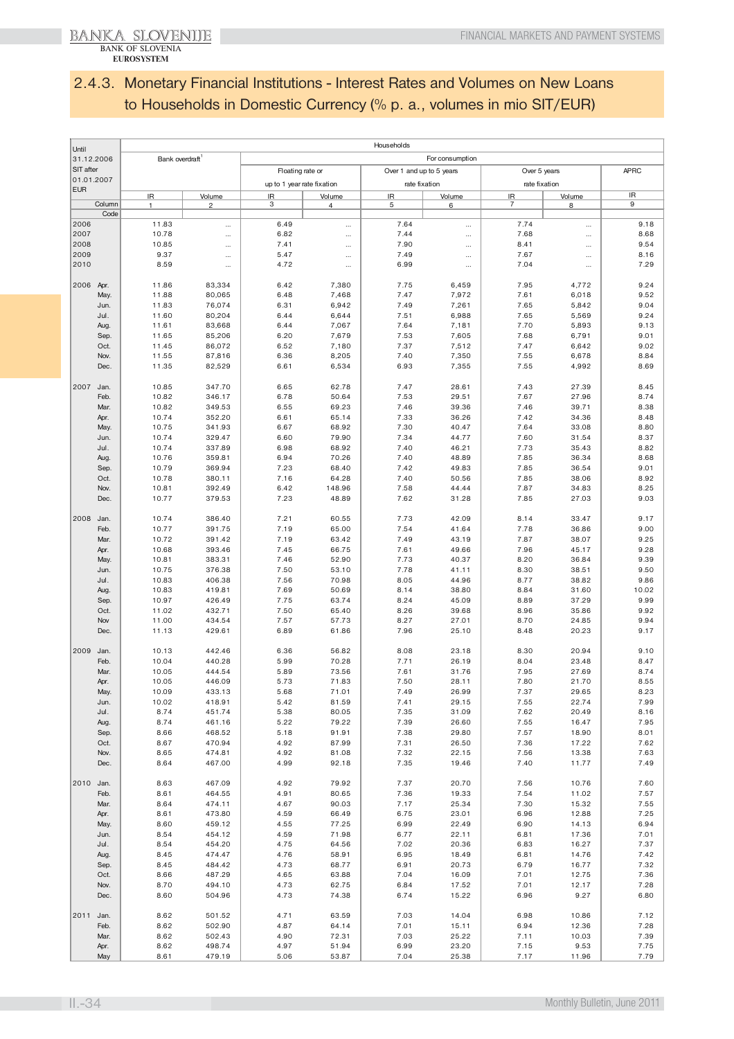## 2.4.3. Monetary Financial Institutions - Interest Rates and Volumes on New Loans to Households in Domestic Currency (% p. a., volumes in mio SIT/EUR)

| Until 31.12.2006 SIT after 01.01.2007 EUR | | Households | | | | | | | | |
|---|---|---|---|---|---|---|---|---|---|---|
| | | Bank overdraft[1] | | For consumption | | | | | | |
| | | | | Floating rate or up to 1 year rate fixation | | Over 1 and up to 5 years rate fixation | | Over 5 years rate fixation | | APRC |
| | | IR | Volume | IR | Volume | IR | Volume | IR | Volume | IR |
| | Column | 1 | 2 | 3 | 4 | 5 | 6 | 7 | 8 | 9 |
| | Code | | | | | | | | | |
| 2006 | | 11.83 | ... | 6.49 | ... | 7.64 | ... | 7.74 | ... | 9.18 |
| 2007 | | 10.78 | ... | 6.82 | ... | 7.44 | ... | 7.68 | ... | 8.68 |
| 2008 | | 10.85 | ... | 7.41 | ... | 7.90 | ... | 8.41 | ... | 9.54 |
| 2009 | | 9.37 | ... | 5.47 | ... | 7.49 | ... | 7.67 | ... | 8.16 |
| 2010 | | 8.59 | ... | 4.72 | ... | 6.99 | ... | 7.04 | ... | 7.29 |
| 2006 | Apr. | 11.86 | 83,334 | 6.42 | 7,380 | 7.75 | 6,459 | 7.95 | 4,772 | 9.24 |
| | May. | 11.88 | 80,065 | 6.48 | 7,468 | 7.47 | 7,972 | 7.61 | 6,018 | 9.52 |
| | Jun. | 11.83 | 76,074 | 6.31 | 6,942 | 7.49 | 7,261 | 7.65 | 5,842 | 9.04 |
| | Jul. | 11.60 | 80,204 | 6.44 | 6,644 | 7.51 | 6,988 | 7.65 | 5,569 | 9.24 |
| | Aug. | 11.61 | 83,668 | 6.44 | 7,067 | 7.64 | 7,181 | 7.70 | 5,893 | 9.13 |
| | Sep. | 11.65 | 85,206 | 6.20 | 7,679 | 7.53 | 7,605 | 7.68 | 6,791 | 9.01 |
| | Oct. | 11.45 | 86,072 | 6.52 | 7,180 | 7.37 | 7,512 | 7.47 | 6,642 | 9.02 |
| | Nov. | 11.55 | 87,816 | 6.36 | 8,205 | 7.40 | 7,350 | 7.55 | 6,678 | 8.84 |
| | Dec. | 11.35 | 82,529 | 6.61 | 6,534 | 6.93 | 7,355 | 7.55 | 4,992 | 8.69 |
| 2007 | Jan. | 10.85 | 347.70 | 6.65 | 62.78 | 7.47 | 28.61 | 7.43 | 27.39 | 8.45 |
| | Feb. | 10.82 | 346.17 | 6.78 | 50.64 | 7.53 | 29.51 | 7.67 | 27.96 | 8.74 |
| | Mar. | 10.82 | 349.53 | 6.55 | 69.23 | 7.46 | 39.36 | 7.46 | 39.71 | 8.38 |
| | Apr. | 10.74 | 352.20 | 6.61 | 65.14 | 7.33 | 36.26 | 7.42 | 34.36 | 8.48 |
| | May. | 10.75 | 341.93 | 6.67 | 68.92 | 7.30 | 40.47 | 7.64 | 33.08 | 8.80 |
| | Jun. | 10.74 | 329.47 | 6.60 | 79.90 | 7.34 | 44.77 | 7.60 | 31.54 | 8.37 |
| | Jul. | 10.74 | 337.89 | 6.98 | 68.92 | 7.40 | 46.21 | 7.73 | 35.43 | 8.82 |
| | Aug. | 10.76 | 359.81 | 6.94 | 70.26 | 7.40 | 48.89 | 7.85 | 36.34 | 8.68 |
| | Sep. | 10.79 | 369.94 | 7.23 | 68.40 | 7.42 | 49.83 | 7.85 | 36.54 | 9.01 |
| | Oct. | 10.78 | 380.11 | 7.16 | 64.28 | 7.40 | 50.56 | 7.85 | 38.06 | 8.92 |
| | Nov. | 10.81 | 392.49 | 6.42 | 148.96 | 7.58 | 44.44 | 7.87 | 34.83 | 8.25 |
| | Dec. | 10.77 | 379.53 | 7.23 | 48.89 | 7.62 | 31.28 | 7.85 | 27.03 | 9.03 |
| 2008 | Jan. | 10.74 | 386.40 | 7.21 | 60.55 | 7.73 | 42.09 | 8.14 | 33.47 | 9.17 |
| | Feb. | 10.77 | 391.75 | 7.19 | 65.00 | 7.54 | 41.64 | 7.78 | 36.86 | 9.00 |
| | Mar. | 10.72 | 391.42 | 7.19 | 63.42 | 7.49 | 43.19 | 7.87 | 38.07 | 9.25 |
| | Apr. | 10.68 | 393.46 | 7.45 | 66.75 | 7.61 | 49.66 | 7.96 | 45.17 | 9.28 |
| | May. | 10.81 | 383.31 | 7.46 | 52.90 | 7.73 | 40.37 | 8.20 | 36.84 | 9.39 |
| | Jun. | 10.75 | 376.38 | 7.50 | 53.10 | 7.78 | 41.11 | 8.30 | 38.51 | 9.50 |
| | Jul. | 10.83 | 406.38 | 7.56 | 70.98 | 8.05 | 44.96 | 8.77 | 38.82 | 9.86 |
| | Aug. | 10.83 | 419.81 | 7.69 | 50.69 | 8.14 | 38.80 | 8.84 | 31.60 | 10.02 |
| | Sep. | 10.97 | 426.49 | 7.75 | 63.74 | 8.24 | 45.09 | 8.89 | 37.29 | 9.99 |
| | Oct. | 11.02 | 432.71 | 7.50 | 65.40 | 8.26 | 39.68 | 8.96 | 35.86 | 9.92 |
| | Nov | 11.00 | 434.54 | 7.57 | 57.73 | 8.27 | 27.01 | 8.70 | 24.85 | 9.94 |
| | Dec. | 11.13 | 429.61 | 6.89 | 61.86 | 7.96 | 25.10 | 8.48 | 20.23 | 9.17 |
| 2009 | Jan. | 10.13 | 442.46 | 6.36 | 56.82 | 8.08 | 23.18 | 8.30 | 20.94 | 9.10 |
| | Feb. | 10.04 | 440.28 | 5.99 | 70.28 | 7.71 | 26.19 | 8.04 | 23.48 | 8.47 |
| | Mar. | 10.05 | 444.54 | 5.89 | 73.56 | 7.61 | 31.76 | 7.95 | 27.69 | 8.74 |
| | Apr. | 10.05 | 446.09 | 5.73 | 71.83 | 7.50 | 28.11 | 7.80 | 21.70 | 8.55 |
| | May. | 10.09 | 433.13 | 5.68 | 71.01 | 7.49 | 26.99 | 7.37 | 29.65 | 8.23 |
| | Jun. | 10.02 | 418.91 | 5.42 | 81.59 | 7.41 | 29.15 | 7.55 | 22.74 | 7.99 |
| | Jul. | 8.74 | 451.74 | 5.38 | 80.05 | 7.35 | 31.09 | 7.62 | 20.49 | 8.16 |
| | Aug. | 8.74 | 461.16 | 5.22 | 79.22 | 7.39 | 26.60 | 7.55 | 16.47 | 7.95 |
| | Sep. | 8.66 | 468.52 | 5.18 | 91.91 | 7.38 | 29.80 | 7.57 | 18.90 | 8.01 |
| | Oct. | 8.67 | 470.94 | 4.92 | 87.99 | 7.31 | 26.50 | 7.36 | 17.22 | 7.62 |
| | Nov. | 8.65 | 474.81 | 4.92 | 81.08 | 7.32 | 22.15 | 7.56 | 13.38 | 7.63 |
| | Dec. | 8.64 | 467.00 | 4.99 | 92.18 | 7.35 | 19.46 | 7.40 | 11.77 | 7.49 |
| 2010 | Jan. | 8.63 | 467.09 | 4.92 | 79.92 | 7.37 | 20.70 | 7.56 | 10.76 | 7.60 |
| | Feb. | 8.61 | 464.55 | 4.91 | 80.65 | 7.36 | 19.33 | 7.54 | 11.02 | 7.57 |
| | Mar. | 8.64 | 474.11 | 4.67 | 90.03 | 7.17 | 25.34 | 7.30 | 15.32 | 7.55 |
| | Apr. | 8.61 | 473.80 | 4.59 | 66.49 | 6.75 | 23.01 | 6.96 | 12.88 | 7.25 |
| | May. | 8.60 | 459.12 | 4.55 | 77.25 | 6.99 | 22.49 | 6.90 | 14.13 | 6.94 |
| | Jun. | 8.54 | 454.12 | 4.59 | 71.98 | 6.77 | 22.11 | 6.81 | 17.36 | 7.01 |
| | Jul. | 8.54 | 454.20 | 4.75 | 64.56 | 7.02 | 20.36 | 6.83 | 16.27 | 7.37 |
| | Aug. | 8.45 | 474.47 | 4.76 | 58.91 | 6.95 | 18.49 | 6.81 | 14.76 | 7.42 |
| | Sep. | 8.45 | 484.42 | 4.73 | 68.77 | 6.91 | 20.73 | 6.79 | 16.77 | 7.32 |
| | Oct. | 8.66 | 487.29 | 4.65 | 63.88 | 7.04 | 16.09 | 7.01 | 12.75 | 7.36 |
| | Nov. | 8.70 | 494.10 | 4.73 | 62.75 | 6.84 | 17.52 | 7.01 | 12.17 | 7.28 |
| | Dec. | 8.60 | 504.96 | 4.73 | 74.38 | 6.74 | 15.22 | 6.96 | 9.27 | 6.80 |
| 2011 | Jan. | 8.62 | 501.52 | 4.71 | 63.59 | 7.03 | 14.04 | 6.98 | 10.86 | 7.12 |
| | Feb. | 8.62 | 502.90 | 4.87 | 64.14 | 7.01 | 15.11 | 6.94 | 12.36 | 7.28 |
| | Mar. | 8.62 | 502.43 | 4.90 | 72.31 | 7.03 | 25.22 | 7.11 | 10.03 | 7.39 |
| | Apr. | 8.62 | 498.74 | 4.97 | 51.94 | 6.99 | 23.20 | 7.15 | 9.53 | 7.75 |
| | May | 8.61 | 479.19 | 5.06 | 53.87 | 7.04 | 25.38 | 7.17 | 11.96 | 7.79 |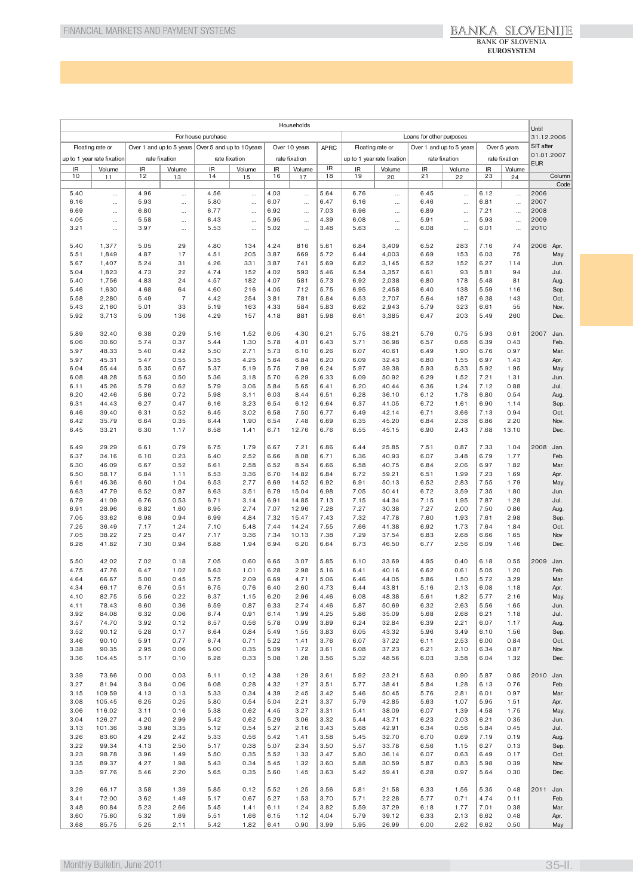| Households | | | | | | | | | | | | | | | | Until 31.12.2006 SIT after 01.01.2007 EUR | |
|---|---|---|---|---|---|---|---|---|---|---|---|---|---|---|---|---|---|
| For house purchase | | | | | | | | | Loans for other purposes | | | | | | | | |
| Floating rate or up to 1 year rate fixation | | Over 1 and up to 5 years rate fixation | | Over 5 and up to 10years rate fixation | | Over 10 years rate fixation | | APRC | Floating rate or up to 1 year rate fixation | | Over 1 and up to 5 years rate fixation | | Over 5 years rate fixation | | | |
| IR | Volume | IR | Volume | IR | Volume | IR | Volume | IR | IR | Volume | IR | Volume | IR | Volume | | |
| 10 | 11 | 12 | 13 | 14 | 15 | 16 | 17 | 18 | 19 | 20 | 21 | 22 | 23 | 24 | Column | |
| | | | | | | | | | | | | | | | Code | |
| 5.40 | ... | 4.96 | ... | 4.56 | ... | 4.03 | ... | 5.64 | 6.76 | ... | 6.45 | ... | 6.12 | ... | 2006 | |
| 6.16 | ... | 5.93 | ... | 5.80 | ... | 6.07 | ... | 6.47 | 6.16 | ... | 6.46 | ... | 6.81 | ... | 2007 | |
| 6.69 | ... | 6.80 | ... | 6.77 | ... | 6.92 | ... | 7.03 | 6.96 | ... | 6.89 | ... | 7.21 | ... | 2008 | |
| 4.05 | ... | 5.58 | ... | 6.43 | ... | 5.95 | ... | 4.39 | 6.08 | ... | 5.91 | ... | 5.93 | ... | 2009 | |
| 3.21 | ... | 3.97 | ... | 5.53 | ... | 5.02 | ... | 3.48 | 5.63 | ... | 6.08 | ... | 6.01 | ... | 2010 | |
| 5.40 | 1,377 | 5.05 | 29 | 4.80 | 134 | 4.24 | 816 | 5.61 | 6.84 | 3,409 | 6.52 | 283 | 7.16 | 74 | 2006 | Apr. |
| 5.51 | 1,849 | 4.87 | 17 | 4.51 | 205 | 3.87 | 669 | 5.72 | 6.44 | 4,003 | 6.69 | 153 | 6.03 | 75 | | May. |
| 5.67 | 1,407 | 5.24 | 31 | 4.26 | 331 | 3.87 | 741 | 5.69 | 6.82 | 3,145 | 6.52 | 152 | 6.27 | 114 | | Jun. |
| 5.04 | 1,823 | 4.73 | 22 | 4.74 | 152 | 4.02 | 593 | 5.46 | 6.54 | 3,357 | 6.61 | 93 | 5.81 | 94 | | Jul. |
| 5.40 | 1,756 | 4.83 | 24 | 4.57 | 182 | 4.07 | 581 | 5.73 | 6.92 | 2,038 | 6.80 | 178 | 5.48 | 81 | | Aug. |
| 5.46 | 1,630 | 4.68 | 64 | 4.60 | 216 | 4.05 | 712 | 5.75 | 6.95 | 2,458 | 6.40 | 138 | 5.59 | 116 | | Sep. |
| 5.58 | 2,280 | 5.49 | 7 | 4.42 | 254 | 3.81 | 781 | 5.84 | 6.53 | 2,707 | 5.64 | 187 | 6.38 | 143 | | Oct. |
| 5.43 | 2,160 | 5.01 | 33 | 5.19 | 163 | 4.33 | 584 | 5.83 | 6.62 | 2,943 | 5.79 | 323 | 6.61 | 55 | | Nov. |
| 5.92 | 3,713 | 5.09 | 136 | 4.29 | 157 | 4.18 | 881 | 5.98 | 6.61 | 3,385 | 6.47 | 203 | 5.49 | 260 | | Dec. |
| 5.89 | 32.40 | 6.38 | 0.29 | 5.16 | 1.52 | 6.05 | 4.30 | 6.21 | 5.75 | 38.21 | 5.76 | 0.75 | 5.93 | 0.61 | 2007 | Jan. |
| 6.06 | 30.60 | 5.74 | 0.37 | 5.44 | 1.30 | 5.78 | 4.01 | 6.43 | 5.71 | 36.98 | 6.57 | 0.68 | 6.39 | 0.43 | | Feb. |
| 5.97 | 48.33 | 5.40 | 0.42 | 5.50 | 2.71 | 5.73 | 6.10 | 6.26 | 6.07 | 40.61 | 6.49 | 1.90 | 6.76 | 0.97 | | Mar. |
| 5.97 | 45.31 | 5.47 | 0.55 | 5.35 | 4.25 | 5.64 | 6.84 | 6.20 | 6.09 | 32.43 | 6.80 | 1.55 | 6.97 | 1.43 | | Apr. |
| 6.04 | 55.44 | 5.35 | 0.67 | 5.37 | 5.19 | 5.75 | 7.99 | 6.24 | 5.97 | 39.38 | 5.93 | 5.33 | 5.92 | 1.95 | | May. |
| 6.08 | 48.28 | 5.63 | 0.50 | 5.36 | 3.18 | 5.70 | 6.29 | 6.33 | 6.09 | 50.92 | 6.29 | 1.52 | 7.21 | 1.31 | | Jun. |
| 6.11 | 45.26 | 5.79 | 0.62 | 5.79 | 3.06 | 5.84 | 5.65 | 6.41 | 6.20 | 40.44 | 6.36 | 1.24 | 7.12 | 0.88 | | Jul. |
| 6.20 | 42.46 | 5.86 | 0.72 | 5.98 | 3.11 | 6.03 | 8.44 | 6.51 | 6.28 | 36.10 | 6.12 | 1.78 | 6.80 | 0.54 | | Aug. |
| 6.31 | 44.43 | 6.27 | 0.47 | 6.16 | 3.23 | 6.54 | 6.12 | 6.64 | 6.37 | 41.05 | 6.72 | 1.61 | 6.90 | 1.14 | | Sep. |
| 6.46 | 39.40 | 6.31 | 0.52 | 6.45 | 3.02 | 6.58 | 7.50 | 6.77 | 6.49 | 42.14 | 6.71 | 3.66 | 7.13 | 0.94 | | Oct. |
| 6.42 | 35.79 | 6.64 | 0.35 | 6.44 | 1.90 | 6.54 | 7.48 | 6.69 | 6.35 | 45.20 | 6.84 | 2.38 | 6.86 | 2.20 | | Nov. |
| 6.45 | 33.21 | 6.30 | 1.17 | 6.58 | 1.41 | 6.71 | 12.76 | 6.76 | 6.55 | 45.15 | 6.90 | 2.43 | 7.68 | 13.10 | | Dec. |
| 6.49 | 29.29 | 6.61 | 0.79 | 6.75 | 1.79 | 6.67 | 7.21 | 6.86 | 6.44 | 25.85 | 7.51 | 0.87 | 7.33 | 1.04 | 2008 | Jan. |
| 6.37 | 34.16 | 6.10 | 0.23 | 6.40 | 2.52 | 6.66 | 8.08 | 6.71 | 6.36 | 40.93 | 6.07 | 3.48 | 6.79 | 1.77 | | Feb. |
| 6.30 | 46.09 | 6.67 | 0.52 | 6.61 | 2.58 | 6.52 | 8.54 | 6.66 | 6.58 | 40.75 | 6.84 | 2.06 | 6.97 | 1.82 | | Mar. |
| 6.50 | 58.17 | 6.84 | 1.11 | 6.53 | 3.36 | 6.70 | 14.82 | 6.84 | 6.72 | 59.21 | 6.51 | 1.99 | 7.23 | 1.69 | | Apr. |
| 6.61 | 46.36 | 6.60 | 1.04 | 6.53 | 2.77 | 6.69 | 14.52 | 6.92 | 6.91 | 50.13 | 6.52 | 2.83 | 7.55 | 1.79 | | May. |
| 6.63 | 47.79 | 6.52 | 0.87 | 6.63 | 3.51 | 6.79 | 15.04 | 6.98 | 7.05 | 50.41 | 6.72 | 3.59 | 7.35 | 1.80 | | Jun. |
| 6.79 | 41.09 | 6.76 | 0.53 | 6.71 | 3.14 | 6.91 | 14.85 | 7.13 | 7.15 | 44.34 | 7.15 | 1.95 | 7.87 | 1.28 | | Jul. |
| 6.91 | 28.96 | 6.82 | 1.60 | 6.95 | 2.74 | 7.07 | 12.96 | 7.28 | 7.27 | 30.38 | 7.27 | 2.00 | 7.50 | 0.86 | | Aug. |
| 7.05 | 33.62 | 6.98 | 0.94 | 6.99 | 4.84 | 7.32 | 15.47 | 7.43 | 7.32 | 47.78 | 7.60 | 1.93 | 7.61 | 2.98 | | Sep. |
| 7.25 | 36.49 | 7.17 | 1.24 | 7.10 | 5.48 | 7.44 | 14.24 | 7.55 | 7.66 | 41.38 | 6.92 | 1.73 | 7.64 | 1.84 | | Oct. |
| 7.05 | 38.22 | 7.25 | 0.47 | 7.17 | 3.36 | 7.34 | 10.13 | 7.38 | 7.29 | 37.54 | 6.83 | 2.68 | 6.66 | 1.65 | | Nov |
| 6.28 | 41.82 | 7.30 | 0.94 | 6.88 | 1.94 | 6.94 | 6.20 | 6.64 | 6.73 | 46.50 | 6.77 | 2.56 | 6.09 | 1.46 | | Dec. |
| 5.50 | 42.02 | 7.02 | 0.18 | 7.05 | 0.60 | 6.65 | 3.07 | 5.85 | 6.10 | 33.69 | 4.95 | 0.40 | 6.18 | 0.55 | 2009 | Jan. |
| 4.75 | 47.76 | 6.47 | 1.02 | 6.63 | 1.01 | 6.28 | 2.98 | 5.16 | 6.41 | 40.16 | 6.62 | 0.61 | 5.05 | 1.20 | | Feb. |
| 4.64 | 66.67 | 5.00 | 0.45 | 5.75 | 2.09 | 6.69 | 4.71 | 5.06 | 6.46 | 44.05 | 5.86 | 1.50 | 5.72 | 3.29 | | Mar. |
| 4.34 | 66.17 | 6.76 | 0.51 | 6.75 | 0.76 | 6.40 | 2.60 | 4.73 | 6.44 | 43.81 | 5.16 | 2.13 | 6.08 | 1.18 | | Apr. |
| 4.10 | 82.75 | 5.56 | 0.22 | 6.37 | 1.15 | 6.20 | 2.96 | 4.46 | 6.08 | 48.38 | 5.61 | 1.82 | 5.77 | 2.16 | | May. |
| 4.11 | 78.43 | 6.60 | 0.36 | 6.59 | 0.87 | 6.33 | 2.74 | 4.46 | 5.87 | 50.69 | 6.32 | 2.63 | 5.56 | 1.65 | | Jun. |
| 3.92 | 84.08 | 6.32 | 0.06 | 6.74 | 0.91 | 6.14 | 1.99 | 4.25 | 5.86 | 35.09 | 5.68 | 2.68 | 6.21 | 1.18 | | Jul. |
| 3.57 | 74.70 | 3.92 | 0.12 | 6.57 | 0.56 | 5.78 | 0.99 | 3.89 | 6.24 | 32.84 | 6.39 | 2.21 | 6.07 | 1.17 | | Aug. |
| 3.52 | 90.12 | 5.28 | 0.17 | 6.64 | 0.84 | 5.49 | 1.55 | 3.83 | 6.05 | 43.32 | 5.96 | 3.49 | 6.10 | 1.56 | | Sep. |
| 3.46 | 90.10 | 5.91 | 0.77 | 6.74 | 0.71 | 5.22 | 1.41 | 3.76 | 6.07 | 37.22 | 6.11 | 2.53 | 6.00 | 0.84 | | Oct. |
| 3.38 | 90.35 | 2.95 | 0.06 | 5.00 | 0.35 | 5.09 | 1.72 | 3.61 | 6.08 | 37.23 | 6.21 | 2.10 | 6.34 | 0.87 | | Nov. |
| 3.36 | 104.45 | 5.17 | 0.10 | 6.28 | 0.33 | 5.08 | 1.28 | 3.56 | 5.32 | 48.56 | 6.03 | 3.58 | 6.04 | 1.32 | | Dec. |
| 3.39 | 73.66 | 0.00 | 0.03 | 6.11 | 0.12 | 4.38 | 1.29 | 3.61 | 5.92 | 23.21 | 5.63 | 0.90 | 5.87 | 0.85 | 2010 | Jan. |
| 3.27 | 81.94 | 3.84 | 0.06 | 6.08 | 0.28 | 4.32 | 1.27 | 3.51 | 5.77 | 38.41 | 5.84 | 1.28 | 6.13 | 0.76 | | Feb. |
| 3.15 | 109.59 | 4.13 | 0.13 | 5.33 | 0.34 | 4.39 | 2.45 | 3.42 | 5.46 | 50.45 | 5.76 | 2.81 | 6.01 | 0.97 | | Mar. |
| 3.08 | 105.45 | 6.25 | 0.25 | 5.80 | 0.54 | 5.04 | 2.21 | 3.37 | 5.79 | 42.85 | 5.63 | 1.07 | 5.95 | 1.51 | | Apr. |
| 3.06 | 116.02 | 3.11 | 0.16 | 5.38 | 0.62 | 4.45 | 3.27 | 3.31 | 5.41 | 38.09 | 6.07 | 1.39 | 4.58 | 1.75 | | May. |
| 3.04 | 126.27 | 4.20 | 2.99 | 5.42 | 0.62 | 5.29 | 3.06 | 3.32 | 5.44 | 43.71 | 6.23 | 2.03 | 6.21 | 0.35 | | Jun. |
| 3.13 | 101.36 | 3.98 | 3.35 | 5.12 | 0.54 | 5.27 | 2.16 | 3.43 | 5.68 | 42.91 | 6.34 | 0.56 | 5.84 | 0.45 | | Jul. |
| 3.26 | 83.60 | 4.29 | 2.42 | 5.33 | 0.56 | 5.42 | 1.41 | 3.58 | 5.45 | 32.70 | 6.70 | 0.69 | 7.19 | 0.19 | | Aug. |
| 3.22 | 99.34 | 4.13 | 2.50 | 5.17 | 0.38 | 5.07 | 2.34 | 3.50 | 5.57 | 33.78 | 6.56 | 1.15 | 6.27 | 0.13 | | Sep. |
| 3.23 | 98.78 | 3.96 | 1.49 | 5.50 | 0.35 | 5.52 | 1.33 | 3.47 | 5.80 | 36.14 | 6.07 | 0.63 | 6.49 | 0.17 | | Oct. |
| 3.35 | 89.37 | 4.27 | 1.98 | 5.43 | 0.34 | 5.45 | 1.32 | 3.60 | 5.88 | 30.59 | 5.87 | 0.83 | 5.98 | 0.39 | | Nov. |
| 3.35 | 97.76 | 5.46 | 2.20 | 5.65 | 0.35 | 5.60 | 1.45 | 3.63 | 5.42 | 59.41 | 6.28 | 0.97 | 5.64 | 0.30 | | Dec. |
| 3.29 | 66.17 | 3.58 | 1.39 | 5.85 | 0.12 | 5.52 | 1.25 | 3.56 | 5.81 | 21.58 | 6.33 | 1.56 | 5.35 | 0.48 | 2011 | Jan. |
| 3.41 | 72.00 | 3.62 | 1.49 | 5.17 | 0.67 | 5.27 | 1.53 | 3.70 | 5.71 | 22.28 | 5.77 | 0.71 | 4.74 | 0.11 | | Feb. |
| 3.48 | 90.84 | 5.23 | 2.66 | 5.45 | 1.41 | 6.11 | 1.24 | 3.82 | 5.59 | 37.29 | 6.18 | 1.77 | 7.01 | 0.38 | | Mar. |
| 3.60 | 75.60 | 5.32 | 1.69 | 5.51 | 1.66 | 6.15 | 1.12 | 4.04 | 5.79 | 39.12 | 6.33 | 2.13 | 6.62 | 0.48 | | Apr. |
| 3.68 | 85.75 | 5.25 | 2.11 | 5.42 | 1.82 | 6.41 | 0.90 | 3.99 | 5.95 | 26.99 | 6.00 | 2.62 | 6.62 | 0.50 | | May |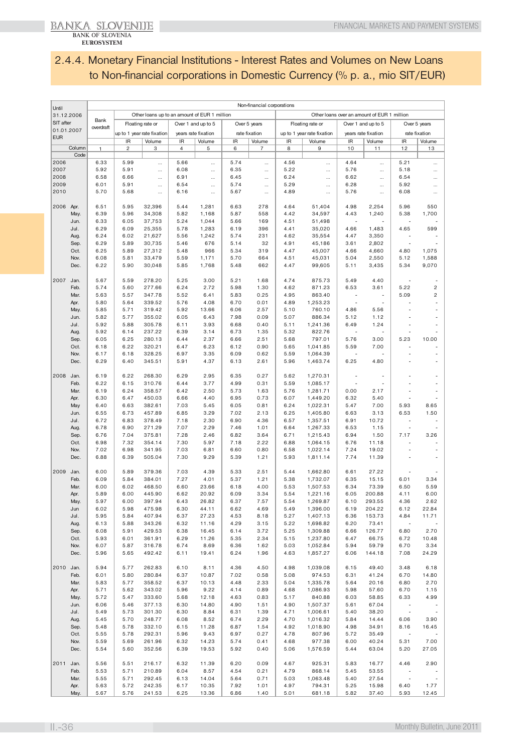# 2.4.4. Monetary Financial Institutions - Interest Rates and Volumes on New Loans to Non-financial corporations in Domestic Currency (% p. a., mio SIT/EUR)

| Until 31.12.2006 SIT after 01.01.2007 EUR | | Non-financial corporations | | | | | | | | | | | | |
|---|---|---|---|---|---|---|---|---|---|---|---|---|---|---|
| | | Bank overdraft | Other loans up to an amount of EUR 1 million | | | | | | Other loans over an amount of EUR 1 million | | | | | |
| | | | Floating rate or up to 1 year rate fixation | | Over 1 and up to 5 years rate fixation | | Over 5 years rate fixation | | Floating rate or up to 1 year rate fixation | | Over 1 and up to 5 years rate fixation | | Over 5 years rate fixation | |
| | | | IR | Volume | IR | Volume | IR | Volume | IR | Volume | IR | Volume | IR | Volume |
| | Column | 1 | 2 | 3 | 4 | 5 | 6 | 7 | 8 | 9 | 10 | 11 | 12 | 13 |
| | Code | | | | | | | | | | | | | |
| 2006 | | 6.33 | 5.99 | ... | 5.66 | ... | 5.74 | ... | 4.56 | ... | 4.64 | ... | 5.21 | ... |
| 2007 | | 5.92 | 5.91 | ... | 6.08 | ... | 6.35 | ... | 5.22 | ... | 5.76 | ... | 5.18 | ... |
| 2008 | | 6.58 | 6.66 | ... | 6.91 | ... | 6.45 | ... | 6.24 | ... | 6.62 | ... | 6.54 | ... |
| 2009 | | 6.01 | 5.91 | ... | 6.54 | ... | 5.74 | ... | 5.29 | ... | 6.28 | ... | 5.92 | ... |
| 2010 | | 5.70 | 5.68 | ... | 6.16 | ... | 5.67 | ... | 4.89 | ... | 5.76 | ... | 6.08 | ... |
| 2006 | Apr. | 6.51 | 5.95 | 32,396 | 5.44 | 1,281 | 6.63 | 278 | 4.64 | 51,404 | 4.98 | 2,254 | 5.96 | 550 |
| | May. | 6.39 | 5.96 | 34,308 | 5.82 | 1,168 | 5.87 | 558 | 4.42 | 34,597 | 4.43 | 1,240 | 5.38 | 1,700 |
| | Jun. | 6.33 | 6.05 | 37,753 | 5.24 | 1,044 | 5.66 | 169 | 4.51 | 51,498 | - | - | - | - |
| | Jul. | 6.29 | 6.09 | 25,355 | 5.78 | 1,283 | 6.19 | 396 | 4.41 | 35,020 | 4.66 | 1,483 | 4.65 | 599 |
| | Aug. | 6.24 | 6.02 | 21,627 | 5.56 | 1,242 | 5.74 | 231 | 4.62 | 35,554 | 4.47 | 3,350 | - | - |
| | Sep. | 6.29 | 5.89 | 30,735 | 5.46 | 676 | 5.14 | 32 | 4.91 | 45,186 | 3.61 | 2,802 | - | - |
| | Oct. | 6.25 | 5.89 | 27,312 | 5.48 | 966 | 5.34 | 319 | 4.47 | 45,007 | 4.66 | 4,660 | 4.80 | 1,075 |
| | Nov. | 6.08 | 5.81 | 33,479 | 5.59 | 1,171 | 5.70 | 664 | 4.51 | 45,031 | 5.04 | 2,550 | 5.12 | 1,588 |
| | Dec. | 6.22 | 5.90 | 30,048 | 5.85 | 1,768 | 5.48 | 662 | 4.47 | 99,605 | 5.11 | 3,435 | 5.34 | 9,070 |
| 2007 | Jan. | 5.67 | 5.59 | 278.20 | 5.25 | 3.00 | 5.21 | 1.68 | 4.74 | 875.73 | 5.49 | 4.40 | - | - |
| | Feb. | 5.74 | 5.60 | 277.66 | 6.24 | 2.72 | 5.98 | 1.30 | 4.62 | 871.23 | 6.53 | 3.61 | 5.22 | 2 |
| | Mar. | 5.63 | 5.57 | 347.78 | 5.52 | 6.41 | 5.83 | 0.25 | 4.95 | 863.40 | - | - | 5.09 | 2 |
| | Apr. | 5.80 | 5.64 | 339.52 | 5.76 | 4.08 | 6.70 | 0.01 | 4.89 | 1,253.23 | - | - | - | - |
| | May. | 5.85 | 5.71 | 319.42 | 5.92 | 13.66 | 6.06 | 2.57 | 5.10 | 760.10 | 4.86 | 5.56 | - | - |
| | Jun. | 5.82 | 5.77 | 355.02 | 6.05 | 6.43 | 7.98 | 0.09 | 5.07 | 886.34 | 5.12 | 1.12 | - | - |
| | Jul. | 5.92 | 5.88 | 305.78 | 6.11 | 3.93 | 6.68 | 0.40 | 5.11 | 1,241.36 | 6.49 | 1.24 | - | - |
| | Aug. | 5.92 | 6.14 | 237.22 | 6.39 | 3.14 | 6.73 | 1.35 | 5.32 | 822.76 | - | - | - | - |
| | Sep. | 6.05 | 6.25 | 280.13 | 6.44 | 2.37 | 6.66 | 2.51 | 5.68 | 797.01 | 5.76 | 3.00 | 5.23 | 10.00 |
| | Oct. | 6.18 | 6.22 | 320.21 | 6.47 | 6.23 | 6.12 | 0.90 | 5.65 | 1,041.85 | 5.59 | 7.00 | - | - |
| | Nov. | 6.17 | 6.18 | 328.25 | 6.97 | 3.35 | 6.09 | 0.62 | 5.59 | 1,064.39 | - | - | - | - |
| | Dec. | 6.29 | 6.40 | 345.51 | 5.91 | 4.37 | 6.13 | 2.61 | 5.96 | 1,463.74 | 6.25 | 4.80 | - | - |
| 2008 | Jan. | 6.19 | 6.22 | 268.30 | 6.29 | 2.95 | 6.35 | 0.27 | 5.62 | 1,270.31 | - | - | - | - |
| | Feb. | 6.22 | 6.15 | 310.76 | 6.44 | 3.77 | 4.99 | 0.31 | 5.59 | 1,085.17 | - | - | - | - |
| | Mar. | 6.19 | 6.24 | 358.57 | 6.42 | 2.50 | 5.73 | 1.63 | 5.76 | 1,281.71 | 0.00 | 2.17 | - | - |
| | Apr. | 6.30 | 6.47 | 450.03 | 6.66 | 4.40 | 6.95 | 0.73 | 6.07 | 1,449.20 | 6.32 | 5.40 | - | - |
| | May | 6.40 | 6.63 | 382.61 | 7.03 | 5.45 | 6.05 | 0.81 | 6.24 | 1,022.31 | 5.47 | 7.00 | 5.93 | 8.65 |
| | Jun. | 6.55 | 6.73 | 457.89 | 6.85 | 3.29 | 7.02 | 2.13 | 6.25 | 1,405.80 | 6.63 | 3.13 | 6.53 | 1.50 |
| | Jul. | 6.72 | 6.83 | 378.49 | 7.18 | 2.30 | 6.90 | 4.36 | 6.57 | 1,357.51 | 6.91 | 10.72 | - | - |
| | Aug. | 6.78 | 6.90 | 271.29 | 7.07 | 2.29 | 7.46 | 1.01 | 6.64 | 1,267.33 | 6.53 | 1.15 | - | - |
| | Sep. | 6.76 | 7.04 | 375.81 | 7.28 | 2.46 | 6.82 | 3.64 | 6.71 | 1,215.43 | 6.94 | 1.50 | 7.17 | 3.26 |
| | Oct. | 6.98 | 7.32 | 354.14 | 7.30 | 5.97 | 7.18 | 2.22 | 6.88 | 1,064.15 | 6.76 | 11.18 | - | - |
| | Nov. | 7.02 | 6.98 | 341.95 | 7.03 | 6.81 | 6.60 | 0.80 | 6.58 | 1,022.14 | 7.24 | 19.02 | - | - |
| | Dec. | 6.88 | 6.39 | 505.04 | 7.30 | 9.29 | 5.39 | 1.21 | 5.93 | 1,811.14 | 7.74 | 11.39 | - | - |
| 2009 | Jan. | 6.00 | 5.89 | 379.36 | 7.03 | 4.39 | 5.33 | 2.51 | 5.44 | 1,662.80 | 6.61 | 27.22 | - | - |
| | Feb. | 6.09 | 5.84 | 384.01 | 7.27 | 4.01 | 5.37 | 1.21 | 5.38 | 1,732.07 | 6.35 | 15.15 | 6.01 | 3.34 |
| | Mar. | 6.00 | 6.02 | 468.50 | 6.60 | 23.66 | 6.18 | 4.00 | 5.53 | 1,507.53 | 6.34 | 73.39 | 6.50 | 5.59 |
| | Apr. | 5.89 | 6.00 | 445.90 | 6.62 | 20.92 | 6.09 | 3.34 | 5.54 | 1,221.16 | 6.05 | 200.88 | 4.11 | 6.00 |
| | May. | 5.97 | 6.00 | 397.94 | 6.43 | 26.82 | 6.37 | 7.57 | 5.54 | 1,269.87 | 6.10 | 293.55 | 4.36 | 2.62 |
| | Jun | 6.02 | 5.98 | 475.98 | 6.30 | 44.11 | 6.62 | 4.69 | 5.49 | 1,396.00 | 6.19 | 204.22 | 6.12 | 22.84 |
| | Jul. | 5.95 | 5.84 | 407.94 | 6.37 | 27.23 | 4.53 | 8.18 | 5.27 | 1,407.13 | 6.36 | 153.73 | 4.84 | 11.71 |
| | Aug. | 6.13 | 5.88 | 343.26 | 6.32 | 11.16 | 4.29 | 3.15 | 5.22 | 1,698.82 | 6.20 | 73.41 | - | - |
| | Sep. | 6.08 | 5.91 | 429.53 | 6.38 | 16.45 | 6.14 | 3.72 | 5.25 | 1,309.88 | 6.66 | 126.77 | 6.80 | 2.70 |
| | Oct. | 5.93 | 6.01 | 361.91 | 6.29 | 11.26 | 5.35 | 2.34 | 5.15 | 1,237.80 | 6.47 | 66.75 | 6.72 | 10.48 |
| | Nov. | 6.07 | 5.87 | 316.78 | 6.74 | 8.69 | 6.36 | 1.62 | 5.03 | 1,052.84 | 5.94 | 59.79 | 6.70 | 3.34 |
| | Dec. | 5.96 | 5.65 | 492.42 | 6.11 | 19.41 | 6.24 | 1.96 | 4.63 | 1,857.27 | 6.06 | 144.18 | 7.08 | 24.29 |
| 2010 | Jan. | 5.94 | 5.77 | 262.83 | 6.10 | 8.11 | 4.36 | 4.50 | 4.98 | 1,039.08 | 6.15 | 49.40 | 3.48 | 6.18 |
| | Feb. | 6.01 | 5.80 | 280.84 | 6.37 | 10.87 | 7.02 | 0.58 | 5.08 | 974.53 | 6.31 | 41.24 | 6.70 | 14.80 |
| | Mar. | 5.83 | 5.77 | 358.52 | 6.37 | 10.13 | 4.48 | 2.33 | 5.04 | 1,335.78 | 5.64 | 20.16 | 6.80 | 2.70 |
| | Apr. | 5.71 | 5.62 | 343.02 | 5.96 | 9.22 | 4.14 | 0.89 | 4.68 | 1,086.93 | 5.98 | 57.60 | 6.70 | 1.15 |
| | May. | 5.72 | 5.47 | 333.60 | 5.68 | 12.18 | 4.63 | 0.83 | 5.17 | 840.88 | 6.03 | 58.85 | 6.33 | 4.99 |
| | Jun. | 6.06 | 5.46 | 377.13 | 6.30 | 14.80 | 4.90 | 1.51 | 4.90 | 1,507.37 | 5.61 | 67.04 | - | - |
| | Jul. | 5.49 | 5.73 | 301.30 | 6.30 | 8.84 | 6.31 | 1.39 | 4.71 | 1,006.61 | 5.40 | 38.20 | - | - |
| | Aug. | 5.45 | 5.70 | 248.77 | 6.08 | 8.52 | 6.74 | 2.29 | 4.70 | 1,016.32 | 5.84 | 14.44 | 6.06 | 3.90 |
| | Sep. | 5.48 | 5.78 | 332.10 | 6.15 | 11.28 | 6.87 | 1.54 | 4.92 | 1,018.90 | 4.98 | 34.91 | 8.16 | 16.45 |
| | Oct. | 5.55 | 5.78 | 292.31 | 5.96 | 9.43 | 6.97 | 0.27 | 4.78 | 807.96 | 5.72 | 35.49 | - | - |
| | Nov. | 5.59 | 5.69 | 261.96 | 6.32 | 14.23 | 5.74 | 0.41 | 4.68 | 977.38 | 6.00 | 40.24 | 5.31 | 7.00 |
| | Dec. | 5.54 | 5.60 | 352.56 | 6.39 | 19.53 | 5.92 | 0.40 | 5.06 | 1,576.59 | 5.44 | 63.04 | 5.20 | 27.05 |
| 2011 | Jan. | 5.56 | 5.51 | 216.17 | 6.32 | 11.39 | 6.20 | 0.09 | 4.67 | 925.31 | 5.83 | 16.77 | 4.46 | 2.90 |
| | Feb. | 5.53 | 5.71 | 210.89 | 6.04 | 8.57 | 4.54 | 0.21 | 4.79 | 868.14 | 5.45 | 53.55 | - | - |
| | Mar. | 5.55 | 5.71 | 292.45 | 6.13 | 14.04 | 5.64 | 0.71 | 5.03 | 1,063.48 | 5.40 | 27.54 | - | - |
| | Apr. | 5.63 | 5.72 | 242.35 | 6.17 | 10.35 | 7.92 | 1.01 | 4.97 | 794.31 | 5.25 | 15.98 | 6.40 | 1.77 |
| | May. | 5.67 | 5.76 | 241.53 | 6.25 | 13.36 | 6.86 | 1.40 | 5.01 | 681.18 | 5.82 | 37.40 | 5.93 | 12.45 |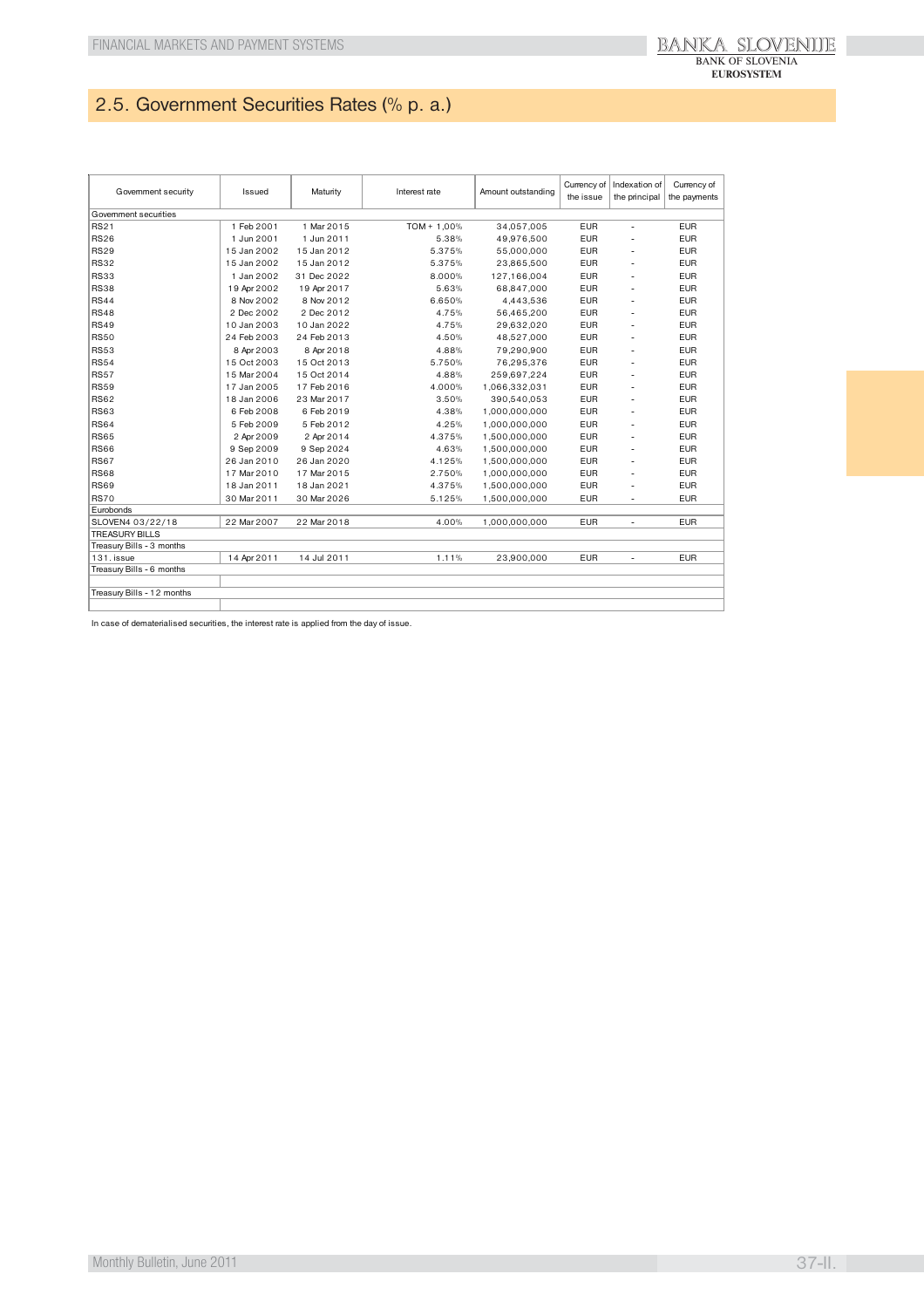## 2.5. Government Securities Rates (% p. a.)

| Government security | Issued | Maturity | Interest rate | Amount outstanding | Currency of the issue | Indexation of the principal | Currency of the payments |
|---|---|---|---|---|---|---|---|
| Government securities | | | | | | | |
| RS21 | 1 Feb 2001 | 1 Mar 2015 | TOM + 1,00% | 34,057,005 | EUR | - | EUR |
| RS26 | 1 Jun 2001 | 1 Jun 2011 | 5.38% | 49,976,500 | EUR | - | EUR |
| RS29 | 15 Jan 2002 | 15 Jan 2012 | 5.375% | 55,000,000 | EUR | - | EUR |
| RS32 | 15 Jan 2002 | 15 Jan 2012 | 5.375% | 23,865,500 | EUR | - | EUR |
| RS33 | 1 Jan 2002 | 31 Dec 2022 | 8.000% | 127,166,004 | EUR | - | EUR |
| RS38 | 19 Apr 2002 | 19 Apr 2017 | 5.63% | 68,847,000 | EUR | - | EUR |
| RS44 | 8 Nov 2002 | 8 Nov 2012 | 6.650% | 4,443,536 | EUR | - | EUR |
| RS48 | 2 Dec 2002 | 2 Dec 2012 | 4.75% | 56,465,200 | EUR | - | EUR |
| RS49 | 10 Jan 2003 | 10 Jan 2022 | 4.75% | 29,632,020 | EUR | - | EUR |
| RS50 | 24 Feb 2003 | 24 Feb 2013 | 4.50% | 48,527,000 | EUR | - | EUR |
| RS53 | 8 Apr 2003 | 8 Apr 2018 | 4.88% | 79,290,900 | EUR | - | EUR |
| RS54 | 15 Oct 2003 | 15 Oct 2013 | 5.750% | 76,295,376 | EUR | - | EUR |
| RS57 | 15 Mar 2004 | 15 Oct 2014 | 4.88% | 259,697,224 | EUR | - | EUR |
| RS59 | 17 Jan 2005 | 17 Feb 2016 | 4.000% | 1,066,332,031 | EUR | - | EUR |
| RS62 | 18 Jan 2006 | 23 Mar 2017 | 3.50% | 390,540,053 | EUR | - | EUR |
| RS63 | 6 Feb 2008 | 6 Feb 2019 | 4.38% | 1,000,000,000 | EUR | - | EUR |
| RS64 | 5 Feb 2009 | 5 Feb 2012 | 4.25% | 1,000,000,000 | EUR | - | EUR |
| RS65 | 2 Apr 2009 | 2 Apr 2014 | 4.375% | 1,500,000,000 | EUR | - | EUR |
| RS66 | 9 Sep 2009 | 9 Sep 2024 | 4.63% | 1,500,000,000 | EUR | - | EUR |
| RS67 | 26 Jan 2010 | 26 Jan 2020 | 4.125% | 1,500,000,000 | EUR | - | EUR |
| RS68 | 17 Mar 2010 | 17 Mar 2015 | 2.750% | 1,000,000,000 | EUR | - | EUR |
| RS69 | 18 Jan 2011 | 18 Jan 2021 | 4.375% | 1,500,000,000 | EUR | - | EUR |
| RS70 | 30 Mar 2011 | 30 Mar 2026 | 5.125% | 1,500,000,000 | EUR | - | EUR |
| Eurobonds | | | | | | | |
| SLOVEN4 03/22/18 | 22 Mar 2007 | 22 Mar 2018 | 4.00% | 1,000,000,000 | EUR | - | EUR |
| TREASURY BILLS | | | | | | | |
| Treasury Bills - 3 months | | | | | | | |
| 131. issue | 14 Apr 2011 | 14 Jul 2011 | 1.11% | 23,900,000 | EUR | - | EUR |
| Treasury Bills - 6 months | | | | | | | |
| | | | | | | | |
| Treasury Bills - 12 months | | | | | | | |
| | | | | | | | |

In case of dematerialised securities, the interest rate is applied from the day of issue.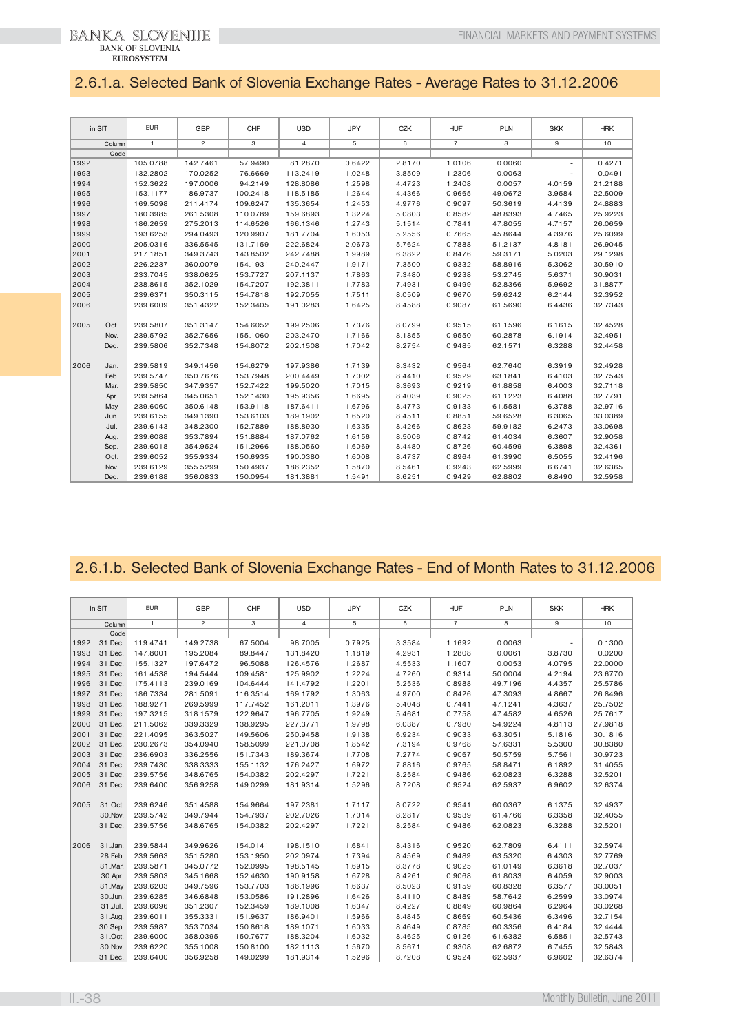## 2.6.1.a. Selected Bank of Slovenia Exchange Rates - Average Rates to 31.12.2006

| in SIT | | EUR | GBP | CHF | USD | JPY | CZK | HUF | PLN | SKK | HRK |
|---|---|---|---|---|---|---|---|---|---|---|---|
| | Column | 1 | 2 | 3 | 4 | 5 | 6 | 7 | 8 | 9 | 10 |
| | Code | | | | | | | | | | |
| 1992 | | 105.0788 | 142.7461 | 57.9490 | 81.2870 | 0.6422 | 2.8170 | 1.0106 | 0.0060 | - | 0.4271 |
| 1993 | | 132.2802 | 170.0252 | 76.6669 | 113.2419 | 1.0248 | 3.8509 | 1.2306 | 0.0063 | - | 0.0491 |
| 1994 | | 152.3622 | 197.0006 | 94.2149 | 128.8086 | 1.2598 | 4.4723 | 1.2408 | 0.0057 | 4.0159 | 21.2188 |
| 1995 | | 153.1177 | 186.9737 | 100.2418 | 118.5185 | 1.2644 | 4.4366 | 0.9665 | 49.0672 | 3.9584 | 22.5009 |
| 1996 | | 169.5098 | 211.4174 | 109.6247 | 135.3654 | 1.2453 | 4.9776 | 0.9097 | 50.3619 | 4.4139 | 24.8883 |
| 1997 | | 180.3985 | 261.5308 | 110.0789 | 159.6893 | 1.3224 | 5.0803 | 0.8582 | 48.8393 | 4.7465 | 25.9223 |
| 1998 | | 186.2659 | 275.2013 | 114.6526 | 166.1346 | 1.2743 | 5.1514 | 0.7841 | 47.8055 | 4.7157 | 26.0659 |
| 1999 | | 193.6253 | 294.0493 | 120.9907 | 181.7704 | 1.6053 | 5.2556 | 0.7665 | 45.8644 | 4.3976 | 25.6099 |
| 2000 | | 205.0316 | 336.5545 | 131.7159 | 222.6824 | 2.0673 | 5.7624 | 0.7888 | 51.2137 | 4.8181 | 26.9045 |
| 2001 | | 217.1851 | 349.3743 | 143.8502 | 242.7488 | 1.9989 | 6.3822 | 0.8476 | 59.3171 | 5.0203 | 29.1298 |
| 2002 | | 226.2237 | 360.0079 | 154.1931 | 240.2447 | 1.9171 | 7.3500 | 0.9332 | 58.8916 | 5.3062 | 30.5910 |
| 2003 | | 233.7045 | 338.0625 | 153.7727 | 207.1137 | 1.7863 | 7.3480 | 0.9238 | 53.2745 | 5.6371 | 30.9031 |
| 2004 | | 238.8615 | 352.1029 | 154.7207 | 192.3811 | 1.7783 | 7.4931 | 0.9499 | 52.8366 | 5.9692 | 31.8877 |
| 2005 | | 239.6371 | 350.3115 | 154.7818 | 192.7055 | 1.7511 | 8.0509 | 0.9670 | 59.6242 | 6.2144 | 32.3952 |
| 2006 | | 239.6009 | 351.4322 | 152.3405 | 191.0283 | 1.6425 | 8.4588 | 0.9087 | 61.5690 | 6.4436 | 32.7343 |
| 2005 | Oct. | 239.5807 | 351.3147 | 154.6052 | 199.2506 | 1.7376 | 8.0799 | 0.9515 | 61.1596 | 6.1615 | 32.4528 |
| | Nov. | 239.5792 | 352.7656 | 155.1060 | 203.2470 | 1.7166 | 8.1855 | 0.9550 | 60.2878 | 6.1914 | 32.4951 |
| | Dec. | 239.5806 | 352.7348 | 154.8072 | 202.1508 | 1.7042 | 8.2754 | 0.9485 | 62.1571 | 6.3288 | 32.4458 |
| 2006 | Jan. | 239.5819 | 349.1456 | 154.6279 | 197.9386 | 1.7139 | 8.3432 | 0.9564 | 62.7640 | 6.3919 | 32.4928 |
| | Feb. | 239.5747 | 350.7676 | 153.7948 | 200.4449 | 1.7002 | 8.4410 | 0.9529 | 63.1841 | 6.4103 | 32.7543 |
| | Mar. | 239.5850 | 347.9357 | 152.7422 | 199.5020 | 1.7015 | 8.3693 | 0.9219 | 61.8858 | 6.4003 | 32.7118 |
| | Apr. | 239.5864 | 345.0651 | 152.1430 | 195.9356 | 1.6695 | 8.4039 | 0.9025 | 61.1223 | 6.4088 | 32.7791 |
| | May | 239.6060 | 350.6148 | 153.9118 | 187.6411 | 1.6796 | 8.4773 | 0.9133 | 61.5581 | 6.3788 | 32.9716 |
| | Jun. | 239.6155 | 349.1390 | 153.6103 | 189.1902 | 1.6520 | 8.4511 | 0.8851 | 59.6528 | 6.3065 | 33.0389 |
| | Jul. | 239.6143 | 348.2300 | 152.7889 | 188.8930 | 1.6335 | 8.4266 | 0.8623 | 59.9182 | 6.2473 | 33.0698 |
| | Aug. | 239.6088 | 353.7894 | 151.8884 | 187.0762 | 1.6156 | 8.5006 | 0.8742 | 61.4034 | 6.3607 | 32.9058 |
| | Sep. | 239.6018 | 354.9524 | 151.2966 | 188.0560 | 1.6069 | 8.4480 | 0.8726 | 60.4599 | 6.3898 | 32.4361 |
| | Oct. | 239.6052 | 355.9334 | 150.6935 | 190.0380 | 1.6008 | 8.4737 | 0.8964 | 61.3990 | 6.5055 | 32.4196 |
| | Nov. | 239.6129 | 355.5299 | 150.4937 | 186.2352 | 1.5870 | 8.5461 | 0.9243 | 62.5999 | 6.6741 | 32.6365 |
| | Dec. | 239.6188 | 356.0833 | 150.0954 | 181.3881 | 1.5491 | 8.6251 | 0.9429 | 62.8802 | 6.8490 | 32.5958 |

## 2.6.1.b. Selected Bank of Slovenia Exchange Rates - End of Month Rates to 31.12.2006

| in SIT | | EUR | GBP | CHF | USD | JPY | CZK | HUF | PLN | SKK | HRK |
|---|---|---|---|---|---|---|---|---|---|---|---|
| | Column | 1 | 2 | 3 | 4 | 5 | 6 | 7 | 8 | 9 | 10 |
| | Code | | | | | | | | | | |
| 1992 | 31.Dec. | 119.4741 | 149.2738 | 67.5004 | 98.7005 | 0.7925 | 3.3584 | 1.1692 | 0.0063 | - | 0.1300 |
| 1993 | 31.Dec. | 147.8001 | 195.2084 | 89.8447 | 131.8420 | 1.1819 | 4.2931 | 1.2808 | 0.0061 | 3.8730 | 0.0200 |
| 1994 | 31.Dec. | 155.1327 | 197.6472 | 96.5088 | 126.4576 | 1.2687 | 4.5533 | 1.1607 | 0.0053 | 4.0795 | 22.0000 |
| 1995 | 31.Dec. | 161.4538 | 194.5444 | 109.4581 | 125.9902 | 1.2224 | 4.7260 | 0.9314 | 50.0004 | 4.2194 | 23.6770 |
| 1996 | 31.Dec. | 175.4113 | 239.0169 | 104.6444 | 141.4792 | 1.2201 | 5.2536 | 0.8988 | 49.7196 | 4.4357 | 25.5786 |
| 1997 | 31.Dec. | 186.7334 | 281.5091 | 116.3514 | 169.1792 | 1.3063 | 4.9700 | 0.8426 | 47.3093 | 4.8667 | 26.8496 |
| 1998 | 31.Dec. | 188.9271 | 269.5999 | 117.7452 | 161.2011 | 1.3976 | 5.4048 | 0.7441 | 47.1241 | 4.3637 | 25.7502 |
| 1999 | 31.Dec. | 197.3215 | 318.1579 | 122.9647 | 196.7705 | 1.9249 | 5.4681 | 0.7758 | 47.4582 | 4.6526 | 25.7617 |
| 2000 | 31.Dec. | 211.5062 | 339.3329 | 138.9295 | 227.3771 | 1.9798 | 6.0387 | 0.7980 | 54.9224 | 4.8113 | 27.9818 |
| 2001 | 31.Dec. | 221.4095 | 363.5027 | 149.5606 | 250.9458 | 1.9138 | 6.9234 | 0.9033 | 63.3051 | 5.1816 | 30.1816 |
| 2002 | 31.Dec. | 230.2673 | 354.0940 | 158.5099 | 221.0708 | 1.8542 | 7.3194 | 0.9768 | 57.6331 | 5.5300 | 30.8380 |
| 2003 | 31.Dec. | 236.6903 | 336.2556 | 151.7343 | 189.3674 | 1.7708 | 7.2774 | 0.9067 | 50.5759 | 5.7561 | 30.9723 |
| 2004 | 31.Dec. | 239.7430 | 338.3333 | 155.1132 | 176.2427 | 1.6972 | 7.8816 | 0.9765 | 58.8471 | 6.1892 | 31.4055 |
| 2005 | 31.Dec. | 239.5756 | 348.6765 | 154.0382 | 202.4297 | 1.7221 | 8.2584 | 0.9486 | 62.0823 | 6.3288 | 32.5201 |
| 2006 | 31.Dec. | 239.6400 | 356.9258 | 149.0299 | 181.9314 | 1.5296 | 8.7208 | 0.9524 | 62.5937 | 6.9602 | 32.6374 |
| 2005 | 31.Oct. | 239.6246 | 351.4588 | 154.9664 | 197.2381 | 1.7117 | 8.0722 | 0.9541 | 60.0367 | 6.1375 | 32.4937 |
| | 30.Nov. | 239.5742 | 349.7944 | 154.7937 | 202.7026 | 1.7014 | 8.2817 | 0.9539 | 61.4766 | 6.3358 | 32.4055 |
| | 31.Dec. | 239.5756 | 348.6765 | 154.0382 | 202.4297 | 1.7221 | 8.2584 | 0.9486 | 62.0823 | 6.3288 | 32.5201 |
| 2006 | 31.Jan. | 239.5844 | 349.9626 | 154.0141 | 198.1510 | 1.6841 | 8.4316 | 0.9520 | 62.7809 | 6.4111 | 32.5974 |
| | 28.Feb. | 239.5663 | 351.5280 | 153.1950 | 202.0974 | 1.7394 | 8.4569 | 0.9489 | 63.5320 | 6.4303 | 32.7769 |
| | 31.Mar. | 239.5871 | 345.0772 | 152.0995 | 198.5145 | 1.6915 | 8.3778 | 0.9025 | 61.0149 | 6.3618 | 32.7037 |
| | 30.Apr. | 239.5803 | 345.1668 | 152.4630 | 190.9158 | 1.6728 | 8.4261 | 0.9068 | 61.8033 | 6.4059 | 32.9003 |
| | 31.May | 239.6203 | 349.7596 | 153.7703 | 186.1996 | 1.6637 | 8.5023 | 0.9159 | 60.8328 | 6.3577 | 33.0051 |
| | 30.Jun. | 239.6285 | 346.6848 | 153.0586 | 191.2896 | 1.6426 | 8.4110 | 0.8489 | 58.7642 | 6.2599 | 33.0974 |
| | 31.Jul. | 239.6096 | 351.2307 | 152.3459 | 189.1008 | 1.6347 | 8.4227 | 0.8849 | 60.9864 | 6.2964 | 33.0268 |
| | 31.Aug. | 239.6011 | 355.3331 | 151.9637 | 186.9401 | 1.5966 | 8.4845 | 0.8669 | 60.5436 | 6.3496 | 32.7154 |
| | 30.Sep. | 239.5987 | 353.7034 | 150.8618 | 189.1071 | 1.6033 | 8.4649 | 0.8785 | 60.3356 | 6.4184 | 32.4444 |
| | 31.Oct. | 239.6000 | 358.0395 | 150.7677 | 188.3204 | 1.6032 | 8.4625 | 0.9126 | 61.6382 | 6.5851 | 32.5743 |
| | 30.Nov. | 239.6220 | 355.1008 | 150.8100 | 182.1113 | 1.5670 | 8.5671 | 0.9308 | 62.6872 | 6.7455 | 32.5843 |
| | 31.Dec. | 239.6400 | 356.9258 | 149.0299 | 181.9314 | 1.5296 | 8.7208 | 0.9524 | 62.5937 | 6.9602 | 32.6374 |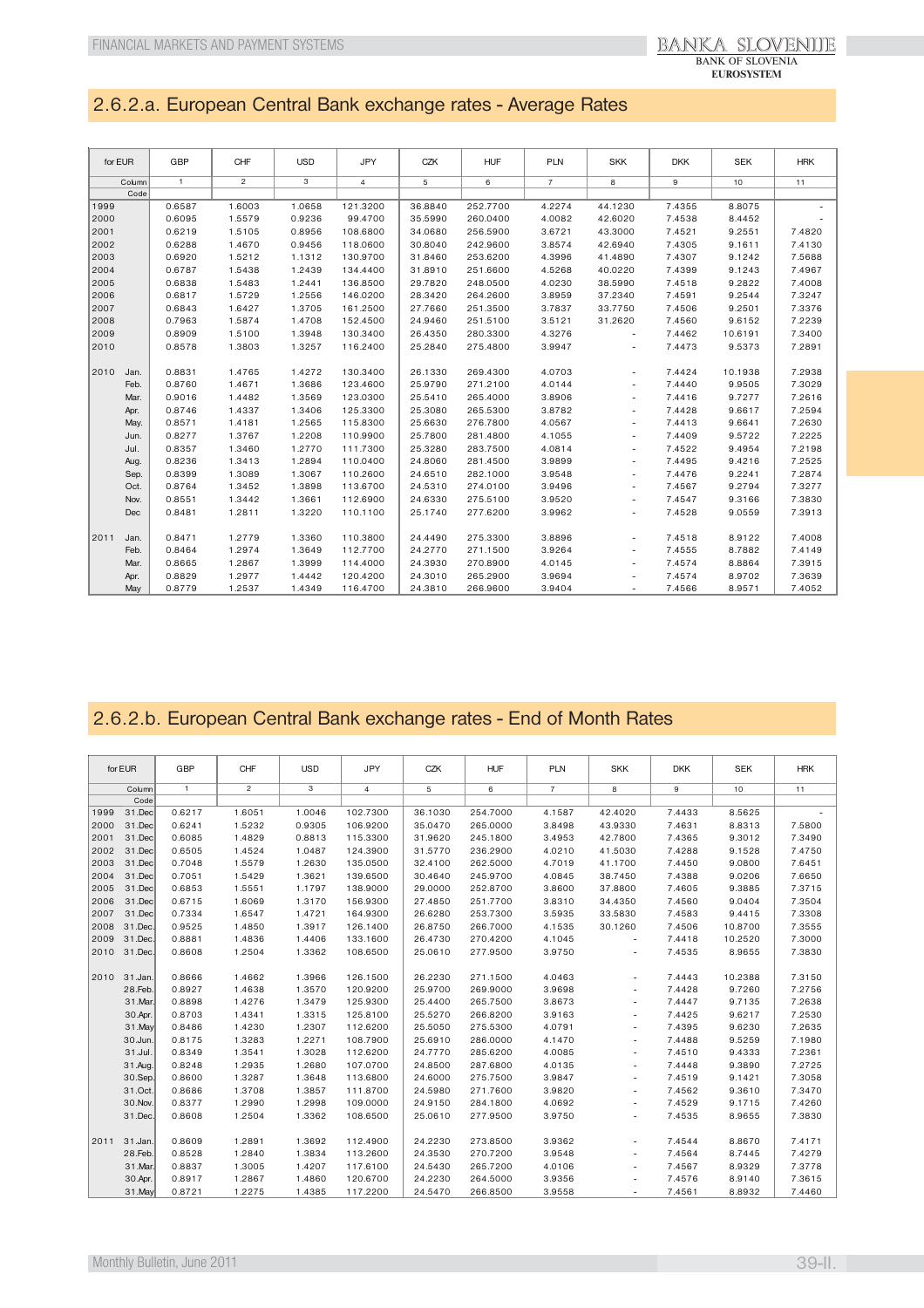## 2.6.2.a. European Central Bank exchange rates - Average Rates

| for EUR | | GBP | CHF | USD | JPY | CZK | HUF | PLN | SKK | DKK | SEK | HRK |
|---|---|---|---|---|---|---|---|---|---|---|---|---|
| | Column | 1 | 2 | 3 | 4 | 5 | 6 | 7 | 8 | 9 | 10 | 11 |
| | Code | | | | | | | | | | | |
| 1999 | | 0.6587 | 1.6003 | 1.0658 | 121.3200 | 36.8840 | 252.7700 | 4.2274 | 44.1230 | 7.4355 | 8.8075 | - |
| 2000 | | 0.6095 | 1.5579 | 0.9236 | 99.4700 | 35.5990 | 260.0400 | 4.0082 | 42.6020 | 7.4538 | 8.4452 | - |
| 2001 | | 0.6219 | 1.5105 | 0.8956 | 108.6800 | 34.0680 | 256.5900 | 3.6721 | 43.3000 | 7.4521 | 9.2551 | 7.4820 |
| 2002 | | 0.6288 | 1.4670 | 0.9456 | 118.0600 | 30.8040 | 242.9600 | 3.8574 | 42.6940 | 7.4305 | 9.1611 | 7.4130 |
| 2003 | | 0.6920 | 1.5212 | 1.1312 | 130.9700 | 31.8460 | 253.6200 | 4.3996 | 41.4890 | 7.4307 | 9.1242 | 7.5688 |
| 2004 | | 0.6787 | 1.5438 | 1.2439 | 134.4400 | 31.8910 | 251.6600 | 4.5268 | 40.0220 | 7.4399 | 9.1243 | 7.4967 |
| 2005 | | 0.6838 | 1.5483 | 1.2441 | 136.8500 | 29.7820 | 248.0500 | 4.0230 | 38.5990 | 7.4518 | 9.2822 | 7.4008 |
| 2006 | | 0.6817 | 1.5729 | 1.2556 | 146.0200 | 28.3420 | 264.2600 | 3.8959 | 37.2340 | 7.4591 | 9.2544 | 7.3247 |
| 2007 | | 0.6843 | 1.6427 | 1.3705 | 161.2500 | 27.7660 | 251.3500 | 3.7837 | 33.7750 | 7.4506 | 9.2501 | 7.3376 |
| 2008 | | 0.7963 | 1.5874 | 1.4708 | 152.4500 | 24.9460 | 251.5100 | 3.5121 | 31.2620 | 7.4560 | 9.6152 | 7.2239 |
| 2009 | | 0.8909 | 1.5100 | 1.3948 | 130.3400 | 26.4350 | 280.3300 | 4.3276 | - | 7.4462 | 10.6191 | 7.3400 |
| 2010 | | 0.8578 | 1.3803 | 1.3257 | 116.2400 | 25.2840 | 275.4800 | 3.9947 | - | 7.4473 | 9.5373 | 7.2891 |
| 2010 | Jan. | 0.8831 | 1.4765 | 1.4272 | 130.3400 | 26.1330 | 269.4300 | 4.0703 | - | 7.4424 | 10.1938 | 7.2938 |
| | Feb. | 0.8760 | 1.4671 | 1.3686 | 123.4600 | 25.9790 | 271.2100 | 4.0144 | - | 7.4440 | 9.9505 | 7.3029 |
| | Mar. | 0.9016 | 1.4482 | 1.3569 | 123.0300 | 25.5410 | 265.4000 | 3.8906 | - | 7.4416 | 9.7277 | 7.2616 |
| | Apr. | 0.8746 | 1.4337 | 1.3406 | 125.3300 | 25.3080 | 265.5300 | 3.8782 | - | 7.4428 | 9.6617 | 7.2594 |
| | May. | 0.8571 | 1.4181 | 1.2565 | 115.8300 | 25.6630 | 276.7800 | 4.0567 | - | 7.4413 | 9.6641 | 7.2630 |
| | Jun. | 0.8277 | 1.3767 | 1.2208 | 110.9900 | 25.7800 | 281.4800 | 4.1055 | - | 7.4409 | 9.5722 | 7.2225 |
| | Jul. | 0.8357 | 1.3460 | 1.2770 | 111.7300 | 25.3280 | 283.7500 | 4.0814 | - | 7.4522 | 9.4954 | 7.2198 |
| | Aug. | 0.8236 | 1.3413 | 1.2894 | 110.0400 | 24.8060 | 281.4500 | 3.9899 | - | 7.4495 | 9.4216 | 7.2525 |
| | Sep. | 0.8399 | 1.3089 | 1.3067 | 110.2600 | 24.6510 | 282.1000 | 3.9548 | - | 7.4476 | 9.2241 | 7.2874 |
| | Oct. | 0.8764 | 1.3452 | 1.3898 | 113.6700 | 24.5310 | 274.0100 | 3.9496 | - | 7.4567 | 9.2794 | 7.3277 |
| | Nov. | 0.8551 | 1.3442 | 1.3661 | 112.6900 | 24.6330 | 275.5100 | 3.9520 | - | 7.4547 | 9.3166 | 7.3830 |
| | Dec | 0.8481 | 1.2811 | 1.3220 | 110.1100 | 25.1740 | 277.6200 | 3.9962 | - | 7.4528 | 9.0559 | 7.3913 |
| 2011 | Jan. | 0.8471 | 1.2779 | 1.3360 | 110.3800 | 24.4490 | 275.3300 | 3.8896 | - | 7.4518 | 8.9122 | 7.4008 |
| | Feb. | 0.8464 | 1.2974 | 1.3649 | 112.7700 | 24.2770 | 271.1500 | 3.9264 | - | 7.4555 | 8.7882 | 7.4149 |
| | Mar. | 0.8665 | 1.2867 | 1.3999 | 114.4000 | 24.3930 | 270.8900 | 4.0145 | - | 7.4574 | 8.8864 | 7.3915 |
| | Apr. | 0.8829 | 1.2977 | 1.4442 | 120.4200 | 24.3010 | 265.2900 | 3.9694 | - | 7.4574 | 8.9702 | 7.3639 |
| | May | 0.8779 | 1.2537 | 1.4349 | 116.4700 | 24.3810 | 266.9600 | 3.9404 | - | 7.4566 | 8.9571 | 7.4052 |

## 2.6.2.b. European Central Bank exchange rates - End of Month Rates

| for EUR | | GBP | CHF | USD | JPY | CZK | HUF | PLN | SKK | DKK | SEK | HRK |
|---|---|---|---|---|---|---|---|---|---|---|---|---|
| | Column | 1 | 2 | 3 | 4 | 5 | 6 | 7 | 8 | 9 | 10 | 11 |
| | Code | | | | | | | | | | | |
| 1999 | 31.Dec | 0.6217 | 1.6051 | 1.0046 | 102.7300 | 36.1030 | 254.7000 | 4.1587 | 42.4020 | 7.4433 | 8.5625 | - |
| 2000 | 31.Dec | 0.6241 | 1.5232 | 0.9305 | 106.9200 | 35.0470 | 265.0000 | 3.8498 | 43.9330 | 7.4631 | 8.8313 | 7.5800 |
| 2001 | 31.Dec | 0.6085 | 1.4829 | 0.8813 | 115.3300 | 31.9620 | 245.1800 | 3.4953 | 42.7800 | 7.4365 | 9.3012 | 7.3490 |
| 2002 | 31.Dec | 0.6505 | 1.4524 | 1.0487 | 124.3900 | 31.5770 | 236.2900 | 4.0210 | 41.5030 | 7.4288 | 9.1528 | 7.4750 |
| 2003 | 31.Dec | 0.7048 | 1.5579 | 1.2630 | 135.0500 | 32.4100 | 262.5000 | 4.7019 | 41.1700 | 7.4450 | 9.0800 | 7.6451 |
| 2004 | 31.Dec | 0.7051 | 1.5429 | 1.3621 | 139.6500 | 30.4640 | 245.9700 | 4.0845 | 38.7450 | 7.4388 | 9.0206 | 7.6650 |
| 2005 | 31.Dec | 0.6853 | 1.5551 | 1.1797 | 138.9000 | 29.0000 | 252.8700 | 3.8600 | 37.8800 | 7.4605 | 9.3885 | 7.3715 |
| 2006 | 31.Dec | 0.6715 | 1.6069 | 1.3170 | 156.9300 | 27.4850 | 251.7700 | 3.8310 | 34.4350 | 7.4560 | 9.0404 | 7.3504 |
| 2007 | 31.Dec | 0.7334 | 1.6547 | 1.4721 | 164.9300 | 26.6280 | 253.7300 | 3.5935 | 33.5830 | 7.4583 | 9.4415 | 7.3308 |
| 2008 | 31.Dec. | 0.9525 | 1.4850 | 1.3917 | 126.1400 | 26.8750 | 266.7000 | 4.1535 | 30.1260 | 7.4506 | 10.8700 | 7.3555 |
| 2009 | 31.Dec. | 0.8881 | 1.4836 | 1.4406 | 133.1600 | 26.4730 | 270.4200 | 4.1045 | - | 7.4418 | 10.2520 | 7.3000 |
| 2010 | 31.Dec. | 0.8608 | 1.2504 | 1.3362 | 108.6500 | 25.0610 | 277.9500 | 3.9750 | - | 7.4535 | 8.9655 | 7.3830 |
| 2010 | 31.Jan. | 0.8666 | 1.4662 | 1.3966 | 126.1500 | 26.2230 | 271.1500 | 4.0463 | - | 7.4443 | 10.2388 | 7.3150 |
| | 28.Feb. | 0.8927 | 1.4638 | 1.3570 | 120.9200 | 25.9700 | 269.9000 | 3.9698 | - | 7.4428 | 9.7260 | 7.2756 |
| | 31.Mar. | 0.8898 | 1.4276 | 1.3479 | 125.9300 | 25.4400 | 265.7500 | 3.8673 | - | 7.4447 | 9.7135 | 7.2638 |
| | 30.Apr. | 0.8703 | 1.4341 | 1.3315 | 125.8100 | 25.5270 | 266.8200 | 3.9163 | - | 7.4425 | 9.6217 | 7.2530 |
| | 31.May | 0.8486 | 1.4230 | 1.2307 | 112.6200 | 25.5050 | 275.5300 | 4.0791 | - | 7.4395 | 9.6230 | 7.2635 |
| | 30.Jun. | 0.8175 | 1.3283 | 1.2271 | 108.7900 | 25.6910 | 286.0000 | 4.1470 | - | 7.4488 | 9.5259 | 7.1980 |
| | 31.Jul. | 0.8349 | 1.3541 | 1.3028 | 112.6200 | 24.7770 | 285.6200 | 4.0085 | - | 7.4510 | 9.4333 | 7.2361 |
| | 31.Aug. | 0.8248 | 1.2935 | 1.2680 | 107.0700 | 24.8500 | 287.6800 | 4.0135 | - | 7.4448 | 9.3890 | 7.2725 |
| | 30.Sep. | 0.8600 | 1.3287 | 1.3648 | 113.6800 | 24.6000 | 275.7500 | 3.9847 | - | 7.4519 | 9.1421 | 7.3058 |
| | 31.Oct. | 0.8686 | 1.3708 | 1.3857 | 111.8700 | 24.5980 | 271.7600 | 3.9820 | - | 7.4562 | 9.3610 | 7.3470 |
| | 30.Nov. | 0.8377 | 1.2990 | 1.2998 | 109.0000 | 24.9150 | 284.1800 | 4.0692 | - | 7.4529 | 9.1715 | 7.4260 |
| | 31.Dec. | 0.8608 | 1.2504 | 1.3362 | 108.6500 | 25.0610 | 277.9500 | 3.9750 | - | 7.4535 | 8.9655 | 7.3830 |
| 2011 | 31.Jan. | 0.8609 | 1.2891 | 1.3692 | 112.4900 | 24.2230 | 273.8500 | 3.9362 | - | 7.4544 | 8.8670 | 7.4171 |
| | 28.Feb. | 0.8528 | 1.2840 | 1.3834 | 113.2600 | 24.3530 | 270.7200 | 3.9548 | - | 7.4564 | 8.7445 | 7.4279 |
| | 31.Mar. | 0.8837 | 1.3005 | 1.4207 | 117.6100 | 24.5430 | 265.7200 | 4.0106 | - | 7.4567 | 8.9329 | 7.3778 |
| | 30.Apr. | 0.8917 | 1.2867 | 1.4860 | 120.6700 | 24.2230 | 264.5000 | 3.9356 | - | 7.4576 | 8.9140 | 7.3615 |
| | 31.May | 0.8721 | 1.2275 | 1.4385 | 117.2200 | 24.5470 | 266.8500 | 3.9558 | - | 7.4561 | 8.8932 | 7.4460 |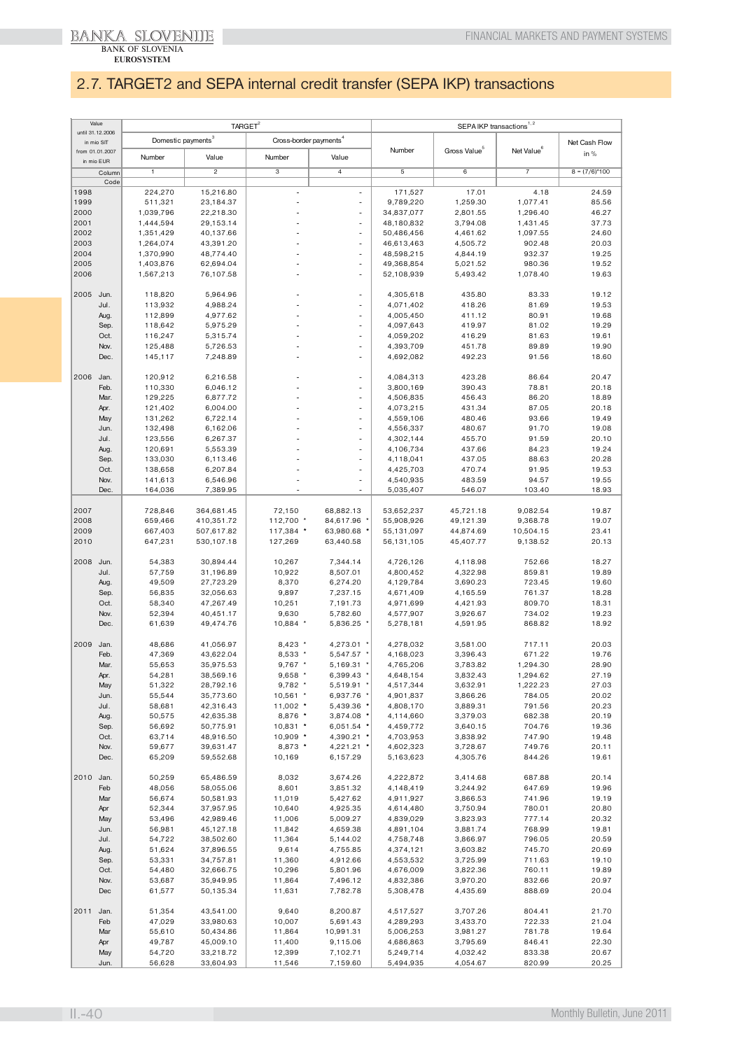## 2.7. TARGET2 and SEPA internal credit transfer (SEPA IKP) transactions

| Value until 31.12.2006 in mio SIT from 01.01.2007 in mio EUR | TARGET[2] | | | | SEPA IKP transactions[1,2] | | | |
|---|---|---|---|---|---|---|---|---|
| | Domestic payments[3] | | Cross-border payments[4] | | Number | Gross Value[5] | Net Value[6] | Net Cash Flow in % |
| | Number | Value | Number | Value | | | | |
| Column | 1 | 2 | 3 | 4 | 5 | 6 | 7 | 8 = (7/6)*100 |
| Code | | | | | | | | |
| 1998 | 224,270 | 15,216.80 | - | - | 171,527 | 17.01 | 4.18 | 24.59 |
| 1999 | 511,321 | 23,184.37 | - | - | 9,789,220 | 1,259.30 | 1,077.41 | 85.56 |
| 2000 | 1,039,796 | 22,218.30 | - | - | 34,837,077 | 2,801.55 | 1,296.40 | 46.27 |
| 2001 | 1,444,594 | 29,153.14 | - | - | 48,180,832 | 3,794.08 | 1,431.45 | 37.73 |
| 2002 | 1,351,429 | 40,137.66 | - | - | 50,486,456 | 4,461.62 | 1,097.55 | 24.60 |
| 2003 | 1,264,074 | 43,391.20 | - | - | 46,613,463 | 4,505.72 | 902.48 | 20.03 |
| 2004 | 1,370,990 | 48,774.40 | - | - | 48,598,215 | 4,844.19 | 932.37 | 19.25 |
| 2005 | 1,403,876 | 62,694.04 | - | - | 49,368,854 | 5,021.52 | 980.36 | 19.52 |
| 2006 | 1,567,213 | 76,107.58 | - | - | 52,108,939 | 5,493.42 | 1,078.40 | 19.63 |
| 2005 Jun. | 118,820 | 5,964.96 | - | - | 4,305,618 | 435.80 | 83.33 | 19.12 |
| Jul. | 113,932 | 4,988.24 | - | - | 4,071,402 | 418.26 | 81.69 | 19.53 |
| Aug. | 112,899 | 4,977.62 | - | - | 4,005,450 | 411.12 | 80.91 | 19.68 |
| Sep. | 118,642 | 5,975.29 | - | - | 4,097,643 | 419.97 | 81.02 | 19.29 |
| Oct. | 116,247 | 5,315.74 | - | - | 4,059,202 | 416.29 | 81.63 | 19.61 |
| Nov. | 125,488 | 5,726.53 | - | - | 4,393,709 | 451.78 | 89.89 | 19.90 |
| Dec. | 145,117 | 7,248.89 | - | - | 4,692,082 | 492.23 | 91.56 | 18.60 |
| 2006 Jan. | 120,912 | 6,216.58 | - | - | 4,084,313 | 423.28 | 86.64 | 20.47 |
| Feb. | 110,330 | 6,046.12 | - | - | 3,800,169 | 390.43 | 78.81 | 20.18 |
| Mar. | 129,225 | 6,877.72 | - | - | 4,506,835 | 456.43 | 86.20 | 18.89 |
| Apr. | 121,402 | 6,004.00 | - | - | 4,073,215 | 431.34 | 87.05 | 20.18 |
| May | 131,262 | 6,722.14 | - | - | 4,559,106 | 480.46 | 93.66 | 19.49 |
| Jun. | 132,498 | 6,162.06 | - | - | 4,556,337 | 480.67 | 91.70 | 19.08 |
| Jul. | 123,556 | 6,267.37 | - | - | 4,302,144 | 455.70 | 91.59 | 20.10 |
| Aug. | 120,691 | 5,553.39 | - | - | 4,106,734 | 437.66 | 84.23 | 19.24 |
| Sep. | 133,030 | 6,113.46 | - | - | 4,118,041 | 437.05 | 88.63 | 20.28 |
| Oct. | 138,658 | 6,207.84 | - | - | 4,425,703 | 470.74 | 91.95 | 19.53 |
| Nov. | 141,613 | 6,546.96 | - | - | 4,540,935 | 483.59 | 94.57 | 19.55 |
| Dec. | 164,036 | 7,389.95 | - | - | 5,035,407 | 546.07 | 103.40 | 18.93 |
| 2007 | 728,846 | 364,681.45 | 72,150 | 68,882.13 | 53,652,237 | 45,721.18 | 9,082.54 | 19.87 |
| 2008 | 659,466 | 410,351.72 | 112,700 * | 84,617.96 * | 55,908,926 | 49,121.39 | 9,368.78 | 19.07 |
| 2009 | 667,403 | 507,617.82 | 117,384 * | 63,980.68 * | 55,131,097 | 44,874.69 | 10,504.15 | 23.41 |
| 2010 | 647,231 | 530,107.18 | 127,269 | 63,440.58 | 56,131,105 | 45,407.77 | 9,138.52 | 20.13 |
| 2008 Jun. | 54,383 | 30,894.44 | 10,267 | 7,344.14 | 4,726,126 | 4,118.98 | 752.66 | 18.27 |
| Jul. | 57,759 | 31,196.89 | 10,922 | 8,507.01 | 4,800,452 | 4,322.98 | 859.81 | 19.89 |
| Aug. | 49,509 | 27,723.29 | 8,370 | 6,274.20 | 4,129,784 | 3,690.23 | 723.45 | 19.60 |
| Sep. | 56,835 | 32,056.63 | 9,897 | 7,237.15 | 4,671,409 | 4,165.59 | 761.37 | 18.28 |
| Oct. | 58,340 | 47,267.49 | 10,251 | 7,191.73 | 4,971,699 | 4,421.93 | 809.70 | 18.31 |
| Nov. | 52,394 | 40,451.17 | 9,630 | 5,782.60 | 4,577,907 | 3,926.67 | 734.02 | 19.23 |
| Dec. | 61,639 | 49,474.76 | 10,884 * | 5,836.25 * | 5,278,181 | 4,591.95 | 868.82 | 18.92 |
| 2009 Jan. | 48,686 | 41,056.97 | 8,423 * | 4,273.01 * | 4,278,032 | 3,581.00 | 717.11 | 20.03 |
| Feb. | 47,369 | 43,622.04 | 8,533 * | 5,547.57 * | 4,168,023 | 3,396.43 | 671.22 | 19.76 |
| Mar. | 55,653 | 35,975.53 | 9,767 * | 5,169.31 * | 4,765,206 | 3,783.82 | 1,294.30 | 28.90 |
| Apr. | 54,281 | 38,569.16 | 9,658 * | 6,399.43 * | 4,648,154 | 3,832.43 | 1,294.62 | 27.19 |
| May | 51,322 | 28,792.16 | 9,782 * | 5,519.91 * | 4,517,344 | 3,632.91 | 1,222.23 | 27.03 |
| Jun. | 55,544 | 35,773.60 | 10,561 * | 6,937.76 * | 4,901,837 | 3,866.26 | 784.05 | 20.02 |
| Jul. | 58,681 | 42,316.43 | 11,002 * | 5,439.36 * | 4,808,170 | 3,889.31 | 791.56 | 20.23 |
| Aug. | 50,575 | 42,635.38 | 8,876 * | 3,874.08 * | 4,114,660 | 3,379.03 | 682.38 | 20.19 |
| Sep. | 56,692 | 50,775.91 | 10,831 * | 6,051.54 * | 4,459,772 | 3,640.15 | 704.76 | 19.36 |
| Oct. | 63,714 | 48,916.50 | 10,909 * | 4,390.21 * | 4,703,953 | 3,838.92 | 747.90 | 19.48 |
| Nov. | 59,677 | 39,631.47 | 8,873 * | 4,221.21 * | 4,602,323 | 3,728.67 | 749.76 | 20.11 |
| Dec. | 65,209 | 59,552.68 | 10,169 | 6,157.29 | 5,163,623 | 4,305.76 | 844.26 | 19.61 |
| 2010 Jan. | 50,259 | 65,486.59 | 8,032 | 3,674.26 | 4,222,872 | 3,414.68 | 687.88 | 20.14 |
| Feb | 48,056 | 58,055.06 | 8,601 | 3,851.32 | 4,148,419 | 3,244.92 | 647.69 | 19.96 |
| Mar | 56,674 | 50,581.93 | 11,019 | 5,427.62 | 4,911,927 | 3,866.53 | 741.96 | 19.19 |
| Apr | 52,344 | 37,957.95 | 10,640 | 4,925.35 | 4,614,480 | 3,750.94 | 780.01 | 20.80 |
| May | 53,496 | 42,989.46 | 11,006 | 5,009.27 | 4,839,029 | 3,823.93 | 777.14 | 20.32 |
| Jun. | 56,981 | 45,127.18 | 11,842 | 4,659.38 | 4,891,104 | 3,881.74 | 768.99 | 19.81 |
| Jul. | 54,722 | 38,502.60 | 11,364 | 5,144.02 | 4,758,748 | 3,866.97 | 796.05 | 20.59 |
| Aug. | 51,624 | 37,896.55 | 9,614 | 4,755.85 | 4,374,121 | 3,603.82 | 745.70 | 20.69 |
| Sep. | 53,331 | 34,757.81 | 11,360 | 4,912.66 | 4,553,532 | 3,725.99 | 711.63 | 19.10 |
| Oct. | 54,480 | 32,666.75 | 10,296 | 5,801.96 | 4,676,009 | 3,822.36 | 760.11 | 19.89 |
| Nov. | 53,687 | 35,949.95 | 11,864 | 7,496.12 | 4,832,386 | 3,970.20 | 832.66 | 20.97 |
| Dec | 61,577 | 50,135.34 | 11,631 | 7,782.78 | 5,308,478 | 4,435.69 | 888.69 | 20.04 |
| 2011 Jan. | 51,354 | 43,541.00 | 9,640 | 8,200.87 | 4,517,527 | 3,707.26 | 804.41 | 21.70 |
| Feb | 47,029 | 33,980.63 | 10,007 | 5,691.43 | 4,289,293 | 3,433.70 | 722.33 | 21.04 |
| Mar | 55,610 | 50,434.86 | 11,864 | 10,991.31 | 5,006,253 | 3,981.27 | 781.78 | 19.64 |
| Apr | 49,787 | 45,009.10 | 11,400 | 9,115.06 | 4,686,863 | 3,795.69 | 846.41 | 22.30 |
| May | 54,720 | 33,218.72 | 12,399 | 7,102.71 | 5,249,714 | 4,032.42 | 833.38 | 20.67 |
| Jun. | 56,628 | 33,604.93 | 11,546 | 7,159.60 | 5,494,935 | 4,054.67 | 820.99 | 20.25 |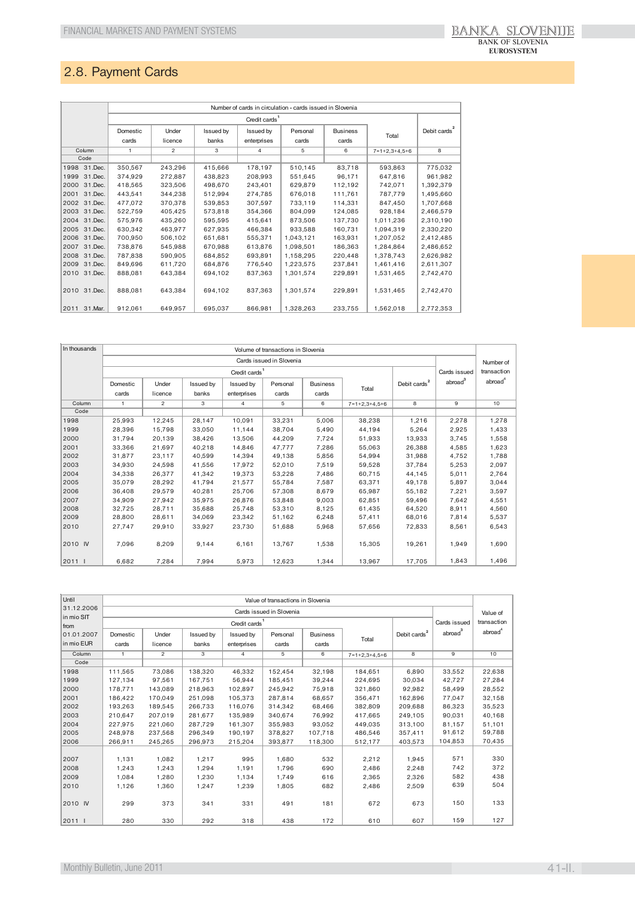## 2.8. Payment Cards

| | Number of cards in circulation - cards issued in Slovenia | | | | | | | |
|---|---|---|---|---|---|---|---|---|
| | Credit cards[1] | | | | | | | |
| | Domestic cards | Under licence | Issued by banks | Issued by enterprises | Personal cards | Business cards | Total | Debit cards[2] |
| Column | 1 | 2 | 3 | 4 | 5 | 6 | 7=1+2,3+4,5+6 | 8 |
| Code | | | | | | | | |
| 1998 31.Dec. | 350,567 | 243,296 | 415,666 | 178,197 | 510,145 | 83,718 | 593,863 | 775,032 |
| 1999 31.Dec. | 374,929 | 272,887 | 438,823 | 208,993 | 551,645 | 96,171 | 647,816 | 961,982 |
| 2000 31.Dec. | 418,565 | 323,506 | 498,670 | 243,401 | 629,879 | 112,192 | 742,071 | 1,392,379 |
| 2001 31.Dec. | 443,541 | 344,238 | 512,994 | 274,785 | 676,018 | 111,761 | 787,779 | 1,495,660 |
| 2002 31.Dec. | 477,072 | 370,378 | 539,853 | 307,597 | 733,119 | 114,331 | 847,450 | 1,707,668 |
| 2003 31.Dec. | 522,759 | 405,425 | 573,818 | 354,366 | 804,099 | 124,085 | 928,184 | 2,466,579 |
| 2004 31.Dec. | 575,976 | 435,260 | 595,595 | 415,641 | 873,506 | 137,730 | 1,011,236 | 2,310,190 |
| 2005 31.Dec. | 630,342 | 463,977 | 627,935 | 466,384 | 933,588 | 160,731 | 1,094,319 | 2,330,220 |
| 2006 31.Dec. | 700,950 | 506,102 | 651,681 | 555,371 | 1,043,121 | 163,931 | 1,207,052 | 2,412,485 |
| 2007 31.Dec. | 738,876 | 545,988 | 670,988 | 613,876 | 1,098,501 | 186,363 | 1,284,864 | 2,486,652 |
| 2008 31.Dec. | 787,838 | 590,905 | 684,852 | 693,891 | 1,158,295 | 220,448 | 1,378,743 | 2,626,982 |
| 2009 31.Dec. | 849,696 | 611,720 | 684,876 | 776,540 | 1,223,575 | 237,841 | 1,461,416 | 2,611,307 |
| 2010 31.Dec. | 888,081 | 643,384 | 694,102 | 837,363 | 1,301,574 | 229,891 | 1,531,465 | 2,742,470 |
| 2010 31.Dec. | 888,081 | 643,384 | 694,102 | 837,363 | 1,301,574 | 229,891 | 1,531,465 | 2,742,470 |
| 2011 31.Mar. | 912,061 | 649,957 | 695,037 | 866,981 | 1,328,263 | 233,755 | 1,562,018 | 2,772,353 |

| In thousands | Volume of transactions in Slovenia | | | | | | | | | Number of transaction abroad[4] |
|---|---|---|---|---|---|---|---|---|---|---|
| | Cards issued in Slovenia | | | | | | | | | |
| | Credit cards[1] | | | | | | | | Cards issued abroad[3] | |
| | Domestic cards | Under licence | Issued by banks | Issued by enterprises | Personal cards | Business cards | Total | Debit cards[2] | | |
| Column | 1 | 2 | 3 | 4 | 5 | 6 | 7=1+2,3+4,5+6 | 8 | 9 | 10 |
| Code | | | | | | | | | | |
| 1998 | 25,993 | 12,245 | 28,147 | 10,091 | 33,231 | 5,006 | 38,238 | 1,216 | 2,278 | 1,278 |
| 1999 | 28,396 | 15,798 | 33,050 | 11,144 | 38,704 | 5,490 | 44,194 | 5,264 | 2,925 | 1,433 |
| 2000 | 31,794 | 20,139 | 38,426 | 13,506 | 44,209 | 7,724 | 51,933 | 13,933 | 3,745 | 1,558 |
| 2001 | 33,366 | 21,697 | 40,218 | 14,846 | 47,777 | 7,286 | 55,063 | 26,388 | 4,585 | 1,623 |
| 2002 | 31,877 | 23,117 | 40,599 | 14,394 | 49,138 | 5,856 | 54,994 | 31,988 | 4,752 | 1,788 |
| 2003 | 34,930 | 24,598 | 41,556 | 17,972 | 52,010 | 7,519 | 59,528 | 37,784 | 5,253 | 2,097 |
| 2004 | 34,338 | 26,377 | 41,342 | 19,373 | 53,228 | 7,486 | 60,715 | 44,145 | 5,011 | 2,764 |
| 2005 | 35,079 | 28,292 | 41,794 | 21,577 | 55,784 | 7,587 | 63,371 | 49,178 | 5,897 | 3,044 |
| 2006 | 36,408 | 29,579 | 40,281 | 25,706 | 57,308 | 8,679 | 65,987 | 55,182 | 7,221 | 3,597 |
| 2007 | 34,909 | 27,942 | 35,975 | 26,876 | 53,848 | 9,003 | 62,851 | 59,496 | 7,642 | 4,551 |
| 2008 | 32,725 | 28,711 | 35,688 | 25,748 | 53,310 | 8,125 | 61,435 | 64,520 | 8,911 | 4,560 |
| 2009 | 28,800 | 28,611 | 34,069 | 23,342 | 51,162 | 6,248 | 57,411 | 68,016 | 7,814 | 5,537 |
| 2010 | 27,747 | 29,910 | 33,927 | 23,730 | 51,688 | 5,968 | 57,656 | 72,833 | 8,561 | 6,543 |
| 2010 IV | 7,096 | 8,209 | 9,144 | 6,161 | 13,767 | 1,538 | 15,305 | 19,261 | 1,949 | 1,690 |
| 2011 I | 6,682 | 7,284 | 7,994 | 5,973 | 12,623 | 1,344 | 13,967 | 17,705 | 1,843 | 1,496 |

| Until 31.12.2006 in mio SIT from 01.01.2007 in mio EUR | Value of transactions in Slovenia | | | | | | | | | Value of transaction abroad[4] |
|---|---|---|---|---|---|---|---|---|---|---|
| | Cards issued in Slovenia | | | | | | | | | |
| | Credit cards[1] | | | | | | | | Cards issued abroad[3] | |
| | Domestic cards | Under licence | Issued by banks | Issued by enterprises | Personal cards | Business cards | Total | Debit cards[2] | | |
| Column | 1 | 2 | 3 | 4 | 5 | 6 | 7=1+2,3+4,5+6 | 8 | 9 | 10 |
| Code | | | | | | | | | | |
| 1998 | 111,565 | 73,086 | 138,320 | 46,332 | 152,454 | 32,198 | 184,651 | 6,890 | 33,552 | 22,638 |
| 1999 | 127,134 | 97,561 | 167,751 | 56,944 | 185,451 | 39,244 | 224,695 | 30,034 | 42,727 | 27,284 |
| 2000 | 178,771 | 143,089 | 218,963 | 102,897 | 245,942 | 75,918 | 321,860 | 92,982 | 58,499 | 28,552 |
| 2001 | 186,422 | 170,049 | 251,098 | 105,373 | 287,814 | 68,657 | 356,471 | 162,896 | 77,047 | 32,158 |
| 2002 | 193,263 | 189,545 | 266,733 | 116,076 | 314,342 | 68,466 | 382,809 | 209,688 | 86,323 | 35,523 |
| 2003 | 210,647 | 207,019 | 281,677 | 135,989 | 340,674 | 76,992 | 417,665 | 249,105 | 90,031 | 40,168 |
| 2004 | 227,975 | 221,060 | 287,729 | 161,307 | 355,983 | 93,052 | 449,035 | 313,100 | 81,157 | 51,101 |
| 2005 | 248,978 | 237,568 | 296,349 | 190,197 | 378,827 | 107,718 | 486,546 | 357,411 | 91,612 | 59,788 |
| 2006 | 266,911 | 245,265 | 296,973 | 215,204 | 393,877 | 118,300 | 512,177 | 403,573 | 104,853 | 70,435 |
| 2007 | 1,131 | 1,082 | 1,217 | 995 | 1,680 | 532 | 2,212 | 1,945 | 571 | 330 |
| 2008 | 1,243 | 1,243 | 1,294 | 1,191 | 1,796 | 690 | 2,486 | 2,248 | 742 | 372 |
| 2009 | 1,084 | 1,280 | 1,230 | 1,134 | 1,749 | 616 | 2,365 | 2,326 | 582 | 438 |
| 2010 | 1,126 | 1,360 | 1,247 | 1,239 | 1,805 | 682 | 2,486 | 2,509 | 639 | 504 |
| 2010 IV | 299 | 373 | 341 | 331 | 491 | 181 | 672 | 673 | 150 | 133 |
| 2011 I | 280 | 330 | 292 | 318 | 438 | 172 | 610 | 607 | 159 | 127 |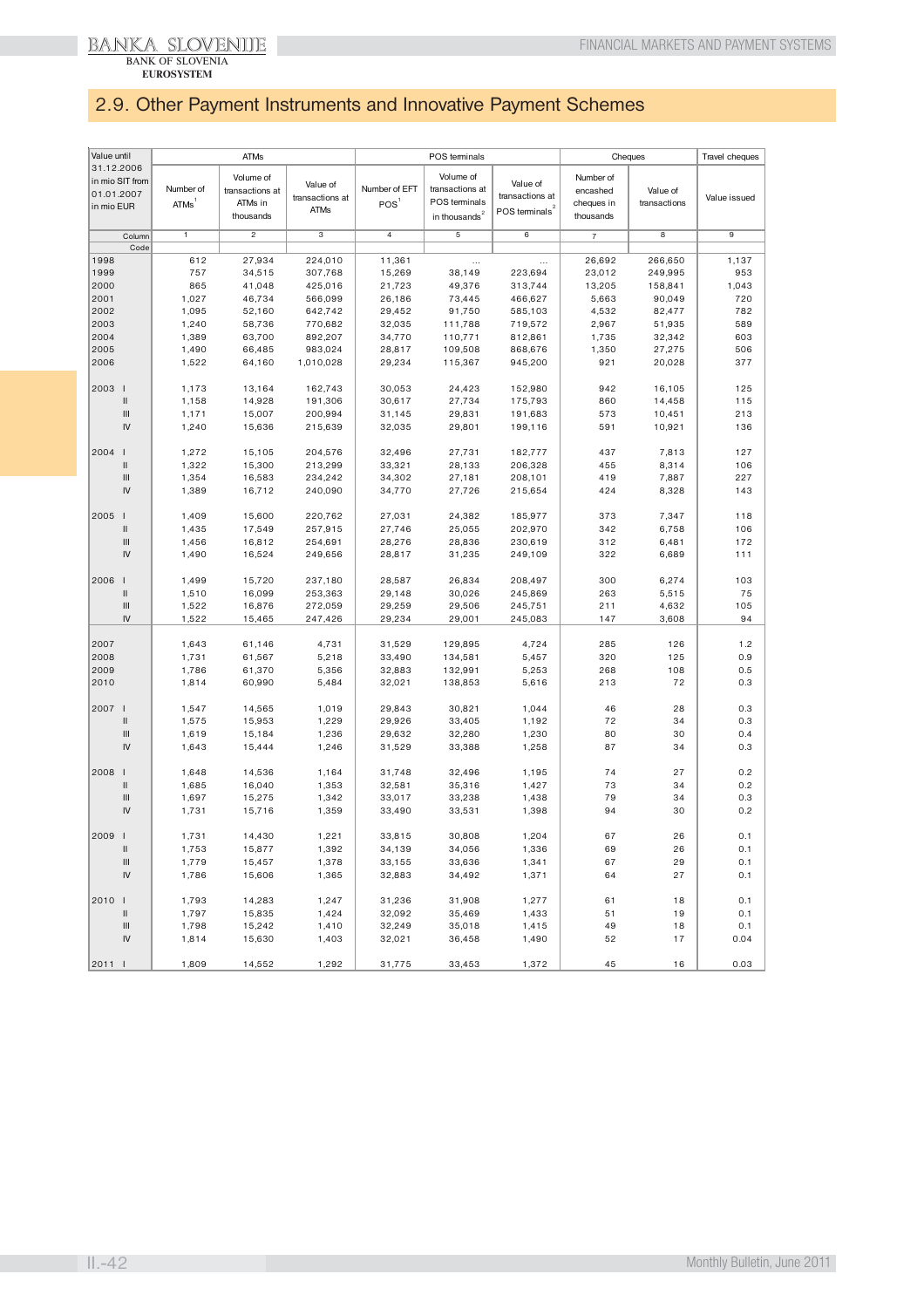## 2.9. Other Payment Instruments and Innovative Payment Schemes

| Value until 31.12.2006 in mio SIT from 01.01.2007 in mio EUR | ATMs | | | POS terminals | | | Cheques | | Travel cheques |
|---|---|---|---|---|---|---|---|---|---|
| | Number of ATMs[1] | Volume of transactions at ATMs in thousands | Value of transactions at ATMs | Number of EFT POS[1] | Volume of transactions at POS terminals in thousands[2] | Value of transactions at POS terminals[2] | Number of encashed cheques in thousands | Value of transactions | Value issued |
| Column | 1 | 2 | 3 | 4 | 5 | 6 | 7 | 8 | 9 |
| Code | | | | | | | | | |
| 1998 | 612 | 27,934 | 224,010 | 11,361 | ... | ... | 26,692 | 266,650 | 1,137 |
| 1999 | 757 | 34,515 | 307,768 | 15,269 | 38,149 | 223,694 | 23,012 | 249,995 | 953 |
| 2000 | 865 | 41,048 | 425,016 | 21,723 | 49,376 | 313,744 | 13,205 | 158,841 | 1,043 |
| 2001 | 1,027 | 46,734 | 566,099 | 26,186 | 73,445 | 466,627 | 5,663 | 90,049 | 720 |
| 2002 | 1,095 | 52,160 | 642,742 | 29,452 | 91,750 | 585,103 | 4,532 | 82,477 | 782 |
| 2003 | 1,240 | 58,736 | 770,682 | 32,035 | 111,788 | 719,572 | 2,967 | 51,935 | 589 |
| 2004 | 1,389 | 63,700 | 892,207 | 34,770 | 110,771 | 812,861 | 1,735 | 32,342 | 603 |
| 2005 | 1,490 | 66,485 | 983,024 | 28,817 | 109,508 | 868,676 | 1,350 | 27,275 | 506 |
| 2006 | 1,522 | 64,160 | 1,010,028 | 29,234 | 115,367 | 945,200 | 921 | 20,028 | 377 |
| 2003 I | 1,173 | 13,164 | 162,743 | 30,053 | 24,423 | 152,980 | 942 | 16,105 | 125 |
| II | 1,158 | 14,928 | 191,306 | 30,617 | 27,734 | 175,793 | 860 | 14,458 | 115 |
| III | 1,171 | 15,007 | 200,994 | 31,145 | 29,831 | 191,683 | 573 | 10,451 | 213 |
| IV | 1,240 | 15,636 | 215,639 | 32,035 | 29,801 | 199,116 | 591 | 10,921 | 136 |
| 2004 I | 1,272 | 15,105 | 204,576 | 32,496 | 27,731 | 182,777 | 437 | 7,813 | 127 |
| II | 1,322 | 15,300 | 213,299 | 33,321 | 28,133 | 206,328 | 455 | 8,314 | 106 |
| III | 1,354 | 16,583 | 234,242 | 34,302 | 27,181 | 208,101 | 419 | 7,887 | 227 |
| IV | 1,389 | 16,712 | 240,090 | 34,770 | 27,726 | 215,654 | 424 | 8,328 | 143 |
| 2005 I | 1,409 | 15,600 | 220,762 | 27,031 | 24,382 | 185,977 | 373 | 7,347 | 118 |
| II | 1,435 | 17,549 | 257,915 | 27,746 | 25,055 | 202,970 | 342 | 6,758 | 106 |
| III | 1,456 | 16,812 | 254,691 | 28,276 | 28,836 | 230,619 | 312 | 6,481 | 172 |
| IV | 1,490 | 16,524 | 249,656 | 28,817 | 31,235 | 249,109 | 322 | 6,689 | 111 |
| 2006 I | 1,499 | 15,720 | 237,180 | 28,587 | 26,834 | 208,497 | 300 | 6,274 | 103 |
| II | 1,510 | 16,099 | 253,363 | 29,148 | 30,026 | 245,869 | 263 | 5,515 | 75 |
| III | 1,522 | 16,876 | 272,059 | 29,259 | 29,506 | 245,751 | 211 | 4,632 | 105 |
| IV | 1,522 | 15,465 | 247,426 | 29,234 | 29,001 | 245,083 | 147 | 3,608 | 94 |
| 2007 | 1,643 | 61,146 | 4,731 | 31,529 | 129,895 | 4,724 | 285 | 126 | 1.2 |
| 2008 | 1,731 | 61,567 | 5,218 | 33,490 | 134,581 | 5,457 | 320 | 125 | 0.9 |
| 2009 | 1,786 | 61,370 | 5,356 | 32,883 | 132,991 | 5,253 | 268 | 108 | 0.5 |
| 2010 | 1,814 | 60,990 | 5,484 | 32,021 | 138,853 | 5,616 | 213 | 72 | 0.3 |
| 2007 I | 1,547 | 14,565 | 1,019 | 29,843 | 30,821 | 1,044 | 46 | 28 | 0.3 |
| II | 1,575 | 15,953 | 1,229 | 29,926 | 33,405 | 1,192 | 72 | 34 | 0.3 |
| III | 1,619 | 15,184 | 1,236 | 29,632 | 32,280 | 1,230 | 80 | 30 | 0.4 |
| IV | 1,643 | 15,444 | 1,246 | 31,529 | 33,388 | 1,258 | 87 | 34 | 0.3 |
| 2008 I | 1,648 | 14,536 | 1,164 | 31,748 | 32,496 | 1,195 | 74 | 27 | 0.2 |
| II | 1,685 | 16,040 | 1,353 | 32,581 | 35,316 | 1,427 | 73 | 34 | 0.2 |
| III | 1,697 | 15,275 | 1,342 | 33,017 | 33,238 | 1,438 | 79 | 34 | 0.3 |
| IV | 1,731 | 15,716 | 1,359 | 33,490 | 33,531 | 1,398 | 94 | 30 | 0.2 |
| 2009 I | 1,731 | 14,430 | 1,221 | 33,815 | 30,808 | 1,204 | 67 | 26 | 0.1 |
| II | 1,753 | 15,877 | 1,392 | 34,139 | 34,056 | 1,336 | 69 | 26 | 0.1 |
| III | 1,779 | 15,457 | 1,378 | 33,155 | 33,636 | 1,341 | 67 | 29 | 0.1 |
| IV | 1,786 | 15,606 | 1,365 | 32,883 | 34,492 | 1,371 | 64 | 27 | 0.1 |
| 2010 I | 1,793 | 14,283 | 1,247 | 31,236 | 31,908 | 1,277 | 61 | 18 | 0.1 |
| II | 1,797 | 15,835 | 1,424 | 32,092 | 35,469 | 1,433 | 51 | 19 | 0.1 |
| III | 1,798 | 15,242 | 1,410 | 32,249 | 35,018 | 1,415 | 49 | 18 | 0.1 |
| IV | 1,814 | 15,630 | 1,403 | 32,021 | 36,458 | 1,490 | 52 | 17 | 0.04 |
| 2011 I | 1,809 | 14,552 | 1,292 | 31,775 | 33,453 | 1,372 | 45 | 16 | 0.03 |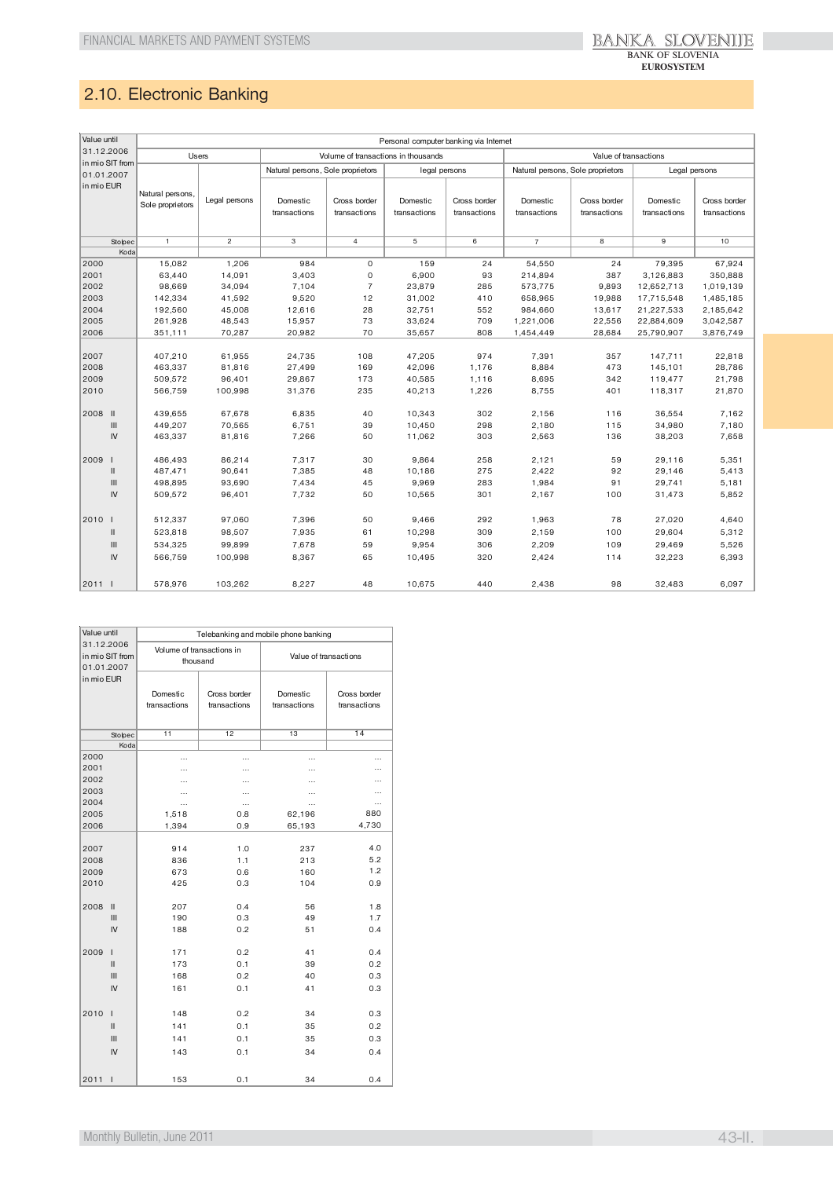## 2.10. Electronic Banking

| Value until 31.12.2006 in mio SIT from 01.01.2007 in mio EUR | Personal computer banking via Internet | | | | | | | | | |
|---|---|---|---|---|---|---|---|---|---|---|
| | Users | | Volume of transactions in thousands | | | | Value of transactions | | | |
| | | | Natural persons, Sole proprietors | | Legal persons | | Natural persons, Sole proprietors | | Legal persons | |
| | Natural persons, Sole proprietors | Legal persons | Domestic transactions | Cross border transactions | Domestic transactions | Cross border transactions | Domestic transactions | Cross border transactions | Domestic transactions | Cross border transactions |
| Stolpec | 1 | 2 | 3 | 4 | 5 | 6 | 7 | 8 | 9 | 10 |
| Koda | | | | | | | | | | |
| 2000 | 15,082 | 1,206 | 984 | 0 | 159 | 24 | 54,550 | 24 | 79,395 | 67,924 |
| 2001 | 63,440 | 14,091 | 3,403 | 0 | 6,900 | 93 | 214,894 | 387 | 3,126,883 | 350,888 |
| 2002 | 98,669 | 34,094 | 7,104 | 7 | 23,879 | 285 | 573,775 | 9,893 | 12,652,713 | 1,019,139 |
| 2003 | 142,334 | 41,592 | 9,520 | 12 | 31,002 | 410 | 658,965 | 19,988 | 17,715,548 | 1,485,185 |
| 2004 | 192,560 | 45,008 | 12,616 | 28 | 32,751 | 552 | 984,660 | 13,617 | 21,227,533 | 2,185,642 |
| 2005 | 261,928 | 48,543 | 15,957 | 73 | 33,624 | 709 | 1,221,006 | 22,556 | 22,884,609 | 3,042,587 |
| 2006 | 351,111 | 70,287 | 20,982 | 70 | 35,657 | 808 | 1,454,449 | 28,684 | 25,790,907 | 3,876,749 |
| 2007 | 407,210 | 61,955 | 24,735 | 108 | 47,205 | 974 | 7,391 | 357 | 147,711 | 22,818 |
| 2008 | 463,337 | 81,816 | 27,499 | 169 | 42,096 | 1,176 | 8,884 | 473 | 145,101 | 28,786 |
| 2009 | 509,572 | 96,401 | 29,867 | 173 | 40,585 | 1,116 | 8,695 | 342 | 119,477 | 21,798 |
| 2010 | 566,759 | 100,998 | 31,376 | 235 | 40,213 | 1,226 | 8,755 | 401 | 118,317 | 21,870 |
| 2008 II | 439,655 | 67,678 | 6,835 | 40 | 10,343 | 302 | 2,156 | 116 | 36,554 | 7,162 |
| III | 449,207 | 70,565 | 6,751 | 39 | 10,450 | 298 | 2,180 | 115 | 34,980 | 7,180 |
| IV | 463,337 | 81,816 | 7,266 | 50 | 11,062 | 303 | 2,563 | 136 | 38,203 | 7,658 |
| 2009 I | 486,493 | 86,214 | 7,317 | 30 | 9,864 | 258 | 2,121 | 59 | 29,116 | 5,351 |
| II | 487,471 | 90,641 | 7,385 | 48 | 10,186 | 275 | 2,422 | 92 | 29,146 | 5,413 |
| III | 498,895 | 93,690 | 7,434 | 45 | 9,969 | 283 | 1,984 | 91 | 29,741 | 5,181 |
| IV | 509,572 | 96,401 | 7,732 | 50 | 10,565 | 301 | 2,167 | 100 | 31,473 | 5,852 |
| 2010 I | 512,337 | 97,060 | 7,396 | 50 | 9,466 | 292 | 1,963 | 78 | 27,020 | 4,640 |
| II | 523,818 | 98,507 | 7,935 | 61 | 10,298 | 309 | 2,159 | 100 | 29,604 | 5,312 |
| III | 534,325 | 99,899 | 7,678 | 59 | 9,954 | 306 | 2,209 | 109 | 29,469 | 5,526 |
| IV | 566,759 | 100,998 | 8,367 | 65 | 10,495 | 320 | 2,424 | 114 | 32,223 | 6,393 |
| 2011 I | 578,976 | 103,262 | 8,227 | 48 | 10,675 | 440 | 2,438 | 98 | 32,483 | 6,097 |

| Value until 31.12.2006 in mio SIT from 01.01.2007 in mio EUR | Telebanking and mobile phone banking | | | |
|---|---|---|---|---|
| | Volume of transactions in thousand | | Value of transactions | |
| | Domestic transactions | Cross border transactions | Domestic transactions | Cross border transactions |
| Stolpec | 11 | 12 | 13 | 14 |
| Koda | | | | |
| 2000 | ... | ... | ... | ... |
| 2001 | ... | ... | ... | ... |
| 2002 | ... | ... | ... | ... |
| 2003 | ... | ... | ... | ... |
| 2004 | ... | ... | ... | ... |
| 2005 | 1,518 | 0.8 | 62,196 | 880 |
| 2006 | 1,394 | 0.9 | 65,193 | 4,730 |
| 2007 | 914 | 1.0 | 237 | 4.0 |
| 2008 | 836 | 1.1 | 213 | 5.2 |
| 2009 | 673 | 0.6 | 160 | 1.2 |
| 2010 | 425 | 0.3 | 104 | 0.9 |
| 2008 II | 207 | 0.4 | 56 | 1.8 |
| III | 190 | 0.3 | 49 | 1.7 |
| IV | 188 | 0.2 | 51 | 0.4 |
| 2009 I | 171 | 0.2 | 41 | 0.4 |
| II | 173 | 0.1 | 39 | 0.2 |
| III | 168 | 0.2 | 40 | 0.3 |
| IV | 161 | 0.1 | 41 | 0.3 |
| 2010 I | 148 | 0.2 | 34 | 0.3 |
| II | 141 | 0.1 | 35 | 0.2 |
| III | 141 | 0.1 | 35 | 0.3 |
| IV | 143 | 0.1 | 34 | 0.4 |
| 2011 I | 153 | 0.1 | 34 | 0.4 |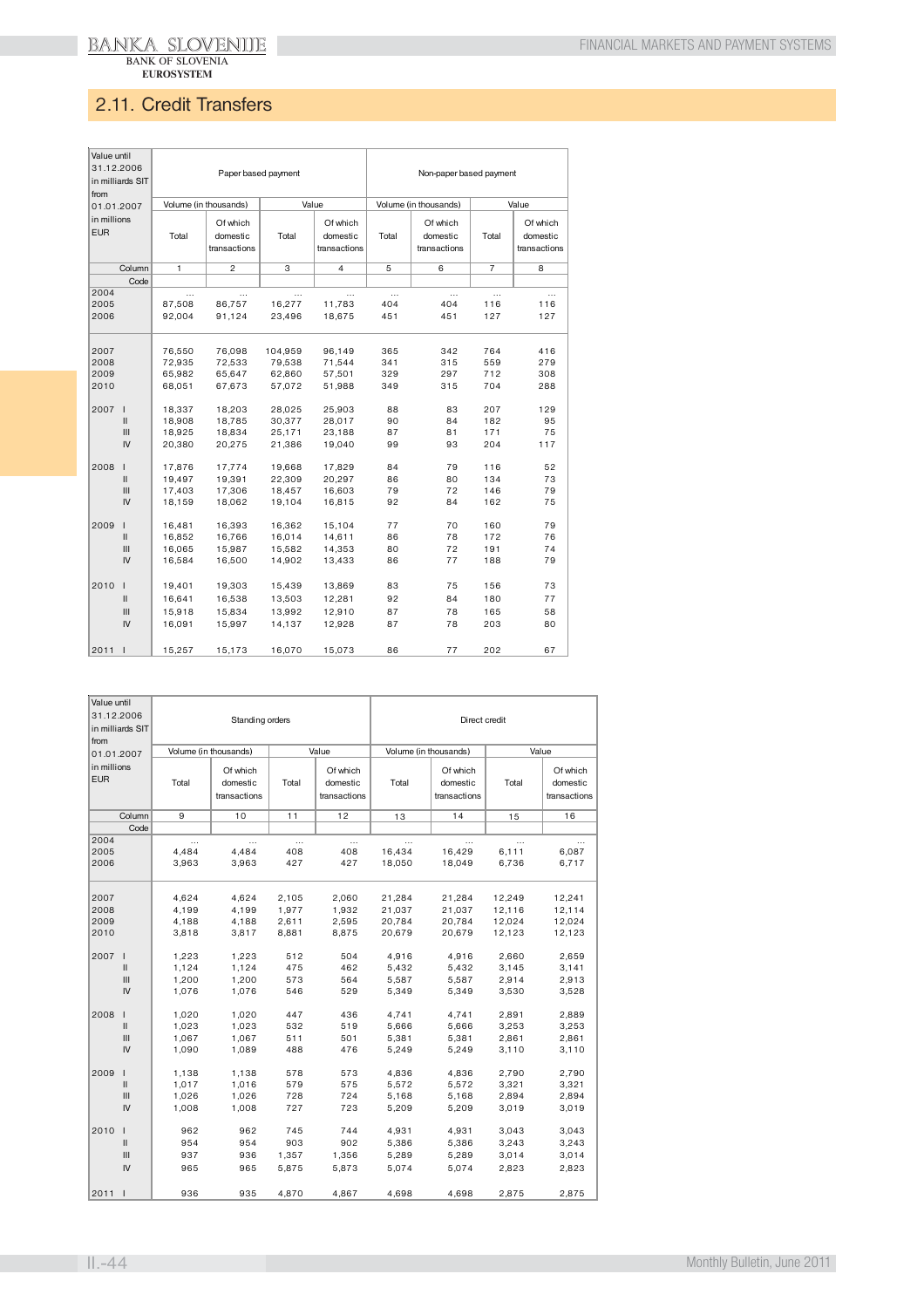## 2.11. Credit Transfers

| Value until 31.12.2006 in milliards SIT from 01.01.2007 in millions EUR | Paper based payment | | | | Non-paper based payment | | | |
|---|---|---|---|---|---|---|---|---|
| | Volume (in thousands) | | Value | | Volume (in thousands) | | Value | |
| | Total | Of which domestic transactions | Total | Of which domestic transactions | Total | Of which domestic transactions | Total | Of which domestic transactions |
| Column | 1 | 2 | 3 | 4 | 5 | 6 | 7 | 8 |
| Code | | | | | | | | |
| 2004 | ... | ... | ... | ... | ... | ... | ... | ... |
| 2005 | 87,508 | 86,757 | 16,277 | 11,783 | 404 | 404 | 116 | 116 |
| 2006 | 92,004 | 91,124 | 23,496 | 18,675 | 451 | 451 | 127 | 127 |
| 2007 | 76,550 | 76,098 | 104,959 | 96,149 | 365 | 342 | 764 | 416 |
| 2008 | 72,935 | 72,533 | 79,538 | 71,544 | 341 | 315 | 559 | 279 |
| 2009 | 65,982 | 65,647 | 62,860 | 57,501 | 329 | 297 | 712 | 308 |
| 2010 | 68,051 | 67,673 | 57,072 | 51,988 | 349 | 315 | 704 | 288 |
| 2007 I | 18,337 | 18,203 | 28,025 | 25,903 | 88 | 83 | 207 | 129 |
| II | 18,908 | 18,785 | 30,377 | 28,017 | 90 | 84 | 182 | 95 |
| III | 18,925 | 18,834 | 25,171 | 23,188 | 87 | 81 | 171 | 75 |
| IV | 20,380 | 20,275 | 21,386 | 19,040 | 99 | 93 | 204 | 117 |
| 2008 I | 17,876 | 17,774 | 19,668 | 17,829 | 84 | 79 | 116 | 52 |
| II | 19,497 | 19,391 | 22,309 | 20,297 | 86 | 80 | 134 | 73 |
| III | 17,403 | 17,306 | 18,457 | 16,603 | 79 | 72 | 146 | 79 |
| IV | 18,159 | 18,062 | 19,104 | 16,815 | 92 | 84 | 162 | 75 |
| 2009 I | 16,481 | 16,393 | 16,362 | 15,104 | 77 | 70 | 160 | 79 |
| II | 16,852 | 16,766 | 16,014 | 14,611 | 86 | 78 | 172 | 76 |
| III | 16,065 | 15,987 | 15,582 | 14,353 | 80 | 72 | 191 | 74 |
| IV | 16,584 | 16,500 | 14,902 | 13,433 | 86 | 77 | 188 | 79 |
| 2010 I | 19,401 | 19,303 | 15,439 | 13,869 | 83 | 75 | 156 | 73 |
| II | 16,641 | 16,538 | 13,503 | 12,281 | 92 | 84 | 180 | 77 |
| III | 15,918 | 15,834 | 13,992 | 12,910 | 87 | 78 | 165 | 58 |
| IV | 16,091 | 15,997 | 14,137 | 12,928 | 87 | 78 | 203 | 80 |
| 2011 I | 15,257 | 15,173 | 16,070 | 15,073 | 86 | 77 | 202 | 67 |

| Value until 31.12.2006 in milliards SIT from 01.01.2007 in millions EUR | Standing orders | | | | Direct credit | | | |
|---|---|---|---|---|---|---|---|---|
| | Volume (in thousands) | | Value | | Volume (in thousands) | | Value | |
| | Total | Of which domestic transactions | Total | Of which domestic transactions | Total | Of which domestic transactions | Total | Of which domestic transactions |
| Column | 9 | 10 | 11 | 12 | 13 | 14 | 15 | 16 |
| Code | | | | | | | | |
| 2004 | ... | ... | ... | ... | ... | ... | ... | ... |
| 2005 | 4,484 | 4,484 | 408 | 408 | 16,434 | 16,429 | 6,111 | 6,087 |
| 2006 | 3,963 | 3,963 | 427 | 427 | 18,050 | 18,049 | 6,736 | 6,717 |
| 2007 | 4,624 | 4,624 | 2,105 | 2,060 | 21,284 | 21,284 | 12,249 | 12,241 |
| 2008 | 4,199 | 4,199 | 1,977 | 1,932 | 21,037 | 21,037 | 12,116 | 12,114 |
| 2009 | 4,188 | 4,188 | 2,611 | 2,595 | 20,784 | 20,784 | 12,024 | 12,024 |
| 2010 | 3,818 | 3,817 | 8,881 | 8,875 | 20,679 | 20,679 | 12,123 | 12,123 |
| 2007 I | 1,223 | 1,223 | 512 | 504 | 4,916 | 4,916 | 2,660 | 2,659 |
| II | 1,124 | 1,124 | 475 | 462 | 5,432 | 5,432 | 3,145 | 3,141 |
| III | 1,200 | 1,200 | 573 | 564 | 5,587 | 5,587 | 2,914 | 2,913 |
| IV | 1,076 | 1,076 | 546 | 529 | 5,349 | 5,349 | 3,530 | 3,528 |
| 2008 I | 1,020 | 1,020 | 447 | 436 | 4,741 | 4,741 | 2,891 | 2,889 |
| II | 1,023 | 1,023 | 532 | 519 | 5,666 | 5,666 | 3,253 | 3,253 |
| III | 1,067 | 1,067 | 511 | 501 | 5,381 | 5,381 | 2,861 | 2,861 |
| IV | 1,090 | 1,089 | 488 | 476 | 5,249 | 5,249 | 3,110 | 3,110 |
| 2009 I | 1,138 | 1,138 | 578 | 573 | 4,836 | 4,836 | 2,790 | 2,790 |
| II | 1,017 | 1,016 | 579 | 575 | 5,572 | 5,572 | 3,321 | 3,321 |
| III | 1,026 | 1,026 | 728 | 724 | 5,168 | 5,168 | 2,894 | 2,894 |
| IV | 1,008 | 1,008 | 727 | 723 | 5,209 | 5,209 | 3,019 | 3,019 |
| 2010 I | 962 | 962 | 745 | 744 | 4,931 | 4,931 | 3,043 | 3,043 |
| II | 954 | 954 | 903 | 902 | 5,386 | 5,386 | 3,243 | 3,243 |
| III | 937 | 936 | 1,357 | 1,356 | 5,289 | 5,289 | 3,014 | 3,014 |
| IV | 965 | 965 | 5,875 | 5,873 | 5,074 | 5,074 | 2,823 | 2,823 |
| 2011 I | 936 | 935 | 4,870 | 4,867 | 4,698 | 4,698 | 2,875 | 2,875 |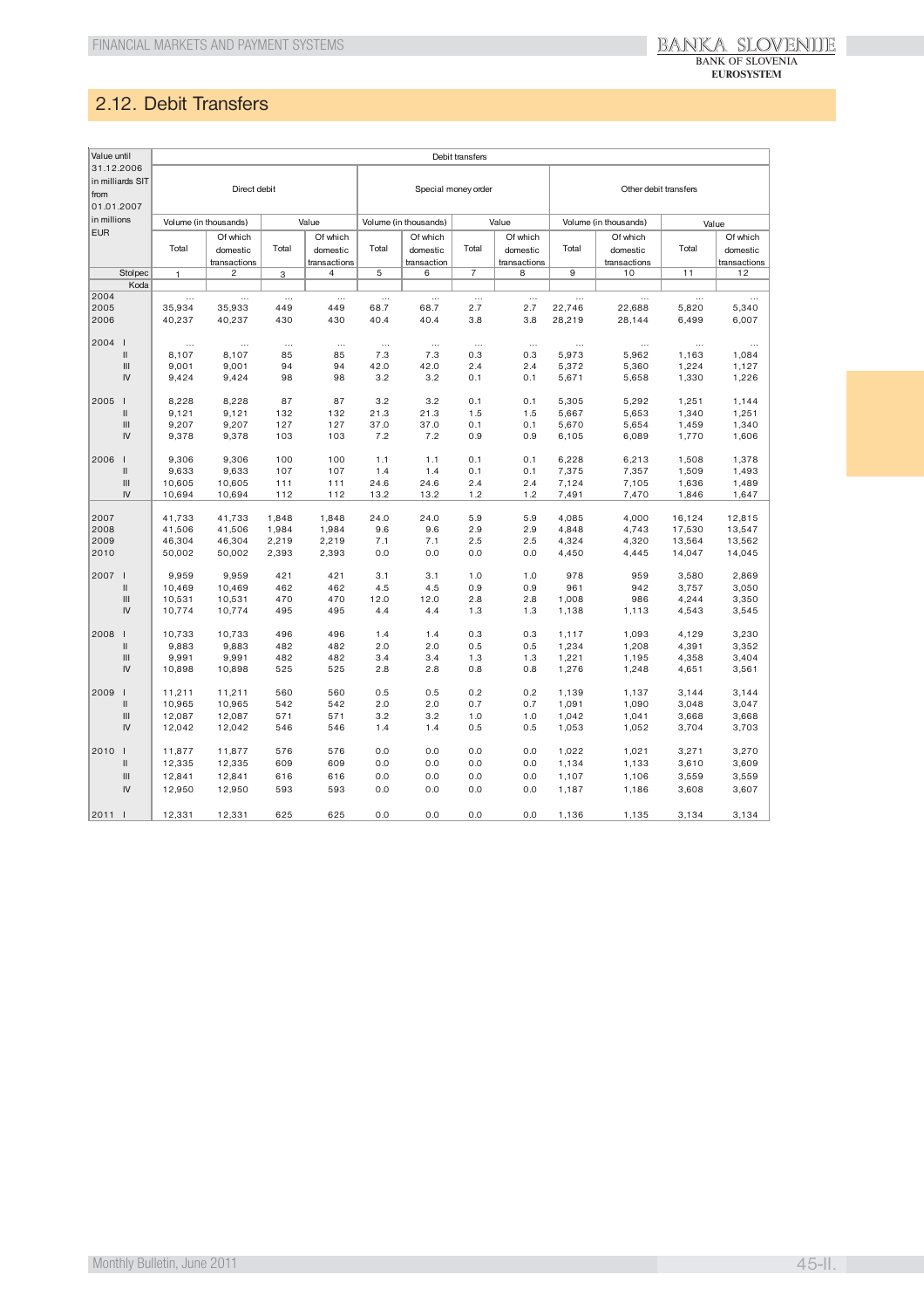## 2.12. Debit Transfers

| Value until 31.12.2006 in milliards SIT from 01.01.2007 in millions EUR | | Debit transfers | | | | | | | | | | | |
|---|---|---|---|---|---|---|---|---|---|---|---|---|---|
| | | Direct debit | | | | Special money order | | | | Other debit transfers | | | |
| | | Volume (in thousands) | | Value | | Volume (in thousands) | | Value | | Volume (in thousands) | | Value | |
| | | Total | Of which domestic transactions | Total | Of which domestic transactions | Total | Of which domestic transaction | Total | Of which domestic transactions | Total | Of which domestic transactions | Total | Of which domestic transactions |
| | Stolpec | 1 | 2 | 3 | 4 | 5 | 6 | 7 | 8 | 9 | 10 | 11 | 12 |
| | Koda | | | | | | | | | | | | |
| 2004 | | ... | ... | ... | ... | ... | ... | ... | ... | ... | ... | ... | ... |
| 2005 | | 35,934 | 35,933 | 449 | 449 | 68.7 | 68.7 | 2.7 | 2.7 | 22,746 | 22,688 | 5,820 | 5,340 |
| 2006 | | 40,237 | 40,237 | 430 | 430 | 40.4 | 40.4 | 3.8 | 3.8 | 28,219 | 28,144 | 6,499 | 6,007 |
| 2004 | I | ... | ... | ... | ... | ... | ... | ... | ... | ... | ... | ... | ... |
| | II | 8,107 | 8,107 | 85 | 85 | 7.3 | 7.3 | 0.3 | 0.3 | 5,973 | 5,962 | 1,163 | 1,084 |
| | III | 9,001 | 9,001 | 94 | 94 | 42.0 | 42.0 | 2.4 | 2.4 | 5,372 | 5,360 | 1,224 | 1,127 |
| | IV | 9,424 | 9,424 | 98 | 98 | 3.2 | 3.2 | 0.1 | 0.1 | 5,671 | 5,658 | 1,330 | 1,226 |
| 2005 | I | 8,228 | 8,228 | 87 | 87 | 3.2 | 3.2 | 0.1 | 0.1 | 5,305 | 5,292 | 1,251 | 1,144 |
| | II | 9,121 | 9,121 | 132 | 132 | 21.3 | 21.3 | 1.5 | 1.5 | 5,667 | 5,653 | 1,340 | 1,251 |
| | III | 9,207 | 9,207 | 127 | 127 | 37.0 | 37.0 | 0.1 | 0.1 | 5,670 | 5,654 | 1,459 | 1,340 |
| | IV | 9,378 | 9,378 | 103 | 103 | 7.2 | 7.2 | 0.9 | 0.9 | 6,105 | 6,089 | 1,770 | 1,606 |
| 2006 | I | 9,306 | 9,306 | 100 | 100 | 1.1 | 1.1 | 0.1 | 0.1 | 6,228 | 6,213 | 1,508 | 1,378 |
| | II | 9,633 | 9,633 | 107 | 107 | 1.4 | 1.4 | 0.1 | 0.1 | 7,375 | 7,357 | 1,509 | 1,493 |
| | III | 10,605 | 10,605 | 111 | 111 | 24.6 | 24.6 | 2.4 | 2.4 | 7,124 | 7,105 | 1,636 | 1,489 |
| | IV | 10,694 | 10,694 | 112 | 112 | 13.2 | 13.2 | 1.2 | 1.2 | 7,491 | 7,470 | 1,846 | 1,647 |
| 2007 | | 41,733 | 41,733 | 1,848 | 1,848 | 24.0 | 24.0 | 5.9 | 5.9 | 4,085 | 4,000 | 16,124 | 12,815 |
| 2008 | | 41,506 | 41,506 | 1,984 | 1,984 | 9.6 | 9.6 | 2.9 | 2.9 | 4,848 | 4,743 | 17,530 | 13,547 |
| 2009 | | 46,304 | 46,304 | 2,219 | 2,219 | 7.1 | 7.1 | 2.5 | 2.5 | 4,324 | 4,320 | 13,564 | 13,562 |
| 2010 | | 50,002 | 50,002 | 2,393 | 2,393 | 0.0 | 0.0 | 0.0 | 0.0 | 4,450 | 4,445 | 14,047 | 14,045 |
| 2007 | I | 9,959 | 9,959 | 421 | 421 | 3.1 | 3.1 | 1.0 | 1.0 | 978 | 959 | 3,580 | 2,869 |
| | II | 10,469 | 10,469 | 462 | 462 | 4.5 | 4.5 | 0.9 | 0.9 | 961 | 942 | 3,757 | 3,050 |
| | III | 10,531 | 10,531 | 470 | 470 | 12.0 | 12.0 | 2.8 | 2.8 | 1,008 | 986 | 4,244 | 3,350 |
| | IV | 10,774 | 10,774 | 495 | 495 | 4.4 | 4.4 | 1.3 | 1.3 | 1,138 | 1,113 | 4,543 | 3,545 |
| 2008 | I | 10,733 | 10,733 | 496 | 496 | 1.4 | 1.4 | 0.3 | 0.3 | 1,117 | 1,093 | 4,129 | 3,230 |
| | II | 9,883 | 9,883 | 482 | 482 | 2.0 | 2.0 | 0.5 | 0.5 | 1,234 | 1,208 | 4,391 | 3,352 |
| | III | 9,991 | 9,991 | 482 | 482 | 3.4 | 3.4 | 1.3 | 1.3 | 1,221 | 1,195 | 4,358 | 3,404 |
| | IV | 10,898 | 10,898 | 525 | 525 | 2.8 | 2.8 | 0.8 | 0.8 | 1,276 | 1,248 | 4,651 | 3,561 |
| 2009 | I | 11,211 | 11,211 | 560 | 560 | 0.5 | 0.5 | 0.2 | 0.2 | 1,139 | 1,137 | 3,144 | 3,144 |
| | II | 10,965 | 10,965 | 542 | 542 | 2.0 | 2.0 | 0.7 | 0.7 | 1,091 | 1,090 | 3,048 | 3,047 |
| | III | 12,087 | 12,087 | 571 | 571 | 3.2 | 3.2 | 1.0 | 1.0 | 1,042 | 1,041 | 3,668 | 3,668 |
| | IV | 12,042 | 12,042 | 546 | 546 | 1.4 | 1.4 | 0.5 | 0.5 | 1,053 | 1,052 | 3,704 | 3,703 |
| 2010 | I | 11,877 | 11,877 | 576 | 576 | 0.0 | 0.0 | 0.0 | 0.0 | 1,022 | 1,021 | 3,271 | 3,270 |
| | II | 12,335 | 12,335 | 609 | 609 | 0.0 | 0.0 | 0.0 | 0.0 | 1,134 | 1,133 | 3,610 | 3,609 |
| | III | 12,841 | 12,841 | 616 | 616 | 0.0 | 0.0 | 0.0 | 0.0 | 1,107 | 1,106 | 3,559 | 3,559 |
| | IV | 12,950 | 12,950 | 593 | 593 | 0.0 | 0.0 | 0.0 | 0.0 | 1,187 | 1,186 | 3,608 | 3,607 |
| 2011 | I | 12,331 | 12,331 | 625 | 625 | 0.0 | 0.0 | 0.0 | 0.0 | 1,136 | 1,135 | 3,134 | 3,134 |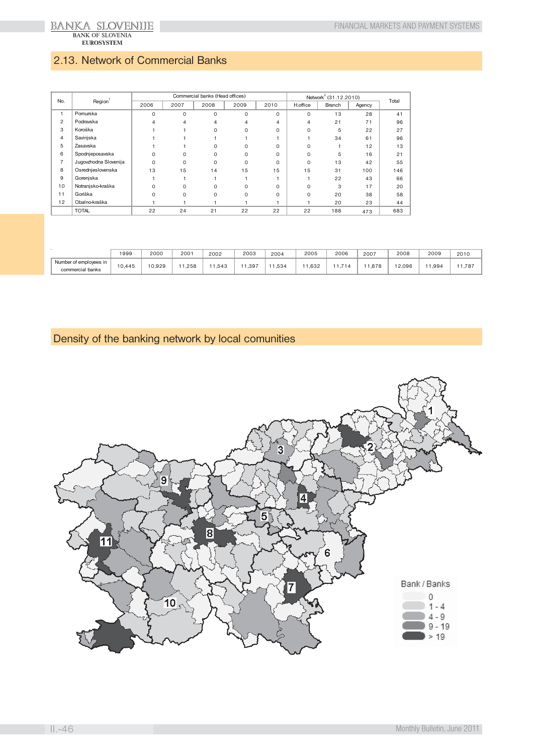## 2.13. Network of Commercial Banks

| No. | Region[1] | Commercial banks (Head offices) | | | | | Network[2] (31.12.2010) | | | Total |
|---|---|---|---|---|---|---|---|---|---|---|
| | | 2006 | 2007 | 2008 | 2009 | 2010 | H.office | Branch | Agency | |
| 1 | Pomurska | 0 | 0 | 0 | 0 | 0 | 0 | 13 | 28 | 41 |
| 2 | Podravska | 4 | 4 | 4 | 4 | 4 | 4 | 21 | 71 | 96 |
| 3 | Koroška | 1 | 1 | 0 | 0 | 0 | 0 | 5 | 22 | 27 |
| 4 | Savinjska | 1 | 1 | 1 | 1 | 1 | 1 | 34 | 61 | 96 |
| 5 | Zasavska | 1 | 1 | 0 | 0 | 0 | 0 | 1 | 12 | 13 |
| 6 | Spodnjeposavska | 0 | 0 | 0 | 0 | 0 | 0 | 5 | 16 | 21 |
| 7 | Jugovzhodna Slovenija | 0 | 0 | 0 | 0 | 0 | 0 | 13 | 42 | 55 |
| 8 | Osrednjeslovenska | 13 | 15 | 14 | 15 | 15 | 15 | 31 | 100 | 146 |
| 9 | Gorenjska | 1 | 1 | 1 | 1 | 1 | 1 | 22 | 43 | 66 |
| 10 | Notranjsko-kraška | 0 | 0 | 0 | 0 | 0 | 0 | 3 | 17 | 20 |
| 11 | Goriška | 0 | 0 | 0 | 0 | 0 | 0 | 20 | 38 | 58 |
| 12 | Obalno-kraška | 1 | 1 | 1 | 1 | 1 | 1 | 20 | 23 | 44 |
| | TOTAL | 22 | 24 | 21 | 22 | 22 | 22 | 188 | 473 | 683 |

| | 1999 | 2000 | 2001 | 2002 | 2003 | 2004 | 2005 | 2006 | 2007 | 2008 | 2009 | 2010 |
|---|---|---|---|---|---|---|---|---|---|---|---|---|
| Number of employees in commercial banks | 10,445 | 10,929 | 11,258 | 11,543 | 11,397 | 11,534 | 11,632 | 11,714 | 11,878 | 12,096 | 11,994 | 11,787 |

## Density of the banking network by local comunities

Bank / Banks
- 0
- 1 - 4
- 4 - 9
- 9 - 19
- > 19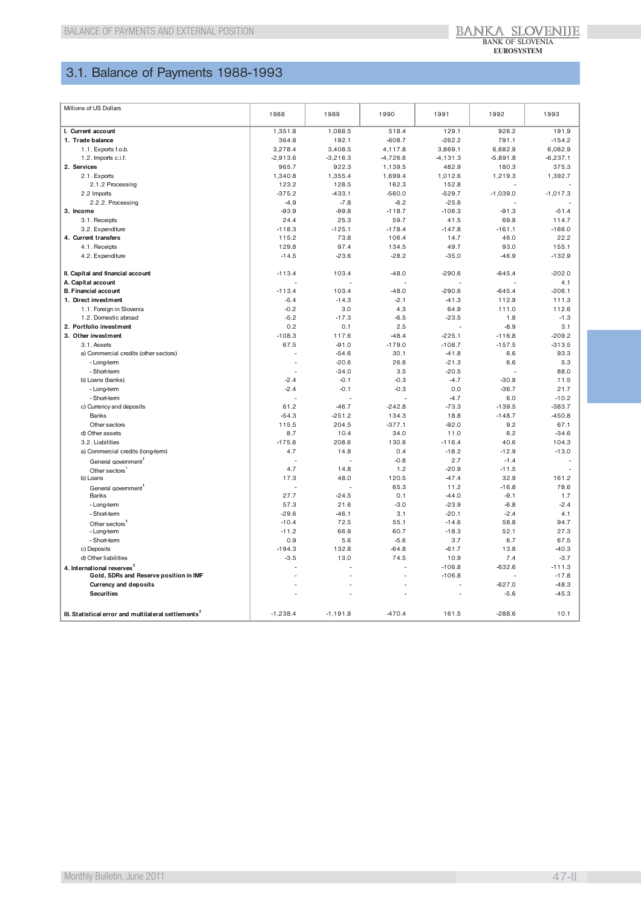## 3.1. Balance of Payments 1988-1993

| Millions of US Dollars | 1988 | 1989 | 1990 | 1991 | 1992 | 1993 |
|---|---|---|---|---|---|---|
| **I. Current account** | 1,351.8 | 1,088.5 | 518.4 | 129.1 | 926.2 | 191.9 |
| **1. Trade balance** | 364.8 | 192.1 | -608.7 | -262.2 | 791.1 | -154.2 |
| 1.1. Exports f.o.b. | 3,278.4 | 3,408.5 | 4,117.8 | 3,869.1 | 6,682.9 | 6,082.9 |
| 1.2. Imports c.i.f. | -2,913.6 | -3,216.3 | -4,726.6 | -4,131.3 | -5,891.8 | -6,237.1 |
| **2. Services** | 965.7 | 922.3 | 1,139.5 | 482.9 | 180.3 | 375.3 |
| 2.1. Exports | 1,340.8 | 1,355.4 | 1,699.4 | 1,012.6 | 1,219.3 | 1,392.7 |
| 2.1.2 Processing | 123.2 | 128.5 | 162.3 | 152.8 | - | - |
| 2.2 Imports | -375.2 | -433.1 | -560.0 | -529.7 | -1,039.0 | -1,017.3 |
| 2.2.2. Processing | -4.9 | -7.8 | -6.2 | -25.6 | - | - |
| **3. Income** | -93.9 | -99.8 | -118.7 | -106.3 | -91.3 | -51.4 |
| 3.1. Receipts | 24.4 | 25.3 | 59.7 | 41.5 | 69.8 | 114.7 |
| 3.2. Expenditure | -118.3 | -125.1 | -178.4 | -147.8 | -161.1 | -166.0 |
| **4. Current transfers** | 115.2 | 73.8 | 106.4 | 14.7 | 46.0 | 22.2 |
| 4.1. Receipts | 129.8 | 97.4 | 134.5 | 49.7 | 93.0 | 155.1 |
| 4.2. Expenditure | -14.5 | -23.6 | -28.2 | -35.0 | -46.9 | -132.9 |
| | | | | | | |
| **II. Capital and financial account** | -113.4 | 103.4 | -48.0 | -290.6 | -645.4 | -202.0 |
| **A. Capital account** | - | - | - | - | - | 4.1 |
| **B. Financial account** | -113.4 | 103.4 | -48.0 | -290.6 | -645.4 | -206.1 |
| **1. Direct investment** | -5.4 | -14.3 | -2.1 | -41.3 | 112.9 | 111.3 |
| 1.1. Foreign in Slovenia | -0.2 | 3.0 | 4.3 | 64.9 | 111.0 | 112.6 |
| 1.2. Domestic abroad | -5.2 | -17.3 | -6.5 | -23.5 | 1.8 | -1.3 |
| **2. Portfolio investment** | 0.2 | 0.1 | 2.5 | - | -8.9 | 3.1 |
| **3. Other investment** | -108.3 | 117.6 | -48.4 | -225.1 | -116.8 | -209.2 |
| 3.1. Assets | 67.5 | -91.0 | -179.0 | -108.7 | -157.5 | -313.5 |
| a) Commercial credits (other sectors) | - | -54.6 | 30.1 | -41.8 | 6.6 | 93.3 |
| - Long-term | - | -20.6 | 26.6 | -21.3 | 6.6 | 5.3 |
| - Short-term | - | -34.0 | 3.5 | -20.5 | - | 88.0 |
| b) Loans (banks) | -2.4 | -0.1 | -0.3 | -4.7 | -30.8 | 11.5 |
| - Long-term | -2.4 | -0.1 | -0.3 | 0.0 | -36.7 | 21.7 |
| - Short-term | - | - | - | -4.7 | 6.0 | -10.2 |
| c) Currency and deposits | 61.2 | -46.7 | -242.8 | -73.3 | -139.5 | -383.7 |
| Banks | -54.3 | -251.2 | 134.3 | 18.8 | -148.7 | -450.8 |
| Other sectors | 115.5 | 204.5 | -377.1 | -92.0 | 9.2 | 67.1 |
| d) Other assets | 8.7 | 10.4 | 34.0 | 11.0 | 6.2 | -34.6 |
| 3.2. Liabilities | -175.8 | 208.6 | 130.6 | -116.4 | 40.6 | 104.3 |
| a) Commercial credits (long-term) | 4.7 | 14.8 | 0.4 | -18.2 | -12.9 | -13.0 |
| General government[1] | - | - | -0.8 | 2.7 | -1.4 | - |
| Other sectors[1] | 4.7 | 14.8 | 1.2 | -20.9 | -11.5 | - |
| b) Loans | 17.3 | 48.0 | 120.5 | -47.4 | 32.9 | 161.2 |
| General government[1] | - | - | 65.3 | 11.2 | -16.8 | 78.6 |
| Banks | 27.7 | -24.5 | 0.1 | -44.0 | -9.1 | 1.7 |
| - Long-term | 57.3 | 21.6 | -3.0 | -23.9 | -6.8 | -2.4 |
| - Short-term | -29.6 | -46.1 | 3.1 | -20.1 | -2.4 | 4.1 |
| Other sectors[1] | -10.4 | 72.5 | 55.1 | -14.6 | 58.8 | 94.7 |
| - Long-term | -11.2 | 66.9 | 60.7 | -18.3 | 52.1 | 27.3 |
| - Short-term | 0.9 | 5.6 | -5.6 | 3.7 | 6.7 | 67.5 |
| c) Deposits | -194.3 | 132.8 | -64.8 | -61.7 | 13.8 | -40.3 |
| d) Other liabilities | -3.5 | 13.0 | 74.5 | 10.9 | 7.4 | -3.7 |
| **4. International reserves[3]** | - | - | - | -106.8 | -632.6 | -111.3 |
| **Gold, SDRs and Reserve position in IMF** | - | - | - | -106.8 | - | -17.8 |
| **Currency and deposits** | - | - | - | - | -627.0 | -48.3 |
| **Securities** | - | - | - | - | -5.6 | -45.3 |
| | | | | | | |
| **III. Statistical error and multilateral settlements[2]** | -1,238.4 | -1,191.8 | -470.4 | 161.5 | -288.6 | 10.1 |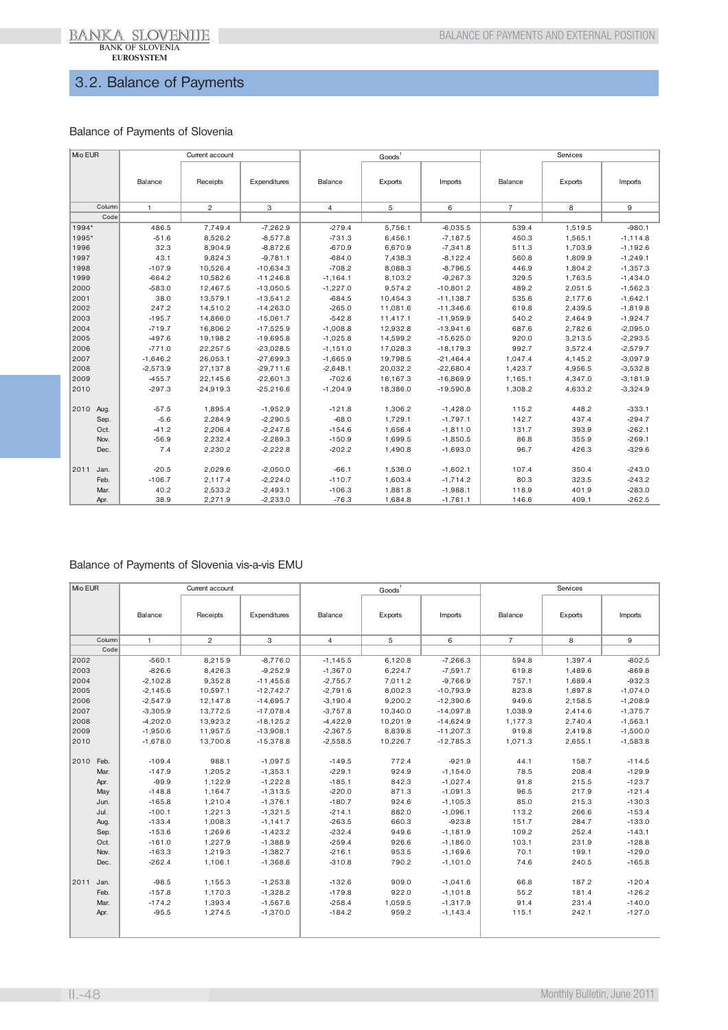## 3.2. Balance of Payments

### Balance of Payments of Slovenia

| Mio EUR | | Current account | | | Goods[1] | | | Services | | |
|---|---|---|---|---|---|---|---|---|---|---|
| | | Balance | Receipts | Expenditures | Balance | Exports | Imports | Balance | Exports | Imports |
| | Column | 1 | 2 | 3 | 4 | 5 | 6 | 7 | 8 | 9 |
| | Code | | | | | | | | | |
| 1994* | | 486.5 | 7,749.4 | -7,262.9 | -279.4 | 5,756.1 | -6,035.5 | 539.4 | 1,519.5 | -980.1 |
| 1995* | | -51.6 | 8,526.2 | -8,577.8 | -731.3 | 6,456.1 | -7,187.5 | 450.3 | 1,565.1 | -1,114.8 |
| 1996 | | 32.3 | 8,904.9 | -8,872.6 | -670.9 | 6,670.9 | -7,341.8 | 511.3 | 1,703.9 | -1,192.6 |
| 1997 | | 43.1 | 9,824.3 | -9,781.1 | -684.0 | 7,438.3 | -8,122.4 | 560.8 | 1,809.9 | -1,249.1 |
| 1998 | | -107.9 | 10,526.4 | -10,634.3 | -708.2 | 8,088.3 | -8,796.5 | 446.9 | 1,804.2 | -1,357.3 |
| 1999 | | -664.2 | 10,582.6 | -11,246.8 | -1,164.1 | 8,103.2 | -9,267.3 | 329.5 | 1,763.5 | -1,434.0 |
| 2000 | | -583.0 | 12,467.5 | -13,050.5 | -1,227.0 | 9,574.2 | -10,801.2 | 489.2 | 2,051.5 | -1,562.3 |
| 2001 | | 38.0 | 13,579.1 | -13,541.2 | -684.5 | 10,454.3 | -11,138.7 | 535.6 | 2,177.6 | -1,642.1 |
| 2002 | | 247.2 | 14,510.2 | -14,263.0 | -265.0 | 11,081.6 | -11,346.6 | 619.8 | 2,439.5 | -1,819.8 |
| 2003 | | -195.7 | 14,866.0 | -15,061.7 | -542.8 | 11,417.1 | -11,959.9 | 540.2 | 2,464.9 | -1,924.7 |
| 2004 | | -719.7 | 16,806.2 | -17,525.9 | -1,008.8 | 12,932.8 | -13,941.6 | 687.6 | 2,782.6 | -2,095.0 |
| 2005 | | -497.6 | 19,198.2 | -19,695.8 | -1,025.8 | 14,599.2 | -15,625.0 | 920.0 | 3,213.5 | -2,293.5 |
| 2006 | | -771.0 | 22,257.5 | -23,028.5 | -1,151.0 | 17,028.3 | -18,179.3 | 992.7 | 3,572.4 | -2,579.7 |
| 2007 | | -1,646.2 | 26,053.1 | -27,699.3 | -1,665.9 | 19,798.5 | -21,464.4 | 1,047.4 | 4,145.2 | -3,097.9 |
| 2008 | | -2,573.9 | 27,137.8 | -29,711.6 | -2,648.1 | 20,032.2 | -22,680.4 | 1,423.7 | 4,956.5 | -3,532.8 |
| 2009 | | -455.7 | 22,145.6 | -22,601.3 | -702.6 | 16,167.3 | -16,869.9 | 1,165.1 | 4,347.0 | -3,181.9 |
| 2010 | | -297.3 | 24,919.3 | -25,216.6 | -1,204.9 | 18,386.0 | -19,590.8 | 1,308.2 | 4,633.2 | -3,324.9 |
| 2010 | Aug. | -57.5 | 1,895.4 | -1,952.9 | -121.8 | 1,306.2 | -1,428.0 | 115.2 | 448.2 | -333.1 |
| | Sep. | -5.6 | 2,284.9 | -2,290.5 | -68.0 | 1,729.1 | -1,797.1 | 142.7 | 437.4 | -294.7 |
| | Oct. | -41.2 | 2,206.4 | -2,247.6 | -154.6 | 1,656.4 | -1,811.0 | 131.7 | 393.9 | -262.1 |
| | Nov. | -56.9 | 2,232.4 | -2,289.3 | -150.9 | 1,699.5 | -1,850.5 | 86.8 | 355.9 | -269.1 |
| | Dec. | 7.4 | 2,230.2 | -2,222.8 | -202.2 | 1,490.8 | -1,693.0 | 96.7 | 426.3 | -329.6 |
| 2011 | Jan. | -20.5 | 2,029.6 | -2,050.0 | -66.1 | 1,536.0 | -1,602.1 | 107.4 | 350.4 | -243.0 |
| | Feb. | -106.7 | 2,117.4 | -2,224.0 | -110.7 | 1,603.4 | -1,714.2 | 80.3 | 323.5 | -243.2 |
| | Mar. | 40.2 | 2,533.2 | -2,493.1 | -106.3 | 1,881.8 | -1,988.1 | 118.9 | 401.9 | -283.0 |
| | Apr. | 38.9 | 2,271.9 | -2,233.0 | -76.3 | 1,684.8 | -1,761.1 | 146.6 | 409.1 | -262.5 |

### Balance of Payments of Slovenia vis-a-vis EMU

| Mio EUR | | Current account | | | Goods[1] | | | Services | | |
|---|---|---|---|---|---|---|---|---|---|---|
| | | Balance | Receipts | Expenditures | Balance | Exports | Imports | Balance | Exports | Imports |
| | Column | 1 | 2 | 3 | 4 | 5 | 6 | 7 | 8 | 9 |
| | Code | | | | | | | | | |
| 2002 | | -560.1 | 8,215.9 | -8,776.0 | -1,145.5 | 6,120.8 | -7,266.3 | 594.8 | 1,397.4 | -802.5 |
| 2003 | | -826.6 | 8,426.3 | -9,252.9 | -1,367.0 | 6,224.7 | -7,591.7 | 619.8 | 1,489.6 | -869.8 |
| 2004 | | -2,102.8 | 9,352.8 | -11,455.6 | -2,755.7 | 7,011.2 | -9,766.9 | 757.1 | 1,689.4 | -932.3 |
| 2005 | | -2,145.6 | 10,597.1 | -12,742.7 | -2,791.6 | 8,002.3 | -10,793.9 | 823.8 | 1,897.8 | -1,074.0 |
| 2006 | | -2,547.9 | 12,147.8 | -14,695.7 | -3,190.4 | 9,200.2 | -12,390.6 | 949.6 | 2,158.5 | -1,208.9 |
| 2007 | | -3,305.9 | 13,772.5 | -17,078.4 | -3,757.8 | 10,340.0 | -14,097.8 | 1,038.9 | 2,414.6 | -1,375.7 |
| 2008 | | -4,202.0 | 13,923.2 | -18,125.2 | -4,422.9 | 10,201.9 | -14,624.9 | 1,177.3 | 2,740.4 | -1,563.1 |
| 2009 | | -1,950.6 | 11,957.5 | -13,908.1 | -2,367.5 | 8,839.8 | -11,207.3 | 919.8 | 2,419.8 | -1,500.0 |
| 2010 | | -1,678.0 | 13,700.8 | -15,378.8 | -2,558.5 | 10,226.7 | -12,785.3 | 1,071.3 | 2,655.1 | -1,583.8 |
| 2010 | Feb. | -109.4 | 988.1 | -1,097.5 | -149.5 | 772.4 | -921.9 | 44.1 | 158.7 | -114.5 |
| | Mar. | -147.9 | 1,205.2 | -1,353.1 | -229.1 | 924.9 | -1,154.0 | 78.5 | 208.4 | -129.9 |
| | Apr. | -99.9 | 1,122.9 | -1,222.8 | -185.1 | 842.3 | -1,027.4 | 91.8 | 215.5 | -123.7 |
| | May | -148.8 | 1,164.7 | -1,313.5 | -220.0 | 871.3 | -1,091.3 | 96.5 | 217.9 | -121.4 |
| | Jun. | -165.8 | 1,210.4 | -1,376.1 | -180.7 | 924.6 | -1,105.3 | 85.0 | 215.3 | -130.3 |
| | Jul. | -100.1 | 1,221.3 | -1,321.5 | -214.1 | 882.0 | -1,096.1 | 113.2 | 266.6 | -153.4 |
| | Aug. | -133.4 | 1,008.3 | -1,141.7 | -263.5 | 660.3 | -923.8 | 151.7 | 284.7 | -133.0 |
| | Sep. | -153.6 | 1,269.6 | -1,423.2 | -232.4 | 949.6 | -1,181.9 | 109.2 | 252.4 | -143.1 |
| | Oct. | -161.0 | 1,227.9 | -1,388.9 | -259.4 | 926.6 | -1,186.0 | 103.1 | 231.9 | -128.8 |
| | Nov. | -163.3 | 1,219.3 | -1,382.7 | -216.1 | 953.5 | -1,169.6 | 70.1 | 199.1 | -129.0 |
| | Dec. | -262.4 | 1,106.1 | -1,368.6 | -310.8 | 790.2 | -1,101.0 | 74.6 | 240.5 | -165.8 |
| 2011 | Jan. | -98.5 | 1,155.3 | -1,253.8 | -132.6 | 909.0 | -1,041.6 | 66.8 | 187.2 | -120.4 |
| | Feb. | -157.8 | 1,170.3 | -1,328.2 | -179.8 | 922.0 | -1,101.8 | 55.2 | 181.4 | -126.2 |
| | Mar. | -174.2 | 1,393.4 | -1,567.6 | -258.4 | 1,059.5 | -1,317.9 | 91.4 | 231.4 | -140.0 |
| | Apr. | -95.5 | 1,274.5 | -1,370.0 | -184.2 | 959.2 | -1,143.4 | 115.1 | 242.1 | -127.0 |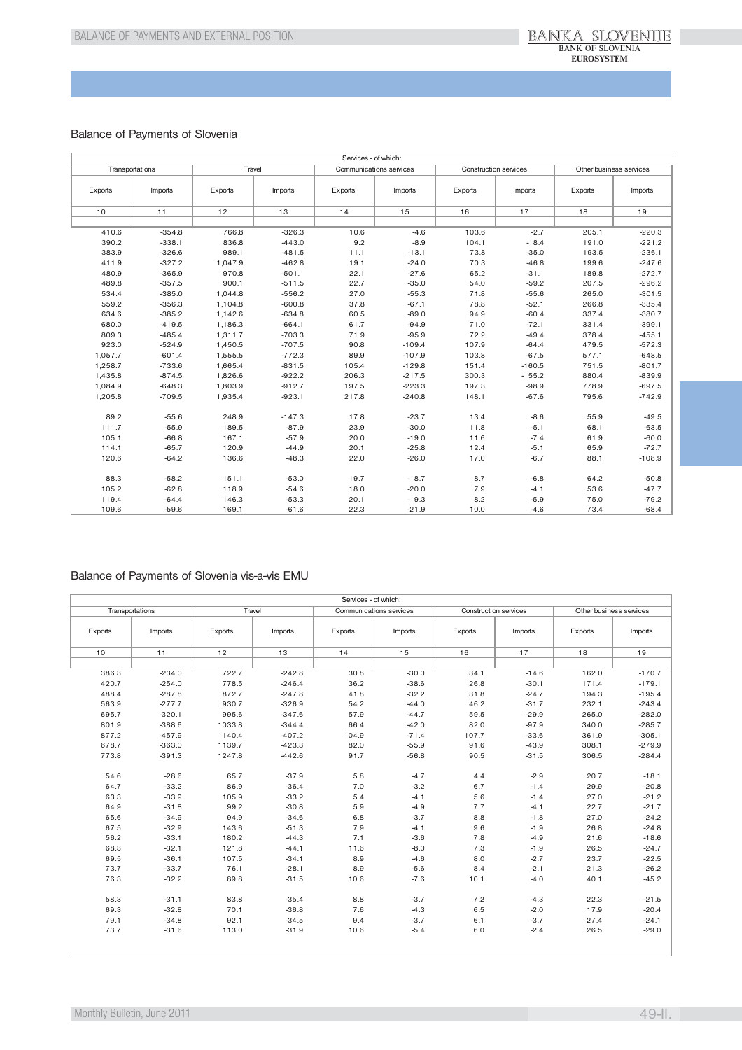## Balance of Payments of Slovenia

| Services - of which: | | | | | | | | | |
|---|---|---|---|---|---|---|---|---|---|
| Transportations | | Travel | | Communications services | | Construction services | | Other business services | |
| Exports | Imports | Exports | Imports | Exports | Imports | Exports | Imports | Exports | Imports |
| 10 | 11 | 12 | 13 | 14 | 15 | 16 | 17 | 18 | 19 |
| | | | | | | | | | |
| 410.6 | -354.8 | 766.8 | -326.3 | 10.6 | -4.6 | 103.6 | -2.7 | 205.1 | -220.3 |
| 390.2 | -338.1 | 836.8 | -443.0 | 9.2 | -8.9 | 104.1 | -18.4 | 191.0 | -221.2 |
| 383.9 | -326.6 | 989.1 | -481.5 | 11.1 | -13.1 | 73.8 | -35.0 | 193.5 | -236.1 |
| 411.9 | -327.2 | 1,047.9 | -462.8 | 19.1 | -24.0 | 70.3 | -46.8 | 199.6 | -247.6 |
| 480.9 | -365.9 | 970.8 | -501.1 | 22.1 | -27.6 | 65.2 | -31.1 | 189.8 | -272.7 |
| 489.8 | -357.5 | 900.1 | -511.5 | 22.7 | -35.0 | 54.0 | -59.2 | 207.5 | -296.2 |
| 534.4 | -385.0 | 1,044.8 | -556.2 | 27.0 | -55.3 | 71.8 | -55.6 | 265.0 | -301.5 |
| 559.2 | -356.3 | 1,104.8 | -600.8 | 37.8 | -67.1 | 78.8 | -52.1 | 266.8 | -335.4 |
| 634.6 | -385.2 | 1,142.6 | -634.8 | 60.5 | -89.0 | 94.9 | -60.4 | 337.4 | -380.7 |
| 680.0 | -419.5 | 1,186.3 | -664.1 | 61.7 | -94.9 | 71.0 | -72.1 | 331.4 | -399.1 |
| 809.3 | -485.4 | 1,311.7 | -703.3 | 71.9 | -95.9 | 72.2 | -49.4 | 378.4 | -455.1 |
| 923.0 | -524.9 | 1,450.5 | -707.5 | 90.8 | -109.4 | 107.9 | -64.4 | 479.5 | -572.3 |
| 1,057.7 | -601.4 | 1,555.5 | -772.3 | 89.9 | -107.9 | 103.8 | -67.5 | 577.1 | -648.5 |
| 1,258.7 | -733.6 | 1,665.4 | -831.5 | 105.4 | -129.8 | 151.4 | -160.5 | 751.5 | -801.7 |
| 1,435.8 | -874.5 | 1,826.6 | -922.2 | 206.3 | -217.5 | 300.3 | -155.2 | 880.4 | -839.9 |
| 1,084.9 | -648.3 | 1,803.9 | -912.7 | 197.5 | -223.3 | 197.3 | -98.9 | 778.9 | -697.5 |
| 1,205.8 | -709.5 | 1,935.4 | -923.1 | 217.8 | -240.8 | 148.1 | -67.6 | 795.6 | -742.9 |
| | | | | | | | | | |
| 89.2 | -55.6 | 248.9 | -147.3 | 17.8 | -23.7 | 13.4 | -8.6 | 55.9 | -49.5 |
| 111.7 | -55.9 | 189.5 | -87.9 | 23.9 | -30.0 | 11.8 | -5.1 | 68.1 | -63.5 |
| 105.1 | -66.8 | 167.1 | -57.9 | 20.0 | -19.0 | 11.6 | -7.4 | 61.9 | -60.0 |
| 114.1 | -65.7 | 120.9 | -44.9 | 20.1 | -25.8 | 12.4 | -5.1 | 65.9 | -72.7 |
| 120.6 | -64.2 | 136.6 | -48.3 | 22.0 | -26.0 | 17.0 | -6.7 | 88.1 | -108.9 |
| | | | | | | | | | |
| 88.3 | -58.2 | 151.1 | -53.0 | 19.7 | -18.7 | 8.7 | -6.8 | 64.2 | -50.8 |
| 105.2 | -62.8 | 118.9 | -54.6 | 18.0 | -20.0 | 7.9 | -4.1 | 53.6 | -47.7 |
| 119.4 | -64.4 | 146.3 | -53.3 | 20.1 | -19.3 | 8.2 | -5.9 | 75.0 | -79.2 |
| 109.6 | -59.6 | 169.1 | -61.6 | 22.3 | -21.9 | 10.0 | -4.6 | 73.4 | -68.4 |

## Balance of Payments of Slovenia vis-a-vis EMU

| Services - of which: | | | | | | | | | |
|---|---|---|---|---|---|---|---|---|---|
| Transportations | | Travel | | Communications services | | Construction services | | Other business services | |
| Exports | Imports | Exports | Imports | Exports | Imports | Exports | Imports | Exports | Imports |
| 10 | 11 | 12 | 13 | 14 | 15 | 16 | 17 | 18 | 19 |
| | | | | | | | | | |
| 386.3 | -234.0 | 722.7 | -242.8 | 30.8 | -30.0 | 34.1 | -14.6 | 162.0 | -170.7 |
| 420.7 | -254.0 | 778.5 | -246.4 | 36.2 | -38.6 | 26.8 | -30.1 | 171.4 | -179.1 |
| 488.4 | -287.8 | 872.7 | -247.8 | 41.8 | -32.2 | 31.8 | -24.7 | 194.3 | -195.4 |
| 563.9 | -277.7 | 930.7 | -326.9 | 54.2 | -44.0 | 46.2 | -31.7 | 232.1 | -243.4 |
| 695.7 | -320.1 | 995.6 | -347.6 | 57.9 | -44.7 | 59.5 | -29.9 | 265.0 | -282.0 |
| 801.9 | -388.6 | 1033.8 | -344.4 | 66.4 | -42.0 | 82.0 | -97.9 | 340.0 | -285.7 |
| 877.2 | -457.9 | 1140.4 | -407.2 | 104.9 | -71.4 | 107.7 | -33.6 | 361.9 | -305.1 |
| 678.7 | -363.0 | 1139.7 | -423.3 | 82.0 | -55.9 | 91.6 | -43.9 | 308.1 | -279.9 |
| 773.8 | -391.3 | 1247.8 | -442.6 | 91.7 | -56.8 | 90.5 | -31.5 | 306.5 | -284.4 |
| | | | | | | | | | |
| 54.6 | -28.6 | 65.7 | -37.9 | 5.8 | -4.7 | 4.4 | -2.9 | 20.7 | -18.1 |
| 64.7 | -33.2 | 86.9 | -36.4 | 7.0 | -3.2 | 6.7 | -1.4 | 29.9 | -20.8 |
| 63.3 | -33.9 | 105.9 | -33.2 | 5.4 | -4.1 | 5.6 | -1.4 | 27.0 | -21.2 |
| 64.9 | -31.8 | 99.2 | -30.8 | 5.9 | -4.9 | 7.7 | -4.1 | 22.7 | -21.7 |
| 65.6 | -34.9 | 94.9 | -34.6 | 6.8 | -3.7 | 8.8 | -1.8 | 27.0 | -24.2 |
| 67.5 | -32.9 | 143.6 | -51.3 | 7.9 | -4.1 | 9.6 | -1.9 | 26.8 | -24.8 |
| 56.2 | -33.1 | 180.2 | -44.3 | 7.1 | -3.6 | 7.8 | -4.9 | 21.6 | -18.6 |
| 68.3 | -32.1 | 121.8 | -44.1 | 11.6 | -8.0 | 7.3 | -1.9 | 26.5 | -24.7 |
| 69.5 | -36.1 | 107.5 | -34.1 | 8.9 | -4.6 | 8.0 | -2.7 | 23.7 | -22.5 |
| 73.7 | -33.7 | 76.1 | -28.1 | 8.9 | -5.6 | 8.4 | -2.1 | 21.3 | -26.2 |
| 76.3 | -32.2 | 89.8 | -31.5 | 10.6 | -7.6 | 10.1 | -4.0 | 40.1 | -45.2 |
| | | | | | | | | | |
| 58.3 | -31.1 | 83.8 | -35.4 | 8.8 | -3.7 | 7.2 | -4.3 | 22.3 | -21.5 |
| 69.3 | -32.8 | 70.1 | -36.8 | 7.6 | -4.3 | 6.5 | -2.0 | 17.9 | -20.4 |
| 79.1 | -34.8 | 92.1 | -34.5 | 9.4 | -3.7 | 6.1 | -3.7 | 27.4 | -24.1 |
| 73.7 | -31.6 | 113.0 | -31.9 | 10.6 | -5.4 | 6.0 | -2.4 | 26.5 | -29.0 |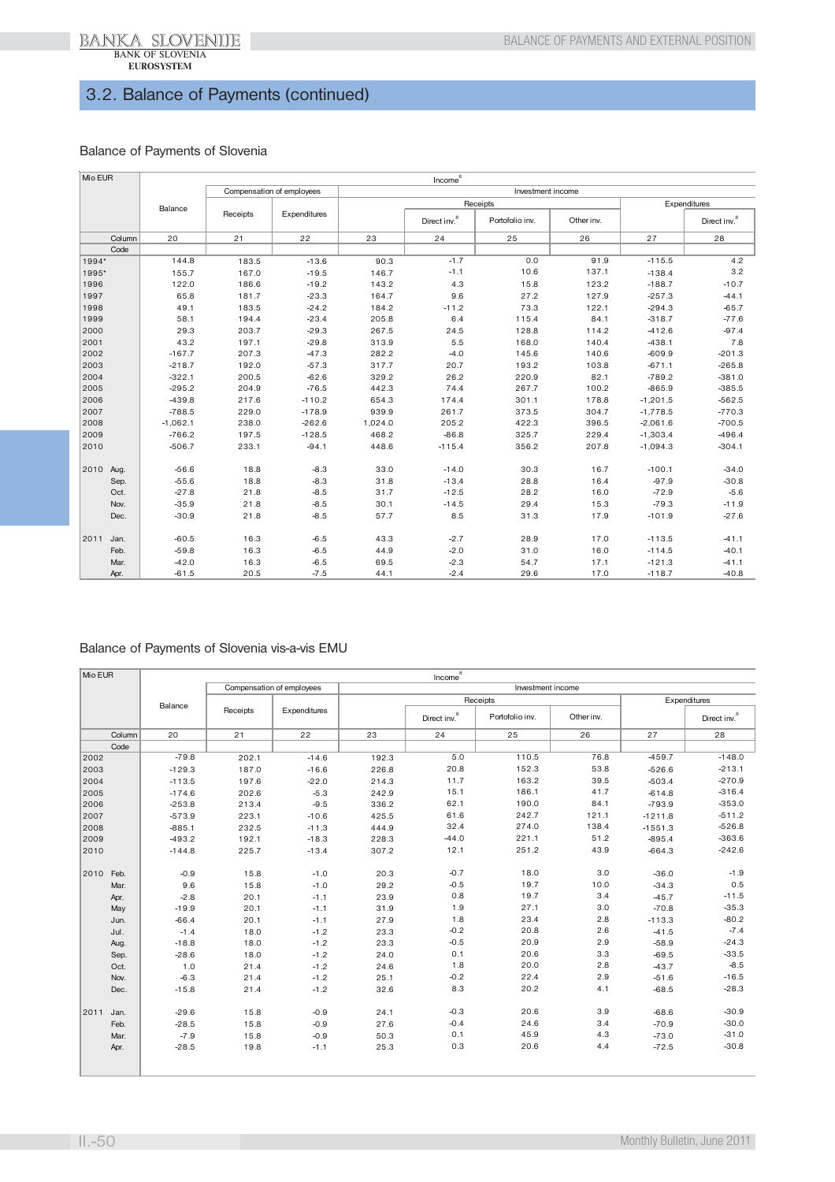## 3.2. Balance of Payments (continued)

### Balance of Payments of Slovenia

| Mio EUR | Income[8] | | | | | | | | |
|---|---|---|---|---|---|---|---|---|---|
| | Balance | Compensation of employees | | Investment income | | | | | |
| | | Receipts | Expenditures | | Receipts | | | Expenditures | |
| | | | | | Direct inv.[8] | Portofolio inv. | Other inv. | | Direct inv.[8] |
| Column | 20 | 21 | 22 | 23 | 24 | 25 | 26 | 27 | 28 |
| Code | | | | | | | | | |
| 1994* | 144.8 | 183.5 | -13.6 | 90.3 | -1.7 | 0.0 | 91.9 | -115.5 | 4.2 |
| 1995* | 155.7 | 167.0 | -19.5 | 146.7 | -1.1 | 10.6 | 137.1 | -138.4 | 3.2 |
| 1996 | 122.0 | 186.6 | -19.2 | 143.2 | 4.3 | 15.8 | 123.2 | -188.7 | -10.7 |
| 1997 | 65.8 | 181.7 | -23.3 | 164.7 | 9.6 | 27.2 | 127.9 | -257.3 | -44.1 |
| 1998 | 49.1 | 183.5 | -24.2 | 184.2 | -11.2 | 73.3 | 122.1 | -294.3 | -65.7 |
| 1999 | 58.1 | 194.4 | -23.4 | 205.8 | 6.4 | 115.4 | 84.1 | -318.7 | -77.6 |
| 2000 | 29.3 | 203.7 | -29.3 | 267.5 | 24.5 | 128.8 | 114.2 | -412.6 | -97.4 |
| 2001 | 43.2 | 197.1 | -29.8 | 313.9 | 5.5 | 168.0 | 140.4 | -438.1 | 7.8 |
| 2002 | -167.7 | 207.3 | -47.3 | 282.2 | -4.0 | 145.6 | 140.6 | -609.9 | -201.3 |
| 2003 | -218.7 | 192.0 | -57.3 | 317.7 | 20.7 | 193.2 | 103.8 | -671.1 | -265.8 |
| 2004 | -322.1 | 200.5 | -62.6 | 329.2 | 26.2 | 220.9 | 82.1 | -789.2 | -381.0 |
| 2005 | -295.2 | 204.9 | -76.5 | 442.3 | 74.4 | 267.7 | 100.2 | -865.9 | -385.5 |
| 2006 | -439.8 | 217.6 | -110.2 | 654.3 | 174.4 | 301.1 | 178.8 | -1,201.5 | -562.5 |
| 2007 | -788.5 | 229.0 | -178.9 | 939.9 | 261.7 | 373.5 | 304.7 | -1,778.5 | -770.3 |
| 2008 | -1,062.1 | 238.0 | -262.6 | 1,024.0 | 205.2 | 422.3 | 396.5 | -2,061.6 | -700.5 |
| 2009 | -766.2 | 197.5 | -128.5 | 468.2 | -86.8 | 325.7 | 229.4 | -1,303.4 | -496.4 |
| 2010 | -506.7 | 233.1 | -94.1 | 448.6 | -115.4 | 356.2 | 207.8 | -1,094.3 | -304.1 |
| 2010 Aug. | -56.6 | 18.8 | -8.3 | 33.0 | -14.0 | 30.3 | 16.7 | -100.1 | -34.0 |
| Sep. | -55.6 | 18.8 | -8.3 | 31.8 | -13.4 | 28.8 | 16.4 | -97.9 | -30.8 |
| Oct. | -27.8 | 21.8 | -8.5 | 31.7 | -12.5 | 28.2 | 16.0 | -72.9 | -5.6 |
| Nov. | -35.9 | 21.8 | -8.5 | 30.1 | -14.5 | 29.4 | 15.3 | -79.3 | -11.9 |
| Dec. | -30.9 | 21.8 | -8.5 | 57.7 | 8.5 | 31.3 | 17.9 | -101.9 | -27.6 |
| 2011 Jan. | -60.5 | 16.3 | -6.5 | 43.3 | -2.7 | 28.9 | 17.0 | -113.5 | -41.1 |
| Feb. | -59.8 | 16.3 | -6.5 | 44.9 | -2.0 | 31.0 | 16.0 | -114.5 | -40.1 |
| Mar. | -42.0 | 16.3 | -6.5 | 69.5 | -2.3 | 54.7 | 17.1 | -121.3 | -41.1 |
| Apr. | -61.5 | 20.5 | -7.5 | 44.1 | -2.4 | 29.6 | 17.0 | -118.7 | -40.8 |

### Balance of Payments of Slovenia vis-a-vis EMU

| Mio EUR | Income[8] | | | | | | | | |
|---|---|---|---|---|---|---|---|---|---|
| | Balance | Compensation of employees | | Investment income | | | | | |
| | | Receipts | Expenditures | | Receipts | | | Expenditures | |
| | | | | | Direct inv.[8] | Portofolio inv. | Other inv. | | Direct inv.[8] |
| Column | 20 | 21 | 22 | 23 | 24 | 25 | 26 | 27 | 28 |
| Code | | | | | | | | | |
| 2002 | -79.8 | 202.1 | -14.6 | 192.3 | 5.0 | 110.5 | 76.8 | -459.7 | -148.0 |
| 2003 | -129.3 | 187.0 | -16.6 | 226.8 | 20.8 | 152.3 | 53.8 | -526.6 | -213.1 |
| 2004 | -113.5 | 197.6 | -22.0 | 214.3 | 11.7 | 163.2 | 39.5 | -503.4 | -270.9 |
| 2005 | -174.6 | 202.6 | -5.3 | 242.9 | 15.1 | 186.1 | 41.7 | -614.8 | -316.4 |
| 2006 | -253.8 | 213.4 | -9.5 | 336.2 | 62.1 | 190.0 | 84.1 | -793.9 | -353.0 |
| 2007 | -573.9 | 223.1 | -10.6 | 425.5 | 61.6 | 242.7 | 121.1 | -1211.8 | -511.2 |
| 2008 | -885.1 | 232.5 | -11.3 | 444.9 | 32.4 | 274.0 | 138.4 | -1551.3 | -526.8 |
| 2009 | -493.2 | 192.1 | -18.3 | 228.3 | -44.0 | 221.1 | 51.2 | -895.4 | -363.6 |
| 2010 | -144.8 | 225.7 | -13.4 | 307.2 | 12.1 | 251.2 | 43.9 | -664.3 | -242.6 |
| 2010 Feb. | -0.9 | 15.8 | -1.0 | 20.3 | -0.7 | 18.0 | 3.0 | -36.0 | -1.9 |
| Mar. | 9.6 | 15.8 | -1.0 | 29.2 | -0.5 | 19.7 | 10.0 | -34.3 | 0.5 |
| Apr. | -2.8 | 20.1 | -1.1 | 23.9 | 0.8 | 19.7 | 3.4 | -45.7 | -11.5 |
| May | -19.9 | 20.1 | -1.1 | 31.9 | 1.9 | 27.1 | 3.0 | -70.8 | -35.3 |
| Jun. | -66.4 | 20.1 | -1.1 | 27.9 | 1.8 | 23.4 | 2.8 | -113.3 | -80.2 |
| Jul. | -1.4 | 18.0 | -1.2 | 23.3 | -0.2 | 20.8 | 2.6 | -41.5 | -7.4 |
| Aug. | -18.8 | 18.0 | -1.2 | 23.3 | -0.5 | 20.9 | 2.9 | -58.9 | -24.3 |
| Sep. | -28.6 | 18.0 | -1.2 | 24.0 | 0.1 | 20.6 | 3.3 | -69.5 | -33.5 |
| Oct. | 1.0 | 21.4 | -1.2 | 24.6 | 1.8 | 20.0 | 2.8 | -43.7 | -8.5 |
| Nov. | -6.3 | 21.4 | -1.2 | 25.1 | -0.2 | 22.4 | 2.9 | -51.6 | -16.5 |
| Dec. | -15.8 | 21.4 | -1.2 | 32.6 | 8.3 | 20.2 | 4.1 | -68.5 | -28.3 |
| 2011 Jan. | -29.6 | 15.8 | -0.9 | 24.1 | -0.3 | 20.6 | 3.9 | -68.6 | -30.9 |
| Feb. | -28.5 | 15.8 | -0.9 | 27.6 | -0.4 | 24.6 | 3.4 | -70.9 | -30.0 |
| Mar. | -7.9 | 15.8 | -0.9 | 50.3 | 0.1 | 45.9 | 4.3 | -73.0 | -31.0 |
| Apr. | -28.5 | 19.8 | -1.1 | 25.3 | 0.3 | 20.6 | 4.4 | -72.5 | -30.8 |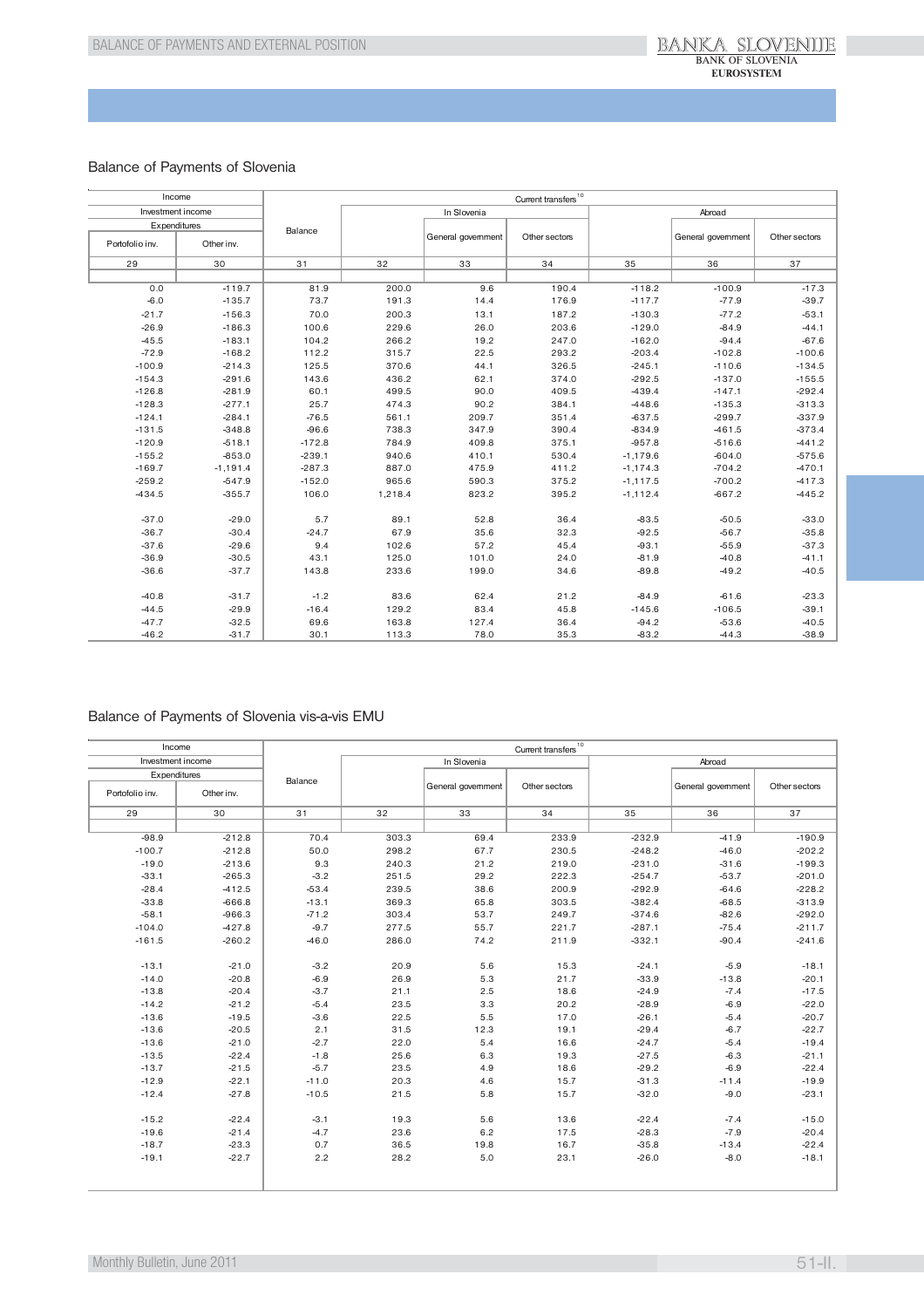## Balance of Payments of Slovenia

| Income | | Current transfers[10] | | | | | | |
|---|---|---|---|---|---|---|---|---|
| Investment income | | Balance | In Slovenia | | | Abroad | | |
| Expenditures | | | | General government | Other sectors | | General government | Other sectors |
| Portofolio inv. | Other inv. | | | | | | | |
| 29 | 30 | 31 | 32 | 33 | 34 | 35 | 36 | 37 |
| 0.0 | -119.7 | 81.9 | 200.0 | 9.6 | 190.4 | -118.2 | -100.9 | -17.3 |
| -6.0 | -135.7 | 73.7 | 191.3 | 14.4 | 176.9 | -117.7 | -77.9 | -39.7 |
| -21.7 | -156.3 | 70.0 | 200.3 | 13.1 | 187.2 | -130.3 | -77.2 | -53.1 |
| -26.9 | -186.3 | 100.6 | 229.6 | 26.0 | 203.6 | -129.0 | -84.9 | -44.1 |
| -45.5 | -183.1 | 104.2 | 266.2 | 19.2 | 247.0 | -162.0 | -94.4 | -67.6 |
| -72.9 | -168.2 | 112.2 | 315.7 | 22.5 | 293.2 | -203.4 | -102.8 | -100.6 |
| -100.9 | -214.3 | 125.5 | 370.6 | 44.1 | 326.5 | -245.1 | -110.6 | -134.5 |
| -154.3 | -291.6 | 143.6 | 436.2 | 62.1 | 374.0 | -292.5 | -137.0 | -155.5 |
| -126.8 | -281.9 | 60.1 | 499.5 | 90.0 | 409.5 | -439.4 | -147.1 | -292.4 |
| -128.3 | -277.1 | 25.7 | 474.3 | 90.2 | 384.1 | -448.6 | -135.3 | -313.3 |
| -124.1 | -284.1 | -76.5 | 561.1 | 209.7 | 351.4 | -637.5 | -299.7 | -337.9 |
| -131.5 | -348.8 | -96.6 | 738.3 | 347.9 | 390.4 | -834.9 | -461.5 | -373.4 |
| -120.9 | -518.1 | -172.8 | 784.9 | 409.8 | 375.1 | -957.8 | -516.6 | -441.2 |
| -155.2 | -853.0 | -239.1 | 940.6 | 410.1 | 530.4 | -1,179.6 | -604.0 | -575.6 |
| -169.7 | -1,191.4 | -287.3 | 887.0 | 475.9 | 411.2 | -1,174.3 | -704.2 | -470.1 |
| -259.2 | -547.9 | -152.0 | 965.6 | 590.3 | 375.2 | -1,117.5 | -700.2 | -417.3 |
| -434.5 | -355.7 | 106.0 | 1,218.4 | 823.2 | 395.2 | -1,112.4 | -667.2 | -445.2 |
| | | | | | | | | |
| -37.0 | -29.0 | 5.7 | 89.1 | 52.8 | 36.4 | -83.5 | -50.5 | -33.0 |
| -36.7 | -30.4 | -24.7 | 67.9 | 35.6 | 32.3 | -92.5 | -56.7 | -35.8 |
| -37.6 | -29.6 | 9.4 | 102.6 | 57.2 | 45.4 | -93.1 | -55.9 | -37.3 |
| -36.9 | -30.5 | 43.1 | 125.0 | 101.0 | 24.0 | -81.9 | -40.8 | -41.1 |
| -36.6 | -37.7 | 143.8 | 233.6 | 199.0 | 34.6 | -89.8 | -49.2 | -40.5 |
| | | | | | | | | |
| -40.8 | -31.7 | -1.2 | 83.6 | 62.4 | 21.2 | -84.9 | -61.6 | -23.3 |
| -44.5 | -29.9 | -16.4 | 129.2 | 83.4 | 45.8 | -145.6 | -106.5 | -39.1 |
| -47.7 | -32.5 | 69.6 | 163.8 | 127.4 | 36.4 | -94.2 | -53.6 | -40.5 |
| -46.2 | -31.7 | 30.1 | 113.3 | 78.0 | 35.3 | -83.2 | -44.3 | -38.9 |

## Balance of Payments of Slovenia vis-a-vis EMU

| Income | | Current transfers[10] | | | | | | |
|---|---|---|---|---|---|---|---|---|
| Investment income | | Balance | In Slovenia | | | Abroad | | |
| Expenditures | | | | General government | Other sectors | | General government | Other sectors |
| Portofolio inv. | Other inv. | | | | | | | |
| 29 | 30 | 31 | 32 | 33 | 34 | 35 | 36 | 37 |
| -98.9 | -212.8 | 70.4 | 303.3 | 69.4 | 233.9 | -232.9 | -41.9 | -190.9 |
| -100.7 | -212.8 | 50.0 | 298.2 | 67.7 | 230.5 | -248.2 | -46.0 | -202.2 |
| -19.0 | -213.6 | 9.3 | 240.3 | 21.2 | 219.0 | -231.0 | -31.6 | -199.3 |
| -33.1 | -265.3 | -3.2 | 251.5 | 29.2 | 222.3 | -254.7 | -53.7 | -201.0 |
| -28.4 | -412.5 | -53.4 | 239.5 | 38.6 | 200.9 | -292.9 | -64.6 | -228.2 |
| -33.8 | -666.8 | -13.1 | 369.3 | 65.8 | 303.5 | -382.4 | -68.5 | -313.9 |
| -58.1 | -966.3 | -71.2 | 303.4 | 53.7 | 249.7 | -374.6 | -82.6 | -292.0 |
| -104.0 | -427.8 | -9.7 | 277.5 | 55.7 | 221.7 | -287.1 | -75.4 | -211.7 |
| -161.5 | -260.2 | -46.0 | 286.0 | 74.2 | 211.9 | -332.1 | -90.4 | -241.6 |
| | | | | | | | | |
| -13.1 | -21.0 | -3.2 | 20.9 | 5.6 | 15.3 | -24.1 | -5.9 | -18.1 |
| -14.0 | -20.8 | -6.9 | 26.9 | 5.3 | 21.7 | -33.9 | -13.8 | -20.1 |
| -13.8 | -20.4 | -3.7 | 21.1 | 2.5 | 18.6 | -24.9 | -7.4 | -17.5 |
| -14.2 | -21.2 | -5.4 | 23.5 | 3.3 | 20.2 | -28.9 | -6.9 | -22.0 |
| -13.6 | -19.5 | -3.6 | 22.5 | 5.5 | 17.0 | -26.1 | -5.4 | -20.7 |
| -13.6 | -20.5 | 2.1 | 31.5 | 12.3 | 19.1 | -29.4 | -6.7 | -22.7 |
| -13.6 | -21.0 | -2.7 | 22.0 | 5.4 | 16.6 | -24.7 | -5.4 | -19.4 |
| -13.5 | -22.4 | -1.8 | 25.6 | 6.3 | 19.3 | -27.5 | -6.3 | -21.1 |
| -13.7 | -21.5 | -5.7 | 23.5 | 4.9 | 18.6 | -29.2 | -6.9 | -22.4 |
| -12.9 | -22.1 | -11.0 | 20.3 | 4.6 | 15.7 | -31.3 | -11.4 | -19.9 |
| -12.4 | -27.8 | -10.5 | 21.5 | 5.8 | 15.7 | -32.0 | -9.0 | -23.1 |
| | | | | | | | | |
| -15.2 | -22.4 | -3.1 | 19.3 | 5.6 | 13.6 | -22.4 | -7.4 | -15.0 |
| -19.6 | -21.4 | -4.7 | 23.6 | 6.2 | 17.5 | -28.3 | -7.9 | -20.4 |
| -18.7 | -23.3 | 0.7 | 36.5 | 19.8 | 16.7 | -35.8 | -13.4 | -22.4 |
| -19.1 | -22.7 | 2.2 | 28.2 | 5.0 | 23.1 | -26.0 | -8.0 | -18.1 |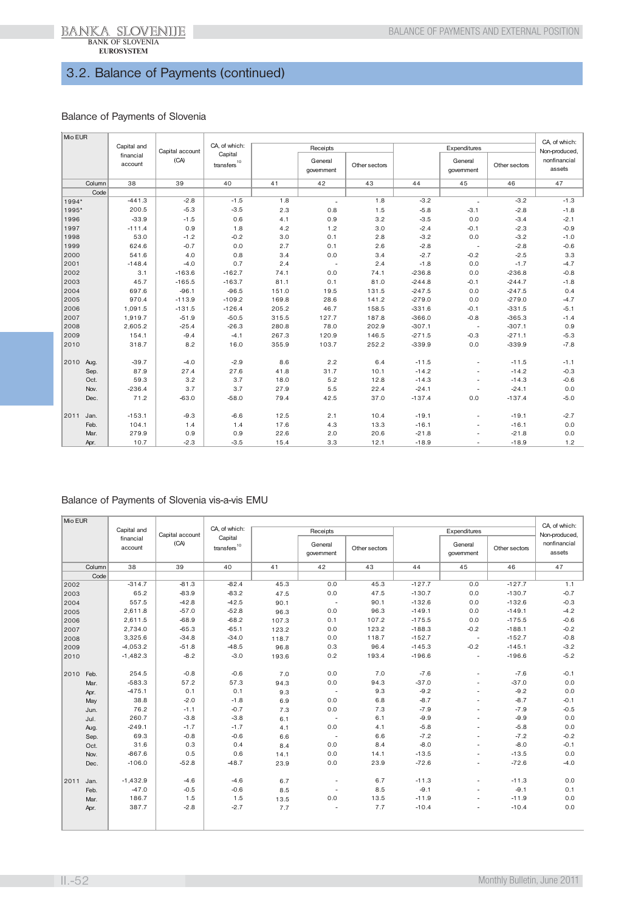## 3.2. Balance of Payments (continued)

### Balance of Payments of Slovenia

| Mio EUR | | Capital and financial account | Capital account (CA) | CA, of which: Capital transfers[10] | Receipts | | | Expenditures | | | CA, of which: Non-produced, nonfinancial assets |
|---|---|---|---|---|---|---|---|---|---|---|---|
| | | | | | | General government | Other sectors | | General government | Other sectors | |
| | Column | 38 | 39 | 40 | 41 | 42 | 43 | 44 | 45 | 46 | 47 |
| | Code | | | | | | | | | | |
| 1994* | | -441.3 | -2.8 | -1.5 | 1.8 | - | 1.8 | -3.2 | - | -3.2 | -1.3 |
| 1995* | | 200.5 | -5.3 | -3.5 | 2.3 | 0.8 | 1.5 | -5.8 | -3.1 | -2.8 | -1.8 |
| 1996 | | -33.9 | -1.5 | 0.6 | 4.1 | 0.9 | 3.2 | -3.5 | 0.0 | -3.4 | -2.1 |
| 1997 | | -111.4 | 0.9 | 1.8 | 4.2 | 1.2 | 3.0 | -2.4 | -0.1 | -2.3 | -0.9 |
| 1998 | | 53.0 | -1.2 | -0.2 | 3.0 | 0.1 | 2.8 | -3.2 | 0.0 | -3.2 | -1.0 |
| 1999 | | 624.6 | -0.7 | 0.0 | 2.7 | 0.1 | 2.6 | -2.8 | - | -2.8 | -0.6 |
| 2000 | | 541.6 | 4.0 | 0.8 | 3.4 | 0.0 | 3.4 | -2.7 | -0.2 | -2.5 | 3.3 |
| 2001 | | -148.4 | -4.0 | 0.7 | 2.4 | - | 2.4 | -1.8 | 0.0 | -1.7 | -4.7 |
| 2002 | | 3.1 | -163.6 | -162.7 | 74.1 | 0.0 | 74.1 | -236.8 | 0.0 | -236.8 | -0.8 |
| 2003 | | 45.7 | -165.5 | -163.7 | 81.1 | 0.1 | 81.0 | -244.8 | -0.1 | -244.7 | -1.8 |
| 2004 | | 697.6 | -96.1 | -96.5 | 151.0 | 19.5 | 131.5 | -247.5 | 0.0 | -247.5 | 0.4 |
| 2005 | | 970.4 | -113.9 | -109.2 | 169.8 | 28.6 | 141.2 | -279.0 | 0.0 | -279.0 | -4.7 |
| 2006 | | 1,091.5 | -131.5 | -126.4 | 205.2 | 46.7 | 158.5 | -331.6 | -0.1 | -331.5 | -5.1 |
| 2007 | | 1,919.7 | -51.9 | -50.5 | 315.5 | 127.7 | 187.8 | -366.0 | -0.8 | -365.3 | -1.4 |
| 2008 | | 2,605.2 | -25.4 | -26.3 | 280.8 | 78.0 | 202.9 | -307.1 | - | -307.1 | 0.9 |
| 2009 | | 154.1 | -9.4 | -4.1 | 267.3 | 120.9 | 146.5 | -271.5 | -0.3 | -271.1 | -5.3 |
| 2010 | | 318.7 | 8.2 | 16.0 | 355.9 | 103.7 | 252.2 | -339.9 | 0.0 | -339.9 | -7.8 |
| 2010 | Aug. | -39.7 | -4.0 | -2.9 | 8.6 | 2.2 | 6.4 | -11.5 | - | -11.5 | -1.1 |
| | Sep. | 87.9 | 27.4 | 27.6 | 41.8 | 31.7 | 10.1 | -14.2 | - | -14.2 | -0.3 |
| | Oct. | 59.3 | 3.2 | 3.7 | 18.0 | 5.2 | 12.8 | -14.3 | - | -14.3 | -0.6 |
| | Nov. | -236.4 | 3.7 | 3.7 | 27.9 | 5.5 | 22.4 | -24.1 | - | -24.1 | 0.0 |
| | Dec. | 71.2 | -63.0 | -58.0 | 79.4 | 42.5 | 37.0 | -137.4 | 0.0 | -137.4 | -5.0 |
| 2011 | Jan. | -153.1 | -9.3 | -6.6 | 12.5 | 2.1 | 10.4 | -19.1 | - | -19.1 | -2.7 |
| | Feb. | 104.1 | 1.4 | 1.4 | 17.6 | 4.3 | 13.3 | -16.1 | - | -16.1 | 0.0 |
| | Mar. | 279.9 | 0.9 | 0.9 | 22.6 | 2.0 | 20.6 | -21.8 | - | -21.8 | 0.0 |
| | Apr. | 10.7 | -2.3 | -3.5 | 15.4 | 3.3 | 12.1 | -18.9 | - | -18.9 | 1.2 |

### Balance of Payments of Slovenia vis-a-vis EMU

| Mio EUR | | Capital and financial account | Capital account (CA) | CA, of which: Capital transfers[10] | Receipts | | | Expenditures | | | CA, of which: Non-produced, nonfinancial assets |
|---|---|---|---|---|---|---|---|---|---|---|---|
| | | | | | | General government | Other sectors | | General government | Other sectors | |
| | Column | 38 | 39 | 40 | 41 | 42 | 43 | 44 | 45 | 46 | 47 |
| | Code | | | | | | | | | | |
| 2002 | | -314.7 | -81.3 | -82.4 | 45.3 | 0.0 | 45.3 | -127.7 | 0.0 | -127.7 | 1.1 |
| 2003 | | 65.2 | -83.9 | -83.2 | 47.5 | 0.0 | 47.5 | -130.7 | 0.0 | -130.7 | -0.7 |
| 2004 | | 557.5 | -42.8 | -42.5 | 90.1 | - | 90.1 | -132.6 | 0.0 | -132.6 | -0.3 |
| 2005 | | 2,611.8 | -57.0 | -52.8 | 96.3 | 0.0 | 96.3 | -149.1 | 0.0 | -149.1 | -4.2 |
| 2006 | | 2,611.5 | -68.9 | -68.2 | 107.3 | 0.1 | 107.2 | -175.5 | 0.0 | -175.5 | -0.6 |
| 2007 | | 2,734.0 | -65.3 | -65.1 | 123.2 | 0.0 | 123.2 | -188.3 | -0.2 | -188.1 | -0.2 |
| 2008 | | 3,325.6 | -34.8 | -34.0 | 118.7 | 0.0 | 118.7 | -152.7 | - | -152.7 | -0.8 |
| 2009 | | -4,053.2 | -51.8 | -48.5 | 96.8 | 0.3 | 96.4 | -145.3 | -0.2 | -145.1 | -3.2 |
| 2010 | | -1,482.3 | -8.2 | -3.0 | 193.6 | 0.2 | 193.4 | -196.6 | - | -196.6 | -5.2 |
| 2010 | Feb. | 254.5 | -0.8 | -0.6 | 7.0 | 0.0 | 7.0 | -7.6 | - | -7.6 | -0.1 |
| | Mar. | -583.3 | 57.2 | 57.3 | 94.3 | 0.0 | 94.3 | -37.0 | - | -37.0 | 0.0 |
| | Apr. | -475.1 | 0.1 | 0.1 | 9.3 | - | 9.3 | -9.2 | - | -9.2 | 0.0 |
| | May | 38.8 | -2.0 | -1.8 | 6.9 | 0.0 | 6.8 | -8.7 | - | -8.7 | -0.1 |
| | Jun. | 76.2 | -1.1 | -0.7 | 7.3 | 0.0 | 7.3 | -7.9 | - | -7.9 | -0.5 |
| | Jul. | 260.7 | -3.8 | -3.8 | 6.1 | - | 6.1 | -9.9 | - | -9.9 | 0.0 |
| | Aug. | -249.1 | -1.7 | -1.7 | 4.1 | 0.0 | 4.1 | -5.8 | - | -5.8 | 0.0 |
| | Sep. | 69.3 | -0.8 | -0.6 | 6.6 | - | 6.6 | -7.2 | - | -7.2 | -0.2 |
| | Oct. | 31.6 | 0.3 | 0.4 | 8.4 | 0.0 | 8.4 | -8.0 | - | -8.0 | -0.1 |
| | Nov. | -867.6 | 0.5 | 0.6 | 14.1 | 0.0 | 14.1 | -13.5 | - | -13.5 | 0.0 |
| | Dec. | -106.0 | -52.8 | -48.7 | 23.9 | 0.0 | 23.9 | -72.6 | - | -72.6 | -4.0 |
| 2011 | Jan. | -1,432.9 | -4.6 | -4.6 | 6.7 | - | 6.7 | -11.3 | - | -11.3 | 0.0 |
| | Feb. | -47.0 | -0.5 | -0.6 | 8.5 | - | 8.5 | -9.1 | - | -9.1 | 0.1 |
| | Mar. | 186.7 | 1.5 | 1.5 | 13.5 | 0.0 | 13.5 | -11.9 | - | -11.9 | 0.0 |
| | Apr. | 387.7 | -2.8 | -2.7 | 7.7 | - | 7.7 | -10.4 | - | -10.4 | 0.0 |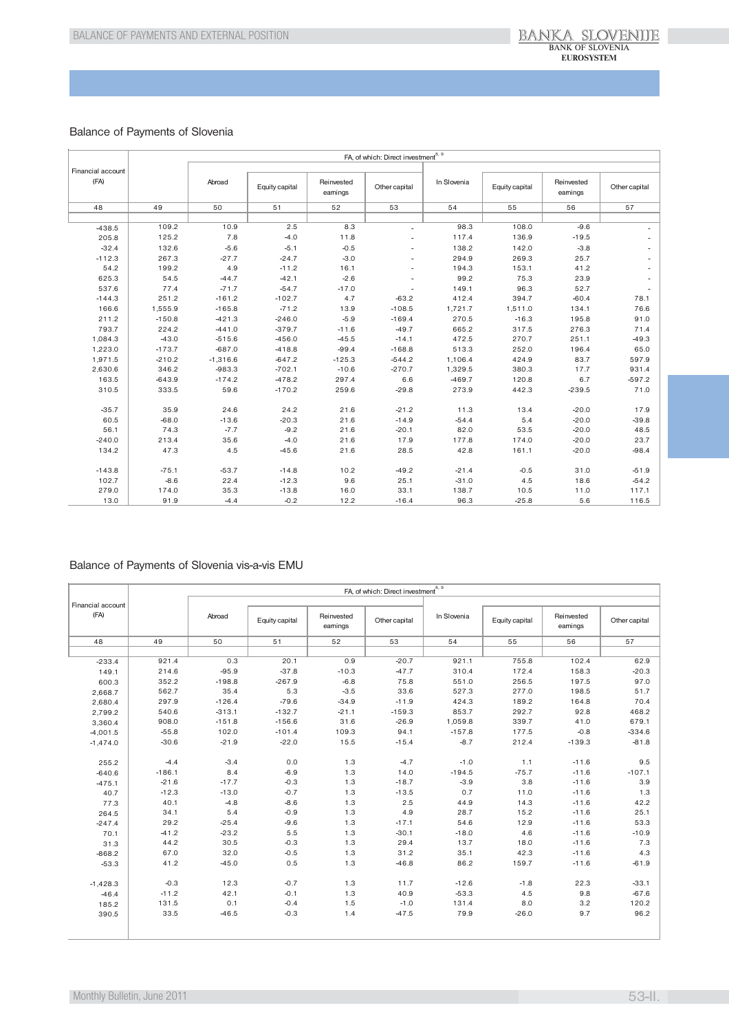## Balance of Payments of Slovenia

| Financial account (FA) | FA, of which: Direct investment[8, 9] | | | | | | | | |
|---|---|---|---|---|---|---|---|---|---|
| | | Abroad | Equity capital | Reinvested earnings | Other capital | In Slovenia | Equity capital | Reinvested earnings | Other capital |
| 48 | 49 | 50 | 51 | 52 | 53 | 54 | 55 | 56 | 57 |
| -438.5 | 109.2 | 10.9 | 2.5 | 8.3 | - | 98.3 | 108.0 | -9.6 | - |
| 205.8 | 125.2 | 7.8 | -4.0 | 11.8 | - | 117.4 | 136.9 | -19.5 | - |
| -32.4 | 132.6 | -5.6 | -5.1 | -0.5 | - | 138.2 | 142.0 | -3.8 | - |
| -112.3 | 267.3 | -27.7 | -24.7 | -3.0 | - | 294.9 | 269.3 | 25.7 | - |
| 54.2 | 199.2 | 4.9 | -11.2 | 16.1 | - | 194.3 | 153.1 | 41.2 | - |
| 625.3 | 54.5 | -44.7 | -42.1 | -2.6 | - | 99.2 | 75.3 | 23.9 | - |
| 537.6 | 77.4 | -71.7 | -54.7 | -17.0 | - | 149.1 | 96.3 | 52.7 | - |
| -144.3 | 251.2 | -161.2 | -102.7 | 4.7 | -63.2 | 412.4 | 394.7 | -60.4 | 78.1 |
| 166.6 | 1,555.9 | -165.8 | -71.2 | 13.9 | -108.5 | 1,721.7 | 1,511.0 | 134.1 | 76.6 |
| 211.2 | -150.8 | -421.3 | -246.0 | -5.9 | -169.4 | 270.5 | -16.3 | 195.8 | 91.0 |
| 793.7 | 224.2 | -441.0 | -379.7 | -11.6 | -49.7 | 665.2 | 317.5 | 276.3 | 71.4 |
| 1,084.3 | -43.0 | -515.6 | -456.0 | -45.5 | -14.1 | 472.5 | 270.7 | 251.1 | -49.3 |
| 1,223.0 | -173.7 | -687.0 | -418.8 | -99.4 | -168.8 | 513.3 | 252.0 | 196.4 | 65.0 |
| 1,971.5 | -210.2 | -1,316.6 | -647.2 | -125.3 | -544.2 | 1,106.4 | 424.9 | 83.7 | 597.9 |
| 2,630.6 | 346.2 | -983.3 | -702.1 | -10.6 | -270.7 | 1,329.5 | 380.3 | 17.7 | 931.4 |
| 163.5 | -643.9 | -174.2 | -478.2 | 297.4 | 6.6 | -469.7 | 120.8 | 6.7 | -597.2 |
| 310.5 | 333.5 | 59.6 | -170.2 | 259.6 | -29.8 | 273.9 | 442.3 | -239.5 | 71.0 |
| | | | | | | | | | |
| -35.7 | 35.9 | 24.6 | 24.2 | 21.6 | -21.2 | 11.3 | 13.4 | -20.0 | 17.9 |
| 60.5 | -68.0 | -13.6 | -20.3 | 21.6 | -14.9 | -54.4 | 5.4 | -20.0 | -39.8 |
| 56.1 | 74.3 | -7.7 | -9.2 | 21.6 | -20.1 | 82.0 | 53.5 | -20.0 | 48.5 |
| -240.0 | 213.4 | 35.6 | -4.0 | 21.6 | 17.9 | 177.8 | 174.0 | -20.0 | 23.7 |
| 134.2 | 47.3 | 4.5 | -45.6 | 21.6 | 28.5 | 42.8 | 161.1 | -20.0 | -98.4 |
| | | | | | | | | | |
| -143.8 | -75.1 | -53.7 | -14.8 | 10.2 | -49.2 | -21.4 | -0.5 | 31.0 | -51.9 |
| 102.7 | -8.6 | 22.4 | -12.3 | 9.6 | 25.1 | -31.0 | 4.5 | 18.6 | -54.2 |
| 279.0 | 174.0 | 35.3 | -13.8 | 16.0 | 33.1 | 138.7 | 10.5 | 11.0 | 117.1 |
| 13.0 | 91.9 | -4.4 | -0.2 | 12.2 | -16.4 | 96.3 | -25.8 | 5.6 | 116.5 |

## Balance of Payments of Slovenia vis-a-vis EMU

| Financial account (FA) | FA, of which: Direct investment[8, 9] | | | | | | | | |
|---|---|---|---|---|---|---|---|---|---|
| | | Abroad | Equity capital | Reinvested earnings | Other capital | In Slovenia | Equity capital | Reinvested earnings | Other capital |
| 48 | 49 | 50 | 51 | 52 | 53 | 54 | 55 | 56 | 57 |
| -233.4 | 921.4 | 0.3 | 20.1 | 0.9 | -20.7 | 921.1 | 755.8 | 102.4 | 62.9 |
| 149.1 | 214.6 | -95.9 | -37.8 | -10.3 | -47.7 | 310.4 | 172.4 | 158.3 | -20.3 |
| 600.3 | 352.2 | -198.8 | -267.9 | -6.8 | 75.8 | 551.0 | 256.5 | 197.5 | 97.0 |
| 2,668.7 | 562.7 | 35.4 | 5.3 | -3.5 | 33.6 | 527.3 | 277.0 | 198.5 | 51.7 |
| 2,680.4 | 297.9 | -126.4 | -79.6 | -34.9 | -11.9 | 424.3 | 189.2 | 164.8 | 70.4 |
| 2,799.2 | 540.6 | -313.1 | -132.7 | -21.1 | -159.3 | 853.7 | 292.7 | 92.8 | 468.2 |
| 3,360.4 | 908.0 | -151.8 | -156.6 | 31.6 | -26.9 | 1,059.8 | 339.7 | 41.0 | 679.1 |
| -4,001.5 | -55.8 | 102.0 | -101.4 | 109.3 | 94.1 | -157.8 | 177.5 | -0.8 | -334.6 |
| -1,474.0 | -30.6 | -21.9 | -22.0 | 15.5 | -15.4 | -8.7 | 212.4 | -139.3 | -81.8 |
| | | | | | | | | | |
| 255.2 | -4.4 | -3.4 | 0.0 | 1.3 | -4.7 | -1.0 | 1.1 | -11.6 | 9.5 |
| -640.6 | -186.1 | 8.4 | -6.9 | 1.3 | 14.0 | -194.5 | -75.7 | -11.6 | -107.1 |
| -475.1 | -21.6 | -17.7 | -0.3 | 1.3 | -18.7 | -3.9 | 3.8 | -11.6 | 3.9 |
| 40.7 | -12.3 | -13.0 | -0.7 | 1.3 | -13.5 | 0.7 | 11.0 | -11.6 | 1.3 |
| 77.3 | 40.1 | -4.8 | -8.6 | 1.3 | 2.5 | 44.9 | 14.3 | -11.6 | 42.2 |
| 264.5 | 34.1 | 5.4 | -0.9 | 1.3 | 4.9 | 28.7 | 15.2 | -11.6 | 25.1 |
| -247.4 | 29.2 | -25.4 | -9.6 | 1.3 | -17.1 | 54.6 | 12.9 | -11.6 | 53.3 |
| 70.1 | -41.2 | -23.2 | 5.5 | 1.3 | -30.1 | -18.0 | 4.6 | -11.6 | -10.9 |
| 31.3 | 44.2 | 30.5 | -0.3 | 1.3 | 29.4 | 13.7 | 18.0 | -11.6 | 7.3 |
| -868.2 | 67.0 | 32.0 | -0.5 | 1.3 | 31.2 | 35.1 | 42.3 | -11.6 | 4.3 |
| -53.3 | 41.2 | -45.0 | 0.5 | 1.3 | -46.8 | 86.2 | 159.7 | -11.6 | -61.9 |
| | | | | | | | | | |
| -1,428.3 | -0.3 | 12.3 | -0.7 | 1.3 | 11.7 | -12.6 | -1.8 | 22.3 | -33.1 |
| -46.4 | -11.2 | 42.1 | -0.1 | 1.3 | 40.9 | -53.3 | 4.5 | 9.8 | -67.6 |
| 185.2 | 131.5 | 0.1 | -0.4 | 1.5 | -1.0 | 131.4 | 8.0 | 3.2 | 120.2 |
| 390.5 | 33.5 | -46.5 | -0.3 | 1.4 | -47.5 | 79.9 | -26.0 | 9.7 | 96.2 |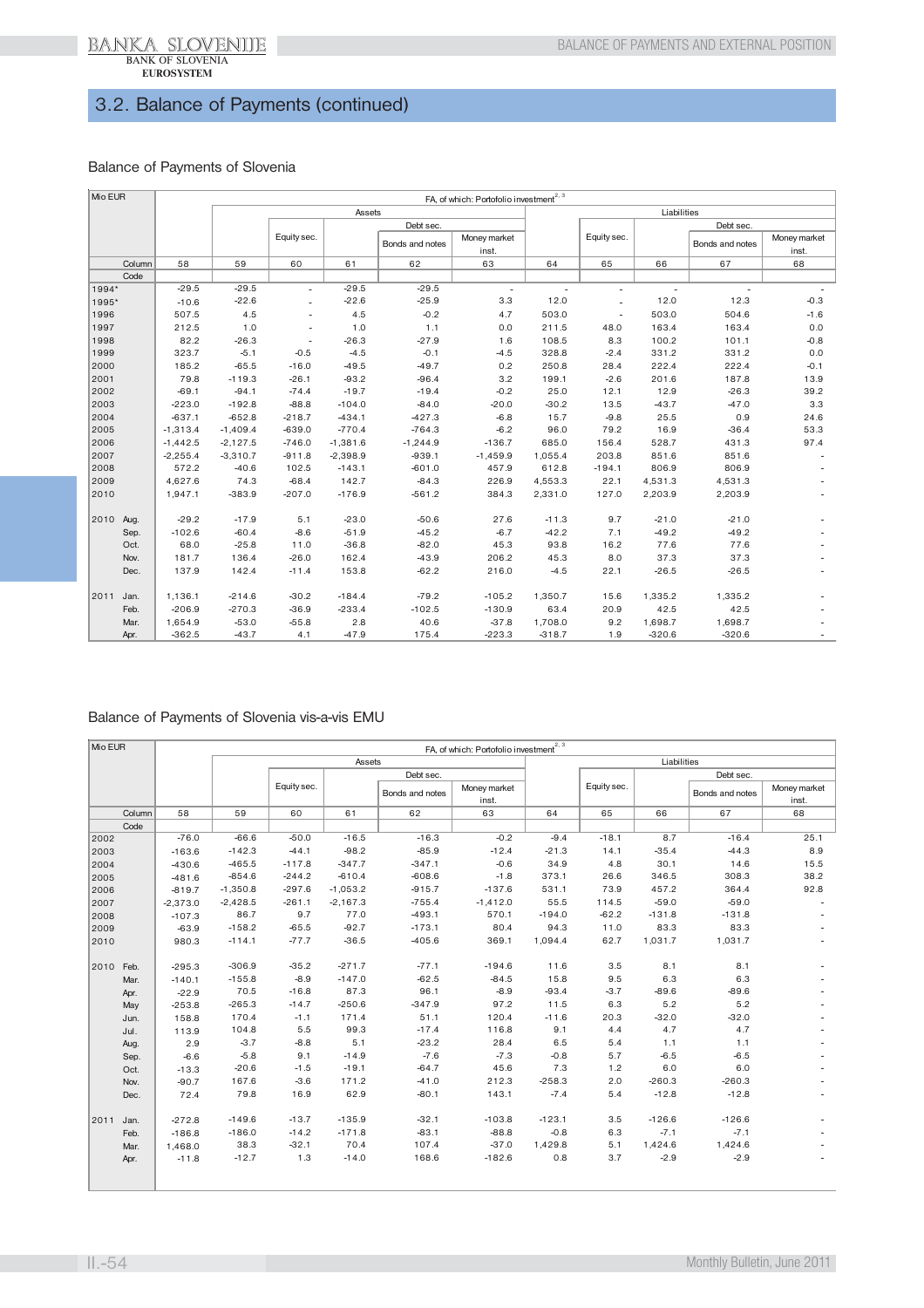## 3.2. Balance of Payments (continued)

### Balance of Payments of Slovenia

| Mio EUR | FA, of which: Portofolio investment[2, 3] | | | | | | | | | | |
|---|---|---|---|---|---|---|---|---|---|---|---|
| | | Assets | | | | | Liabilities | | | | |
| | | | Equity sec. | Debt sec. | | | | Equity sec. | Debt sec. | | |
| | | | | | Bonds and notes | Money market inst. | | | | Bonds and notes | Money market inst. |
| Column | 58 | 59 | 60 | 61 | 62 | 63 | 64 | 65 | 66 | 67 | 68 |
| Code | | | | | | | | | | | |
| 1994* | -29.5 | -29.5 | - | -29.5 | -29.5 | - | - | - | - | - | - |
| 1995* | -10.6 | -22.6 | - | -22.6 | -25.9 | 3.3 | 12.0 | - | 12.0 | 12.3 | -0.3 |
| 1996 | 507.5 | 4.5 | - | 4.5 | -0.2 | 4.7 | 503.0 | - | 503.0 | 504.6 | -1.6 |
| 1997 | 212.5 | 1.0 | - | 1.0 | 1.1 | 0.0 | 211.5 | 48.0 | 163.4 | 163.4 | 0.0 |
| 1998 | 82.2 | -26.3 | - | -26.3 | -27.9 | 1.6 | 108.5 | 8.3 | 100.2 | 101.1 | -0.8 |
| 1999 | 323.7 | -5.1 | -0.5 | -4.5 | -0.1 | -4.5 | 328.8 | -2.4 | 331.2 | 331.2 | 0.0 |
| 2000 | 185.2 | -65.5 | -16.0 | -49.5 | -49.7 | 0.2 | 250.8 | 28.4 | 222.4 | 222.4 | -0.1 |
| 2001 | 79.8 | -119.3 | -26.1 | -93.2 | -96.4 | 3.2 | 199.1 | -2.6 | 201.6 | 187.8 | 13.9 |
| 2002 | -69.1 | -94.1 | -74.4 | -19.7 | -19.4 | -0.2 | 25.0 | 12.1 | 12.9 | -26.3 | 39.2 |
| 2003 | -223.0 | -192.8 | -88.8 | -104.0 | -84.0 | -20.0 | -30.2 | 13.5 | -43.7 | -47.0 | 3.3 |
| 2004 | -637.1 | -652.8 | -218.7 | -434.1 | -427.3 | -6.8 | 15.7 | -9.8 | 25.5 | 0.9 | 24.6 |
| 2005 | -1,313.4 | -1,409.4 | -639.0 | -770.4 | -764.3 | -6.2 | 96.0 | 79.2 | 16.9 | -36.4 | 53.3 |
| 2006 | -1,442.5 | -2,127.5 | -746.0 | -1,381.6 | -1,244.9 | -136.7 | 685.0 | 156.4 | 528.7 | 431.3 | 97.4 |
| 2007 | -2,255.4 | -3,310.7 | -911.8 | -2,398.9 | -939.1 | -1,459.9 | 1,055.4 | 203.8 | 851.6 | 851.6 | - |
| 2008 | 572.2 | -40.6 | 102.5 | -143.1 | -601.0 | 457.9 | 612.8 | -194.1 | 806.9 | 806.9 | - |
| 2009 | 4,627.6 | 74.3 | -68.4 | 142.7 | -84.3 | 226.9 | 4,553.3 | 22.1 | 4,531.3 | 4,531.3 | - |
| 2010 | 1,947.1 | -383.9 | -207.0 | -176.9 | -561.2 | 384.3 | 2,331.0 | 127.0 | 2,203.9 | 2,203.9 | - |
| 2010 Aug. | -29.2 | -17.9 | 5.1 | -23.0 | -50.6 | 27.6 | -11.3 | 9.7 | -21.0 | -21.0 | - |
| Sep. | -102.6 | -60.4 | -8.6 | -51.9 | -45.2 | -6.7 | -42.2 | 7.1 | -49.2 | -49.2 | - |
| Oct. | 68.0 | -25.8 | 11.0 | -36.8 | -82.0 | 45.3 | 93.8 | 16.2 | 77.6 | 77.6 | - |
| Nov. | 181.7 | 136.4 | -26.0 | 162.4 | -43.9 | 206.2 | 45.3 | 8.0 | 37.3 | 37.3 | - |
| Dec. | 137.9 | 142.4 | -11.4 | 153.8 | -62.2 | 216.0 | -4.5 | 22.1 | -26.5 | -26.5 | - |
| 2011 Jan. | 1,136.1 | -214.6 | -30.2 | -184.4 | -79.2 | -105.2 | 1,350.7 | 15.6 | 1,335.2 | 1,335.2 | - |
| Feb. | -206.9 | -270.3 | -36.9 | -233.4 | -102.5 | -130.9 | 63.4 | 20.9 | 42.5 | 42.5 | - |
| Mar. | 1,654.9 | -53.0 | -55.8 | 2.8 | 40.6 | -37.8 | 1,708.0 | 9.2 | 1,698.7 | 1,698.7 | - |
| Apr. | -362.5 | -43.7 | 4.1 | -47.9 | 175.4 | -223.3 | -318.7 | 1.9 | -320.6 | -320.6 | - |

### Balance of Payments of Slovenia vis-a-vis EMU

| Mio EUR | FA, of which: Portofolio investment[2, 3] | | | | | | | | | | |
|---|---|---|---|---|---|---|---|---|---|---|---|
| | | Assets | | | | | Liabilities | | | | |
| | | | Equity sec. | Debt sec. | | | | Equity sec. | Debt sec. | | |
| | | | | | Bonds and notes | Money market inst. | | | | Bonds and notes | Money market inst. |
| Column | 58 | 59 | 60 | 61 | 62 | 63 | 64 | 65 | 66 | 67 | 68 |
| Code | | | | | | | | | | | |
| 2002 | -76.0 | -66.6 | -50.0 | -16.5 | -16.3 | -0.2 | -9.4 | -18.1 | 8.7 | -16.4 | 25.1 |
| 2003 | -163.6 | -142.3 | -44.1 | -98.2 | -85.9 | -12.4 | -21.3 | 14.1 | -35.4 | -44.3 | 8.9 |
| 2004 | -430.6 | -465.5 | -117.8 | -347.7 | -347.1 | -0.6 | 34.9 | 4.8 | 30.1 | 14.6 | 15.5 |
| 2005 | -481.6 | -854.6 | -244.2 | -610.4 | -608.6 | -1.8 | 373.1 | 26.6 | 346.5 | 308.3 | 38.2 |
| 2006 | -819.7 | -1,350.8 | -297.6 | -1,053.2 | -915.7 | -137.6 | 531.1 | 73.9 | 457.2 | 364.4 | 92.8 |
| 2007 | -2,373.0 | -2,428.5 | -261.1 | -2,167.3 | -755.4 | -1,412.0 | 55.5 | 114.5 | -59.0 | -59.0 | - |
| 2008 | -107.3 | 86.7 | 9.7 | 77.0 | -493.1 | 570.1 | -194.0 | -62.2 | -131.8 | -131.8 | - |
| 2009 | -63.9 | -158.2 | -65.5 | -92.7 | -173.1 | 80.4 | 94.3 | 11.0 | 83.3 | 83.3 | - |
| 2010 | 980.3 | -114.1 | -77.7 | -36.5 | -405.6 | 369.1 | 1,094.4 | 62.7 | 1,031.7 | 1,031.7 | - |
| 2010 Feb. | -295.3 | -306.9 | -35.2 | -271.7 | -77.1 | -194.6 | 11.6 | 3.5 | 8.1 | 8.1 | - |
| Mar. | -140.1 | -155.8 | -8.9 | -147.0 | -62.5 | -84.5 | 15.8 | 9.5 | 6.3 | 6.3 | - |
| Apr. | -22.9 | 70.5 | -16.8 | 87.3 | 96.1 | -8.9 | -93.4 | -3.7 | -89.6 | -89.6 | - |
| May | -253.8 | -265.3 | -14.7 | -250.6 | -347.9 | 97.2 | 11.5 | 6.3 | 5.2 | 5.2 | - |
| Jun. | 158.8 | 170.4 | -1.1 | 171.4 | 51.1 | 120.4 | -11.6 | 20.3 | -32.0 | -32.0 | - |
| Jul. | 113.9 | 104.8 | 5.5 | 99.3 | -17.4 | 116.8 | 9.1 | 4.4 | 4.7 | 4.7 | - |
| Aug. | 2.9 | -3.7 | -8.8 | 5.1 | -23.2 | 28.4 | 6.5 | 5.4 | 1.1 | 1.1 | - |
| Sep. | -6.6 | -5.8 | 9.1 | -14.9 | -7.6 | -7.3 | -0.8 | 5.7 | -6.5 | -6.5 | - |
| Oct. | -13.3 | -20.6 | -1.5 | -19.1 | -64.7 | 45.6 | 7.3 | 1.2 | 6.0 | 6.0 | - |
| Nov. | -90.7 | 167.6 | -3.6 | 171.2 | -41.0 | 212.3 | -258.3 | 2.0 | -260.3 | -260.3 | - |
| Dec. | 72.4 | 79.8 | 16.9 | 62.9 | -80.1 | 143.1 | -7.4 | 5.4 | -12.8 | -12.8 | - |
| 2011 Jan. | -272.8 | -149.6 | -13.7 | -135.9 | -32.1 | -103.8 | -123.1 | 3.5 | -126.6 | -126.6 | - |
| Feb. | -186.8 | -186.0 | -14.2 | -171.8 | -83.1 | -88.8 | -0.8 | 6.3 | -7.1 | -7.1 | - |
| Mar. | 1,468.0 | 38.3 | -32.1 | 70.4 | 107.4 | -37.0 | 1,429.8 | 5.1 | 1,424.6 | 1,424.6 | - |
| Apr. | -11.8 | -12.7 | 1.3 | -14.0 | 168.6 | -182.6 | 0.8 | 3.7 | -2.9 | -2.9 | - |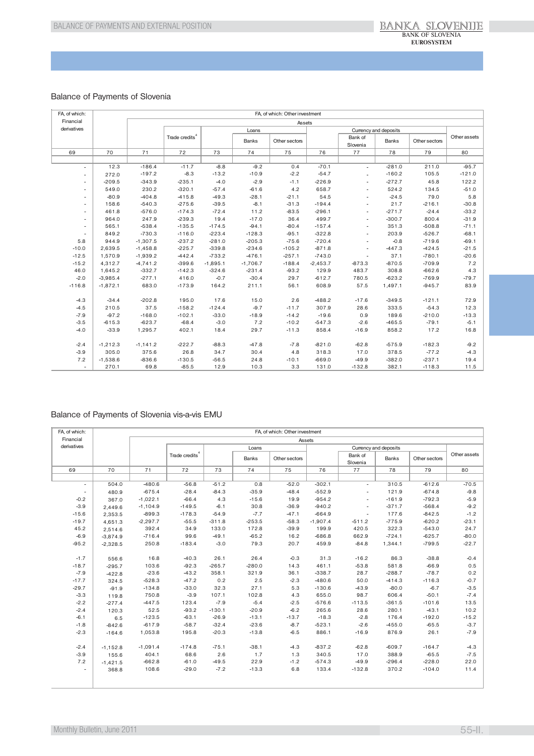## Balance of Payments of Slovenia

| FA, of which: Financial derivatives | FA, of which: Other investment | | | | | | | | | | |
|---|---|---|---|---|---|---|---|---|---|---|---|
| | | Assets | | | | | | | | | |
| | | | Trade credits[4] | | Loans | | | Currency and deposits | | | Other assets |
| | | | | | Banks | Other sectors | | Bank of Slovenia | Banks | Other sectors | |
| 69 | 70 | 71 | 72 | 73 | 74 | 75 | 76 | 77 | 78 | 79 | 80 |
| - | 12.3 | -186.4 | -11.7 | -8.8 | -9.2 | 0.4 | -70.1 | - | -281.0 | 211.0 | -95.7 |
| - | 272.0 | -197.2 | -8.3 | -13.2 | -10.9 | -2.2 | -54.7 | - | -160.2 | 105.5 | -121.0 |
| - | -209.5 | -343.9 | -235.1 | -4.0 | -2.9 | -1.1 | -226.9 | - | -272.7 | 45.8 | 122.2 |
| - | 549.0 | 230.2 | -320.1 | -57.4 | -61.6 | 4.2 | 658.7 | - | 524.2 | 134.5 | -51.0 |
| - | -80.9 | -404.8 | -415.8 | -49.3 | -28.1 | -21.1 | 54.5 | - | -24.5 | 79.0 | 5.8 |
| - | 158.6 | -540.3 | -275.6 | -39.5 | -8.1 | -31.3 | -194.4 | - | 21.7 | -216.1 | -30.8 |
| - | 461.8 | -576.0 | -174.3 | -72.4 | 11.2 | -83.5 | -296.1 | - | -271.7 | -24.4 | -33.2 |
| - | 964.0 | 247.9 | -239.3 | 19.4 | -17.0 | 36.4 | 499.7 | - | -300.7 | 800.4 | -31.9 |
| - | 565.1 | -538.4 | -135.5 | -174.5 | -94.1 | -80.4 | -157.4 | - | 351.3 | -508.8 | -71.1 |
| - | 849.2 | -730.3 | -116.0 | -223.4 | -128.3 | -95.1 | -322.8 | - | 203.9 | -526.7 | -68.1 |
| 5.8 | 944.9 | -1,307.5 | -237.2 | -281.0 | -205.3 | -75.6 | -720.4 | - | -0.8 | -719.6 | -69.1 |
| -10.0 | 2,639.5 | -1,458.8 | -225.7 | -339.8 | -234.6 | -105.2 | -871.8 | - | -447.3 | -424.5 | -21.5 |
| -12.5 | 1,570.9 | -1,939.2 | -442.4 | -733.2 | -476.1 | -257.1 | -743.0 | - | 37.1 | -780.1 | -20.6 |
| -15.2 | 4,312.7 | -4,741.2 | -399.6 | -1,895.1 | -1,706.7 | -188.4 | -2,453.7 | -873.3 | -870.5 | -709.9 | 7.2 |
| 46.0 | 1,645.2 | -332.7 | -142.3 | -324.6 | -231.4 | -93.2 | 129.9 | 483.7 | 308.8 | -662.6 | 4.3 |
| -2.0 | -3,985.4 | -277.1 | 416.0 | -0.7 | -30.4 | 29.7 | -612.7 | 780.5 | -623.2 | -769.9 | -79.7 |
| -116.8 | -1,872.1 | 683.0 | -173.9 | 164.2 | 211.1 | 56.1 | 608.9 | 57.5 | 1,497.1 | -945.7 | 83.9 |
| | | | | | | | | | | | |
| -4.3 | -34.4 | -202.8 | 195.0 | 17.6 | 15.0 | 2.6 | -488.2 | -17.6 | -349.5 | -121.1 | 72.9 |
| -4.5 | 210.5 | 37.5 | -158.2 | -124.4 | -9.7 | -11.7 | 307.9 | 28.6 | 333.5 | -54.3 | 12.3 |
| -7.9 | -97.2 | -168.0 | -102.1 | -33.0 | -18.9 | -14.2 | -19.6 | 0.9 | 189.6 | -210.0 | -13.3 |
| -3.5 | -615.3 | -623.7 | -68.4 | -3.0 | 7.2 | -10.2 | -547.3 | -2.6 | -465.5 | -79.1 | -5.1 |
| -4.0 | -33.9 | 1,295.7 | 402.1 | 18.4 | 29.7 | -11.3 | 858.4 | -16.9 | 858.2 | 17.2 | 16.8 |
| | | | | | | | | | | | |
| -2.4 | -1,212.3 | -1,141.2 | -222.7 | -88.3 | -47.8 | -7.8 | -821.0 | -62.8 | -575.9 | -182.3 | -9.2 |
| -3.9 | 305.0 | 375.6 | 26.8 | 34.7 | 30.4 | 4.8 | 318.3 | 17.0 | 378.5 | -77.2 | -4.3 |
| 7.2 | -1,538.6 | -836.6 | -130.5 | -56.5 | 24.8 | -10.1 | -669.0 | -49.9 | -382.0 | -237.1 | 19.4 |
| - | 270.1 | 69.8 | -85.5 | 12.9 | 10.3 | 3.3 | 131.0 | -132.8 | 382.1 | -118.3 | 11.5 |

## Balance of Payments of Slovenia vis-a-vis EMU

| FA, of which: Financial derivatives | FA, of which: Other investment | | | | | | | | | | |
|---|---|---|---|---|---|---|---|---|---|---|---|
| | | Assets | | | | | | | | | |
| | | | Trade credits[4] | | Loans | | | Currency and deposits | | | Other assets |
| | | | | | Banks | Other sectors | | Bank of Slovenia | Banks | Other sectors | |
| 69 | 70 | 71 | 72 | 73 | 74 | 75 | 76 | 77 | 78 | 79 | 80 |
| - | 504.0 | -480.6 | -56.8 | -51.2 | 0.8 | -52.0 | -302.1 | - | 310.5 | -612.6 | -70.5 |
| - | 480.9 | -675.4 | -28.4 | -84.3 | -35.9 | -48.4 | -552.9 | - | 121.9 | -674.8 | -9.8 |
| -0.2 | 367.0 | -1,022.1 | -66.4 | 4.3 | -15.6 | 19.9 | -954.2 | - | -161.9 | -792.3 | -5.9 |
| -3.9 | 2,449.6 | -1,104.9 | -149.5 | -6.1 | 30.8 | -36.9 | -940.2 | - | -371.7 | -568.4 | -9.2 |
| -15.6 | 2,353.5 | -899.3 | -178.3 | -54.9 | -7.7 | -47.1 | -664.9 | - | 177.6 | -842.5 | -1.2 |
| -19.7 | 4,651.3 | -2,297.7 | -55.5 | -311.8 | -253.5 | -58.3 | -1,907.4 | -511.2 | -775.9 | -620.2 | -23.1 |
| 45.2 | 2,514.6 | 392.4 | 34.9 | 133.0 | 172.8 | -39.9 | 199.9 | 420.5 | 322.3 | -543.0 | 24.7 |
| -6.9 | -3,874.9 | -716.4 | 99.6 | -49.1 | -65.2 | 16.2 | -686.8 | 662.9 | -724.1 | -625.7 | -80.0 |
| -95.2 | -2,328.5 | 250.8 | -183.4 | -3.0 | 79.3 | 20.7 | 459.9 | -84.8 | 1,344.1 | -799.5 | -22.7 |
| | | | | | | | | | | | |
| -1.7 | 556.6 | 16.8 | -40.3 | 26.1 | 26.4 | -0.3 | 31.3 | -16.2 | 86.3 | -38.8 | -0.4 |
| -18.7 | -295.7 | 103.6 | -92.3 | -265.7 | -280.0 | 14.3 | 461.1 | -53.8 | 581.8 | -66.9 | 0.5 |
| -7.9 | -422.8 | -23.6 | -43.2 | 358.1 | 321.9 | 36.1 | -338.7 | 28.7 | -288.7 | -78.7 | 0.2 |
| -17.7 | 324.5 | -528.3 | -47.2 | 0.2 | 2.5 | -2.3 | -480.6 | 50.0 | -414.3 | -116.3 | -0.7 |
| -29.7 | -91.9 | -134.8 | -33.0 | 32.3 | 27.1 | 5.3 | -130.6 | -43.9 | -80.0 | -6.7 | -3.5 |
| -3.3 | 119.8 | 750.8 | -3.9 | 107.1 | 102.8 | 4.3 | 655.0 | 98.7 | 606.4 | -50.1 | -7.4 |
| -2.2 | -277.4 | -447.5 | 123.4 | -7.9 | -5.4 | -2.5 | -576.6 | -113.5 | -361.5 | -101.6 | 13.5 |
| -2.4 | 120.3 | 52.5 | -93.2 | -130.1 | -20.9 | -6.2 | 265.6 | 28.6 | 280.1 | -43.1 | 10.2 |
| -6.1 | 6.5 | -123.5 | -63.1 | -26.9 | -13.1 | -13.7 | -18.3 | -2.8 | 176.4 | -192.0 | -15.2 |
| -1.8 | -842.6 | -617.9 | -58.7 | -32.4 | -23.6 | -8.7 | -523.1 | -2.6 | -455.0 | -65.5 | -3.7 |
| -2.3 | -164.6 | 1,053.8 | 195.8 | -20.3 | -13.8 | -6.5 | 886.1 | -16.9 | 876.9 | 26.1 | -7.9 |
| | | | | | | | | | | | |
| -2.4 | -1,152.8 | -1,091.4 | -174.8 | -75.1 | -38.1 | -4.3 | -837.2 | -62.8 | -609.7 | -164.7 | -4.3 |
| -3.9 | 155.6 | 404.1 | 68.6 | 2.6 | 1.7 | 1.3 | 340.5 | 17.0 | 388.9 | -65.5 | -7.5 |
| 7.2 | -1,421.5 | -662.8 | -61.0 | -49.5 | 22.9 | -1.2 | -574.3 | -49.9 | -296.4 | -228.0 | 22.0 |
| - | 368.8 | 108.6 | -29.0 | -7.2 | -13.3 | 6.8 | 133.4 | -132.8 | 370.2 | -104.0 | 11.4 |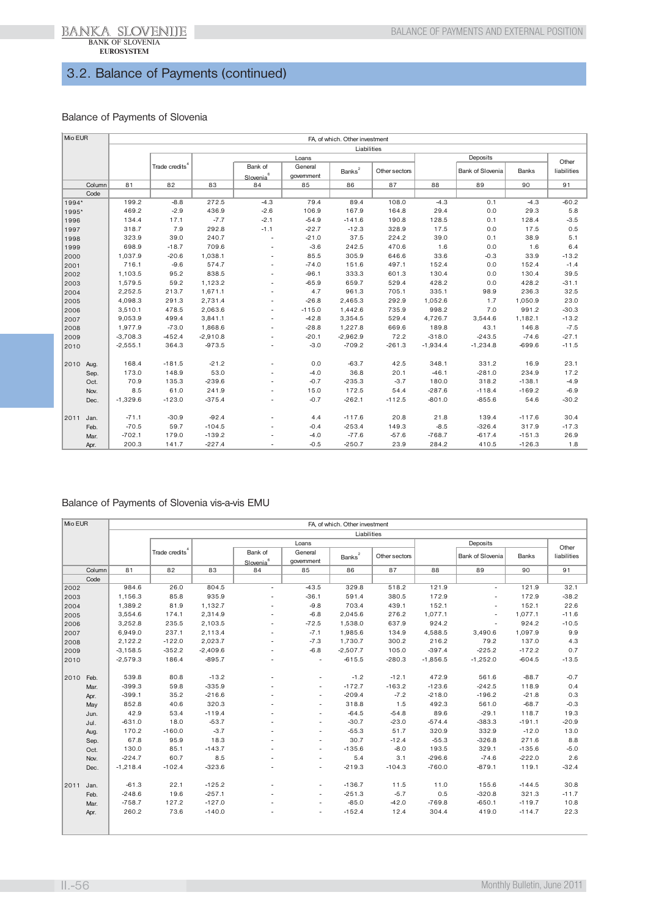## 3.2. Balance of Payments (continued)

### Balance of Payments of Slovenia

| Mio EUR | | FA, of which. Other investment | | | | | | | | | | |
|---|---|---|---|---|---|---|---|---|---|---|---|---|
| | | Liabilities | | | | | | | | | | |
| | | | Trade credits[4] | Loans | | | | | Deposits | | | Other liabilities |
| | | | | | Bank of Slovenia[6] | General government | Banks[2] | Other sectors | | Bank of Slovenia | Banks | |
| | Column | 81 | 82 | 83 | 84 | 85 | 86 | 87 | 88 | 89 | 90 | 91 |
| | Code | | | | | | | | | | | |
| 1994* | | 199.2 | -8.8 | 272.5 | -4.3 | 79.4 | 89.4 | 108.0 | -4.3 | 0.1 | -4.3 | -60.2 |
| 1995* | | 469.2 | -2.9 | 436.9 | -2.6 | 106.9 | 167.9 | 164.8 | 29.4 | 0.0 | 29.3 | 5.8 |
| 1996 | | 134.4 | 17.1 | -7.7 | -2.1 | -54.9 | -141.6 | 190.8 | 128.5 | 0.1 | 128.4 | -3.5 |
| 1997 | | 318.7 | 7.9 | 292.8 | -1.1 | -22.7 | -12.3 | 328.9 | 17.5 | 0.0 | 17.5 | 0.5 |
| 1998 | | 323.9 | 39.0 | 240.7 | - | -21.0 | 37.5 | 224.2 | 39.0 | 0.1 | 38.9 | 5.1 |
| 1999 | | 698.9 | -18.7 | 709.6 | - | -3.6 | 242.5 | 470.6 | 1.6 | 0.0 | 1.6 | 6.4 |
| 2000 | | 1,037.9 | -20.6 | 1,038.1 | - | 85.5 | 305.9 | 646.6 | 33.6 | -0.3 | 33.9 | -13.2 |
| 2001 | | 716.1 | -9.6 | 574.7 | - | -74.0 | 151.6 | 497.1 | 152.4 | 0.0 | 152.4 | -1.4 |
| 2002 | | 1,103.5 | 95.2 | 838.5 | - | -96.1 | 333.3 | 601.3 | 130.4 | 0.0 | 130.4 | 39.5 |
| 2003 | | 1,579.5 | 59.2 | 1,123.2 | - | -65.9 | 659.7 | 529.4 | 428.2 | 0.0 | 428.2 | -31.1 |
| 2004 | | 2,252.5 | 213.7 | 1,671.1 | - | 4.7 | 961.3 | 705.1 | 335.1 | 98.9 | 236.3 | 32.5 |
| 2005 | | 4,098.3 | 291.3 | 2,731.4 | - | -26.8 | 2,465.3 | 292.9 | 1,052.6 | 1.7 | 1,050.9 | 23.0 |
| 2006 | | 3,510.1 | 478.5 | 2,063.6 | - | -115.0 | 1,442.6 | 735.9 | 998.2 | 7.0 | 991.2 | -30.3 |
| 2007 | | 9,053.9 | 499.4 | 3,841.1 | - | -42.8 | 3,354.5 | 529.4 | 4,726.7 | 3,544.6 | 1,182.1 | -13.2 |
| 2008 | | 1,977.9 | -73.0 | 1,868.6 | - | -28.8 | 1,227.8 | 669.6 | 189.8 | 43.1 | 146.8 | -7.5 |
| 2009 | | -3,708.3 | -452.4 | -2,910.8 | - | -20.1 | -2,962.9 | 72.2 | -318.0 | -243.5 | -74.6 | -27.1 |
| 2010 | | -2,555.1 | 364.3 | -973.5 | - | -3.0 | -709.2 | -261.3 | -1,934.4 | -1,234.8 | -699.6 | -11.5 |
| 2010 | Aug. | 168.4 | -181.5 | -21.2 | - | 0.0 | -63.7 | 42.5 | 348.1 | 331.2 | 16.9 | 23.1 |
| | Sep. | 173.0 | 148.9 | 53.0 | - | -4.0 | 36.8 | 20.1 | -46.1 | -281.0 | 234.9 | 17.2 |
| | Oct. | 70.9 | 135.3 | -239.6 | - | -0.7 | -235.3 | -3.7 | 180.0 | 318.2 | -138.1 | -4.9 |
| | Nov. | 8.5 | 61.0 | 241.9 | - | 15.0 | 172.5 | 54.4 | -287.6 | -118.4 | -169.2 | -6.9 |
| | Dec. | -1,329.6 | -123.0 | -375.4 | - | -0.7 | -262.1 | -112.5 | -801.0 | -855.6 | 54.6 | -30.2 |
| 2011 | Jan. | -71.1 | -30.9 | -92.4 | - | 4.4 | -117.6 | 20.8 | 21.8 | 139.4 | -117.6 | 30.4 |
| | Feb. | -70.5 | 59.7 | -104.5 | - | -0.4 | -253.4 | 149.3 | -8.5 | -326.4 | 317.9 | -17.3 |
| | Mar. | -702.1 | 179.0 | -139.2 | - | -4.0 | -77.6 | -57.6 | -768.7 | -617.4 | -151.3 | 26.9 |
| | Apr. | 200.3 | 141.7 | -227.4 | - | -0.5 | -250.7 | 23.9 | 284.2 | 410.5 | -126.3 | 1.8 |

### Balance of Payments of Slovenia vis-a-vis EMU

| Mio EUR | | FA, of which. Other investment | | | | | | | | | | |
|---|---|---|---|---|---|---|---|---|---|---|---|---|
| | | Liabilities | | | | | | | | | | |
| | | | Trade credits[4] | Loans | | | | | Deposits | | | Other liabilities |
| | | | | | Bank of Slovenia[6] | General government | Banks[2] | Other sectors | | Bank of Slovenia | Banks | |
| | Column | 81 | 82 | 83 | 84 | 85 | 86 | 87 | 88 | 89 | 90 | 91 |
| | Code | | | | | | | | | | | |
| 2002 | | 984.6 | 26.0 | 804.5 | - | -43.5 | 329.8 | 518.2 | 121.9 | - | 121.9 | 32.1 |
| 2003 | | 1,156.3 | 85.8 | 935.9 | - | -36.1 | 591.4 | 380.5 | 172.9 | - | 172.9 | -38.2 |
| 2004 | | 1,389.2 | 81.9 | 1,132.7 | - | -9.8 | 703.4 | 439.1 | 152.1 | - | 152.1 | 22.6 |
| 2005 | | 3,554.6 | 174.1 | 2,314.9 | - | -6.8 | 2,045.6 | 276.2 | 1,077.1 | - | 1,077.1 | -11.6 |
| 2006 | | 3,252.8 | 235.5 | 2,103.5 | - | -72.5 | 1,538.0 | 637.9 | 924.2 | - | 924.2 | -10.5 |
| 2007 | | 6,949.0 | 237.1 | 2,113.4 | - | -7.1 | 1,985.6 | 134.9 | 4,588.5 | 3,490.6 | 1,097.9 | 9.9 |
| 2008 | | 2,122.2 | -122.0 | 2,023.7 | - | -7.3 | 1,730.7 | 300.2 | 216.2 | 79.2 | 137.0 | 4.3 |
| 2009 | | -3,158.5 | -352.2 | -2,409.6 | - | -6.8 | -2,507.7 | 105.0 | -397.4 | -225.2 | -172.2 | 0.7 |
| 2010 | | -2,579.3 | 186.4 | -895.7 | - | - | -615.5 | -280.3 | -1,856.5 | -1,252.0 | -604.5 | -13.5 |
| 2010 | Feb. | 539.8 | 80.8 | -13.2 | - | - | -1.2 | -12.1 | 472.9 | 561.6 | -88.7 | -0.7 |
| | Mar. | -399.3 | 59.8 | -335.9 | - | - | -172.7 | -163.2 | -123.6 | -242.5 | 118.9 | 0.4 |
| | Apr. | -399.1 | 35.2 | -216.6 | - | - | -209.4 | -7.2 | -218.0 | -196.2 | -21.8 | 0.3 |
| | May | 852.8 | 40.6 | 320.3 | - | - | 318.8 | 1.5 | 492.3 | 561.0 | -68.7 | -0.3 |
| | Jun. | 42.9 | 53.4 | -119.4 | - | - | -64.5 | -54.8 | 89.6 | -29.1 | 118.7 | 19.3 |
| | Jul. | -631.0 | 18.0 | -53.7 | - | - | -30.7 | -23.0 | -574.4 | -383.3 | -191.1 | -20.9 |
| | Aug. | 170.2 | -160.0 | -3.7 | - | - | -55.3 | 51.7 | 320.9 | 332.9 | -12.0 | 13.0 |
| | Sep. | 67.8 | 95.9 | 18.3 | - | - | 30.7 | -12.4 | -55.3 | -326.8 | 271.6 | 8.8 |
| | Oct. | 130.0 | 85.1 | -143.7 | - | - | -135.6 | -8.0 | 193.5 | 329.1 | -135.6 | -5.0 |
| | Nov. | -224.7 | 60.7 | 8.5 | - | - | 5.4 | 3.1 | -296.6 | -74.6 | -222.0 | 2.6 |
| | Dec. | -1,218.4 | -102.4 | -323.6 | - | - | -219.3 | -104.3 | -760.0 | -879.1 | 119.1 | -32.4 |
| 2011 | Jan. | -61.3 | 22.1 | -125.2 | - | - | -136.7 | 11.5 | 11.0 | 155.6 | -144.5 | 30.8 |
| | Feb. | -248.6 | 19.6 | -257.1 | - | - | -251.3 | -5.7 | 0.5 | -320.8 | 321.3 | -11.7 |
| | Mar. | -758.7 | 127.2 | -127.0 | - | - | -85.0 | -42.0 | -769.8 | -650.1 | -119.7 | 10.8 |
| | Apr. | 260.2 | 73.6 | -140.0 | - | - | -152.4 | 12.4 | 304.4 | 419.0 | -114.7 | 22.3 |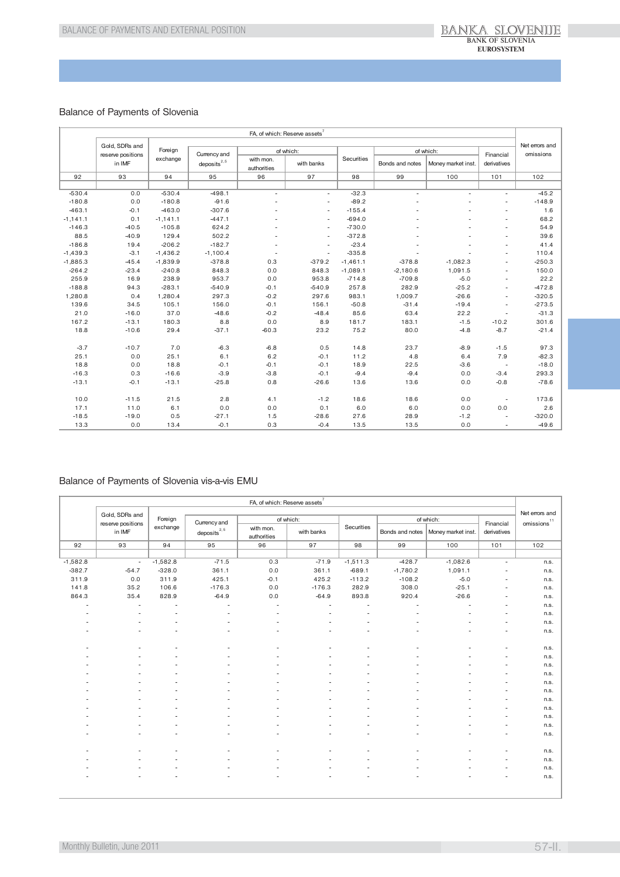## Balance of Payments of Slovenia

| FA, of which: Reserve assets[7] | | | | | | | | | | Net errors and omissions |
|---|---|---|---|---|---|---|---|---|---|---|
| | Gold, SDRs and reserve positions in IMF | Foreign exchange | Currency and deposits[2,5] | of which: | | Securities | of which: | | Financial derivatives | |
| | | | | with mon. authorities | with banks | | Bonds and notes | Money market inst. | | |
| 92 | 93 | 94 | 95 | 96 | 97 | 98 | 99 | 100 | 101 | 102 |
| -530.4 | 0.0 | -530.4 | -498.1 | - | - | -32.3 | - | - | - | -45.2 |
| -180.8 | 0.0 | -180.8 | -91.6 | - | - | -89.2 | - | - | - | -148.9 |
| -463.1 | -0.1 | -463.0 | -307.6 | - | - | -155.4 | - | - | - | 1.6 |
| -1,141.1 | 0.1 | -1,141.1 | -447.1 | - | - | -694.0 | - | - | - | 68.2 |
| -146.3 | -40.5 | -105.8 | 624.2 | - | - | -730.0 | - | - | - | 54.9 |
| 88.5 | -40.9 | 129.4 | 502.2 | - | - | -372.8 | - | - | - | 39.6 |
| -186.8 | 19.4 | -206.2 | -182.7 | - | - | -23.4 | - | - | - | 41.4 |
| -1,439.3 | -3.1 | -1,436.2 | -1,100.4 | - | - | -335.8 | - | - | - | 110.4 |
| -1,885.3 | -45.4 | -1,839.9 | -378.8 | 0.3 | -379.2 | -1,461.1 | -378.8 | -1,082.3 | - | -250.3 |
| -264.2 | -23.4 | -240.8 | 848.3 | 0.0 | 848.3 | -1,089.1 | -2,180.6 | 1,091.5 | - | 150.0 |
| 255.9 | 16.9 | 238.9 | 953.7 | 0.0 | 953.8 | -714.8 | -709.8 | -5.0 | - | 22.2 |
| -188.8 | 94.3 | -283.1 | -540.9 | -0.1 | -540.9 | 257.8 | 282.9 | -25.2 | - | -472.8 |
| 1,280.8 | 0.4 | 1,280.4 | 297.3 | -0.2 | 297.6 | 983.1 | 1,009.7 | -26.6 | - | -320.5 |
| 139.6 | 34.5 | 105.1 | 156.0 | -0.1 | 156.1 | -50.8 | -31.4 | -19.4 | - | -273.5 |
| 21.0 | -16.0 | 37.0 | -48.6 | -0.2 | -48.4 | 85.6 | 63.4 | 22.2 | - | -31.3 |
| 167.2 | -13.1 | 180.3 | 8.8 | 0.0 | 8.9 | 181.7 | 183.1 | -1.5 | -10.2 | 301.6 |
| 18.8 | -10.6 | 29.4 | -37.1 | -60.3 | 23.2 | 75.2 | 80.0 | -4.8 | -8.7 | -21.4 |
| | | | | | | | | | | |
| -3.7 | -10.7 | 7.0 | -6.3 | -6.8 | 0.5 | 14.8 | 23.7 | -8.9 | -1.5 | 97.3 |
| 25.1 | 0.0 | 25.1 | 6.1 | 6.2 | -0.1 | 11.2 | 4.8 | 6.4 | 7.9 | -82.3 |
| 18.8 | 0.0 | 18.8 | -0.1 | -0.1 | -0.1 | 18.9 | 22.5 | -3.6 | - | -18.0 |
| -16.3 | 0.3 | -16.6 | -3.9 | -3.8 | -0.1 | -9.4 | -9.4 | 0.0 | -3.4 | 293.3 |
| -13.1 | -0.1 | -13.1 | -25.8 | 0.8 | -26.6 | 13.6 | 13.6 | 0.0 | -0.8 | -78.6 |
| | | | | | | | | | | |
| 10.0 | -11.5 | 21.5 | 2.8 | 4.1 | -1.2 | 18.6 | 18.6 | 0.0 | - | 173.6 |
| 17.1 | 11.0 | 6.1 | 0.0 | 0.0 | 0.1 | 6.0 | 6.0 | 0.0 | 0.0 | 2.6 |
| -18.5 | -19.0 | 0.5 | -27.1 | 1.5 | -28.6 | 27.6 | 28.9 | -1.2 | - | -320.0 |
| 13.3 | 0.0 | 13.4 | -0.1 | 0.3 | -0.4 | 13.5 | 13.5 | 0.0 | - | -49.6 |

## Balance of Payments of Slovenia vis-a-vis EMU

| FA, of which: Reserve assets[7] | | | | | | | | | | Net errors and omissions[11] |
|---|---|---|---|---|---|---|---|---|---|---|
| | Gold, SDRs and reserve positions in IMF | Foreign exchange | Currency and deposits[2,5] | of which: | | Securities | of which: | | Financial derivatives | |
| | | | | with mon. authorities | with banks | | Bonds and notes | Money market inst. | | |
| 92 | 93 | 94 | 95 | 96 | 97 | 98 | 99 | 100 | 101 | 102 |
| -1,582.8 | - | -1,582.8 | -71.5 | 0.3 | -71.9 | -1,511.3 | -428.7 | -1,082.6 | - | n.s. |
| -382.7 | -54.7 | -328.0 | 361.1 | 0.0 | 361.1 | -689.1 | -1,780.2 | 1,091.1 | - | n.s. |
| 311.9 | 0.0 | 311.9 | 425.1 | -0.1 | 425.2 | -113.2 | -108.2 | -5.0 | - | n.s. |
| 141.8 | 35.2 | 106.6 | -176.3 | 0.0 | -176.3 | 282.9 | 308.0 | -25.1 | - | n.s. |
| 864.3 | 35.4 | 828.9 | -64.9 | 0.0 | -64.9 | 893.8 | 920.4 | -26.6 | - | n.s. |
| - | - | - | - | - | - | - | - | - | - | n.s. |
| - | - | - | - | - | - | - | - | - | - | n.s. |
| - | - | - | - | - | - | - | - | - | - | n.s. |
| - | - | - | - | - | - | - | - | - | - | n.s. |
| | | | | | | | | | | |
| - | - | - | - | - | - | - | - | - | - | n.s. |
| - | - | - | - | - | - | - | - | - | - | n.s. |
| - | - | - | - | - | - | - | - | - | - | n.s. |
| - | - | - | - | - | - | - | - | - | - | n.s. |
| - | - | - | - | - | - | - | - | - | - | n.s. |
| - | - | - | - | - | - | - | - | - | - | n.s. |
| - | - | - | - | - | - | - | - | - | - | n.s. |
| - | - | - | - | - | - | - | - | - | - | n.s. |
| - | - | - | - | - | - | - | - | - | - | n.s. |
| - | - | - | - | - | - | - | - | - | - | n.s. |
| - | - | - | - | - | - | - | - | - | - | n.s. |
| | | | | | | | | | | |
| - | - | - | - | - | - | - | - | - | - | n.s. |
| - | - | - | - | - | - | - | - | - | - | n.s. |
| - | - | - | - | - | - | - | - | - | - | n.s. |
| - | - | - | - | - | - | - | - | - | - | n.s. |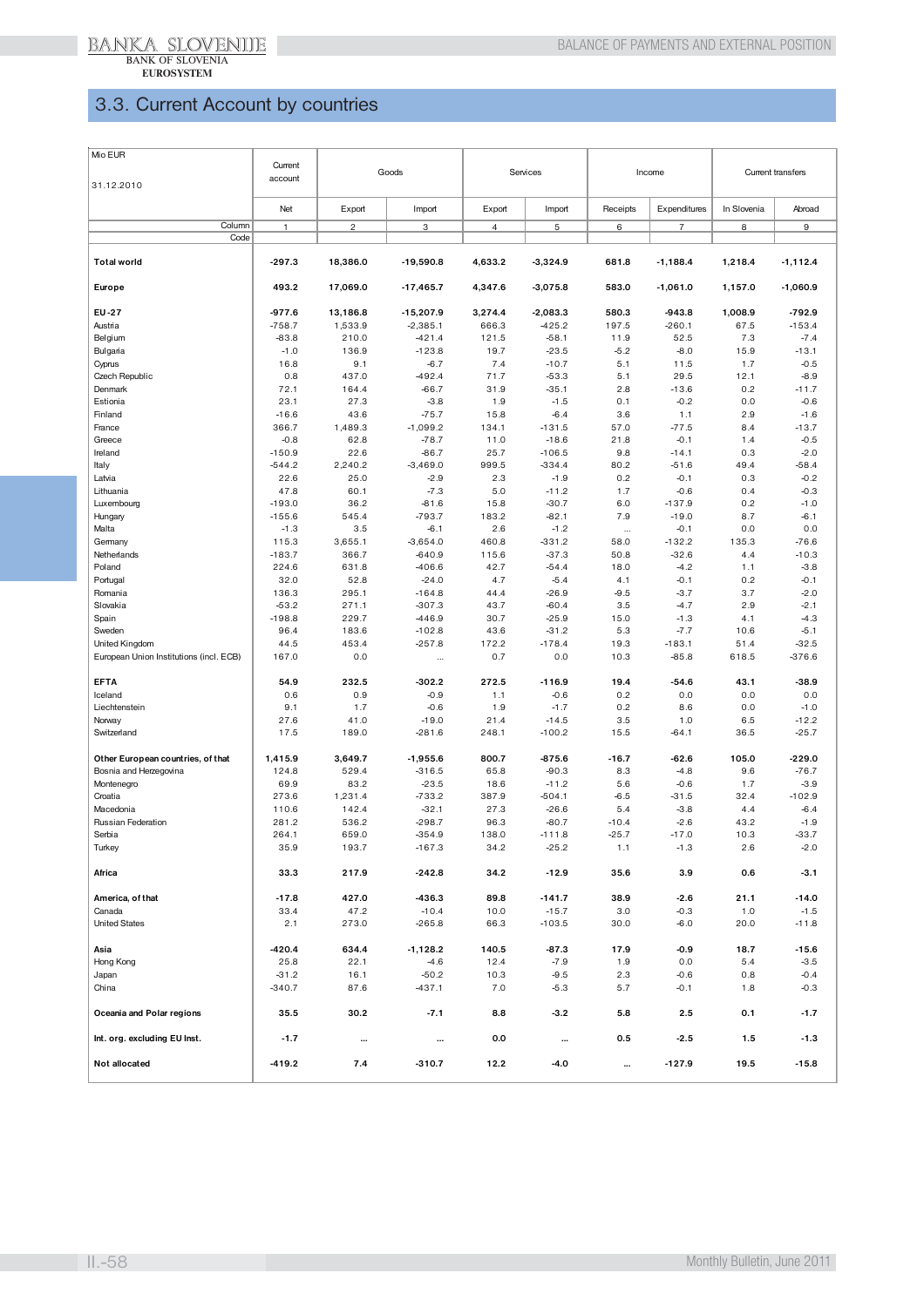## 3.3. Current Account by countries

| Mio EUR 31.12.2010 | Current account | Goods | | Services | | Income | | Current transfers | |
|---|---|---|---|---|---|---|---|---|---|
| | Net | Export | Import | Export | Import | Receipts | Expenditures | In Slovenia | Abroad |
| Column | 1 | 2 | 3 | 4 | 5 | 6 | 7 | 8 | 9 |
| Code | | | | | | | | | |
| **Total world** | **-297.3** | **18,386.0** | **-19,590.8** | **4,633.2** | **-3,324.9** | **681.8** | **-1,188.4** | **1,218.4** | **-1,112.4** |
| **Europe** | **493.2** | **17,069.0** | **-17,465.7** | **4,347.6** | **-3,075.8** | **583.0** | **-1,061.0** | **1,157.0** | **-1,060.9** |
| **EU-27** | **-977.6** | **13,186.8** | **-15,207.9** | **3,274.4** | **-2,083.3** | **580.3** | **-943.8** | **1,008.9** | **-792.9** |
| Austria | -758.7 | 1,533.9 | -2,385.1 | 666.3 | -425.2 | 197.5 | -260.1 | 67.5 | -153.4 |
| Belgium | -83.8 | 210.0 | -421.4 | 121.5 | -58.1 | 11.9 | 52.5 | 7.3 | -7.4 |
| Bulgaria | -1.0 | 136.9 | -123.8 | 19.7 | -23.5 | -5.2 | -8.0 | 15.9 | -13.1 |
| Cyprus | 16.8 | 9.1 | -6.7 | 7.4 | -10.7 | 5.1 | 11.5 | 1.7 | -0.5 |
| Czech Republic | 0.8 | 437.0 | -492.4 | 71.7 | -53.3 | 5.1 | 29.5 | 12.1 | -8.9 |
| Denmark | 72.1 | 164.4 | -66.7 | 31.9 | -35.1 | 2.8 | -13.6 | 0.2 | -11.7 |
| Estonia | 23.1 | 27.3 | -3.8 | 1.9 | -1.5 | 0.1 | -0.2 | 0.0 | -0.6 |
| Finland | -16.6 | 43.6 | -75.7 | 15.8 | -6.4 | 3.6 | 1.1 | 2.9 | -1.6 |
| France | 366.7 | 1,489.3 | -1,099.2 | 134.1 | -131.5 | 57.0 | -77.5 | 8.4 | -13.7 |
| Greece | -0.8 | 62.8 | -78.7 | 11.0 | -18.6 | 21.8 | -0.1 | 1.4 | -0.5 |
| Ireland | -150.9 | 22.6 | -86.7 | 25.7 | -106.5 | 9.8 | -14.1 | 0.3 | -2.0 |
| Italy | -544.2 | 2,240.2 | -3,469.0 | 999.5 | -334.4 | 80.2 | -51.6 | 49.4 | -58.4 |
| Latvia | 22.6 | 25.0 | -2.9 | 2.3 | -1.9 | 0.2 | -0.1 | 0.3 | -0.2 |
| Lithuania | 47.8 | 60.1 | -7.3 | 5.0 | -11.2 | 1.7 | -0.6 | 0.4 | -0.3 |
| Luxembourg | -193.0 | 36.2 | -81.6 | 15.8 | -30.7 | 6.0 | -137.9 | 0.2 | -1.0 |
| Hungary | -155.6 | 545.4 | -793.7 | 183.2 | -82.1 | 7.9 | -19.0 | 8.7 | -6.1 |
| Malta | -1.3 | 3.5 | -6.1 | 2.6 | -1.2 | ... | -0.1 | 0.0 | 0.0 |
| Germany | 115.3 | 3,655.1 | -3,654.0 | 460.8 | -331.2 | 58.0 | -132.2 | 135.3 | -76.6 |
| Netherlands | -183.7 | 366.7 | -640.9 | 115.6 | -37.3 | 50.8 | -32.6 | 4.4 | -10.3 |
| Poland | 224.6 | 631.8 | -406.6 | 42.7 | -54.4 | 18.0 | -4.2 | 1.1 | -3.8 |
| Portugal | 32.0 | 52.8 | -24.0 | 4.7 | -5.4 | 4.1 | -0.1 | 0.2 | -0.1 |
| Romania | 136.3 | 295.1 | -164.8 | 44.4 | -26.9 | -9.5 | -3.7 | 3.7 | -2.0 |
| Slovakia | -53.2 | 271.1 | -307.3 | 43.7 | -60.4 | 3.5 | -4.7 | 2.9 | -2.1 |
| Spain | -198.8 | 229.7 | -446.9 | 30.7 | -25.9 | 15.0 | -1.3 | 4.1 | -4.3 |
| Sweden | 96.4 | 183.6 | -102.8 | 43.6 | -31.2 | 5.3 | -7.7 | 10.6 | -5.1 |
| United Kingdom | 44.5 | 453.4 | -257.8 | 172.2 | -178.4 | 19.3 | -183.1 | 51.4 | -32.5 |
| European Union Institutions (incl. ECB) | 167.0 | 0.0 | ... | 0.7 | 0.0 | 10.3 | -85.8 | 618.5 | -376.6 |
| **EFTA** | **54.9** | **232.5** | **-302.2** | **272.5** | **-116.9** | **19.4** | **-54.6** | **43.1** | **-38.9** |
| Iceland | 0.6 | 0.9 | -0.9 | 1.1 | -0.6 | 0.2 | 0.0 | 0.0 | 0.0 |
| Liechtenstein | 9.1 | 1.7 | -0.6 | 1.9 | -1.7 | 0.2 | 8.6 | 0.0 | -1.0 |
| Norway | 27.6 | 41.0 | -19.0 | 21.4 | -14.5 | 3.5 | 1.0 | 6.5 | -12.2 |
| Switzerland | 17.5 | 189.0 | -281.6 | 248.1 | -100.2 | 15.5 | -64.1 | 36.5 | -25.7 |
| **Other European countries, of that** | **1,415.9** | **3,649.7** | **-1,955.6** | **800.7** | **-875.6** | **-16.7** | **-62.6** | **105.0** | **-229.0** |
| Bosnia and Herzegovina | 124.8 | 529.4 | -316.5 | 65.8 | -90.3 | 8.3 | -4.8 | 9.6 | -76.7 |
| Montenegro | 69.9 | 83.2 | -23.5 | 18.6 | -11.2 | 5.6 | -0.6 | 1.7 | -3.9 |
| Croatia | 273.6 | 1,231.4 | -733.2 | 387.9 | -504.1 | -6.5 | -31.5 | 32.4 | -102.9 |
| Macedonia | 110.6 | 142.4 | -32.1 | 27.3 | -26.6 | 5.4 | -3.8 | 4.4 | -6.4 |
| Russian Federation | 281.2 | 536.2 | -298.7 | 96.3 | -80.7 | -10.4 | -2.6 | 43.2 | -1.9 |
| Serbia | 264.1 | 659.0 | -354.9 | 138.0 | -111.8 | -25.7 | -17.0 | 10.3 | -33.7 |
| Turkey | 35.9 | 193.7 | -167.3 | 34.2 | -25.2 | 1.1 | -1.3 | 2.6 | -2.0 |
| **Africa** | **33.3** | **217.9** | **-242.8** | **34.2** | **-12.9** | **35.6** | **3.9** | **0.6** | **-3.1** |
| **America, of that** | **-17.8** | **427.0** | **-436.3** | **89.8** | **-141.7** | **38.9** | **-2.6** | **21.1** | **-14.0** |
| Canada | 33.4 | 47.2 | -10.4 | 10.0 | -15.7 | 3.0 | -0.3 | 1.0 | -1.5 |
| United States | 2.1 | 273.0 | -265.8 | 66.3 | -103.5 | 30.0 | -6.0 | 20.0 | -11.8 |
| **Asia** | **-420.4** | **634.4** | **-1,128.2** | **140.5** | **-87.3** | **17.9** | **-0.9** | **18.7** | **-15.6** |
| Hong Kong | 25.8 | 22.1 | -4.6 | 12.4 | -7.9 | 1.9 | 0.0 | 5.4 | -3.5 |
| Japan | -31.2 | 16.1 | -50.2 | 10.3 | -9.5 | 2.3 | -0.6 | 0.8 | -0.4 |
| China | -340.7 | 87.6 | -437.1 | 7.0 | -5.3 | 5.7 | -0.1 | 1.8 | -0.3 |
| **Oceania and Polar regions** | **35.5** | **30.2** | **-7.1** | **8.8** | **-3.2** | **5.8** | **2.5** | **0.1** | **-1.7** |
| **Int. org. excluding EU Inst.** | **-1.7** | **...** | **...** | **0.0** | **...** | **0.5** | **-2.5** | **1.5** | **-1.3** |
| **Not allocated** | **-419.2** | **7.4** | **-310.7** | **12.2** | **-4.0** | **...** | **-127.9** | **19.5** | **-15.8** |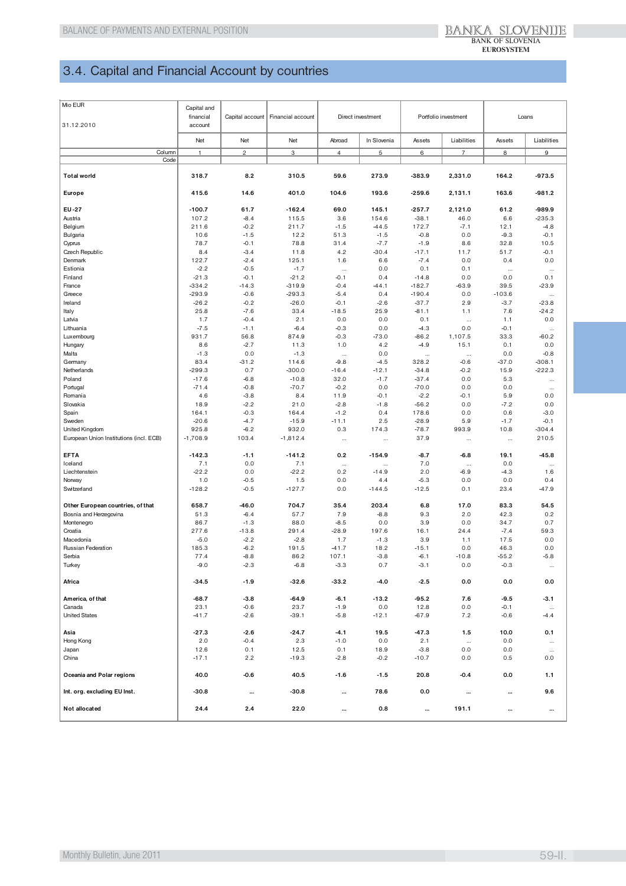## 3.4. Capital and Financial Account by countries

| Mio EUR<br>31.12.2010 | Capital and financial account | Capital account | Financial account | Direct investment | | Portfolio investment | | Loans | |
|---|---|---|---|---|---|---|---|---|---|
| | Net | Net | Net | Abroad | In Slovenia | Assets | Liabilities | Assets | Liabilities |
| Column | 1 | 2 | 3 | 4 | 5 | 6 | 7 | 8 | 9 |
| Code | | | | | | | | | |
| **Total world** | **318.7** | **8.2** | **310.5** | **59.6** | **273.9** | **-383.9** | **2,331.0** | **164.2** | **-973.5** |
| **Europe** | **415.6** | **14.6** | **401.0** | **104.6** | **193.6** | **-259.6** | **2,131.1** | **163.6** | **-981.2** |
| **EU-27** | **-100.7** | **61.7** | **-162.4** | **69.0** | **145.1** | **-257.7** | **2,121.0** | **61.2** | **-989.9** |
| Austria | 107.2 | -8.4 | 115.5 | 3.6 | 154.6 | -38.1 | 46.0 | 6.6 | -235.3 |
| Belgium | 211.6 | -0.2 | 211.7 | -1.5 | -44.5 | 172.7 | -7.1 | 12.1 | -4.8 |
| Bulgaria | 10.6 | -1.5 | 12.2 | 51.3 | -1.5 | -0.8 | 0.0 | -9.3 | -0.1 |
| Cyprus | 78.7 | -0.1 | 78.8 | 31.4 | -7.7 | -1.9 | 8.6 | 32.8 | 10.5 |
| Czech Republic | 8.4 | -3.4 | 11.8 | 4.2 | -30.4 | -17.1 | 11.7 | 51.7 | -0.1 |
| Denmark | 122.7 | -2.4 | 125.1 | 1.6 | 6.6 | -7.4 | 0.0 | 0.4 | 0.0 |
| Estionia | -2.2 | -0.5 | -1.7 | ... | 0.0 | 0.1 | 0.1 | ... | ... |
| Finland | -21.3 | -0.1 | -21.2 | -0.1 | 0.4 | -14.8 | 0.0 | 0.0 | 0.1 |
| France | -334.2 | -14.3 | -319.9 | -0.4 | -44.1 | -182.7 | -63.9 | 39.5 | -23.9 |
| Greece | -293.9 | -0.6 | -293.3 | -5.4 | 0.4 | -190.4 | 0.0 | -103.6 | ... |
| Ireland | -26.2 | -0.2 | -26.0 | -0.1 | -2.6 | -37.7 | 2.9 | -3.7 | -23.8 |
| Italy | 25.8 | -7.6 | 33.4 | -18.5 | 25.9 | -81.1 | 1.1 | 7.6 | -24.2 |
| Latvia | 1.7 | -0.4 | 2.1 | 0.0 | 0.0 | 0.1 | ... | 1.1 | 0.0 |
| Lithuania | -7.5 | -1.1 | -6.4 | -0.3 | 0.0 | -4.3 | 0.0 | -0.1 | ... |
| Luxembourg | 931.7 | 56.8 | 874.9 | -0.3 | -73.0 | -86.2 | 1,107.5 | 33.3 | -60.2 |
| Hungary | 8.6 | -2.7 | 11.3 | 1.0 | 4.2 | -4.9 | 15.1 | 0.1 | 0.0 |
| Malta | -1.3 | 0.0 | -1.3 | ... | 0.0 | ... | ... | 0.0 | -0.8 |
| Germany | 83.4 | -31.2 | 114.6 | -9.8 | -4.5 | 328.2 | -0.6 | -37.0 | -308.1 |
| Netherlands | -299.3 | 0.7 | -300.0 | -16.4 | -12.1 | -34.8 | -0.2 | 15.9 | -222.3 |
| Poland | -17.6 | -6.8 | -10.8 | 32.0 | -1.7 | -37.4 | 0.0 | 5.3 | ... |
| Portugal | -71.4 | -0.8 | -70.7 | -0.2 | 0.0 | -70.0 | 0.0 | 0.0 | ... |
| Romania | 4.6 | -3.8 | 8.4 | 11.9 | -0.1 | -2.2 | -0.1 | 5.9 | 0.0 |
| Slovakia | 18.9 | -2.2 | 21.0 | -2.8 | -1.8 | -56.2 | 0.0 | -7.2 | 0.0 |
| Spain | 164.1 | -0.3 | 164.4 | -1.2 | 0.4 | 178.6 | 0.0 | 0.6 | -3.0 |
| Sweden | -20.6 | -4.7 | -15.9 | -11.1 | 2.5 | -28.9 | 5.9 | -1.7 | -0.1 |
| United Kingdom | 925.8 | -6.2 | 932.0 | 0.3 | 174.3 | -78.7 | 993.9 | 10.8 | -304.4 |
| European Union Institutions (incl. ECB) | -1,708.9 | 103.4 | -1,812.4 | ... | ... | 37.9 | ... | ... | 210.5 |
| **EFTA** | **-142.3** | **-1.1** | **-141.2** | **0.2** | **-154.9** | **-8.7** | **-6.8** | **19.1** | **-45.8** |
| Iceland | 7.1 | 0.0 | 7.1 | ... | ... | 7.0 | ... | 0.0 | ... |
| Liechtenstein | -22.2 | 0.0 | -22.2 | 0.2 | -14.9 | 2.0 | -6.9 | -4.3 | 1.6 |
| Norway | 1.0 | -0.5 | 1.5 | 0.0 | 4.4 | -5.3 | 0.0 | 0.0 | 0.4 |
| Switzerland | -128.2 | -0.5 | -127.7 | 0.0 | -144.5 | -12.5 | 0.1 | 23.4 | -47.9 |
| **Other European countries, of that** | **658.7** | **-46.0** | **704.7** | **35.4** | **203.4** | **6.8** | **17.0** | **83.3** | **54.5** |
| Bosnia and Herzegovina | 51.3 | -6.4 | 57.7 | 7.9 | -8.8 | 9.3 | 2.0 | 42.3 | 0.2 |
| Montenegro | 86.7 | -1.3 | 88.0 | -8.5 | 0.0 | 3.9 | 0.0 | 34.7 | 0.7 |
| Croatia | 277.6 | -13.8 | 291.4 | -28.9 | 197.6 | 16.1 | 24.4 | -7.4 | 59.3 |
| Macedonia | -5.0 | -2.2 | -2.8 | 1.7 | -1.3 | 3.9 | 1.1 | 17.5 | 0.0 |
| Russian Federation | 185.3 | -6.2 | 191.5 | -41.7 | 18.2 | -15.1 | 0.0 | 46.3 | 0.0 |
| Serbia | 77.4 | -8.8 | 86.2 | 107.1 | -3.8 | -6.1 | -10.8 | -55.2 | -5.8 |
| Turkey | -9.0 | -2.3 | -6.8 | -3.3 | 0.7 | -3.1 | 0.0 | -0.3 | ... |
| **Africa** | **-34.5** | **-1.9** | **-32.6** | **-33.2** | **-4.0** | **-2.5** | **0.0** | **0.0** | **0.0** |
| **America, of that** | **-68.7** | **-3.8** | **-64.9** | **-6.1** | **-13.2** | **-95.2** | **7.6** | **-9.5** | **-3.1** |
| Canada | 23.1 | -0.6 | 23.7 | -1.9 | 0.0 | 12.8 | 0.0 | -0.1 | ... |
| United States | -41.7 | -2.6 | -39.1 | -5.8 | -12.1 | -67.9 | 7.2 | -0.6 | -4.4 |
| **Asia** | **-27.3** | **-2.6** | **-24.7** | **-4.1** | **19.5** | **-47.3** | **1.5** | **10.0** | **0.1** |
| Hong Kong | 2.0 | -0.4 | 2.3 | -1.0 | 0.0 | 2.1 | ... | 0.0 | ... |
| Japan | 12.6 | 0.1 | 12.5 | 0.1 | 18.9 | -3.8 | 0.0 | 0.0 | ... |
| China | -17.1 | 2.2 | -19.3 | -2.8 | -0.2 | -10.7 | 0.0 | 0.5 | 0.0 |
| **Oceania and Polar regions** | **40.0** | **-0.6** | **40.5** | **-1.6** | **-1.5** | **20.8** | **-0.4** | **0.0** | **1.1** |
| **Int. org. excluding EU Inst.** | **-30.8** | **...** | **-30.8** | **...** | **78.6** | **0.0** | **...** | **...** | **9.6** |
| **Not allocated** | **24.4** | **2.4** | **22.0** | **...** | **0.8** | **...** | **191.1** | **...** | **...** |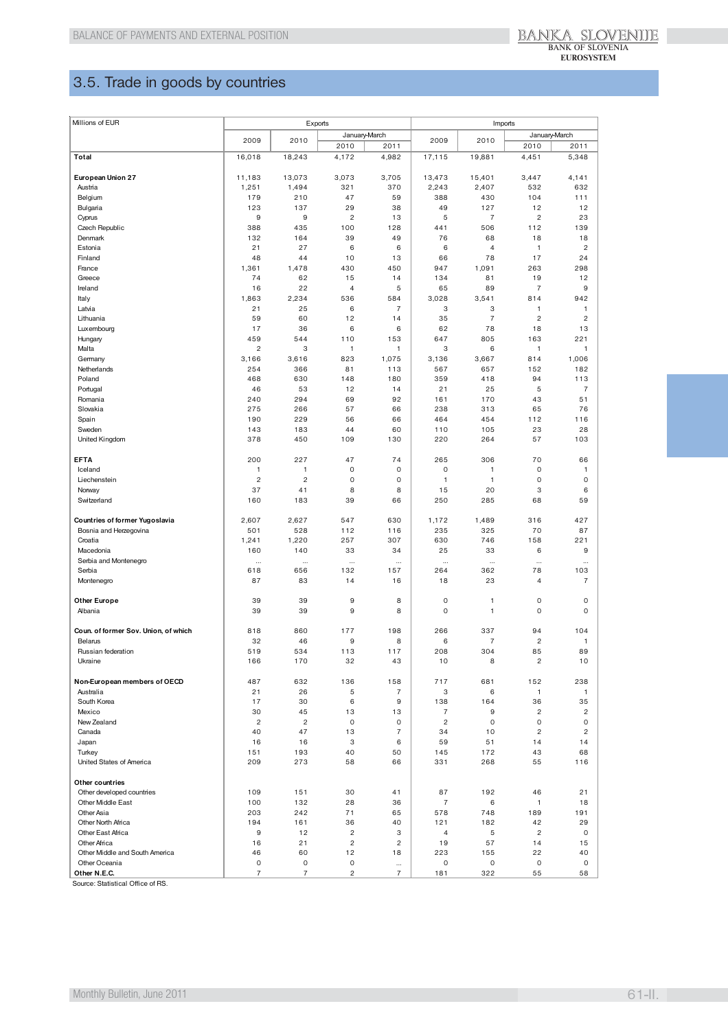## 3.5. Trade in goods by countries

| Millions of EUR | Exports | | | | Imports | | | |
|---|---|---|---|---|---|---|---|---|
| | 2009 | 2010 | January-March | | 2009 | 2010 | January-March | |
| | | | 2010 | 2011 | | | 2010 | 2011 |
| **Total** | 16,018 | 18,243 | 4,172 | 4,982 | 17,115 | 19,881 | 4,451 | 5,348 |
| | | | | | | | | |
| **European Union 27** | 11,183 | 13,073 | 3,073 | 3,705 | 13,473 | 15,401 | 3,447 | 4,141 |
| Austria | 1,251 | 1,494 | 321 | 370 | 2,243 | 2,407 | 532 | 632 |
| Belgium | 179 | 210 | 47 | 59 | 388 | 430 | 104 | 111 |
| Bulgaria | 123 | 137 | 29 | 38 | 49 | 127 | 12 | 12 |
| Cyprus | 9 | 9 | 2 | 13 | 5 | 7 | 2 | 23 |
| Czech Republic | 388 | 435 | 100 | 128 | 441 | 506 | 112 | 139 |
| Denmark | 132 | 164 | 39 | 49 | 76 | 68 | 18 | 18 |
| Estonia | 21 | 27 | 6 | 6 | 6 | 4 | 1 | 2 |
| Finland | 48 | 44 | 10 | 13 | 66 | 78 | 17 | 24 |
| France | 1,361 | 1,478 | 430 | 450 | 947 | 1,091 | 263 | 298 |
| Greece | 74 | 62 | 15 | 14 | 134 | 81 | 19 | 12 |
| Ireland | 16 | 22 | 4 | 5 | 65 | 89 | 7 | 9 |
| Italy | 1,863 | 2,234 | 536 | 584 | 3,028 | 3,541 | 814 | 942 |
| Latvia | 21 | 25 | 6 | 7 | 3 | 3 | 1 | 1 |
| Lithuania | 59 | 60 | 12 | 14 | 35 | 7 | 2 | 2 |
| Luxembourg | 17 | 36 | 6 | 6 | 62 | 78 | 18 | 13 |
| Hungary | 459 | 544 | 110 | 153 | 647 | 805 | 163 | 221 |
| Malta | 2 | 3 | 1 | 1 | 3 | 6 | 1 | 1 |
| Germany | 3,166 | 3,616 | 823 | 1,075 | 3,136 | 3,667 | 814 | 1,006 |
| Netherlands | 254 | 366 | 81 | 113 | 567 | 657 | 152 | 182 |
| Poland | 468 | 630 | 148 | 180 | 359 | 418 | 94 | 113 |
| Portugal | 46 | 53 | 12 | 14 | 21 | 25 | 5 | 7 |
| Romania | 240 | 294 | 69 | 92 | 161 | 170 | 43 | 51 |
| Slovakia | 275 | 266 | 57 | 66 | 238 | 313 | 65 | 76 |
| Spain | 190 | 229 | 56 | 66 | 464 | 454 | 112 | 116 |
| Sweden | 143 | 183 | 44 | 60 | 110 | 105 | 23 | 28 |
| United Kingdom | 378 | 450 | 109 | 130 | 220 | 264 | 57 | 103 |
| | | | | | | | | |
| **EFTA** | 200 | 227 | 47 | 74 | 265 | 306 | 70 | 66 |
| Iceland | 1 | 1 | 0 | 0 | 0 | 1 | 0 | 1 |
| Liechenstein | 2 | 2 | 0 | 0 | 1 | 1 | 0 | 0 |
| Norway | 37 | 41 | 8 | 8 | 15 | 20 | 3 | 6 |
| Switzerland | 160 | 183 | 39 | 66 | 250 | 285 | 68 | 59 |
| | | | | | | | | |
| **Countries of former Yugoslavia** | 2,607 | 2,627 | 547 | 630 | 1,172 | 1,489 | 316 | 427 |
| Bosnia and Herzegovina | 501 | 528 | 112 | 116 | 235 | 325 | 70 | 87 |
| Croatia | 1,241 | 1,220 | 257 | 307 | 630 | 746 | 158 | 221 |
| Macedonia | 160 | 140 | 33 | 34 | 25 | 33 | 6 | 9 |
| Serbia and Montenegro | ... | ... | ... | ... | ... | ... | ... | ... |
| Serbia | 618 | 656 | 132 | 157 | 264 | 362 | 78 | 103 |
| Montenegro | 87 | 83 | 14 | 16 | 18 | 23 | 4 | 7 |
| | | | | | | | | |
| **Other Europe** | 39 | 39 | 9 | 8 | 0 | 1 | 0 | 0 |
| Albania | 39 | 39 | 9 | 8 | 0 | 1 | 0 | 0 |
| | | | | | | | | |
| **Coun. of former Sov. Union, of which** | 818 | 860 | 177 | 198 | 266 | 337 | 94 | 104 |
| Belarus | 32 | 46 | 9 | 8 | 6 | 7 | 2 | 1 |
| Russian federation | 519 | 534 | 113 | 117 | 208 | 304 | 85 | 89 |
| Ukraine | 166 | 170 | 32 | 43 | 10 | 8 | 2 | 10 |
| | | | | | | | | |
| **Non-European members of OECD** | 487 | 632 | 136 | 158 | 717 | 681 | 152 | 238 |
| Australia | 21 | 26 | 5 | 7 | 3 | 6 | 1 | 1 |
| South Korea | 17 | 30 | 6 | 9 | 138 | 164 | 36 | 35 |
| Mexico | 30 | 45 | 13 | 13 | 7 | 9 | 2 | 2 |
| New Zealand | 2 | 2 | 0 | 0 | 2 | 0 | 0 | 0 |
| Canada | 40 | 47 | 13 | 7 | 34 | 10 | 2 | 2 |
| Japan | 16 | 16 | 3 | 6 | 59 | 51 | 14 | 14 |
| Turkey | 151 | 193 | 40 | 50 | 145 | 172 | 43 | 68 |
| United States of America | 209 | 273 | 58 | 66 | 331 | 268 | 55 | 116 |
| | | | | | | | | |
| **Other countries** | | | | | | | | |
| Other developed countries | 109 | 151 | 30 | 41 | 87 | 192 | 46 | 21 |
| Other Middle East | 100 | 132 | 28 | 36 | 7 | 6 | 1 | 18 |
| Other Asia | 203 | 242 | 71 | 65 | 578 | 748 | 189 | 191 |
| Other North Africa | 194 | 161 | 36 | 40 | 121 | 182 | 42 | 29 |
| Other East Africa | 9 | 12 | 2 | 3 | 4 | 5 | 2 | 0 |
| Other Africa | 16 | 21 | 2 | 2 | 19 | 57 | 14 | 15 |
| Other Middle and South America | 46 | 60 | 12 | 18 | 223 | 155 | 22 | 40 |
| Other Oceania | 0 | 0 | 0 | ... | 0 | 0 | 0 | 0 |
| **Other N.E.C.** | 7 | 7 | 2 | 7 | 181 | 322 | 55 | 58 |

Source: Statistical Office of RS.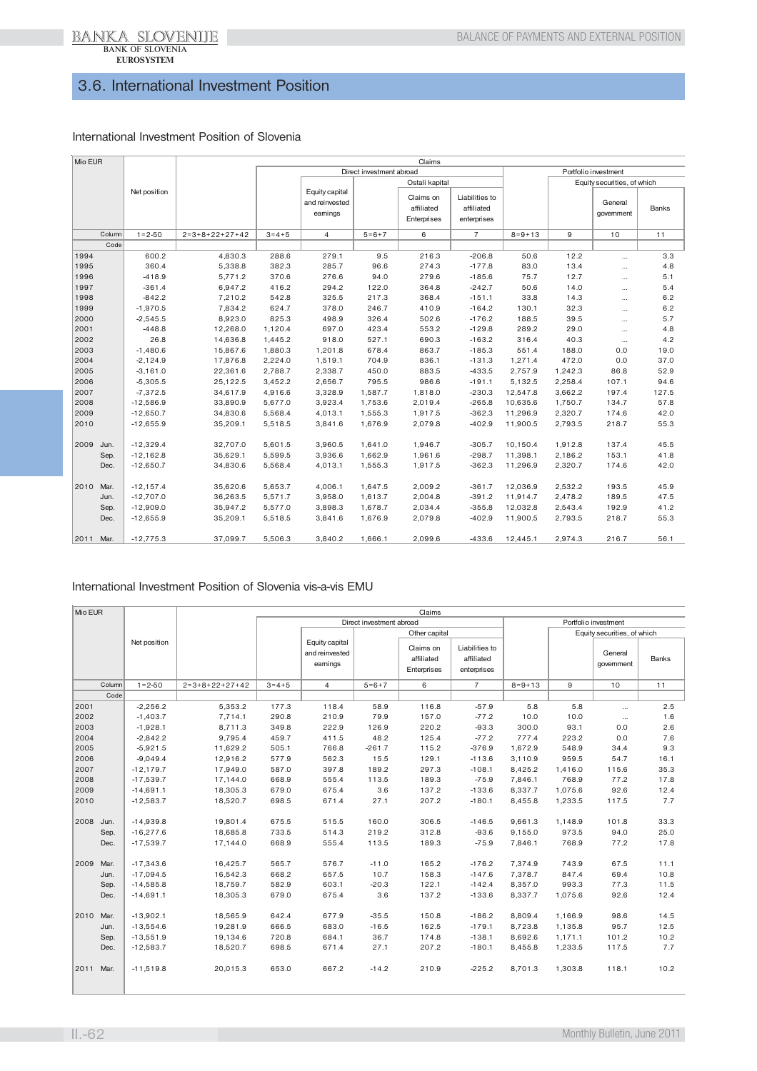## 3.6. International Investment Position

### International Investment Position of Slovenia

| Mio EUR | Net position | Claims | | | | | | | | | |
|---|---|---|---|---|---|---|---|---|---|---|---|
| | | | Direct investment abroad | | | | | Portfolio investment | | | |
| | | | | | Ostali kapital | | | | Equity securities, of which | | |
| | | | | Equity capital and reinvested earnings | | Claims on affiliated Enterprises | Liabilities to affiliated enterprises | | | General government | Banks |
| Column | 1=2-50 | 2=3+8+22+27+42 | 3=4+5 | 4 | 5=6+7 | 6 | 7 | 8=9+13 | 9 | 10 | 11 |
| Code | | | | | | | | | | | |
| 1994 | 600.2 | 4,830.3 | 288.6 | 279.1 | 9.5 | 216.3 | -206.8 | 50.6 | 12.2 | ... | 3.3 |
| 1995 | 360.4 | 5,338.8 | 382.3 | 285.7 | 96.6 | 274.3 | -177.8 | 83.0 | 13.4 | ... | 4.8 |
| 1996 | -418.9 | 5,771.2 | 370.6 | 276.6 | 94.0 | 279.6 | -185.6 | 75.7 | 12.7 | ... | 5.1 |
| 1997 | -361.4 | 6,947.2 | 416.2 | 294.2 | 122.0 | 364.8 | -242.7 | 50.6 | 14.0 | ... | 5.4 |
| 1998 | -842.2 | 7,210.2 | 542.8 | 325.5 | 217.3 | 368.4 | -151.1 | 33.8 | 14.3 | ... | 6.2 |
| 1999 | -1,970.5 | 7,834.2 | 624.7 | 378.0 | 246.7 | 410.9 | -164.2 | 130.1 | 32.3 | ... | 6.2 |
| 2000 | -2,545.5 | 8,923.0 | 825.3 | 498.9 | 326.4 | 502.6 | -176.2 | 188.5 | 39.5 | ... | 5.7 |
| 2001 | -448.8 | 12,268.0 | 1,120.4 | 697.0 | 423.4 | 553.2 | -129.8 | 289.2 | 29.0 | ... | 4.8 |
| 2002 | 26.8 | 14,636.8 | 1,445.2 | 918.0 | 527.1 | 690.3 | -163.2 | 316.4 | 40.3 | ... | 4.2 |
| 2003 | -1,480.6 | 15,867.6 | 1,880.3 | 1,201.8 | 678.4 | 863.7 | -185.3 | 551.4 | 188.0 | 0.0 | 19.0 |
| 2004 | -2,124.9 | 17,876.8 | 2,224.0 | 1,519.1 | 704.9 | 836.1 | -131.3 | 1,271.4 | 472.0 | 0.0 | 37.0 |
| 2005 | -3,161.0 | 22,361.6 | 2,788.7 | 2,338.7 | 450.0 | 883.5 | -433.5 | 2,757.9 | 1,242.3 | 86.8 | 52.9 |
| 2006 | -5,305.5 | 25,122.5 | 3,452.2 | 2,656.7 | 795.5 | 986.6 | -191.1 | 5,132.5 | 2,258.4 | 107.1 | 94.6 |
| 2007 | -7,372.5 | 34,617.9 | 4,916.6 | 3,328.9 | 1,587.7 | 1,818.0 | -230.3 | 12,547.8 | 3,662.2 | 197.4 | 127.5 |
| 2008 | -12,586.9 | 33,890.9 | 5,677.0 | 3,923.4 | 1,753.6 | 2,019.4 | -265.8 | 10,635.6 | 1,750.7 | 134.7 | 57.8 |
| 2009 | -12,650.7 | 34,830.6 | 5,568.4 | 4,013.1 | 1,555.3 | 1,917.5 | -362.3 | 11,296.9 | 2,320.7 | 174.6 | 42.0 |
| 2010 | -12,655.9 | 35,209.1 | 5,518.5 | 3,841.6 | 1,676.9 | 2,079.8 | -402.9 | 11,900.5 | 2,793.5 | 218.7 | 55.3 |
| 2009 Jun. | -12,329.4 | 32,707.0 | 5,601.5 | 3,960.5 | 1,641.0 | 1,946.7 | -305.7 | 10,150.4 | 1,912.8 | 137.4 | 45.5 |
| Sep. | -12,162.8 | 35,629.1 | 5,599.5 | 3,936.6 | 1,662.9 | 1,961.6 | -298.7 | 11,398.1 | 2,186.2 | 153.1 | 41.8 |
| Dec. | -12,650.7 | 34,830.6 | 5,568.4 | 4,013.1 | 1,555.3 | 1,917.5 | -362.3 | 11,296.9 | 2,320.7 | 174.6 | 42.0 |
| 2010 Mar. | -12,157.4 | 35,620.6 | 5,653.7 | 4,006.1 | 1,647.5 | 2,009.2 | -361.7 | 12,036.9 | 2,532.2 | 193.5 | 45.9 |
| Jun. | -12,707.0 | 36,263.5 | 5,571.7 | 3,958.0 | 1,613.7 | 2,004.8 | -391.2 | 11,914.7 | 2,478.2 | 189.5 | 47.5 |
| Sep. | -12,909.0 | 35,947.2 | 5,577.0 | 3,898.3 | 1,678.7 | 2,034.4 | -355.8 | 12,032.8 | 2,543.4 | 192.9 | 41.2 |
| Dec. | -12,655.9 | 35,209.1 | 5,518.5 | 3,841.6 | 1,676.9 | 2,079.8 | -402.9 | 11,900.5 | 2,793.5 | 218.7 | 55.3 |
| 2011 Mar. | -12,775.3 | 37,099.7 | 5,506.3 | 3,840.2 | 1,666.1 | 2,099.6 | -433.6 | 12,445.1 | 2,974.3 | 216.7 | 56.1 |

### International Investment Position of Slovenia vis-a-vis EMU

| Mio EUR | Net position | Claims | | | | | | | | | |
|---|---|---|---|---|---|---|---|---|---|---|---|
| | | | Direct investment abroad | | | | | Portfolio investment | | | |
| | | | | | Other capital | | | | Equity securities, of which | | |
| | | | | Equity capital and reinvested earnings | | Claims on affiliated Enterprises | Liabilities to affiliated enterprises | | | General government | Banks |
| Column | 1=2-50 | 2=3+8+22+27+42 | 3=4+5 | 4 | 5=6+7 | 6 | 7 | 8=9+13 | 9 | 10 | 11 |
| Code | | | | | | | | | | | |
| 2001 | -2,256.2 | 5,353.2 | 177.3 | 118.4 | 58.9 | 116.8 | -57.9 | 5.8 | 5.8 | ... | 2.5 |
| 2002 | -1,403.7 | 7,714.1 | 290.8 | 210.9 | 79.9 | 157.0 | -77.2 | 10.0 | 10.0 | ... | 1.6 |
| 2003 | -1,928.1 | 8,711.3 | 349.8 | 222.9 | 126.9 | 220.2 | -93.3 | 300.0 | 93.1 | 0.0 | 2.6 |
| 2004 | -2,842.2 | 9,795.4 | 459.7 | 411.5 | 48.2 | 125.4 | -77.2 | 777.4 | 223.2 | 0.0 | 7.6 |
| 2005 | -5,921.5 | 11,629.2 | 505.1 | 766.8 | -261.7 | 115.2 | -376.9 | 1,672.9 | 548.9 | 34.4 | 9.3 |
| 2006 | -9,049.4 | 12,916.2 | 577.9 | 562.3 | 15.5 | 129.1 | -113.6 | 3,110.9 | 959.5 | 54.7 | 16.1 |
| 2007 | -12,179.7 | 17,949.0 | 587.0 | 397.8 | 189.2 | 297.3 | -108.1 | 8,425.2 | 1,416.0 | 115.6 | 35.3 |
| 2008 | -17,539.7 | 17,144.0 | 668.9 | 555.4 | 113.5 | 189.3 | -75.9 | 7,846.1 | 768.9 | 77.2 | 17.8 |
| 2009 | -14,691.1 | 18,305.3 | 679.0 | 675.4 | 3.6 | 137.2 | -133.6 | 8,337.7 | 1,075.6 | 92.6 | 12.4 |
| 2010 | -12,583.7 | 18,520.7 | 698.5 | 671.4 | 27.1 | 207.2 | -180.1 | 8,455.8 | 1,233.5 | 117.5 | 7.7 |
| 2008 Jun. | -14,939.8 | 19,801.4 | 675.5 | 515.5 | 160.0 | 306.5 | -146.5 | 9,661.3 | 1,148.9 | 101.8 | 33.3 |
| Sep. | -16,277.6 | 18,685.8 | 733.5 | 514.3 | 219.2 | 312.8 | -93.6 | 9,155.0 | 973.5 | 94.0 | 25.0 |
| Dec. | -17,539.7 | 17,144.0 | 668.9 | 555.4 | 113.5 | 189.3 | -75.9 | 7,846.1 | 768.9 | 77.2 | 17.8 |
| 2009 Mar. | -17,343.6 | 16,425.7 | 565.7 | 576.7 | -11.0 | 165.2 | -176.2 | 7,374.9 | 743.9 | 67.5 | 11.1 |
| Jun. | -17,094.5 | 16,542.3 | 668.2 | 657.5 | 10.7 | 158.3 | -147.6 | 7,378.7 | 847.4 | 69.4 | 10.8 |
| Sep. | -14,585.8 | 18,759.7 | 582.9 | 603.1 | -20.3 | 122.1 | -142.4 | 8,357.0 | 993.3 | 77.3 | 11.5 |
| Dec. | -14,691.1 | 18,305.3 | 679.0 | 675.4 | 3.6 | 137.2 | -133.6 | 8,337.7 | 1,075.6 | 92.6 | 12.4 |
| 2010 Mar. | -13,902.1 | 18,565.9 | 642.4 | 677.9 | -35.5 | 150.8 | -186.2 | 8,809.4 | 1,166.9 | 98.6 | 14.5 |
| Jun. | -13,554.6 | 19,281.9 | 666.5 | 683.0 | -16.5 | 162.5 | -179.1 | 8,723.8 | 1,135.8 | 95.7 | 12.5 |
| Sep. | -13,551.9 | 19,134.6 | 720.8 | 684.1 | 36.7 | 174.8 | -138.1 | 8,692.6 | 1,171.1 | 101.2 | 10.2 |
| Dec. | -12,583.7 | 18,520.7 | 698.5 | 671.4 | 27.1 | 207.2 | -180.1 | 8,455.8 | 1,233.5 | 117.5 | 7.7 |
| 2011 Mar. | -11,519.8 | 20,015.3 | 653.0 | 667.2 | -14.2 | 210.9 | -225.2 | 8,701.3 | 1,303.8 | 118.1 | 10.2 |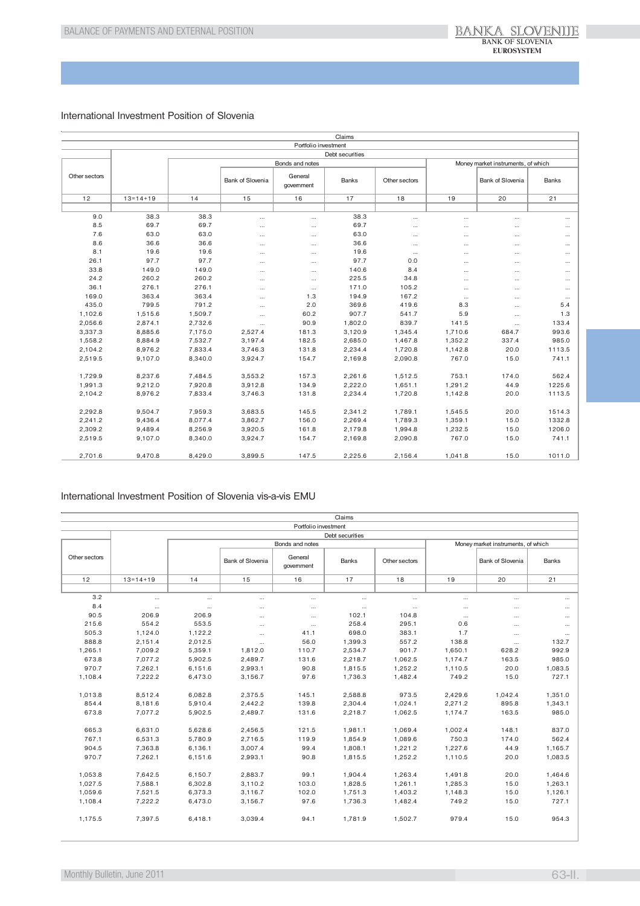## International Investment Position of Slovenia

| Claims | | | | | | | | | |
|---|---|---|---|---|---|---|---|---|---|
| | Portfolio investment | | | | | | | | |
| | Debt securities | | | | | | | | |
| | | Bonds and notes | | | | | Money market instruments, of which | | |
| Other sectors | | | Bank of Slovenia | General government | Banks | Other sectors | | Bank of Slovenia | Banks |
| 12 | 13=14+19 | 14 | 15 | 16 | 17 | 18 | 19 | 20 | 21 |
| 9.0 | 38.3 | 38.3 | ... | ... | 38.3 | ... | ... | ... | ... |
| 8.5 | 69.7 | 69.7 | ... | ... | 69.7 | ... | ... | ... | ... |
| 7.6 | 63.0 | 63.0 | ... | ... | 63.0 | ... | ... | ... | ... |
| 8.6 | 36.6 | 36.6 | ... | ... | 36.6 | ... | ... | ... | ... |
| 8.1 | 19.6 | 19.6 | ... | ... | 19.6 | ... | ... | ... | ... |
| 26.1 | 97.7 | 97.7 | ... | ... | 97.7 | 0.0 | ... | ... | ... |
| 33.8 | 149.0 | 149.0 | ... | ... | 140.6 | 8.4 | ... | ... | ... |
| 24.2 | 260.2 | 260.2 | ... | ... | 225.5 | 34.8 | ... | ... | ... |
| 36.1 | 276.1 | 276.1 | ... | ... | 171.0 | 105.2 | ... | ... | ... |
| 169.0 | 363.4 | 363.4 | ... | 1.3 | 194.9 | 167.2 | ... | ... | ... |
| 435.0 | 799.5 | 791.2 | ... | 2.0 | 369.6 | 419.6 | 8.3 | ... | 5.4 |
| 1,102.6 | 1,515.6 | 1,509.7 | ... | 60.2 | 907.7 | 541.7 | 5.9 | ... | 1.3 |
| 2,056.6 | 2,874.1 | 2,732.6 | ... | 90.9 | 1,802.0 | 839.7 | 141.5 | ... | 133.4 |
| 3,337.3 | 8,885.6 | 7,175.0 | 2,527.4 | 181.3 | 3,120.9 | 1,345.4 | 1,710.6 | 684.7 | 993.6 |
| 1,558.2 | 8,884.9 | 7,532.7 | 3,197.4 | 182.5 | 2,685.0 | 1,467.8 | 1,352.2 | 337.4 | 985.0 |
| 2,104.2 | 8,976.2 | 7,833.4 | 3,746.3 | 131.8 | 2,234.4 | 1,720.8 | 1,142.8 | 20.0 | 1113.5 |
| 2,519.5 | 9,107.0 | 8,340.0 | 3,924.7 | 154.7 | 2,169.8 | 2,090.8 | 767.0 | 15.0 | 741.1 |
| | | | | | | | | | |
| 1,729.9 | 8,237.6 | 7,484.5 | 3,553.2 | 157.3 | 2,261.6 | 1,512.5 | 753.1 | 174.0 | 562.4 |
| 1,991.3 | 9,212.0 | 7,920.8 | 3,912.8 | 134.9 | 2,222.0 | 1,651.1 | 1,291.2 | 44.9 | 1225.6 |
| 2,104.2 | 8,976.2 | 7,833.4 | 3,746.3 | 131.8 | 2,234.4 | 1,720.8 | 1,142.8 | 20.0 | 1113.5 |
| | | | | | | | | | |
| 2,292.8 | 9,504.7 | 7,959.3 | 3,683.5 | 145.5 | 2,341.2 | 1,789.1 | 1,545.5 | 20.0 | 1514.3 |
| 2,241.2 | 9,436.4 | 8,077.4 | 3,862.7 | 156.0 | 2,269.4 | 1,789.3 | 1,359.1 | 15.0 | 1332.8 |
| 2,309.2 | 9,489.4 | 8,256.9 | 3,920.5 | 161.8 | 2,179.8 | 1,994.8 | 1,232.5 | 15.0 | 1206.0 |
| 2,519.5 | 9,107.0 | 8,340.0 | 3,924.7 | 154.7 | 2,169.8 | 2,090.8 | 767.0 | 15.0 | 741.1 |
| | | | | | | | | | |
| 2,701.6 | 9,470.8 | 8,429.0 | 3,899.5 | 147.5 | 2,225.6 | 2,156.4 | 1,041.8 | 15.0 | 1011.0 |

## International Investment Position of Slovenia vis-a-vis EMU

| Claims | | | | | | | | | |
|---|---|---|---|---|---|---|---|---|---|
| | Portfolio investment | | | | | | | | |
| | Debt securities | | | | | | | | |
| | | Bonds and notes | | | | | Money market instruments, of which | | |
| Other sectors | | | Bank of Slovenia | General government | Banks | Other sectors | | Bank of Slovenia | Banks |
| 12 | 13=14+19 | 14 | 15 | 16 | 17 | 18 | 19 | 20 | 21 |
| 3.2 | ... | ... | ... | ... | ... | ... | ... | ... | ... |
| 8.4 | ... | ... | ... | ... | ... | ... | ... | ... | ... |
| 90.5 | 206.9 | 206.9 | ... | ... | 102.1 | 104.8 | ... | ... | ... |
| 215.6 | 554.2 | 553.5 | ... | ... | 258.4 | 295.1 | 0.6 | ... | ... |
| 505.3 | 1,124.0 | 1,122.2 | ... | 41.1 | 698.0 | 383.1 | 1.7 | ... | ... |
| 888.8 | 2,151.4 | 2,012.5 | ... | 56.0 | 1,399.3 | 557.2 | 138.8 | ... | 132.7 |
| 1,265.1 | 7,009.2 | 5,359.1 | 1,812.0 | 110.7 | 2,534.7 | 901.7 | 1,650.1 | 628.2 | 992.9 |
| 673.8 | 7,077.2 | 5,902.5 | 2,489.7 | 131.6 | 2,218.7 | 1,062.5 | 1,174.7 | 163.5 | 985.0 |
| 970.7 | 7,262.1 | 6,151.6 | 2,993.1 | 90.8 | 1,815.5 | 1,252.2 | 1,110.5 | 20.0 | 1,083.5 |
| 1,108.4 | 7,222.2 | 6,473.0 | 3,156.7 | 97.6 | 1,736.3 | 1,482.4 | 749.2 | 15.0 | 727.1 |
| | | | | | | | | | |
| 1,013.8 | 8,512.4 | 6,082.8 | 2,375.5 | 145.1 | 2,588.8 | 973.5 | 2,429.6 | 1,042.4 | 1,351.0 |
| 854.4 | 8,181.6 | 5,910.4 | 2,442.2 | 139.8 | 2,304.4 | 1,024.1 | 2,271.2 | 895.8 | 1,343.1 |
| 673.8 | 7,077.2 | 5,902.5 | 2,489.7 | 131.6 | 2,218.7 | 1,062.5 | 1,174.7 | 163.5 | 985.0 |
| | | | | | | | | | |
| 665.3 | 6,631.0 | 5,628.6 | 2,456.5 | 121.5 | 1,981.1 | 1,069.4 | 1,002.4 | 148.1 | 837.0 |
| 767.1 | 6,531.3 | 5,780.9 | 2,716.5 | 119.9 | 1,854.9 | 1,089.6 | 750.3 | 174.0 | 562.4 |
| 904.5 | 7,363.8 | 6,136.1 | 3,007.4 | 99.4 | 1,808.1 | 1,221.2 | 1,227.6 | 44.9 | 1,165.7 |
| 970.7 | 7,262.1 | 6,151.6 | 2,993.1 | 90.8 | 1,815.5 | 1,252.2 | 1,110.5 | 20.0 | 1,083.5 |
| | | | | | | | | | |
| 1,053.8 | 7,642.5 | 6,150.7 | 2,883.7 | 99.1 | 1,904.4 | 1,263.4 | 1,491.8 | 20.0 | 1,464.6 |
| 1,027.5 | 7,588.1 | 6,302.8 | 3,110.2 | 103.0 | 1,828.5 | 1,261.1 | 1,285.3 | 15.0 | 1,263.1 |
| 1,059.6 | 7,521.5 | 6,373.3 | 3,116.7 | 102.0 | 1,751.3 | 1,403.2 | 1,148.3 | 15.0 | 1,126.1 |
| 1,108.4 | 7,222.2 | 6,473.0 | 3,156.7 | 97.6 | 1,736.3 | 1,482.4 | 749.2 | 15.0 | 727.1 |
| | | | | | | | | | |
| 1,175.5 | 7,397.5 | 6,418.1 | 3,039.4 | 94.1 | 1,781.9 | 1,502.7 | 979.4 | 15.0 | 954.3 |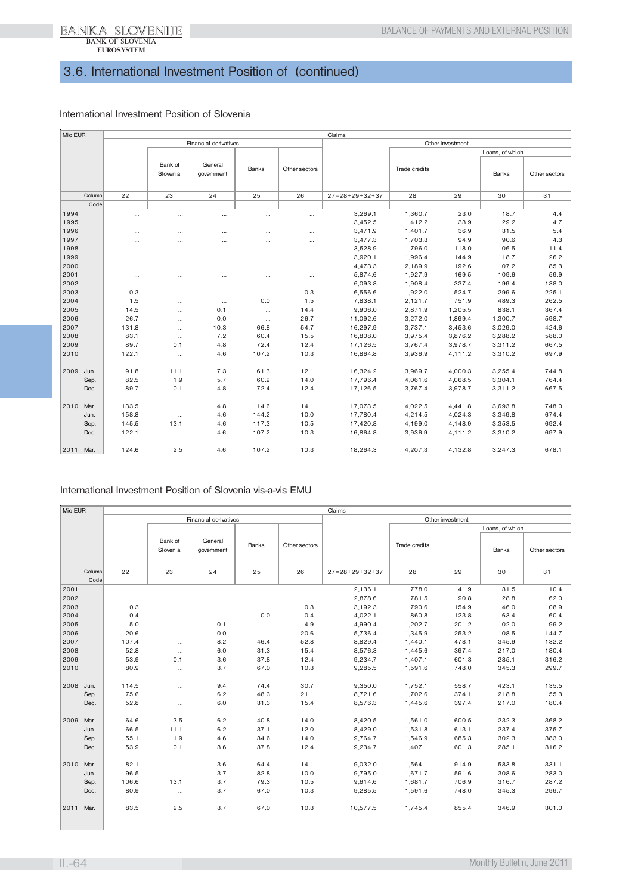## 3.6. International Investment Position of (continued)

International Investment Position of Slovenia

| Mio EUR | | Claims | | | | | | | | | |
|---|---|---|---|---|---|---|---|---|---|---|---|
| | | Financial derivatives | | | | | Other investment | | | | |
| | | | | | | | | | | Loans, of which | |
| | | | Bank of Slovenia | General government | Banks | Other sectors | | Trade credits | | Banks | Other sectors |
| | Column | 22 | 23 | 24 | 25 | 26 | 27=28+29+32+37 | 28 | 29 | 30 | 31 |
| | Code | | | | | | | | | | |
| 1994 | | ... | ... | ... | ... | ... | 3,269.1 | 1,360.7 | 23.0 | 18.7 | 4.4 |
| 1995 | | ... | ... | ... | ... | ... | 3,452.5 | 1,412.2 | 33.9 | 29.2 | 4.7 |
| 1996 | | ... | ... | ... | ... | ... | 3,471.9 | 1,401.7 | 36.9 | 31.5 | 5.4 |
| 1997 | | ... | ... | ... | ... | ... | 3,477.3 | 1,703.3 | 94.9 | 90.6 | 4.3 |
| 1998 | | ... | ... | ... | ... | ... | 3,528.9 | 1,796.0 | 118.0 | 106.5 | 11.4 |
| 1999 | | ... | ... | ... | ... | ... | 3,920.1 | 1,996.4 | 144.9 | 118.7 | 26.2 |
| 2000 | | ... | ... | ... | ... | ... | 4,473.3 | 2,189.9 | 192.6 | 107.2 | 85.3 |
| 2001 | | ... | ... | ... | ... | ... | 5,874.6 | 1,927.9 | 169.5 | 109.6 | 59.9 |
| 2002 | | ... | ... | ... | ... | ... | 6,093.8 | 1,908.4 | 337.4 | 199.4 | 138.0 |
| 2003 | | 0.3 | ... | ... | ... | 0.3 | 6,556.6 | 1,922.0 | 524.7 | 299.6 | 225.1 |
| 2004 | | 1.5 | ... | ... | 0.0 | 1.5 | 7,838.1 | 2,121.7 | 751.9 | 489.3 | 262.5 |
| 2005 | | 14.5 | ... | 0.1 | ... | 14.4 | 9,906.0 | 2,871.9 | 1,205.5 | 838.1 | 367.4 |
| 2006 | | 26.7 | ... | 0.0 | ... | 26.7 | 11,092.6 | 3,272.0 | 1,899.4 | 1,300.7 | 598.7 |
| 2007 | | 131.8 | ... | 10.3 | 66.8 | 54.7 | 16,297.9 | 3,737.1 | 3,453.6 | 3,029.0 | 424.6 |
| 2008 | | 83.1 | ... | 7.2 | 60.4 | 15.5 | 16,808.0 | 3,975.4 | 3,876.2 | 3,288.2 | 588.0 |
| 2009 | | 89.7 | 0.1 | 4.8 | 72.4 | 12.4 | 17,126.5 | 3,767.4 | 3,978.7 | 3,311.2 | 667.5 |
| 2010 | | 122.1 | ... | 4.6 | 107.2 | 10.3 | 16,864.8 | 3,936.9 | 4,111.2 | 3,310.2 | 697.9 |
| 2009 | Jun. | 91.8 | 11.1 | 7.3 | 61.3 | 12.1 | 16,324.2 | 3,969.7 | 4,000.3 | 3,255.4 | 744.8 |
| | Sep. | 82.5 | 1.9 | 5.7 | 60.9 | 14.0 | 17,796.4 | 4,061.6 | 4,068.5 | 3,304.1 | 764.4 |
| | Dec. | 89.7 | 0.1 | 4.8 | 72.4 | 12.4 | 17,126.5 | 3,767.4 | 3,978.7 | 3,311.2 | 667.5 |
| 2010 | Mar. | 133.5 | ... | 4.8 | 114.6 | 14.1 | 17,073.5 | 4,022.5 | 4,441.8 | 3,693.8 | 748.0 |
| | Jun. | 158.8 | ... | 4.6 | 144.2 | 10.0 | 17,780.4 | 4,214.5 | 4,024.3 | 3,349.8 | 674.4 |
| | Sep. | 145.5 | 13.1 | 4.6 | 117.3 | 10.5 | 17,420.8 | 4,199.0 | 4,148.9 | 3,353.5 | 692.4 |
| | Dec. | 122.1 | ... | 4.6 | 107.2 | 10.3 | 16,864.8 | 3,936.9 | 4,111.2 | 3,310.2 | 697.9 |
| 2011 | Mar. | 124.6 | 2.5 | 4.6 | 107.2 | 10.3 | 18,264.3 | 4,207.3 | 4,132.8 | 3,247.3 | 678.1 |

International Investment Position of Slovenia vis-a-vis EMU

| Mio EUR | | Claims | | | | | | | | | |
|---|---|---|---|---|---|---|---|---|---|---|---|
| | | Financial derivatives | | | | | Other investment | | | | |
| | | | | | | | | | | Loans, of which | |
| | | | Bank of Slovenia | General government | Banks | Other sectors | | Trade credits | | Banks | Other sectors |
| | Column | 22 | 23 | 24 | 25 | 26 | 27=28+29+32+37 | 28 | 29 | 30 | 31 |
| | Code | | | | | | | | | | |
| 2001 | | ... | ... | ... | ... | ... | 2,136.1 | 778.0 | 41.9 | 31.5 | 10.4 |
| 2002 | | ... | ... | ... | ... | ... | 2,878.6 | 781.5 | 90.8 | 28.8 | 62.0 |
| 2003 | | 0.3 | ... | ... | ... | 0.3 | 3,192.3 | 790.6 | 154.9 | 46.0 | 108.9 |
| 2004 | | 0.4 | ... | ... | 0.0 | 0.4 | 4,022.1 | 860.8 | 123.8 | 63.4 | 60.4 |
| 2005 | | 5.0 | ... | 0.1 | ... | 4.9 | 4,990.4 | 1,202.7 | 201.2 | 102.0 | 99.2 |
| 2006 | | 20.6 | ... | 0.0 | ... | 20.6 | 5,736.4 | 1,345.9 | 253.2 | 108.5 | 144.7 |
| 2007 | | 107.4 | ... | 8.2 | 46.4 | 52.8 | 8,829.4 | 1,440.1 | 478.1 | 345.9 | 132.2 |
| 2008 | | 52.8 | ... | 6.0 | 31.3 | 15.4 | 8,576.3 | 1,445.6 | 397.4 | 217.0 | 180.4 |
| 2009 | | 53.9 | 0.1 | 3.6 | 37.8 | 12.4 | 9,234.7 | 1,407.1 | 601.3 | 285.1 | 316.2 |
| 2010 | | 80.9 | ... | 3.7 | 67.0 | 10.3 | 9,285.5 | 1,591.6 | 748.0 | 345.3 | 299.7 |
| 2008 | Jun. | 114.5 | ... | 9.4 | 74.4 | 30.7 | 9,350.0 | 1,752.1 | 558.7 | 423.1 | 135.5 |
| | Sep. | 75.6 | ... | 6.2 | 48.3 | 21.1 | 8,721.6 | 1,702.6 | 374.1 | 218.8 | 155.3 |
| | Dec. | 52.8 | ... | 6.0 | 31.3 | 15.4 | 8,576.3 | 1,445.6 | 397.4 | 217.0 | 180.4 |
| 2009 | Mar. | 64.6 | 3.5 | 6.2 | 40.8 | 14.0 | 8,420.5 | 1,561.0 | 600.5 | 232.3 | 368.2 |
| | Jun. | 66.5 | 11.1 | 6.2 | 37.1 | 12.0 | 8,429.0 | 1,531.8 | 613.1 | 237.4 | 375.7 |
| | Sep. | 55.1 | 1.9 | 4.6 | 34.6 | 14.0 | 9,764.7 | 1,546.9 | 685.3 | 302.3 | 383.0 |
| | Dec. | 53.9 | 0.1 | 3.6 | 37.8 | 12.4 | 9,234.7 | 1,407.1 | 601.3 | 285.1 | 316.2 |
| 2010 | Mar. | 82.1 | ... | 3.6 | 64.4 | 14.1 | 9,032.0 | 1,564.1 | 914.9 | 583.8 | 331.1 |
| | Jun. | 96.5 | ... | 3.7 | 82.8 | 10.0 | 9,795.0 | 1,671.7 | 591.6 | 308.6 | 283.0 |
| | Sep. | 106.6 | 13.1 | 3.7 | 79.3 | 10.5 | 9,614.6 | 1,681.7 | 706.9 | 316.7 | 287.2 |
| | Dec. | 80.9 | ... | 3.7 | 67.0 | 10.3 | 9,285.5 | 1,591.6 | 748.0 | 345.3 | 299.7 |
| 2011 | Mar. | 83.5 | 2.5 | 3.7 | 67.0 | 10.3 | 10,577.5 | 1,745.4 | 855.4 | 346.9 | 301.0 |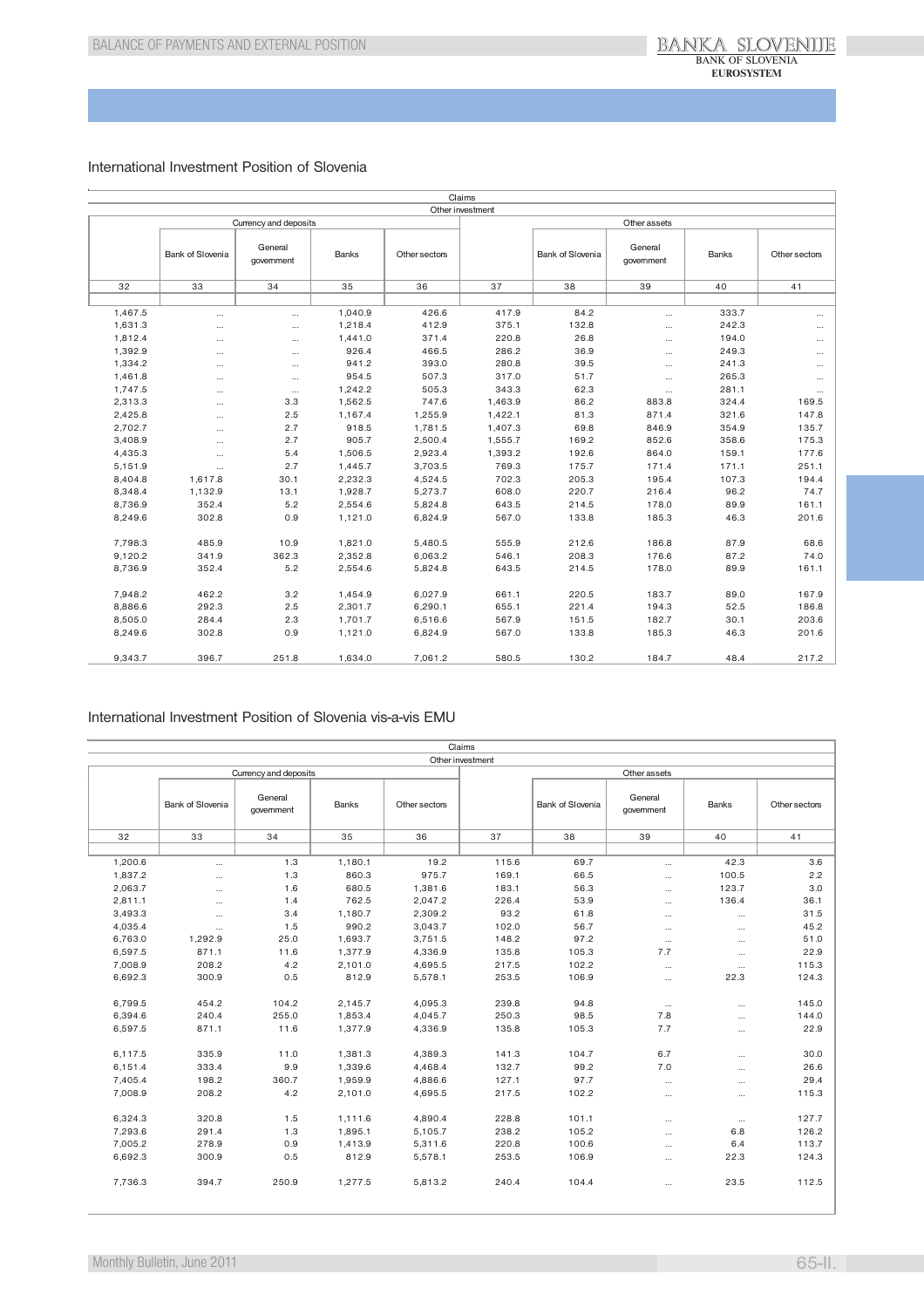## International Investment Position of Slovenia

| Claims | | | | | | | | | |
|---|---|---|---|---|---|---|---|---|---|
| Other investment | | | | | | | | | |
| | Currency and deposits | | | | | Other assets | | | |
| | Bank of Slovenia | General government | Banks | Other sectors | | Bank of Slovenia | General government | Banks | Other sectors |
| 32 | 33 | 34 | 35 | 36 | 37 | 38 | 39 | 40 | 41 |
| | | | | | | | | | |
| 1,467.5 | ... | ... | 1,040.9 | 426.6 | 417.9 | 84.2 | ... | 333.7 | ... |
| 1,631.3 | ... | ... | 1,218.4 | 412.9 | 375.1 | 132.8 | ... | 242.3 | ... |
| 1,812.4 | ... | ... | 1,441.0 | 371.4 | 220.8 | 26.8 | ... | 194.0 | ... |
| 1,392.9 | ... | ... | 926.4 | 466.5 | 286.2 | 36.9 | ... | 249.3 | ... |
| 1,334.2 | ... | ... | 941.2 | 393.0 | 280.8 | 39.5 | ... | 241.3 | ... |
| 1,461.8 | ... | ... | 954.5 | 507.3 | 317.0 | 51.7 | ... | 265.3 | ... |
| 1,747.5 | ... | ... | 1,242.2 | 505.3 | 343.3 | 62.3 | ... | 281.1 | ... |
| 2,313.3 | ... | 3.3 | 1,562.5 | 747.6 | 1,463.9 | 86.2 | 883.8 | 324.4 | 169.5 |
| 2,425.8 | ... | 2.5 | 1,167.4 | 1,255.9 | 1,422.1 | 81.3 | 871.4 | 321.6 | 147.8 |
| 2,702.7 | ... | 2.7 | 918.5 | 1,781.5 | 1,407.3 | 69.8 | 846.9 | 354.9 | 135.7 |
| 3,408.9 | ... | 2.7 | 905.7 | 2,500.4 | 1,555.7 | 169.2 | 852.6 | 358.6 | 175.3 |
| 4,435.3 | ... | 5.4 | 1,506.5 | 2,923.4 | 1,393.2 | 192.6 | 864.0 | 159.1 | 177.6 |
| 5,151.9 | ... | 2.7 | 1,445.7 | 3,703.5 | 769.3 | 175.7 | 171.4 | 171.1 | 251.1 |
| 8,404.8 | 1,617.8 | 30.1 | 2,232.3 | 4,524.5 | 702.3 | 205.3 | 195.4 | 107.3 | 194.4 |
| 8,348.4 | 1,132.9 | 13.1 | 1,928.7 | 5,273.7 | 608.0 | 220.7 | 216.4 | 96.2 | 74.7 |
| 8,736.9 | 352.4 | 5.2 | 2,554.6 | 5,824.8 | 643.5 | 214.5 | 178.0 | 89.9 | 161.1 |
| 8,249.6 | 302.8 | 0.9 | 1,121.0 | 6,824.9 | 567.0 | 133.8 | 185.3 | 46.3 | 201.6 |
| | | | | | | | | | |
| 7,798.3 | 485.9 | 10.9 | 1,821.0 | 5,480.5 | 555.9 | 212.6 | 186.8 | 87.9 | 68.6 |
| 9,120.2 | 341.9 | 362.3 | 2,352.8 | 6,063.2 | 546.1 | 208.3 | 176.6 | 87.2 | 74.0 |
| 8,736.9 | 352.4 | 5.2 | 2,554.6 | 5,824.8 | 643.5 | 214.5 | 178.0 | 89.9 | 161.1 |
| | | | | | | | | | |
| 7,948.2 | 462.2 | 3.2 | 1,454.9 | 6,027.9 | 661.1 | 220.5 | 183.7 | 89.0 | 167.9 |
| 8,886.6 | 292.3 | 2.5 | 2,301.7 | 6,290.1 | 655.1 | 221.4 | 194.3 | 52.5 | 186.8 |
| 8,505.0 | 284.4 | 2.3 | 1,701.7 | 6,516.6 | 567.9 | 151.5 | 182.7 | 30.1 | 203.6 |
| 8,249.6 | 302.8 | 0.9 | 1,121.0 | 6,824.9 | 567.0 | 133.8 | 185.3 | 46.3 | 201.6 |
| | | | | | | | | | |
| 9,343.7 | 396.7 | 251.8 | 1,634.0 | 7,061.2 | 580.5 | 130.2 | 184.7 | 48.4 | 217.2 |

## International Investment Position of Slovenia vis-a-vis EMU

| Claims | | | | | | | | | |
|---|---|---|---|---|---|---|---|---|---|
| Other investment | | | | | | | | | |
| | Currency and deposits | | | | | Other assets | | | |
| | Bank of Slovenia | General government | Banks | Other sectors | | Bank of Slovenia | General government | Banks | Other sectors |
| 32 | 33 | 34 | 35 | 36 | 37 | 38 | 39 | 40 | 41 |
| | | | | | | | | | |
| 1,200.6 | ... | 1.3 | 1,180.1 | 19.2 | 115.6 | 69.7 | ... | 42.3 | 3.6 |
| 1,837.2 | ... | 1.3 | 860.3 | 975.7 | 169.1 | 66.5 | ... | 100.5 | 2.2 |
| 2,063.7 | ... | 1.6 | 680.5 | 1,381.6 | 183.1 | 56.3 | ... | 123.7 | 3.0 |
| 2,811.1 | ... | 1.4 | 762.5 | 2,047.2 | 226.4 | 53.9 | ... | 136.4 | 36.1 |
| 3,493.3 | ... | 3.4 | 1,180.7 | 2,309.2 | 93.2 | 61.8 | ... | ... | 31.5 |
| 4,035.4 | ... | 1.5 | 990.2 | 3,043.7 | 102.0 | 56.7 | ... | ... | 45.2 |
| 6,763.0 | 1,292.9 | 25.0 | 1,693.7 | 3,751.5 | 148.2 | 97.2 | ... | ... | 51.0 |
| 6,597.5 | 871.1 | 11.6 | 1,377.9 | 4,336.9 | 135.8 | 105.3 | 7.7 | ... | 22.9 |
| 7,008.9 | 208.2 | 4.2 | 2,101.0 | 4,695.5 | 217.5 | 102.2 | ... | ... | 115.3 |
| 6,692.3 | 300.9 | 0.5 | 812.9 | 5,578.1 | 253.5 | 106.9 | ... | 22.3 | 124.3 |
| | | | | | | | | | |
| 6,799.5 | 454.2 | 104.2 | 2,145.7 | 4,095.3 | 239.8 | 94.8 | ... | ... | 145.0 |
| 6,394.6 | 240.4 | 255.0 | 1,853.4 | 4,045.7 | 250.3 | 98.5 | 7.8 | ... | 144.0 |
| 6,597.5 | 871.1 | 11.6 | 1,377.9 | 4,336.9 | 135.8 | 105.3 | 7.7 | ... | 22.9 |
| | | | | | | | | | |
| 6,117.5 | 335.9 | 11.0 | 1,381.3 | 4,389.3 | 141.3 | 104.7 | 6.7 | ... | 30.0 |
| 6,151.4 | 333.4 | 9.9 | 1,339.6 | 4,468.4 | 132.7 | 99.2 | 7.0 | ... | 26.6 |
| 7,405.4 | 198.2 | 360.7 | 1,959.9 | 4,886.6 | 127.1 | 97.7 | ... | ... | 29.4 |
| 7,008.9 | 208.2 | 4.2 | 2,101.0 | 4,695.5 | 217.5 | 102.2 | ... | ... | 115.3 |
| | | | | | | | | | |
| 6,324.3 | 320.8 | 1.5 | 1,111.6 | 4,890.4 | 228.8 | 101.1 | ... | ... | 127.7 |
| 7,293.6 | 291.4 | 1.3 | 1,895.1 | 5,105.7 | 238.2 | 105.2 | ... | 6.8 | 126.2 |
| 7,005.2 | 278.9 | 0.9 | 1,413.9 | 5,311.6 | 220.8 | 100.6 | ... | 6.4 | 113.7 |
| 6,692.3 | 300.9 | 0.5 | 812.9 | 5,578.1 | 253.5 | 106.9 | ... | 22.3 | 124.3 |
| | | | | | | | | | |
| 7,736.3 | 394.7 | 250.9 | 1,277.5 | 5,813.2 | 240.4 | 104.4 | ... | 23.5 | 112.5 |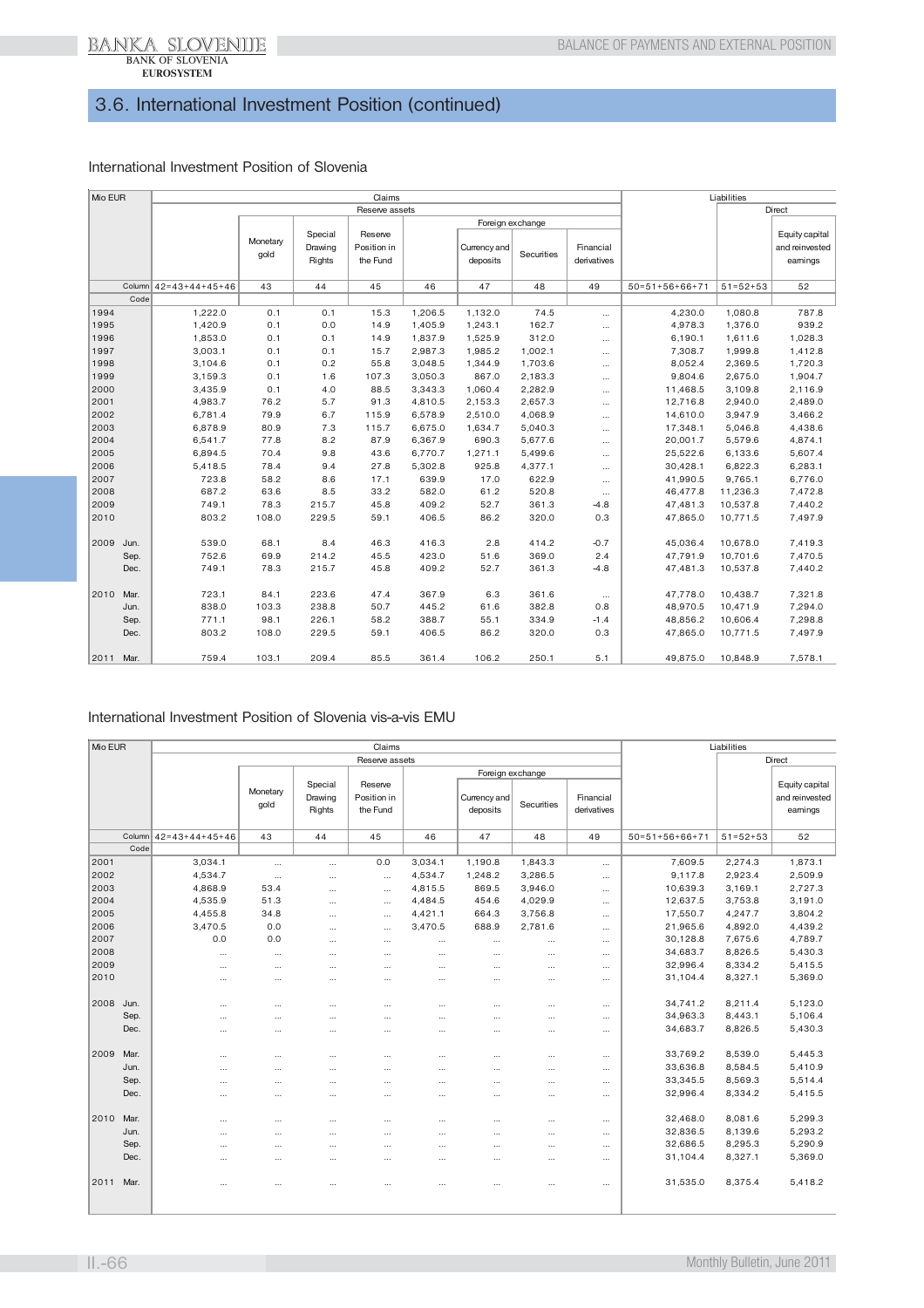## 3.6. International Investment Position (continued)

### International Investment Position of Slovenia

| Mio EUR | Claims | | | | | | | | Liabilities | | |
|---|---|---|---|---|---|---|---|---|---|---|---|
| | Reserve assets | | | | | | | | | Direct | |
| | | Monetary gold | Special Drawing Rights | Reserve Position in the Fund | | Foreign exchange | | | | | |
| | | | | | | Currency and deposits | Securities | Financial derivatives | | | Equity capital and reinvested earnings |
| Column | 42=43+44+45+46 | 43 | 44 | 45 | 46 | 47 | 48 | 49 | 50=51+56+66+71 | 51=52+53 | 52 |
| Code | | | | | | | | | | | |
| 1994 | 1,222.0 | 0.1 | 0.1 | 15.3 | 1,206.5 | 1,132.0 | 74.5 | ... | 4,230.0 | 1,080.8 | 787.8 |
| 1995 | 1,420.9 | 0.1 | 0.0 | 14.9 | 1,405.9 | 1,243.1 | 162.7 | ... | 4,978.3 | 1,376.0 | 939.2 |
| 1996 | 1,853.0 | 0.1 | 0.1 | 14.9 | 1,837.9 | 1,525.9 | 312.0 | ... | 6,190.1 | 1,611.6 | 1,028.3 |
| 1997 | 3,003.1 | 0.1 | 0.1 | 15.7 | 2,987.3 | 1,985.2 | 1,002.1 | ... | 7,308.7 | 1,999.8 | 1,412.8 |
| 1998 | 3,104.6 | 0.1 | 0.2 | 55.8 | 3,048.5 | 1,344.9 | 1,703.6 | ... | 8,052.4 | 2,369.5 | 1,720.3 |
| 1999 | 3,159.3 | 0.1 | 1.6 | 107.3 | 3,050.3 | 867.0 | 2,183.3 | ... | 9,804.6 | 2,675.0 | 1,904.7 |
| 2000 | 3,435.9 | 0.1 | 4.0 | 88.5 | 3,343.3 | 1,060.4 | 2,282.9 | ... | 11,468.5 | 3,109.8 | 2,116.9 |
| 2001 | 4,983.7 | 76.2 | 5.7 | 91.3 | 4,810.5 | 2,153.3 | 2,657.3 | ... | 12,716.8 | 2,940.0 | 2,489.0 |
| 2002 | 6,781.4 | 79.9 | 6.7 | 115.9 | 6,578.9 | 2,510.0 | 4,068.9 | ... | 14,610.0 | 3,947.9 | 3,466.2 |
| 2003 | 6,878.9 | 80.9 | 7.3 | 115.7 | 6,675.0 | 1,634.7 | 5,040.3 | ... | 17,348.1 | 5,046.8 | 4,438.6 |
| 2004 | 6,541.7 | 77.8 | 8.2 | 87.9 | 6,367.9 | 690.3 | 5,677.6 | ... | 20,001.7 | 5,579.6 | 4,874.1 |
| 2005 | 6,894.5 | 70.4 | 9.8 | 43.6 | 6,770.7 | 1,271.1 | 5,499.6 | ... | 25,522.6 | 6,133.6 | 5,607.4 |
| 2006 | 5,418.5 | 78.4 | 9.4 | 27.8 | 5,302.8 | 925.8 | 4,377.1 | ... | 30,428.1 | 6,822.3 | 6,283.1 |
| 2007 | 723.8 | 58.2 | 8.6 | 17.1 | 639.9 | 17.0 | 622.9 | ... | 41,990.5 | 9,765.1 | 6,776.0 |
| 2008 | 687.2 | 63.6 | 8.5 | 33.2 | 582.0 | 61.2 | 520.8 | ... | 46,477.8 | 11,236.3 | 7,472.8 |
| 2009 | 749.1 | 78.3 | 215.7 | 45.8 | 409.2 | 52.7 | 361.3 | -4.8 | 47,481.3 | 10,537.8 | 7,440.2 |
| 2010 | 803.2 | 108.0 | 229.5 | 59.1 | 406.5 | 86.2 | 320.0 | 0.3 | 47,865.0 | 10,771.5 | 7,497.9 |
| 2009 Jun. | 539.0 | 68.1 | 8.4 | 46.3 | 416.3 | 2.8 | 414.2 | -0.7 | 45,036.4 | 10,678.0 | 7,419.3 |
| Sep. | 752.6 | 69.9 | 214.2 | 45.5 | 423.0 | 51.6 | 369.0 | 2.4 | 47,791.9 | 10,701.6 | 7,470.5 |
| Dec. | 749.1 | 78.3 | 215.7 | 45.8 | 409.2 | 52.7 | 361.3 | -4.8 | 47,481.3 | 10,537.8 | 7,440.2 |
| 2010 Mar. | 723.1 | 84.1 | 223.6 | 47.4 | 367.9 | 6.3 | 361.6 | ... | 47,778.0 | 10,438.7 | 7,321.8 |
| Jun. | 838.0 | 103.3 | 238.8 | 50.7 | 445.2 | 61.6 | 382.8 | 0.8 | 48,970.5 | 10,471.9 | 7,294.0 |
| Sep. | 771.1 | 98.1 | 226.1 | 58.2 | 388.7 | 55.1 | 334.9 | -1.4 | 48,856.2 | 10,606.4 | 7,298.8 |
| Dec. | 803.2 | 108.0 | 229.5 | 59.1 | 406.5 | 86.2 | 320.0 | 0.3 | 47,865.0 | 10,771.5 | 7,497.9 |
| 2011 Mar. | 759.4 | 103.1 | 209.4 | 85.5 | 361.4 | 106.2 | 250.1 | 5.1 | 49,875.0 | 10,848.9 | 7,578.1 |

### International Investment Position of Slovenia vis-a-vis EMU

| Mio EUR | Claims | | | | | | | | Liabilities | | |
|---|---|---|---|---|---|---|---|---|---|---|---|
| | Reserve assets | | | | | | | | | Direct | |
| | | Monetary gold | Special Drawing Rights | Reserve Position in the Fund | | Foreign exchange | | | | | |
| | | | | | | Currency and deposits | Securities | Financial derivatives | | | Equity capital and reinvested earnings |
| Column | 42=43+44+45+46 | 43 | 44 | 45 | 46 | 47 | 48 | 49 | 50=51+56+66+71 | 51=52+53 | 52 |
| Code | | | | | | | | | | | |
| 2001 | 3,034.1 | ... | ... | 0.0 | 3,034.1 | 1,190.8 | 1,843.3 | ... | 7,609.5 | 2,274.3 | 1,873.1 |
| 2002 | 4,534.7 | ... | ... | ... | 4,534.7 | 1,248.2 | 3,286.5 | ... | 9,117.8 | 2,923.4 | 2,509.9 |
| 2003 | 4,868.9 | 53.4 | ... | ... | 4,815.5 | 869.5 | 3,946.0 | ... | 10,639.3 | 3,169.1 | 2,727.3 |
| 2004 | 4,535.9 | 51.3 | ... | ... | 4,484.5 | 454.6 | 4,029.9 | ... | 12,637.5 | 3,753.8 | 3,191.0 |
| 2005 | 4,455.8 | 34.8 | ... | ... | 4,421.1 | 664.3 | 3,756.8 | ... | 17,550.7 | 4,247.7 | 3,804.2 |
| 2006 | 3,470.5 | 0.0 | ... | ... | 3,470.5 | 688.9 | 2,781.6 | ... | 21,965.6 | 4,892.0 | 4,439.2 |
| 2007 | 0.0 | 0.0 | ... | ... | ... | ... | ... | ... | 30,128.8 | 7,675.6 | 4,789.7 |
| 2008 | ... | ... | ... | ... | ... | ... | ... | ... | 34,683.7 | 8,826.5 | 5,430.3 |
| 2009 | ... | ... | ... | ... | ... | ... | ... | ... | 32,996.4 | 8,334.2 | 5,415.5 |
| 2010 | ... | ... | ... | ... | ... | ... | ... | ... | 31,104.4 | 8,327.1 | 5,369.0 |
| 2008 Jun. | ... | ... | ... | ... | ... | ... | ... | ... | 34,741.2 | 8,211.4 | 5,123.0 |
| Sep. | ... | ... | ... | ... | ... | ... | ... | ... | 34,963.3 | 8,443.1 | 5,106.4 |
| Dec. | ... | ... | ... | ... | ... | ... | ... | ... | 34,683.7 | 8,826.5 | 5,430.3 |
| 2009 Mar. | ... | ... | ... | ... | ... | ... | ... | ... | 33,769.2 | 8,539.0 | 5,445.3 |
| Jun. | ... | ... | ... | ... | ... | ... | ... | ... | 33,636.8 | 8,584.5 | 5,410.9 |
| Sep. | ... | ... | ... | ... | ... | ... | ... | ... | 33,345.5 | 8,569.3 | 5,514.4 |
| Dec. | ... | ... | ... | ... | ... | ... | ... | ... | 32,996.4 | 8,334.2 | 5,415.5 |
| 2010 Mar. | ... | ... | ... | ... | ... | ... | ... | ... | 32,468.0 | 8,081.6 | 5,299.3 |
| Jun. | ... | ... | ... | ... | ... | ... | ... | ... | 32,836.5 | 8,139.6 | 5,293.2 |
| Sep. | ... | ... | ... | ... | ... | ... | ... | ... | 32,686.5 | 8,295.3 | 5,290.9 |
| Dec. | ... | ... | ... | ... | ... | ... | ... | ... | 31,104.4 | 8,327.1 | 5,369.0 |
| 2011 Mar. | ... | ... | ... | ... | ... | ... | ... | ... | 31,535.0 | 8,375.4 | 5,418.2 |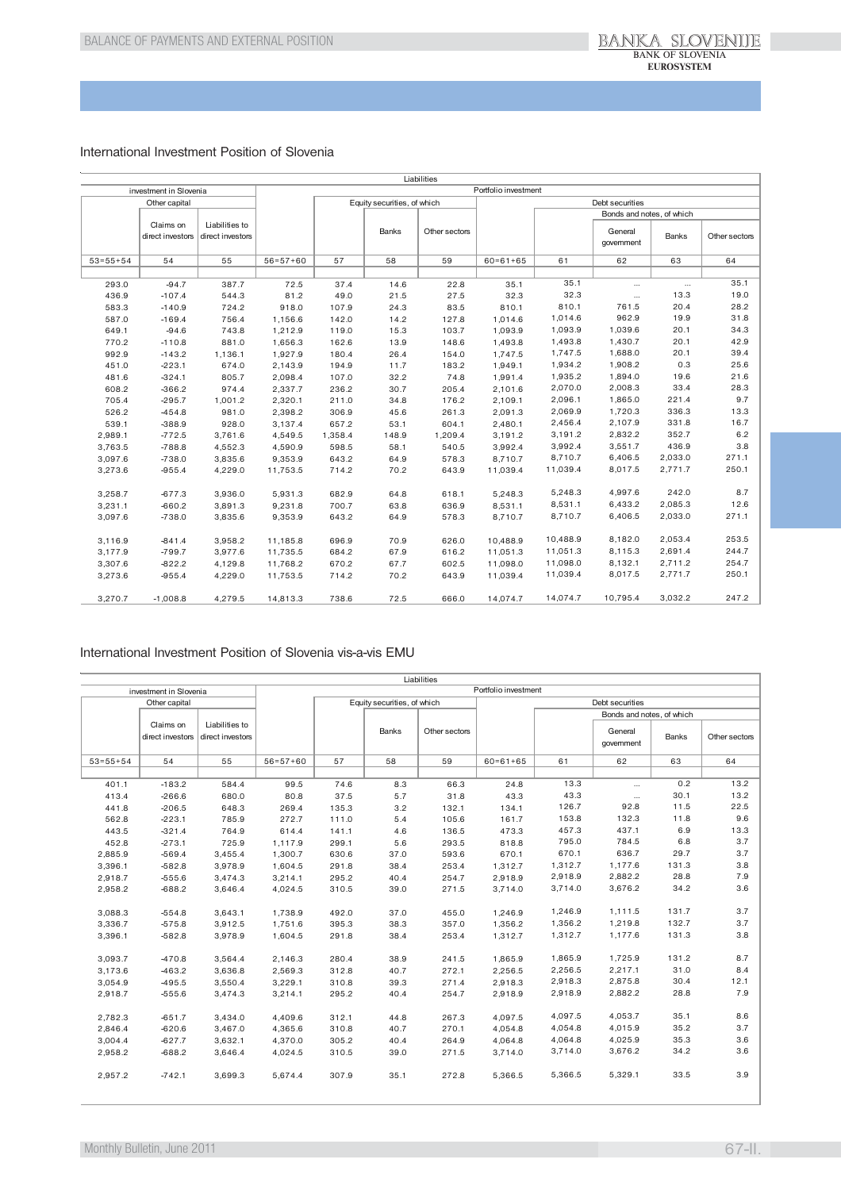## International Investment Position of Slovenia

| Liabilities | | | | | | | | | | | |
|---|---|---|---|---|---|---|---|---|---|---|---|
| investment in Slovenia | | | Portfolio investment | | | | | | | | |
| Other capital | | | | Equity securities, of which | | | Debt securities | | | | |
| | | | | | | | | | Bonds and notes, of which | | |
| | Claims on direct investors | Liabilities to direct investors | | | Banks | Other sectors | | | General government | Banks | Other sectors |
| 53=55+54 | 54 | 55 | 56=57+60 | 57 | 58 | 59 | 60=61+65 | 61 | 62 | 63 | 64 |
| 293.0 | -94.7 | 387.7 | 72.5 | 37.4 | 14.6 | 22.8 | 35.1 | 35.1 | ... | ... | 35.1 |
| 436.9 | -107.4 | 544.3 | 81.2 | 49.0 | 21.5 | 27.5 | 32.3 | 32.3 | ... | 13.3 | 19.0 |
| 583.3 | -140.9 | 724.2 | 918.0 | 107.9 | 24.3 | 83.5 | 810.1 | 810.1 | 761.5 | 20.4 | 28.2 |
| 587.0 | -169.4 | 756.4 | 1,156.6 | 142.0 | 14.2 | 127.8 | 1,014.6 | 1,014.6 | 962.9 | 19.9 | 31.8 |
| 649.1 | -94.6 | 743.8 | 1,212.9 | 119.0 | 15.3 | 103.7 | 1,093.9 | 1,093.9 | 1,039.6 | 20.1 | 34.3 |
| 770.2 | -110.8 | 881.0 | 1,656.3 | 162.6 | 13.9 | 148.6 | 1,493.8 | 1,493.8 | 1,430.7 | 20.1 | 42.9 |
| 992.9 | -143.2 | 1,136.1 | 1,927.9 | 180.4 | 26.4 | 154.0 | 1,747.5 | 1,747.5 | 1,688.0 | 20.1 | 39.4 |
| 451.0 | -223.1 | 674.0 | 2,143.9 | 194.9 | 11.7 | 183.2 | 1,949.1 | 1,934.2 | 1,908.2 | 0.3 | 25.6 |
| 481.6 | -324.1 | 805.7 | 2,098.4 | 107.0 | 32.2 | 74.8 | 1,991.4 | 1,935.2 | 1,894.0 | 19.6 | 21.6 |
| 608.2 | -366.2 | 974.4 | 2,337.7 | 236.2 | 30.7 | 205.4 | 2,101.6 | 2,070.0 | 2,008.3 | 33.4 | 28.3 |
| 705.4 | -295.7 | 1,001.2 | 2,320.1 | 211.0 | 34.8 | 176.2 | 2,109.1 | 2,096.1 | 1,865.0 | 221.4 | 9.7 |
| 526.2 | -454.8 | 981.0 | 2,398.2 | 306.9 | 45.6 | 261.3 | 2,091.3 | 2,069.9 | 1,720.3 | 336.3 | 13.3 |
| 539.1 | -388.9 | 928.0 | 3,137.4 | 657.2 | 53.1 | 604.1 | 2,480.1 | 2,456.4 | 2,107.9 | 331.8 | 16.7 |
| 2,989.1 | -772.5 | 3,761.6 | 4,549.5 | 1,358.4 | 148.9 | 1,209.4 | 3,191.2 | 3,191.2 | 2,832.2 | 352.7 | 6.2 |
| 3,763.5 | -788.8 | 4,552.3 | 4,590.9 | 598.5 | 58.1 | 540.5 | 3,992.4 | 3,992.4 | 3,551.7 | 436.9 | 3.8 |
| 3,097.6 | -738.0 | 3,835.6 | 9,353.9 | 643.2 | 64.9 | 578.3 | 8,710.7 | 8,710.7 | 6,406.5 | 2,033.0 | 271.1 |
| 3,273.6 | -955.4 | 4,229.0 | 11,753.5 | 714.2 | 70.2 | 643.9 | 11,039.4 | 11,039.4 | 8,017.5 | 2,771.7 | 250.1 |
| | | | | | | | | | | | |
| 3,258.7 | -677.3 | 3,936.0 | 5,931.3 | 682.9 | 64.8 | 618.1 | 5,248.3 | 5,248.3 | 4,997.6 | 242.0 | 8.7 |
| 3,231.1 | -660.2 | 3,891.3 | 9,231.8 | 700.7 | 63.8 | 636.9 | 8,531.1 | 8,531.1 | 6,433.2 | 2,085.3 | 12.6 |
| 3,097.6 | -738.0 | 3,835.6 | 9,353.9 | 643.2 | 64.9 | 578.3 | 8,710.7 | 8,710.7 | 6,406.5 | 2,033.0 | 271.1 |
| | | | | | | | | | | | |
| 3,116.9 | -841.4 | 3,958.2 | 11,185.8 | 696.9 | 70.9 | 626.0 | 10,488.9 | 10,488.9 | 8,182.0 | 2,053.4 | 253.5 |
| 3,177.9 | -799.7 | 3,977.6 | 11,735.5 | 684.2 | 67.9 | 616.2 | 11,051.3 | 11,051.3 | 8,115.3 | 2,691.4 | 244.7 |
| 3,307.6 | -822.2 | 4,129.8 | 11,768.2 | 670.2 | 67.7 | 602.5 | 11,098.0 | 11,098.0 | 8,132.1 | 2,711.2 | 254.7 |
| 3,273.6 | -955.4 | 4,229.0 | 11,753.5 | 714.2 | 70.2 | 643.9 | 11,039.4 | 11,039.4 | 8,017.5 | 2,771.7 | 250.1 |
| | | | | | | | | | | | |
| 3,270.7 | -1,008.8 | 4,279.5 | 14,813.3 | 738.6 | 72.5 | 666.0 | 14,074.7 | 14,074.7 | 10,795.4 | 3,032.2 | 247.2 |

## International Investment Position of Slovenia vis-a-vis EMU

| Liabilities | | | | | | | | | | | |
|---|---|---|---|---|---|---|---|---|---|---|---|
| investment in Slovenia | | | Portfolio investment | | | | | | | | |
| Other capital | | | | Equity securities, of which | | | Debt securities | | | | |
| | | | | | | | | | Bonds and notes, of which | | |
| | Claims on direct investors | Liabilities to direct investors | | | Banks | Other sectors | | | General government | Banks | Other sectors |
| 53=55+54 | 54 | 55 | 56=57+60 | 57 | 58 | 59 | 60=61+65 | 61 | 62 | 63 | 64 |
| 401.1 | -183.2 | 584.4 | 99.5 | 74.6 | 8.3 | 66.3 | 24.8 | 13.3 | ... | 0.2 | 13.2 |
| 413.4 | -266.6 | 680.0 | 80.8 | 37.5 | 5.7 | 31.8 | 43.3 | 43.3 | ... | 30.1 | 13.2 |
| 441.8 | -206.5 | 648.3 | 269.4 | 135.3 | 3.2 | 132.1 | 134.1 | 126.7 | 92.8 | 11.5 | 22.5 |
| 562.8 | -223.1 | 785.9 | 272.7 | 111.0 | 5.4 | 105.6 | 161.7 | 153.8 | 132.3 | 11.8 | 9.6 |
| 443.5 | -321.4 | 764.9 | 614.4 | 141.1 | 4.6 | 136.5 | 473.3 | 457.3 | 437.1 | 6.9 | 13.3 |
| 452.8 | -273.1 | 725.9 | 1,117.9 | 299.1 | 5.6 | 293.5 | 818.8 | 795.0 | 784.5 | 6.8 | 3.7 |
| 2,885.9 | -569.4 | 3,455.4 | 1,300.7 | 630.6 | 37.0 | 593.6 | 670.1 | 670.1 | 636.7 | 29.7 | 3.7 |
| 3,396.1 | -582.8 | 3,978.9 | 1,604.5 | 291.8 | 38.4 | 253.4 | 1,312.7 | 1,312.7 | 1,177.6 | 131.3 | 3.8 |
| 2,918.7 | -555.6 | 3,474.3 | 3,214.1 | 295.2 | 40.4 | 254.7 | 2,918.9 | 2,918.9 | 2,882.2 | 28.8 | 7.9 |
| 2,958.2 | -688.2 | 3,646.4 | 4,024.5 | 310.5 | 39.0 | 271.5 | 3,714.0 | 3,714.0 | 3,676.2 | 34.2 | 3.6 |
| | | | | | | | | | | | |
| 3,088.3 | -554.8 | 3,643.1 | 1,738.9 | 492.0 | 37.0 | 455.0 | 1,246.9 | 1,246.9 | 1,111.5 | 131.7 | 3.7 |
| 3,336.7 | -575.8 | 3,912.5 | 1,751.6 | 395.3 | 38.3 | 357.0 | 1,356.2 | 1,356.2 | 1,219.8 | 132.7 | 3.7 |
| 3,396.1 | -582.8 | 3,978.9 | 1,604.5 | 291.8 | 38.4 | 253.4 | 1,312.7 | 1,312.7 | 1,177.6 | 131.3 | 3.8 |
| | | | | | | | | | | | |
| 3,093.7 | -470.8 | 3,564.4 | 2,146.3 | 280.4 | 38.9 | 241.5 | 1,865.9 | 1,865.9 | 1,725.9 | 131.2 | 8.7 |
| 3,173.6 | -463.2 | 3,636.8 | 2,569.3 | 312.8 | 40.7 | 272.1 | 2,256.5 | 2,256.5 | 2,217.1 | 31.0 | 8.4 |
| 3,054.9 | -495.5 | 3,550.4 | 3,229.1 | 310.8 | 39.3 | 271.4 | 2,918.3 | 2,918.3 | 2,875.8 | 30.4 | 12.1 |
| 2,918.7 | -555.6 | 3,474.3 | 3,214.1 | 295.2 | 40.4 | 254.7 | 2,918.9 | 2,918.9 | 2,882.2 | 28.8 | 7.9 |
| | | | | | | | | | | | |
| 2,782.3 | -651.7 | 3,434.0 | 4,409.6 | 312.1 | 44.8 | 267.3 | 4,097.5 | 4,097.5 | 4,053.7 | 35.1 | 8.6 |
| 2,846.4 | -620.6 | 3,467.0 | 4,365.6 | 310.8 | 40.7 | 270.1 | 4,054.8 | 4,054.8 | 4,015.9 | 35.2 | 3.7 |
| 3,004.4 | -627.7 | 3,632.1 | 4,370.0 | 305.2 | 40.4 | 264.9 | 4,064.8 | 4,064.8 | 4,025.9 | 35.3 | 3.6 |
| 2,958.2 | -688.2 | 3,646.4 | 4,024.5 | 310.5 | 39.0 | 271.5 | 3,714.0 | 3,714.0 | 3,676.2 | 34.2 | 3.6 |
| | | | | | | | | | | | |
| 2,957.2 | -742.1 | 3,699.3 | 5,674.4 | 307.9 | 35.1 | 272.8 | 5,366.5 | 5,366.5 | 5,329.1 | 33.5 | 3.9 |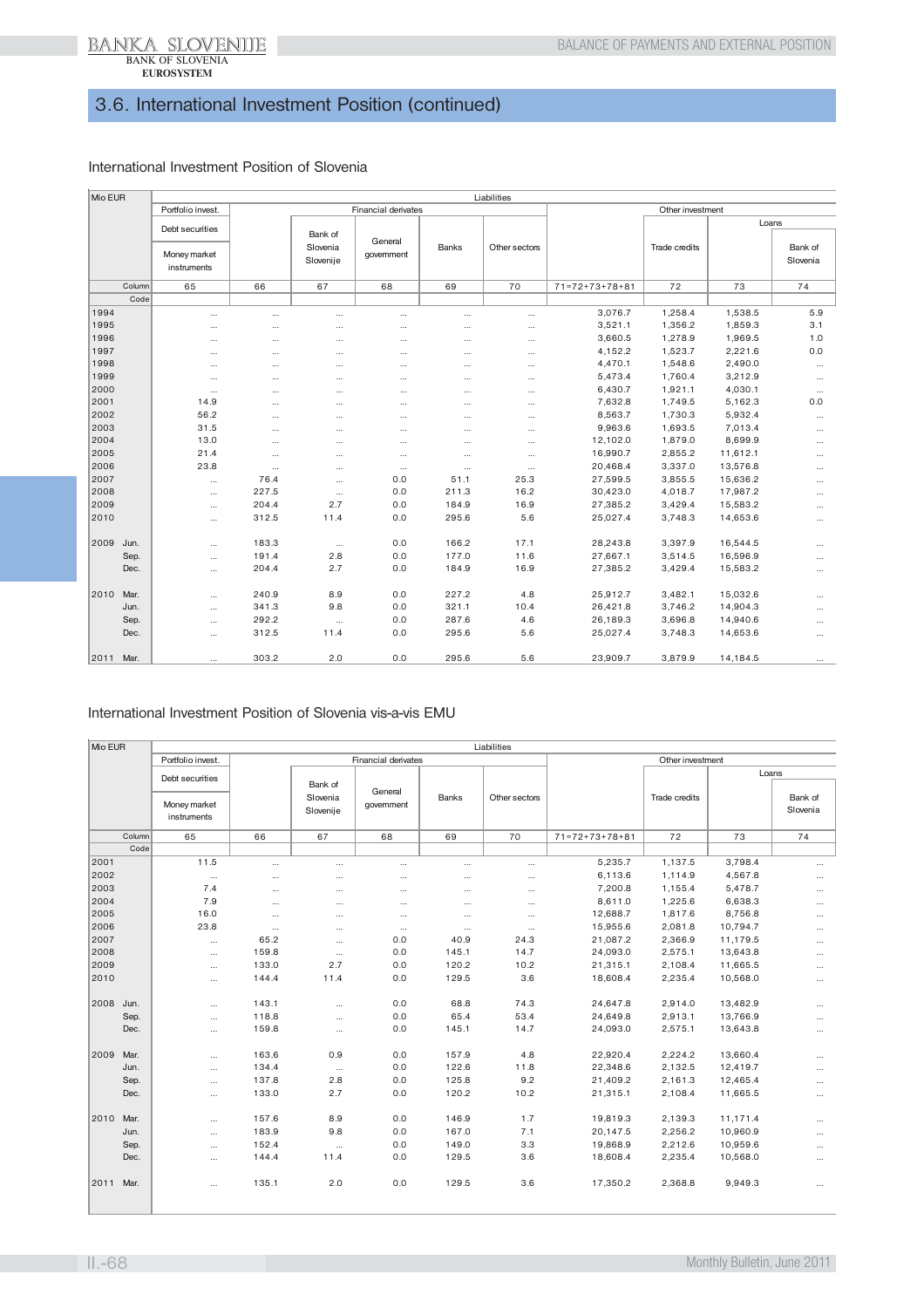# 3.6. International Investment Position (continued)

## International Investment Position of Slovenia

| Mio EUR | Liabilities | | | | | | | | | |
|---|---|---|---|---|---|---|---|---|---|---|
| | Portfolio invest. | Financial derivates | | | | | Other investment | | | |
| | Debt securities | | | | | | | | Loans | |
| | Money market instruments | | Bank of Slovenia Slovenije | General government | Banks | Other sectors | | Trade credits | | Bank of Slovenia |
| Column | 65 | 66 | 67 | 68 | 69 | 70 | 71=72+73+78+81 | 72 | 73 | 74 |
| Code | | | | | | | | | | |
| 1994 | ... | ... | ... | ... | ... | ... | 3,076.7 | 1,258.4 | 1,538.5 | 5.9 |
| 1995 | ... | ... | ... | ... | ... | ... | 3,521.1 | 1,356.2 | 1,859.3 | 3.1 |
| 1996 | ... | ... | ... | ... | ... | ... | 3,660.5 | 1,278.9 | 1,969.5 | 1.0 |
| 1997 | ... | ... | ... | ... | ... | ... | 4,152.2 | 1,523.7 | 2,221.6 | 0.0 |
| 1998 | ... | ... | ... | ... | ... | ... | 4,470.1 | 1,548.6 | 2,490.0 | ... |
| 1999 | ... | ... | ... | ... | ... | ... | 5,473.4 | 1,760.4 | 3,212.9 | ... |
| 2000 | ... | ... | ... | ... | ... | ... | 6,430.7 | 1,921.1 | 4,030.1 | ... |
| 2001 | 14.9 | ... | ... | ... | ... | ... | 7,632.8 | 1,749.5 | 5,162.3 | 0.0 |
| 2002 | 56.2 | ... | ... | ... | ... | ... | 8,563.7 | 1,730.3 | 5,932.4 | ... |
| 2003 | 31.5 | ... | ... | ... | ... | ... | 9,963.6 | 1,693.5 | 7,013.4 | ... |
| 2004 | 13.0 | ... | ... | ... | ... | ... | 12,102.0 | 1,879.0 | 8,699.9 | ... |
| 2005 | 21.4 | ... | ... | ... | ... | ... | 16,990.7 | 2,855.2 | 11,612.1 | ... |
| 2006 | 23.8 | ... | ... | ... | ... | ... | 20,468.4 | 3,337.0 | 13,576.8 | ... |
| 2007 | ... | 76.4 | ... | 0.0 | 51.1 | 25.3 | 27,599.5 | 3,855.5 | 15,636.2 | ... |
| 2008 | ... | 227.5 | ... | 0.0 | 211.3 | 16.2 | 30,423.0 | 4,018.7 | 17,987.2 | ... |
| 2009 | ... | 204.4 | 2.7 | 0.0 | 184.9 | 16.9 | 27,385.2 | 3,429.4 | 15,583.2 | ... |
| 2010 | ... | 312.5 | 11.4 | 0.0 | 295.6 | 5.6 | 25,027.4 | 3,748.3 | 14,653.6 | ... |
| 2009 Jun. | ... | 183.3 | ... | 0.0 | 166.2 | 17.1 | 28,243.8 | 3,397.9 | 16,544.5 | ... |
| Sep. | ... | 191.4 | 2.8 | 0.0 | 177.0 | 11.6 | 27,667.1 | 3,514.5 | 16,596.9 | ... |
| Dec. | ... | 204.4 | 2.7 | 0.0 | 184.9 | 16.9 | 27,385.2 | 3,429.4 | 15,583.2 | ... |
| 2010 Mar. | ... | 240.9 | 8.9 | 0.0 | 227.2 | 4.8 | 25,912.7 | 3,482.1 | 15,032.6 | ... |
| Jun. | ... | 341.3 | 9.8 | 0.0 | 321.1 | 10.4 | 26,421.8 | 3,746.2 | 14,904.3 | ... |
| Sep. | ... | 292.2 | ... | 0.0 | 287.6 | 4.6 | 26,189.3 | 3,696.8 | 14,940.6 | ... |
| Dec. | ... | 312.5 | 11.4 | 0.0 | 295.6 | 5.6 | 25,027.4 | 3,748.3 | 14,653.6 | ... |
| 2011 Mar. | ... | 303.2 | 2.0 | 0.0 | 295.6 | 5.6 | 23,909.7 | 3,879.9 | 14,184.5 | ... |

## International Investment Position of Slovenia vis-a-vis EMU

| Mio EUR | Liabilities | | | | | | | | | |
|---|---|---|---|---|---|---|---|---|---|---|
| | Portfolio invest. | Financial derivates | | | | | Other investment | | | |
| | Debt securities | | | | | | | | Loans | |
| | Money market instruments | | Bank of Slovenia Slovenije | General government | Banks | Other sectors | | Trade credits | | Bank of Slovenia |
| Column | 65 | 66 | 67 | 68 | 69 | 70 | 71=72+73+78+81 | 72 | 73 | 74 |
| Code | | | | | | | | | | |
| 2001 | 11.5 | ... | ... | ... | ... | ... | 5,235.7 | 1,137.5 | 3,798.4 | ... |
| 2002 | ... | ... | ... | ... | ... | ... | 6,113.6 | 1,114.9 | 4,567.8 | ... |
| 2003 | 7.4 | ... | ... | ... | ... | ... | 7,200.8 | 1,155.4 | 5,478.7 | ... |
| 2004 | 7.9 | ... | ... | ... | ... | ... | 8,611.0 | 1,225.6 | 6,638.3 | ... |
| 2005 | 16.0 | ... | ... | ... | ... | ... | 12,688.7 | 1,817.6 | 8,756.8 | ... |
| 2006 | 23.8 | ... | ... | ... | ... | ... | 15,955.6 | 2,081.8 | 10,794.7 | ... |
| 2007 | ... | 65.2 | ... | 0.0 | 40.9 | 24.3 | 21,087.2 | 2,366.9 | 11,179.5 | ... |
| 2008 | ... | 159.8 | ... | 0.0 | 145.1 | 14.7 | 24,093.0 | 2,575.1 | 13,643.8 | ... |
| 2009 | ... | 133.0 | 2.7 | 0.0 | 120.2 | 10.2 | 21,315.1 | 2,108.4 | 11,665.5 | ... |
| 2010 | ... | 144.4 | 11.4 | 0.0 | 129.5 | 3.6 | 18,608.4 | 2,235.4 | 10,568.0 | ... |
| 2008 Jun. | ... | 143.1 | ... | 0.0 | 68.8 | 74.3 | 24,647.8 | 2,914.0 | 13,482.9 | ... |
| Sep. | ... | 118.8 | ... | 0.0 | 65.4 | 53.4 | 24,649.8 | 2,913.1 | 13,766.9 | ... |
| Dec. | ... | 159.8 | ... | 0.0 | 145.1 | 14.7 | 24,093.0 | 2,575.1 | 13,643.8 | ... |
| 2009 Mar. | ... | 163.6 | 0.9 | 0.0 | 157.9 | 4.8 | 22,920.4 | 2,224.2 | 13,660.4 | ... |
| Jun. | ... | 134.4 | ... | 0.0 | 122.6 | 11.8 | 22,348.6 | 2,132.5 | 12,419.7 | ... |
| Sep. | ... | 137.8 | 2.8 | 0.0 | 125.8 | 9.2 | 21,409.2 | 2,161.3 | 12,465.4 | ... |
| Dec. | ... | 133.0 | 2.7 | 0.0 | 120.2 | 10.2 | 21,315.1 | 2,108.4 | 11,665.5 | ... |
| 2010 Mar. | ... | 157.6 | 8.9 | 0.0 | 146.9 | 1.7 | 19,819.3 | 2,139.3 | 11,171.4 | ... |
| Jun. | ... | 183.9 | 9.8 | 0.0 | 167.0 | 7.1 | 20,147.5 | 2,256.2 | 10,960.9 | ... |
| Sep. | ... | 152.4 | ... | 0.0 | 149.0 | 3.3 | 19,868.9 | 2,212.6 | 10,959.6 | ... |
| Dec. | ... | 144.4 | 11.4 | 0.0 | 129.5 | 3.6 | 18,608.4 | 2,235.4 | 10,568.0 | ... |
| 2011 Mar. | ... | 135.1 | 2.0 | 0.0 | 129.5 | 3.6 | 17,350.2 | 2,368.8 | 9,949.3 | ... |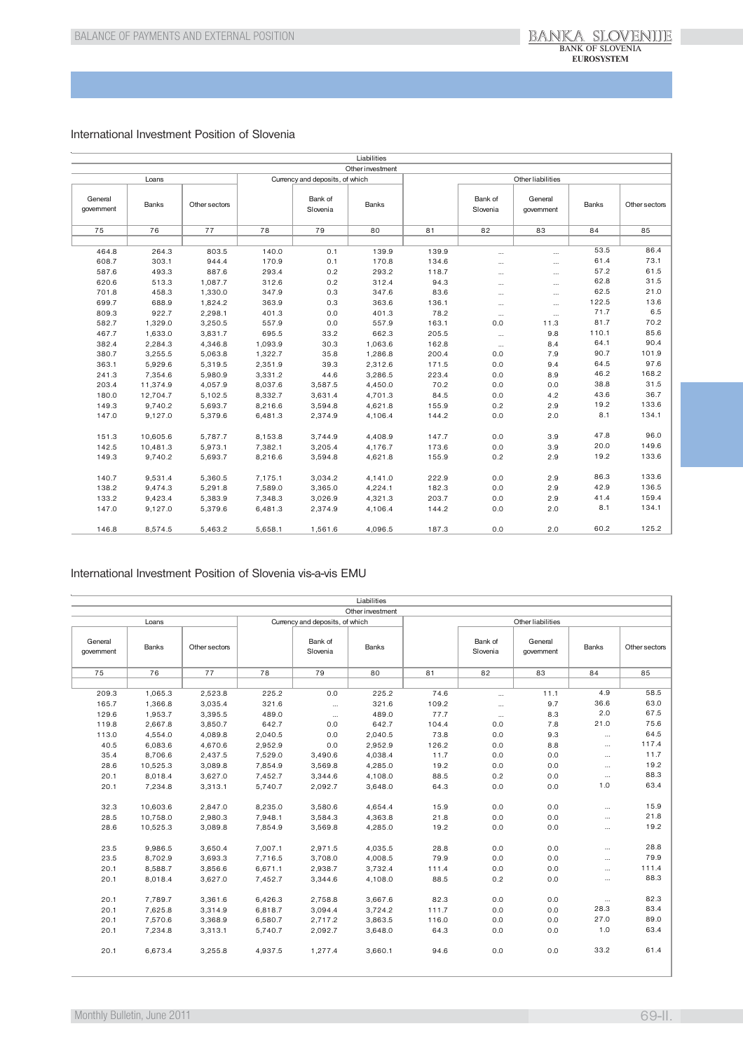## International Investment Position of Slovenia

| Liabilities | | | | | | | | | | |
|---|---|---|---|---|---|---|---|---|---|---|
| Other investment | | | | | | | | | | |
| Loans | | | Currency and deposits, of which | | | Other liabilities | | | | |
| General government | Banks | Other sectors | | Bank of Slovenia | Banks | | Bank of Slovenia | General government | Banks | Other sectors |
| 75 | 76 | 77 | 78 | 79 | 80 | 81 | 82 | 83 | 84 | 85 |
| 464.8 | 264.3 | 803.5 | 140.0 | 0.1 | 139.9 | 139.9 | ... | ... | 53.5 | 86.4 |
| 608.7 | 303.1 | 944.4 | 170.9 | 0.1 | 170.8 | 134.6 | ... | ... | 61.4 | 73.1 |
| 587.6 | 493.3 | 887.6 | 293.4 | 0.2 | 293.2 | 118.7 | ... | ... | 57.2 | 61.5 |
| 620.6 | 513.3 | 1,087.7 | 312.6 | 0.2 | 312.4 | 94.3 | ... | ... | 62.8 | 31.5 |
| 701.8 | 458.3 | 1,330.0 | 347.9 | 0.3 | 347.6 | 83.6 | ... | ... | 62.5 | 21.0 |
| 699.7 | 688.9 | 1,824.2 | 363.9 | 0.3 | 363.6 | 136.1 | ... | ... | 122.5 | 13.6 |
| 809.3 | 922.7 | 2,298.1 | 401.3 | 0.0 | 401.3 | 78.2 | ... | ... | 71.7 | 6.5 |
| 582.7 | 1,329.0 | 3,250.5 | 557.9 | 0.0 | 557.9 | 163.1 | 0.0 | 11.3 | 81.7 | 70.2 |
| 467.7 | 1,633.0 | 3,831.7 | 695.5 | 33.2 | 662.3 | 205.5 | ... | 9.8 | 110.1 | 85.6 |
| 382.4 | 2,284.3 | 4,346.8 | 1,093.9 | 30.3 | 1,063.6 | 162.8 | ... | 8.4 | 64.1 | 90.4 |
| 380.7 | 3,255.5 | 5,063.8 | 1,322.7 | 35.8 | 1,286.8 | 200.4 | 0.0 | 7.9 | 90.7 | 101.9 |
| 363.1 | 5,929.6 | 5,319.5 | 2,351.9 | 39.3 | 2,312.6 | 171.5 | 0.0 | 9.4 | 64.5 | 97.6 |
| 241.3 | 7,354.6 | 5,980.9 | 3,331.2 | 44.6 | 3,286.5 | 223.4 | 0.0 | 8.9 | 46.2 | 168.2 |
| 203.4 | 11,374.9 | 4,057.9 | 8,037.6 | 3,587.5 | 4,450.0 | 70.2 | 0.0 | 0.0 | 38.8 | 31.5 |
| 180.0 | 12,704.7 | 5,102.5 | 8,332.7 | 3,631.4 | 4,701.3 | 84.5 | 0.0 | 4.2 | 43.6 | 36.7 |
| 149.3 | 9,740.2 | 5,693.7 | 8,216.6 | 3,594.8 | 4,621.8 | 155.9 | 0.2 | 2.9 | 19.2 | 133.6 |
| 147.0 | 9,127.0 | 5,379.6 | 6,481.3 | 2,374.9 | 4,106.4 | 144.2 | 0.0 | 2.0 | 8.1 | 134.1 |
| | | | | | | | | | | |
| 151.3 | 10,605.6 | 5,787.7 | 8,153.8 | 3,744.9 | 4,408.9 | 147.7 | 0.0 | 3.9 | 47.8 | 96.0 |
| 142.5 | 10,481.3 | 5,973.1 | 7,382.1 | 3,205.4 | 4,176.7 | 173.6 | 0.0 | 3.9 | 20.0 | 149.6 |
| 149.3 | 9,740.2 | 5,693.7 | 8,216.6 | 3,594.8 | 4,621.8 | 155.9 | 0.2 | 2.9 | 19.2 | 133.6 |
| | | | | | | | | | | |
| 140.7 | 9,531.4 | 5,360.5 | 7,175.1 | 3,034.2 | 4,141.0 | 222.9 | 0.0 | 2.9 | 86.3 | 133.6 |
| 138.2 | 9,474.3 | 5,291.8 | 7,589.0 | 3,365.0 | 4,224.1 | 182.3 | 0.0 | 2.9 | 42.9 | 136.5 |
| 133.2 | 9,423.4 | 5,383.9 | 7,348.3 | 3,026.9 | 4,321.3 | 203.7 | 0.0 | 2.9 | 41.4 | 159.4 |
| 147.0 | 9,127.0 | 5,379.6 | 6,481.3 | 2,374.9 | 4,106.4 | 144.2 | 0.0 | 2.0 | 8.1 | 134.1 |
| | | | | | | | | | | |
| 146.8 | 8,574.5 | 5,463.2 | 5,658.1 | 1,561.6 | 4,096.5 | 187.3 | 0.0 | 2.0 | 60.2 | 125.2 |

## International Investment Position of Slovenia vis-a-vis EMU

| Liabilities | | | | | | | | | | |
|---|---|---|---|---|---|---|---|---|---|---|
| Other investment | | | | | | | | | | |
| Loans | | | Currency and deposits, of which | | | Other liabilities | | | | |
| General government | Banks | Other sectors | | Bank of Slovenia | Banks | | Bank of Slovenia | General government | Banks | Other sectors |
| 75 | 76 | 77 | 78 | 79 | 80 | 81 | 82 | 83 | 84 | 85 |
| 209.3 | 1,065.3 | 2,523.8 | 225.2 | 0.0 | 225.2 | 74.6 | ... | 11.1 | 4.9 | 58.5 |
| 165.7 | 1,366.8 | 3,035.4 | 321.6 | ... | 321.6 | 109.2 | ... | 9.7 | 36.6 | 63.0 |
| 129.6 | 1,953.7 | 3,395.5 | 489.0 | ... | 489.0 | 77.7 | ... | 8.3 | 2.0 | 67.5 |
| 119.8 | 2,667.8 | 3,850.7 | 642.7 | 0.0 | 642.7 | 104.4 | 0.0 | 7.8 | 21.0 | 75.6 |
| 113.0 | 4,554.0 | 4,089.8 | 2,040.5 | 0.0 | 2,040.5 | 73.8 | 0.0 | 9.3 | ... | 64.5 |
| 40.5 | 6,083.6 | 4,670.6 | 2,952.9 | 0.0 | 2,952.9 | 126.2 | 0.0 | 8.8 | ... | 117.4 |
| 35.4 | 8,706.6 | 2,437.5 | 7,529.0 | 3,490.6 | 4,038.4 | 11.7 | 0.0 | 0.0 | ... | 11.7 |
| 28.6 | 10,525.3 | 3,089.8 | 7,854.9 | 3,569.8 | 4,285.0 | 19.2 | 0.0 | 0.0 | ... | 19.2 |
| 20.1 | 8,018.4 | 3,627.0 | 7,452.7 | 3,344.6 | 4,108.0 | 88.5 | 0.2 | 0.0 | ... | 88.3 |
| 20.1 | 7,234.8 | 3,313.1 | 5,740.7 | 2,092.7 | 3,648.0 | 64.3 | 0.0 | 0.0 | 1.0 | 63.4 |
| | | | | | | | | | | |
| 32.3 | 10,603.6 | 2,847.0 | 8,235.0 | 3,580.6 | 4,654.4 | 15.9 | 0.0 | 0.0 | ... | 15.9 |
| 28.5 | 10,758.0 | 2,980.3 | 7,948.1 | 3,584.3 | 4,363.8 | 21.8 | 0.0 | 0.0 | ... | 21.8 |
| 28.6 | 10,525.3 | 3,089.8 | 7,854.9 | 3,569.8 | 4,285.0 | 19.2 | 0.0 | 0.0 | ... | 19.2 |
| | | | | | | | | | | |
| 23.5 | 9,986.5 | 3,650.4 | 7,007.1 | 2,971.5 | 4,035.5 | 28.8 | 0.0 | 0.0 | ... | 28.8 |
| 23.5 | 8,702.9 | 3,693.3 | 7,716.5 | 3,708.0 | 4,008.5 | 79.9 | 0.0 | 0.0 | ... | 79.9 |
| 20.1 | 8,588.7 | 3,856.6 | 6,671.1 | 2,938.7 | 3,732.4 | 111.4 | 0.0 | 0.0 | ... | 111.4 |
| 20.1 | 8,018.4 | 3,627.0 | 7,452.7 | 3,344.6 | 4,108.0 | 88.5 | 0.2 | 0.0 | ... | 88.3 |
| | | | | | | | | | | |
| 20.1 | 7,789.7 | 3,361.6 | 6,426.3 | 2,758.8 | 3,667.6 | 82.3 | 0.0 | 0.0 | ... | 82.3 |
| 20.1 | 7,625.8 | 3,314.9 | 6,818.7 | 3,094.4 | 3,724.2 | 111.7 | 0.0 | 0.0 | 28.3 | 83.4 |
| 20.1 | 7,570.6 | 3,368.9 | 6,580.7 | 2,717.2 | 3,863.5 | 116.0 | 0.0 | 0.0 | 27.0 | 89.0 |
| 20.1 | 7,234.8 | 3,313.1 | 5,740.7 | 2,092.7 | 3,648.0 | 64.3 | 0.0 | 0.0 | 1.0 | 63.4 |
| | | | | | | | | | | |
| 20.1 | 6,673.4 | 3,255.8 | 4,937.5 | 1,277.4 | 3,660.1 | 94.6 | 0.0 | 0.0 | 33.2 | 61.4 |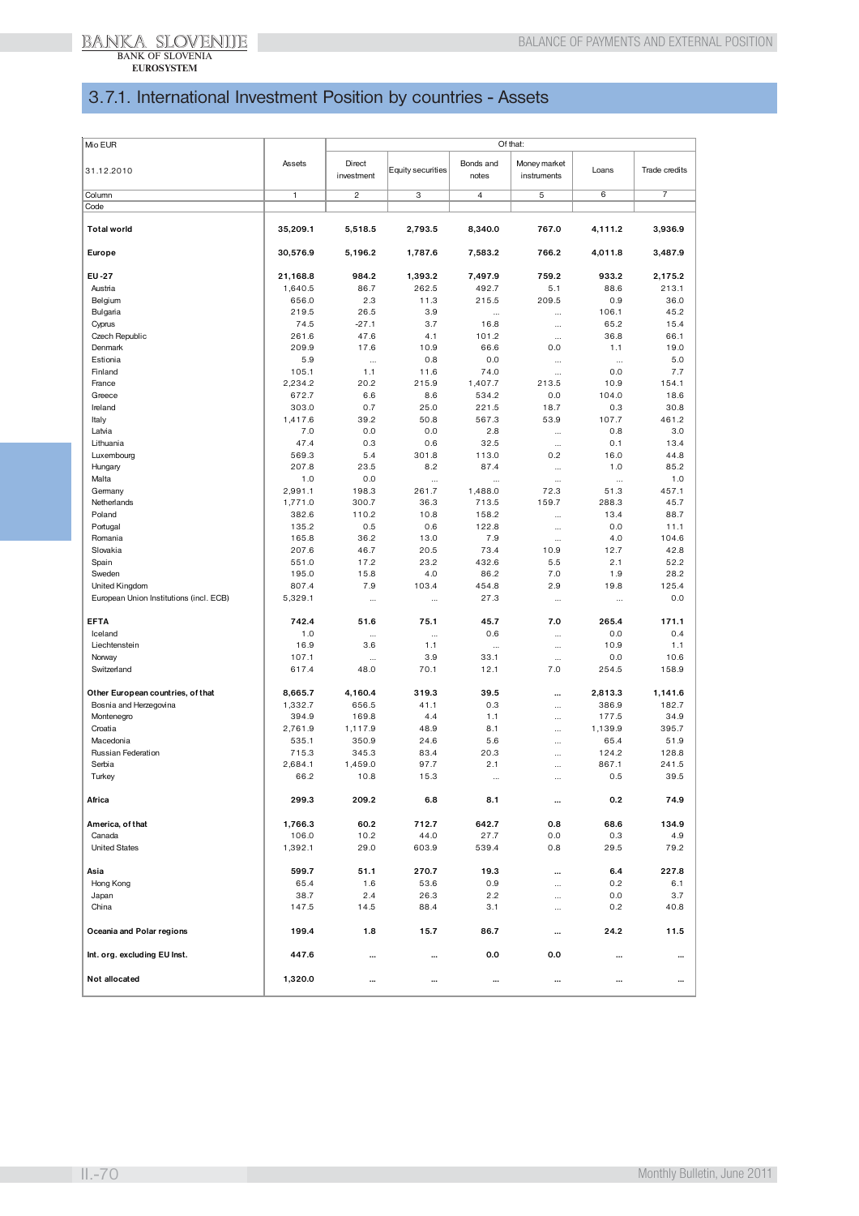## 3.7.1. International Investment Position by countries - Assets

| Mio EUR<br>31.12.2010 | Assets | Of that: | | | | | |
|---|---|---|---|---|---|---|---|
| | | Direct investment | Equity securities | Bonds and notes | Money market instruments | Loans | Trade credits |
| Column | 1 | 2 | 3 | 4 | 5 | 6 | 7 |
| Code | | | | | | | |
| **Total world** | **35,209.1** | **5,518.5** | **2,793.5** | **8,340.0** | **767.0** | **4,111.2** | **3,936.9** |
| **Europe** | **30,576.9** | **5,196.2** | **1,787.6** | **7,583.2** | **766.2** | **4,011.8** | **3,487.9** |
| **EU-27** | **21,168.8** | **984.2** | **1,393.2** | **7,497.9** | **759.2** | **933.2** | **2,175.2** |
| Austria | 1,640.5 | 86.7 | 262.5 | 492.7 | 5.1 | 88.6 | 213.1 |
| Belgium | 656.0 | 2.3 | 11.3 | 215.5 | 209.5 | 0.9 | 36.0 |
| Bulgaria | 219.5 | 26.5 | 3.9 | ... | ... | 106.1 | 45.2 |
| Cyprus | 74.5 | -27.1 | 3.7 | 16.8 | ... | 65.2 | 15.4 |
| Czech Republic | 261.6 | 47.6 | 4.1 | 101.2 | ... | 36.8 | 66.1 |
| Denmark | 209.9 | 17.6 | 10.9 | 66.6 | 0.0 | 1.1 | 19.0 |
| Estionia | 5.9 | ... | 0.8 | 0.0 | ... | ... | 5.0 |
| Finland | 105.1 | 1.1 | 11.6 | 74.0 | ... | 0.0 | 7.7 |
| France | 2,234.2 | 20.2 | 215.9 | 1,407.7 | 213.5 | 10.9 | 154.1 |
| Greece | 672.7 | 6.6 | 8.6 | 534.2 | 0.0 | 104.0 | 18.6 |
| Ireland | 303.0 | 0.7 | 25.0 | 221.5 | 18.7 | 0.3 | 30.8 |
| Italy | 1,417.6 | 39.2 | 50.8 | 567.3 | 53.9 | 107.7 | 461.2 |
| Latvia | 7.0 | 0.0 | 0.0 | 2.8 | ... | 0.8 | 3.0 |
| Lithuania | 47.4 | 0.3 | 0.6 | 32.5 | ... | 0.1 | 13.4 |
| Luxembourg | 569.3 | 5.4 | 301.8 | 113.0 | 0.2 | 16.0 | 44.8 |
| Hungary | 207.8 | 23.5 | 8.2 | 87.4 | ... | 1.0 | 85.2 |
| Malta | 1.0 | 0.0 | ... | ... | ... | ... | 1.0 |
| Germany | 2,991.1 | 198.3 | 261.7 | 1,488.0 | 72.3 | 51.3 | 457.1 |
| Netherlands | 1,771.0 | 300.7 | 36.3 | 713.5 | 159.7 | 288.3 | 45.7 |
| Poland | 382.6 | 110.2 | 10.8 | 158.2 | ... | 13.4 | 88.7 |
| Portugal | 135.2 | 0.5 | 0.6 | 122.8 | ... | 0.0 | 11.1 |
| Romania | 165.8 | 36.2 | 13.0 | 7.9 | ... | 4.0 | 104.6 |
| Slovakia | 207.6 | 46.7 | 20.5 | 73.4 | 10.9 | 12.7 | 42.8 |
| Spain | 551.0 | 17.2 | 23.2 | 432.6 | 5.5 | 2.1 | 52.2 |
| Sweden | 195.0 | 15.8 | 4.0 | 86.2 | 7.0 | 1.9 | 28.2 |
| United Kingdom | 807.4 | 7.9 | 103.4 | 454.8 | 2.9 | 19.8 | 125.4 |
| European Union Institutions (incl. ECB) | 5,329.1 | ... | ... | 27.3 | ... | ... | 0.0 |
| **EFTA** | **742.4** | **51.6** | **75.1** | **45.7** | **7.0** | **265.4** | **171.1** |
| Iceland | 1.0 | ... | ... | 0.6 | ... | 0.0 | 0.4 |
| Liechtenstein | 16.9 | 3.6 | 1.1 | ... | ... | 10.9 | 1.1 |
| Norway | 107.1 | ... | 3.9 | 33.1 | ... | 0.0 | 10.6 |
| Switzerland | 617.4 | 48.0 | 70.1 | 12.1 | 7.0 | 254.5 | 158.9 |
| **Other European countries, of that** | **8,665.7** | **4,160.4** | **319.3** | **39.5** | **...** | **2,813.3** | **1,141.6** |
| Bosnia and Herzegovina | 1,332.7 | 656.5 | 41.1 | 0.3 | ... | 386.9 | 182.7 |
| Montenegro | 394.9 | 169.8 | 4.4 | 1.1 | ... | 177.5 | 34.9 |
| Croatia | 2,761.9 | 1,117.9 | 48.9 | 8.1 | ... | 1,139.9 | 395.7 |
| Macedonia | 535.1 | 350.9 | 24.6 | 5.6 | ... | 65.4 | 51.9 |
| Russian Federation | 715.3 | 345.3 | 83.4 | 20.3 | ... | 124.2 | 128.8 |
| Serbia | 2,684.1 | 1,459.0 | 97.7 | 2.1 | ... | 867.1 | 241.5 |
| Turkey | 66.2 | 10.8 | 15.3 | ... | ... | 0.5 | 39.5 |
| **Africa** | **299.3** | **209.2** | **6.8** | **8.1** | **...** | **0.2** | **74.9** |
| **America, of that** | **1,766.3** | **60.2** | **712.7** | **642.7** | **0.8** | **68.6** | **134.9** |
| Canada | 106.0 | 10.2 | 44.0 | 27.7 | 0.0 | 0.3 | 4.9 |
| United States | 1,392.1 | 29.0 | 603.9 | 539.4 | 0.8 | 29.5 | 79.2 |
| **Asia** | **599.7** | **51.1** | **270.7** | **19.3** | **...** | **6.4** | **227.8** |
| Hong Kong | 65.4 | 1.6 | 53.6 | 0.9 | ... | 0.2 | 6.1 |
| Japan | 38.7 | 2.4 | 26.3 | 2.2 | ... | 0.0 | 3.7 |
| China | 147.5 | 14.5 | 88.4 | 3.1 | ... | 0.2 | 40.8 |
| **Oceania and Polar regions** | **199.4** | **1.8** | **15.7** | **86.7** | **...** | **24.2** | **11.5** |
| **Int. org. excluding EU Inst.** | **447.6** | **...** | **...** | **0.0** | **0.0** | **...** | **...** |
| **Not allocated** | **1,320.0** | **...** | **...** | **...** | **...** | **...** | **...** |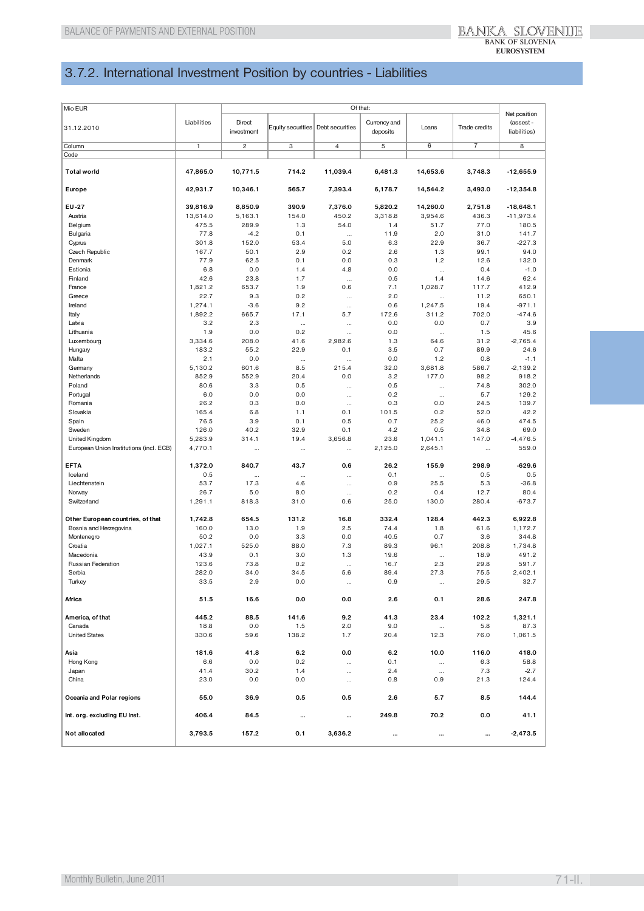## 3.7.2. International Investment Position by countries - Liabilities

| Mio EUR<br>31.12.2010 | Liabilities | Of that: | | | | | | Net position (asset - liabilities) |
|---|---|---|---|---|---|---|---|---|
| | | Direct investment | Equity securities | Debt securities | Currency and deposits | Loans | Trade credits | |
| Column | 1 | 2 | 3 | 4 | 5 | 6 | 7 | 8 |
| Code | | | | | | | | |
| **Total world** | **47,865.0** | **10,771.5** | **714.2** | **11,039.4** | **6,481.3** | **14,653.6** | **3,748.3** | **-12,655.9** |
| **Europe** | **42,931.7** | **10,346.1** | **565.7** | **7,393.4** | **6,178.7** | **14,544.2** | **3,493.0** | **-12,354.8** |
| **EU-27** | **39,816.9** | **8,850.9** | **390.9** | **7,376.0** | **5,820.2** | **14,260.0** | **2,751.8** | **-18,648.1** |
| Austria | 13,614.0 | 5,163.1 | 154.0 | 450.2 | 3,318.8 | 3,954.6 | 436.3 | -11,973.4 |
| Belgium | 475.5 | 289.9 | 1.3 | 54.0 | 1.4 | 51.7 | 77.0 | 180.5 |
| Bulgaria | 77.8 | -4.2 | 0.1 | ... | 11.9 | 2.0 | 31.0 | 141.7 |
| Cyprus | 301.8 | 152.0 | 53.4 | 5.0 | 6.3 | 22.9 | 36.7 | -227.3 |
| Czech Republic | 167.7 | 50.1 | 2.9 | 0.2 | 2.6 | 1.3 | 99.1 | 94.0 |
| Denmark | 77.9 | 62.5 | 0.1 | 0.0 | 0.3 | 1.2 | 12.6 | 132.0 |
| Estionia | 6.8 | 0.0 | 1.4 | 4.8 | 0.0 | ... | 0.4 | -1.0 |
| Finland | 42.6 | 23.8 | 1.7 | ... | 0.5 | 1.4 | 14.6 | 62.4 |
| France | 1,821.2 | 653.7 | 1.9 | 0.6 | 7.1 | 1,028.7 | 117.7 | 412.9 |
| Greece | 22.7 | 9.3 | 0.2 | ... | 2.0 | ... | 11.2 | 650.1 |
| Ireland | 1,274.1 | -3.6 | 9.2 | ... | 0.6 | 1,247.5 | 19.4 | -971.1 |
| Italy | 1,892.2 | 665.7 | 17.1 | 5.7 | 172.6 | 311.2 | 702.0 | -474.6 |
| Latvia | 3.2 | 2.3 | ... | ... | 0.0 | 0.0 | 0.7 | 3.9 |
| Lithuania | 1.9 | 0.0 | 0.2 | ... | 0.0 | ... | 1.5 | 45.6 |
| Luxembourg | 3,334.6 | 208.0 | 41.6 | 2,982.6 | 1.3 | 64.6 | 31.2 | -2,765.4 |
| Hungary | 183.2 | 55.2 | 22.9 | 0.1 | 3.5 | 0.7 | 89.9 | 24.6 |
| Malta | 2.1 | 0.0 | ... | ... | 0.0 | 1.2 | 0.8 | -1.1 |
| Germany | 5,130.2 | 601.6 | 8.5 | 215.4 | 32.0 | 3,681.8 | 586.7 | -2,139.2 |
| Netherlands | 852.9 | 552.9 | 20.4 | 0.0 | 3.2 | 177.0 | 98.2 | 918.2 |
| Poland | 80.6 | 3.3 | 0.5 | ... | 0.5 | ... | 74.8 | 302.0 |
| Portugal | 6.0 | 0.0 | 0.0 | ... | 0.2 | ... | 5.7 | 129.2 |
| Romania | 26.2 | 0.3 | 0.0 | ... | 0.3 | 0.0 | 24.5 | 139.7 |
| Slovakia | 165.4 | 6.8 | 1.1 | 0.1 | 101.5 | 0.2 | 52.0 | 42.2 |
| Spain | 76.5 | 3.9 | 0.1 | 0.5 | 0.7 | 25.2 | 46.0 | 474.5 |
| Sweden | 126.0 | 40.2 | 32.9 | 0.1 | 4.2 | 0.5 | 34.8 | 69.0 |
| United Kingdom | 5,283.9 | 314.1 | 19.4 | 3,656.8 | 23.6 | 1,041.1 | 147.0 | -4,476.5 |
| European Union Institutions (incl. ECB) | 4,770.1 | ... | ... | ... | 2,125.0 | 2,645.1 | ... | 559.0 |
| **EFTA** | **1,372.0** | **840.7** | **43.7** | **0.6** | **26.2** | **155.9** | **298.9** | **-629.6** |
| Iceland | 0.5 | ... | ... | ... | 0.1 | ... | 0.5 | 0.5 |
| Liechtenstein | 53.7 | 17.3 | 4.6 | ... | 0.9 | 25.5 | 5.3 | -36.8 |
| Norway | 26.7 | 5.0 | 8.0 | ... | 0.2 | 0.4 | 12.7 | 80.4 |
| Switzerland | 1,291.1 | 818.3 | 31.0 | 0.6 | 25.0 | 130.0 | 280.4 | -673.7 |
| **Other European countries, of that** | **1,742.8** | **654.5** | **131.2** | **16.8** | **332.4** | **128.4** | **442.3** | **6,922.8** |
| Bosnia and Herzegovina | 160.0 | 13.0 | 1.9 | 2.5 | 74.4 | 1.8 | 61.6 | 1,172.7 |
| Montenegro | 50.2 | 0.0 | 3.3 | 0.0 | 40.5 | 0.7 | 3.6 | 344.8 |
| Croatia | 1,027.1 | 525.0 | 88.0 | 7.3 | 89.3 | 96.1 | 208.8 | 1,734.8 |
| Macedonia | 43.9 | 0.1 | 3.0 | 1.3 | 19.6 | ... | 18.9 | 491.2 |
| Russian Federation | 123.6 | 73.8 | 0.2 | ... | 16.7 | 2.3 | 29.8 | 591.7 |
| Serbia | 282.0 | 34.0 | 34.5 | 5.6 | 89.4 | 27.3 | 75.5 | 2,402.1 |
| Turkey | 33.5 | 2.9 | 0.0 | ... | 0.9 | ... | 29.5 | 32.7 |
| **Africa** | **51.5** | **16.6** | **0.0** | **0.0** | **2.6** | **0.1** | **28.6** | **247.8** |
| **America, of that** | **445.2** | **88.5** | **141.6** | **9.2** | **41.3** | **23.4** | **102.2** | **1,321.1** |
| Canada | 18.8 | 0.0 | 1.5 | 2.0 | 9.0 | ... | 5.8 | 87.3 |
| United States | 330.6 | 59.6 | 138.2 | 1.7 | 20.4 | 12.3 | 76.0 | 1,061.5 |
| **Asia** | **181.6** | **41.8** | **6.2** | **0.0** | **6.2** | **10.0** | **116.0** | **418.0** |
| Hong Kong | 6.6 | 0.0 | 0.2 | ... | 0.1 | ... | 6.3 | 58.8 |
| Japan | 41.4 | 30.2 | 1.4 | ... | 2.4 | ... | 7.3 | -2.7 |
| China | 23.0 | 0.0 | 0.0 | ... | 0.8 | 0.9 | 21.3 | 124.4 |
| **Oceania and Polar regions** | **55.0** | **36.9** | **0.5** | **0.5** | **2.6** | **5.7** | **8.5** | **144.4** |
| **Int. org. excluding EU Inst.** | **406.4** | **84.5** | **...** | **...** | **249.8** | **70.2** | **0.0** | **41.1** |
| **Not allocated** | **3,793.5** | **157.2** | **0.1** | **3,636.2** | **...** | **...** | **...** | **-2,473.5** |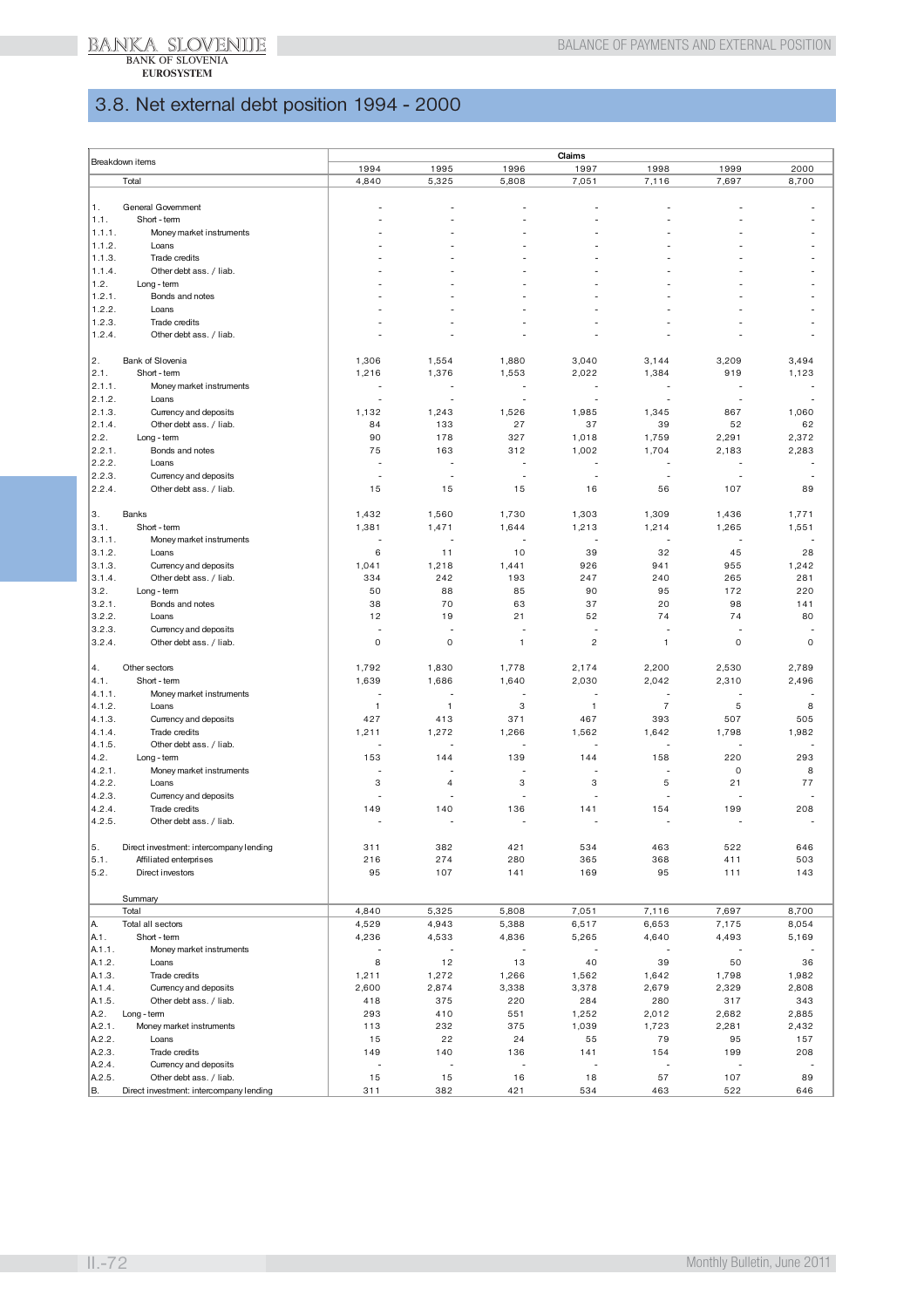## 3.8. Net external debt position 1994 - 2000

| | Breakdown items | Claims | | | | | | |
|---|---|---|---|---|---|---|---|---|
| | | 1994 | 1995 | 1996 | 1997 | 1998 | 1999 | 2000 |
| | Total | 4,840 | 5,325 | 5,808 | 7,051 | 7,116 | 7,697 | 8,700 |
| | | | | | | | | |
| 1. | General Government | - | - | - | - | - | - | - |
| 1.1. | Short - term | - | - | - | - | - | - | - |
| 1.1.1. | Money market instruments | - | - | - | - | - | - | - |
| 1.1.2. | Loans | - | - | - | - | - | - | - |
| 1.1.3. | Trade credits | - | - | - | - | - | - | - |
| 1.1.4. | Other debt ass. / liab. | - | - | - | - | - | - | - |
| 1.2. | Long - term | - | - | - | - | - | - | - |
| 1.2.1. | Bonds and notes | - | - | - | - | - | - | - |
| 1.2.2. | Loans | - | - | - | - | - | - | - |
| 1.2.3. | Trade credits | - | - | - | - | - | - | - |
| 1.2.4. | Other debt ass. / liab. | - | - | - | - | - | - | - |
| | | | | | | | | |
| 2. | Bank of Slovenia | 1,306 | 1,554 | 1,880 | 3,040 | 3,144 | 3,209 | 3,494 |
| 2.1. | Short - term | 1,216 | 1,376 | 1,553 | 2,022 | 1,384 | 919 | 1,123 |
| 2.1.1. | Money market instruments | - | - | - | - | - | - | - |
| 2.1.2. | Loans | - | - | - | - | - | - | - |
| 2.1.3. | Currency and deposits | 1,132 | 1,243 | 1,526 | 1,985 | 1,345 | 867 | 1,060 |
| 2.1.4. | Other debt ass. / liab. | 84 | 133 | 27 | 37 | 39 | 52 | 62 |
| 2.2. | Long - term | 90 | 178 | 327 | 1,018 | 1,759 | 2,291 | 2,372 |
| 2.2.1. | Bonds and notes | 75 | 163 | 312 | 1,002 | 1,704 | 2,183 | 2,283 |
| 2.2.2. | Loans | - | - | - | - | - | - | - |
| 2.2.3. | Currency and deposits | - | - | - | - | - | - | - |
| 2.2.4. | Other debt ass. / liab. | 15 | 15 | 15 | 16 | 56 | 107 | 89 |
| | | | | | | | | |
| 3. | Banks | 1,432 | 1,560 | 1,730 | 1,303 | 1,309 | 1,436 | 1,771 |
| 3.1. | Short - term | 1,381 | 1,471 | 1,644 | 1,213 | 1,214 | 1,265 | 1,551 |
| 3.1.1. | Money market instruments | - | - | - | - | - | - | - |
| 3.1.2. | Loans | 6 | 11 | 10 | 39 | 32 | 45 | 28 |
| 3.1.3. | Currency and deposits | 1,041 | 1,218 | 1,441 | 926 | 941 | 955 | 1,242 |
| 3.1.4. | Other debt ass. / liab. | 334 | 242 | 193 | 247 | 240 | 265 | 281 |
| 3.2. | Long - term | 50 | 88 | 85 | 90 | 95 | 172 | 220 |
| 3.2.1. | Bonds and notes | 38 | 70 | 63 | 37 | 20 | 98 | 141 |
| 3.2.2. | Loans | 12 | 19 | 21 | 52 | 74 | 74 | 80 |
| 3.2.3. | Currency and deposits | - | - | - | - | - | - | - |
| 3.2.4. | Other debt ass. / liab. | 0 | 0 | 1 | 2 | 1 | 0 | 0 |
| | | | | | | | | |
| 4. | Other sectors | 1,792 | 1,830 | 1,778 | 2,174 | 2,200 | 2,530 | 2,789 |
| 4.1. | Short - term | 1,639 | 1,686 | 1,640 | 2,030 | 2,042 | 2,310 | 2,496 |
| 4.1.1. | Money market instruments | - | - | - | - | - | - | - |
| 4.1.2. | Loans | 1 | 1 | 3 | 1 | 7 | 5 | 8 |
| 4.1.3. | Currency and deposits | 427 | 413 | 371 | 467 | 393 | 507 | 505 |
| 4.1.4. | Trade credits | 1,211 | 1,272 | 1,266 | 1,562 | 1,642 | 1,798 | 1,982 |
| 4.1.5. | Other debt ass. / liab. | - | - | - | - | - | - | - |
| 4.2. | Long - term | 153 | 144 | 139 | 144 | 158 | 220 | 293 |
| 4.2.1. | Money market instruments | - | - | - | - | - | 0 | 8 |
| 4.2.2. | Loans | 3 | 4 | 3 | 3 | 5 | 21 | 77 |
| 4.2.3. | Currency and deposits | - | - | - | - | - | - | - |
| 4.2.4. | Trade credits | 149 | 140 | 136 | 141 | 154 | 199 | 208 |
| 4.2.5. | Other debt ass. / liab. | - | - | - | - | - | - | - |
| | | | | | | | | |
| 5. | Direct investment: intercompany lending | 311 | 382 | 421 | 534 | 463 | 522 | 646 |
| 5.1. | Affiliated enterprises | 216 | 274 | 280 | 365 | 368 | 411 | 503 |
| 5.2. | Direct investors | 95 | 107 | 141 | 169 | 95 | 111 | 143 |
| | | | | | | | | |
| | Summary | | | | | | | |
| | Total | 4,840 | 5,325 | 5,808 | 7,051 | 7,116 | 7,697 | 8,700 |
| A. | Total all sectors | 4,529 | 4,943 | 5,388 | 6,517 | 6,653 | 7,175 | 8,054 |
| A.1. | Short - term | 4,236 | 4,533 | 4,836 | 5,265 | 4,640 | 4,493 | 5,169 |
| A.1.1. | Money market instruments | - | - | - | - | - | - | - |
| A.1.2. | Loans | 8 | 12 | 13 | 40 | 39 | 50 | 36 |
| A.1.3. | Trade credits | 1,211 | 1,272 | 1,266 | 1,562 | 1,642 | 1,798 | 1,982 |
| A.1.4. | Currency and deposits | 2,600 | 2,874 | 3,338 | 3,378 | 2,679 | 2,329 | 2,808 |
| A.1.5. | Other debt ass. / liab. | 418 | 375 | 220 | 284 | 280 | 317 | 343 |
| A.2. | Long - term | 293 | 410 | 551 | 1,252 | 2,012 | 2,682 | 2,885 |
| A.2.1. | Money market instruments | 113 | 232 | 375 | 1,039 | 1,723 | 2,281 | 2,432 |
| A.2.2. | Loans | 15 | 22 | 24 | 55 | 79 | 95 | 157 |
| A.2.3. | Trade credits | 149 | 140 | 136 | 141 | 154 | 199 | 208 |
| A.2.4. | Currency and deposits | - | - | - | - | - | - | - |
| A.2.5. | Other debt ass. / liab. | 15 | 15 | 16 | 18 | 57 | 107 | 89 |
| B. | Direct investment: intercompany lending | 311 | 382 | 421 | 534 | 463 | 522 | 646 |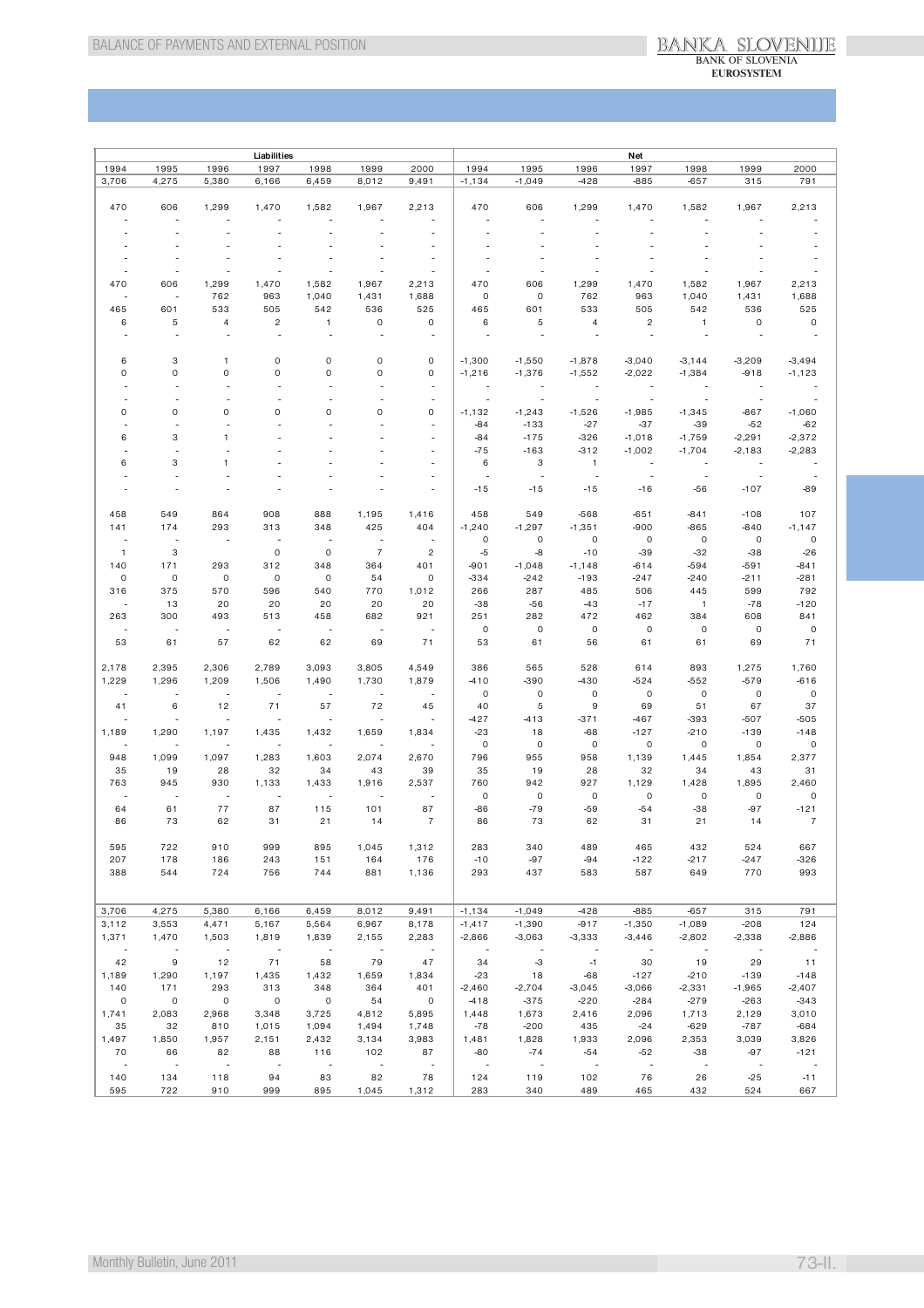| Liabilities | | | | | | | Net | | | | | | |
|---|---|---|---|---|---|---|---|---|---|---|---|---|---|
| 1994 | 1995 | 1996 | 1997 | 1998 | 1999 | 2000 | 1994 | 1995 | 1996 | 1997 | 1998 | 1999 | 2000 |
| 3,706 | 4,275 | 5,380 | 6,166 | 6,459 | 8,012 | 9,491 | -1,134 | -1,049 | -428 | -885 | -657 | 315 | 791 |
| | | | | | | | | | | | | | |
| 470 | 606 | 1,299 | 1,470 | 1,582 | 1,967 | 2,213 | 470 | 606 | 1,299 | 1,470 | 1,582 | 1,967 | 2,213 |
| - | - | - | - | - | - | - | - | - | - | - | - | - | - |
| - | - | - | - | - | - | - | - | - | - | - | - | - | - |
| - | - | - | - | - | - | - | - | - | - | - | - | - | - |
| - | - | - | - | - | - | - | - | - | - | - | - | - | - |
| - | - | - | - | - | - | - | - | - | - | - | - | - | - |
| 470 | 606 | 1,299 | 1,470 | 1,582 | 1,967 | 2,213 | 470 | 606 | 1,299 | 1,470 | 1,582 | 1,967 | 2,213 |
| - | - | 762 | 963 | 1,040 | 1,431 | 1,688 | 0 | 0 | 762 | 963 | 1,040 | 1,431 | 1,688 |
| 465 | 601 | 533 | 505 | 542 | 536 | 525 | 465 | 601 | 533 | 505 | 542 | 536 | 525 |
| 6 | 5 | 4 | 2 | 1 | 0 | 0 | 6 | 5 | 4 | 2 | 1 | 0 | 0 |
| - | - | - | - | - | - | - | - | - | - | - | - | - | - |
| | | | | | | | | | | | | | |
| 6 | 3 | 1 | 0 | 0 | 0 | 0 | -1,300 | -1,550 | -1,878 | -3,040 | -3,144 | -3,209 | -3,494 |
| 0 | 0 | 0 | 0 | 0 | 0 | 0 | -1,216 | -1,376 | -1,552 | -2,022 | -1,384 | -918 | -1,123 |
| - | - | - | - | - | - | - | - | - | - | - | - | - | - |
| - | - | - | - | - | - | - | - | - | - | - | - | - | - |
| 0 | 0 | 0 | 0 | 0 | 0 | 0 | -1,132 | -1,243 | -1,526 | -1,985 | -1,345 | -867 | -1,060 |
| - | - | - | - | - | - | - | -84 | -133 | -27 | -37 | -39 | -52 | -62 |
| 6 | 3 | 1 | - | - | - | - | -84 | -175 | -326 | -1,018 | -1,759 | -2,291 | -2,372 |
| - | - | - | - | - | - | - | -75 | -163 | -312 | -1,002 | -1,704 | -2,183 | -2,283 |
| 6 | 3 | 1 | - | - | - | - | 6 | 3 | 1 | - | - | - | - |
| - | - | - | - | - | - | - | - | - | - | - | - | - | - |
| - | - | - | - | - | - | - | -15 | -15 | -15 | -16 | -56 | -107 | -89 |
| | | | | | | | | | | | | | |
| 458 | 549 | 864 | 908 | 888 | 1,195 | 1,416 | 458 | 549 | -568 | -651 | -841 | -108 | 107 |
| 141 | 174 | 293 | 313 | 348 | 425 | 404 | -1,240 | -1,297 | -1,351 | -900 | -865 | -840 | -1,147 |
| - | - | - | - | - | - | - | 0 | 0 | 0 | 0 | 0 | 0 | 0 |
| 1 | 3 | - | 0 | 0 | 7 | 2 | -5 | -8 | -10 | -39 | -32 | -38 | -26 |
| 140 | 171 | 293 | 312 | 348 | 364 | 401 | -901 | -1,048 | -1,148 | -614 | -594 | -591 | -841 |
| 0 | 0 | 0 | 0 | 0 | 54 | 0 | -334 | -242 | -193 | -247 | -240 | -211 | -281 |
| 316 | 375 | 570 | 596 | 540 | 770 | 1,012 | 266 | 287 | 485 | 506 | 445 | 599 | 792 |
| - | 13 | 20 | 20 | 20 | 20 | 20 | -38 | -56 | -43 | -17 | 1 | -78 | -120 |
| 263 | 300 | 493 | 513 | 458 | 682 | 921 | 251 | 282 | 472 | 462 | 384 | 608 | 841 |
| - | - | - | - | - | - | - | 0 | 0 | 0 | 0 | 0 | 0 | 0 |
| 53 | 61 | 57 | 62 | 62 | 69 | 71 | 53 | 61 | 56 | 61 | 61 | 69 | 71 |
| | | | | | | | | | | | | | |
| 2,178 | 2,395 | 2,306 | 2,789 | 3,093 | 3,805 | 4,549 | 386 | 565 | 528 | 614 | 893 | 1,275 | 1,760 |
| 1,229 | 1,296 | 1,209 | 1,506 | 1,490 | 1,730 | 1,879 | -410 | -390 | -430 | -524 | -552 | -579 | -616 |
| - | - | - | - | - | - | - | 0 | 0 | 0 | 0 | 0 | 0 | 0 |
| 41 | 6 | 12 | 71 | 57 | 72 | 45 | 40 | 5 | 9 | 69 | 51 | 67 | 37 |
| - | - | - | - | - | - | - | -427 | -413 | -371 | -467 | -393 | -507 | -505 |
| 1,189 | 1,290 | 1,197 | 1,435 | 1,432 | 1,659 | 1,834 | -23 | 18 | -68 | -127 | -210 | -139 | -148 |
| - | - | - | - | - | - | - | 0 | 0 | 0 | 0 | 0 | 0 | 0 |
| 948 | 1,099 | 1,097 | 1,283 | 1,603 | 2,074 | 2,670 | 796 | 955 | 958 | 1,139 | 1,445 | 1,854 | 2,377 |
| 35 | 19 | 28 | 32 | 34 | 43 | 39 | 35 | 19 | 28 | 32 | 34 | 43 | 31 |
| 763 | 945 | 930 | 1,133 | 1,433 | 1,916 | 2,537 | 760 | 942 | 927 | 1,129 | 1,428 | 1,895 | 2,460 |
| - | - | - | - | - | - | - | 0 | 0 | 0 | 0 | 0 | 0 | 0 |
| 64 | 61 | 77 | 87 | 115 | 101 | 87 | -86 | -79 | -59 | -54 | -38 | -97 | -121 |
| 86 | 73 | 62 | 31 | 21 | 14 | 7 | 86 | 73 | 62 | 31 | 21 | 14 | 7 |
| | | | | | | | | | | | | | |
| 595 | 722 | 910 | 999 | 895 | 1,045 | 1,312 | 283 | 340 | 489 | 465 | 432 | 524 | 667 |
| 207 | 178 | 186 | 243 | 151 | 164 | 176 | -10 | -97 | -94 | -122 | -217 | -247 | -326 |
| 388 | 544 | 724 | 756 | 744 | 881 | 1,136 | 293 | 437 | 583 | 587 | 649 | 770 | 993 |
| | | | | | | | | | | | | | |
| 3,706 | 4,275 | 5,380 | 6,166 | 6,459 | 8,012 | 9,491 | -1,134 | -1,049 | -428 | -885 | -657 | 315 | 791 |
| 3,112 | 3,553 | 4,471 | 5,167 | 5,564 | 6,967 | 8,178 | -1,417 | -1,390 | -917 | -1,350 | -1,089 | -208 | 124 |
| 1,371 | 1,470 | 1,503 | 1,819 | 1,839 | 2,155 | 2,283 | -2,866 | -3,063 | -3,333 | -3,446 | -2,802 | -2,338 | -2,886 |
| - | - | - | - | - | - | - | - | - | - | - | - | - | - |
| 42 | 9 | 12 | 71 | 58 | 79 | 47 | 34 | -3 | -1 | 30 | 19 | 29 | 11 |
| 1,189 | 1,290 | 1,197 | 1,435 | 1,432 | 1,659 | 1,834 | -23 | 18 | -68 | -127 | -210 | -139 | -148 |
| 140 | 171 | 293 | 313 | 348 | 364 | 401 | -2,460 | -2,704 | -3,045 | -3,066 | -2,331 | -1,965 | -2,407 |
| 0 | 0 | 0 | 0 | 0 | 54 | 0 | -418 | -375 | -220 | -284 | -279 | -263 | -343 |
| 1,741 | 2,083 | 2,968 | 3,348 | 3,725 | 4,812 | 5,895 | 1,448 | 1,673 | 2,416 | 2,096 | 1,713 | 2,129 | 3,010 |
| 35 | 32 | 810 | 1,015 | 1,094 | 1,494 | 1,748 | -78 | -200 | 435 | -24 | -629 | -787 | -684 |
| 1,497 | 1,850 | 1,957 | 2,151 | 2,432 | 3,134 | 3,983 | 1,481 | 1,828 | 1,933 | 2,096 | 2,353 | 3,039 | 3,826 |
| 70 | 66 | 82 | 88 | 116 | 102 | 87 | -80 | -74 | -54 | -52 | -38 | -97 | -121 |
| - | - | - | - | - | - | - | - | - | - | - | - | - | - |
| 140 | 134 | 118 | 94 | 83 | 82 | 78 | 124 | 119 | 102 | 76 | 26 | -25 | -11 |
| 595 | 722 | 910 | 999 | 895 | 1,045 | 1,312 | 283 | 340 | 489 | 465 | 432 | 524 | 667 |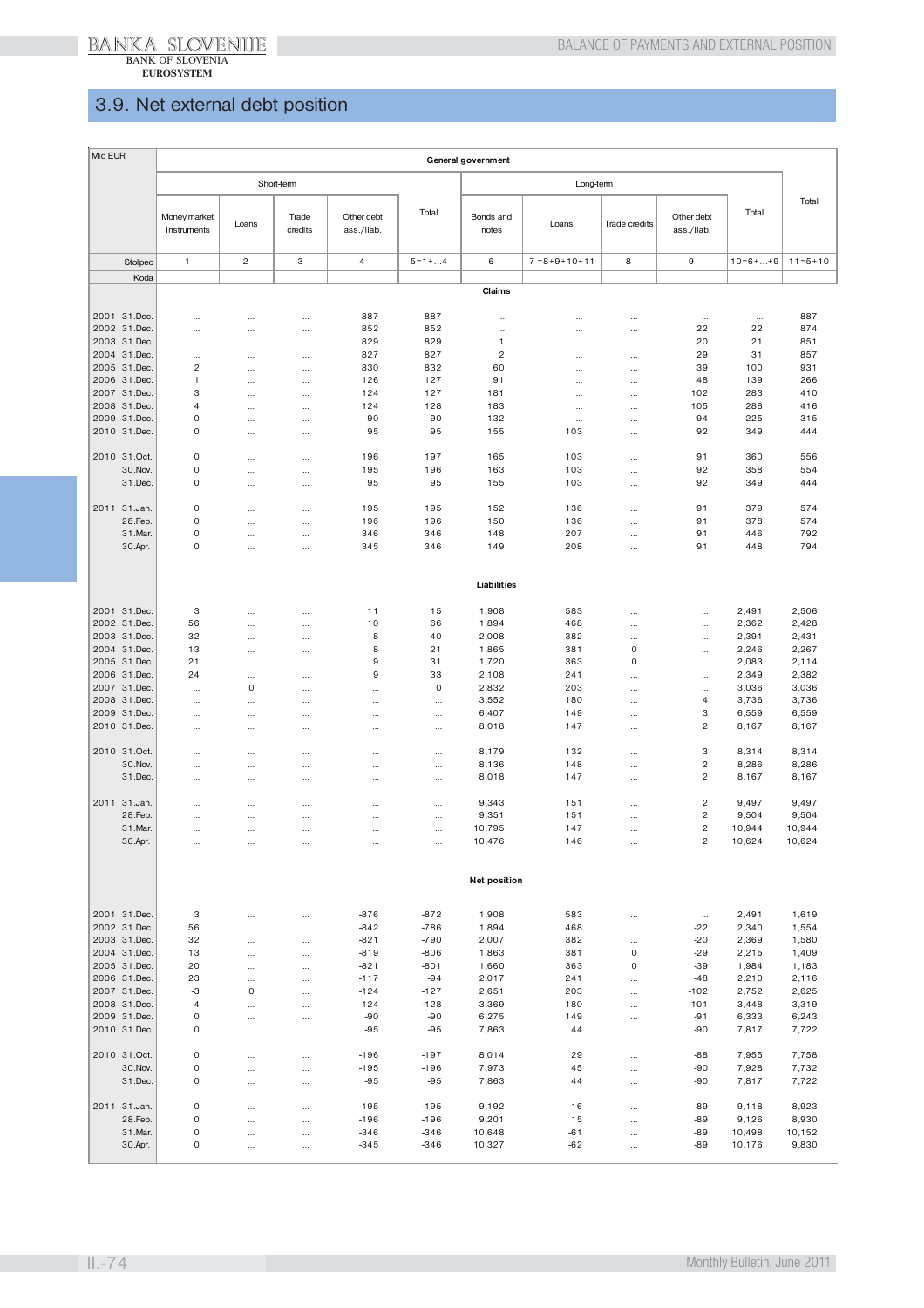## 3.9. Net external debt position

| Mio EUR | General government | | | | | | | | | | |
|---|---|---|---|---|---|---|---|---|---|---|---|
| | Short-term | | | | | Long-term | | | | | Total |
| | Money market instruments | Loans | Trade credits | Other debt ass./liab. | Total | Bonds and notes | Loans | Trade credits | Other debt ass./liab. | Total | |
| Stolpec | 1 | 2 | 3 | 4 | 5=1+...4 | 6 | 7 =8+9+10+11 | 8 | 9 | 10=6+...+9 | 11=5+10 |
| Koda | | | | | | | | | | | |
| **Claims** | | | | | | | | | | | |
| 2001 31.Dec. | ... | ... | ... | 887 | 887 | ... | ... | ... | ... | ... | 887 |
| 2002 31.Dec. | ... | ... | ... | 852 | 852 | ... | ... | ... | 22 | 22 | 874 |
| 2003 31.Dec. | ... | ... | ... | 829 | 829 | 1 | ... | ... | 20 | 21 | 851 |
| 2004 31.Dec. | ... | ... | ... | 827 | 827 | 2 | ... | ... | 29 | 31 | 857 |
| 2005 31.Dec. | 2 | ... | ... | 830 | 832 | 60 | ... | ... | 39 | 100 | 931 |
| 2006 31.Dec. | 1 | ... | ... | 126 | 127 | 91 | ... | ... | 48 | 139 | 266 |
| 2007 31.Dec. | 3 | ... | ... | 124 | 127 | 181 | ... | ... | 102 | 283 | 410 |
| 2008 31.Dec. | 4 | ... | ... | 124 | 128 | 183 | ... | ... | 105 | 288 | 416 |
| 2009 31.Dec. | 0 | ... | ... | 90 | 90 | 132 | ... | ... | 94 | 225 | 315 |
| 2010 31.Dec. | 0 | ... | ... | 95 | 95 | 155 | 103 | ... | 92 | 349 | 444 |
| 2010 31.Oct. | 0 | ... | ... | 196 | 197 | 165 | 103 | ... | 91 | 360 | 556 |
| 30.Nov. | 0 | ... | ... | 195 | 196 | 163 | 103 | ... | 92 | 358 | 554 |
| 31.Dec. | 0 | ... | ... | 95 | 95 | 155 | 103 | ... | 92 | 349 | 444 |
| 2011 31.Jan. | 0 | ... | ... | 195 | 195 | 152 | 136 | ... | 91 | 379 | 574 |
| 28.Feb. | 0 | ... | ... | 196 | 196 | 150 | 136 | ... | 91 | 378 | 574 |
| 31.Mar. | 0 | ... | ... | 346 | 346 | 148 | 207 | ... | 91 | 446 | 792 |
| 30.Apr. | 0 | ... | ... | 345 | 346 | 149 | 208 | ... | 91 | 448 | 794 |
| **Liabilities** | | | | | | | | | | | |
| 2001 31.Dec. | 3 | ... | ... | 11 | 15 | 1,908 | 583 | ... | ... | 2,491 | 2,506 |
| 2002 31.Dec. | 56 | ... | ... | 10 | 66 | 1,894 | 468 | ... | ... | 2,362 | 2,428 |
| 2003 31.Dec. | 32 | ... | ... | 8 | 40 | 2,008 | 382 | ... | ... | 2,391 | 2,431 |
| 2004 31.Dec. | 13 | ... | ... | 8 | 21 | 1,865 | 381 | 0 | ... | 2,246 | 2,267 |
| 2005 31.Dec. | 21 | ... | ... | 9 | 31 | 1,720 | 363 | 0 | ... | 2,083 | 2,114 |
| 2006 31.Dec. | 24 | ... | ... | 9 | 33 | 2,108 | 241 | ... | ... | 2,349 | 2,382 |
| 2007 31.Dec. | ... | 0 | ... | ... | 0 | 2,832 | 203 | ... | ... | 3,036 | 3,036 |
| 2008 31.Dec. | ... | ... | ... | ... | ... | 3,552 | 180 | ... | 4 | 3,736 | 3,736 |
| 2009 31.Dec. | ... | ... | ... | ... | ... | 6,407 | 149 | ... | 3 | 6,559 | 6,559 |
| 2010 31.Dec. | ... | ... | ... | ... | ... | 8,018 | 147 | ... | 2 | 8,167 | 8,167 |
| 2010 31.Oct. | ... | ... | ... | ... | ... | 8,179 | 132 | ... | 3 | 8,314 | 8,314 |
| 30.Nov. | ... | ... | ... | ... | ... | 8,136 | 148 | ... | 2 | 8,286 | 8,286 |
| 31.Dec. | ... | ... | ... | ... | ... | 8,018 | 147 | ... | 2 | 8,167 | 8,167 |
| 2011 31.Jan. | ... | ... | ... | ... | ... | 9,343 | 151 | ... | 2 | 9,497 | 9,497 |
| 28.Feb. | ... | ... | ... | ... | ... | 9,351 | 151 | ... | 2 | 9,504 | 9,504 |
| 31.Mar. | ... | ... | ... | ... | ... | 10,795 | 147 | ... | 2 | 10,944 | 10,944 |
| 30.Apr. | ... | ... | ... | ... | ... | 10,476 | 146 | ... | 2 | 10,624 | 10,624 |
| **Net position** | | | | | | | | | | | |
| 2001 31.Dec. | 3 | ... | ... | -876 | -872 | 1,908 | 583 | ... | ... | 2,491 | 1,619 |
| 2002 31.Dec. | 56 | ... | ... | -842 | -786 | 1,894 | 468 | ... | -22 | 2,340 | 1,554 |
| 2003 31.Dec. | 32 | ... | ... | -821 | -790 | 2,007 | 382 | ... | -20 | 2,369 | 1,580 |
| 2004 31.Dec. | 13 | ... | ... | -819 | -806 | 1,863 | 381 | 0 | -29 | 2,215 | 1,409 |
| 2005 31.Dec. | 20 | ... | ... | -821 | -801 | 1,660 | 363 | 0 | -39 | 1,984 | 1,183 |
| 2006 31.Dec. | 23 | ... | ... | -117 | -94 | 2,017 | 241 | ... | -48 | 2,210 | 2,116 |
| 2007 31.Dec. | -3 | 0 | ... | -124 | -127 | 2,651 | 203 | ... | -102 | 2,752 | 2,625 |
| 2008 31.Dec. | -4 | ... | ... | -124 | -128 | 3,369 | 180 | ... | -101 | 3,448 | 3,319 |
| 2009 31.Dec. | 0 | ... | ... | -90 | -90 | 6,275 | 149 | ... | -91 | 6,333 | 6,243 |
| 2010 31.Dec. | 0 | ... | ... | -95 | -95 | 7,863 | 44 | ... | -90 | 7,817 | 7,722 |
| 2010 31.Oct. | 0 | ... | ... | -196 | -197 | 8,014 | 29 | ... | -88 | 7,955 | 7,758 |
| 30.Nov. | 0 | ... | ... | -195 | -196 | 7,973 | 45 | ... | -90 | 7,928 | 7,732 |
| 31.Dec. | 0 | ... | ... | -95 | -95 | 7,863 | 44 | ... | -90 | 7,817 | 7,722 |
| 2011 31.Jan. | 0 | ... | ... | -195 | -195 | 9,192 | 16 | ... | -89 | 9,118 | 8,923 |
| 28.Feb. | 0 | ... | ... | -196 | -196 | 9,201 | 15 | ... | -89 | 9,126 | 8,930 |
| 31.Mar. | 0 | ... | ... | -346 | -346 | 10,648 | -61 | ... | -89 | 10,498 | 10,152 |
| 30.Apr. | 0 | ... | ... | -345 | -346 | 10,327 | -62 | ... | -89 | 10,176 | 9,830 |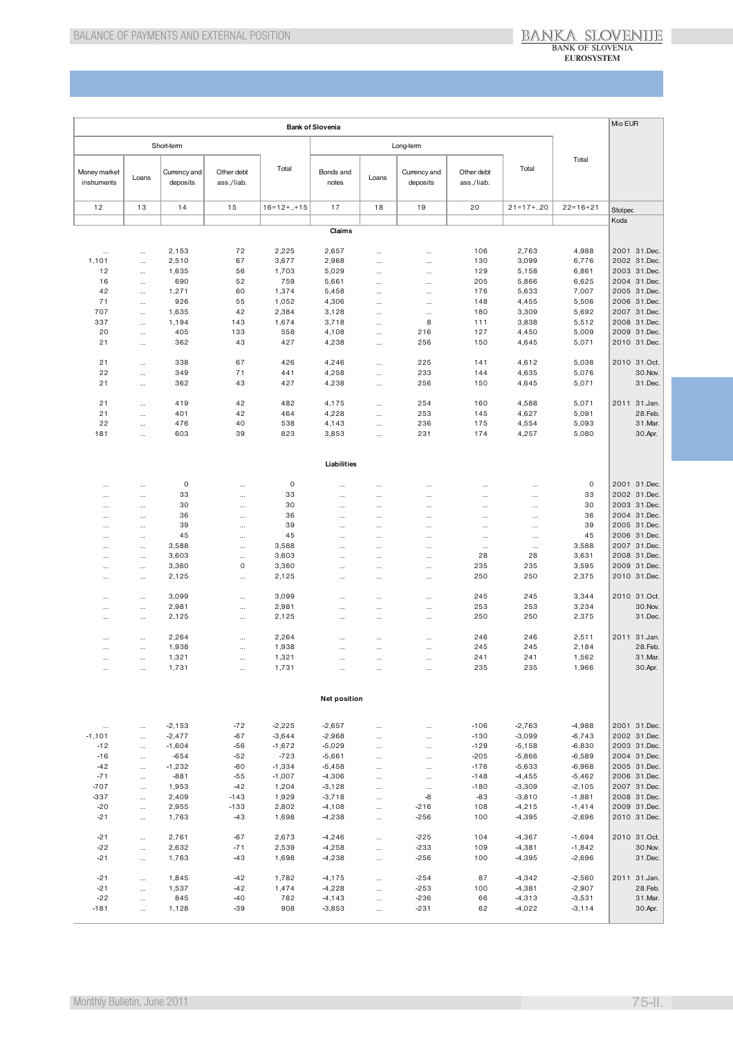| Bank of Slovenia | | | | | | | | | | | Mio EUR |
|---|---|---|---|---|---|---|---|---|---|---|---|
| Short-term | | | | | Long-term | | | | | Total | |
| Money market instruments | Loans | Currency and deposits | Other debt ass./liab. | Total | Bonds and notes | Loans | Currency and deposits | Other debt ass./liab. | Total | | |
| 12 | 13 | 14 | 15 | 16=12+..+15 | 17 | 18 | 19 | 20 | 21=17+..20 | 22=16+21 | Stolpec |
| | | | | | | | | | | | Koda |
| **Claims** | | | | | | | | | | | |
| ... | ... | 2,153 | 72 | 2,225 | 2,657 | ... | ... | 106 | 2,763 | 4,988 | 2001 31.Dec. |
| 1,101 | ... | 2,510 | 67 | 3,677 | 2,968 | ... | ... | 130 | 3,099 | 6,776 | 2002 31.Dec. |
| 12 | ... | 1,635 | 56 | 1,703 | 5,029 | ... | ... | 129 | 5,158 | 6,861 | 2003 31.Dec. |
| 16 | ... | 690 | 52 | 759 | 5,661 | ... | ... | 205 | 5,866 | 6,625 | 2004 31.Dec. |
| 42 | ... | 1,271 | 60 | 1,374 | 5,458 | ... | ... | 176 | 5,633 | 7,007 | 2005 31.Dec. |
| 71 | ... | 926 | 55 | 1,052 | 4,306 | ... | ... | 148 | 4,455 | 5,506 | 2006 31.Dec. |
| 707 | ... | 1,635 | 42 | 2,384 | 3,128 | ... | ... | 180 | 3,309 | 5,692 | 2007 31.Dec. |
| 337 | ... | 1,194 | 143 | 1,674 | 3,718 | ... | 8 | 111 | 3,838 | 5,512 | 2008 31.Dec. |
| 20 | ... | 405 | 133 | 558 | 4,108 | ... | 216 | 127 | 4,450 | 5,009 | 2009 31.Dec. |
| 21 | ... | 362 | 43 | 427 | 4,238 | ... | 256 | 150 | 4,645 | 5,071 | 2010 31.Dec. |
| 21 | ... | 338 | 67 | 426 | 4,246 | ... | 225 | 141 | 4,612 | 5,038 | 2010 31.Oct. |
| 22 | ... | 349 | 71 | 441 | 4,258 | ... | 233 | 144 | 4,635 | 5,076 | 30.Nov. |
| 21 | ... | 362 | 43 | 427 | 4,238 | ... | 256 | 150 | 4,645 | 5,071 | 31.Dec. |
| 21 | ... | 419 | 42 | 482 | 4,175 | ... | 254 | 160 | 4,588 | 5,071 | 2011 31.Jan. |
| 21 | ... | 401 | 42 | 464 | 4,228 | ... | 253 | 145 | 4,627 | 5,091 | 28.Feb. |
| 22 | ... | 476 | 40 | 538 | 4,143 | ... | 236 | 175 | 4,554 | 5,093 | 31.Mar. |
| 181 | ... | 603 | 39 | 823 | 3,853 | ... | 231 | 174 | 4,257 | 5,080 | 30.Apr. |
| **Liabilities** | | | | | | | | | | | |
| ... | ... | 0 | ... | 0 | ... | ... | ... | ... | ... | 0 | 2001 31.Dec. |
| ... | ... | 33 | ... | 33 | ... | ... | ... | ... | ... | 33 | 2002 31.Dec. |
| ... | ... | 30 | ... | 30 | ... | ... | ... | ... | ... | 30 | 2003 31.Dec. |
| ... | ... | 36 | ... | 36 | ... | ... | ... | ... | ... | 36 | 2004 31.Dec. |
| ... | ... | 39 | ... | 39 | ... | ... | ... | ... | ... | 39 | 2005 31.Dec. |
| ... | ... | 45 | ... | 45 | ... | ... | ... | ... | ... | 45 | 2006 31.Dec. |
| ... | ... | 3,588 | ... | 3,588 | ... | ... | ... | ... | ... | 3,588 | 2007 31.Dec. |
| ... | ... | 3,603 | ... | 3,603 | ... | ... | ... | 28 | 28 | 3,631 | 2008 31.Dec. |
| ... | ... | 3,360 | 0 | 3,360 | ... | ... | ... | 235 | 235 | 3,595 | 2009 31.Dec. |
| ... | ... | 2,125 | ... | 2,125 | ... | ... | ... | 250 | 250 | 2,375 | 2010 31.Dec. |
| ... | ... | 3,099 | ... | 3,099 | ... | ... | ... | 245 | 245 | 3,344 | 2010 31.Oct. |
| ... | ... | 2,981 | ... | 2,981 | ... | ... | ... | 253 | 253 | 3,234 | 30.Nov. |
| ... | ... | 2,125 | ... | 2,125 | ... | ... | ... | 250 | 250 | 2,375 | 31.Dec. |
| ... | ... | 2,264 | ... | 2,264 | ... | ... | ... | 246 | 246 | 2,511 | 2011 31.Jan. |
| ... | ... | 1,938 | ... | 1,938 | ... | ... | ... | 245 | 245 | 2,184 | 28.Feb. |
| ... | ... | 1,321 | ... | 1,321 | ... | ... | ... | 241 | 241 | 1,562 | 31.Mar. |
| ... | ... | 1,731 | ... | 1,731 | ... | ... | ... | 235 | 235 | 1,966 | 30.Apr. |
| **Net position** | | | | | | | | | | | |
| ... | ... | -2,153 | -72 | -2,225 | -2,657 | ... | ... | -106 | -2,763 | -4,988 | 2001 31.Dec. |
| -1,101 | ... | -2,477 | -67 | -3,644 | -2,968 | ... | ... | -130 | -3,099 | -6,743 | 2002 31.Dec. |
| -12 | ... | -1,604 | -56 | -1,672 | -5,029 | ... | ... | -129 | -5,158 | -6,830 | 2003 31.Dec. |
| -16 | ... | -654 | -52 | -723 | -5,661 | ... | ... | -205 | -5,866 | -6,589 | 2004 31.Dec. |
| -42 | ... | -1,232 | -60 | -1,334 | -5,458 | ... | ... | -176 | -5,633 | -6,968 | 2005 31.Dec. |
| -71 | ... | -881 | -55 | -1,007 | -4,306 | ... | ... | -148 | -4,455 | -5,462 | 2006 31.Dec. |
| -707 | ... | 1,953 | -42 | 1,204 | -3,128 | ... | ... | -180 | -3,309 | -2,105 | 2007 31.Dec. |
| -337 | ... | 2,409 | -143 | 1,929 | -3,718 | ... | -8 | -83 | -3,810 | -1,881 | 2008 31.Dec. |
| -20 | ... | 2,955 | -133 | 2,802 | -4,108 | ... | -216 | 108 | -4,215 | -1,414 | 2009 31.Dec. |
| -21 | ... | 1,763 | -43 | 1,698 | -4,238 | ... | -256 | 100 | -4,395 | -2,696 | 2010 31.Dec. |
| -21 | ... | 2,761 | -67 | 2,673 | -4,246 | ... | -225 | 104 | -4,367 | -1,694 | 2010 31.Oct. |
| -22 | ... | 2,632 | -71 | 2,539 | -4,258 | ... | -233 | 109 | -4,381 | -1,842 | 30.Nov. |
| -21 | ... | 1,763 | -43 | 1,698 | -4,238 | ... | -256 | 100 | -4,395 | -2,696 | 31.Dec. |
| -21 | ... | 1,845 | -42 | 1,782 | -4,175 | ... | -254 | 87 | -4,342 | -2,560 | 2011 31.Jan. |
| -21 | ... | 1,537 | -42 | 1,474 | -4,228 | ... | -253 | 100 | -4,381 | -2,907 | 28.Feb. |
| -22 | ... | 845 | -40 | 782 | -4,143 | ... | -236 | 66 | -4,313 | -3,531 | 31.Mar. |
| -181 | ... | 1,128 | -39 | 908 | -3,853 | ... | -231 | 62 | -4,022 | -3,114 | 30.Apr. |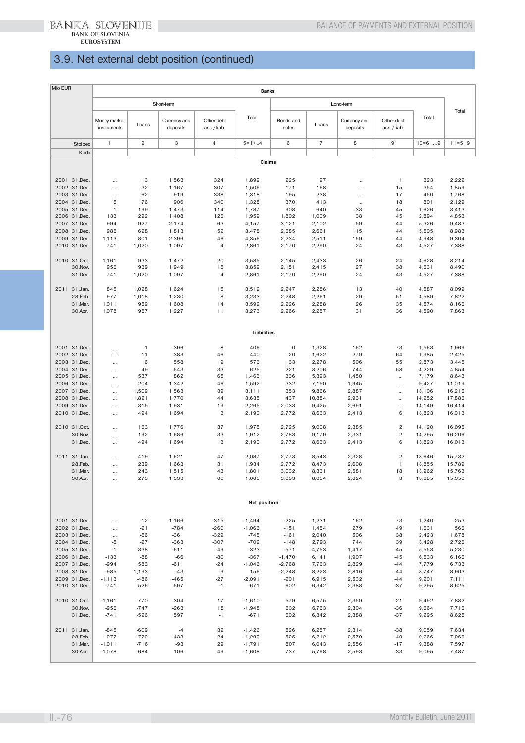## 3.9. Net external debt position (continued)

| Mio EUR | Banks | | | | | | | | | | |
|---|---|---|---|---|---|---|---|---|---|---|---|
| | Short-term | | | | | Long-term | | | | | Total |
| | Money market instruments | Loans | Currency and deposits | Other debt ass./liab. | Total | Bonds and notes | Loans | Currency and deposits | Other debt ass./liab. | Total | |
| Stolpec | 1 | 2 | 3 | 4 | 5=1+..4 | 6 | 7 | 8 | 9 | 10=6+...9 | 11=5+9 |
| Koda | | | | | | | | | | | |
| | | | | | **Claims** | | | | | | |
| 2001 31.Dec. | ... | 13 | 1,563 | 324 | 1,899 | 225 | 97 | ... | 1 | 323 | 2,222 |
| 2002 31.Dec. | ... | 32 | 1,167 | 307 | 1,506 | 171 | 168 | ... | 15 | 354 | 1,859 |
| 2003 31.Dec. | ... | 62 | 919 | 338 | 1,318 | 195 | 238 | ... | 17 | 450 | 1,768 |
| 2004 31.Dec. | 5 | 76 | 906 | 340 | 1,328 | 370 | 413 | ... | 18 | 801 | 2,129 |
| 2005 31.Dec. | 1 | 199 | 1,473 | 114 | 1,787 | 908 | 640 | 33 | 45 | 1,626 | 3,413 |
| 2006 31.Dec. | 133 | 292 | 1,408 | 126 | 1,959 | 1,802 | 1,009 | 38 | 45 | 2,894 | 4,853 |
| 2007 31.Dec. | 994 | 927 | 2,174 | 63 | 4,157 | 3,121 | 2,102 | 59 | 44 | 5,326 | 9,483 |
| 2008 31.Dec. | 985 | 628 | 1,813 | 52 | 3,478 | 2,685 | 2,661 | 115 | 44 | 5,505 | 8,983 |
| 2009 31.Dec. | 1,113 | 801 | 2,396 | 46 | 4,356 | 2,234 | 2,511 | 159 | 44 | 4,948 | 9,304 |
| 2010 31.Dec. | 741 | 1,020 | 1,097 | 4 | 2,861 | 2,170 | 2,290 | 24 | 43 | 4,527 | 7,388 |
| 2010 31.Oct. | 1,161 | 933 | 1,472 | 20 | 3,585 | 2,145 | 2,433 | 26 | 24 | 4,628 | 8,214 |
| 30.Nov. | 956 | 939 | 1,949 | 15 | 3,859 | 2,151 | 2,415 | 27 | 38 | 4,631 | 8,490 |
| 31.Dec. | 741 | 1,020 | 1,097 | 4 | 2,861 | 2,170 | 2,290 | 24 | 43 | 4,527 | 7,388 |
| 2011 31.Jan. | 845 | 1,028 | 1,624 | 15 | 3,512 | 2,247 | 2,286 | 13 | 40 | 4,587 | 8,099 |
| 28.Feb. | 977 | 1,018 | 1,230 | 8 | 3,233 | 2,248 | 2,261 | 29 | 51 | 4,589 | 7,822 |
| 31.Mar. | 1,011 | 959 | 1,608 | 14 | 3,592 | 2,226 | 2,288 | 26 | 35 | 4,574 | 8,166 |
| 30.Apr. | 1,078 | 957 | 1,227 | 11 | 3,273 | 2,266 | 2,257 | 31 | 36 | 4,590 | 7,863 |
| | | | | | **Liabilities** | | | | | | |
| 2001 31.Dec. | ... | 1 | 396 | 8 | 406 | 0 | 1,328 | 162 | 73 | 1,563 | 1,969 |
| 2002 31.Dec. | ... | 11 | 383 | 46 | 440 | 20 | 1,622 | 279 | 64 | 1,985 | 2,425 |
| 2003 31.Dec. | ... | 6 | 558 | 9 | 573 | 33 | 2,278 | 506 | 55 | 2,873 | 3,445 |
| 2004 31.Dec. | ... | 49 | 543 | 33 | 625 | 221 | 3,206 | 744 | 58 | 4,229 | 4,854 |
| 2005 31.Dec. | ... | 537 | 862 | 65 | 1,463 | 336 | 5,393 | 1,450 | ... | 7,179 | 8,643 |
| 2006 31.Dec. | ... | 204 | 1,342 | 46 | 1,592 | 332 | 7,150 | 1,945 | ... | 9,427 | 11,019 |
| 2007 31.Dec. | ... | 1,509 | 1,563 | 39 | 3,111 | 353 | 9,866 | 2,887 | ... | 13,106 | 16,216 |
| 2008 31.Dec. | ... | 1,821 | 1,770 | 44 | 3,635 | 437 | 10,884 | 2,931 | ... | 14,252 | 17,886 |
| 2009 31.Dec. | ... | 315 | 1,931 | 19 | 2,265 | 2,033 | 9,425 | 2,691 | ... | 14,149 | 16,414 |
| 2010 31.Dec. | ... | 494 | 1,694 | 3 | 2,190 | 2,772 | 8,633 | 2,413 | 6 | 13,823 | 16,013 |
| 2010 31.Oct. | ... | 163 | 1,776 | 37 | 1,975 | 2,725 | 9,008 | 2,385 | 2 | 14,120 | 16,095 |
| 30.Nov. | ... | 192 | 1,686 | 33 | 1,912 | 2,783 | 9,179 | 2,331 | 2 | 14,295 | 16,206 |
| 31.Dec. | ... | 494 | 1,694 | 3 | 2,190 | 2,772 | 8,633 | 2,413 | 6 | 13,823 | 16,013 |
| 2011 31.Jan. | ... | 419 | 1,621 | 47 | 2,087 | 2,773 | 8,543 | 2,328 | 2 | 13,646 | 15,732 |
| 28.Feb. | ... | 239 | 1,663 | 31 | 1,934 | 2,772 | 8,473 | 2,608 | 1 | 13,855 | 15,789 |
| 31.Mar. | ... | 243 | 1,515 | 43 | 1,801 | 3,032 | 8,331 | 2,581 | 18 | 13,962 | 15,763 |
| 30.Apr. | ... | 273 | 1,333 | 60 | 1,665 | 3,003 | 8,054 | 2,624 | 3 | 13,685 | 15,350 |
| | | | | | **Net position** | | | | | | |
| 2001 31.Dec. | ... | -12 | -1,166 | -315 | -1,494 | -225 | 1,231 | 162 | 73 | 1,240 | -253 |
| 2002 31.Dec. | ... | -21 | -784 | -260 | -1,066 | -151 | 1,454 | 279 | 49 | 1,631 | 566 |
| 2003 31.Dec. | ... | -56 | -361 | -329 | -745 | -161 | 2,040 | 506 | 38 | 2,423 | 1,678 |
| 2004 31.Dec. | -5 | -27 | -363 | -307 | -702 | -148 | 2,793 | 744 | 39 | 3,428 | 2,726 |
| 2005 31.Dec. | -1 | 338 | -611 | -49 | -323 | -571 | 4,753 | 1,417 | -45 | 5,553 | 5,230 |
| 2006 31.Dec. | -133 | -88 | -66 | -80 | -367 | -1,470 | 6,141 | 1,907 | -45 | 6,533 | 6,166 |
| 2007 31.Dec. | -994 | 583 | -611 | -24 | -1,046 | -2,768 | 7,763 | 2,829 | -44 | 7,779 | 6,733 |
| 2008 31.Dec. | -985 | 1,193 | -43 | -9 | 156 | -2,248 | 8,223 | 2,816 | -44 | 8,747 | 8,903 |
| 2009 31.Dec. | -1,113 | -486 | -465 | -27 | -2,091 | -201 | 6,915 | 2,532 | -44 | 9,201 | 7,111 |
| 2010 31.Dec. | -741 | -526 | 597 | -1 | -671 | 602 | 6,342 | 2,388 | -37 | 9,295 | 8,625 |
| 2010 31.Oct. | -1,161 | -770 | 304 | 17 | -1,610 | 579 | 6,575 | 2,359 | -21 | 9,492 | 7,882 |
| 30.Nov. | -956 | -747 | -263 | 18 | -1,948 | 632 | 6,763 | 2,304 | -36 | 9,664 | 7,716 |
| 31.Dec. | -741 | -526 | 597 | -1 | -671 | 602 | 6,342 | 2,388 | -37 | 9,295 | 8,625 |
| 2011 31.Jan. | -845 | -609 | -4 | 32 | -1,426 | 526 | 6,257 | 2,314 | -38 | 9,059 | 7,634 |
| 28.Feb. | -977 | -779 | 433 | 24 | -1,299 | 525 | 6,212 | 2,579 | -49 | 9,266 | 7,966 |
| 31.Mar. | -1,011 | -716 | -93 | 29 | -1,791 | 807 | 6,043 | 2,556 | -17 | 9,388 | 7,597 |
| 30.Apr. | -1,078 | -684 | 106 | 49 | -1,608 | 737 | 5,798 | 2,593 | -33 | 9,095 | 7,487 |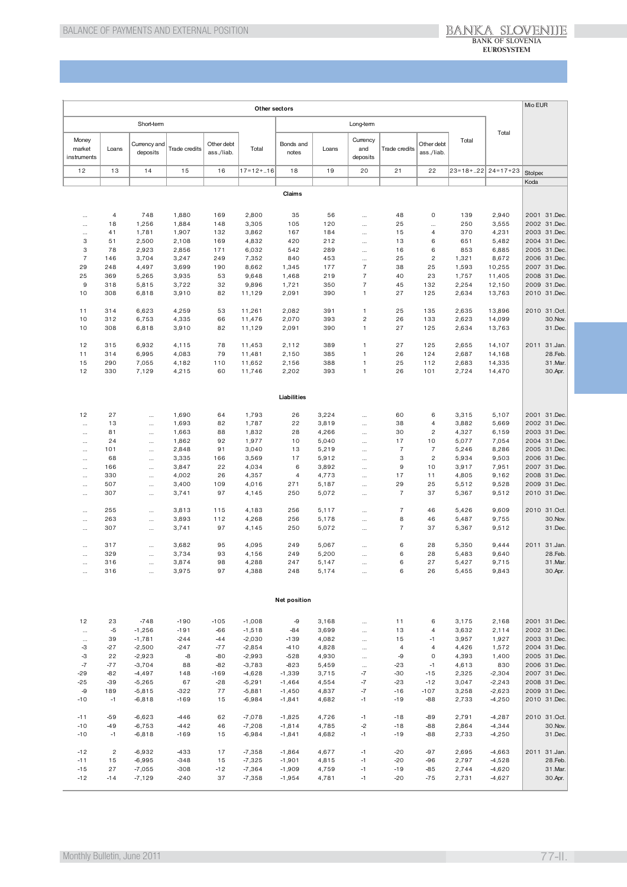| Other sectors | | | | | | | | | | | | | Mio EUR |
|---|---|---|---|---|---|---|---|---|---|---|---|---|---|
| Short-term | | | | | | Long-term | | | | | | Total | |
| Money market instruments | Loans | Currency and deposits | Trade credits | Other debt ass./liab. | Total | Bonds and notes | Loans | Currency and deposits | Trade credits | Other debt ass./liab. | Total | | |
| 12 | 13 | 14 | 15 | 16 | 17=12+..16 | 18 | 19 | 20 | 21 | 22 | 23=18+..22 | 24=17+23 | Stolpec |
| | | | | | | | | | | | | | Koda |
| **Claims** | | | | | | | | | | | | | |
| ... | 4 | 748 | 1,880 | 169 | 2,800 | 35 | 56 | ... | 48 | 0 | 139 | 2,940 | 2001 31.Dec. |
| ... | 18 | 1,256 | 1,884 | 148 | 3,305 | 105 | 120 | ... | 25 | ... | 250 | 3,555 | 2002 31.Dec. |
| ... | 41 | 1,781 | 1,907 | 132 | 3,862 | 167 | 184 | ... | 15 | 4 | 370 | 4,231 | 2003 31.Dec. |
| 3 | 51 | 2,500 | 2,108 | 169 | 4,832 | 420 | 212 | ... | 13 | 6 | 651 | 5,482 | 2004 31.Dec. |
| 3 | 78 | 2,923 | 2,856 | 171 | 6,032 | 542 | 289 | ... | 16 | 6 | 853 | 6,885 | 2005 31.Dec. |
| 7 | 146 | 3,704 | 3,247 | 249 | 7,352 | 840 | 453 | ... | 25 | 2 | 1,321 | 8,672 | 2006 31.Dec. |
| 29 | 248 | 4,497 | 3,699 | 190 | 8,662 | 1,345 | 177 | 7 | 38 | 25 | 1,593 | 10,255 | 2007 31.Dec. |
| 25 | 369 | 5,265 | 3,935 | 53 | 9,648 | 1,468 | 219 | 7 | 40 | 23 | 1,757 | 11,405 | 2008 31.Dec. |
| 9 | 318 | 5,815 | 3,722 | 32 | 9,896 | 1,721 | 350 | 7 | 45 | 132 | 2,254 | 12,150 | 2009 31.Dec. |
| 10 | 308 | 6,818 | 3,910 | 82 | 11,129 | 2,091 | 390 | 1 | 27 | 125 | 2,634 | 13,763 | 2010 31.Dec. |
| 11 | 314 | 6,623 | 4,259 | 53 | 11,261 | 2,082 | 391 | 1 | 25 | 135 | 2,635 | 13,896 | 2010 31.Oct. |
| 10 | 312 | 6,753 | 4,335 | 66 | 11,476 | 2,070 | 393 | 2 | 26 | 133 | 2,623 | 14,099 | 30.Nov. |
| 10 | 308 | 6,818 | 3,910 | 82 | 11,129 | 2,091 | 390 | 1 | 27 | 125 | 2,634 | 13,763 | 31.Dec. |
| 12 | 315 | 6,932 | 4,115 | 78 | 11,453 | 2,112 | 389 | 1 | 27 | 125 | 2,655 | 14,107 | 2011 31.Jan. |
| 11 | 314 | 6,995 | 4,083 | 79 | 11,481 | 2,150 | 385 | 1 | 26 | 124 | 2,687 | 14,168 | 28.Feb. |
| 15 | 290 | 7,055 | 4,182 | 110 | 11,652 | 2,156 | 388 | 1 | 25 | 112 | 2,683 | 14,335 | 31.Mar. |
| 12 | 330 | 7,129 | 4,215 | 60 | 11,746 | 2,202 | 393 | 1 | 26 | 101 | 2,724 | 14,470 | 30.Apr. |
| **Liabilities** | | | | | | | | | | | | | |
| 12 | 27 | ... | 1,690 | 64 | 1,793 | 26 | 3,224 | ... | 60 | 6 | 3,315 | 5,107 | 2001 31.Dec. |
| ... | 13 | ... | 1,693 | 82 | 1,787 | 22 | 3,819 | ... | 38 | 4 | 3,882 | 5,669 | 2002 31.Dec. |
| ... | 81 | ... | 1,663 | 88 | 1,832 | 28 | 4,266 | ... | 30 | 2 | 4,327 | 6,159 | 2003 31.Dec. |
| ... | 24 | ... | 1,862 | 92 | 1,977 | 10 | 5,040 | ... | 17 | 10 | 5,077 | 7,054 | 2004 31.Dec. |
| ... | 101 | ... | 2,848 | 91 | 3,040 | 13 | 5,219 | ... | 7 | 7 | 5,246 | 8,286 | 2005 31.Dec. |
| ... | 68 | ... | 3,335 | 166 | 3,569 | 17 | 5,912 | ... | 3 | 2 | 5,934 | 9,503 | 2006 31.Dec. |
| ... | 166 | ... | 3,847 | 22 | 4,034 | 6 | 3,892 | ... | 9 | 10 | 3,917 | 7,951 | 2007 31.Dec. |
| ... | 330 | ... | 4,002 | 26 | 4,357 | 4 | 4,773 | ... | 17 | 11 | 4,805 | 9,162 | 2008 31.Dec. |
| ... | 507 | ... | 3,400 | 109 | 4,016 | 271 | 5,187 | ... | 29 | 25 | 5,512 | 9,528 | 2009 31.Dec. |
| ... | 307 | ... | 3,741 | 97 | 4,145 | 250 | 5,072 | ... | 7 | 37 | 5,367 | 9,512 | 2010 31.Dec. |
| ... | 255 | ... | 3,813 | 115 | 4,183 | 256 | 5,117 | ... | 7 | 46 | 5,426 | 9,609 | 2010 31.Oct. |
| ... | 263 | ... | 3,893 | 112 | 4,268 | 256 | 5,178 | ... | 8 | 46 | 5,487 | 9,755 | 30.Nov. |
| ... | 307 | ... | 3,741 | 97 | 4,145 | 250 | 5,072 | ... | 7 | 37 | 5,367 | 9,512 | 31.Dec. |
| ... | 317 | ... | 3,682 | 95 | 4,095 | 249 | 5,067 | ... | 6 | 28 | 5,350 | 9,444 | 2011 31.Jan. |
| ... | 329 | ... | 3,734 | 93 | 4,156 | 249 | 5,200 | ... | 6 | 28 | 5,483 | 9,640 | 28.Feb. |
| ... | 316 | ... | 3,874 | 98 | 4,288 | 247 | 5,147 | ... | 6 | 27 | 5,427 | 9,715 | 31.Mar. |
| ... | 316 | ... | 3,975 | 97 | 4,388 | 248 | 5,174 | ... | 6 | 26 | 5,455 | 9,843 | 30.Apr. |
| **Net position** | | | | | | | | | | | | | |
| 12 | 23 | -748 | -190 | -105 | -1,008 | -9 | 3,168 | ... | 11 | 6 | 3,175 | 2,168 | 2001 31.Dec. |
| ... | -5 | -1,256 | -191 | -66 | -1,518 | -84 | 3,699 | ... | 13 | 4 | 3,632 | 2,114 | 2002 31.Dec. |
| ... | 39 | -1,781 | -244 | -44 | -2,030 | -139 | 4,082 | ... | 15 | -1 | 3,957 | 1,927 | 2003 31.Dec. |
| -3 | -27 | -2,500 | -247 | -77 | -2,854 | -410 | 4,828 | ... | 4 | 4 | 4,426 | 1,572 | 2004 31.Dec. |
| -3 | 22 | -2,923 | -8 | -80 | -2,993 | -528 | 4,930 | ... | -9 | 0 | 4,393 | 1,400 | 2005 31.Dec. |
| -7 | -77 | -3,704 | 88 | -82 | -3,783 | -823 | 5,459 | ... | -23 | -1 | 4,613 | 830 | 2006 31.Dec. |
| -29 | -82 | -4,497 | 148 | -169 | -4,628 | -1,339 | 3,715 | -7 | -30 | -15 | 2,325 | -2,304 | 2007 31.Dec. |
| -25 | -39 | -5,265 | 67 | -28 | -5,291 | -1,464 | 4,554 | -7 | -23 | -12 | 3,047 | -2,243 | 2008 31.Dec. |
| -9 | 189 | -5,815 | -322 | 77 | -5,881 | -1,450 | 4,837 | -7 | -16 | -107 | 3,258 | -2,623 | 2009 31.Dec. |
| -10 | -1 | -6,818 | -169 | 15 | -6,984 | -1,841 | 4,682 | -1 | -19 | -88 | 2,733 | -4,250 | 2010 31.Dec. |
| -11 | -59 | -6,623 | -446 | 62 | -7,078 | -1,825 | 4,726 | -1 | -18 | -89 | 2,791 | -4,287 | 2010 31.Oct. |
| -10 | -49 | -6,753 | -442 | 46 | -7,208 | -1,814 | 4,785 | -2 | -18 | -88 | 2,864 | -4,344 | 30.Nov. |
| -10 | -1 | -6,818 | -169 | 15 | -6,984 | -1,841 | 4,682 | -1 | -19 | -88 | 2,733 | -4,250 | 31.Dec. |
| -12 | 2 | -6,932 | -433 | 17 | -7,358 | -1,864 | 4,677 | -1 | -20 | -97 | 2,695 | -4,663 | 2011 31.Jan. |
| -11 | 15 | -6,995 | -348 | 15 | -7,325 | -1,901 | 4,815 | -1 | -20 | -96 | 2,797 | -4,528 | 28.Feb. |
| -15 | 27 | -7,055 | -308 | -12 | -7,364 | -1,909 | 4,759 | -1 | -19 | -85 | 2,744 | -4,620 | 31.Mar. |
| -12 | -14 | -7,129 | -240 | 37 | -7,358 | -1,954 | 4,781 | -1 | -20 | -75 | 2,731 | -4,627 | 30.Apr. |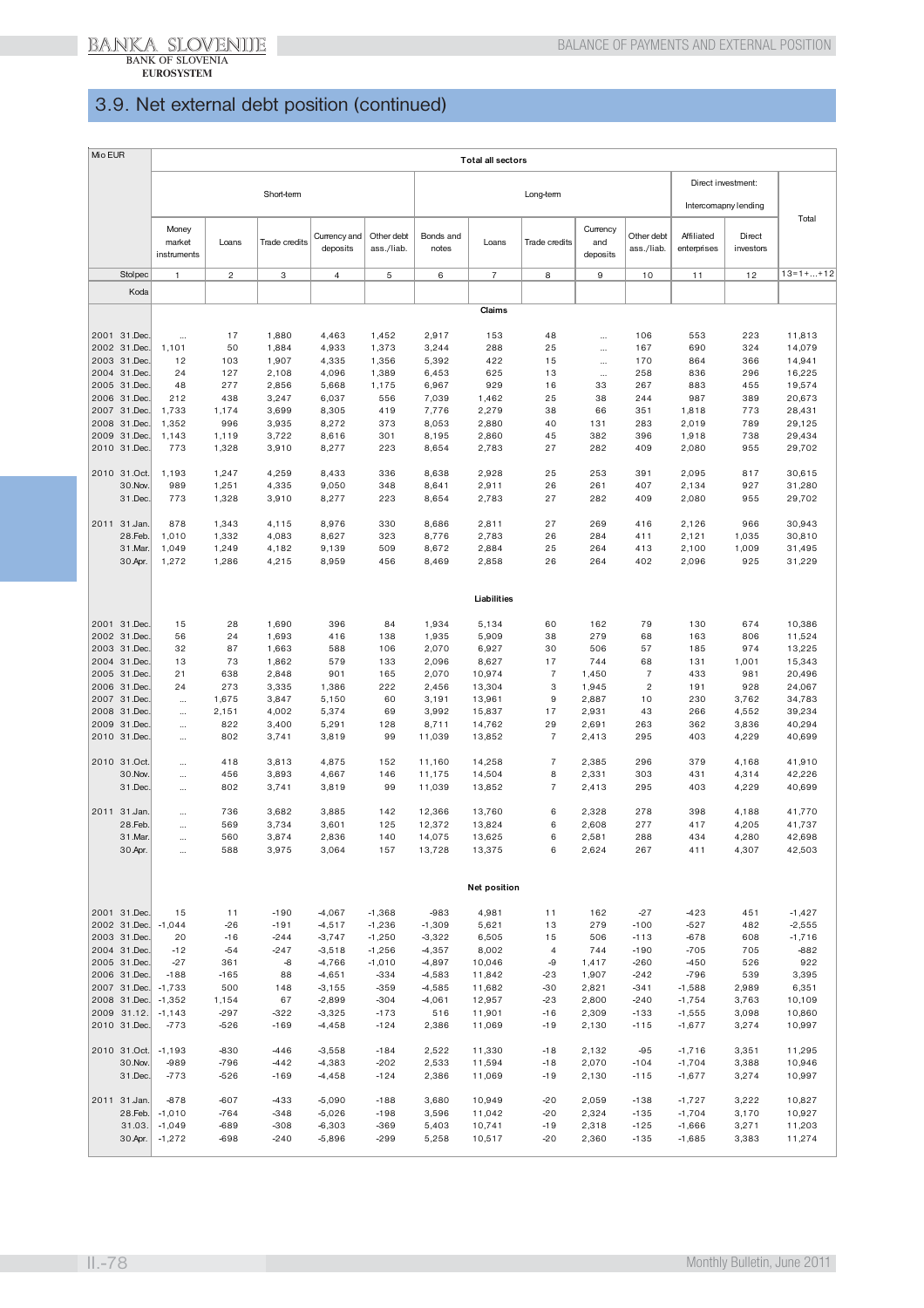## 3.9. Net external debt position (continued)

| Mio EUR | | Total all sectors | | | | | | | | | | | | |
|---|---|---|---|---|---|---|---|---|---|---|---|---|---|---|
| | | Short-term | | | | | Long-term | | | | | Direct investment: Intercomapny lending | | Total |
| | | Money market instruments | Loans | Trade credits | Currency and deposits | Other debt ass./liab. | Bonds and notes | Loans | Trade credits | Currency and deposits | Other debt ass./liab. | Affiliated enterprises | Direct investors | |
| Stolpec | | 1 | 2 | 3 | 4 | 5 | 6 | 7 | 8 | 9 | 10 | 11 | 12 | 13=1+...+12 |
| Koda | | | | | | | | | | | | | | |
| | | | | | | | | **Claims** | | | | | | |
| 2001 | 31.Dec. | ... | 17 | 1,880 | 4,463 | 1,452 | 2,917 | 153 | 48 | ... | 106 | 553 | 223 | 11,813 |
| 2002 | 31.Dec. | 1,101 | 50 | 1,884 | 4,933 | 1,373 | 3,244 | 288 | 25 | ... | 167 | 690 | 324 | 14,079 |
| 2003 | 31.Dec. | 12 | 103 | 1,907 | 4,335 | 1,356 | 5,392 | 422 | 15 | ... | 170 | 864 | 366 | 14,941 |
| 2004 | 31.Dec. | 24 | 127 | 2,108 | 4,096 | 1,389 | 6,453 | 625 | 13 | ... | 258 | 836 | 296 | 16,225 |
| 2005 | 31.Dec. | 48 | 277 | 2,856 | 5,668 | 1,175 | 6,967 | 929 | 16 | 33 | 267 | 883 | 455 | 19,574 |
| 2006 | 31.Dec. | 212 | 438 | 3,247 | 6,037 | 556 | 7,039 | 1,462 | 25 | 38 | 244 | 987 | 389 | 20,673 |
| 2007 | 31.Dec. | 1,733 | 1,174 | 3,699 | 8,305 | 419 | 7,776 | 2,279 | 38 | 66 | 351 | 1,818 | 773 | 28,431 |
| 2008 | 31.Dec. | 1,352 | 996 | 3,935 | 8,272 | 373 | 8,053 | 2,880 | 40 | 131 | 283 | 2,019 | 789 | 29,125 |
| 2009 | 31.Dec. | 1,143 | 1,119 | 3,722 | 8,616 | 301 | 8,195 | 2,860 | 45 | 382 | 396 | 1,918 | 738 | 29,434 |
| 2010 | 31.Dec. | 773 | 1,328 | 3,910 | 8,277 | 223 | 8,654 | 2,783 | 27 | 282 | 409 | 2,080 | 955 | 29,702 |
| 2010 | 31.Oct. | 1,193 | 1,247 | 4,259 | 8,433 | 336 | 8,638 | 2,928 | 25 | 253 | 391 | 2,095 | 817 | 30,615 |
| | 30.Nov. | 989 | 1,251 | 4,335 | 9,050 | 348 | 8,641 | 2,911 | 26 | 261 | 407 | 2,134 | 927 | 31,280 |
| | 31.Dec. | 773 | 1,328 | 3,910 | 8,277 | 223 | 8,654 | 2,783 | 27 | 282 | 409 | 2,080 | 955 | 29,702 |
| 2011 | 31.Jan. | 878 | 1,343 | 4,115 | 8,976 | 330 | 8,686 | 2,811 | 27 | 269 | 416 | 2,126 | 966 | 30,943 |
| | 28.Feb. | 1,010 | 1,332 | 4,083 | 8,627 | 323 | 8,776 | 2,783 | 26 | 284 | 411 | 2,121 | 1,035 | 30,810 |
| | 31.Mar. | 1,049 | 1,249 | 4,182 | 9,139 | 509 | 8,672 | 2,884 | 25 | 264 | 413 | 2,100 | 1,009 | 31,495 |
| | 30.Apr. | 1,272 | 1,286 | 4,215 | 8,959 | 456 | 8,469 | 2,858 | 26 | 264 | 402 | 2,096 | 925 | 31,229 |
| | | | | | | | | **Liabilities** | | | | | | |
| 2001 | 31.Dec. | 15 | 28 | 1,690 | 396 | 84 | 1,934 | 5,134 | 60 | 162 | 79 | 130 | 674 | 10,386 |
| 2002 | 31.Dec. | 56 | 24 | 1,693 | 416 | 138 | 1,935 | 5,909 | 38 | 279 | 68 | 163 | 806 | 11,524 |
| 2003 | 31.Dec. | 32 | 87 | 1,663 | 588 | 106 | 2,070 | 6,927 | 30 | 506 | 57 | 185 | 974 | 13,225 |
| 2004 | 31.Dec. | 13 | 73 | 1,862 | 579 | 133 | 2,096 | 8,627 | 17 | 744 | 68 | 131 | 1,001 | 15,343 |
| 2005 | 31.Dec. | 21 | 638 | 2,848 | 901 | 165 | 2,070 | 10,974 | 7 | 1,450 | 7 | 433 | 981 | 20,496 |
| 2006 | 31.Dec. | 24 | 273 | 3,335 | 1,386 | 222 | 2,456 | 13,304 | 3 | 1,945 | 2 | 191 | 928 | 24,067 |
| 2007 | 31.Dec. | ... | 1,675 | 3,847 | 5,150 | 60 | 3,191 | 13,961 | 9 | 2,887 | 10 | 230 | 3,762 | 34,783 |
| 2008 | 31.Dec. | ... | 2,151 | 4,002 | 5,374 | 69 | 3,992 | 15,837 | 17 | 2,931 | 43 | 266 | 4,552 | 39,234 |
| 2009 | 31.Dec. | ... | 822 | 3,400 | 5,291 | 128 | 8,711 | 14,762 | 29 | 2,691 | 263 | 362 | 3,836 | 40,294 |
| 2010 | 31.Dec. | ... | 802 | 3,741 | 3,819 | 99 | 11,039 | 13,852 | 7 | 2,413 | 295 | 403 | 4,229 | 40,699 |
| 2010 | 31.Oct. | ... | 418 | 3,813 | 4,875 | 152 | 11,160 | 14,258 | 7 | 2,385 | 296 | 379 | 4,168 | 41,910 |
| | 30.Nov. | ... | 456 | 3,893 | 4,667 | 146 | 11,175 | 14,504 | 8 | 2,331 | 303 | 431 | 4,314 | 42,226 |
| | 31.Dec. | ... | 802 | 3,741 | 3,819 | 99 | 11,039 | 13,852 | 7 | 2,413 | 295 | 403 | 4,229 | 40,699 |
| 2011 | 31.Jan. | ... | 736 | 3,682 | 3,885 | 142 | 12,366 | 13,760 | 6 | 2,328 | 278 | 398 | 4,188 | 41,770 |
| | 28.Feb. | ... | 569 | 3,734 | 3,601 | 125 | 12,372 | 13,824 | 6 | 2,608 | 277 | 417 | 4,205 | 41,737 |
| | 31.Mar. | ... | 560 | 3,874 | 2,836 | 140 | 14,075 | 13,625 | 6 | 2,581 | 288 | 434 | 4,280 | 42,698 |
| | 30.Apr. | ... | 588 | 3,975 | 3,064 | 157 | 13,728 | 13,375 | 6 | 2,624 | 267 | 411 | 4,307 | 42,503 |
| | | | | | | | | **Net position** | | | | | | |
| 2001 | 31.Dec. | 15 | 11 | -190 | -4,067 | -1,368 | -983 | 4,981 | 11 | 162 | -27 | -423 | 451 | -1,427 |
| 2002 | 31.Dec. | -1,044 | -26 | -191 | -4,517 | -1,236 | -1,309 | 5,621 | 13 | 279 | -100 | -527 | 482 | -2,555 |
| 2003 | 31.Dec. | 20 | -16 | -244 | -3,747 | -1,250 | -3,322 | 6,505 | 15 | 506 | -113 | -678 | 608 | -1,716 |
| 2004 | 31.Dec. | -12 | -54 | -247 | -3,518 | -1,256 | -4,357 | 8,002 | 4 | 744 | -190 | -705 | 705 | -882 |
| 2005 | 31.Dec. | -27 | 361 | -8 | -4,766 | -1,010 | -4,897 | 10,046 | -9 | 1,417 | -260 | -450 | 526 | 922 |
| 2006 | 31.Dec. | -188 | -165 | 88 | -4,651 | -334 | -4,583 | 11,842 | -23 | 1,907 | -242 | -796 | 539 | 3,395 |
| 2007 | 31.Dec. | -1,733 | 500 | 148 | -3,155 | -359 | -4,585 | 11,682 | -30 | 2,821 | -341 | -1,588 | 2,989 | 6,351 |
| 2008 | 31.Dec. | -1,352 | 1,154 | 67 | -2,899 | -304 | -4,061 | 12,957 | -23 | 2,800 | -240 | -1,754 | 3,763 | 10,109 |
| 2009 | 31.12. | -1,143 | -297 | -322 | -3,325 | -173 | 516 | 11,901 | -16 | 2,309 | -133 | -1,555 | 3,098 | 10,860 |
| 2010 | 31.Dec. | -773 | -526 | -169 | -4,458 | -124 | 2,386 | 11,069 | -19 | 2,130 | -115 | -1,677 | 3,274 | 10,997 |
| 2010 | 31.Oct. | -1,193 | -830 | -446 | -3,558 | -184 | 2,522 | 11,330 | -18 | 2,132 | -95 | -1,716 | 3,351 | 11,295 |
| | 30.Nov. | -989 | -796 | -442 | -4,383 | -202 | 2,533 | 11,594 | -18 | 2,070 | -104 | -1,704 | 3,388 | 10,946 |
| | 31.Dec. | -773 | -526 | -169 | -4,458 | -124 | 2,386 | 11,069 | -19 | 2,130 | -115 | -1,677 | 3,274 | 10,997 |
| 2011 | 31.Jan. | -878 | -607 | -433 | -5,090 | -188 | 3,680 | 10,949 | -20 | 2,059 | -138 | -1,727 | 3,222 | 10,827 |
| | 28.Feb. | -1,010 | -764 | -348 | -5,026 | -198 | 3,596 | 11,042 | -20 | 2,324 | -135 | -1,704 | 3,170 | 10,927 |
| | 31.03. | -1,049 | -689 | -308 | -6,303 | -369 | 5,403 | 10,741 | -19 | 2,318 | -125 | -1,666 | 3,271 | 11,203 |
| | 30.Apr. | -1,272 | -698 | -240 | -5,896 | -299 | 5,258 | 10,517 | -20 | 2,360 | -135 | -1,685 | 3,383 | 11,274 |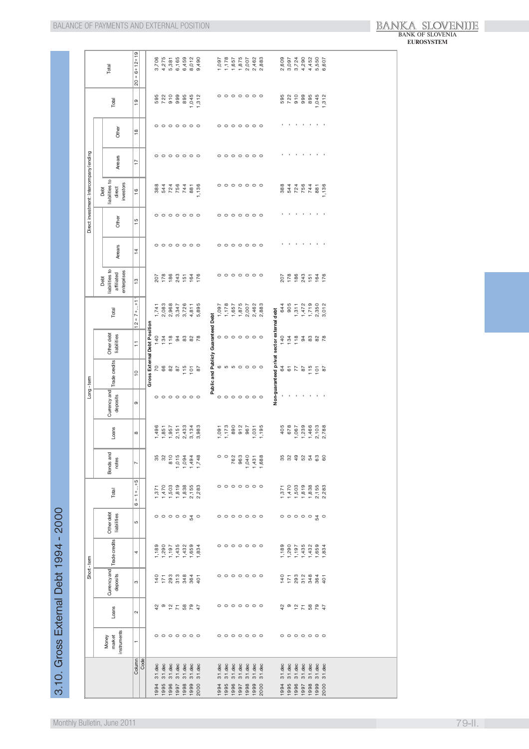# 3.10. Gross External Debt 1994 - 2000

| | Short - term | | | | | | Long - term | | | | | | Direct investment: Intercompany lending | | | | | | | Total |
|---|---|---|---|---|---|---|---|---|---|---|---|---|---|---|---|---|---|---|---|---|
| | Money market instruments | Loans | Currency and deposits | Trade credits | Other debt liabilities | Total | Bonds and notes | Loans | Currency and deposits | Trade credits | Other debt liabilities | Total | Debt liabilities to affiliated enterprises | Arrears | Other | Debt liabilities to direct investors | Arrears | Other | Total | |
| Column | 1 | 2 | 3 | 4 | 5 | 6 = 1+...+5 | 7 | 8 | 9 | 10 | 11 | 12 = 7+...+11 | 13 | 14 | 15 | 16 | 17 | 18 | 19 | 20 = 6+12+19 |
| Code | | | | | | | | | | | | | | | | | | | | |
| **Gross External Debt Position** | | | | | | | | | | | | | | | | | | | | |
| 1994 31.dec | 0 | 42 | 140 | 1,189 | 0 | 1,371 | 35 | 1,496 | 0 | 70 | 140 | 1,741 | 207 | 0 | 0 | 388 | 0 | 0 | 595 | 3,706 |
| 1995 31.dec | 0 | 9 | 171 | 1,290 | 0 | 1,470 | 32 | 1,851 | 0 | 66 | 134 | 2,083 | 178 | 0 | 0 | 544 | 0 | 0 | 722 | 4,275 |
| 1996 31.dec | 0 | 12 | 293 | 1,197 | 0 | 1,503 | 810 | 1,957 | 0 | 82 | 118 | 2,968 | 186 | 0 | 0 | 724 | 0 | 0 | 910 | 5,381 |
| 1997 31.dec | 0 | 71 | 313 | 1,435 | 0 | 1,819 | 1,015 | 2,151 | 0 | 87 | 94 | 3,347 | 243 | 0 | 0 | 756 | 0 | 0 | 999 | 6,165 |
| 1998 31.dec | 0 | 58 | 348 | 1,432 | 0 | 1,838 | 1,094 | 2,433 | 0 | 115 | 83 | 3,726 | 151 | 0 | 0 | 744 | 0 | 0 | 895 | 6,459 |
| 1999 31.dec | 0 | 79 | 364 | 1,659 | 54 | 2,155 | 1,494 | 3,134 | 0 | 101 | 82 | 4,811 | 164 | 0 | 0 | 881 | 0 | 0 | 1,045 | 8,012 |
| 2000 31.dec | 0 | 47 | 401 | 1,834 | 0 | 2,283 | 1,748 | 3,983 | 0 | 87 | 78 | 5,895 | 176 | 0 | 0 | 1,136 | 0 | 0 | 1,312 | 9,490 |
| **Public and Publicly Guaranteed Debt** | | | | | | | | | | | | | | | | | | | | |
| 1994 31.dec | 0 | 0 | 0 | 0 | 0 | 0 | 0 | 1,091 | 0 | 6 | 0 | 1,097 | 0 | 0 | 0 | 0 | 0 | 0 | 0 | 1,097 |
| 1995 31.dec | 0 | 0 | 0 | 0 | 0 | 0 | 0 | 1,173 | 0 | 5 | 0 | 1,178 | 0 | 0 | 0 | 0 | 0 | 0 | 0 | 1,178 |
| 1996 31.dec | 0 | 0 | 0 | 0 | 0 | 0 | 762 | 890 | 0 | 5 | 0 | 1,657 | 0 | 0 | 0 | 0 | 0 | 0 | 0 | 1,657 |
| 1997 31.dec | 0 | 0 | 0 | 0 | 0 | 0 | 963 | 912 | 0 | 0 | 0 | 1,875 | 0 | 0 | 0 | 0 | 0 | 0 | 0 | 1,875 |
| 1998 31.dec | 0 | 0 | 0 | 0 | 0 | 0 | 1,040 | 967 | 0 | 0 | 0 | 2,007 | 0 | 0 | 0 | 0 | 0 | 0 | 0 | 2,007 |
| 1999 31.dec | 0 | 0 | 0 | 0 | 0 | 0 | 1,431 | 1,031 | 0 | 0 | 0 | 2,462 | 0 | 0 | 0 | 0 | 0 | 0 | 0 | 2,462 |
| 2000 31.dec | 0 | 0 | 0 | 0 | 0 | 0 | 1,688 | 1,195 | 0 | 0 | 0 | 2,883 | 0 | 0 | 0 | 0 | 0 | 0 | 0 | 2,883 |
| **Non-guaranteed privat sector external debt** | | | | | | | | | | | | | | | | | | | | |
| 1994 31.dec | 0 | 42 | 140 | 1,189 | 0 | 1,371 | 35 | 405 | - | 64 | 140 | 644 | 207 | - | - | 388 | - | - | 595 | 2,609 |
| 1995 31.dec | 0 | 9 | 171 | 1,290 | 0 | 1,470 | 32 | 678 | - | 61 | 134 | 905 | 178 | - | - | 544 | - | - | 722 | 3,097 |
| 1996 31.dec | 0 | 12 | 293 | 1,197 | 0 | 1,503 | 49 | 1,067 | - | 77 | 118 | 1,311 | 186 | - | - | 724 | - | - | 910 | 3,724 |
| 1997 31.dec | 0 | 71 | 312 | 1,435 | 0 | 1,819 | 52 | 1,239 | - | 87 | 94 | 1,472 | 243 | - | - | 756 | - | - | 999 | 4,290 |
| 1998 31.dec | 0 | 58 | 348 | 1,432 | 0 | 1,838 | 54 | 1,466 | - | 115 | 83 | 1,719 | 151 | - | - | 744 | - | - | 895 | 4,452 |
| 1999 31.dec | 0 | 79 | 364 | 1,659 | 54 | 2,155 | 63 | 2,103 | - | 101 | 82 | 2,350 | 164 | - | - | 881 | - | - | 1,045 | 5,550 |
| 2000 31.dec | 0 | 47 | 401 | 1,834 | 0 | 2,283 | 60 | 2,788 | - | 87 | 78 | 3,012 | 176 | - | - | 1,136 | - | - | 1,312 | 6,607 |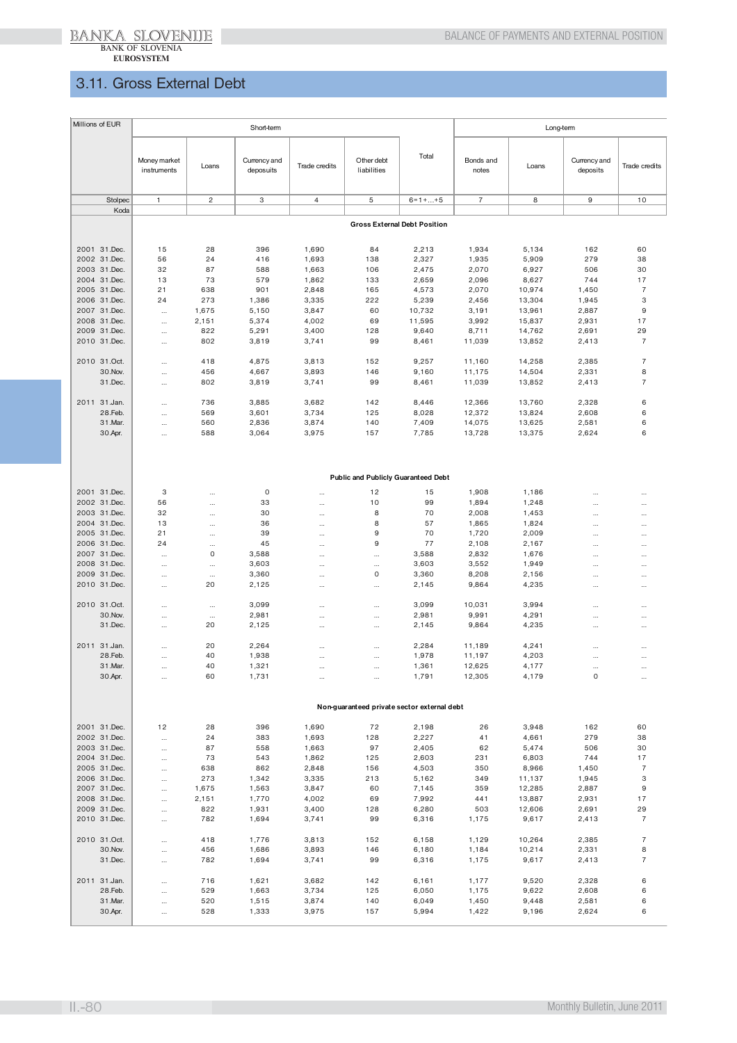## 3.11. Gross External Debt

| Millions of EUR | Short-term | | | | | | Long-term | | | |
|---|---|---|---|---|---|---|---|---|---|---|
| | Money market instruments | Loans | Currency and deposuits | Trade credits | Other debt liabilities | Total | Bonds and notes | Loans | Currency and deposits | Trade credits |
| Stolpec | 1 | 2 | 3 | 4 | 5 | 6=1+...+5 | 7 | 8 | 9 | 10 |
| Koda | | | | | | | | | | |
| | **Gross External Debt Position** | | | | | | | | | |
| 2001 31.Dec. | 15 | 28 | 396 | 1,690 | 84 | 2,213 | 1,934 | 5,134 | 162 | 60 |
| 2002 31.Dec. | 56 | 24 | 416 | 1,693 | 138 | 2,327 | 1,935 | 5,909 | 279 | 38 |
| 2003 31.Dec. | 32 | 87 | 588 | 1,663 | 106 | 2,475 | 2,070 | 6,927 | 506 | 30 |
| 2004 31.Dec. | 13 | 73 | 579 | 1,862 | 133 | 2,659 | 2,096 | 8,627 | 744 | 17 |
| 2005 31.Dec. | 21 | 638 | 901 | 2,848 | 165 | 4,573 | 2,070 | 10,974 | 1,450 | 7 |
| 2006 31.Dec. | 24 | 273 | 1,386 | 3,335 | 222 | 5,239 | 2,456 | 13,304 | 1,945 | 3 |
| 2007 31.Dec. | ... | 1,675 | 5,150 | 3,847 | 60 | 10,732 | 3,191 | 13,961 | 2,887 | 9 |
| 2008 31.Dec. | ... | 2,151 | 5,374 | 4,002 | 69 | 11,595 | 3,992 | 15,837 | 2,931 | 17 |
| 2009 31.Dec. | ... | 822 | 5,291 | 3,400 | 128 | 9,640 | 8,711 | 14,762 | 2,691 | 29 |
| 2010 31.Dec. | ... | 802 | 3,819 | 3,741 | 99 | 8,461 | 11,039 | 13,852 | 2,413 | 7 |
| 2010 31.Oct. | ... | 418 | 4,875 | 3,813 | 152 | 9,257 | 11,160 | 14,258 | 2,385 | 7 |
| 30.Nov. | ... | 456 | 4,667 | 3,893 | 146 | 9,160 | 11,175 | 14,504 | 2,331 | 8 |
| 31.Dec. | ... | 802 | 3,819 | 3,741 | 99 | 8,461 | 11,039 | 13,852 | 2,413 | 7 |
| 2011 31.Jan. | ... | 736 | 3,885 | 3,682 | 142 | 8,446 | 12,366 | 13,760 | 2,328 | 6 |
| 28.Feb. | ... | 569 | 3,601 | 3,734 | 125 | 8,028 | 12,372 | 13,824 | 2,608 | 6 |
| 31.Mar. | ... | 560 | 2,836 | 3,874 | 140 | 7,409 | 14,075 | 13,625 | 2,581 | 6 |
| 30.Apr. | ... | 588 | 3,064 | 3,975 | 157 | 7,785 | 13,728 | 13,375 | 2,624 | 6 |
| | **Public and Publicly Guaranteed Debt** | | | | | | | | | |
| 2001 31.Dec. | 3 | ... | 0 | ... | 12 | 15 | 1,908 | 1,186 | ... | ... |
| 2002 31.Dec. | 56 | ... | 33 | ... | 10 | 99 | 1,894 | 1,248 | ... | ... |
| 2003 31.Dec. | 32 | ... | 30 | ... | 8 | 70 | 2,008 | 1,453 | ... | ... |
| 2004 31.Dec. | 13 | ... | 36 | ... | 8 | 57 | 1,865 | 1,824 | ... | ... |
| 2005 31.Dec. | 21 | ... | 39 | ... | 9 | 70 | 1,720 | 2,009 | ... | ... |
| 2006 31.Dec. | 24 | ... | 45 | ... | 9 | 77 | 2,108 | 2,167 | ... | ... |
| 2007 31.Dec. | ... | 0 | 3,588 | ... | ... | 3,588 | 2,832 | 1,676 | ... | ... |
| 2008 31.Dec. | ... | ... | 3,603 | ... | ... | 3,603 | 3,552 | 1,949 | ... | ... |
| 2009 31.Dec. | ... | ... | 3,360 | ... | 0 | 3,360 | 8,208 | 2,156 | ... | ... |
| 2010 31.Dec. | ... | 20 | 2,125 | ... | ... | 2,145 | 9,864 | 4,235 | ... | ... |
| 2010 31.Oct. | ... | ... | 3,099 | ... | ... | 3,099 | 10,031 | 3,994 | ... | ... |
| 30.Nov. | ... | ... | 2,981 | ... | ... | 2,981 | 9,991 | 4,291 | ... | ... |
| 31.Dec. | ... | 20 | 2,125 | ... | ... | 2,145 | 9,864 | 4,235 | ... | ... |
| 2011 31.Jan. | ... | 20 | 2,264 | ... | ... | 2,284 | 11,189 | 4,241 | ... | ... |
| 28.Feb. | ... | 40 | 1,938 | ... | ... | 1,978 | 11,197 | 4,203 | ... | ... |
| 31.Mar. | ... | 40 | 1,321 | ... | ... | 1,361 | 12,625 | 4,177 | ... | ... |
| 30.Apr. | ... | 60 | 1,731 | ... | ... | 1,791 | 12,305 | 4,179 | 0 | ... |
| | **Non-guaranteed private sector external debt** | | | | | | | | | |
| 2001 31.Dec. | 12 | 28 | 396 | 1,690 | 72 | 2,198 | 26 | 3,948 | 162 | 60 |
| 2002 31.Dec. | ... | 24 | 383 | 1,693 | 128 | 2,227 | 41 | 4,661 | 279 | 38 |
| 2003 31.Dec. | ... | 87 | 558 | 1,663 | 97 | 2,405 | 62 | 5,474 | 506 | 30 |
| 2004 31.Dec. | ... | 73 | 543 | 1,862 | 125 | 2,603 | 231 | 6,803 | 744 | 17 |
| 2005 31.Dec. | ... | 638 | 862 | 2,848 | 156 | 4,503 | 350 | 8,966 | 1,450 | 7 |
| 2006 31.Dec. | ... | 273 | 1,342 | 3,335 | 213 | 5,162 | 349 | 11,137 | 1,945 | 3 |
| 2007 31.Dec. | ... | 1,675 | 1,563 | 3,847 | 60 | 7,145 | 359 | 12,285 | 2,887 | 9 |
| 2008 31.Dec. | ... | 2,151 | 1,770 | 4,002 | 69 | 7,992 | 441 | 13,887 | 2,931 | 17 |
| 2009 31.Dec. | ... | 822 | 1,931 | 3,400 | 128 | 6,280 | 503 | 12,606 | 2,691 | 29 |
| 2010 31.Dec. | ... | 782 | 1,694 | 3,741 | 99 | 6,316 | 1,175 | 9,617 | 2,413 | 7 |
| 2010 31.Oct. | ... | 418 | 1,776 | 3,813 | 152 | 6,158 | 1,129 | 10,264 | 2,385 | 7 |
| 30.Nov. | ... | 456 | 1,686 | 3,893 | 146 | 6,180 | 1,184 | 10,214 | 2,331 | 8 |
| 31.Dec. | ... | 782 | 1,694 | 3,741 | 99 | 6,316 | 1,175 | 9,617 | 2,413 | 7 |
| 2011 31.Jan. | ... | 716 | 1,621 | 3,682 | 142 | 6,161 | 1,177 | 9,520 | 2,328 | 6 |
| 28.Feb. | ... | 529 | 1,663 | 3,734 | 125 | 6,050 | 1,175 | 9,622 | 2,608 | 6 |
| 31.Mar. | ... | 520 | 1,515 | 3,874 | 140 | 6,049 | 1,450 | 9,448 | 2,581 | 6 |
| 30.Apr. | ... | 528 | 1,333 | 3,975 | 157 | 5,994 | 1,422 | 9,196 | 2,624 | 6 |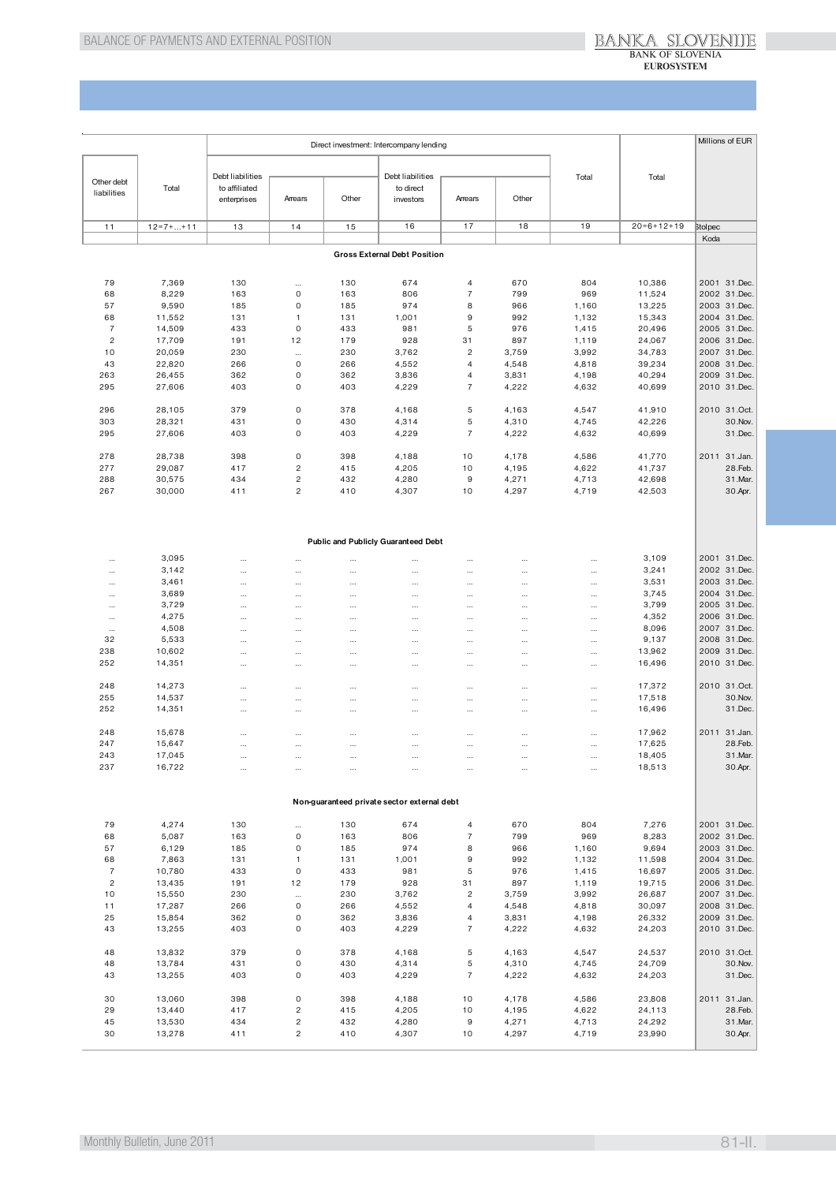Millions of EUR

| Other debt liabilities | Total | Direct investment: Intercompany lending | | | | | | Total | Total | |
|---|---|---|---|---|---|---|---|---|---|---|
| | | Debt liabilities to affiliated enterprises | Arrears | Other | Debt liabilities to direct investors | Arrears | Other | | | |
| 11 | 12=7+...+11 | 13 | 14 | 15 | 16 | 17 | 18 | 19 | 20=6+12+19 | Stolpec |
| | | | | | | | | | | Koda |
| **Gross External Debt Position** | | | | | | | | | | |
| 79 | 7,369 | 130 | ... | 130 | 674 | 4 | 670 | 804 | 10,386 | 2001 31.Dec. |
| 68 | 8,229 | 163 | 0 | 163 | 806 | 7 | 799 | 969 | 11,524 | 2002 31.Dec. |
| 57 | 9,590 | 185 | 0 | 185 | 974 | 8 | 966 | 1,160 | 13,225 | 2003 31.Dec. |
| 68 | 11,552 | 131 | 1 | 131 | 1,001 | 9 | 992 | 1,132 | 15,343 | 2004 31.Dec. |
| 7 | 14,509 | 433 | 0 | 433 | 981 | 5 | 976 | 1,415 | 20,496 | 2005 31.Dec. |
| 2 | 17,709 | 191 | 12 | 179 | 928 | 31 | 897 | 1,119 | 24,067 | 2006 31.Dec. |
| 10 | 20,059 | 230 | ... | 230 | 3,762 | 2 | 3,759 | 3,992 | 34,783 | 2007 31.Dec. |
| 43 | 22,820 | 266 | 0 | 266 | 4,552 | 4 | 4,548 | 4,818 | 39,234 | 2008 31.Dec. |
| 263 | 26,455 | 362 | 0 | 362 | 3,836 | 4 | 3,831 | 4,198 | 40,294 | 2009 31.Dec. |
| 295 | 27,606 | 403 | 0 | 403 | 4,229 | 7 | 4,222 | 4,632 | 40,699 | 2010 31.Dec. |
| 296 | 28,105 | 379 | 0 | 378 | 4,168 | 5 | 4,163 | 4,547 | 41,910 | 2010 31.Oct. |
| 303 | 28,321 | 431 | 0 | 430 | 4,314 | 5 | 4,310 | 4,745 | 42,226 | 30.Nov. |
| 295 | 27,606 | 403 | 0 | 403 | 4,229 | 7 | 4,222 | 4,632 | 40,699 | 31.Dec. |
| 278 | 28,738 | 398 | 0 | 398 | 4,188 | 10 | 4,178 | 4,586 | 41,770 | 2011 31.Jan. |
| 277 | 29,087 | 417 | 2 | 415 | 4,205 | 10 | 4,195 | 4,622 | 41,737 | 28.Feb. |
| 288 | 30,575 | 434 | 2 | 432 | 4,280 | 9 | 4,271 | 4,713 | 42,698 | 31.Mar. |
| 267 | 30,000 | 411 | 2 | 410 | 4,307 | 10 | 4,297 | 4,719 | 42,503 | 30.Apr. |
| **Public and Publicly Guaranteed Debt** | | | | | | | | | | |
| ... | 3,095 | ... | ... | ... | ... | ... | ... | ... | 3,109 | 2001 31.Dec. |
| ... | 3,142 | ... | ... | ... | ... | ... | ... | ... | 3,241 | 2002 31.Dec. |
| ... | 3,461 | ... | ... | ... | ... | ... | ... | ... | 3,531 | 2003 31.Dec. |
| ... | 3,689 | ... | ... | ... | ... | ... | ... | ... | 3,745 | 2004 31.Dec. |
| ... | 3,729 | ... | ... | ... | ... | ... | ... | ... | 3,799 | 2005 31.Dec. |
| ... | 4,275 | ... | ... | ... | ... | ... | ... | ... | 4,352 | 2006 31.Dec. |
| ... | 4,508 | ... | ... | ... | ... | ... | ... | ... | 8,096 | 2007 31.Dec. |
| 32 | 5,533 | ... | ... | ... | ... | ... | ... | ... | 9,137 | 2008 31.Dec. |
| 238 | 10,602 | ... | ... | ... | ... | ... | ... | ... | 13,962 | 2009 31.Dec. |
| 252 | 14,351 | ... | ... | ... | ... | ... | ... | ... | 16,496 | 2010 31.Dec. |
| 248 | 14,273 | ... | ... | ... | ... | ... | ... | ... | 17,372 | 2010 31.Oct. |
| 255 | 14,537 | ... | ... | ... | ... | ... | ... | ... | 17,518 | 30.Nov. |
| 252 | 14,351 | ... | ... | ... | ... | ... | ... | ... | 16,496 | 31.Dec. |
| 248 | 15,678 | ... | ... | ... | ... | ... | ... | ... | 17,962 | 2011 31.Jan. |
| 247 | 15,647 | ... | ... | ... | ... | ... | ... | ... | 17,625 | 28.Feb. |
| 243 | 17,045 | ... | ... | ... | ... | ... | ... | ... | 18,405 | 31.Mar. |
| 237 | 16,722 | ... | ... | ... | ... | ... | ... | ... | 18,513 | 30.Apr. |
| **Non-guaranteed private sector external debt** | | | | | | | | | | |
| 79 | 4,274 | 130 | ... | 130 | 674 | 4 | 670 | 804 | 7,276 | 2001 31.Dec. |
| 68 | 5,087 | 163 | 0 | 163 | 806 | 7 | 799 | 969 | 8,283 | 2002 31.Dec. |
| 57 | 6,129 | 185 | 0 | 185 | 974 | 8 | 966 | 1,160 | 9,694 | 2003 31.Dec. |
| 68 | 7,863 | 131 | 1 | 131 | 1,001 | 9 | 992 | 1,132 | 11,598 | 2004 31.Dec. |
| 7 | 10,780 | 433 | 0 | 433 | 981 | 5 | 976 | 1,415 | 16,697 | 2005 31.Dec. |
| 2 | 13,435 | 191 | 12 | 179 | 928 | 31 | 897 | 1,119 | 19,715 | 2006 31.Dec. |
| 10 | 15,550 | 230 | ... | 230 | 3,762 | 2 | 3,759 | 3,992 | 26,687 | 2007 31.Dec. |
| 11 | 17,287 | 266 | 0 | 266 | 4,552 | 4 | 4,548 | 4,818 | 30,097 | 2008 31.Dec. |
| 25 | 15,854 | 362 | 0 | 362 | 3,836 | 4 | 3,831 | 4,198 | 26,332 | 2009 31.Dec. |
| 43 | 13,255 | 403 | 0 | 403 | 4,229 | 7 | 4,222 | 4,632 | 24,203 | 2010 31.Dec. |
| 48 | 13,832 | 379 | 0 | 378 | 4,168 | 5 | 4,163 | 4,547 | 24,537 | 2010 31.Oct. |
| 48 | 13,784 | 431 | 0 | 430 | 4,314 | 5 | 4,310 | 4,745 | 24,709 | 30.Nov. |
| 43 | 13,255 | 403 | 0 | 403 | 4,229 | 7 | 4,222 | 4,632 | 24,203 | 31.Dec. |
| 30 | 13,060 | 398 | 0 | 398 | 4,188 | 10 | 4,178 | 4,586 | 23,808 | 2011 31.Jan. |
| 29 | 13,440 | 417 | 2 | 415 | 4,205 | 10 | 4,195 | 4,622 | 24,113 | 28.Feb. |
| 45 | 13,530 | 434 | 2 | 432 | 4,280 | 9 | 4,271 | 4,713 | 24,292 | 31.Mar. |
| 30 | 13,278 | 411 | 2 | 410 | 4,307 | 10 | 4,297 | 4,719 | 23,990 | 30.Apr. |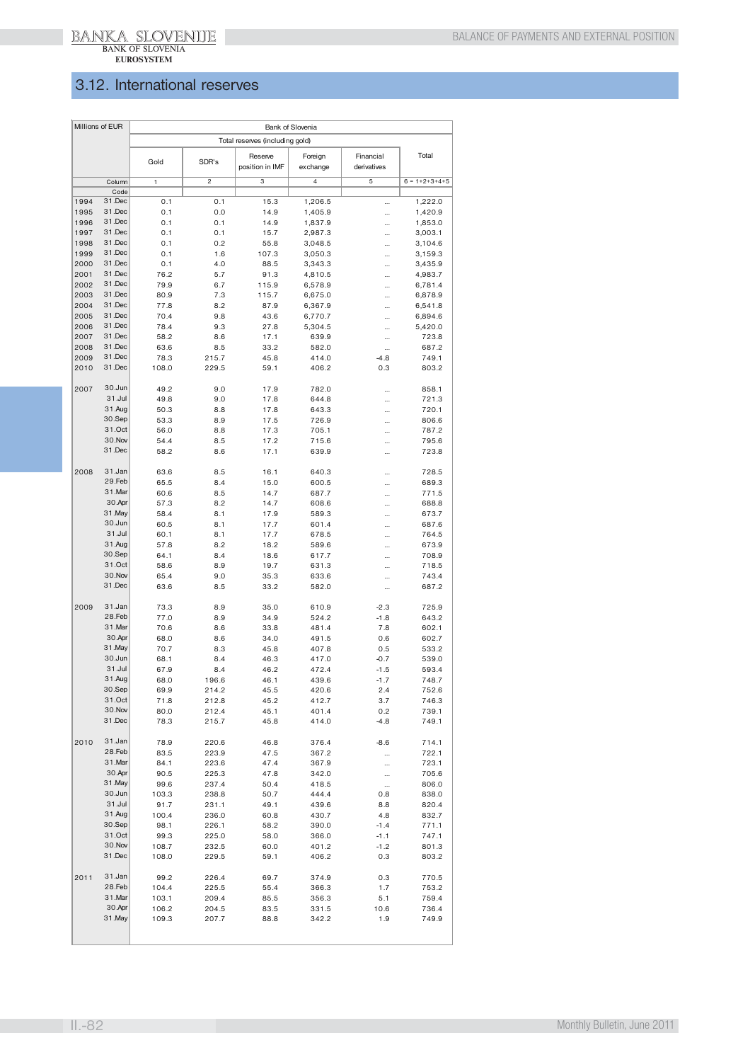## 3.12. International reserves

| Millions of EUR | | Bank of Slovenia | | | | | |
|---|---|---|---|---|---|---|---|
| | | Total reserves (including gold) | | | | | |
| | | Gold | SDR's | Reserve position in IMF | Foreign exchange | Financial derivatives | Total |
| | Column | 1 | 2 | 3 | 4 | 5 | 6 = 1+2+3+4+5 |
| | Code | | | | | | |
| 1994 | 31.Dec | 0.1 | 0.1 | 15.3 | 1,206.5 | ... | 1,222.0 |
| 1995 | 31.Dec | 0.1 | 0.0 | 14.9 | 1,405.9 | ... | 1,420.9 |
| 1996 | 31.Dec | 0.1 | 0.1 | 14.9 | 1,837.9 | ... | 1,853.0 |
| 1997 | 31.Dec | 0.1 | 0.1 | 15.7 | 2,987.3 | ... | 3,003.1 |
| 1998 | 31.Dec | 0.1 | 0.2 | 55.8 | 3,048.5 | ... | 3,104.6 |
| 1999 | 31.Dec | 0.1 | 1.6 | 107.3 | 3,050.3 | ... | 3,159.3 |
| 2000 | 31.Dec | 0.1 | 4.0 | 88.5 | 3,343.3 | ... | 3,435.9 |
| 2001 | 31.Dec | 76.2 | 5.7 | 91.3 | 4,810.5 | ... | 4,983.7 |
| 2002 | 31.Dec | 79.9 | 6.7 | 115.9 | 6,578.9 | ... | 6,781.4 |
| 2003 | 31.Dec | 80.9 | 7.3 | 115.7 | 6,675.0 | ... | 6,878.9 |
| 2004 | 31.Dec | 77.8 | 8.2 | 87.9 | 6,367.9 | ... | 6,541.8 |
| 2005 | 31.Dec | 70.4 | 9.8 | 43.6 | 6,770.7 | ... | 6,894.6 |
| 2006 | 31.Dec | 78.4 | 9.3 | 27.8 | 5,304.5 | ... | 5,420.0 |
| 2007 | 31.Dec | 58.2 | 8.6 | 17.1 | 639.9 | ... | 723.8 |
| 2008 | 31.Dec | 63.6 | 8.5 | 33.2 | 582.0 | ... | 687.2 |
| 2009 | 31.Dec | 78.3 | 215.7 | 45.8 | 414.0 | -4.8 | 749.1 |
| 2010 | 31.Dec | 108.0 | 229.5 | 59.1 | 406.2 | 0.3 | 803.2 |
| | | | | | | | |
| 2007 | 30.Jun | 49.2 | 9.0 | 17.9 | 782.0 | ... | 858.1 |
| | 31.Jul | 49.8 | 9.0 | 17.8 | 644.8 | ... | 721.3 |
| | 31.Aug | 50.3 | 8.8 | 17.8 | 643.3 | ... | 720.1 |
| | 30.Sep | 53.3 | 8.9 | 17.5 | 726.9 | ... | 806.6 |
| | 31.Oct | 56.0 | 8.8 | 17.3 | 705.1 | ... | 787.2 |
| | 30.Nov | 54.4 | 8.5 | 17.2 | 715.6 | ... | 795.6 |
| | 31.Dec | 58.2 | 8.6 | 17.1 | 639.9 | ... | 723.8 |
| | | | | | | | |
| 2008 | 31.Jan | 63.6 | 8.5 | 16.1 | 640.3 | ... | 728.5 |
| | 29.Feb | 65.5 | 8.4 | 15.0 | 600.5 | ... | 689.3 |
| | 31.Mar | 60.6 | 8.5 | 14.7 | 687.7 | ... | 771.5 |
| | 30.Apr | 57.3 | 8.2 | 14.7 | 608.6 | ... | 688.8 |
| | 31.May | 58.4 | 8.1 | 17.9 | 589.3 | ... | 673.7 |
| | 30.Jun | 60.5 | 8.1 | 17.7 | 601.4 | ... | 687.6 |
| | 31.Jul | 60.1 | 8.1 | 17.7 | 678.5 | ... | 764.5 |
| | 31.Aug | 57.8 | 8.2 | 18.2 | 589.6 | ... | 673.9 |
| | 30.Sep | 64.1 | 8.4 | 18.6 | 617.7 | ... | 708.9 |
| | 31.Oct | 58.6 | 8.9 | 19.7 | 631.3 | ... | 718.5 |
| | 30.Nov | 65.4 | 9.0 | 35.3 | 633.6 | ... | 743.4 |
| | 31.Dec | 63.6 | 8.5 | 33.2 | 582.0 | ... | 687.2 |
| | | | | | | | |
| 2009 | 31.Jan | 73.3 | 8.9 | 35.0 | 610.9 | -2.3 | 725.9 |
| | 28.Feb | 77.0 | 8.9 | 34.9 | 524.2 | -1.8 | 643.2 |
| | 31.Mar | 70.6 | 8.6 | 33.8 | 481.4 | 7.8 | 602.1 |
| | 30.Apr | 68.0 | 8.6 | 34.0 | 491.5 | 0.6 | 602.7 |
| | 31.May | 70.7 | 8.3 | 45.8 | 407.8 | 0.5 | 533.2 |
| | 30.Jun | 68.1 | 8.4 | 46.3 | 417.0 | -0.7 | 539.0 |
| | 31.Jul | 67.9 | 8.4 | 46.2 | 472.4 | -1.5 | 593.4 |
| | 31.Aug | 68.0 | 196.6 | 46.1 | 439.6 | -1.7 | 748.7 |
| | 30.Sep | 69.9 | 214.2 | 45.5 | 420.6 | 2.4 | 752.6 |
| | 31.Oct | 71.8 | 212.8 | 45.2 | 412.7 | 3.7 | 746.3 |
| | 30.Nov | 80.0 | 212.4 | 45.1 | 401.4 | 0.2 | 739.1 |
| | 31.Dec | 78.3 | 215.7 | 45.8 | 414.0 | -4.8 | 749.1 |
| | | | | | | | |
| 2010 | 31.Jan | 78.9 | 220.6 | 46.8 | 376.4 | -8.6 | 714.1 |
| | 28.Feb | 83.5 | 223.9 | 47.5 | 367.2 | ... | 722.1 |
| | 31.Mar | 84.1 | 223.6 | 47.4 | 367.9 | ... | 723.1 |
| | 30.Apr | 90.5 | 225.3 | 47.8 | 342.0 | ... | 705.6 |
| | 31.May | 99.6 | 237.4 | 50.4 | 418.5 | ... | 806.0 |
| | 30.Jun | 103.3 | 238.8 | 50.7 | 444.4 | 0.8 | 838.0 |
| | 31.Jul | 91.7 | 231.1 | 49.1 | 439.6 | 8.8 | 820.4 |
| | 31.Aug | 100.4 | 236.0 | 60.8 | 430.7 | 4.8 | 832.7 |
| | 30.Sep | 98.1 | 226.1 | 58.2 | 390.0 | -1.4 | 771.1 |
| | 31.Oct | 99.3 | 225.0 | 58.0 | 366.0 | -1.1 | 747.1 |
| | 30.Nov | 108.7 | 232.5 | 60.0 | 401.2 | -1.2 | 801.3 |
| | 31.Dec | 108.0 | 229.5 | 59.1 | 406.2 | 0.3 | 803.2 |
| | | | | | | | |
| 2011 | 31.Jan | 99.2 | 226.4 | 69.7 | 374.9 | 0.3 | 770.5 |
| | 28.Feb | 104.4 | 225.5 | 55.4 | 366.3 | 1.7 | 753.2 |
| | 31.Mar | 103.1 | 209.4 | 85.5 | 356.3 | 5.1 | 759.4 |
| | 30.Apr | 106.2 | 204.5 | 83.5 | 331.5 | 10.6 | 736.4 |
| | 31.May | 109.3 | 207.7 | 88.8 | 342.2 | 1.9 | 749.9 |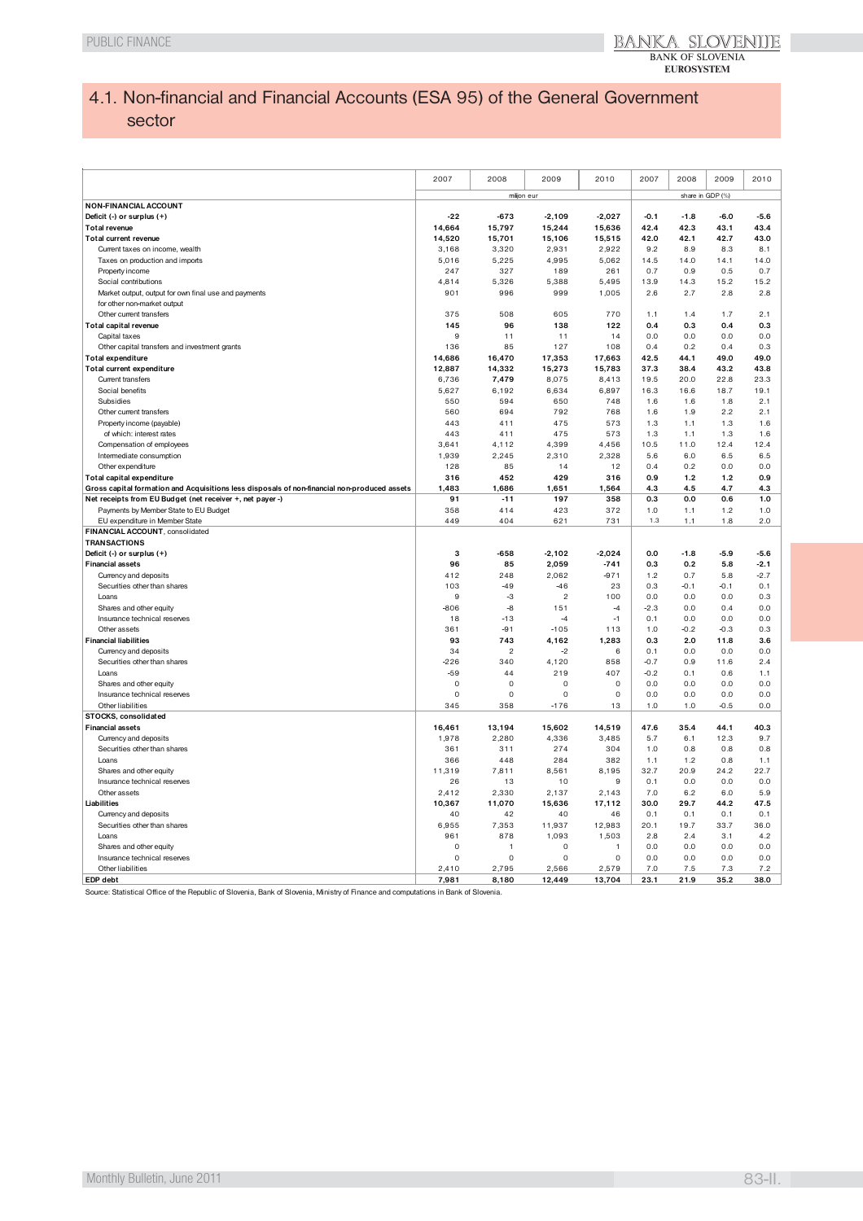# 4.1. Non-financial and Financial Accounts (ESA 95) of the General Government sector

| | 2007 | 2008 | 2009 | 2010 | 2007 | 2008 | 2009 | 2010 |
|---|---|---|---|---|---|---|---|---|
| | million eur | | | | share in GDP (%) | | | |
| **NON-FINANCIAL ACCOUNT** | | | | | | | | |
| **Deficit (-) or surplus (+)** | **-22** | **-673** | **-2,109** | **-2,027** | **-0.1** | **-1.8** | **-6.0** | **-5.6** |
| **Total revenue** | **14,664** | **15,797** | **15,244** | **15,636** | **42.4** | **42.3** | **43.1** | **43.4** |
| **Total current revenue** | **14,520** | **15,701** | **15,106** | **15,515** | **42.0** | **42.1** | **42.7** | **43.0** |
| Current taxes on income, wealth | 3,168 | 3,320 | 2,931 | 2,922 | 9.2 | 8.9 | 8.3 | 8.1 |
| Taxes on production and imports | 5,016 | 5,225 | 4,995 | 5,062 | 14.5 | 14.0 | 14.1 | 14.0 |
| Property income | 247 | 327 | 189 | 261 | 0.7 | 0.9 | 0.5 | 0.7 |
| Social contributions | 4,814 | 5,326 | 5,388 | 5,495 | 13.9 | 14.3 | 15.2 | 15.2 |
| Market output, output for own final use and payments for other non-market output | 901 | 996 | 999 | 1,005 | 2.6 | 2.7 | 2.8 | 2.8 |
| Other current transfers | 375 | 508 | 605 | 770 | 1.1 | 1.4 | 1.7 | 2.1 |
| **Total capital revenue** | **145** | **96** | **138** | **122** | **0.4** | **0.3** | **0.4** | **0.3** |
| Capital taxes | 9 | 11 | 11 | 14 | 0.0 | 0.0 | 0.0 | 0.0 |
| Other capital transfers and investment grants | 136 | 85 | 127 | 108 | 0.4 | 0.2 | 0.4 | 0.3 |
| **Total expenditure** | **14,686** | **16,470** | **17,353** | **17,663** | **42.5** | **44.1** | **49.0** | **49.0** |
| **Total current expenditure** | **12,887** | **14,332** | **15,273** | **15,783** | **37.3** | **38.4** | **43.2** | **43.8** |
| Current transfers | 6,736 | 7,479 | 8,075 | 8,413 | 19.5 | 20.0 | 22.8 | 23.3 |
| Social benefits | 5,627 | 6,192 | 6,634 | 6,897 | 16.3 | 16.6 | 18.7 | 19.1 |
| Subsidies | 550 | 594 | 650 | 748 | 1.6 | 1.6 | 1.8 | 2.1 |
| Other current transfers | 560 | 694 | 792 | 768 | 1.6 | 1.9 | 2.2 | 2.1 |
| Property income (payable) | 443 | 411 | 475 | 573 | 1.3 | 1.1 | 1.3 | 1.6 |
| of which: interest rates | 443 | 411 | 475 | 573 | 1.3 | 1.1 | 1.3 | 1.6 |
| Compensation of employees | 3,641 | 4,112 | 4,399 | 4,456 | 10.5 | 11.0 | 12.4 | 12.4 |
| Intermediate consumption | 1,939 | 2,245 | 2,310 | 2,328 | 5.6 | 6.0 | 6.5 | 6.5 |
| Other expenditure | 128 | 85 | 14 | 12 | 0.4 | 0.2 | 0.0 | 0.0 |
| **Total capital expenditure** | **316** | **452** | **429** | **316** | **0.9** | **1.2** | **1.2** | **0.9** |
| **Gross capital formation and Acquisitions less disposals of non-financial non-produced assets** | **1,483** | **1,686** | **1,651** | **1,564** | **4.3** | **4.5** | **4.7** | **4.3** |
| **Net receipts from EU Budget (net receiver +, net payer -)** | **91** | **-11** | **197** | **358** | **0.3** | **0.0** | **0.6** | **1.0** |
| Payments by Member State to EU Budget | 358 | 414 | 423 | 372 | 1.0 | 1.1 | 1.2 | 1.0 |
| EU expenditure in Member State | 449 | 404 | 621 | 731 | 1.3 | 1.1 | 1.8 | 2.0 |
| **FINANCIAL ACCOUNT**, consolidated | | | | | | | | |
| **TRANSACTIONS** | | | | | | | | |
| **Deficit (-) or surplus (+)** | **3** | **-658** | **-2,102** | **-2,024** | **0.0** | **-1.8** | **-5.9** | **-5.6** |
| **Financial assets** | **96** | **85** | **2,059** | **-741** | **0.3** | **0.2** | **5.8** | **-2.1** |
| Currency and deposits | 412 | 248 | 2,062 | -971 | 1.2 | 0.7 | 5.8 | -2.7 |
| Securities other than shares | 103 | -49 | -46 | 23 | 0.3 | -0.1 | -0.1 | 0.1 |
| Loans | 9 | -3 | 2 | 100 | 0.0 | 0.0 | 0.0 | 0.3 |
| Shares and other equity | -806 | -8 | 151 | -4 | -2.3 | 0.0 | 0.4 | 0.0 |
| Insurance technical reserves | 18 | -13 | -4 | -1 | 0.1 | 0.0 | 0.0 | 0.0 |
| Other assets | 361 | -91 | -105 | 113 | 1.0 | -0.2 | -0.3 | 0.3 |
| **Financial liabilities** | **93** | **743** | **4,162** | **1,283** | **0.3** | **2.0** | **11.8** | **3.6** |
| Currency and deposits | 34 | 2 | -2 | 6 | 0.1 | 0.0 | 0.0 | 0.0 |
| Securities other than shares | -226 | 340 | 4,120 | 858 | -0.7 | 0.9 | 11.6 | 2.4 |
| Loans | -59 | 44 | 219 | 407 | -0.2 | 0.1 | 0.6 | 1.1 |
| Shares and other equity | 0 | 0 | 0 | 0 | 0.0 | 0.0 | 0.0 | 0.0 |
| Insurance technical reserves | 0 | 0 | 0 | 0 | 0.0 | 0.0 | 0.0 | 0.0 |
| Other liabilities | 345 | 358 | -176 | 13 | 1.0 | 1.0 | -0.5 | 0.0 |
| **STOCKS, consolidated** | | | | | | | | |
| **Financial assets** | **16,461** | **13,194** | **15,602** | **14,519** | **47.6** | **35.4** | **44.1** | **40.3** |
| Currency and deposits | 1,978 | 2,280 | 4,336 | 3,485 | 5.7 | 6.1 | 12.3 | 9.7 |
| Securities other than shares | 361 | 311 | 274 | 304 | 1.0 | 0.8 | 0.8 | 0.8 |
| Loans | 366 | 448 | 284 | 382 | 1.1 | 1.2 | 0.8 | 1.1 |
| Shares and other equity | 11,319 | 7,811 | 8,561 | 8,195 | 32.7 | 20.9 | 24.2 | 22.7 |
| Insurance technical reserves | 26 | 13 | 10 | 9 | 0.1 | 0.0 | 0.0 | 0.0 |
| Other assets | 2,412 | 2,330 | 2,137 | 2,143 | 7.0 | 6.2 | 6.0 | 5.9 |
| **Liabilities** | **10,367** | **11,070** | **15,636** | **17,112** | **30.0** | **29.7** | **44.2** | **47.5** |
| Currency and deposits | 40 | 42 | 40 | 46 | 0.1 | 0.1 | 0.1 | 0.1 |
| Securities other than shares | 6,955 | 7,353 | 11,937 | 12,983 | 20.1 | 19.7 | 33.7 | 36.0 |
| Loans | 961 | 878 | 1,093 | 1,503 | 2.8 | 2.4 | 3.1 | 4.2 |
| Shares and other equity | 0 | 1 | 0 | 1 | 0.0 | 0.0 | 0.0 | 0.0 |
| Insurance technical reserves | 0 | 0 | 0 | 0 | 0.0 | 0.0 | 0.0 | 0.0 |
| Other liabilities | 2,410 | 2,795 | 2,566 | 2,579 | 7.0 | 7.5 | 7.3 | 7.2 |
| **EDP debt** | **7,981** | **8,180** | **12,449** | **13,704** | **23.1** | **21.9** | **35.2** | **38.0** |

Source: Statistical Office of the Republic of Slovenia, Bank of Slovenia, Ministry of Finance and computations in Bank of Slovenia.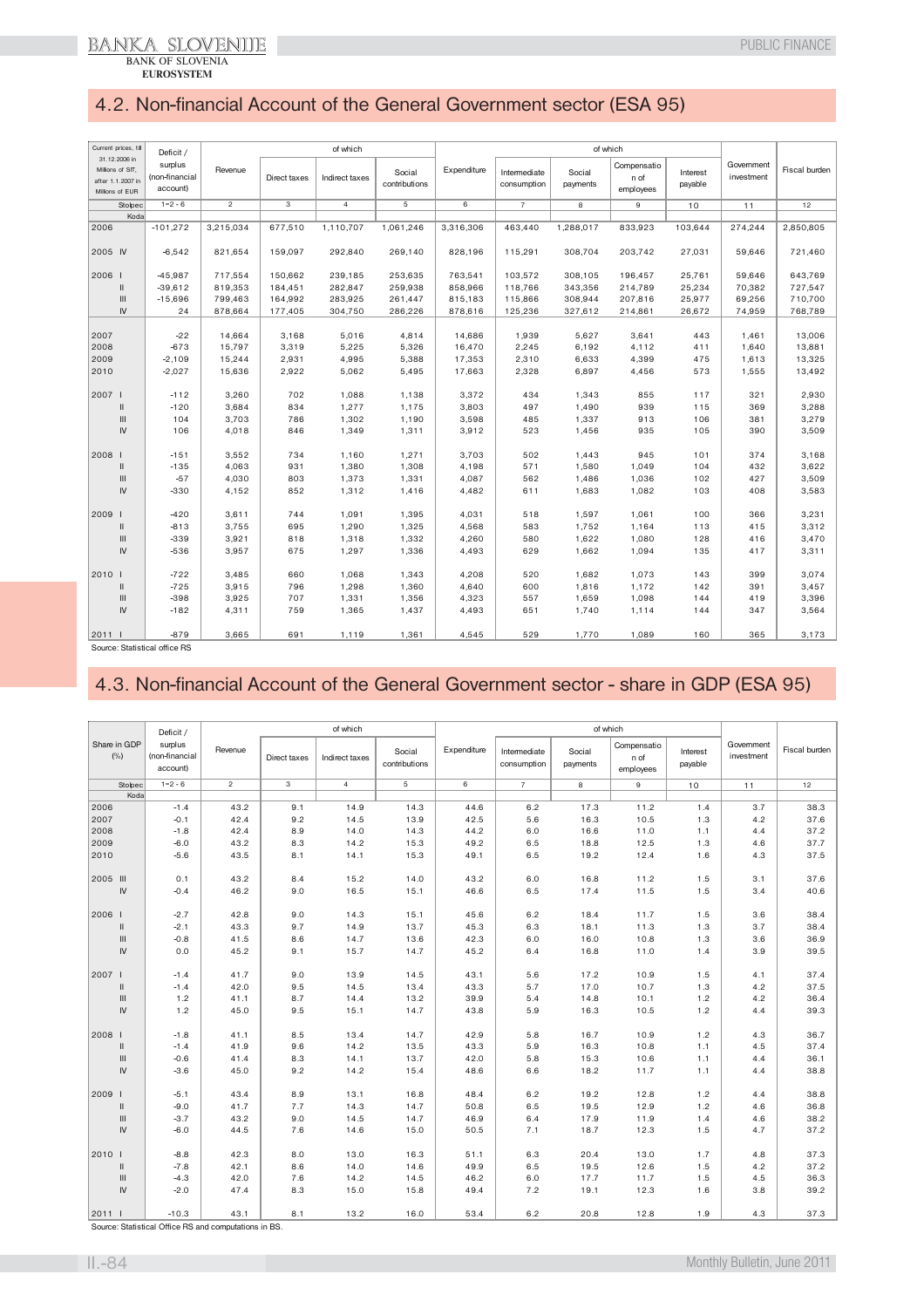## 4.2. Non-financial Account of the General Government sector (ESA 95)

| Current prices, till 31.12.2006 in Millions of SIT, after 1.1.2007 in Millions of EUR | Deficit / surplus (non-financial account) | Revenue | of which | | | Expenditure | of which | | | | Government investment | Fiscal burden |
|---|---|---|---|---|---|---|---|---|---|---|---|---|
| | | | Direct taxes | Indirect taxes | Social contributions | | Intermediate consumption | Social payments | Compensation of employees | Interest payable | | |
| Stolpec | 1=2-6 | 2 | 3 | 4 | 5 | 6 | 7 | 8 | 9 | 10 | 11 | 12 |
| Koda | | | | | | | | | | | | |
| 2006 | -101,272 | 3,215,034 | 677,510 | 1,110,707 | 1,061,246 | 3,316,306 | 463,440 | 1,288,017 | 833,923 | 103,644 | 274,244 | 2,850,805 |
| 2005 IV | -6,542 | 821,654 | 159,097 | 292,840 | 269,140 | 828,196 | 115,291 | 308,704 | 203,742 | 27,031 | 59,646 | 721,460 |
| 2006 I | -45,987 | 717,554 | 150,662 | 239,185 | 253,635 | 763,541 | 103,572 | 308,105 | 196,457 | 25,761 | 59,646 | 643,769 |
| II | -39,612 | 819,353 | 184,451 | 282,847 | 259,938 | 858,966 | 118,766 | 343,356 | 214,789 | 25,234 | 70,382 | 727,547 |
| III | -15,696 | 799,463 | 164,992 | 283,925 | 261,447 | 815,183 | 115,866 | 308,944 | 207,816 | 25,977 | 69,256 | 710,700 |
| IV | 24 | 878,664 | 177,405 | 304,750 | 286,226 | 878,616 | 125,236 | 327,612 | 214,861 | 26,672 | 74,959 | 768,789 |
| 2007 | -22 | 14,664 | 3,168 | 5,016 | 4,814 | 14,686 | 1,939 | 5,627 | 3,641 | 443 | 1,461 | 13,006 |
| 2008 | -673 | 15,797 | 3,319 | 5,225 | 5,326 | 16,470 | 2,245 | 6,192 | 4,112 | 411 | 1,640 | 13,881 |
| 2009 | -2,109 | 15,244 | 2,931 | 4,995 | 5,388 | 17,353 | 2,310 | 6,633 | 4,399 | 475 | 1,613 | 13,325 |
| 2010 | -2,027 | 15,636 | 2,922 | 5,062 | 5,495 | 17,663 | 2,328 | 6,897 | 4,456 | 573 | 1,555 | 13,492 |
| 2007 I | -112 | 3,260 | 702 | 1,088 | 1,138 | 3,372 | 434 | 1,343 | 855 | 117 | 321 | 2,930 |
| II | -120 | 3,684 | 834 | 1,277 | 1,175 | 3,803 | 497 | 1,490 | 939 | 115 | 369 | 3,288 |
| III | 104 | 3,703 | 786 | 1,302 | 1,190 | 3,598 | 485 | 1,337 | 913 | 106 | 381 | 3,279 |
| IV | 106 | 4,018 | 846 | 1,349 | 1,311 | 3,912 | 523 | 1,456 | 935 | 105 | 390 | 3,509 |
| 2008 I | -151 | 3,552 | 734 | 1,160 | 1,271 | 3,703 | 502 | 1,443 | 945 | 101 | 374 | 3,168 |
| II | -135 | 4,063 | 931 | 1,380 | 1,308 | 4,198 | 571 | 1,580 | 1,049 | 104 | 432 | 3,622 |
| III | -57 | 4,030 | 803 | 1,373 | 1,331 | 4,087 | 562 | 1,486 | 1,036 | 102 | 427 | 3,509 |
| IV | -330 | 4,152 | 852 | 1,312 | 1,416 | 4,482 | 611 | 1,683 | 1,082 | 103 | 408 | 3,583 |
| 2009 I | -420 | 3,611 | 744 | 1,091 | 1,395 | 4,031 | 518 | 1,597 | 1,061 | 100 | 366 | 3,231 |
| II | -813 | 3,755 | 695 | 1,290 | 1,325 | 4,568 | 583 | 1,752 | 1,164 | 113 | 415 | 3,312 |
| III | -339 | 3,921 | 818 | 1,318 | 1,332 | 4,260 | 580 | 1,622 | 1,080 | 128 | 416 | 3,470 |
| IV | -536 | 3,957 | 675 | 1,297 | 1,336 | 4,493 | 629 | 1,662 | 1,094 | 135 | 417 | 3,311 |
| 2010 I | -722 | 3,485 | 660 | 1,068 | 1,343 | 4,208 | 520 | 1,682 | 1,073 | 143 | 399 | 3,074 |
| II | -725 | 3,915 | 796 | 1,298 | 1,360 | 4,640 | 600 | 1,816 | 1,172 | 142 | 391 | 3,457 |
| III | -398 | 3,925 | 707 | 1,331 | 1,356 | 4,323 | 557 | 1,659 | 1,098 | 144 | 419 | 3,396 |
| IV | -182 | 4,311 | 759 | 1,365 | 1,437 | 4,493 | 651 | 1,740 | 1,114 | 144 | 347 | 3,564 |
| 2011 I | -879 | 3,665 | 691 | 1,119 | 1,361 | 4,545 | 529 | 1,770 | 1,089 | 160 | 365 | 3,173 |

Source: Statistical office RS

## 4.3. Non-financial Account of the General Government sector - share in GDP (ESA 95)

| Share in GDP (%) | Deficit / surplus (non-financial account) | Revenue | of which | | | Expenditure | of which | | | | Government investment | Fiscal burden |
|---|---|---|---|---|---|---|---|---|---|---|---|---|
| | | | Direct taxes | Indirect taxes | Social contributions | | Intermediate consumption | Social payments | Compensation of employees | Interest payable | | |
| Stolpec | 1=2-6 | 2 | 3 | 4 | 5 | 6 | 7 | 8 | 9 | 10 | 11 | 12 |
| Koda | | | | | | | | | | | | |
| 2006 | -1.4 | 43.2 | 9.1 | 14.9 | 14.3 | 44.6 | 6.2 | 17.3 | 11.2 | 1.4 | 3.7 | 38.3 |
| 2007 | -0.1 | 42.4 | 9.2 | 14.5 | 13.9 | 42.5 | 5.6 | 16.3 | 10.5 | 1.3 | 4.2 | 37.6 |
| 2008 | -1.8 | 42.4 | 8.9 | 14.0 | 14.3 | 44.2 | 6.0 | 16.6 | 11.0 | 1.1 | 4.4 | 37.2 |
| 2009 | -6.0 | 43.2 | 8.3 | 14.2 | 15.3 | 49.2 | 6.5 | 18.8 | 12.5 | 1.3 | 4.6 | 37.7 |
| 2010 | -5.6 | 43.5 | 8.1 | 14.1 | 15.3 | 49.1 | 6.5 | 19.2 | 12.4 | 1.6 | 4.3 | 37.5 |
| 2005 III | 0.1 | 43.2 | 8.4 | 15.2 | 14.0 | 43.2 | 6.0 | 16.8 | 11.2 | 1.5 | 3.1 | 37.6 |
| IV | -0.4 | 46.2 | 9.0 | 16.5 | 15.1 | 46.6 | 6.5 | 17.4 | 11.5 | 1.5 | 3.4 | 40.6 |
| 2006 I | -2.7 | 42.8 | 9.0 | 14.3 | 15.1 | 45.6 | 6.2 | 18.4 | 11.7 | 1.5 | 3.6 | 38.4 |
| II | -2.1 | 43.3 | 9.7 | 14.9 | 13.7 | 45.3 | 6.3 | 18.1 | 11.3 | 1.3 | 3.7 | 38.4 |
| III | -0.8 | 41.5 | 8.6 | 14.7 | 13.6 | 42.3 | 6.0 | 16.0 | 10.8 | 1.3 | 3.6 | 36.9 |
| IV | 0.0 | 45.2 | 9.1 | 15.7 | 14.7 | 45.2 | 6.4 | 16.8 | 11.0 | 1.4 | 3.9 | 39.5 |
| 2007 I | -1.4 | 41.7 | 9.0 | 13.9 | 14.5 | 43.1 | 5.6 | 17.2 | 10.9 | 1.5 | 4.1 | 37.4 |
| II | -1.4 | 42.0 | 9.5 | 14.5 | 13.4 | 43.3 | 5.7 | 17.0 | 10.7 | 1.3 | 4.2 | 37.5 |
| III | 1.2 | 41.1 | 8.7 | 14.4 | 13.2 | 39.9 | 5.4 | 14.8 | 10.1 | 1.2 | 4.2 | 36.4 |
| IV | 1.2 | 45.0 | 9.5 | 15.1 | 14.7 | 43.8 | 5.9 | 16.3 | 10.5 | 1.2 | 4.4 | 39.3 |
| 2008 I | -1.8 | 41.1 | 8.5 | 13.4 | 14.7 | 42.9 | 5.8 | 16.7 | 10.9 | 1.2 | 4.3 | 36.7 |
| II | -1.4 | 41.9 | 9.6 | 14.2 | 13.5 | 43.3 | 5.9 | 16.3 | 10.8 | 1.1 | 4.5 | 37.4 |
| III | -0.6 | 41.4 | 8.3 | 14.1 | 13.7 | 42.0 | 5.8 | 15.3 | 10.6 | 1.1 | 4.4 | 36.1 |
| IV | -3.6 | 45.0 | 9.2 | 14.2 | 15.4 | 48.6 | 6.6 | 18.2 | 11.7 | 1.1 | 4.4 | 38.8 |
| 2009 I | -5.1 | 43.4 | 8.9 | 13.1 | 16.8 | 48.4 | 6.2 | 19.2 | 12.8 | 1.2 | 4.4 | 38.8 |
| II | -9.0 | 41.7 | 7.7 | 14.3 | 14.7 | 50.8 | 6.5 | 19.5 | 12.9 | 1.2 | 4.6 | 36.8 |
| III | -3.7 | 43.2 | 9.0 | 14.5 | 14.7 | 46.9 | 6.4 | 17.9 | 11.9 | 1.4 | 4.6 | 38.2 |
| IV | -6.0 | 44.5 | 7.6 | 14.6 | 15.0 | 50.5 | 7.1 | 18.7 | 12.3 | 1.5 | 4.7 | 37.2 |
| 2010 I | -8.8 | 42.3 | 8.0 | 13.0 | 16.3 | 51.1 | 6.3 | 20.4 | 13.0 | 1.7 | 4.8 | 37.3 |
| II | -7.8 | 42.1 | 8.6 | 14.0 | 14.6 | 49.9 | 6.5 | 19.5 | 12.6 | 1.5 | 4.2 | 37.2 |
| III | -4.3 | 42.0 | 7.6 | 14.2 | 14.5 | 46.2 | 6.0 | 17.7 | 11.7 | 1.5 | 4.5 | 36.3 |
| IV | -2.0 | 47.4 | 8.3 | 15.0 | 15.8 | 49.4 | 7.2 | 19.1 | 12.3 | 1.6 | 3.8 | 39.2 |
| 2011 I | -10.3 | 43.1 | 8.1 | 13.2 | 16.0 | 53.4 | 6.2 | 20.8 | 12.8 | 1.9 | 4.3 | 37.3 |

Source: Statistical Office RS and computations in BS.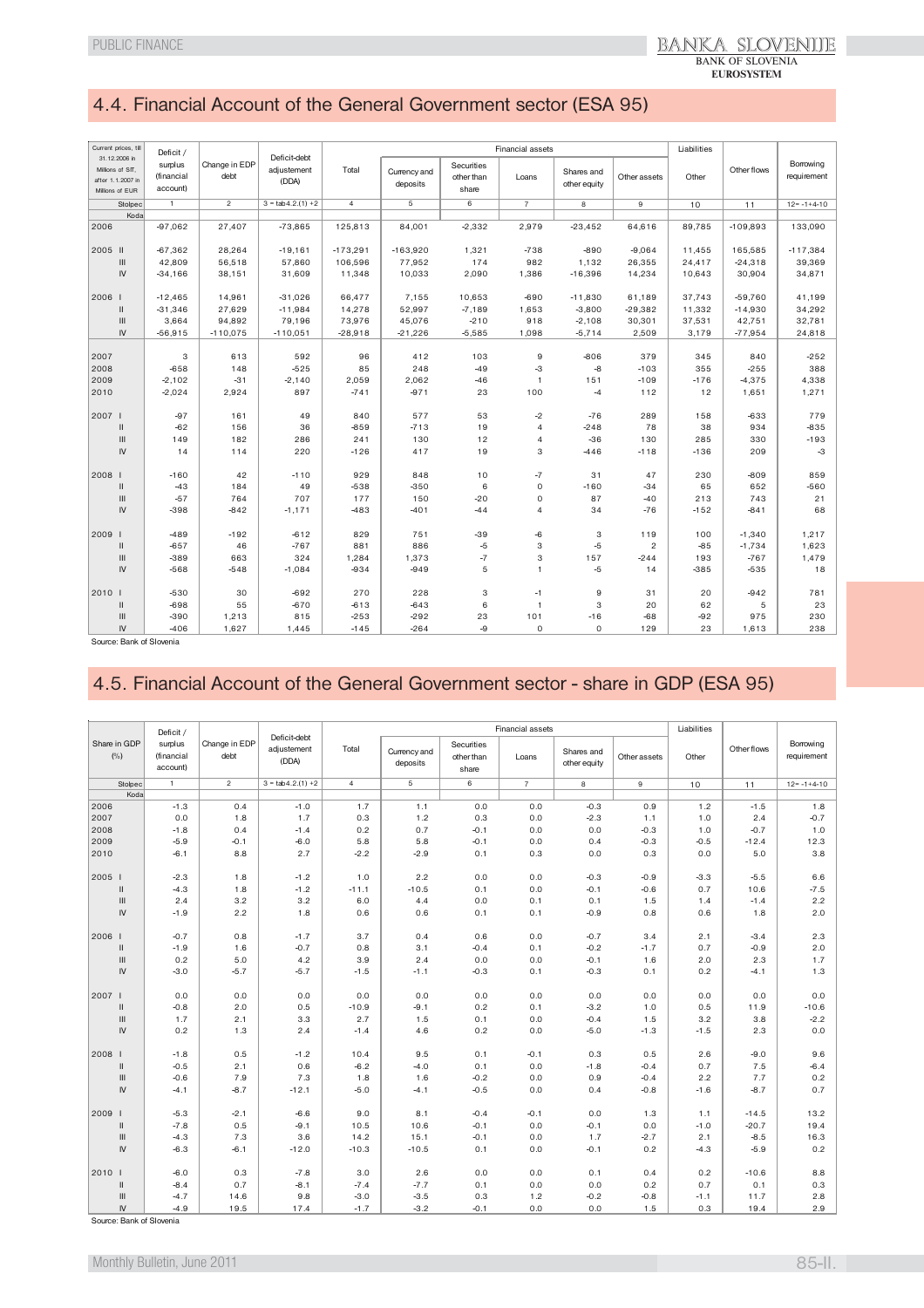## 4.4. Financial Account of the General Government sector (ESA 95)

| Current prices, till 31.12.2006 in Millions of SIT, after 1.1.2007 in Millions of EUR | Deficit / surplus (financial account) | Change in EDP debt | Deficit-debt adjustement (DDA) | Financial assets | | | | | | Liabilities | Other flows | Borrowing requirement |
|---|---|---|---|---|---|---|---|---|---|---|---|---|
| | | | | Total | Currency and deposits | Securities other than share | Loans | Shares and other equity | Other assets | Other | | |
| Stolpec | 1 | 2 | 3 = tab4.2.(1) +2 | 4 | 5 | 6 | 7 | 8 | 9 | 10 | 11 | 12= -1+4-10 |
| Koda | | | | | | | | | | | | |
| 2006 | -97,062 | 27,407 | -73,865 | 125,813 | 84,001 | -2,332 | 2,979 | -23,452 | 64,616 | 89,785 | -109,893 | 133,090 |
| 2005 II | -67,362 | 28,264 | -19,161 | -173,291 | -163,920 | 1,321 | -738 | -890 | -9,064 | 11,455 | 165,585 | -117,384 |
| III | 42,809 | 56,518 | 57,860 | 106,596 | 77,952 | 174 | 982 | 1,132 | 26,355 | 24,417 | -24,318 | 39,369 |
| IV | -34,166 | 38,151 | 31,609 | 11,348 | 10,033 | 2,090 | 1,386 | -16,396 | 14,234 | 10,643 | 30,904 | 34,871 |
| 2006 I | -12,465 | 14,961 | -31,026 | 66,477 | 7,155 | 10,653 | -690 | -11,830 | 61,189 | 37,743 | -59,760 | 41,199 |
| II | -31,346 | 27,629 | -11,984 | 14,278 | 52,997 | -7,189 | 1,653 | -3,800 | -29,382 | 11,332 | -14,930 | 34,292 |
| III | 3,664 | 94,892 | 79,196 | 73,976 | 45,076 | -210 | 918 | -2,108 | 30,301 | 37,531 | 42,751 | 32,781 |
| IV | -56,915 | -110,075 | -110,051 | -28,918 | -21,226 | -5,585 | 1,098 | -5,714 | 2,509 | 3,179 | -77,954 | 24,818 |
| 2007 | 3 | 613 | 592 | 96 | 412 | 103 | 9 | -806 | 379 | 345 | 840 | -252 |
| 2008 | -658 | 148 | -525 | 85 | 248 | -49 | -3 | -8 | -103 | 355 | -255 | 388 |
| 2009 | -2,102 | -31 | -2,140 | 2,059 | 2,062 | -46 | 1 | 151 | -109 | -176 | -4,375 | 4,338 |
| 2010 | -2,024 | 2,924 | 897 | -741 | -971 | 23 | 100 | -4 | 112 | 12 | 1,651 | 1,271 |
| 2007 I | -97 | 161 | 49 | 840 | 577 | 53 | -2 | -76 | 289 | 158 | -633 | 779 |
| II | -62 | 156 | 36 | -859 | -713 | 19 | 4 | -248 | 78 | 38 | 934 | -835 |
| III | 149 | 182 | 286 | 241 | 130 | 12 | 4 | -36 | 130 | 285 | 330 | -193 |
| IV | 14 | 114 | 220 | -126 | 417 | 19 | 3 | -446 | -118 | -136 | 209 | -3 |
| 2008 I | -160 | 42 | -110 | 929 | 848 | 10 | -7 | 31 | 47 | 230 | -809 | 859 |
| II | -43 | 184 | 49 | -538 | -350 | 6 | 0 | -160 | -34 | 65 | 652 | -560 |
| III | -57 | 764 | 707 | 177 | 150 | -20 | 0 | 87 | -40 | 213 | 743 | 21 |
| IV | -398 | -842 | -1,171 | -483 | -401 | -44 | 4 | 34 | -76 | -152 | -841 | 68 |
| 2009 I | -489 | -192 | -612 | 829 | 751 | -39 | -6 | 3 | 119 | 100 | -1,340 | 1,217 |
| II | -657 | 46 | -767 | 881 | 886 | -5 | 3 | -5 | 2 | -85 | -1,734 | 1,623 |
| III | -389 | 663 | 324 | 1,284 | 1,373 | -7 | 3 | 157 | -244 | 193 | -767 | 1,479 |
| IV | -568 | -548 | -1,084 | -934 | -949 | 5 | 1 | -5 | 14 | -385 | -535 | 18 |
| 2010 I | -530 | 30 | -692 | 270 | 228 | 3 | -1 | 9 | 31 | 20 | -942 | 781 |
| II | -698 | 55 | -670 | -613 | -643 | 6 | 1 | 3 | 20 | 62 | 5 | 23 |
| III | -390 | 1,213 | 815 | -253 | -292 | 23 | 101 | -16 | -68 | -92 | 975 | 230 |
| IV | -406 | 1,627 | 1,445 | -145 | -264 | -9 | 0 | 0 | 129 | 23 | 1,613 | 238 |

Source: Bank of Slovenia

## 4.5. Financial Account of the General Government sector - share in GDP (ESA 95)

| Share in GDP (%) | Deficit / surplus (financial account) | Change in EDP debt | Deficit-debt adjustement (DDA) | Financial assets | | | | | | Liabilities | Other flows | Borrowing requirement |
|---|---|---|---|---|---|---|---|---|---|---|---|---|
| | | | | Total | Currency and deposits | Securities other than share | Loans | Shares and other equity | Other assets | Other | | |
| Stolpec | 1 | 2 | 3 = tab4.2.(1) +2 | 4 | 5 | 6 | 7 | 8 | 9 | 10 | 11 | 12= -1+4-10 |
| Koda | | | | | | | | | | | | |
| 2006 | -1.3 | 0.4 | -1.0 | 1.7 | 1.1 | 0.0 | 0.0 | -0.3 | 0.9 | 1.2 | -1.5 | 1.8 |
| 2007 | 0.0 | 1.8 | 1.7 | 0.3 | 1.2 | 0.3 | 0.0 | -2.3 | 1.1 | 1.0 | 2.4 | -0.7 |
| 2008 | -1.8 | 0.4 | -1.4 | 0.2 | 0.7 | -0.1 | 0.0 | 0.0 | -0.3 | 1.0 | -0.7 | 1.0 |
| 2009 | -5.9 | -0.1 | -6.0 | 5.8 | 5.8 | -0.1 | 0.0 | 0.4 | -0.3 | -0.5 | -12.4 | 12.3 |
| 2010 | -6.1 | 8.8 | 2.7 | -2.2 | -2.9 | 0.1 | 0.3 | 0.0 | 0.3 | 0.0 | 5.0 | 3.8 |
| 2005 I | -2.3 | 1.8 | -1.2 | 1.0 | 2.2 | 0.0 | 0.0 | -0.3 | -0.9 | -3.3 | -5.5 | 6.6 |
| II | -4.3 | 1.8 | -1.2 | -11.1 | -10.5 | 0.1 | 0.0 | -0.1 | -0.6 | 0.7 | 10.6 | -7.5 |
| III | 2.4 | 3.2 | 3.2 | 6.0 | 4.4 | 0.0 | 0.1 | 0.1 | 1.5 | 1.4 | -1.4 | 2.2 |
| IV | -1.9 | 2.2 | 1.8 | 0.6 | 0.6 | 0.1 | 0.1 | -0.9 | 0.8 | 0.6 | 1.8 | 2.0 |
| 2006 I | -0.7 | 0.8 | -1.7 | 3.7 | 0.4 | 0.6 | 0.0 | -0.7 | 3.4 | 2.1 | -3.4 | 2.3 |
| II | -1.9 | 1.6 | -0.7 | 0.8 | 3.1 | -0.4 | 0.1 | -0.2 | -1.7 | 0.7 | -0.9 | 2.0 |
| III | 0.2 | 5.0 | 4.2 | 3.9 | 2.4 | 0.0 | 0.0 | -0.1 | 1.6 | 2.0 | 2.3 | 1.7 |
| IV | -3.0 | -5.7 | -5.7 | -1.5 | -1.1 | -0.3 | 0.1 | -0.3 | 0.1 | 0.2 | -4.1 | 1.3 |
| 2007 I | 0.0 | 0.0 | 0.0 | 0.0 | 0.0 | 0.0 | 0.0 | 0.0 | 0.0 | 0.0 | 0.0 | 0.0 |
| II | -0.8 | 2.0 | 0.5 | -10.9 | -9.1 | 0.2 | 0.1 | -3.2 | 1.0 | 0.5 | 11.9 | -10.6 |
| III | 1.7 | 2.1 | 3.3 | 2.7 | 1.5 | 0.1 | 0.0 | -0.4 | 1.5 | 3.2 | 3.8 | -2.2 |
| IV | 0.2 | 1.3 | 2.4 | -1.4 | 4.6 | 0.2 | 0.0 | -5.0 | -1.3 | -1.5 | 2.3 | 0.0 |
| 2008 I | -1.8 | 0.5 | -1.2 | 10.4 | 9.5 | 0.1 | -0.1 | 0.3 | 0.5 | 2.6 | -9.0 | 9.6 |
| II | -0.5 | 2.1 | 0.6 | -6.2 | -4.0 | 0.1 | 0.0 | -1.8 | -0.4 | 0.7 | 7.5 | -6.4 |
| III | -0.6 | 7.9 | 7.3 | 1.8 | 1.6 | -0.2 | 0.0 | 0.9 | -0.4 | 2.2 | 7.7 | 0.2 |
| IV | -4.1 | -8.7 | -12.1 | -5.0 | -4.1 | -0.5 | 0.0 | 0.4 | -0.8 | -1.6 | -8.7 | 0.7 |
| 2009 I | -5.3 | -2.1 | -6.6 | 9.0 | 8.1 | -0.4 | -0.1 | 0.0 | 1.3 | 1.1 | -14.5 | 13.2 |
| II | -7.8 | 0.5 | -9.1 | 10.5 | 10.6 | -0.1 | 0.0 | -0.1 | 0.0 | -1.0 | -20.7 | 19.4 |
| III | -4.3 | 7.3 | 3.6 | 14.2 | 15.1 | -0.1 | 0.0 | 1.7 | -2.7 | 2.1 | -8.5 | 16.3 |
| IV | -6.3 | -6.1 | -12.0 | -10.3 | -10.5 | 0.1 | 0.0 | -0.1 | 0.2 | -4.3 | -5.9 | 0.2 |
| 2010 I | -6.0 | 0.3 | -7.8 | 3.0 | 2.6 | 0.0 | 0.0 | 0.1 | 0.4 | 0.2 | -10.6 | 8.8 |
| II | -8.4 | 0.7 | -8.1 | -7.4 | -7.7 | 0.1 | 0.0 | 0.0 | 0.2 | 0.7 | 0.1 | 0.3 |
| III | -4.7 | 14.6 | 9.8 | -3.0 | -3.5 | 0.3 | 1.2 | -0.2 | -0.8 | -1.1 | 11.7 | 2.8 |
| IV | -4.9 | 19.5 | 17.4 | -1.7 | -3.2 | -0.1 | 0.0 | 0.0 | 1.5 | 0.3 | 19.4 | 2.9 |

Source: Bank of Slovenia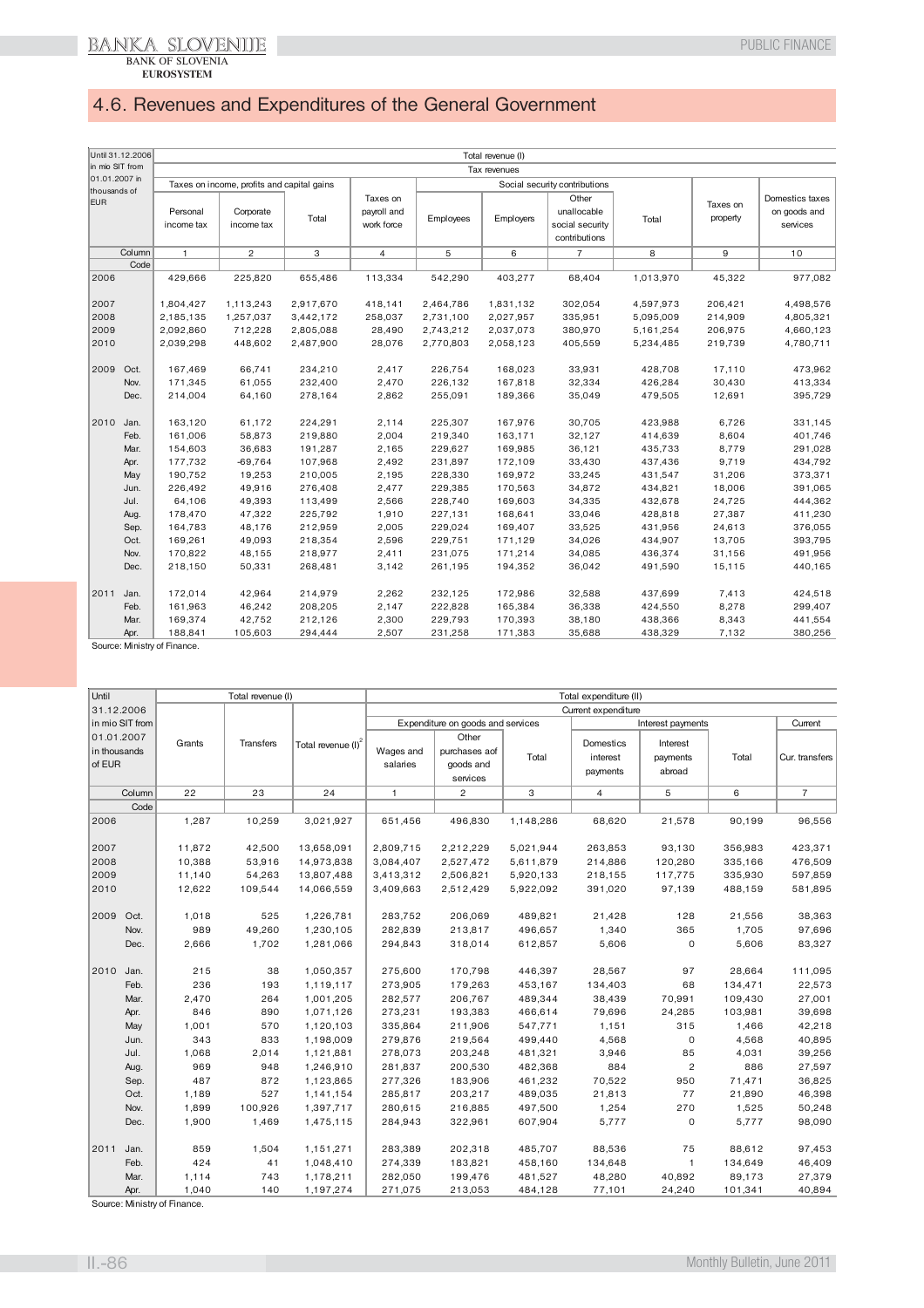## 4.6. Revenues and Expenditures of the General Government

| Until 31.12.2006 in mio SIT from 01.01.2007 in thousands of EUR | | Total revenue (I) | | | | | | | | | |
|---|---|---|---|---|---|---|---|---|---|---|---|
| | | Tax revenues | | | | | | | | | |
| | | Taxes on income, profits and capital gains | | | Taxes on payroll and work force | Social security contributions | | | | Taxes on property | Domestics taxes on goods and services |
| | | Personal income tax | Corporate income tax | Total | | Employees | Employers | Other unallocable social security contributions | Total | | |
| | Column | 1 | 2 | 3 | 4 | 5 | 6 | 7 | 8 | 9 | 10 |
| | Code | | | | | | | | | | |
| 2006 | | 429,666 | 225,820 | 655,486 | 113,334 | 542,290 | 403,277 | 68,404 | 1,013,970 | 45,322 | 977,082 |
| 2007 | | 1,804,427 | 1,113,243 | 2,917,670 | 418,141 | 2,464,786 | 1,831,132 | 302,054 | 4,597,973 | 206,421 | 4,498,576 |
| 2008 | | 2,185,135 | 1,257,037 | 3,442,172 | 258,037 | 2,731,100 | 2,027,957 | 335,951 | 5,095,009 | 214,909 | 4,805,321 |
| 2009 | | 2,092,860 | 712,228 | 2,805,088 | 28,490 | 2,743,212 | 2,037,073 | 380,970 | 5,161,254 | 206,975 | 4,660,123 |
| 2010 | | 2,039,298 | 448,602 | 2,487,900 | 28,076 | 2,770,803 | 2,058,123 | 405,559 | 5,234,485 | 219,739 | 4,780,711 |
| 2009 | Oct. | 167,469 | 66,741 | 234,210 | 2,417 | 226,754 | 168,023 | 33,931 | 428,708 | 17,110 | 473,962 |
| | Nov. | 171,345 | 61,055 | 232,400 | 2,470 | 226,132 | 167,818 | 32,334 | 426,284 | 30,430 | 413,334 |
| | Dec. | 214,004 | 64,160 | 278,164 | 2,862 | 255,091 | 189,366 | 35,049 | 479,505 | 12,691 | 395,729 |
| 2010 | Jan. | 163,120 | 61,172 | 224,291 | 2,114 | 225,307 | 167,976 | 30,705 | 423,988 | 6,726 | 331,145 |
| | Feb. | 161,006 | 58,873 | 219,880 | 2,004 | 219,340 | 163,171 | 32,127 | 414,639 | 8,604 | 401,746 |
| | Mar. | 154,603 | 36,683 | 191,287 | 2,165 | 229,627 | 169,985 | 36,121 | 435,733 | 8,779 | 291,028 |
| | Apr. | 177,732 | -69,764 | 107,968 | 2,492 | 231,897 | 172,109 | 33,430 | 437,436 | 9,719 | 434,792 |
| | May | 190,752 | 19,253 | 210,005 | 2,195 | 228,330 | 169,972 | 33,245 | 431,547 | 31,206 | 373,371 |
| | Jun. | 226,492 | 49,916 | 276,408 | 2,477 | 229,385 | 170,563 | 34,872 | 434,821 | 18,006 | 391,065 |
| | Jul. | 64,106 | 49,393 | 113,499 | 2,566 | 228,740 | 169,603 | 34,335 | 432,678 | 24,725 | 444,362 |
| | Aug. | 178,470 | 47,322 | 225,792 | 1,910 | 227,131 | 168,641 | 33,046 | 428,818 | 27,387 | 411,230 |
| | Sep. | 164,783 | 48,176 | 212,959 | 2,005 | 229,024 | 169,407 | 33,525 | 431,956 | 24,613 | 376,055 |
| | Oct. | 169,261 | 49,093 | 218,354 | 2,596 | 229,751 | 171,129 | 34,026 | 434,907 | 13,705 | 393,795 |
| | Nov. | 170,822 | 48,155 | 218,977 | 2,411 | 231,075 | 171,214 | 34,085 | 436,374 | 31,156 | 491,956 |
| | Dec. | 218,150 | 50,331 | 268,481 | 3,142 | 261,195 | 194,352 | 36,042 | 491,590 | 15,115 | 440,165 |
| 2011 | Jan. | 172,014 | 42,964 | 214,979 | 2,262 | 232,125 | 172,986 | 32,588 | 437,699 | 7,413 | 424,518 |
| | Feb. | 161,963 | 46,242 | 208,205 | 2,147 | 222,828 | 165,384 | 36,338 | 424,550 | 8,278 | 299,407 |
| | Mar. | 169,374 | 42,752 | 212,126 | 2,300 | 229,793 | 170,393 | 38,180 | 438,366 | 8,343 | 441,554 |
| | Apr. | 188,841 | 105,603 | 294,444 | 2,507 | 231,258 | 171,383 | 35,688 | 438,329 | 7,132 | 380,256 |

Source: Ministry of Finance.

| Until 31.12.2006 in mio SIT from 01.01.2007 in thousands of EUR | | Total revenue (I) | | | Total expenditure (II) | | | | | | | |
|---|---|---|---|---|---|---|---|---|---|---|---|---|
| | | | | | Current expenditure | | | | | | | |
| | | | | | Expenditure on goods and services | | | Interest payments | | | Current |
| | | Grants | Transfers | Total revenue (I)[2] | Wages and salaries | Other purchases aof goods and services | Total | Domestics interest payments | Interest payments abroad | Total | Cur. transfers |
| | Column | 22 | 23 | 24 | 1 | 2 | 3 | 4 | 5 | 6 | 7 |
| | Code | | | | | | | | | | |
| 2006 | | 1,287 | 10,259 | 3,021,927 | 651,456 | 496,830 | 1,148,286 | 68,620 | 21,578 | 90,199 | 96,556 |
| 2007 | | 11,872 | 42,500 | 13,658,091 | 2,809,715 | 2,212,229 | 5,021,944 | 263,853 | 93,130 | 356,983 | 423,371 |
| 2008 | | 10,388 | 53,916 | 14,973,838 | 3,084,407 | 2,527,472 | 5,611,879 | 214,886 | 120,280 | 335,166 | 476,509 |
| 2009 | | 11,140 | 54,263 | 13,807,488 | 3,413,312 | 2,506,821 | 5,920,133 | 218,155 | 117,775 | 335,930 | 597,859 |
| 2010 | | 12,622 | 109,544 | 14,066,559 | 3,409,663 | 2,512,429 | 5,922,092 | 391,020 | 97,139 | 488,159 | 581,895 |
| 2009 | Oct. | 1,018 | 525 | 1,226,781 | 283,752 | 206,069 | 489,821 | 21,428 | 128 | 21,556 | 38,363 |
| | Nov. | 989 | 49,260 | 1,230,105 | 282,839 | 213,817 | 496,657 | 1,340 | 365 | 1,705 | 97,696 |
| | Dec. | 2,666 | 1,702 | 1,281,066 | 294,843 | 318,014 | 612,857 | 5,606 | 0 | 5,606 | 83,327 |
| 2010 | Jan. | 215 | 38 | 1,050,357 | 275,600 | 170,798 | 446,397 | 28,567 | 97 | 28,664 | 111,095 |
| | Feb. | 236 | 193 | 1,119,117 | 273,905 | 179,263 | 453,167 | 134,403 | 68 | 134,471 | 22,573 |
| | Mar. | 2,470 | 264 | 1,001,205 | 282,577 | 206,767 | 489,344 | 38,439 | 70,991 | 109,430 | 27,001 |
| | Apr. | 846 | 890 | 1,071,126 | 273,231 | 193,383 | 466,614 | 79,696 | 24,285 | 103,981 | 39,698 |
| | May | 1,001 | 570 | 1,120,103 | 335,864 | 211,906 | 547,771 | 1,151 | 315 | 1,466 | 42,218 |
| | Jun. | 343 | 833 | 1,198,009 | 279,876 | 219,564 | 499,440 | 4,568 | 0 | 4,568 | 40,895 |
| | Jul. | 1,068 | 2,014 | 1,121,881 | 278,073 | 203,248 | 481,321 | 3,946 | 85 | 4,031 | 39,256 |
| | Aug. | 969 | 948 | 1,246,910 | 281,837 | 200,530 | 482,368 | 884 | 2 | 886 | 27,597 |
| | Sep. | 487 | 872 | 1,123,865 | 277,326 | 183,906 | 461,232 | 70,522 | 950 | 71,471 | 36,825 |
| | Oct. | 1,189 | 527 | 1,141,154 | 285,817 | 203,217 | 489,035 | 21,813 | 77 | 21,890 | 46,398 |
| | Nov. | 1,899 | 100,926 | 1,397,717 | 280,615 | 216,885 | 497,500 | 1,254 | 270 | 1,525 | 50,248 |
| | Dec. | 1,900 | 1,469 | 1,475,115 | 284,943 | 322,961 | 607,904 | 5,777 | 0 | 5,777 | 98,090 |
| 2011 | Jan. | 859 | 1,504 | 1,151,271 | 283,389 | 202,318 | 485,707 | 88,536 | 75 | 88,612 | 97,453 |
| | Feb. | 424 | 41 | 1,048,410 | 274,339 | 183,821 | 458,160 | 134,648 | 1 | 134,649 | 46,409 |
| | Mar. | 1,114 | 743 | 1,178,211 | 282,050 | 199,476 | 481,527 | 48,280 | 40,892 | 89,173 | 27,379 |
| | Apr. | 1,040 | 140 | 1,197,274 | 271,075 | 213,053 | 484,128 | 77,101 | 24,240 | 101,341 | 40,894 |

Source: Ministry of Finance.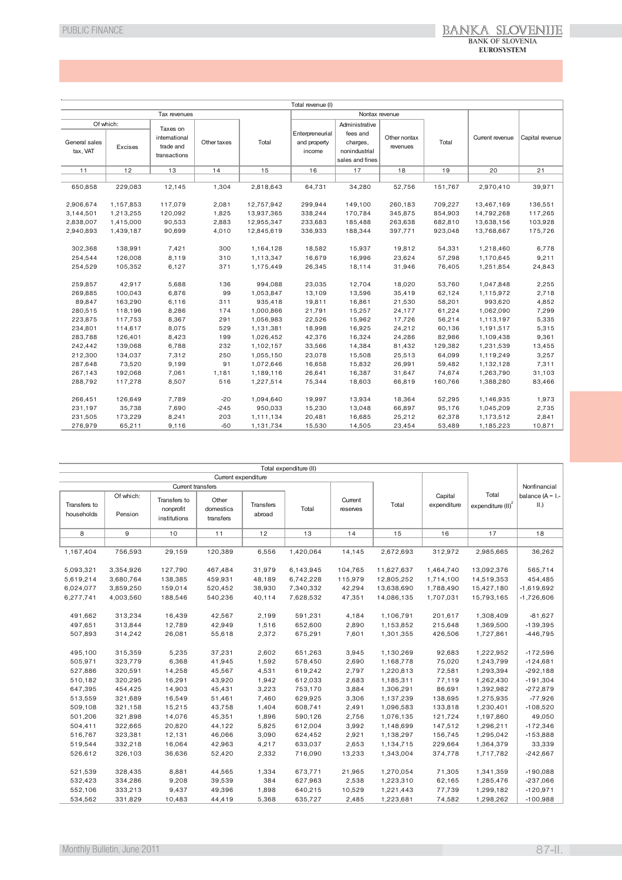| Total revenue (I) | | | | | | | | | | |
|---|---|---|---|---|---|---|---|---|---|---|
| Tax revenues | | | | | Nontax revenue | | | | Current revenue | Capital revenue |
| Of which: | | Taxes on international trade and transactions | Other taxes | Total | Enterpreneurial and property income | Administrative fees and charges, nonindustrial sales and fines | Other nontax revenues | Total | | |
| General sales tax, VAT | Excises | | | | | | | | | |
| 11 | 12 | 13 | 14 | 15 | 16 | 17 | 18 | 19 | 20 | 21 |
| | | | | | | | | | | |
| 650,858 | 229,083 | 12,145 | 1,304 | 2,818,643 | 64,731 | 34,280 | 52,756 | 151,767 | 2,970,410 | 39,971 |
| | | | | | | | | | | |
| 2,906,674 | 1,157,853 | 117,079 | 2,081 | 12,757,942 | 299,944 | 149,100 | 260,183 | 709,227 | 13,467,169 | 136,551 |
| 3,144,501 | 1,213,255 | 120,092 | 1,825 | 13,937,365 | 338,244 | 170,784 | 345,875 | 854,903 | 14,792,268 | 117,265 |
| 2,838,007 | 1,415,000 | 90,533 | 2,883 | 12,955,347 | 233,683 | 185,488 | 263,638 | 682,810 | 13,638,156 | 103,928 |
| 2,940,893 | 1,439,187 | 90,699 | 4,010 | 12,845,619 | 336,933 | 188,344 | 397,771 | 923,048 | 13,768,667 | 175,726 |
| | | | | | | | | | | |
| 302,368 | 138,991 | 7,421 | 300 | 1,164,128 | 18,582 | 15,937 | 19,812 | 54,331 | 1,218,460 | 6,778 |
| 254,544 | 126,008 | 8,119 | 310 | 1,113,347 | 16,679 | 16,996 | 23,624 | 57,298 | 1,170,645 | 9,211 |
| 254,529 | 105,352 | 6,127 | 371 | 1,175,449 | 26,345 | 18,114 | 31,946 | 76,405 | 1,251,854 | 24,843 |
| | | | | | | | | | | |
| 259,857 | 42,917 | 5,688 | 136 | 994,088 | 23,035 | 12,704 | 18,020 | 53,760 | 1,047,848 | 2,255 |
| 269,885 | 100,043 | 6,876 | 99 | 1,053,847 | 13,109 | 13,596 | 35,419 | 62,124 | 1,115,972 | 2,718 |
| 89,847 | 163,290 | 6,116 | 311 | 935,418 | 19,811 | 16,861 | 21,530 | 58,201 | 993,620 | 4,852 |
| 280,515 | 118,196 | 8,286 | 174 | 1,000,866 | 21,791 | 15,257 | 24,177 | 61,224 | 1,062,090 | 7,299 |
| 223,875 | 117,753 | 8,367 | 291 | 1,056,983 | 22,526 | 15,962 | 17,726 | 56,214 | 1,113,197 | 5,335 |
| 234,801 | 114,617 | 8,075 | 529 | 1,131,381 | 18,998 | 16,925 | 24,212 | 60,136 | 1,191,517 | 5,315 |
| 283,788 | 126,401 | 8,423 | 199 | 1,026,452 | 42,376 | 16,324 | 24,286 | 82,986 | 1,109,438 | 9,361 |
| 242,442 | 139,068 | 6,788 | 232 | 1,102,157 | 33,566 | 14,384 | 81,432 | 129,382 | 1,231,539 | 13,455 |
| 212,300 | 134,037 | 7,312 | 250 | 1,055,150 | 23,078 | 15,508 | 25,513 | 64,099 | 1,119,249 | 3,257 |
| 287,648 | 73,520 | 9,199 | 91 | 1,072,646 | 16,658 | 15,832 | 26,991 | 59,482 | 1,132,128 | 7,311 |
| 267,143 | 192,068 | 7,061 | 1,181 | 1,189,116 | 26,641 | 16,387 | 31,647 | 74,674 | 1,263,790 | 31,103 |
| 288,792 | 117,278 | 8,507 | 516 | 1,227,514 | 75,344 | 18,603 | 66,819 | 160,766 | 1,388,280 | 83,466 |
| | | | | | | | | | | |
| 266,451 | 126,649 | 7,789 | -20 | 1,094,640 | 19,997 | 13,934 | 18,364 | 52,295 | 1,146,935 | 1,973 |
| 231,197 | 35,738 | 7,690 | -245 | 950,033 | 15,230 | 13,048 | 66,897 | 95,176 | 1,045,209 | 2,735 |
| 231,505 | 173,229 | 8,241 | 203 | 1,111,134 | 20,481 | 16,685 | 25,212 | 62,378 | 1,173,512 | 2,841 |
| 276,979 | 65,211 | 9,116 | -50 | 1,131,734 | 15,530 | 14,505 | 23,454 | 53,489 | 1,185,223 | 10,871 |

| Total expenditure (II) | | | | | | | | | | |
|---|---|---|---|---|---|---|---|---|---|---|
| Current expenditure | | | | | | | | | | Nonfinancial balance (A = I.-II.) |
| Current transfers | | | | | | | Capital expenditure | Total expenditure (II)[2] | | |
| Transfers to households | Of which: Pension | Transfers to nonprofit institutions | Other domestics transfers | Transfers abroad | Total | Current reserves | Total | | | |
| 8 | 9 | 10 | 11 | 12 | 13 | 14 | 15 | 16 | 17 | 18 |
| | | | | | | | | | | |
| 1,167,404 | 756,593 | 29,159 | 120,389 | 6,556 | 1,420,064 | 14,145 | 2,672,693 | 312,972 | 2,985,665 | 36,262 |
| | | | | | | | | | | |
| 5,093,321 | 3,354,926 | 127,790 | 467,484 | 31,979 | 6,143,945 | 104,765 | 11,627,637 | 1,464,740 | 13,092,376 | 565,714 |
| 5,619,214 | 3,680,764 | 138,385 | 459,931 | 48,189 | 6,742,228 | 115,979 | 12,805,252 | 1,714,100 | 14,519,353 | 454,485 |
| 6,024,077 | 3,859,250 | 159,014 | 520,452 | 38,930 | 7,340,332 | 42,294 | 13,638,690 | 1,788,490 | 15,427,180 | -1,619,692 |
| 6,277,741 | 4,003,560 | 188,546 | 540,236 | 40,114 | 7,628,532 | 47,351 | 14,086,135 | 1,707,031 | 15,793,165 | -1,726,606 |
| | | | | | | | | | | |
| 491,662 | 313,234 | 16,439 | 42,567 | 2,199 | 591,231 | 4,184 | 1,106,791 | 201,617 | 1,308,409 | -81,627 |
| 497,651 | 313,844 | 12,789 | 42,949 | 1,516 | 652,600 | 2,890 | 1,153,852 | 215,648 | 1,369,500 | -139,395 |
| 507,893 | 314,242 | 26,081 | 55,618 | 2,372 | 675,291 | 7,601 | 1,301,355 | 426,506 | 1,727,861 | -446,795 |
| | | | | | | | | | | |
| 495,100 | 315,359 | 5,235 | 37,231 | 2,602 | 651,263 | 3,945 | 1,130,269 | 92,683 | 1,222,952 | -172,596 |
| 505,971 | 323,779 | 6,368 | 41,945 | 1,592 | 578,450 | 2,690 | 1,168,778 | 75,020 | 1,243,799 | -124,681 |
| 527,886 | 320,591 | 14,258 | 45,567 | 4,531 | 619,242 | 2,797 | 1,220,813 | 72,581 | 1,293,394 | -292,188 |
| 510,182 | 320,295 | 16,291 | 43,920 | 1,942 | 612,033 | 2,683 | 1,185,311 | 77,119 | 1,262,430 | -191,304 |
| 647,395 | 454,425 | 14,903 | 45,431 | 3,223 | 753,170 | 3,884 | 1,306,291 | 86,691 | 1,392,982 | -272,879 |
| 513,559 | 321,689 | 16,549 | 51,461 | 7,460 | 629,925 | 3,306 | 1,137,239 | 138,695 | 1,275,935 | -77,926 |
| 509,108 | 321,158 | 15,215 | 43,758 | 1,404 | 608,741 | 2,491 | 1,096,583 | 133,818 | 1,230,401 | -108,520 |
| 501,206 | 321,898 | 14,076 | 45,351 | 1,896 | 590,126 | 2,756 | 1,076,135 | 121,724 | 1,197,860 | 49,050 |
| 504,411 | 322,665 | 20,820 | 44,122 | 5,825 | 612,004 | 3,992 | 1,148,699 | 147,512 | 1,296,211 | -172,346 |
| 516,767 | 323,381 | 12,131 | 46,066 | 3,090 | 624,452 | 2,921 | 1,138,297 | 156,745 | 1,295,042 | -153,888 |
| 519,544 | 332,218 | 16,064 | 42,963 | 4,217 | 633,037 | 2,653 | 1,134,715 | 229,664 | 1,364,379 | 33,339 |
| 526,612 | 326,103 | 36,636 | 52,420 | 2,332 | 716,090 | 13,233 | 1,343,004 | 374,778 | 1,717,782 | -242,667 |
| | | | | | | | | | | |
| 521,539 | 328,435 | 8,881 | 44,565 | 1,334 | 673,771 | 21,965 | 1,270,054 | 71,305 | 1,341,359 | -190,088 |
| 532,423 | 334,286 | 9,208 | 39,539 | 384 | 627,963 | 2,538 | 1,223,310 | 62,165 | 1,285,476 | -237,066 |
| 552,106 | 333,213 | 9,437 | 49,396 | 1,898 | 640,215 | 10,529 | 1,221,443 | 77,739 | 1,299,182 | -120,971 |
| 534,562 | 331,829 | 10,483 | 44,419 | 5,368 | 635,727 | 2,485 | 1,223,681 | 74,582 | 1,298,262 | -100,988 |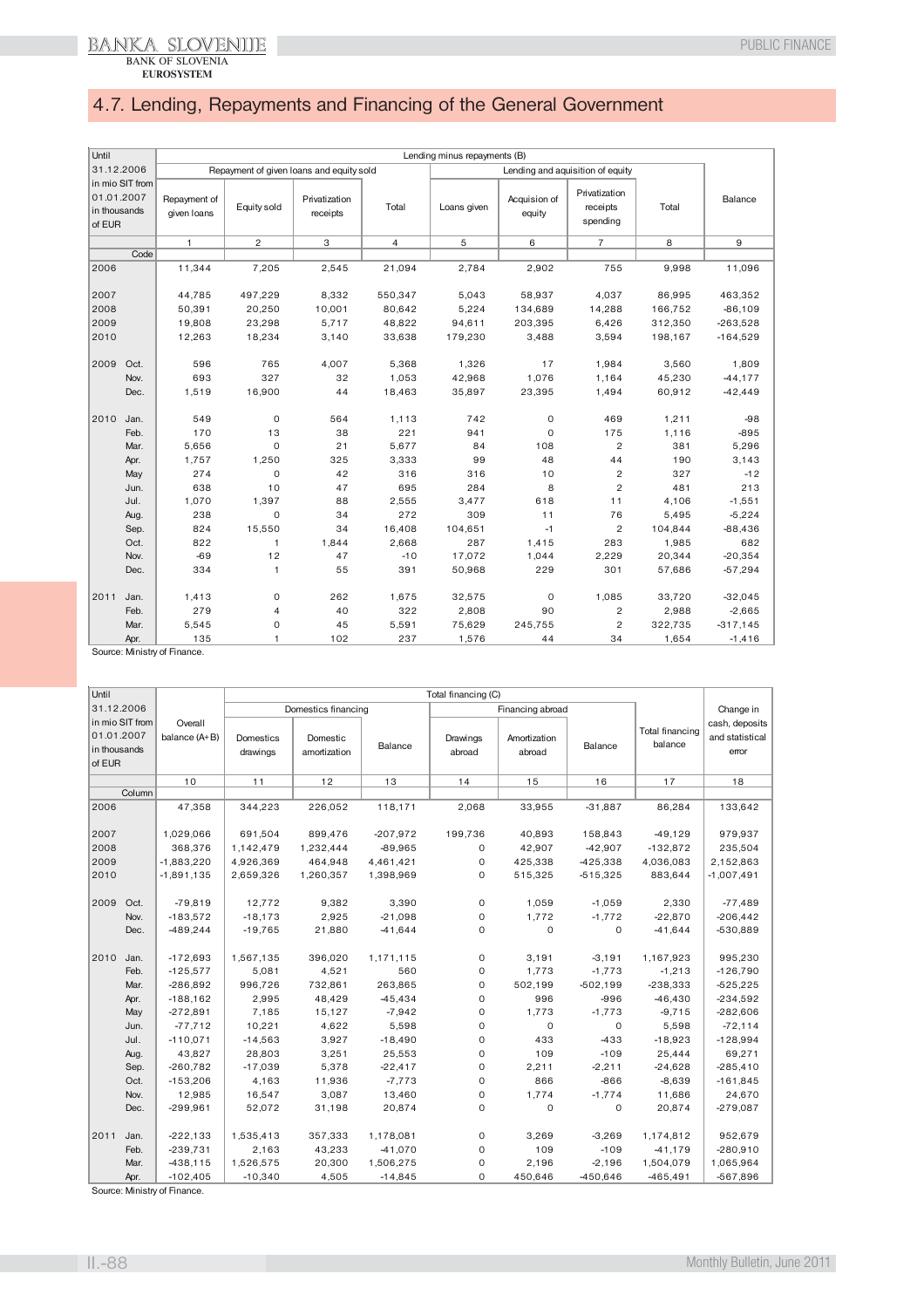# 4.7. Lending, Repayments and Financing of the General Government

| Until 31.12.2006 in mio SIT from 01.01.2007 in thousands of EUR | | Lending minus repayments (B) | | | | | | | | |
|---|---|---|---|---|---|---|---|---|---|---|
| | | Repayment of given loans and equity sold | | | | Lending and aquisition of equity | | | | Balance |
| | | Repayment of given loans | Equity sold | Privatization receipts | Total | Loans given | Acquision of equity | Privatization receipts spending | Total | |
| | | 1 | 2 | 3 | 4 | 5 | 6 | 7 | 8 | 9 |
| | Code | | | | | | | | | |
| 2006 | | 11,344 | 7,205 | 2,545 | 21,094 | 2,784 | 2,902 | 755 | 9,998 | 11,096 |
| 2007 | | 44,785 | 497,229 | 8,332 | 550,347 | 5,043 | 58,937 | 4,037 | 86,995 | 463,352 |
| 2008 | | 50,391 | 20,250 | 10,001 | 80,642 | 5,224 | 134,689 | 14,288 | 166,752 | -86,109 |
| 2009 | | 19,808 | 23,298 | 5,717 | 48,822 | 94,611 | 203,395 | 6,426 | 312,350 | -263,528 |
| 2010 | | 12,263 | 18,234 | 3,140 | 33,638 | 179,230 | 3,488 | 3,594 | 198,167 | -164,529 |
| 2009 | Oct. | 596 | 765 | 4,007 | 5,368 | 1,326 | 17 | 1,984 | 3,560 | 1,809 |
| | Nov. | 693 | 327 | 32 | 1,053 | 42,968 | 1,076 | 1,164 | 45,230 | -44,177 |
| | Dec. | 1,519 | 16,900 | 44 | 18,463 | 35,897 | 23,395 | 1,494 | 60,912 | -42,449 |
| 2010 | Jan. | 549 | 0 | 564 | 1,113 | 742 | 0 | 469 | 1,211 | -98 |
| | Feb. | 170 | 13 | 38 | 221 | 941 | 0 | 175 | 1,116 | -895 |
| | Mar. | 5,656 | 0 | 21 | 5,677 | 84 | 108 | 2 | 381 | 5,296 |
| | Apr. | 1,757 | 1,250 | 325 | 3,333 | 99 | 48 | 44 | 190 | 3,143 |
| | May | 274 | 0 | 42 | 316 | 316 | 10 | 2 | 327 | -12 |
| | Jun. | 638 | 10 | 47 | 695 | 284 | 8 | 2 | 481 | 213 |
| | Jul. | 1,070 | 1,397 | 88 | 2,555 | 3,477 | 618 | 11 | 4,106 | -1,551 |
| | Aug. | 238 | 0 | 34 | 272 | 309 | 11 | 76 | 5,495 | -5,224 |
| | Sep. | 824 | 15,550 | 34 | 16,408 | 104,651 | -1 | 2 | 104,844 | -88,436 |
| | Oct. | 822 | 1 | 1,844 | 2,668 | 287 | 1,415 | 283 | 1,985 | 682 |
| | Nov. | -69 | 12 | 47 | -10 | 17,072 | 1,044 | 2,229 | 20,344 | -20,354 |
| | Dec. | 334 | 1 | 55 | 391 | 50,968 | 229 | 301 | 57,686 | -57,294 |
| 2011 | Jan. | 1,413 | 0 | 262 | 1,675 | 32,575 | 0 | 1,085 | 33,720 | -32,045 |
| | Feb. | 279 | 4 | 40 | 322 | 2,808 | 90 | 2 | 2,988 | -2,665 |
| | Mar. | 5,545 | 0 | 45 | 5,591 | 75,629 | 245,755 | 2 | 322,735 | -317,145 |
| | Apr. | 135 | 1 | 102 | 237 | 1,576 | 44 | 34 | 1,654 | -1,416 |

Source: Ministry of Finance.

| Until 31.12.2006 in mio SIT from 01.01.2007 in thousands of EUR | | Overall balance (A+B) | Total financing (C) | | | | | | | Change in cash, deposits and statistical error |
|---|---|---|---|---|---|---|---|---|---|---|
| | | | Domestics financing | | | Financing abroad | | | Total financing balance | |
| | | | Domestics drawings | Domestic amortization | Balance | Drawings abroad | Amortization abroad | Balance | | |
| | | 10 | 11 | 12 | 13 | 14 | 15 | 16 | 17 | 18 |
| | Column | | | | | | | | | |
| 2006 | | 47,358 | 344,223 | 226,052 | 118,171 | 2,068 | 33,955 | -31,887 | 86,284 | 133,642 |
| 2007 | | 1,029,066 | 691,504 | 899,476 | -207,972 | 199,736 | 40,893 | 158,843 | -49,129 | 979,937 |
| 2008 | | 368,376 | 1,142,479 | 1,232,444 | -89,965 | 0 | 42,907 | -42,907 | -132,872 | 235,504 |
| 2009 | | -1,883,220 | 4,926,369 | 464,948 | 4,461,421 | 0 | 425,338 | -425,338 | 4,036,083 | 2,152,863 |
| 2010 | | -1,891,135 | 2,659,326 | 1,260,357 | 1,398,969 | 0 | 515,325 | -515,325 | 883,644 | -1,007,491 |
| 2009 | Oct. | -79,819 | 12,772 | 9,382 | 3,390 | 0 | 1,059 | -1,059 | 2,330 | -77,489 |
| | Nov. | -183,572 | -18,173 | 2,925 | -21,098 | 0 | 1,772 | -1,772 | -22,870 | -206,442 |
| | Dec. | -489,244 | -19,765 | 21,880 | -41,644 | 0 | 0 | 0 | -41,644 | -530,889 |
| 2010 | Jan. | -172,693 | 1,567,135 | 396,020 | 1,171,115 | 0 | 3,191 | -3,191 | 1,167,923 | 995,230 |
| | Feb. | -125,577 | 5,081 | 4,521 | 560 | 0 | 1,773 | -1,773 | -1,213 | -126,790 |
| | Mar. | -286,892 | 996,726 | 732,861 | 263,865 | 0 | 502,199 | -502,199 | -238,333 | -525,225 |
| | Apr. | -188,162 | 2,995 | 48,429 | -45,434 | 0 | 996 | -996 | -46,430 | -234,592 |
| | May | -272,891 | 7,185 | 15,127 | -7,942 | 0 | 1,773 | -1,773 | -9,715 | -282,606 |
| | Jun. | -77,712 | 10,221 | 4,622 | 5,598 | 0 | 0 | 0 | 5,598 | -72,114 |
| | Jul. | -110,071 | -14,563 | 3,927 | -18,490 | 0 | 433 | -433 | -18,923 | -128,994 |
| | Aug. | 43,827 | 28,803 | 3,251 | 25,553 | 0 | 109 | -109 | 25,444 | 69,271 |
| | Sep. | -260,782 | -17,039 | 5,378 | -22,417 | 0 | 2,211 | -2,211 | -24,628 | -285,410 |
| | Oct. | -153,206 | 4,163 | 11,936 | -7,773 | 0 | 866 | -866 | -8,639 | -161,845 |
| | Nov. | 12,985 | 16,547 | 3,087 | 13,460 | 0 | 1,774 | -1,774 | 11,686 | 24,670 |
| | Dec. | -299,961 | 52,072 | 31,198 | 20,874 | 0 | 0 | 0 | 20,874 | -279,087 |
| 2011 | Jan. | -222,133 | 1,535,413 | 357,333 | 1,178,081 | 0 | 3,269 | -3,269 | 1,174,812 | 952,679 |
| | Feb. | -239,731 | 2,163 | 43,233 | -41,070 | 0 | 109 | -109 | -41,179 | -280,910 |
| | Mar. | -438,115 | 1,526,575 | 20,300 | 1,506,275 | 0 | 2,196 | -2,196 | 1,504,079 | 1,065,964 |
| | Apr. | -102,405 | -10,340 | 4,505 | -14,845 | 0 | 450,646 | -450,646 | -465,491 | -567,896 |

Source: Ministry of Finance.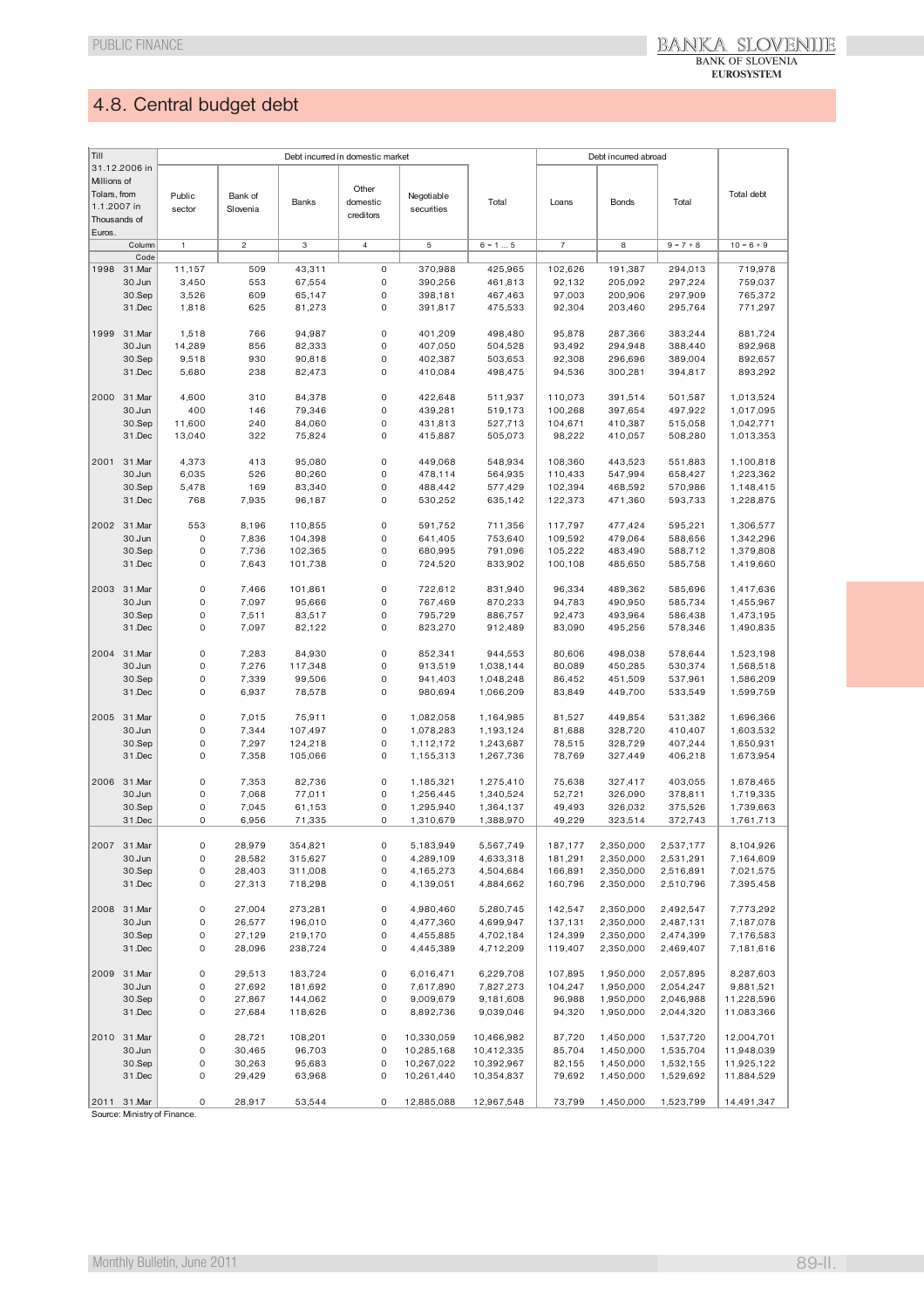# 4.8. Central budget debt

| Till 31.12.2006 in Millions of Tolars, from 1.1.2007 in Thousands of Euros. | | Debt incurred in domestic market | | | | | | Debt incurred abroad | | | Total debt |
|---|---|---|---|---|---|---|---|---|---|---|---|
| | | Public sector | Bank of Slovenia | Banks | Other domestic creditors | Negotiable securities | Total | Loans | Bonds | Total | |
| | Column | 1 | 2 | 3 | 4 | 5 | 6 = 1 ... 5 | 7 | 8 | 9 = 7 + 8 | 10 = 6 + 9 |
| | Code | | | | | | | | | | |
| 1998 | 31.Mar | 11,157 | 509 | 43,311 | 0 | 370,988 | 425,965 | 102,626 | 191,387 | 294,013 | 719,978 |
| | 30.Jun | 3,450 | 553 | 67,554 | 0 | 390,256 | 461,813 | 92,132 | 205,092 | 297,224 | 759,037 |
| | 30.Sep | 3,526 | 609 | 65,147 | 0 | 398,181 | 467,463 | 97,003 | 200,906 | 297,909 | 765,372 |
| | 31.Dec | 1,818 | 625 | 81,273 | 0 | 391,817 | 475,533 | 92,304 | 203,460 | 295,764 | 771,297 |
| 1999 | 31.Mar | 1,518 | 766 | 94,987 | 0 | 401,209 | 498,480 | 95,878 | 287,366 | 383,244 | 881,724 |
| | 30.Jun | 14,289 | 856 | 82,333 | 0 | 407,050 | 504,528 | 93,492 | 294,948 | 388,440 | 892,968 |
| | 30.Sep | 9,518 | 930 | 90,818 | 0 | 402,387 | 503,653 | 92,308 | 296,696 | 389,004 | 892,657 |
| | 31.Dec | 5,680 | 238 | 82,473 | 0 | 410,084 | 498,475 | 94,536 | 300,281 | 394,817 | 893,292 |
| 2000 | 31.Mar | 4,600 | 310 | 84,378 | 0 | 422,648 | 511,937 | 110,073 | 391,514 | 501,587 | 1,013,524 |
| | 30.Jun | 400 | 146 | 79,346 | 0 | 439,281 | 519,173 | 100,268 | 397,654 | 497,922 | 1,017,095 |
| | 30.Sep | 11,600 | 240 | 84,060 | 0 | 431,813 | 527,713 | 104,671 | 410,387 | 515,058 | 1,042,771 |
| | 31.Dec | 13,040 | 322 | 75,824 | 0 | 415,887 | 505,073 | 98,222 | 410,057 | 508,280 | 1,013,353 |
| 2001 | 31.Mar | 4,373 | 413 | 95,080 | 0 | 449,068 | 548,934 | 108,360 | 443,523 | 551,883 | 1,100,818 |
| | 30.Jun | 6,035 | 526 | 80,260 | 0 | 478,114 | 564,935 | 110,433 | 547,994 | 658,427 | 1,223,362 |
| | 30.Sep | 5,478 | 169 | 83,340 | 0 | 488,442 | 577,429 | 102,394 | 468,592 | 570,986 | 1,148,415 |
| | 31.Dec | 768 | 7,935 | 96,187 | 0 | 530,252 | 635,142 | 122,373 | 471,360 | 593,733 | 1,228,875 |
| 2002 | 31.Mar | 553 | 8,196 | 110,855 | 0 | 591,752 | 711,356 | 117,797 | 477,424 | 595,221 | 1,306,577 |
| | 30.Jun | 0 | 7,836 | 104,398 | 0 | 641,405 | 753,640 | 109,592 | 479,064 | 588,656 | 1,342,296 |
| | 30.Sep | 0 | 7,736 | 102,365 | 0 | 680,995 | 791,096 | 105,222 | 483,490 | 588,712 | 1,379,808 |
| | 31.Dec | 0 | 7,643 | 101,738 | 0 | 724,520 | 833,902 | 100,108 | 485,650 | 585,758 | 1,419,660 |
| 2003 | 31.Mar | 0 | 7,466 | 101,861 | 0 | 722,612 | 831,940 | 96,334 | 489,362 | 585,696 | 1,417,636 |
| | 30.Jun | 0 | 7,097 | 95,666 | 0 | 767,469 | 870,233 | 94,783 | 490,950 | 585,734 | 1,455,967 |
| | 30.Sep | 0 | 7,511 | 83,517 | 0 | 795,729 | 886,757 | 92,473 | 493,964 | 586,438 | 1,473,195 |
| | 31.Dec | 0 | 7,097 | 82,122 | 0 | 823,270 | 912,489 | 83,090 | 495,256 | 578,346 | 1,490,835 |
| 2004 | 31.Mar | 0 | 7,283 | 84,930 | 0 | 852,341 | 944,553 | 80,606 | 498,038 | 578,644 | 1,523,198 |
| | 30.Jun | 0 | 7,276 | 117,348 | 0 | 913,519 | 1,038,144 | 80,089 | 450,285 | 530,374 | 1,568,518 |
| | 30.Sep | 0 | 7,339 | 99,506 | 0 | 941,403 | 1,048,248 | 86,452 | 451,509 | 537,961 | 1,586,209 |
| | 31.Dec | 0 | 6,937 | 78,578 | 0 | 980,694 | 1,066,209 | 83,849 | 449,700 | 533,549 | 1,599,759 |
| 2005 | 31.Mar | 0 | 7,015 | 75,911 | 0 | 1,082,058 | 1,164,985 | 81,527 | 449,854 | 531,382 | 1,696,366 |
| | 30.Jun | 0 | 7,344 | 107,497 | 0 | 1,078,283 | 1,193,124 | 81,688 | 328,720 | 410,407 | 1,603,532 |
| | 30.Sep | 0 | 7,297 | 124,218 | 0 | 1,112,172 | 1,243,687 | 78,515 | 328,729 | 407,244 | 1,650,931 |
| | 31.Dec | 0 | 7,358 | 105,066 | 0 | 1,155,313 | 1,267,736 | 78,769 | 327,449 | 406,218 | 1,673,954 |
| 2006 | 31.Mar | 0 | 7,353 | 82,736 | 0 | 1,185,321 | 1,275,410 | 75,638 | 327,417 | 403,055 | 1,678,465 |
| | 30.Jun | 0 | 7,068 | 77,011 | 0 | 1,256,445 | 1,340,524 | 52,721 | 326,090 | 378,811 | 1,719,335 |
| | 30.Sep | 0 | 7,045 | 61,153 | 0 | 1,295,940 | 1,364,137 | 49,493 | 326,032 | 375,526 | 1,739,663 |
| | 31.Dec | 0 | 6,956 | 71,335 | 0 | 1,310,679 | 1,388,970 | 49,229 | 323,514 | 372,743 | 1,761,713 |
| 2007 | 31.Mar | 0 | 28,979 | 354,821 | 0 | 5,183,949 | 5,567,749 | 187,177 | 2,350,000 | 2,537,177 | 8,104,926 |
| | 30.Jun | 0 | 28,582 | 315,627 | 0 | 4,289,109 | 4,633,318 | 181,291 | 2,350,000 | 2,531,291 | 7,164,609 |
| | 30.Sep | 0 | 28,403 | 311,008 | 0 | 4,165,273 | 4,504,684 | 166,891 | 2,350,000 | 2,516,891 | 7,021,575 |
| | 31.Dec | 0 | 27,313 | 718,298 | 0 | 4,139,051 | 4,884,662 | 160,796 | 2,350,000 | 2,510,796 | 7,395,458 |
| 2008 | 31.Mar | 0 | 27,004 | 273,281 | 0 | 4,980,460 | 5,280,745 | 142,547 | 2,350,000 | 2,492,547 | 7,773,292 |
| | 30.Jun | 0 | 26,577 | 196,010 | 0 | 4,477,360 | 4,699,947 | 137,131 | 2,350,000 | 2,487,131 | 7,187,078 |
| | 30.Sep | 0 | 27,129 | 219,170 | 0 | 4,455,885 | 4,702,184 | 124,399 | 2,350,000 | 2,474,399 | 7,176,583 |
| | 31.Dec | 0 | 28,096 | 238,724 | 0 | 4,445,389 | 4,712,209 | 119,407 | 2,350,000 | 2,469,407 | 7,181,616 |
| 2009 | 31.Mar | 0 | 29,513 | 183,724 | 0 | 6,016,471 | 6,229,708 | 107,895 | 1,950,000 | 2,057,895 | 8,287,603 |
| | 30.Jun | 0 | 27,692 | 181,692 | 0 | 7,617,890 | 7,827,273 | 104,247 | 1,950,000 | 2,054,247 | 9,881,521 |
| | 30.Sep | 0 | 27,867 | 144,062 | 0 | 9,009,679 | 9,181,608 | 96,988 | 1,950,000 | 2,046,988 | 11,228,596 |
| | 31.Dec | 0 | 27,684 | 118,626 | 0 | 8,892,736 | 9,039,046 | 94,320 | 1,950,000 | 2,044,320 | 11,083,366 |
| 2010 | 31.Mar | 0 | 28,721 | 108,201 | 0 | 10,330,059 | 10,466,982 | 87,720 | 1,450,000 | 1,537,720 | 12,004,701 |
| | 30.Jun | 0 | 30,465 | 96,703 | 0 | 10,285,168 | 10,412,335 | 85,704 | 1,450,000 | 1,535,704 | 11,948,039 |
| | 30.Sep | 0 | 30,263 | 95,683 | 0 | 10,267,022 | 10,392,967 | 82,155 | 1,450,000 | 1,532,155 | 11,925,122 |
| | 31.Dec | 0 | 29,429 | 63,968 | 0 | 10,261,440 | 10,354,837 | 79,692 | 1,450,000 | 1,529,692 | 11,884,529 |
| 2011 | 31.Mar | 0 | 28,917 | 53,544 | 0 | 12,885,088 | 12,967,548 | 73,799 | 1,450,000 | 1,523,799 | 14,491,347 |

Source: Ministry of Finance.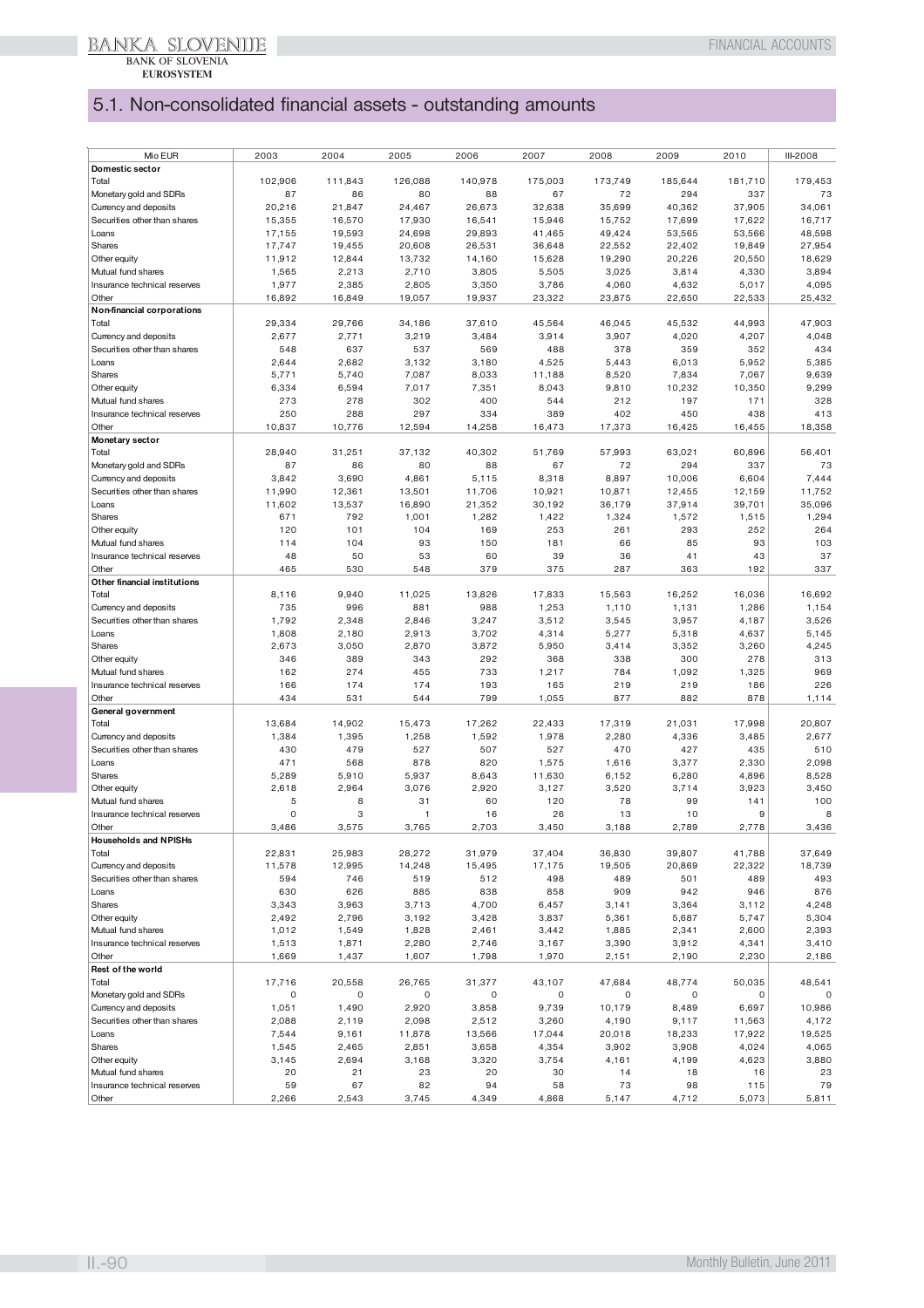## 5.1. Non-consolidated financial assets - outstanding amounts

| Mio EUR | 2003 | 2004 | 2005 | 2006 | 2007 | 2008 | 2009 | 2010 | III-2008 |
|---|---|---|---|---|---|---|---|---|---|
| **Domestic sector** | | | | | | | | | |
| Total | 102,906 | 111,843 | 126,088 | 140,978 | 175,003 | 173,749 | 185,644 | 181,710 | 179,453 |
| Monetary gold and SDRs | 87 | 86 | 80 | 88 | 67 | 72 | 294 | 337 | 73 |
| Currency and deposits | 20,216 | 21,847 | 24,467 | 26,673 | 32,638 | 35,699 | 40,362 | 37,905 | 34,061 |
| Securities other than shares | 15,355 | 16,570 | 17,930 | 16,541 | 15,946 | 15,752 | 17,699 | 17,622 | 16,717 |
| Loans | 17,155 | 19,593 | 24,698 | 29,893 | 41,465 | 49,424 | 53,565 | 53,566 | 48,598 |
| Shares | 17,747 | 19,455 | 20,608 | 26,531 | 36,648 | 22,552 | 22,402 | 19,849 | 27,954 |
| Other equity | 11,912 | 12,844 | 13,732 | 14,160 | 15,628 | 19,290 | 20,226 | 20,550 | 18,629 |
| Mutual fund shares | 1,565 | 2,213 | 2,710 | 3,805 | 5,505 | 3,025 | 3,814 | 4,330 | 3,894 |
| Insurance technical reserves | 1,977 | 2,385 | 2,805 | 3,350 | 3,786 | 4,060 | 4,632 | 5,017 | 4,095 |
| Other | 16,892 | 16,849 | 19,057 | 19,937 | 23,322 | 23,875 | 22,650 | 22,533 | 25,432 |
| **Non-financial corporations** | | | | | | | | | |
| Total | 29,334 | 29,766 | 34,186 | 37,610 | 45,564 | 46,045 | 45,532 | 44,993 | 47,903 |
| Currency and deposits | 2,677 | 2,771 | 3,219 | 3,484 | 3,914 | 3,907 | 4,020 | 4,207 | 4,048 |
| Securities other than shares | 548 | 637 | 537 | 569 | 488 | 378 | 359 | 352 | 434 |
| Loans | 2,644 | 2,682 | 3,132 | 3,180 | 4,525 | 5,443 | 6,013 | 5,952 | 5,385 |
| Shares | 5,771 | 5,740 | 7,087 | 8,033 | 11,188 | 8,520 | 7,834 | 7,067 | 9,639 |
| Other equity | 6,334 | 6,594 | 7,017 | 7,351 | 8,043 | 9,810 | 10,232 | 10,350 | 9,299 |
| Mutual fund shares | 273 | 278 | 302 | 400 | 544 | 212 | 197 | 171 | 328 |
| Insurance technical reserves | 250 | 288 | 297 | 334 | 389 | 402 | 450 | 438 | 413 |
| Other | 10,837 | 10,776 | 12,594 | 14,258 | 16,473 | 17,373 | 16,425 | 16,455 | 18,358 |
| **Monetary sector** | | | | | | | | | |
| Total | 28,940 | 31,251 | 37,132 | 40,302 | 51,769 | 57,993 | 63,021 | 60,896 | 56,401 |
| Monetary gold and SDRs | 87 | 86 | 80 | 88 | 67 | 72 | 294 | 337 | 73 |
| Currency and deposits | 3,842 | 3,690 | 4,861 | 5,115 | 8,318 | 8,897 | 10,006 | 6,604 | 7,444 |
| Securities other than shares | 11,990 | 12,361 | 13,501 | 11,706 | 10,921 | 10,871 | 12,455 | 12,159 | 11,752 |
| Loans | 11,602 | 13,537 | 16,890 | 21,352 | 30,192 | 36,179 | 37,914 | 39,701 | 35,096 |
| Shares | 671 | 792 | 1,001 | 1,282 | 1,422 | 1,324 | 1,572 | 1,515 | 1,294 |
| Other equity | 120 | 101 | 104 | 169 | 253 | 261 | 293 | 252 | 264 |
| Mutual fund shares | 114 | 104 | 93 | 150 | 181 | 66 | 85 | 93 | 103 |
| Insurance technical reserves | 48 | 50 | 53 | 60 | 39 | 36 | 41 | 43 | 37 |
| Other | 465 | 530 | 548 | 379 | 375 | 287 | 363 | 192 | 337 |
| **Other financial institutions** | | | | | | | | | |
| Total | 8,116 | 9,940 | 11,025 | 13,826 | 17,833 | 15,563 | 16,252 | 16,036 | 16,692 |
| Currency and deposits | 735 | 996 | 881 | 988 | 1,253 | 1,110 | 1,131 | 1,286 | 1,154 |
| Securities other than shares | 1,792 | 2,348 | 2,846 | 3,247 | 3,512 | 3,545 | 3,957 | 4,187 | 3,526 |
| Loans | 1,808 | 2,180 | 2,913 | 3,702 | 4,314 | 5,277 | 5,318 | 4,637 | 5,145 |
| Shares | 2,673 | 3,050 | 2,870 | 3,872 | 5,950 | 3,414 | 3,352 | 3,260 | 4,245 |
| Other equity | 346 | 389 | 343 | 292 | 368 | 338 | 300 | 278 | 313 |
| Mutual fund shares | 162 | 274 | 455 | 733 | 1,217 | 784 | 1,092 | 1,325 | 969 |
| Insurance technical reserves | 166 | 174 | 174 | 193 | 165 | 219 | 219 | 186 | 226 |
| Other | 434 | 531 | 544 | 799 | 1,055 | 877 | 882 | 878 | 1,114 |
| **General government** | | | | | | | | | |
| Total | 13,684 | 14,902 | 15,473 | 17,262 | 22,433 | 17,319 | 21,031 | 17,998 | 20,807 |
| Currency and deposits | 1,384 | 1,395 | 1,258 | 1,592 | 1,978 | 2,280 | 4,336 | 3,485 | 2,677 |
| Securities other than shares | 430 | 479 | 527 | 507 | 527 | 470 | 427 | 435 | 510 |
| Loans | 471 | 568 | 878 | 820 | 1,575 | 1,616 | 3,377 | 2,330 | 2,098 |
| Shares | 5,289 | 5,910 | 5,937 | 8,643 | 11,630 | 6,152 | 6,280 | 4,896 | 8,528 |
| Other equity | 2,618 | 2,964 | 3,076 | 2,920 | 3,127 | 3,520 | 3,714 | 3,923 | 3,450 |
| Mutual fund shares | 5 | 8 | 31 | 60 | 120 | 78 | 99 | 141 | 100 |
| Insurance technical reserves | 0 | 3 | 1 | 16 | 26 | 13 | 10 | 9 | 8 |
| Other | 3,486 | 3,575 | 3,765 | 2,703 | 3,450 | 3,188 | 2,789 | 2,778 | 3,436 |
| **Households and NPISHs** | | | | | | | | | |
| Total | 22,831 | 25,983 | 28,272 | 31,979 | 37,404 | 36,830 | 39,807 | 41,788 | 37,649 |
| Currency and deposits | 11,578 | 12,995 | 14,248 | 15,495 | 17,175 | 19,505 | 20,869 | 22,322 | 18,739 |
| Securities other than shares | 594 | 746 | 519 | 512 | 498 | 489 | 501 | 489 | 493 |
| Loans | 630 | 626 | 885 | 838 | 858 | 909 | 942 | 946 | 876 |
| Shares | 3,343 | 3,963 | 3,713 | 4,700 | 6,457 | 3,141 | 3,364 | 3,112 | 4,248 |
| Other equity | 2,492 | 2,796 | 3,192 | 3,428 | 3,837 | 5,361 | 5,687 | 5,747 | 5,304 |
| Mutual fund shares | 1,012 | 1,549 | 1,828 | 2,461 | 3,442 | 1,885 | 2,341 | 2,600 | 2,393 |
| Insurance technical reserves | 1,513 | 1,871 | 2,280 | 2,746 | 3,167 | 3,390 | 3,912 | 4,341 | 3,410 |
| Other | 1,669 | 1,437 | 1,607 | 1,798 | 1,970 | 2,151 | 2,190 | 2,230 | 2,186 |
| **Rest of the world** | | | | | | | | | |
| Total | 17,716 | 20,558 | 26,765 | 31,377 | 43,107 | 47,684 | 48,774 | 50,035 | 48,541 |
| Monetary gold and SDRs | 0 | 0 | 0 | 0 | 0 | 0 | 0 | 0 | 0 |
| Currency and deposits | 1,051 | 1,490 | 2,920 | 3,858 | 9,739 | 10,179 | 8,489 | 6,697 | 10,986 |
| Securities other than shares | 2,088 | 2,119 | 2,098 | 2,512 | 3,260 | 4,190 | 9,117 | 11,563 | 4,172 |
| Loans | 7,544 | 9,161 | 11,878 | 13,566 | 17,044 | 20,018 | 18,233 | 17,922 | 19,525 |
| Shares | 1,545 | 2,465 | 2,851 | 3,658 | 4,354 | 3,902 | 3,908 | 4,024 | 4,065 |
| Other equity | 3,145 | 2,694 | 3,168 | 3,320 | 3,754 | 4,161 | 4,199 | 4,623 | 3,880 |
| Mutual fund shares | 20 | 21 | 23 | 20 | 30 | 14 | 18 | 16 | 23 |
| Insurance technical reserves | 59 | 67 | 82 | 94 | 58 | 73 | 98 | 115 | 79 |
| Other | 2,266 | 2,543 | 3,745 | 4,349 | 4,868 | 5,147 | 4,712 | 5,073 | 5,811 |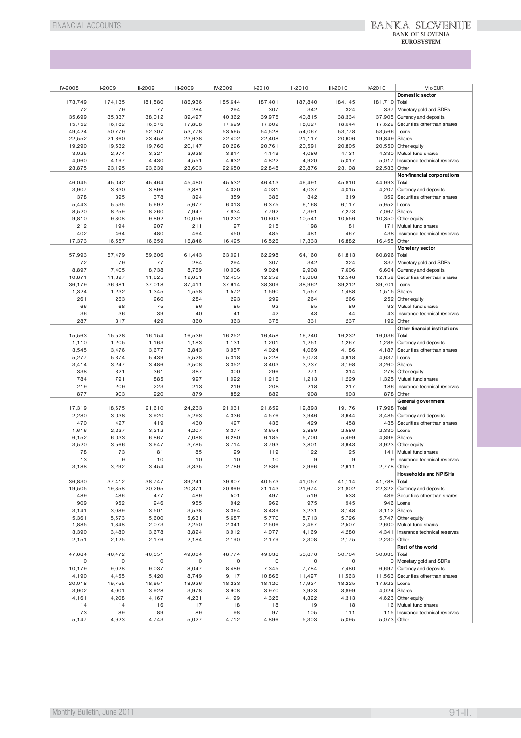| IV-2008 | I-2009 | II-2009 | III-2009 | IV-2009 | I-2010 | II-2010 | III-2010 | IV-2010 | Mio EUR |
|---|---|---|---|---|---|---|---|---|---|
| | | | | | | | | | **Domestic sector** |
| 173,749 | 174,135 | 181,580 | 186,936 | 185,644 | 187,401 | 187,840 | 184,145 | 181,710 | Total |
| 72 | 79 | 77 | 284 | 294 | 307 | 342 | 324 | 337 | Monetary gold and SDRs |
| 35,699 | 35,337 | 38,012 | 39,497 | 40,362 | 39,975 | 40,815 | 38,334 | 37,905 | Currency and deposits |
| 15,752 | 16,182 | 16,576 | 17,808 | 17,699 | 17,602 | 18,027 | 18,044 | 17,622 | Securities other than shares |
| 49,424 | 50,779 | 52,307 | 53,778 | 53,565 | 54,528 | 54,067 | 53,778 | 53,566 | Loans |
| 22,552 | 21,860 | 23,458 | 23,638 | 22,402 | 22,408 | 21,117 | 20,606 | 19,849 | Shares |
| 19,290 | 19,532 | 19,760 | 20,147 | 20,226 | 20,761 | 20,591 | 20,805 | 20,550 | Other equity |
| 3,025 | 2,974 | 3,321 | 3,628 | 3,814 | 4,149 | 4,086 | 4,131 | 4,330 | Mutual fund shares |
| 4,060 | 4,197 | 4,430 | 4,551 | 4,632 | 4,822 | 4,920 | 5,017 | 5,017 | Insurance technical reserves |
| 23,875 | 23,195 | 23,639 | 23,603 | 22,650 | 22,848 | 23,876 | 23,108 | 22,533 | Other |
| | | | | | | | | | **Non-financial corporations** |
| 46,045 | 45,042 | 45,464 | 45,480 | 45,532 | 46,413 | 46,491 | 45,810 | 44,993 | Total |
| 3,907 | 3,830 | 3,896 | 3,881 | 4,020 | 4,031 | 4,037 | 4,015 | 4,207 | Currency and deposits |
| 378 | 395 | 378 | 394 | 359 | 386 | 342 | 319 | 352 | Securities other than shares |
| 5,443 | 5,535 | 5,692 | 5,677 | 6,013 | 6,375 | 6,168 | 6,117 | 5,952 | Loans |
| 8,520 | 8,259 | 8,260 | 7,947 | 7,834 | 7,792 | 7,391 | 7,273 | 7,067 | Shares |
| 9,810 | 9,808 | 9,892 | 10,059 | 10,232 | 10,603 | 10,541 | 10,556 | 10,350 | Other equity |
| 212 | 194 | 207 | 211 | 197 | 215 | 198 | 181 | 171 | Mutual fund shares |
| 402 | 464 | 480 | 464 | 450 | 485 | 481 | 467 | 438 | Insurance technical reserves |
| 17,373 | 16,557 | 16,659 | 16,846 | 16,425 | 16,526 | 17,333 | 16,882 | 16,455 | Other |
| | | | | | | | | | **Monetary sector** |
| 57,993 | 57,479 | 59,606 | 61,443 | 63,021 | 62,298 | 64,160 | 61,813 | 60,896 | Total |
| 72 | 79 | 77 | 284 | 294 | 307 | 342 | 324 | 337 | Monetary gold and SDRs |
| 8,897 | 7,405 | 8,738 | 8,769 | 10,006 | 9,024 | 9,908 | 7,606 | 6,604 | Currency and deposits |
| 10,871 | 11,397 | 11,625 | 12,651 | 12,455 | 12,259 | 12,668 | 12,548 | 12,159 | Securities other than shares |
| 36,179 | 36,681 | 37,018 | 37,411 | 37,914 | 38,309 | 38,962 | 39,212 | 39,701 | Loans |
| 1,324 | 1,232 | 1,345 | 1,558 | 1,572 | 1,590 | 1,557 | 1,488 | 1,515 | Shares |
| 261 | 263 | 260 | 284 | 293 | 299 | 264 | 266 | 252 | Other equity |
| 66 | 68 | 75 | 86 | 85 | 92 | 85 | 89 | 93 | Mutual fund shares |
| 36 | 36 | 39 | 40 | 41 | 42 | 43 | 44 | 43 | Insurance technical reserves |
| 287 | 317 | 429 | 360 | 363 | 375 | 331 | 237 | 192 | Other |
| | | | | | | | | | **Other financial institutions** |
| 15,563 | 15,528 | 16,154 | 16,539 | 16,252 | 16,458 | 16,240 | 16,232 | 16,036 | Total |
| 1,110 | 1,205 | 1,163 | 1,183 | 1,131 | 1,201 | 1,251 | 1,267 | 1,286 | Currency and deposits |
| 3,545 | 3,476 | 3,677 | 3,843 | 3,957 | 4,024 | 4,069 | 4,186 | 4,187 | Securities other than shares |
| 5,277 | 5,374 | 5,439 | 5,528 | 5,318 | 5,228 | 5,073 | 4,918 | 4,637 | Loans |
| 3,414 | 3,247 | 3,486 | 3,508 | 3,352 | 3,403 | 3,237 | 3,198 | 3,260 | Shares |
| 338 | 321 | 361 | 387 | 300 | 296 | 271 | 314 | 278 | Other equity |
| 784 | 791 | 885 | 997 | 1,092 | 1,216 | 1,213 | 1,229 | 1,325 | Mutual fund shares |
| 219 | 209 | 223 | 213 | 219 | 208 | 218 | 217 | 186 | Insurance technical reserves |
| 877 | 903 | 920 | 879 | 882 | 882 | 908 | 903 | 878 | Other |
| | | | | | | | | | **General government** |
| 17,319 | 18,675 | 21,610 | 24,233 | 21,031 | 21,659 | 19,893 | 19,176 | 17,998 | Total |
| 2,280 | 3,038 | 3,920 | 5,293 | 4,336 | 4,576 | 3,946 | 3,644 | 3,485 | Currency and deposits |
| 470 | 427 | 419 | 430 | 427 | 436 | 429 | 458 | 435 | Securities other than shares |
| 1,616 | 2,237 | 3,212 | 4,207 | 3,377 | 3,654 | 2,889 | 2,586 | 2,330 | Loans |
| 6,152 | 6,033 | 6,867 | 7,088 | 6,280 | 6,185 | 5,700 | 5,499 | 4,896 | Shares |
| 3,520 | 3,566 | 3,647 | 3,785 | 3,714 | 3,793 | 3,801 | 3,943 | 3,923 | Other equity |
| 78 | 73 | 81 | 85 | 99 | 119 | 122 | 125 | 141 | Mutual fund shares |
| 13 | 9 | 10 | 10 | 10 | 10 | 9 | 9 | 9 | Insurance technical reserves |
| 3,188 | 3,292 | 3,454 | 3,335 | 2,789 | 2,886 | 2,996 | 2,911 | 2,778 | Other |
| | | | | | | | | | **Households and NPISHs** |
| 36,830 | 37,412 | 38,747 | 39,241 | 39,807 | 40,573 | 41,057 | 41,114 | 41,788 | Total |
| 19,505 | 19,858 | 20,295 | 20,371 | 20,869 | 21,143 | 21,674 | 21,802 | 22,322 | Currency and deposits |
| 489 | 486 | 477 | 489 | 501 | 497 | 519 | 533 | 489 | Securities other than shares |
| 909 | 952 | 946 | 955 | 942 | 962 | 975 | 945 | 946 | Loans |
| 3,141 | 3,089 | 3,501 | 3,538 | 3,364 | 3,439 | 3,231 | 3,148 | 3,112 | Shares |
| 5,361 | 5,573 | 5,600 | 5,631 | 5,687 | 5,770 | 5,713 | 5,726 | 5,747 | Other equity |
| 1,885 | 1,848 | 2,073 | 2,250 | 2,341 | 2,506 | 2,467 | 2,507 | 2,600 | Mutual fund shares |
| 3,390 | 3,480 | 3,678 | 3,824 | 3,912 | 4,077 | 4,169 | 4,280 | 4,341 | Insurance technical reserves |
| 2,151 | 2,125 | 2,176 | 2,184 | 2,190 | 2,179 | 2,308 | 2,175 | 2,230 | Other |
| | | | | | | | | | **Rest of the world** |
| 47,684 | 46,472 | 46,351 | 49,064 | 48,774 | 49,638 | 50,876 | 50,704 | 50,035 | Total |
| 0 | 0 | 0 | 0 | 0 | 0 | 0 | 0 | 0 | Monetary gold and SDRs |
| 10,179 | 9,028 | 9,037 | 8,047 | 8,489 | 7,345 | 7,784 | 7,480 | 6,697 | Currency and deposits |
| 4,190 | 4,455 | 5,420 | 8,749 | 9,117 | 10,866 | 11,497 | 11,563 | 11,563 | Securities other than shares |
| 20,018 | 19,755 | 18,951 | 18,926 | 18,233 | 18,120 | 17,924 | 18,225 | 17,922 | Loans |
| 3,902 | 4,001 | 3,928 | 3,978 | 3,908 | 3,970 | 3,923 | 3,899 | 4,024 | Shares |
| 4,161 | 4,208 | 4,167 | 4,231 | 4,199 | 4,326 | 4,322 | 4,313 | 4,623 | Other equity |
| 14 | 14 | 16 | 17 | 18 | 18 | 19 | 18 | 16 | Mutual fund shares |
| 73 | 89 | 89 | 89 | 98 | 97 | 105 | 111 | 115 | Insurance technical reserves |
| 5,147 | 4,923 | 4,743 | 5,027 | 4,712 | 4,896 | 5,303 | 5,095 | 5,073 | Other |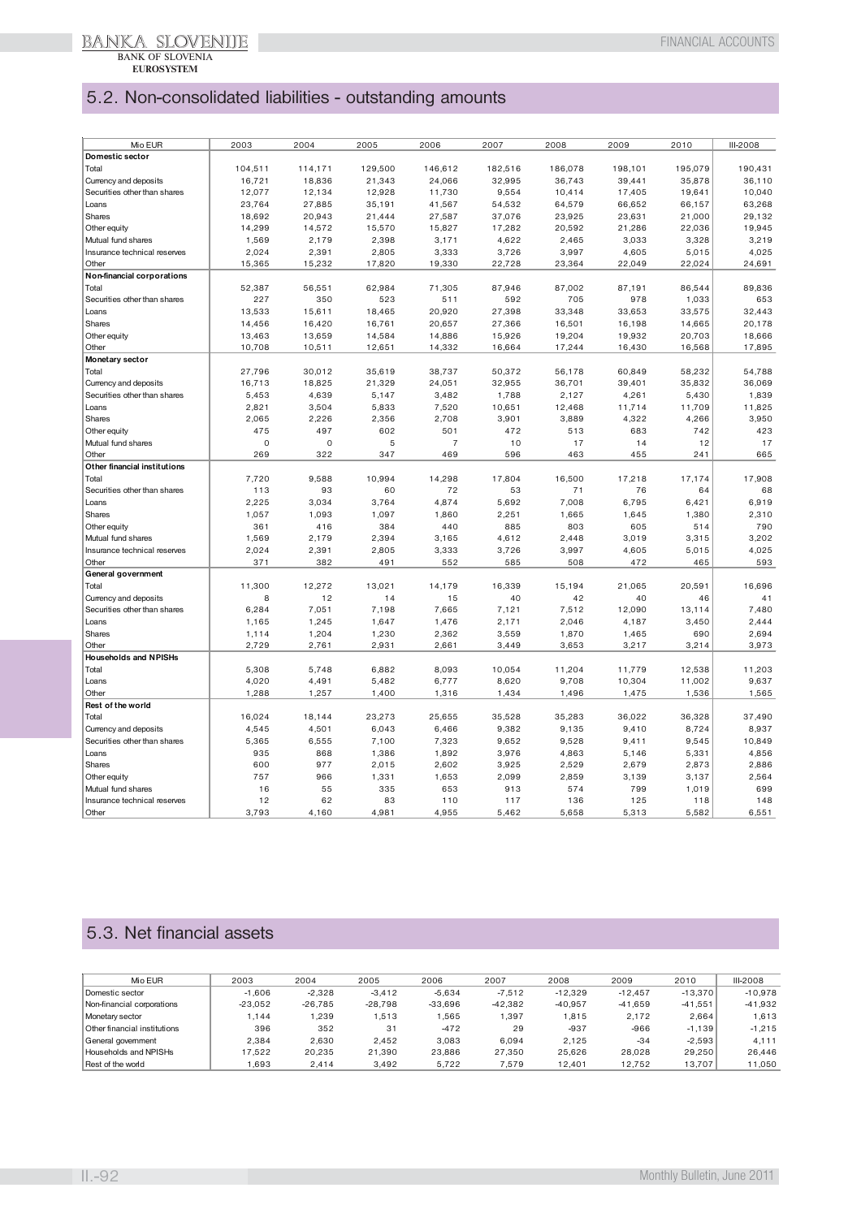## 5.2. Non-consolidated liabilities - outstanding amounts

| Mio EUR | 2003 | 2004 | 2005 | 2006 | 2007 | 2008 | 2009 | 2010 | III-2008 |
|---|---|---|---|---|---|---|---|---|---|
| **Domestic sector** | | | | | | | | | |
| Total | 104,511 | 114,171 | 129,500 | 146,612 | 182,516 | 186,078 | 198,101 | 195,079 | 190,431 |
| Currency and deposits | 16,721 | 18,836 | 21,343 | 24,066 | 32,995 | 36,743 | 39,441 | 35,878 | 36,110 |
| Securities other than shares | 12,077 | 12,134 | 12,928 | 11,730 | 9,554 | 10,414 | 17,405 | 19,641 | 10,040 |
| Loans | 23,764 | 27,885 | 35,191 | 41,567 | 54,532 | 64,579 | 66,652 | 66,157 | 63,268 |
| Shares | 18,692 | 20,943 | 21,444 | 27,587 | 37,076 | 23,925 | 23,631 | 21,000 | 29,132 |
| Other equity | 14,299 | 14,572 | 15,570 | 15,827 | 17,282 | 20,592 | 21,286 | 22,036 | 19,945 |
| Mutual fund shares | 1,569 | 2,179 | 2,398 | 3,171 | 4,622 | 2,465 | 3,033 | 3,328 | 3,219 |
| Insurance technical reserves | 2,024 | 2,391 | 2,805 | 3,333 | 3,726 | 3,997 | 4,605 | 5,015 | 4,025 |
| Other | 15,365 | 15,232 | 17,820 | 19,330 | 22,728 | 23,364 | 22,049 | 22,024 | 24,691 |
| **Non-financial corporations** | | | | | | | | | |
| Total | 52,387 | 56,551 | 62,984 | 71,305 | 87,946 | 87,002 | 87,191 | 86,544 | 89,836 |
| Securities other than shares | 227 | 350 | 523 | 511 | 592 | 705 | 978 | 1,033 | 653 |
| Loans | 13,533 | 15,611 | 18,465 | 20,920 | 27,398 | 33,348 | 33,653 | 33,575 | 32,443 |
| Shares | 14,456 | 16,420 | 16,761 | 20,657 | 27,366 | 16,501 | 16,198 | 14,665 | 20,178 |
| Other equity | 13,463 | 13,659 | 14,584 | 14,886 | 15,926 | 19,204 | 19,932 | 20,703 | 18,666 |
| Other | 10,708 | 10,511 | 12,651 | 14,332 | 16,664 | 17,244 | 16,430 | 16,568 | 17,895 |
| **Monetary sector** | | | | | | | | | |
| Total | 27,796 | 30,012 | 35,619 | 38,737 | 50,372 | 56,178 | 60,849 | 58,232 | 54,788 |
| Currency and deposits | 16,713 | 18,825 | 21,329 | 24,051 | 32,955 | 36,701 | 39,401 | 35,832 | 36,069 |
| Securities other than shares | 5,453 | 4,639 | 5,147 | 3,482 | 1,788 | 2,127 | 4,261 | 5,430 | 1,839 |
| Loans | 2,821 | 3,504 | 5,833 | 7,520 | 10,651 | 12,468 | 11,714 | 11,709 | 11,825 |
| Shares | 2,065 | 2,226 | 2,356 | 2,708 | 3,901 | 3,889 | 4,322 | 4,266 | 3,950 |
| Other equity | 475 | 497 | 602 | 501 | 472 | 513 | 683 | 742 | 423 |
| Mutual fund shares | 0 | 0 | 5 | 7 | 10 | 17 | 14 | 12 | 17 |
| Other | 269 | 322 | 347 | 469 | 596 | 463 | 455 | 241 | 665 |
| **Other financial institutions** | | | | | | | | | |
| Total | 7,720 | 9,588 | 10,994 | 14,298 | 17,804 | 16,500 | 17,218 | 17,174 | 17,908 |
| Securities other than shares | 113 | 93 | 60 | 72 | 53 | 71 | 76 | 64 | 68 |
| Loans | 2,225 | 3,034 | 3,764 | 4,874 | 5,692 | 7,008 | 6,795 | 6,421 | 6,919 |
| Shares | 1,057 | 1,093 | 1,097 | 1,860 | 2,251 | 1,665 | 1,645 | 1,380 | 2,310 |
| Other equity | 361 | 416 | 384 | 440 | 885 | 803 | 605 | 514 | 790 |
| Mutual fund shares | 1,569 | 2,179 | 2,394 | 3,165 | 4,612 | 2,448 | 3,019 | 3,315 | 3,202 |
| Insurance technical reserves | 2,024 | 2,391 | 2,805 | 3,333 | 3,726 | 3,997 | 4,605 | 5,015 | 4,025 |
| Other | 371 | 382 | 491 | 552 | 585 | 508 | 472 | 465 | 593 |
| **General government** | | | | | | | | | |
| Total | 11,300 | 12,272 | 13,021 | 14,179 | 16,339 | 15,194 | 21,065 | 20,591 | 16,696 |
| Currency and deposits | 8 | 12 | 14 | 15 | 40 | 42 | 40 | 46 | 41 |
| Securities other than shares | 6,284 | 7,051 | 7,198 | 7,665 | 7,121 | 7,512 | 12,090 | 13,114 | 7,480 |
| Loans | 1,165 | 1,245 | 1,647 | 1,476 | 2,171 | 2,046 | 4,187 | 3,450 | 2,444 |
| Shares | 1,114 | 1,204 | 1,230 | 2,362 | 3,559 | 1,870 | 1,465 | 690 | 2,694 |
| Other | 2,729 | 2,761 | 2,931 | 2,661 | 3,449 | 3,653 | 3,217 | 3,214 | 3,973 |
| **Households and NPISHs** | | | | | | | | | |
| Total | 5,308 | 5,748 | 6,882 | 8,093 | 10,054 | 11,204 | 11,779 | 12,538 | 11,203 |
| Loans | 4,020 | 4,491 | 5,482 | 6,777 | 8,620 | 9,708 | 10,304 | 11,002 | 9,637 |
| Other | 1,288 | 1,257 | 1,400 | 1,316 | 1,434 | 1,496 | 1,475 | 1,536 | 1,565 |
| **Rest of the world** | | | | | | | | | |
| Total | 16,024 | 18,144 | 23,273 | 25,655 | 35,528 | 35,283 | 36,022 | 36,328 | 37,490 |
| Currency and deposits | 4,545 | 4,501 | 6,043 | 6,466 | 9,382 | 9,135 | 9,410 | 8,724 | 8,937 |
| Securities other than shares | 5,365 | 6,555 | 7,100 | 7,323 | 9,652 | 9,528 | 9,411 | 9,545 | 10,849 |
| Loans | 935 | 868 | 1,386 | 1,892 | 3,976 | 4,863 | 5,146 | 5,331 | 4,856 |
| Shares | 600 | 977 | 2,015 | 2,602 | 3,925 | 2,529 | 2,679 | 2,873 | 2,886 |
| Other equity | 757 | 966 | 1,331 | 1,653 | 2,099 | 2,859 | 3,139 | 3,137 | 2,564 |
| Mutual fund shares | 16 | 55 | 335 | 653 | 913 | 574 | 799 | 1,019 | 699 |
| Insurance technical reserves | 12 | 62 | 83 | 110 | 117 | 136 | 125 | 118 | 148 |
| Other | 3,793 | 4,160 | 4,981 | 4,955 | 5,462 | 5,658 | 5,313 | 5,582 | 6,551 |

## 5.3. Net financial assets

| Mio EUR | 2003 | 2004 | 2005 | 2006 | 2007 | 2008 | 2009 | 2010 | III-2008 |
|---|---|---|---|---|---|---|---|---|---|
| Domestic sector | -1,606 | -2,328 | -3,412 | -5,634 | -7,512 | -12,329 | -12,457 | -13,370 | -10,978 |
| Non-financial corporations | -23,052 | -26,785 | -28,798 | -33,696 | -42,382 | -40,957 | -41,659 | -41,551 | -41,932 |
| Monetary sector | 1,144 | 1,239 | 1,513 | 1,565 | 1,397 | 1,815 | 2,172 | 2,664 | 1,613 |
| Other financial institutions | 396 | 352 | 31 | -472 | 29 | -937 | -966 | -1,139 | -1,215 |
| General government | 2,384 | 2,630 | 2,452 | 3,083 | 6,094 | 2,125 | -34 | -2,593 | 4,111 |
| Households and NPISHs | 17,522 | 20,235 | 21,390 | 23,886 | 27,350 | 25,626 | 28,028 | 29,250 | 26,446 |
| Rest of the world | 1,693 | 2,414 | 3,492 | 5,722 | 7,579 | 12,401 | 12,752 | 13,707 | 11,050 |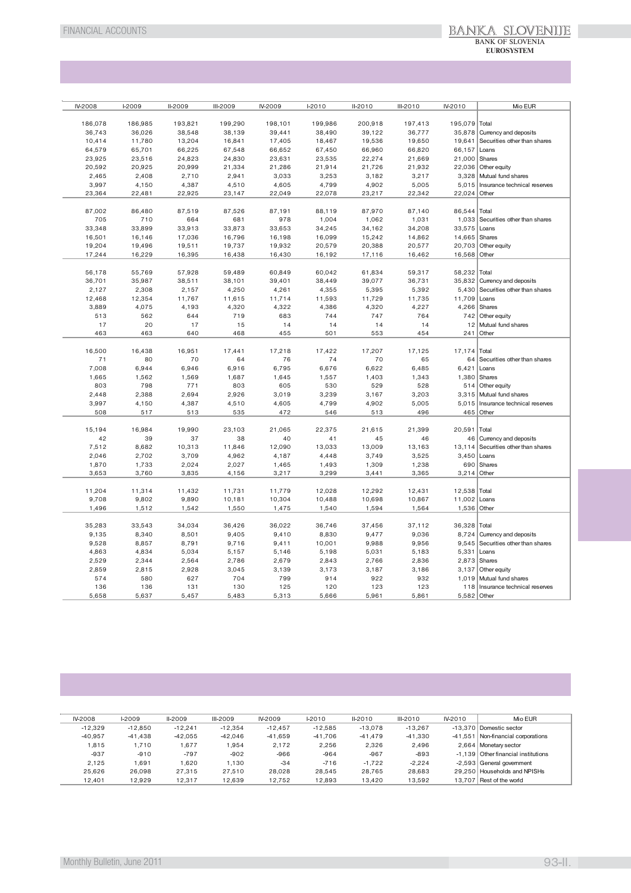| IV-2008 | I-2009 | II-2009 | III-2009 | IV-2009 | I-2010 | II-2010 | III-2010 | IV-2010 | Mio EUR |
|---|---|---|---|---|---|---|---|---|---|
| 186,078 | 186,985 | 193,821 | 199,290 | 198,101 | 199,986 | 200,918 | 197,413 | 195,079 | Total |
| 36,743 | 36,026 | 38,548 | 38,139 | 39,441 | 38,490 | 39,122 | 36,777 | 35,878 | Currency and deposits |
| 10,414 | 11,780 | 13,204 | 16,841 | 17,405 | 18,467 | 19,536 | 19,650 | 19,641 | Securities other than shares |
| 64,579 | 65,701 | 66,225 | 67,548 | 66,652 | 67,450 | 66,960 | 66,820 | 66,157 | Loans |
| 23,925 | 23,516 | 24,823 | 24,830 | 23,631 | 23,535 | 22,274 | 21,669 | 21,000 | Shares |
| 20,592 | 20,925 | 20,999 | 21,334 | 21,286 | 21,914 | 21,726 | 21,932 | 22,036 | Other equity |
| 2,465 | 2,408 | 2,710 | 2,941 | 3,033 | 3,253 | 3,182 | 3,217 | 3,328 | Mutual fund shares |
| 3,997 | 4,150 | 4,387 | 4,510 | 4,605 | 4,799 | 4,902 | 5,005 | 5,015 | Insurance technical reserves |
| 23,364 | 22,481 | 22,925 | 23,147 | 22,049 | 22,078 | 23,217 | 22,342 | 22,024 | Other |
| 87,002 | 86,480 | 87,519 | 87,526 | 87,191 | 88,119 | 87,970 | 87,140 | 86,544 | Total |
| 705 | 710 | 664 | 681 | 978 | 1,004 | 1,062 | 1,031 | 1,033 | Securities other than shares |
| 33,348 | 33,899 | 33,913 | 33,873 | 33,653 | 34,245 | 34,162 | 34,208 | 33,575 | Loans |
| 16,501 | 16,146 | 17,036 | 16,796 | 16,198 | 16,099 | 15,242 | 14,862 | 14,665 | Shares |
| 19,204 | 19,496 | 19,511 | 19,737 | 19,932 | 20,579 | 20,388 | 20,577 | 20,703 | Other equity |
| 17,244 | 16,229 | 16,395 | 16,438 | 16,430 | 16,192 | 17,116 | 16,462 | 16,568 | Other |
| 56,178 | 55,769 | 57,928 | 59,489 | 60,849 | 60,042 | 61,834 | 59,317 | 58,232 | Total |
| 36,701 | 35,987 | 38,511 | 38,101 | 39,401 | 38,449 | 39,077 | 36,731 | 35,832 | Currency and deposits |
| 2,127 | 2,308 | 2,157 | 4,250 | 4,261 | 4,355 | 5,395 | 5,392 | 5,430 | Securities other than shares |
| 12,468 | 12,354 | 11,767 | 11,615 | 11,714 | 11,593 | 11,729 | 11,735 | 11,709 | Loans |
| 3,889 | 4,075 | 4,193 | 4,320 | 4,322 | 4,386 | 4,320 | 4,227 | 4,266 | Shares |
| 513 | 562 | 644 | 719 | 683 | 744 | 747 | 764 | 742 | Other equity |
| 17 | 20 | 17 | 15 | 14 | 14 | 14 | 14 | 12 | Mutual fund shares |
| 463 | 463 | 640 | 468 | 455 | 501 | 553 | 454 | 241 | Other |
| 16,500 | 16,438 | 16,951 | 17,441 | 17,218 | 17,422 | 17,207 | 17,125 | 17,174 | Total |
| 71 | 80 | 70 | 64 | 76 | 74 | 70 | 65 | 64 | Securities other than shares |
| 7,008 | 6,944 | 6,946 | 6,916 | 6,795 | 6,676 | 6,622 | 6,485 | 6,421 | Loans |
| 1,665 | 1,562 | 1,569 | 1,687 | 1,645 | 1,557 | 1,403 | 1,343 | 1,380 | Shares |
| 803 | 798 | 771 | 803 | 605 | 530 | 529 | 528 | 514 | Other equity |
| 2,448 | 2,388 | 2,694 | 2,926 | 3,019 | 3,239 | 3,167 | 3,203 | 3,315 | Mutual fund shares |
| 3,997 | 4,150 | 4,387 | 4,510 | 4,605 | 4,799 | 4,902 | 5,005 | 5,015 | Insurance technical reserves |
| 508 | 517 | 513 | 535 | 472 | 546 | 513 | 496 | 465 | Other |
| 15,194 | 16,984 | 19,990 | 23,103 | 21,065 | 22,375 | 21,615 | 21,399 | 20,591 | Total |
| 42 | 39 | 37 | 38 | 40 | 41 | 45 | 46 | 46 | Currency and deposits |
| 7,512 | 8,682 | 10,313 | 11,846 | 12,090 | 13,033 | 13,009 | 13,163 | 13,114 | Securities other than shares |
| 2,046 | 2,702 | 3,709 | 4,962 | 4,187 | 4,448 | 3,749 | 3,525 | 3,450 | Loans |
| 1,870 | 1,733 | 2,024 | 2,027 | 1,465 | 1,493 | 1,309 | 1,238 | 690 | Shares |
| 3,653 | 3,760 | 3,835 | 4,156 | 3,217 | 3,299 | 3,441 | 3,365 | 3,214 | Other |
| 11,204 | 11,314 | 11,432 | 11,731 | 11,779 | 12,028 | 12,292 | 12,431 | 12,538 | Total |
| 9,708 | 9,802 | 9,890 | 10,181 | 10,304 | 10,488 | 10,698 | 10,867 | 11,002 | Loans |
| 1,496 | 1,512 | 1,542 | 1,550 | 1,475 | 1,540 | 1,594 | 1,564 | 1,536 | Other |
| 35,283 | 33,543 | 34,034 | 36,426 | 36,022 | 36,746 | 37,456 | 37,112 | 36,328 | Total |
| 9,135 | 8,340 | 8,501 | 9,405 | 9,410 | 8,830 | 9,477 | 9,036 | 8,724 | Currency and deposits |
| 9,528 | 8,857 | 8,791 | 9,716 | 9,411 | 10,001 | 9,988 | 9,956 | 9,545 | Securities other than shares |
| 4,863 | 4,834 | 5,034 | 5,157 | 5,146 | 5,198 | 5,031 | 5,183 | 5,331 | Loans |
| 2,529 | 2,344 | 2,564 | 2,786 | 2,679 | 2,843 | 2,766 | 2,836 | 2,873 | Shares |
| 2,859 | 2,815 | 2,928 | 3,045 | 3,139 | 3,173 | 3,187 | 3,186 | 3,137 | Other equity |
| 574 | 580 | 627 | 704 | 799 | 914 | 922 | 932 | 1,019 | Mutual fund shares |
| 136 | 136 | 131 | 130 | 125 | 120 | 123 | 123 | 118 | Insurance technical reserves |
| 5,658 | 5,637 | 5,457 | 5,483 | 5,313 | 5,666 | 5,961 | 5,861 | 5,582 | Other |

| IV-2008 | I-2009 | II-2009 | III-2009 | IV-2009 | I-2010 | II-2010 | III-2010 | IV-2010 | Mio EUR |
|---|---|---|---|---|---|---|---|---|---|
| -12,329 | -12,850 | -12,241 | -12,354 | -12,457 | -12,585 | -13,078 | -13,267 | -13,370 | Domestic sector |
| -40,957 | -41,438 | -42,055 | -42,046 | -41,659 | -41,706 | -41,479 | -41,330 | -41,551 | Non-financial corporations |
| 1,815 | 1,710 | 1,677 | 1,954 | 2,172 | 2,256 | 2,326 | 2,496 | 2,664 | Monetary sector |
| -937 | -910 | -797 | -902 | -966 | -964 | -967 | -893 | -1,139 | Other financial institutions |
| 2,125 | 1,691 | 1,620 | 1,130 | -34 | -716 | -1,722 | -2,224 | -2,593 | General government |
| 25,626 | 26,098 | 27,315 | 27,510 | 28,028 | 28,545 | 28,765 | 28,683 | 29,250 | Households and NPISHs |
| 12,401 | 12,929 | 12,317 | 12,639 | 12,752 | 12,893 | 13,420 | 13,592 | 13,707 | Rest of the world |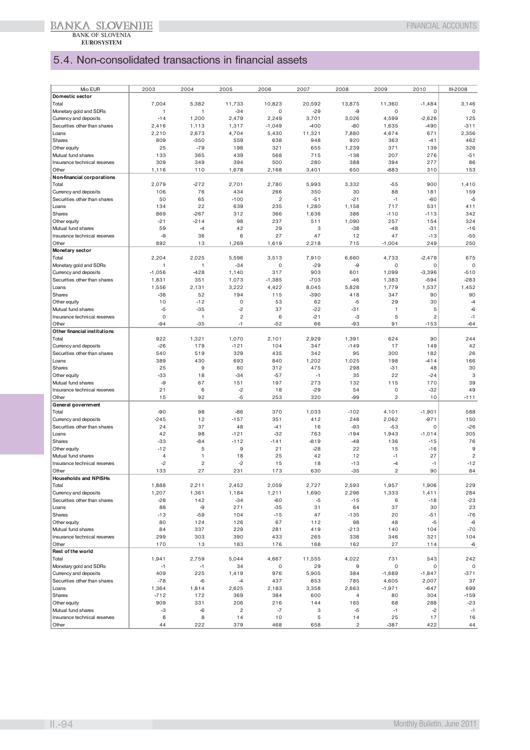## 5.4. Non-consolidated transactions in financial assets

| Mio EUR | 2003 | 2004 | 2005 | 2006 | 2007 | 2008 | 2009 | 2010 | III-2008 |
|---|---|---|---|---|---|---|---|---|---|
| **Domestic sector** | | | | | | | | | |
| Total | 7,004 | 5,382 | 11,733 | 10,823 | 20,592 | 13,875 | 11,360 | -1,484 | 3,146 |
| Monetary gold and SDRs | 1 | 1 | -34 | 0 | -29 | -9 | 0 | 0 | 0 |
| Currency and deposits | -14 | 1,200 | 2,479 | 2,249 | 3,701 | 3,026 | 4,599 | -2,626 | 125 |
| Securities other than shares | 2,416 | 1,113 | 1,317 | -1,049 | -400 | -80 | 1,635 | -490 | -311 |
| Loans | 2,210 | 2,673 | 4,704 | 5,430 | 11,321 | 7,880 | 4,674 | 671 | 2,356 |
| Shares | 809 | -350 | 559 | 638 | 948 | 920 | 363 | -41 | 462 |
| Other equity | 25 | -79 | 198 | 321 | 655 | 1,239 | 371 | 139 | 326 |
| Mutual fund shares | 133 | 365 | 439 | 568 | 715 | -138 | 207 | 276 | -51 |
| Insurance technical reserves | 309 | 349 | 394 | 500 | 280 | 388 | 394 | 277 | 86 |
| Other | 1,116 | 110 | 1,678 | 2,168 | 3,401 | 650 | -883 | 310 | 153 |
| **Non-financial corporations** | | | | | | | | | |
| Total | 2,079 | -272 | 2,701 | 2,780 | 5,993 | 3,332 | -55 | 900 | 1,410 |
| Currency and deposits | 106 | 76 | 434 | 266 | 350 | 30 | 88 | 181 | 159 |
| Securities other than shares | 50 | 65 | -100 | 2 | -51 | -21 | -1 | -60 | -5 |
| Loans | 134 | 22 | 639 | 235 | 1,280 | 1,158 | 717 | 531 | 411 |
| Shares | 869 | -267 | 312 | 366 | 1,636 | 386 | -110 | -113 | 342 |
| Other equity | -21 | -214 | 98 | 237 | 511 | 1,090 | 257 | 154 | 324 |
| Mutual fund shares | 59 | -4 | 42 | 29 | 3 | -38 | -48 | -31 | -16 |
| Insurance technical reserves | -9 | 36 | 6 | 27 | 47 | 12 | 47 | -13 | -55 |
| Other | 892 | 13 | 1,269 | 1,619 | 2,218 | 715 | -1,004 | 249 | 250 |
| **Monetary sector** | | | | | | | | | |
| Total | 2,204 | 2,025 | 5,596 | 3,513 | 7,910 | 6,660 | 4,733 | -2,479 | 675 |
| Monetary gold and SDRs | 1 | 1 | -34 | 0 | -29 | -9 | 0 | 0 | 0 |
| Currency and deposits | -1,056 | -428 | 1,140 | 317 | 903 | 601 | 1,099 | -3,396 | -510 |
| Securities other than shares | 1,831 | 351 | 1,073 | -1,385 | -703 | -46 | 1,383 | -594 | -283 |
| Loans | 1,556 | 2,131 | 3,222 | 4,422 | 8,045 | 5,828 | 1,779 | 1,537 | 1,452 |
| Shares | -38 | 52 | 194 | 115 | -390 | 418 | 347 | 90 | 90 |
| Other equity | 10 | -12 | 0 | 53 | 62 | -5 | 29 | 30 | -4 |
| Mutual fund shares | -5 | -35 | -2 | 37 | -22 | -31 | 1 | 5 | -6 |
| Insurance technical reserves | 0 | 1 | 2 | 6 | -21 | -3 | 5 | 2 | -1 |
| Other | -94 | -35 | -1 | -52 | 66 | -93 | 91 | -153 | -64 |
| **Other financial institutions** | | | | | | | | | |
| Total | 922 | 1,321 | 1,070 | 2,101 | 2,929 | 1,391 | 624 | 90 | 244 |
| Currency and deposits | -26 | 179 | -121 | 104 | 347 | -149 | 17 | 149 | 42 |
| Securities other than shares | 540 | 519 | 329 | 435 | 342 | 95 | 300 | 182 | 26 |
| Loans | 389 | 430 | 693 | 840 | 1,202 | 1,025 | 198 | -414 | 166 |
| Shares | 25 | 9 | 60 | 312 | 475 | 298 | -31 | 48 | 30 |
| Other equity | -33 | 18 | -34 | -57 | -1 | 35 | 22 | -24 | 3 |
| Mutual fund shares | -9 | 67 | 151 | 197 | 273 | 132 | 115 | 170 | 39 |
| Insurance technical reserves | 21 | 6 | -2 | 18 | -29 | 54 | 0 | -32 | 49 |
| Other | 15 | 92 | -5 | 253 | 320 | -99 | 2 | 10 | -111 |
| **General government** | | | | | | | | | |
| Total | -90 | 98 | -86 | 370 | 1,033 | -102 | 4,101 | -1,901 | 588 |
| Currency and deposits | -245 | 12 | -157 | 351 | 412 | 248 | 2,062 | -971 | 150 |
| Securities other than shares | 24 | 37 | 48 | -41 | 16 | -93 | -53 | 0 | -26 |
| Loans | 42 | 98 | -121 | -32 | 763 | -194 | 1,943 | -1,014 | 305 |
| Shares | -33 | -84 | -112 | -141 | -819 | -48 | 136 | -15 | 76 |
| Other equity | -12 | 5 | 9 | 21 | -28 | 22 | 15 | -16 | 9 |
| Mutual fund shares | 4 | 1 | 18 | 25 | 42 | 12 | -1 | 27 | 2 |
| Insurance technical reserves | -2 | 2 | -2 | 15 | 18 | -13 | -4 | -1 | -12 |
| Other | 133 | 27 | 231 | 173 | 630 | -35 | 2 | 90 | 84 |
| **Households and NPISHs** | | | | | | | | | |
| Total | 1,888 | 2,211 | 2,452 | 2,059 | 2,727 | 2,593 | 1,957 | 1,906 | 229 |
| Currency and deposits | 1,207 | 1,361 | 1,184 | 1,211 | 1,690 | 2,296 | 1,333 | 1,411 | 284 |
| Securities other than shares | -28 | 142 | -34 | -60 | -5 | -15 | 6 | -18 | -23 |
| Loans | 88 | -9 | 271 | -35 | 31 | 64 | 37 | 30 | 23 |
| Shares | -13 | -59 | 104 | -15 | 47 | -135 | 20 | -51 | -76 |
| Other equity | 80 | 124 | 126 | 67 | 112 | 98 | 48 | -5 | -6 |
| Mutual fund shares | 84 | 337 | 229 | 281 | 419 | -213 | 140 | 104 | -70 |
| Insurance technical reserves | 299 | 303 | 390 | 433 | 265 | 338 | 346 | 321 | 104 |
| Other | 170 | 13 | 183 | 176 | 168 | 162 | 27 | 114 | -6 |
| **Rest of the world** | | | | | | | | | |
| Total | 1,941 | 2,759 | 5,044 | 4,667 | 11,555 | 4,022 | 731 | 543 | 242 |
| Monetary gold and SDRs | -1 | -1 | 34 | 0 | 29 | 9 | 0 | 0 | 0 |
| Currency and deposits | 409 | 225 | 1,419 | 976 | 5,905 | 384 | -1,689 | -1,847 | -371 |
| Securities other than shares | -78 | -6 | -4 | 437 | 853 | 785 | 4,605 | 2,007 | 37 |
| Loans | 1,364 | 1,814 | 2,625 | 2,183 | 3,358 | 2,663 | -1,971 | -647 | 699 |
| Shares | -712 | 172 | 369 | 384 | 600 | 4 | 80 | 304 | -159 |
| Other equity | 909 | 331 | 206 | 216 | 144 | 165 | 68 | 288 | -23 |
| Mutual fund shares | -3 | -6 | 2 | -7 | 3 | -5 | -1 | -2 | -1 |
| Insurance technical reserves | 8 | 8 | 14 | 10 | 5 | 14 | 25 | 17 | 16 |
| Other | 44 | 222 | 379 | 468 | 658 | 2 | -387 | 422 | 44 |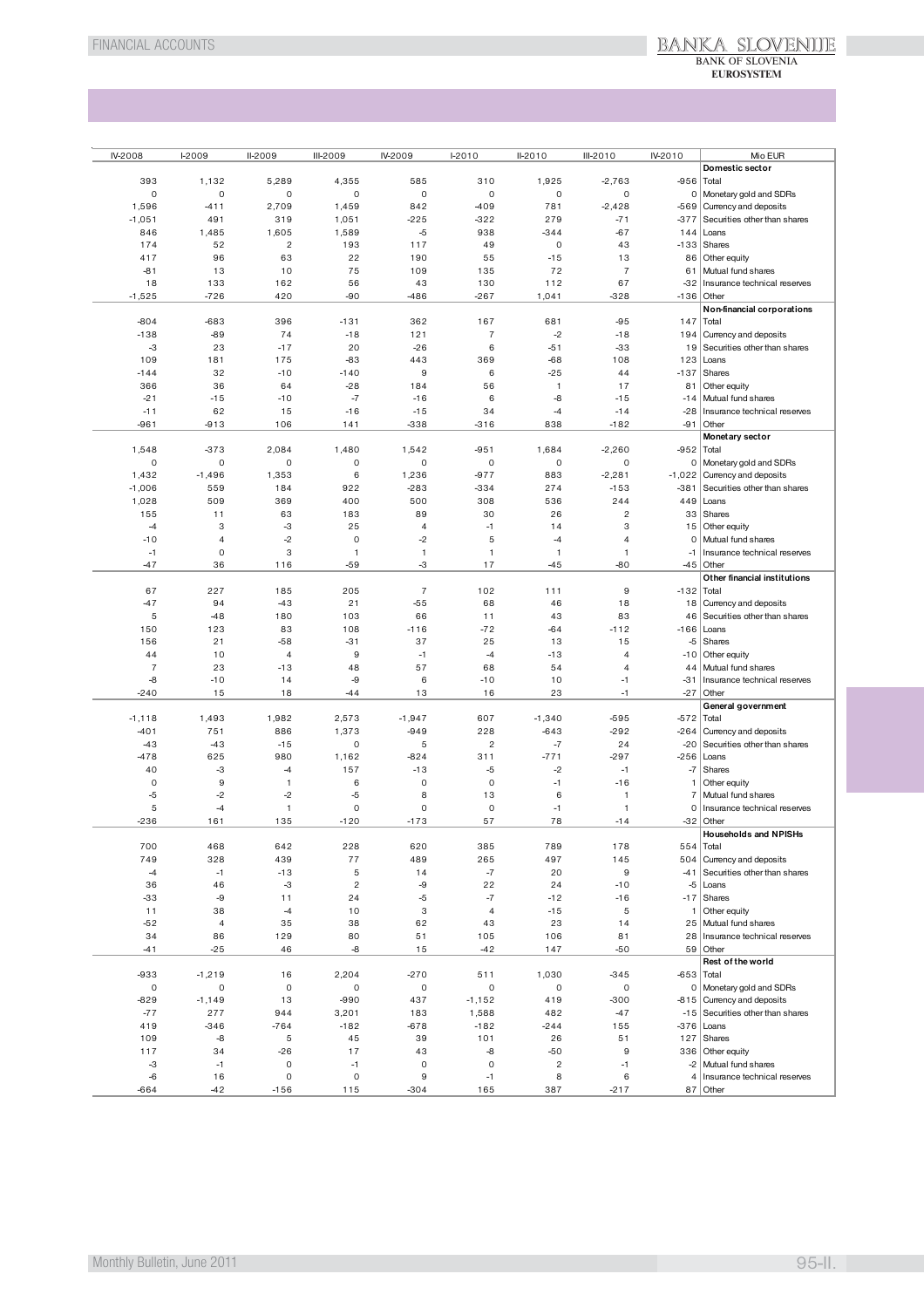| IV-2008 | I-2009 | II-2009 | III-2009 | IV-2009 | I-2010 | II-2010 | III-2010 | IV-2010 | Mio EUR |
|---|---|---|---|---|---|---|---|---|---|
| | | | | | | | | | **Domestic sector** |
| 393 | 1,132 | 5,289 | 4,355 | 585 | 310 | 1,925 | -2,763 | -956 | Total |
| 0 | 0 | 0 | 0 | 0 | 0 | 0 | 0 | 0 | Monetary gold and SDRs |
| 1,596 | -411 | 2,709 | 1,459 | 842 | -409 | 781 | -2,428 | -569 | Currency and deposits |
| -1,051 | 491 | 319 | 1,051 | -225 | -322 | 279 | -71 | -377 | Securities other than shares |
| 846 | 1,485 | 1,605 | 1,589 | -5 | 938 | -344 | -67 | 144 | Loans |
| 174 | 52 | 2 | 193 | 117 | 49 | 0 | 43 | -133 | Shares |
| 417 | 96 | 63 | 22 | 190 | 55 | -15 | 13 | 86 | Other equity |
| -81 | 13 | 10 | 75 | 109 | 135 | 72 | 7 | 61 | Mutual fund shares |
| 18 | 133 | 162 | 56 | 43 | 130 | 112 | 67 | -32 | Insurance technical reserves |
| -1,525 | -726 | 420 | -90 | -486 | -267 | 1,041 | -328 | -136 | Other |
| | | | | | | | | | **Non-financial corporations** |
| -804 | -683 | 396 | -131 | 362 | 167 | 681 | -95 | 147 | Total |
| -138 | -89 | 74 | -18 | 121 | 7 | -2 | -18 | 194 | Currency and deposits |
| -3 | 23 | -17 | 20 | -26 | 6 | -51 | -33 | 19 | Securities other than shares |
| 109 | 181 | 175 | -83 | 443 | 369 | -68 | 108 | 123 | Loans |
| -144 | 32 | -10 | -140 | 9 | 6 | -25 | 44 | -137 | Shares |
| 366 | 36 | 64 | -28 | 184 | 56 | 1 | 17 | 81 | Other equity |
| -21 | -15 | -10 | -7 | -16 | 6 | -8 | -15 | -14 | Mutual fund shares |
| -11 | 62 | 15 | -16 | -15 | 34 | -4 | -14 | -28 | Insurance technical reserves |
| -961 | -913 | 106 | 141 | -338 | -316 | 838 | -182 | -91 | Other |
| | | | | | | | | | **Monetary sector** |
| 1,548 | -373 | 2,084 | 1,480 | 1,542 | -951 | 1,684 | -2,260 | -952 | Total |
| 0 | 0 | 0 | 0 | 0 | 0 | 0 | 0 | 0 | Monetary gold and SDRs |
| 1,432 | -1,496 | 1,353 | 6 | 1,236 | -977 | 883 | -2,281 | -1,022 | Currency and deposits |
| -1,006 | 559 | 184 | 922 | -283 | -334 | 274 | -153 | -381 | Securities other than shares |
| 1,028 | 509 | 369 | 400 | 500 | 308 | 536 | 244 | 449 | Loans |
| 155 | 11 | 63 | 183 | 89 | 30 | 26 | 2 | 33 | Shares |
| -4 | 3 | -3 | 25 | 4 | -1 | 14 | 3 | 15 | Other equity |
| -10 | 4 | -2 | 0 | -2 | 5 | -4 | 4 | 0 | Mutual fund shares |
| -1 | 0 | 3 | 1 | 1 | 1 | 1 | 1 | -1 | Insurance technical reserves |
| -47 | 36 | 116 | -59 | -3 | 17 | -45 | -80 | -45 | Other |
| | | | | | | | | | **Other financial institutions** |
| 67 | 227 | 185 | 205 | 7 | 102 | 111 | 9 | -132 | Total |
| -47 | 94 | -43 | 21 | -55 | 68 | 46 | 18 | 18 | Currency and deposits |
| 5 | -48 | 180 | 103 | 66 | 11 | 43 | 83 | 46 | Securities other than shares |
| 150 | 123 | 83 | 108 | -116 | -72 | -64 | -112 | -166 | Loans |
| 156 | 21 | -58 | -31 | 37 | 25 | 13 | 15 | -5 | Shares |
| 44 | 10 | 4 | 9 | -1 | -4 | -13 | 4 | -10 | Other equity |
| 7 | 23 | -13 | 48 | 57 | 68 | 54 | 4 | 44 | Mutual fund shares |
| -8 | -10 | 14 | -9 | 6 | -10 | 10 | -1 | -31 | Insurance technical reserves |
| -240 | 15 | 18 | -44 | 13 | 16 | 23 | -1 | -27 | Other |
| | | | | | | | | | **General government** |
| -1,118 | 1,493 | 1,982 | 2,573 | -1,947 | 607 | -1,340 | -595 | -572 | Total |
| -401 | 751 | 886 | 1,373 | -949 | 228 | -643 | -292 | -264 | Currency and deposits |
| -43 | -43 | -15 | 0 | 5 | 2 | -7 | 24 | -20 | Securities other than shares |
| -478 | 625 | 980 | 1,162 | -824 | 311 | -771 | -297 | -256 | Loans |
| 40 | -3 | -4 | 157 | -13 | -5 | -2 | -1 | -7 | Shares |
| 0 | 9 | 1 | 6 | 0 | 0 | -1 | -16 | 1 | Other equity |
| -5 | -2 | -2 | -5 | 8 | 13 | 6 | 1 | 7 | Mutual fund shares |
| 5 | -4 | 1 | 0 | 0 | 0 | -1 | 1 | 0 | Insurance technical reserves |
| -236 | 161 | 135 | -120 | -173 | 57 | 78 | -14 | -32 | Other |
| | | | | | | | | | **Households and NPISHs** |
| 700 | 468 | 642 | 228 | 620 | 385 | 789 | 178 | 554 | Total |
| 749 | 328 | 439 | 77 | 489 | 265 | 497 | 145 | 504 | Currency and deposits |
| -4 | -1 | -13 | 5 | 14 | -7 | 20 | 9 | -41 | Securities other than shares |
| 36 | 46 | -3 | 2 | -9 | 22 | 24 | -10 | -5 | Loans |
| -33 | -9 | 11 | 24 | -5 | -7 | -12 | -16 | -17 | Shares |
| 11 | 38 | -4 | 10 | 3 | 4 | -15 | 5 | 1 | Other equity |
| -52 | 4 | 35 | 38 | 62 | 43 | 23 | 14 | 25 | Mutual fund shares |
| 34 | 86 | 129 | 80 | 51 | 105 | 106 | 81 | 28 | Insurance technical reserves |
| -41 | -25 | 46 | -8 | 15 | -42 | 147 | -50 | 59 | Other |
| | | | | | | | | | **Rest of the world** |
| -933 | -1,219 | 16 | 2,204 | -270 | 511 | 1,030 | -345 | -653 | Total |
| 0 | 0 | 0 | 0 | 0 | 0 | 0 | 0 | 0 | Monetary gold and SDRs |
| -829 | -1,149 | 13 | -990 | 437 | -1,152 | 419 | -300 | -815 | Currency and deposits |
| -77 | 277 | 944 | 3,201 | 183 | 1,588 | 482 | -47 | -15 | Securities other than shares |
| 419 | -346 | -764 | -182 | -678 | -182 | -244 | 155 | -376 | Loans |
| 109 | -8 | 5 | 45 | 39 | 101 | 26 | 51 | 127 | Shares |
| 117 | 34 | -26 | 17 | 43 | -8 | -50 | 9 | 336 | Other equity |
| -3 | -1 | 0 | -1 | 0 | 0 | 2 | -1 | -2 | Mutual fund shares |
| -6 | 16 | 0 | 0 | 9 | -1 | 8 | 6 | 4 | Insurance technical reserves |
| -664 | -42 | -156 | 115 | -304 | 165 | 387 | -217 | 87 | Other |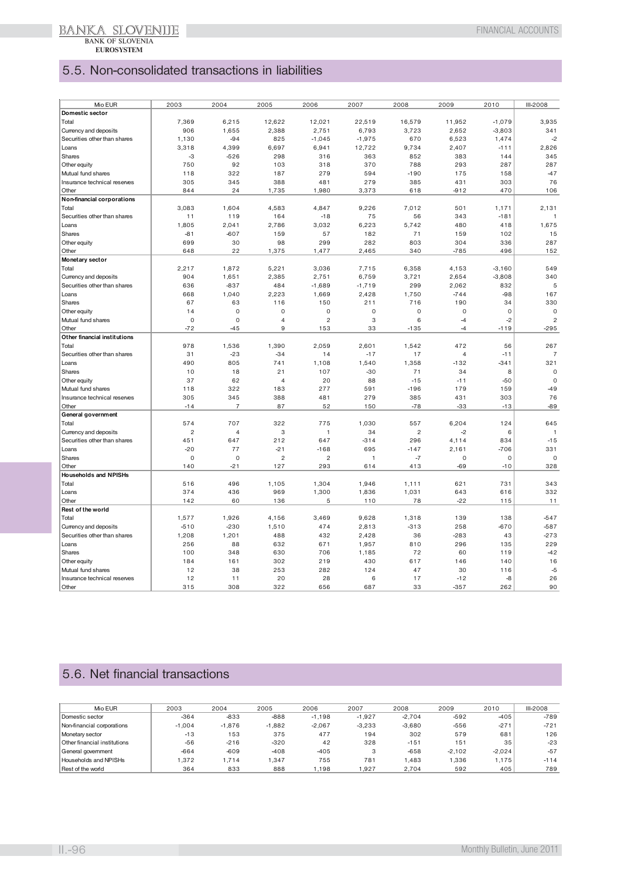## 5.5. Non-consolidated transactions in liabilities

| Mio EUR | 2003 | 2004 | 2005 | 2006 | 2007 | 2008 | 2009 | 2010 | III-2008 |
|---|---|---|---|---|---|---|---|---|---|
| **Domestic sector** | | | | | | | | | |
| Total | 7,369 | 6,215 | 12,622 | 12,021 | 22,519 | 16,579 | 11,952 | -1,079 | 3,935 |
| Currency and deposits | 906 | 1,655 | 2,388 | 2,751 | 6,793 | 3,723 | 2,652 | -3,803 | 341 |
| Securities other than shares | 1,130 | -94 | 825 | -1,045 | -1,975 | 670 | 6,523 | 1,474 | -2 |
| Loans | 3,318 | 4,399 | 6,697 | 6,941 | 12,722 | 9,734 | 2,407 | -111 | 2,826 |
| Shares | -3 | -526 | 298 | 316 | 363 | 852 | 383 | 144 | 345 |
| Other equity | 750 | 92 | 103 | 318 | 370 | 788 | 293 | 287 | 287 |
| Mutual fund shares | 118 | 322 | 187 | 279 | 594 | -190 | 175 | 158 | -47 |
| Insurance technical reserves | 305 | 345 | 388 | 481 | 279 | 385 | 431 | 303 | 76 |
| Other | 844 | 24 | 1,735 | 1,980 | 3,373 | 618 | -912 | 470 | 106 |
| **Non-financial corporations** | | | | | | | | | |
| Total | 3,083 | 1,604 | 4,583 | 4,847 | 9,226 | 7,012 | 501 | 1,171 | 2,131 |
| Securities other than shares | 11 | 119 | 164 | -18 | 75 | 56 | 343 | -181 | 1 |
| Loans | 1,805 | 2,041 | 2,786 | 3,032 | 6,223 | 5,742 | 480 | 418 | 1,675 |
| Shares | -81 | -607 | 159 | 57 | 182 | 71 | 159 | 102 | 15 |
| Other equity | 699 | 30 | 98 | 299 | 282 | 803 | 304 | 336 | 287 |
| Other | 648 | 22 | 1,375 | 1,477 | 2,465 | 340 | -785 | 496 | 152 |
| **Monetary sector** | | | | | | | | | |
| Total | 2,217 | 1,872 | 5,221 | 3,036 | 7,715 | 6,358 | 4,153 | -3,160 | 549 |
| Currency and deposits | 904 | 1,651 | 2,385 | 2,751 | 6,759 | 3,721 | 2,654 | -3,808 | 340 |
| Securities other than shares | 636 | -837 | 484 | -1,689 | -1,719 | 299 | 2,062 | 832 | 5 |
| Loans | 668 | 1,040 | 2,223 | 1,669 | 2,428 | 1,750 | -744 | -98 | 167 |
| Shares | 67 | 63 | 116 | 150 | 211 | 716 | 190 | 34 | 330 |
| Other equity | 14 | 0 | 0 | 0 | 0 | 0 | 0 | 0 | 0 |
| Mutual fund shares | 0 | 0 | 4 | 2 | 3 | 6 | -4 | -2 | 2 |
| Other | -72 | -45 | 9 | 153 | 33 | -135 | -4 | -119 | -295 |
| **Other financial institutions** | | | | | | | | | |
| Total | 978 | 1,536 | 1,390 | 2,059 | 2,601 | 1,542 | 472 | 56 | 267 |
| Securities other than shares | 31 | -23 | -34 | 14 | -17 | 17 | 4 | -11 | 7 |
| Loans | 490 | 805 | 741 | 1,108 | 1,540 | 1,358 | -132 | -341 | 321 |
| Shares | 10 | 18 | 21 | 107 | -30 | 71 | 34 | 8 | 0 |
| Other equity | 37 | 62 | 4 | 20 | 88 | -15 | -11 | -50 | 0 |
| Mutual fund shares | 118 | 322 | 183 | 277 | 591 | -196 | 179 | 159 | -49 |
| Insurance technical reserves | 305 | 345 | 388 | 481 | 279 | 385 | 431 | 303 | 76 |
| Other | -14 | 7 | 87 | 52 | 150 | -78 | -33 | -13 | -89 |
| **General government** | | | | | | | | | |
| Total | 574 | 707 | 322 | 775 | 1,030 | 557 | 6,204 | 124 | 645 |
| Currency and deposits | 2 | 4 | 3 | 1 | 34 | 2 | -2 | 6 | 1 |
| Securities other than shares | 451 | 647 | 212 | 647 | -314 | 296 | 4,114 | 834 | -15 |
| Loans | -20 | 77 | -21 | -168 | 695 | -147 | 2,161 | -706 | 331 |
| Shares | 0 | 0 | 2 | 2 | 1 | -7 | 0 | 0 | 0 |
| Other | 140 | -21 | 127 | 293 | 614 | 413 | -69 | -10 | 328 |
| **Households and NPISHs** | | | | | | | | | |
| Total | 516 | 496 | 1,105 | 1,304 | 1,946 | 1,111 | 621 | 731 | 343 |
| Loans | 374 | 436 | 969 | 1,300 | 1,836 | 1,031 | 643 | 616 | 332 |
| Other | 142 | 60 | 136 | 5 | 110 | 78 | -22 | 115 | 11 |
| **Rest of the world** | | | | | | | | | |
| Total | 1,577 | 1,926 | 4,156 | 3,469 | 9,628 | 1,318 | 139 | 138 | -547 |
| Currency and deposits | -510 | -230 | 1,510 | 474 | 2,813 | -313 | 258 | -670 | -587 |
| Securities other than shares | 1,208 | 1,201 | 488 | 432 | 2,428 | 36 | -283 | 43 | -273 |
| Loans | 256 | 88 | 632 | 671 | 1,957 | 810 | 296 | 135 | 229 |
| Shares | 100 | 348 | 630 | 706 | 1,185 | 72 | 60 | 119 | -42 |
| Other equity | 184 | 161 | 302 | 219 | 430 | 617 | 146 | 140 | 16 |
| Mutual fund shares | 12 | 38 | 253 | 282 | 124 | 47 | 30 | 116 | -5 |
| Insurance technical reserves | 12 | 11 | 20 | 28 | 6 | 17 | -12 | -8 | 26 |
| Other | 315 | 308 | 322 | 656 | 687 | 33 | -357 | 262 | 90 |

## 5.6. Net financial transactions

| Mio EUR | 2003 | 2004 | 2005 | 2006 | 2007 | 2008 | 2009 | 2010 | III-2008 |
|---|---|---|---|---|---|---|---|---|---|
| Domestic sector | -364 | -833 | -888 | -1,198 | -1,927 | -2,704 | -592 | -405 | -789 |
| Non-financial corporations | -1,004 | -1,876 | -1,882 | -2,067 | -3,233 | -3,680 | -556 | -271 | -721 |
| Monetary sector | -13 | 153 | 375 | 477 | 194 | 302 | 579 | 681 | 126 |
| Other financial institutions | -56 | -216 | -320 | 42 | 328 | -151 | 151 | 35 | -23 |
| General government | -664 | -609 | -408 | -405 | 3 | -658 | -2,102 | -2,024 | -57 |
| Households and NPISHs | 1,372 | 1,714 | 1,347 | 755 | 781 | 1,483 | 1,336 | 1,175 | -114 |
| Rest of the world | 364 | 833 | 888 | 1,198 | 1,927 | 2,704 | 592 | 405 | 789 |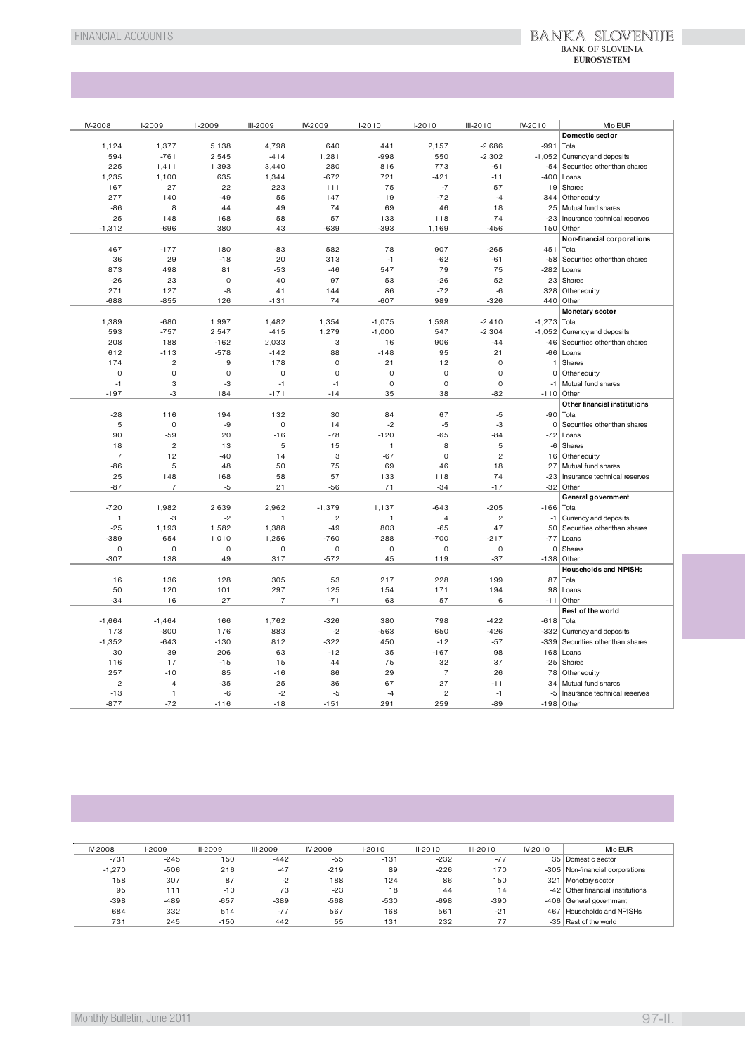| IV-2008 | I-2009 | II-2009 | III-2009 | IV-2009 | I-2010 | II-2010 | III-2010 | IV-2010 | Mio EUR |
|---|---|---|---|---|---|---|---|---|---|
| | | | | | | | | | **Domestic sector** |
| 1,124 | 1,377 | 5,138 | 4,798 | 640 | 441 | 2,157 | -2,686 | -991 | Total |
| 594 | -761 | 2,545 | -414 | 1,281 | -998 | 550 | -2,302 | -1,052 | Currency and deposits |
| 225 | 1,411 | 1,393 | 3,440 | 280 | 816 | 773 | -61 | -54 | Securities other than shares |
| 1,235 | 1,100 | 635 | 1,344 | -672 | 721 | -421 | -11 | -400 | Loans |
| 167 | 27 | 22 | 223 | 111 | 75 | -7 | 57 | 19 | Shares |
| 277 | 140 | -49 | 55 | 147 | 19 | -72 | -4 | 344 | Other equity |
| -86 | 8 | 44 | 49 | 74 | 69 | 46 | 18 | 25 | Mutual fund shares |
| 25 | 148 | 168 | 58 | 57 | 133 | 118 | 74 | -23 | Insurance technical reserves |
| -1,312 | -696 | 380 | 43 | -639 | -393 | 1,169 | -456 | 150 | Other |
| | | | | | | | | | **Non-financial corporations** |
| 467 | -177 | 180 | -83 | 582 | 78 | 907 | -265 | 451 | Total |
| 36 | 29 | -18 | 20 | 313 | -1 | -62 | -61 | -58 | Securities other than shares |
| 873 | 498 | 81 | -53 | -46 | 547 | 79 | 75 | -282 | Loans |
| -26 | 23 | 0 | 40 | 97 | 53 | -26 | 52 | 23 | Shares |
| 271 | 127 | -8 | 41 | 144 | 86 | -72 | -6 | 328 | Other equity |
| -688 | -855 | 126 | -131 | 74 | -607 | 989 | -326 | 440 | Other |
| | | | | | | | | | **Monetary sector** |
| 1,389 | -680 | 1,997 | 1,482 | 1,354 | -1,075 | 1,598 | -2,410 | -1,273 | Total |
| 593 | -757 | 2,547 | -415 | 1,279 | -1,000 | 547 | -2,304 | -1,052 | Currency and deposits |
| 208 | 188 | -162 | 2,033 | 3 | 16 | 906 | -44 | -46 | Securities other than shares |
| 612 | -113 | -578 | -142 | 88 | -148 | 95 | 21 | -66 | Loans |
| 174 | 2 | 9 | 178 | 0 | 21 | 12 | 0 | 1 | Shares |
| 0 | 0 | 0 | 0 | 0 | 0 | 0 | 0 | 0 | Other equity |
| -1 | 3 | -3 | -1 | -1 | 0 | 0 | 0 | -1 | Mutual fund shares |
| -197 | -3 | 184 | -171 | -14 | 35 | 38 | -82 | -110 | Other |
| | | | | | | | | | **Other financial institutions** |
| -28 | 116 | 194 | 132 | 30 | 84 | 67 | -5 | -90 | Total |
| 5 | 0 | -9 | 0 | 14 | -2 | -5 | -3 | 0 | Securities other than shares |
| 90 | -59 | 20 | -16 | -78 | -120 | -65 | -84 | -72 | Loans |
| 18 | 2 | 13 | 5 | 15 | 1 | 8 | 5 | -6 | Shares |
| 7 | 12 | -40 | 14 | 3 | -67 | 0 | 2 | 16 | Other equity |
| -86 | 5 | 48 | 50 | 75 | 69 | 46 | 18 | 27 | Mutual fund shares |
| 25 | 148 | 168 | 58 | 57 | 133 | 118 | 74 | -23 | Insurance technical reserves |
| -87 | 7 | -5 | 21 | -56 | 71 | -34 | -17 | -32 | Other |
| | | | | | | | | | **General government** |
| -720 | 1,982 | 2,639 | 2,962 | -1,379 | 1,137 | -643 | -205 | -166 | Total |
| 1 | -3 | -2 | 1 | 2 | 1 | 4 | 2 | -1 | Currency and deposits |
| -25 | 1,193 | 1,582 | 1,388 | -49 | 803 | -65 | 47 | 50 | Securities other than shares |
| -389 | 654 | 1,010 | 1,256 | -760 | 288 | -700 | -217 | -77 | Loans |
| 0 | 0 | 0 | 0 | 0 | 0 | 0 | 0 | 0 | Shares |
| -307 | 138 | 49 | 317 | -572 | 45 | 119 | -37 | -138 | Other |
| | | | | | | | | | **Households and NPISHs** |
| 16 | 136 | 128 | 305 | 53 | 217 | 228 | 199 | 87 | Total |
| 50 | 120 | 101 | 297 | 125 | 154 | 171 | 194 | 98 | Loans |
| -34 | 16 | 27 | 7 | -71 | 63 | 57 | 6 | -11 | Other |
| | | | | | | | | | **Rest of the world** |
| -1,664 | -1,464 | 166 | 1,762 | -326 | 380 | 798 | -422 | -618 | Total |
| 173 | -800 | 176 | 883 | -2 | -563 | 650 | -426 | -332 | Currency and deposits |
| -1,352 | -643 | -130 | 812 | -322 | 450 | -12 | -57 | -339 | Securities other than shares |
| 30 | 39 | 206 | 63 | -12 | 35 | -167 | 98 | 168 | Loans |
| 116 | 17 | -15 | 15 | 44 | 75 | 32 | 37 | -25 | Shares |
| 257 | -10 | 85 | -16 | 86 | 29 | 7 | 26 | 78 | Other equity |
| 2 | 4 | -35 | 25 | 36 | 67 | 27 | -11 | 34 | Mutual fund shares |
| -13 | 1 | -6 | -2 | -5 | -4 | 2 | -1 | -5 | Insurance technical reserves |
| -877 | -72 | -116 | -18 | -151 | 291 | 259 | -89 | -198 | Other |

| IV-2008 | I-2009 | II-2009 | III-2009 | IV-2009 | I-2010 | II-2010 | III-2010 | IV-2010 | Mio EUR |
|---|---|---|---|---|---|---|---|---|---|
| -731 | -245 | 150 | -442 | -55 | -131 | -232 | -77 | 35 | Domestic sector |
| -1,270 | -506 | 216 | -47 | -219 | 89 | -226 | 170 | -305 | Non-financial corporations |
| 158 | 307 | 87 | -2 | 188 | 124 | 86 | 150 | 321 | Monetary sector |
| 95 | 111 | -10 | 73 | -23 | 18 | 44 | 14 | -42 | Other financial institutions |
| -398 | -489 | -657 | -389 | -568 | -530 | -698 | -390 | -406 | General government |
| 684 | 332 | 514 | -77 | 567 | 168 | 561 | -21 | 467 | Households and NPISHs |
| 731 | 245 | -150 | 442 | 55 | 131 | 232 | 77 | -35 | Rest of the world |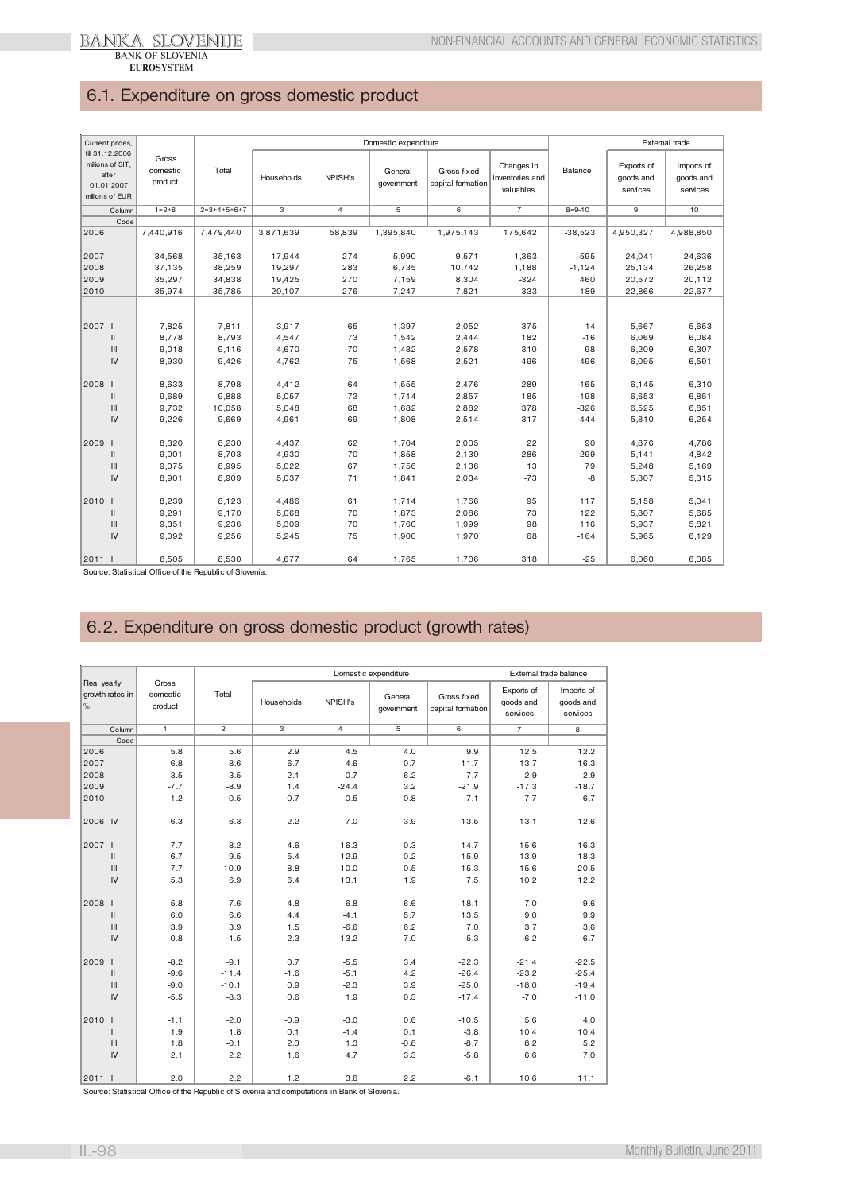## 6.1. Expenditure on gross domestic product

| Current prices, till 31.12.2006 millions of SIT, after 01.01.2007 millions of EUR | Gross domestic product | Domestic expenditure | | | | | | | External trade | | |
|---|---|---|---|---|---|---|---|---|---|---|---|
| | | Total | Households | NPISH's | General government | Gross fixed capital formation | Changes in inventories and valuables | | Balance | Exports of goods and services | Imports of goods and services |
| Column | 1=2+8 | 2=3+4+5+6+7 | 3 | 4 | 5 | 6 | 7 | | 8=9-10 | 9 | 10 |
| Code | | | | | | | | | | | |
| 2006 | 7,440,916 | 7,479,440 | 3,871,639 | 58,839 | 1,395,840 | 1,975,143 | 175,642 | | -38,523 | 4,950,327 | 4,988,850 |
| 2007 | 34,568 | 35,163 | 17,944 | 274 | 5,990 | 9,571 | 1,363 | | -595 | 24,041 | 24,636 |
| 2008 | 37,135 | 38,259 | 19,297 | 283 | 6,735 | 10,742 | 1,188 | | -1,124 | 25,134 | 26,258 |
| 2009 | 35,297 | 34,838 | 19,425 | 270 | 7,159 | 8,304 | -324 | | 460 | 20,572 | 20,112 |
| 2010 | 35,974 | 35,785 | 20,107 | 276 | 7,247 | 7,821 | 333 | | 189 | 22,866 | 22,677 |
| 2007 I | 7,825 | 7,811 | 3,917 | 65 | 1,397 | 2,052 | 375 | | 14 | 5,667 | 5,653 |
| II | 8,778 | 8,793 | 4,547 | 73 | 1,542 | 2,444 | 182 | | -16 | 6,069 | 6,084 |
| III | 9,018 | 9,116 | 4,670 | 70 | 1,482 | 2,578 | 310 | | -98 | 6,209 | 6,307 |
| IV | 8,930 | 9,426 | 4,762 | 75 | 1,568 | 2,521 | 496 | | -496 | 6,095 | 6,591 |
| 2008 I | 8,633 | 8,798 | 4,412 | 64 | 1,555 | 2,476 | 289 | | -165 | 6,145 | 6,310 |
| II | 9,689 | 9,888 | 5,057 | 73 | 1,714 | 2,857 | 185 | | -198 | 6,653 | 6,851 |
| III | 9,732 | 10,058 | 5,048 | 68 | 1,682 | 2,882 | 378 | | -326 | 6,525 | 6,851 |
| IV | 9,226 | 9,669 | 4,961 | 69 | 1,808 | 2,514 | 317 | | -444 | 5,810 | 6,254 |
| 2009 I | 8,320 | 8,230 | 4,437 | 62 | 1,704 | 2,005 | 22 | | 90 | 4,876 | 4,786 |
| II | 9,001 | 8,703 | 4,930 | 70 | 1,858 | 2,130 | -286 | | 299 | 5,141 | 4,842 |
| III | 9,075 | 8,995 | 5,022 | 67 | 1,756 | 2,136 | 13 | | 79 | 5,248 | 5,169 |
| IV | 8,901 | 8,909 | 5,037 | 71 | 1,841 | 2,034 | -73 | | -8 | 5,307 | 5,315 |
| 2010 I | 8,239 | 8,123 | 4,486 | 61 | 1,714 | 1,766 | 95 | | 117 | 5,158 | 5,041 |
| II | 9,291 | 9,170 | 5,068 | 70 | 1,873 | 2,086 | 73 | | 122 | 5,807 | 5,685 |
| III | 9,351 | 9,236 | 5,309 | 70 | 1,760 | 1,999 | 98 | | 116 | 5,937 | 5,821 |
| IV | 9,092 | 9,256 | 5,245 | 75 | 1,900 | 1,970 | 68 | | -164 | 5,965 | 6,129 |
| 2011 I | 8,505 | 8,530 | 4,677 | 64 | 1,765 | 1,706 | 318 | | -25 | 6,060 | 6,085 |

Source: Statistical Office of the Republic of Slovenia.

## 6.2. Expenditure on gross domestic product (growth rates)

| Real yearly growth rates in % | Gross domestic product | Domestic expenditure | | | | | External trade balance | |
|---|---|---|---|---|---|---|---|---|
| | | Total | Households | NPISH's | General government | Gross fixed capital formation | Exports of goods and services | Imports of goods and services |
| Column | 1 | 2 | 3 | 4 | 5 | 6 | 7 | 8 |
| Code | | | | | | | | |
| 2006 | 5.8 | 5.6 | 2.9 | 4.5 | 4.0 | 9.9 | 12.5 | 12.2 |
| 2007 | 6.8 | 8.6 | 6.7 | 4.6 | 0.7 | 11.7 | 13.7 | 16.3 |
| 2008 | 3.5 | 3.5 | 2.1 | -0.7 | 6.2 | 7.7 | 2.9 | 2.9 |
| 2009 | -7.7 | -8.9 | 1.4 | -24.4 | 3.2 | -21.9 | -17.3 | -18.7 |
| 2010 | 1.2 | 0.5 | 0.7 | 0.5 | 0.8 | -7.1 | 7.7 | 6.7 |
| 2006 IV | 6.3 | 6.3 | 2.2 | 7.0 | 3.9 | 13.5 | 13.1 | 12.6 |
| 2007 I | 7.7 | 8.2 | 4.6 | 16.3 | 0.3 | 14.7 | 15.6 | 16.3 |
| II | 6.7 | 9.5 | 5.4 | 12.9 | 0.2 | 15.9 | 13.9 | 18.3 |
| III | 7.7 | 10.9 | 8.8 | 10.0 | 0.5 | 15.3 | 15.6 | 20.5 |
| IV | 5.3 | 6.9 | 6.4 | 13.1 | 1.9 | 7.5 | 10.2 | 12.2 |
| 2008 I | 5.8 | 7.6 | 4.8 | -6.8 | 6.6 | 18.1 | 7.0 | 9.6 |
| II | 6.0 | 6.6 | 4.4 | -4.1 | 5.7 | 13.5 | 9.0 | 9.9 |
| III | 3.9 | 3.9 | 1.5 | -6.6 | 6.2 | 7.0 | 3.7 | 3.6 |
| IV | -0.8 | -1.5 | 2.3 | -13.2 | 7.0 | -5.3 | -6.2 | -6.7 |
| 2009 I | -8.2 | -9.1 | 0.7 | -5.5 | 3.4 | -22.3 | -21.4 | -22.5 |
| II | -9.6 | -11.4 | -1.6 | -5.1 | 4.2 | -26.4 | -23.2 | -25.4 |
| III | -9.0 | -10.1 | 0.9 | -2.3 | 3.9 | -25.0 | -18.0 | -19.4 |
| IV | -5.5 | -8.3 | 0.6 | 1.9 | 0.3 | -17.4 | -7.0 | -11.0 |
| 2010 I | -1.1 | -2.0 | -0.9 | -3.0 | 0.6 | -10.5 | 5.6 | 4.0 |
| II | 1.9 | 1.8 | 0.1 | -1.4 | 0.1 | -3.8 | 10.4 | 10.4 |
| III | 1.8 | -0.1 | 2.0 | 1.3 | -0.8 | -8.7 | 8.2 | 5.2 |
| IV | 2.1 | 2.2 | 1.6 | 4.7 | 3.3 | -5.8 | 6.6 | 7.0 |
| 2011 I | 2.0 | 2.2 | 1.2 | 3.6 | 2.2 | -6.1 | 10.6 | 11.1 |

Source: Statistical Office of the Republic of Slovenia and computations in Bank of Slovenia.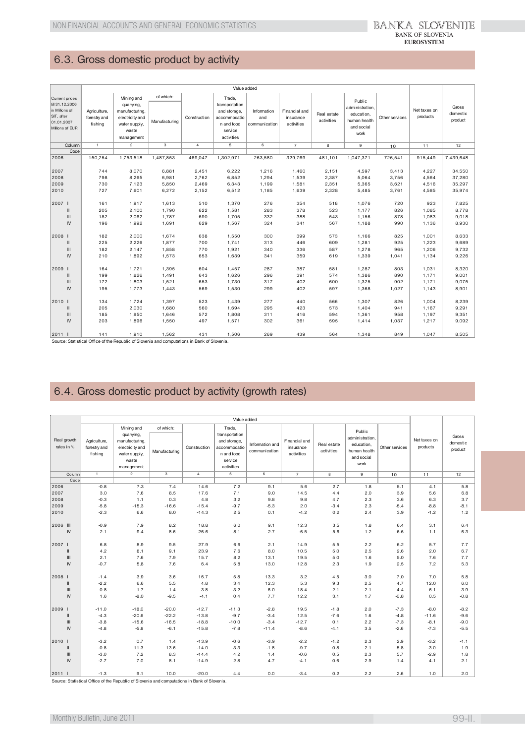## 6.3. Gross domestic product by activity

| Current prices till 31.12.2006 in Millions of SIT, after 01.01.2007 Millions of EUR | Value added | | | | | | | | | | | |
|---|---|---|---|---|---|---|---|---|---|---|---|---|
| | Agriculture, forestry and fishing | Mining and quarrying, manufacturing, electricity and water supply, waste management | of which: Manufacturing | Construction | Trade, transportation and storage, accommodation and food service activities | Information and communication | Financial and insurance activities | Real estate activities | Public administration, education, human health and social work | Other services | Net taxes on products | Gross domestic product |
| Column | 1 | 2 | 3 | 4 | 5 | 6 | 7 | 8 | 9 | 10 | 11 | 12 |
| Code | | | | | | | | | | | | |
| 2006 | 150,254 | 1,753,518 | 1,487,853 | 469,047 | 1,302,971 | 263,580 | 329,769 | 481,101 | 1,047,371 | 726,541 | 915,449 | 7,439,648 |
| 2007 | 744 | 8,070 | 6,881 | 2,451 | 6,222 | 1,216 | 1,460 | 2,151 | 4,597 | 3,413 | 4,227 | 34,550 |
| 2008 | 798 | 8,265 | 6,981 | 2,762 | 6,852 | 1,294 | 1,539 | 2,387 | 5,064 | 3,756 | 4,564 | 37,280 |
| 2009 | 730 | 7,123 | 5,850 | 2,469 | 6,343 | 1,199 | 1,581 | 2,351 | 5,365 | 3,621 | 4,516 | 35,297 |
| 2010 | 727 | 7,601 | 6,272 | 2,152 | 6,512 | 1,185 | 1,639 | 2,328 | 5,485 | 3,761 | 4,585 | 35,974 |
| 2007 I | 161 | 1,917 | 1,613 | 510 | 1,370 | 276 | 354 | 518 | 1,076 | 720 | 923 | 7,825 |
| II | 205 | 2,100 | 1,790 | 622 | 1,581 | 283 | 378 | 523 | 1,177 | 826 | 1,085 | 8,778 |
| III | 182 | 2,062 | 1,787 | 690 | 1,705 | 332 | 388 | 543 | 1,156 | 878 | 1,083 | 9,018 |
| IV | 196 | 1,992 | 1,691 | 629 | 1,567 | 324 | 341 | 567 | 1,188 | 990 | 1,136 | 8,930 |
| 2008 I | 182 | 2,000 | 1,674 | 638 | 1,550 | 300 | 399 | 573 | 1,166 | 825 | 1,001 | 8,633 |
| II | 225 | 2,226 | 1,877 | 700 | 1,741 | 313 | 446 | 609 | 1,281 | 925 | 1,223 | 9,689 |
| III | 182 | 2,147 | 1,858 | 770 | 1,921 | 340 | 336 | 587 | 1,278 | 965 | 1,206 | 9,732 |
| IV | 210 | 1,892 | 1,573 | 653 | 1,639 | 341 | 359 | 619 | 1,339 | 1,041 | 1,134 | 9,226 |
| 2009 I | 164 | 1,721 | 1,395 | 604 | 1,457 | 287 | 387 | 581 | 1,287 | 803 | 1,031 | 8,320 |
| II | 199 | 1,826 | 1,491 | 643 | 1,626 | 296 | 391 | 574 | 1,386 | 890 | 1,171 | 9,001 |
| III | 172 | 1,803 | 1,521 | 653 | 1,730 | 317 | 402 | 600 | 1,325 | 902 | 1,171 | 9,075 |
| IV | 195 | 1,773 | 1,443 | 569 | 1,530 | 299 | 402 | 597 | 1,368 | 1,027 | 1,143 | 8,901 |
| 2010 I | 134 | 1,724 | 1,397 | 523 | 1,439 | 277 | 440 | 566 | 1,307 | 826 | 1,004 | 8,239 |
| II | 205 | 2,030 | 1,680 | 560 | 1,694 | 295 | 423 | 573 | 1,404 | 941 | 1,167 | 9,291 |
| III | 185 | 1,950 | 1,646 | 572 | 1,808 | 311 | 416 | 594 | 1,361 | 958 | 1,197 | 9,351 |
| IV | 203 | 1,896 | 1,550 | 497 | 1,571 | 302 | 361 | 595 | 1,414 | 1,037 | 1,217 | 9,092 |
| 2011 I | 141 | 1,910 | 1,562 | 431 | 1,506 | 269 | 439 | 564 | 1,348 | 849 | 1,047 | 8,505 |

Source: Statistical Office of the Republic of Slovenia and computations in Bank of Slovenia.

## 6.4. Gross domestic product by activity (growth rates)

| Real growth rates in % | Value added | | | | | | | | | | | |
|---|---|---|---|---|---|---|---|---|---|---|---|---|
| | Agriculture, forestry and fishing | Mining and quarrying, manufacturing, electricity and water supply, waste management | of which: Manufacturing | Construction | Trade, transportation and storage, accommodation and food service activities | Information and communication | Financial and insurance activities | Real estate activities | Public administration, education, human health and social work | Other services | Net taxes on products | Gross domestic product |
| Column | 1 | 2 | 3 | 4 | 5 | 6 | 7 | 8 | 9 | 10 | 11 | 12 |
| Code | | | | | | | | | | | | |
| 2006 | -0.8 | 7.3 | 7.4 | 14.6 | 7.2 | 9.1 | 5.6 | 2.7 | 1.8 | 5.1 | 4.1 | 5.8 |
| 2007 | 3.0 | 7.6 | 8.5 | 17.6 | 7.1 | 9.0 | 14.5 | 4.4 | 2.0 | 3.9 | 5.6 | 6.8 |
| 2008 | -0.3 | 1.1 | 0.3 | 4.8 | 3.2 | 9.8 | 9.8 | 4.7 | 2.3 | 3.6 | 6.3 | 3.7 |
| 2009 | -5.8 | -15.3 | -16.6 | -15.4 | -9.7 | -5.3 | 2.0 | -3.4 | 2.3 | -5.4 | -8.8 | -8.1 |
| 2010 | -2.3 | 6.6 | 8.0 | -14.3 | 2.5 | 0.1 | -4.2 | 0.2 | 2.4 | 3.9 | -1.2 | 1.2 |
| 2006 III | -0.9 | 7.9 | 8.2 | 18.8 | 6.0 | 9.1 | 12.3 | 3.5 | 1.8 | 6.4 | 3.1 | 6.4 |
| IV | 2.1 | 9.4 | 8.6 | 26.6 | 8.1 | 2.7 | -6.5 | 5.6 | 1.2 | 6.6 | 1.1 | 6.3 |
| 2007 I | 6.8 | 8.9 | 9.5 | 27.9 | 6.6 | 2.1 | 14.9 | 5.5 | 2.2 | 6.2 | 5.7 | 7.7 |
| II | 4.2 | 8.1 | 9.1 | 23.9 | 7.6 | 8.0 | 10.5 | 5.0 | 2.5 | 2.6 | 2.0 | 6.7 |
| III | 2.1 | 7.6 | 7.9 | 15.7 | 8.2 | 13.1 | 19.5 | 5.0 | 1.6 | 5.0 | 7.6 | 7.7 |
| IV | -0.7 | 5.8 | 7.6 | 6.4 | 5.8 | 13.0 | 12.8 | 2.3 | 1.9 | 2.5 | 7.2 | 5.3 |
| 2008 I | -1.4 | 3.9 | 3.6 | 16.7 | 5.8 | 13.3 | 3.2 | 4.5 | 3.0 | 7.0 | 7.0 | 5.8 |
| II | -2.2 | 6.6 | 5.5 | 4.8 | 3.4 | 12.3 | 5.3 | 9.3 | 2.5 | 4.7 | 12.0 | 6.0 |
| III | 0.8 | 1.7 | 1.4 | 3.8 | 3.2 | 6.0 | 18.4 | 2.1 | 2.1 | 4.4 | 6.1 | 3.9 |
| IV | 1.6 | -8.0 | -9.5 | -4.1 | 0.4 | 7.7 | 12.2 | 3.1 | 1.7 | -0.8 | 0.5 | -0.8 |
| 2009 I | -11.0 | -18.0 | -20.0 | -12.7 | -11.3 | -2.8 | 19.5 | -1.8 | 2.0 | -7.3 | -8.0 | -8.2 |
| II | -4.3 | -20.6 | -22.2 | -13.8 | -9.7 | -3.4 | 12.5 | -7.6 | 1.6 | -4.8 | -11.6 | -9.6 |
| III | -3.8 | -15.6 | -16.5 | -18.8 | -10.0 | -3.4 | -12.7 | 0.1 | 2.2 | -7.3 | -8.1 | -9.0 |
| IV | -4.8 | -5.8 | -6.1 | -15.8 | -7.8 | -11.4 | -8.6 | -4.1 | 3.5 | -2.6 | -7.3 | -5.5 |
| 2010 I | -3.2 | 0.7 | 1.4 | -13.9 | -0.6 | -3.9 | -2.2 | -1.2 | 2.3 | 2.9 | -3.2 | -1.1 |
| II | -0.8 | 11.3 | 13.6 | -14.0 | 3.3 | -1.8 | -9.7 | 0.8 | 2.1 | 5.8 | -3.0 | 1.9 |
| III | -3.0 | 7.2 | 8.3 | -14.4 | 4.2 | 1.4 | -0.6 | 0.5 | 2.3 | 5.7 | -2.9 | 1.8 |
| IV | -2.7 | 7.0 | 8.1 | -14.9 | 2.8 | 4.7 | -4.1 | 0.6 | 2.9 | 1.4 | 4.1 | 2.1 |
| 2011 I | -1.3 | 9.1 | 10.0 | -20.0 | 4.4 | 0.0 | -3.4 | 0.2 | 2.2 | 2.6 | 1.0 | 2.0 |

Source: Statistical Office of the Republic of Slovenia and computations in Bank of Slovenia.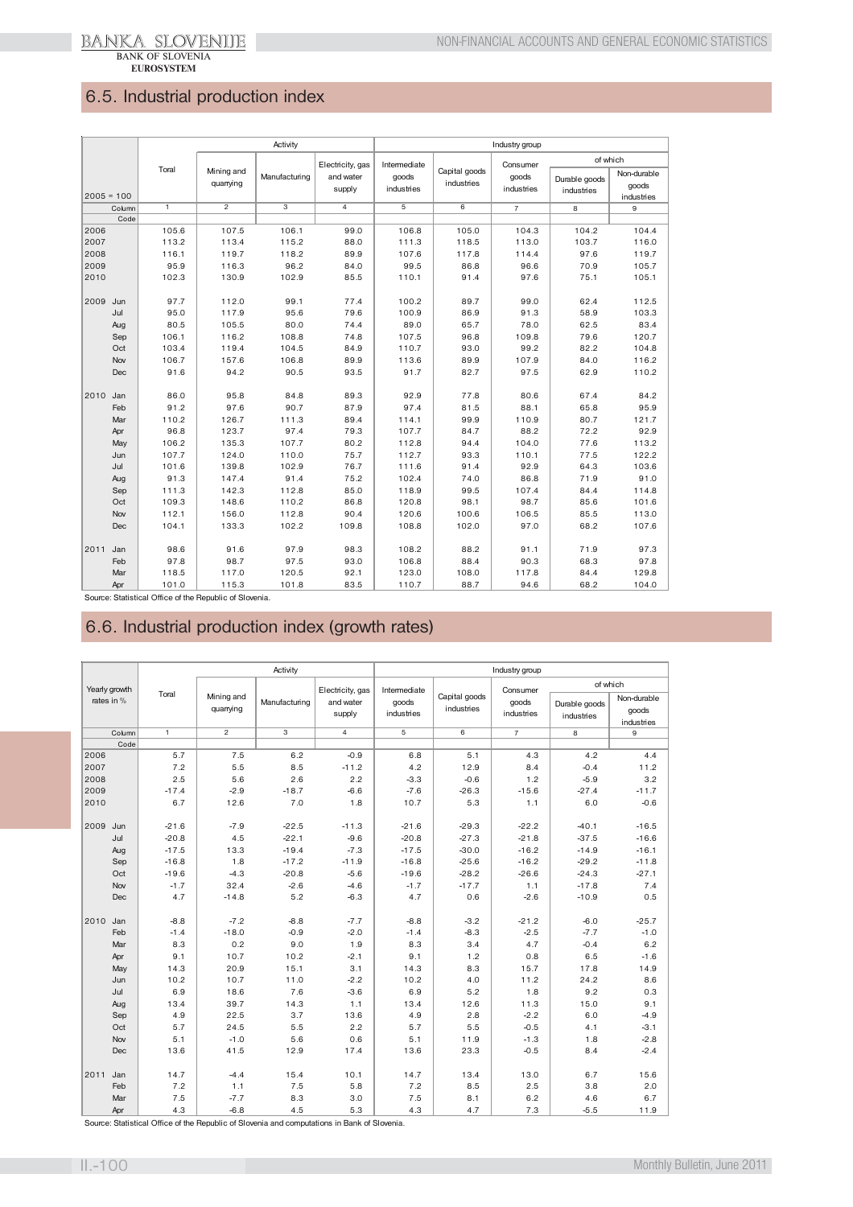## 6.5. Industrial production index

| 2005 = 100 | Toral | Activity | | | Industry group | | | | |
|---|---|---|---|---|---|---|---|---|---|
| | | Mining and quarrying | Manufacturing | Electricity, gas and water supply | Intermediate goods industries | Capital goods industries | Consumer goods industries | of which | |
| | | | | | | | | Durable goods industries | Non-durable goods industries |
| Column | 1 | 2 | 3 | 4 | 5 | 6 | 7 | 8 | 9 |
| Code | | | | | | | | | |
| 2006 | 105.6 | 107.5 | 106.1 | 99.0 | 106.8 | 105.0 | 104.3 | 104.2 | 104.4 |
| 2007 | 113.2 | 113.4 | 115.2 | 88.0 | 111.3 | 118.5 | 113.0 | 103.7 | 116.0 |
| 2008 | 116.1 | 119.7 | 118.2 | 89.9 | 107.6 | 117.8 | 114.4 | 97.6 | 119.7 |
| 2009 | 95.9 | 116.3 | 96.2 | 84.0 | 99.5 | 86.8 | 96.6 | 70.9 | 105.7 |
| 2010 | 102.3 | 130.9 | 102.9 | 85.5 | 110.1 | 91.4 | 97.6 | 75.1 | 105.1 |
| 2009 Jun | 97.7 | 112.0 | 99.1 | 77.4 | 100.2 | 89.7 | 99.0 | 62.4 | 112.5 |
| Jul | 95.0 | 117.9 | 95.6 | 79.6 | 100.9 | 86.9 | 91.3 | 58.9 | 103.3 |
| Aug | 80.5 | 105.5 | 80.0 | 74.4 | 89.0 | 65.7 | 78.0 | 62.5 | 83.4 |
| Sep | 106.1 | 116.2 | 108.8 | 74.8 | 107.5 | 96.8 | 109.8 | 79.6 | 120.7 |
| Oct | 103.4 | 119.4 | 104.5 | 84.9 | 110.7 | 93.0 | 99.2 | 82.2 | 104.8 |
| Nov | 106.7 | 157.6 | 106.8 | 89.9 | 113.6 | 89.9 | 107.9 | 84.0 | 116.2 |
| Dec | 91.6 | 94.2 | 90.5 | 93.5 | 91.7 | 82.7 | 97.5 | 62.9 | 110.2 |
| 2010 Jan | 86.0 | 95.8 | 84.8 | 89.3 | 92.9 | 77.8 | 80.6 | 67.4 | 84.2 |
| Feb | 91.2 | 97.6 | 90.7 | 87.9 | 97.4 | 81.5 | 88.1 | 65.8 | 95.9 |
| Mar | 110.2 | 126.7 | 111.3 | 89.4 | 114.1 | 99.9 | 110.9 | 80.7 | 121.7 |
| Apr | 96.8 | 123.7 | 97.4 | 79.3 | 107.7 | 84.7 | 88.2 | 72.2 | 92.9 |
| May | 106.2 | 135.3 | 107.7 | 80.2 | 112.8 | 94.4 | 104.0 | 77.6 | 113.2 |
| Jun | 107.7 | 124.0 | 110.0 | 75.7 | 112.7 | 93.3 | 110.1 | 77.5 | 122.2 |
| Jul | 101.6 | 139.8 | 102.9 | 76.7 | 111.6 | 91.4 | 92.9 | 64.3 | 103.6 |
| Aug | 91.3 | 147.4 | 91.4 | 75.2 | 102.4 | 74.0 | 86.8 | 71.9 | 91.0 |
| Sep | 111.3 | 142.3 | 112.8 | 85.0 | 118.9 | 99.5 | 107.4 | 84.4 | 114.8 |
| Oct | 109.3 | 148.6 | 110.2 | 86.8 | 120.8 | 98.1 | 98.7 | 85.6 | 101.6 |
| Nov | 112.1 | 156.0 | 112.8 | 90.4 | 120.6 | 100.6 | 106.5 | 85.5 | 113.0 |
| Dec | 104.1 | 133.3 | 102.2 | 109.8 | 108.8 | 102.0 | 97.0 | 68.2 | 107.6 |
| 2011 Jan | 98.6 | 91.6 | 97.9 | 98.3 | 108.2 | 88.2 | 91.1 | 71.9 | 97.3 |
| Feb | 97.8 | 98.7 | 97.5 | 93.0 | 106.8 | 88.4 | 90.3 | 68.3 | 97.8 |
| Mar | 118.5 | 117.0 | 120.5 | 92.1 | 123.0 | 108.0 | 117.8 | 84.4 | 129.8 |
| Apr | 101.0 | 115.3 | 101.8 | 83.5 | 110.7 | 88.7 | 94.6 | 68.2 | 104.0 |

Source: Statistical Office of the Republic of Slovenia.

## 6.6. Industrial production index (growth rates)

| Yearly growth rates in % | Toral | Activity | | | Industry group | | | | |
|---|---|---|---|---|---|---|---|---|---|
| | | Mining and quarrying | Manufacturing | Electricity, gas and water supply | Intermediate goods industries | Capital goods industries | Consumer goods industries | of which | |
| | | | | | | | | Durable goods industries | Non-durable goods industries |
| Column | 1 | 2 | 3 | 4 | 5 | 6 | 7 | 8 | 9 |
| Code | | | | | | | | | |
| 2006 | 5.7 | 7.5 | 6.2 | -0.9 | 6.8 | 5.1 | 4.3 | 4.2 | 4.4 |
| 2007 | 7.2 | 5.5 | 8.5 | -11.2 | 4.2 | 12.9 | 8.4 | -0.4 | 11.2 |
| 2008 | 2.5 | 5.6 | 2.6 | 2.2 | -3.3 | -0.6 | 1.2 | -5.9 | 3.2 |
| 2009 | -17.4 | -2.9 | -18.7 | -6.6 | -7.6 | -26.3 | -15.6 | -27.4 | -11.7 |
| 2010 | 6.7 | 12.6 | 7.0 | 1.8 | 10.7 | 5.3 | 1.1 | 6.0 | -0.6 |
| 2009 Jun | -21.6 | -7.9 | -22.5 | -11.3 | -21.6 | -29.3 | -22.2 | -40.1 | -16.5 |
| Jul | -20.8 | 4.5 | -22.1 | -9.6 | -20.8 | -27.3 | -21.8 | -37.5 | -16.6 |
| Aug | -17.5 | 13.3 | -19.4 | -7.3 | -17.5 | -30.0 | -16.2 | -14.9 | -16.1 |
| Sep | -16.8 | 1.8 | -17.2 | -11.9 | -16.8 | -25.6 | -16.2 | -29.2 | -11.8 |
| Oct | -19.6 | -4.3 | -20.8 | -5.6 | -19.6 | -28.2 | -26.6 | -24.3 | -27.1 |
| Nov | -1.7 | 32.4 | -2.6 | -4.6 | -1.7 | -17.7 | 1.1 | -17.8 | 7.4 |
| Dec | 4.7 | -14.8 | 5.2 | -6.3 | 4.7 | 0.6 | -2.6 | -10.9 | 0.5 |
| 2010 Jan | -8.8 | -7.2 | -8.8 | -7.7 | -8.8 | -3.2 | -21.2 | -6.0 | -25.7 |
| Feb | -1.4 | -18.0 | -0.9 | -2.0 | -1.4 | -8.3 | -2.5 | -7.7 | -1.0 |
| Mar | 8.3 | 0.2 | 9.0 | 1.9 | 8.3 | 3.4 | 4.7 | -0.4 | 6.2 |
| Apr | 9.1 | 10.7 | 10.2 | -2.1 | 9.1 | 1.2 | 0.8 | 6.5 | -1.6 |
| May | 14.3 | 20.9 | 15.1 | 3.1 | 14.3 | 8.3 | 15.7 | 17.8 | 14.9 |
| Jun | 10.2 | 10.7 | 11.0 | -2.2 | 10.2 | 4.0 | 11.2 | 24.2 | 8.6 |
| Jul | 6.9 | 18.6 | 7.6 | -3.6 | 6.9 | 5.2 | 1.8 | 9.2 | 0.3 |
| Aug | 13.4 | 39.7 | 14.3 | 1.1 | 13.4 | 12.6 | 11.3 | 15.0 | 9.1 |
| Sep | 4.9 | 22.5 | 3.7 | 13.6 | 4.9 | 2.8 | -2.2 | 6.0 | -4.9 |
| Oct | 5.7 | 24.5 | 5.5 | 2.2 | 5.7 | 5.5 | -0.5 | 4.1 | -3.1 |
| Nov | 5.1 | -1.0 | 5.6 | 0.6 | 5.1 | 11.9 | -1.3 | 1.8 | -2.8 |
| Dec | 13.6 | 41.5 | 12.9 | 17.4 | 13.6 | 23.3 | -0.5 | 8.4 | -2.4 |
| 2011 Jan | 14.7 | -4.4 | 15.4 | 10.1 | 14.7 | 13.4 | 13.0 | 6.7 | 15.6 |
| Feb | 7.2 | 1.1 | 7.5 | 5.8 | 7.2 | 8.5 | 2.5 | 3.8 | 2.0 |
| Mar | 7.5 | -7.7 | 8.3 | 3.0 | 7.5 | 8.1 | 6.2 | 4.6 | 6.7 |
| Apr | 4.3 | -6.8 | 4.5 | 5.3 | 4.3 | 4.7 | 7.3 | -5.5 | 11.9 |

Source: Statistical Office of the Republic of Slovenia and computations in Bank of Slovenia.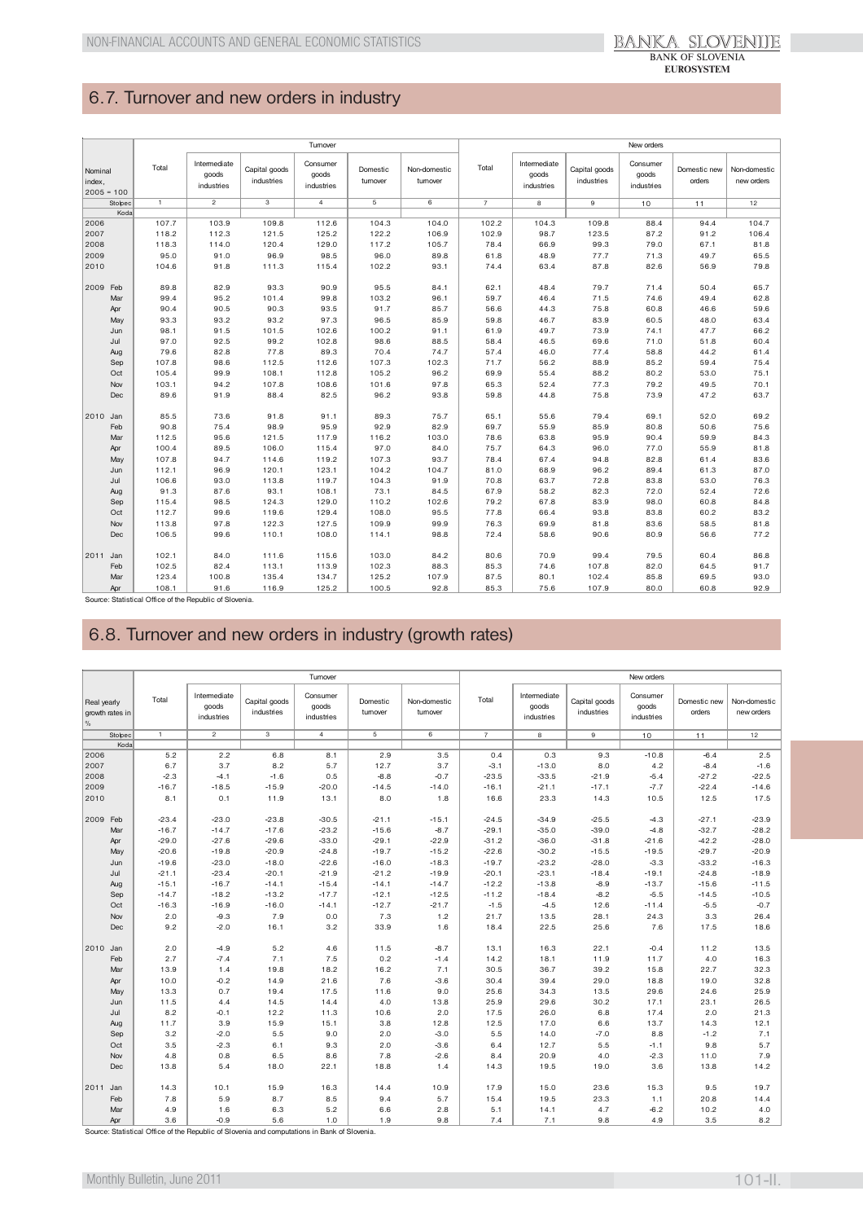## 6.7. Turnover and new orders in industry

| Nominal index, 2005 = 100 | Turnover | | | | | | New orders | | | | | |
|---|---|---|---|---|---|---|---|---|---|---|---|---|
| | Total | Intermediate goods industries | Capital goods industries | Consumer goods industries | Domestic turnover | Non-domestic turnover | Total | Intermediate goods industries | Capital goods industries | Consumer goods industries | Domestic new orders | Non-domestic new orders |
| Stolpec | 1 | 2 | 3 | 4 | 5 | 6 | 7 | 8 | 9 | 10 | 11 | 12 |
| Koda | | | | | | | | | | | | |
| 2006 | 107.7 | 103.9 | 109.8 | 112.6 | 104.3 | 104.0 | 102.2 | 104.3 | 109.8 | 88.4 | 94.4 | 104.7 |
| 2007 | 118.2 | 112.3 | 121.5 | 125.2 | 122.2 | 106.9 | 102.9 | 98.7 | 123.5 | 87.2 | 91.2 | 106.4 |
| 2008 | 118.3 | 114.0 | 120.4 | 129.0 | 117.2 | 105.7 | 78.4 | 66.9 | 99.3 | 79.0 | 67.1 | 81.8 |
| 2009 | 95.0 | 91.0 | 96.9 | 98.5 | 96.0 | 89.8 | 61.8 | 48.9 | 77.7 | 71.3 | 49.7 | 65.5 |
| 2010 | 104.6 | 91.8 | 111.3 | 115.4 | 102.2 | 93.1 | 74.4 | 63.4 | 87.8 | 82.6 | 56.9 | 79.8 |
| 2009 Feb | 89.8 | 82.9 | 93.3 | 90.9 | 95.5 | 84.1 | 62.1 | 48.4 | 79.7 | 71.4 | 50.4 | 65.7 |
| Mar | 99.4 | 95.2 | 101.4 | 99.8 | 103.2 | 96.1 | 59.7 | 46.4 | 71.5 | 74.6 | 49.4 | 62.8 |
| Apr | 90.4 | 90.5 | 90.3 | 93.5 | 91.7 | 85.7 | 56.6 | 44.3 | 75.8 | 60.8 | 46.6 | 59.6 |
| May | 93.3 | 93.2 | 93.2 | 97.3 | 96.5 | 85.9 | 59.8 | 46.7 | 83.9 | 60.5 | 48.0 | 63.4 |
| Jun | 98.1 | 91.5 | 101.5 | 102.6 | 100.2 | 91.1 | 61.9 | 49.7 | 73.9 | 74.1 | 47.7 | 66.2 |
| Jul | 97.0 | 92.5 | 99.2 | 102.8 | 98.6 | 88.5 | 58.4 | 46.5 | 69.6 | 71.0 | 51.8 | 60.4 |
| Aug | 79.6 | 82.8 | 77.8 | 89.3 | 70.4 | 74.7 | 57.4 | 46.0 | 77.4 | 58.8 | 44.2 | 61.4 |
| Sep | 107.8 | 98.6 | 112.5 | 112.6 | 107.3 | 102.3 | 71.7 | 56.2 | 88.9 | 85.2 | 59.4 | 75.4 |
| Oct | 105.4 | 99.9 | 108.1 | 112.8 | 105.2 | 96.2 | 69.9 | 55.4 | 88.2 | 80.2 | 53.0 | 75.1 |
| Nov | 103.1 | 94.2 | 107.8 | 108.6 | 101.6 | 97.8 | 65.3 | 52.4 | 77.3 | 79.2 | 49.5 | 70.1 |
| Dec | 89.6 | 91.9 | 88.4 | 82.5 | 96.2 | 93.8 | 59.8 | 44.8 | 75.8 | 73.9 | 47.2 | 63.7 |
| 2010 Jan | 85.5 | 73.6 | 91.8 | 91.1 | 89.3 | 75.7 | 65.1 | 55.6 | 79.4 | 69.1 | 52.0 | 69.2 |
| Feb | 90.8 | 75.4 | 98.9 | 95.9 | 92.9 | 82.9 | 69.7 | 55.9 | 85.9 | 80.8 | 50.6 | 75.6 |
| Mar | 112.5 | 95.6 | 121.5 | 117.9 | 116.2 | 103.0 | 78.6 | 63.8 | 95.9 | 90.4 | 59.9 | 84.3 |
| Apr | 100.4 | 89.5 | 106.0 | 115.4 | 97.0 | 84.0 | 75.7 | 64.3 | 96.0 | 77.0 | 55.9 | 81.8 |
| May | 107.8 | 94.7 | 114.6 | 119.2 | 107.3 | 93.7 | 78.4 | 67.4 | 94.8 | 82.8 | 61.4 | 83.6 |
| Jun | 112.1 | 96.9 | 120.1 | 123.1 | 104.2 | 104.7 | 81.0 | 68.9 | 96.2 | 89.4 | 61.3 | 87.0 |
| Jul | 106.6 | 93.0 | 113.8 | 119.7 | 104.3 | 91.9 | 70.8 | 63.7 | 72.8 | 83.8 | 53.0 | 76.3 |
| Aug | 91.3 | 87.6 | 93.1 | 108.1 | 73.1 | 84.5 | 67.9 | 58.2 | 82.3 | 72.0 | 52.4 | 72.6 |
| Sep | 115.4 | 98.5 | 124.3 | 129.0 | 110.2 | 102.6 | 79.2 | 67.8 | 83.9 | 98.0 | 60.8 | 84.8 |
| Oct | 112.7 | 99.6 | 119.6 | 129.4 | 108.0 | 95.5 | 77.8 | 66.4 | 93.8 | 83.8 | 60.2 | 83.2 |
| Nov | 113.8 | 97.8 | 122.3 | 127.5 | 109.9 | 99.9 | 76.3 | 69.9 | 81.8 | 83.6 | 58.5 | 81.8 |
| Dec | 106.5 | 99.6 | 110.1 | 108.0 | 114.1 | 98.8 | 72.4 | 58.6 | 90.6 | 80.9 | 56.6 | 77.2 |
| 2011 Jan | 102.1 | 84.0 | 111.6 | 115.6 | 103.0 | 84.2 | 80.6 | 70.9 | 99.4 | 79.5 | 60.4 | 86.8 |
| Feb | 102.5 | 82.4 | 113.1 | 113.9 | 102.3 | 88.3 | 85.3 | 74.6 | 107.8 | 82.0 | 64.5 | 91.7 |
| Mar | 123.4 | 100.8 | 135.4 | 134.7 | 125.2 | 107.9 | 87.5 | 80.1 | 102.4 | 85.8 | 69.5 | 93.0 |
| Apr | 108.1 | 91.6 | 116.9 | 125.2 | 100.5 | 92.8 | 85.3 | 75.6 | 107.9 | 80.0 | 60.8 | 92.9 |

Source: Statistical Office of the Republic of Slovenia.

## 6.8. Turnover and new orders in industry (growth rates)

| Real yearly growth rates in % | Turnover | | | | | | New orders | | | | | |
|---|---|---|---|---|---|---|---|---|---|---|---|---|
| | Total | Intermediate goods industries | Capital goods industries | Consumer goods industries | Domestic turnover | Non-domestic turnover | Total | Intermediate goods industries | Capital goods industries | Consumer goods industries | Domestic new orders | Non-domestic new orders |
| Stolpec | 1 | 2 | 3 | 4 | 5 | 6 | 7 | 8 | 9 | 10 | 11 | 12 |
| Koda | | | | | | | | | | | | |
| 2006 | 5.2 | 2.2 | 6.8 | 8.1 | 2.9 | 3.5 | 0.4 | 0.3 | 9.3 | -10.8 | -6.4 | 2.5 |
| 2007 | 6.7 | 3.7 | 8.2 | 5.7 | 12.7 | 3.7 | -3.1 | -13.0 | 8.0 | 4.2 | -8.4 | -1.6 |
| 2008 | -2.3 | -4.1 | -1.6 | 0.5 | -8.8 | -0.7 | -23.5 | -33.5 | -21.9 | -5.4 | -27.2 | -22.5 |
| 2009 | -16.7 | -18.5 | -15.9 | -20.0 | -14.5 | -14.0 | -16.1 | -21.1 | -17.1 | -7.7 | -22.4 | -14.6 |
| 2010 | 8.1 | 0.1 | 11.9 | 13.1 | 8.0 | 1.8 | 16.6 | 23.3 | 14.3 | 10.5 | 12.5 | 17.5 |
| 2009 Feb | -23.4 | -23.0 | -23.8 | -30.5 | -21.1 | -15.1 | -24.5 | -34.9 | -25.5 | -4.3 | -27.1 | -23.9 |
| Mar | -16.7 | -14.7 | -17.6 | -23.2 | -15.6 | -8.7 | -29.1 | -35.0 | -39.0 | -4.8 | -32.7 | -28.2 |
| Apr | -29.0 | -27.6 | -29.6 | -33.0 | -29.1 | -22.9 | -31.2 | -36.0 | -31.8 | -21.6 | -42.2 | -28.0 |
| May | -20.6 | -19.8 | -20.9 | -24.8 | -19.7 | -15.2 | -22.6 | -30.2 | -15.5 | -19.5 | -29.7 | -20.9 |
| Jun | -19.6 | -23.0 | -18.0 | -22.6 | -16.0 | -18.3 | -19.7 | -23.2 | -28.0 | -3.3 | -33.2 | -16.3 |
| Jul | -21.1 | -23.4 | -20.1 | -21.9 | -21.2 | -19.9 | -20.1 | -23.1 | -18.4 | -19.1 | -24.8 | -18.9 |
| Aug | -15.1 | -16.7 | -14.1 | -15.4 | -14.1 | -14.7 | -12.2 | -13.8 | -8.9 | -13.7 | -15.6 | -11.5 |
| Sep | -14.7 | -18.2 | -13.2 | -17.7 | -12.1 | -12.5 | -11.2 | -18.4 | -8.2 | -5.5 | -14.5 | -10.5 |
| Oct | -16.3 | -16.9 | -16.0 | -14.1 | -12.7 | -21.7 | -1.5 | -4.5 | 12.6 | -11.4 | -5.5 | -0.7 |
| Nov | 2.0 | -9.3 | 7.9 | 0.0 | 7.3 | 1.2 | 21.7 | 13.5 | 28.1 | 24.3 | 3.3 | 26.4 |
| Dec | 9.2 | -2.0 | 16.1 | 3.2 | 33.9 | 1.6 | 18.4 | 22.5 | 25.6 | 7.6 | 17.5 | 18.6 |
| 2010 Jan | 2.0 | -4.9 | 5.2 | 4.6 | 11.5 | -8.7 | 13.1 | 16.3 | 22.1 | -0.4 | 11.2 | 13.5 |
| Feb | 2.7 | -7.4 | 7.1 | 7.5 | 0.2 | -1.4 | 14.2 | 18.1 | 11.9 | 11.7 | 4.0 | 16.3 |
| Mar | 13.9 | 1.4 | 19.8 | 18.2 | 16.2 | 7.1 | 30.5 | 36.7 | 39.2 | 15.8 | 22.7 | 32.3 |
| Apr | 10.0 | -0.2 | 14.9 | 21.6 | 7.6 | -3.6 | 30.4 | 39.4 | 29.0 | 18.8 | 19.0 | 32.8 |
| May | 13.3 | 0.7 | 19.4 | 17.5 | 11.6 | 9.0 | 25.6 | 34.3 | 13.5 | 29.6 | 24.6 | 25.9 |
| Jun | 11.5 | 4.4 | 14.5 | 14.4 | 4.0 | 13.8 | 25.9 | 29.6 | 30.2 | 17.1 | 23.1 | 26.5 |
| Jul | 8.2 | -0.1 | 12.2 | 11.3 | 10.6 | 2.0 | 17.5 | 26.0 | 6.8 | 17.4 | 2.0 | 21.3 |
| Aug | 11.7 | 3.9 | 15.9 | 15.1 | 3.8 | 12.8 | 12.5 | 17.0 | 6.6 | 13.7 | 14.3 | 12.1 |
| Sep | 3.2 | -2.0 | 5.5 | 9.0 | 2.0 | -3.0 | 5.5 | 14.0 | -7.0 | 8.8 | -1.2 | 7.1 |
| Oct | 3.5 | -2.3 | 6.1 | 9.3 | 2.0 | -3.6 | 6.4 | 12.7 | 5.5 | -1.1 | 9.8 | 5.7 |
| Nov | 4.8 | 0.8 | 6.5 | 8.6 | 7.8 | -2.6 | 8.4 | 20.9 | 4.0 | -2.3 | 11.0 | 7.9 |
| Dec | 13.8 | 5.4 | 18.0 | 22.1 | 18.8 | 1.4 | 14.3 | 19.5 | 19.0 | 3.6 | 13.8 | 14.2 |
| 2011 Jan | 14.3 | 10.1 | 15.9 | 16.3 | 14.4 | 10.9 | 17.9 | 15.0 | 23.6 | 15.3 | 9.5 | 19.7 |
| Feb | 7.8 | 5.9 | 8.7 | 8.5 | 9.4 | 5.7 | 15.4 | 19.5 | 23.3 | 1.1 | 20.8 | 14.4 |
| Mar | 4.9 | 1.6 | 6.3 | 5.2 | 6.6 | 2.8 | 5.1 | 14.1 | 4.7 | -6.2 | 10.2 | 4.0 |
| Apr | 3.6 | -0.9 | 5.6 | 1.0 | 1.9 | 9.8 | 7.4 | 7.1 | 9.8 | 4.9 | 3.5 | 8.2 |

Source: Statistical Office of the Republic of Slovenia and computations in Bank of Slovenia.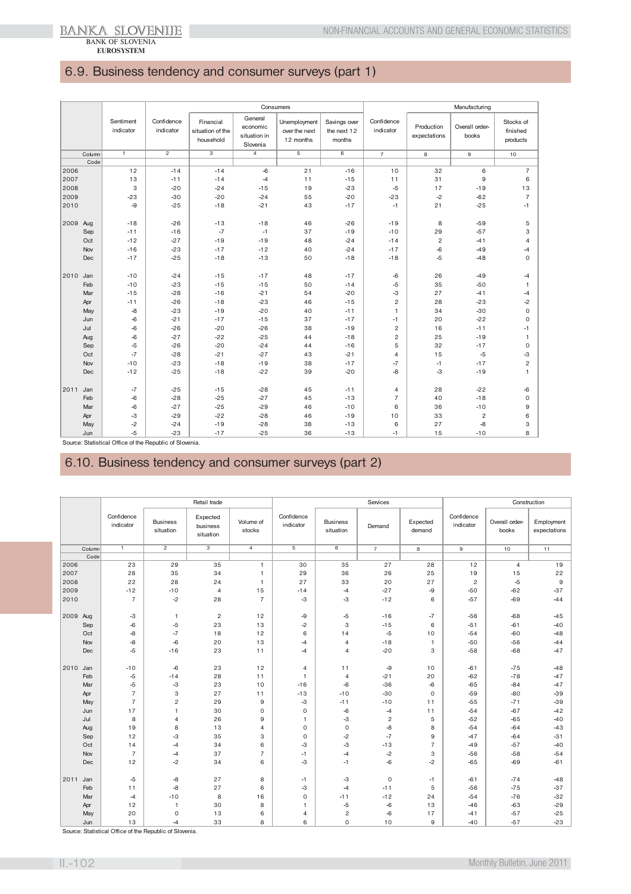## 6.9. Business tendency and consumer surveys (part 1)

| | Consumers | | | | | | Manufacturing | | | |
|---|---|---|---|---|---|---|---|---|---|---|
| | Sentiment indicator | Confidence indicator | Financial situation of the household | General economic situation in Slovenia | Unemployment over the next 12 months | Savings over the next 12 months | Confidence indicator | Production expectations | Overall order-books | Stocks of finished products |
| Column | 1 | 2 | 3 | 4 | 5 | 6 | 7 | 8 | 9 | 10 |
| Code | | | | | | | | | | |
| 2006 | 12 | -14 | -14 | -6 | 21 | -16 | 10 | 32 | 6 | 7 |
| 2007 | 13 | -11 | -14 | -4 | 11 | -15 | 11 | 31 | 9 | 6 |
| 2008 | 3 | -20 | -24 | -15 | 19 | -23 | -5 | 17 | -19 | 13 |
| 2009 | -23 | -30 | -20 | -24 | 55 | -20 | -23 | -2 | -62 | 7 |
| 2010 | -9 | -25 | -18 | -21 | 43 | -17 | -1 | 21 | -25 | -1 |
| 2009 Aug | -18 | -26 | -13 | -18 | 46 | -26 | -19 | 8 | -59 | 5 |
| Sep | -11 | -16 | -7 | -1 | 37 | -19 | -10 | 29 | -57 | 3 |
| Oct | -12 | -27 | -19 | -19 | 48 | -24 | -14 | 2 | -41 | 4 |
| Nov | -16 | -23 | -17 | -12 | 40 | -24 | -17 | -6 | -49 | -4 |
| Dec | -17 | -25 | -18 | -13 | 50 | -18 | -18 | -5 | -48 | 0 |
| 2010 Jan | -10 | -24 | -15 | -17 | 48 | -17 | -6 | 26 | -49 | -4 |
| Feb | -10 | -23 | -15 | -15 | 50 | -14 | -5 | 35 | -50 | 1 |
| Mar | -15 | -28 | -16 | -21 | 54 | -20 | -3 | 27 | -41 | -4 |
| Apr | -11 | -26 | -18 | -23 | 46 | -15 | 2 | 28 | -23 | -2 |
| May | -8 | -23 | -19 | -20 | 40 | -11 | 1 | 34 | -30 | 0 |
| Jun | -6 | -21 | -17 | -15 | 37 | -17 | -1 | 20 | -22 | 0 |
| Jul | -6 | -26 | -20 | -26 | 38 | -19 | 2 | 16 | -11 | -1 |
| Aug | -6 | -27 | -22 | -25 | 44 | -18 | 2 | 25 | -19 | 1 |
| Sep | -5 | -26 | -20 | -24 | 44 | -16 | 5 | 32 | -17 | 0 |
| Oct | -7 | -28 | -21 | -27 | 43 | -21 | 4 | 15 | -5 | -3 |
| Nov | -10 | -23 | -18 | -19 | 38 | -17 | -7 | -1 | -17 | 2 |
| Dec | -12 | -25 | -18 | -22 | 39 | -20 | -8 | -3 | -19 | 1 |
| 2011 Jan | -7 | -25 | -15 | -28 | 45 | -11 | 4 | 28 | -22 | -6 |
| Feb | -6 | -28 | -25 | -27 | 45 | -13 | 7 | 40 | -18 | 0 |
| Mar | -6 | -27 | -25 | -29 | 46 | -10 | 6 | 36 | -10 | 9 |
| Apr | -3 | -29 | -22 | -28 | 46 | -19 | 10 | 33 | 2 | 6 |
| May | -2 | -24 | -19 | -28 | 38 | -13 | 6 | 27 | -8 | 3 |
| Jun | -5 | -23 | -17 | -25 | 36 | -13 | -1 | 15 | -10 | 8 |

Source: Statistical Office of the Republic of Slovenia.

## 6.10. Business tendency and consumer surveys (part 2)

| | Retail trade | | | | Services | | | | Construction | | |
|---|---|---|---|---|---|---|---|---|---|---|---|
| | Confidence indicator | Business situation | Expected business situation | Volume of stocks | Confidence indicator | Business situation | Demand | Expected demand | Confidence indicator | Overall order-books | Employment expectations |
| Column | 1 | 2 | 3 | 4 | 5 | 6 | 7 | 8 | 9 | 10 | 11 |
| Code | | | | | | | | | | | |
| 2006 | 23 | 29 | 35 | 1 | 30 | 35 | 27 | 28 | 12 | 4 | 19 |
| 2007 | 28 | 35 | 34 | 1 | 29 | 36 | 26 | 25 | 19 | 15 | 22 |
| 2008 | 22 | 28 | 24 | 1 | 27 | 33 | 20 | 27 | 2 | -5 | 9 |
| 2009 | -12 | -10 | 4 | 15 | -14 | -4 | -27 | -9 | -50 | -62 | -37 |
| 2010 | 7 | -2 | 28 | 7 | -3 | -3 | -12 | 6 | -57 | -69 | -44 |
| 2009 Aug | -3 | 1 | 2 | 12 | -9 | -5 | -16 | -7 | -56 | -68 | -45 |
| Sep | -6 | -5 | 23 | 13 | -2 | 3 | -15 | 6 | -51 | -61 | -40 |
| Oct | -8 | -7 | 18 | 12 | 6 | 14 | -5 | 10 | -54 | -60 | -48 |
| Nov | -8 | -6 | 20 | 13 | -4 | 4 | -18 | 1 | -50 | -56 | -44 |
| Dec | -5 | -16 | 23 | 11 | -4 | 4 | -20 | 3 | -58 | -68 | -47 |
| 2010 Jan | -10 | -6 | 23 | 12 | 4 | 11 | -9 | 10 | -61 | -75 | -48 |
| Feb | -5 | -14 | 28 | 11 | 1 | 4 | -21 | 20 | -62 | -78 | -47 |
| Mar | -5 | -3 | 23 | 10 | -16 | -6 | -36 | -6 | -65 | -84 | -47 |
| Apr | 7 | 3 | 27 | 11 | -13 | -10 | -30 | 0 | -59 | -80 | -39 |
| May | 7 | 2 | 29 | 9 | -3 | -11 | -10 | 11 | -55 | -71 | -39 |
| Jun | 17 | 1 | 30 | 0 | 0 | -6 | -4 | 11 | -54 | -67 | -42 |
| Jul | 8 | 4 | 26 | 9 | 1 | -3 | 2 | 5 | -52 | -65 | -40 |
| Aug | 19 | 8 | 13 | 4 | 0 | 0 | -8 | 8 | -54 | -64 | -43 |
| Sep | 12 | -3 | 35 | 3 | 0 | -2 | -7 | 9 | -47 | -64 | -31 |
| Oct | 14 | -4 | 34 | 6 | -3 | -3 | -13 | 7 | -49 | -57 | -40 |
| Nov | 7 | -4 | 37 | 7 | -1 | -4 | -2 | 3 | -56 | -58 | -54 |
| Dec | 12 | -2 | 34 | 6 | -3 | -1 | -6 | -2 | -65 | -69 | -61 |
| 2011 Jan | -5 | -8 | 27 | 8 | -1 | -3 | 0 | -1 | -61 | -74 | -48 |
| Feb | 11 | -8 | 27 | 6 | -3 | -4 | -11 | 5 | -56 | -75 | -37 |
| Mar | -4 | -10 | 8 | 16 | 0 | -11 | -12 | 24 | -54 | -76 | -32 |
| Apr | 12 | 1 | 30 | 8 | 1 | -5 | -6 | 13 | -46 | -63 | -29 |
| May | 20 | 0 | 13 | 6 | 4 | 2 | -6 | 17 | -41 | -57 | -25 |
| Jun | 13 | -4 | 33 | 8 | 6 | 0 | 10 | 9 | -40 | -57 | -23 |

Source: Statistical Office of the Republic of Slovenia.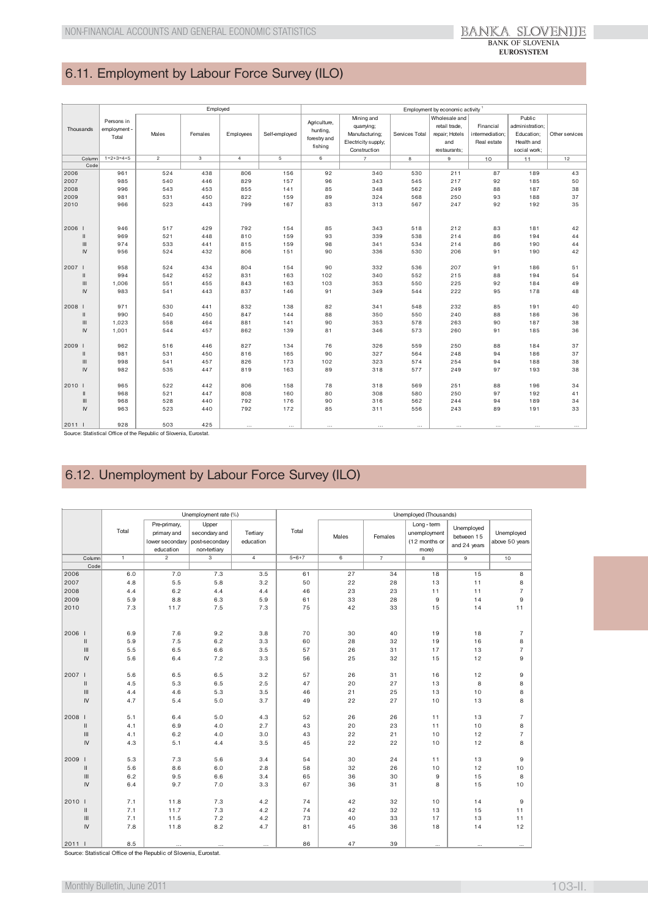## 6.11. Employment by Labour Force Survey (ILO)

| Thousands | Persons in employment - Total | Employed | | | | Employment by economic activity [1] | | | | | | |
|---|---|---|---|---|---|---|---|---|---|---|---|---|
| | | Males | Females | Employees | Self-employed | Agriculture, hunting, forestry and fishing | Mining and quarrying; Manufacturing; Electricity supply; Construction | Services Total | Wholesale and retail trade, repair; Hotels and restaurants; | Financial intermediation; Real estate | Public administration; Education; Health and social work; | Other services |
| Column | 1=2+3=4+5 | 2 | 3 | 4 | 5 | 6 | 7 | 8 | 9 | 10 | 11 | 12 |
| Code | | | | | | | | | | | | |
| 2006 | 961 | 524 | 438 | 806 | 156 | 92 | 340 | 530 | 211 | 87 | 189 | 43 |
| 2007 | 985 | 540 | 446 | 829 | 157 | 96 | 343 | 545 | 217 | 92 | 185 | 50 |
| 2008 | 996 | 543 | 453 | 855 | 141 | 85 | 348 | 562 | 249 | 88 | 187 | 38 |
| 2009 | 981 | 531 | 450 | 822 | 159 | 89 | 324 | 568 | 250 | 93 | 188 | 37 |
| 2010 | 966 | 523 | 443 | 799 | 167 | 83 | 313 | 567 | 247 | 92 | 192 | 35 |
| 2006 I | 946 | 517 | 429 | 792 | 154 | 85 | 343 | 518 | 212 | 83 | 181 | 42 |
| II | 969 | 521 | 448 | 810 | 159 | 93 | 339 | 538 | 214 | 86 | 194 | 44 |
| III | 974 | 533 | 441 | 815 | 159 | 98 | 341 | 534 | 214 | 86 | 190 | 44 |
| IV | 956 | 524 | 432 | 806 | 151 | 90 | 336 | 530 | 206 | 91 | 190 | 42 |
| 2007 I | 958 | 524 | 434 | 804 | 154 | 90 | 332 | 536 | 207 | 91 | 186 | 51 |
| II | 994 | 542 | 452 | 831 | 163 | 102 | 340 | 552 | 215 | 88 | 194 | 54 |
| III | 1,006 | 551 | 455 | 843 | 163 | 103 | 353 | 550 | 225 | 92 | 184 | 49 |
| IV | 983 | 541 | 443 | 837 | 146 | 91 | 349 | 544 | 222 | 95 | 178 | 48 |
| 2008 I | 971 | 530 | 441 | 832 | 138 | 82 | 341 | 548 | 232 | 85 | 191 | 40 |
| II | 990 | 540 | 450 | 847 | 144 | 88 | 350 | 550 | 240 | 88 | 186 | 36 |
| III | 1,023 | 558 | 464 | 881 | 141 | 90 | 353 | 578 | 263 | 90 | 187 | 38 |
| IV | 1,001 | 544 | 457 | 862 | 139 | 81 | 346 | 573 | 260 | 91 | 185 | 36 |
| 2009 I | 962 | 516 | 446 | 827 | 134 | 76 | 326 | 559 | 250 | 88 | 184 | 37 |
| II | 981 | 531 | 450 | 816 | 165 | 90 | 327 | 564 | 248 | 94 | 186 | 37 |
| III | 998 | 541 | 457 | 826 | 173 | 102 | 323 | 574 | 254 | 94 | 188 | 38 |
| IV | 982 | 535 | 447 | 819 | 163 | 89 | 318 | 577 | 249 | 97 | 193 | 38 |
| 2010 I | 965 | 522 | 442 | 806 | 158 | 78 | 318 | 569 | 251 | 88 | 196 | 34 |
| II | 968 | 521 | 447 | 808 | 160 | 80 | 308 | 580 | 250 | 97 | 192 | 41 |
| III | 968 | 528 | 440 | 792 | 176 | 90 | 316 | 562 | 244 | 94 | 189 | 34 |
| IV | 963 | 523 | 440 | 792 | 172 | 85 | 311 | 556 | 243 | 89 | 191 | 33 |
| 2011 I | 928 | 503 | 425 | ... | ... | ... | ... | ... | ... | ... | ... | ... |

Source: Statistical Office of the Republic of Slovenia, Eurostat.

## 6.12. Unemployment by Labour Force Survey (ILO)

| | Unemployment rate (%) | | | | Unemployed (Thousands) | | | | | |
|---|---|---|---|---|---|---|---|---|---|---|
| | Total | Pre-primary, primary and lower secondary education | Upper secondary and post-secondary non-tertiary | Tertiary education | Total | Males | Females | Long - term unemployment (12 months or more) | Unemployed between 15 and 24 years | Unemployed above 50 years |
| Column | 1 | 2 | 3 | 4 | 5=6+7 | 6 | 7 | 8 | 9 | 10 |
| Code | | | | | | | | | | |
| 2006 | 6.0 | 7.0 | 7.3 | 3.5 | 61 | 27 | 34 | 18 | 15 | 8 |
| 2007 | 4.8 | 5.5 | 5.8 | 3.2 | 50 | 22 | 28 | 13 | 11 | 8 |
| 2008 | 4.4 | 6.2 | 4.4 | 4.4 | 46 | 23 | 23 | 11 | 11 | 7 |
| 2009 | 5.9 | 8.8 | 6.3 | 5.9 | 61 | 33 | 28 | 9 | 14 | 9 |
| 2010 | 7.3 | 11.7 | 7.5 | 7.3 | 75 | 42 | 33 | 15 | 14 | 11 |
| 2006 I | 6.9 | 7.6 | 9.2 | 3.8 | 70 | 30 | 40 | 19 | 18 | 7 |
| II | 5.9 | 7.5 | 6.2 | 3.3 | 60 | 28 | 32 | 19 | 16 | 8 |
| III | 5.5 | 6.5 | 6.6 | 3.5 | 57 | 26 | 31 | 17 | 13 | 7 |
| IV | 5.6 | 6.4 | 7.2 | 3.3 | 56 | 25 | 32 | 15 | 12 | 9 |
| 2007 I | 5.6 | 6.5 | 6.5 | 3.2 | 57 | 26 | 31 | 16 | 12 | 9 |
| II | 4.5 | 5.3 | 6.5 | 2.5 | 47 | 20 | 27 | 13 | 8 | 8 |
| III | 4.4 | 4.6 | 5.3 | 3.5 | 46 | 21 | 25 | 13 | 10 | 8 |
| IV | 4.7 | 5.4 | 5.0 | 3.7 | 49 | 22 | 27 | 10 | 13 | 8 |
| 2008 I | 5.1 | 6.4 | 5.0 | 4.3 | 52 | 26 | 26 | 11 | 13 | 7 |
| II | 4.1 | 6.9 | 4.0 | 2.7 | 43 | 20 | 23 | 11 | 10 | 8 |
| III | 4.1 | 6.2 | 4.0 | 3.0 | 43 | 22 | 21 | 10 | 12 | 7 |
| IV | 4.3 | 5.1 | 4.4 | 3.5 | 45 | 22 | 22 | 10 | 12 | 8 |
| 2009 I | 5.3 | 7.3 | 5.6 | 3.4 | 54 | 30 | 24 | 11 | 13 | 9 |
| II | 5.6 | 8.6 | 6.0 | 2.8 | 58 | 32 | 26 | 10 | 12 | 10 |
| III | 6.2 | 9.5 | 6.6 | 3.4 | 65 | 36 | 30 | 9 | 15 | 8 |
| IV | 6.4 | 9.7 | 7.0 | 3.3 | 67 | 36 | 31 | 8 | 15 | 10 |
| 2010 I | 7.1 | 11.8 | 7.3 | 4.2 | 74 | 42 | 32 | 10 | 14 | 9 |
| II | 7.1 | 11.7 | 7.3 | 4.2 | 74 | 42 | 32 | 13 | 15 | 11 |
| III | 7.1 | 11.5 | 7.2 | 4.2 | 73 | 40 | 33 | 17 | 13 | 11 |
| IV | 7.8 | 11.8 | 8.2 | 4.7 | 81 | 45 | 36 | 18 | 14 | 12 |
| 2011 I | 8.5 | ... | ... | ... | 86 | 47 | 39 | ... | ... | ... |

Source: Statistical Office of the Republic of Slovenia, Eurostat.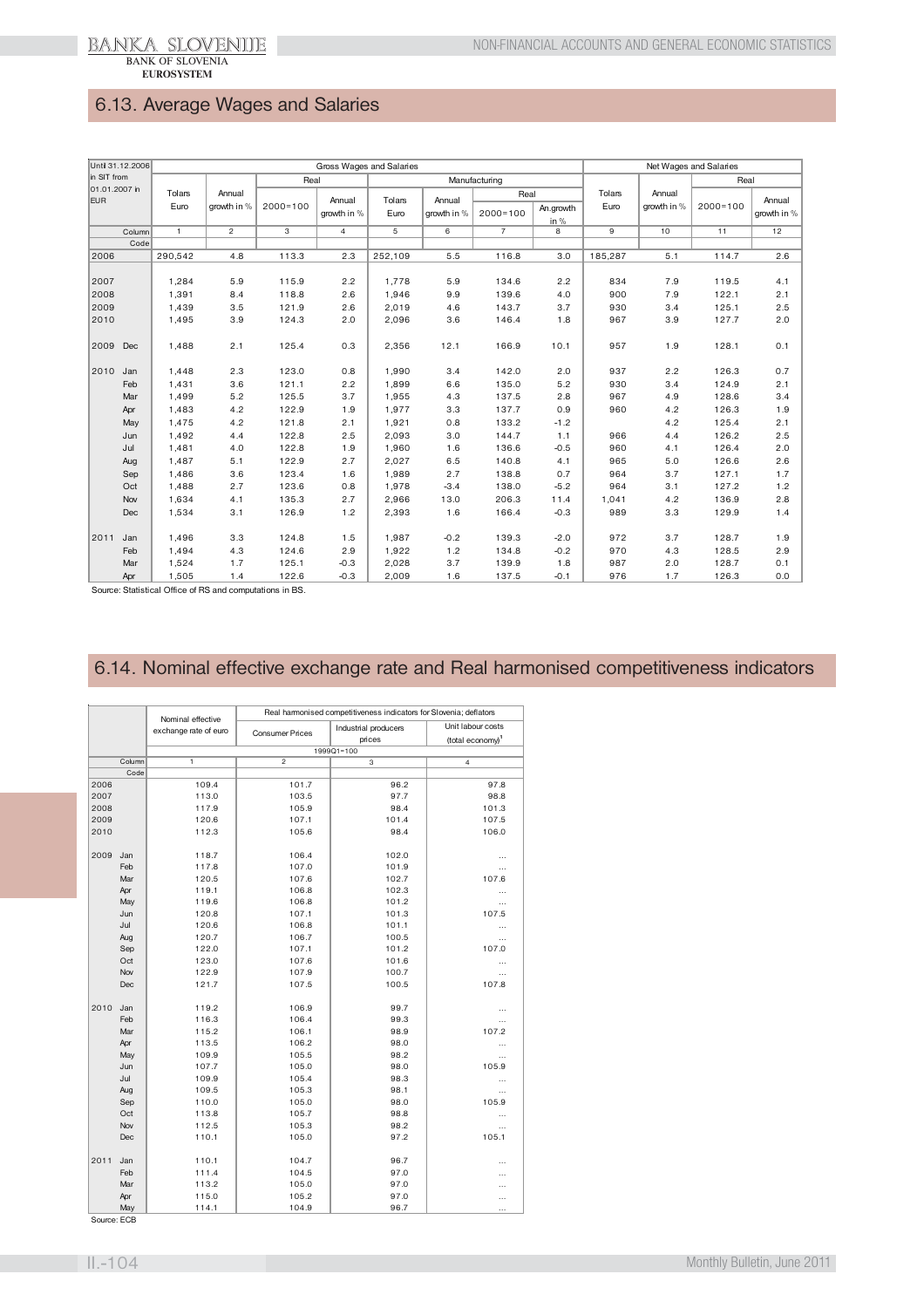## 6.13. Average Wages and Salaries

| Until 31.12.2006 in SIT from 01.01.2007 in EUR | Gross Wages and Salaries | | | | | | | | Net Wages and Salaries | | | |
|---|---|---|---|---|---|---|---|---|---|---|---|---|
| | | | Real | | Manufacturing | | | | | | Real | |
| | | | | | | | Real | | | | | |
| | Tolars Euro | Annual growth in % | 2000=100 | Annual growth in % | Tolars Euro | Annual growth in % | 2000=100 | An.growth in % | Tolars Euro | Annual growth in % | 2000=100 | Annual growth in % |
| Column | 1 | 2 | 3 | 4 | 5 | 6 | 7 | 8 | 9 | 10 | 11 | 12 |
| Code | | | | | | | | | | | | |
| 2006 | 290,542 | 4.8 | 113.3 | 2.3 | 252,109 | 5.5 | 116.8 | 3.0 | 185,287 | 5.1 | 114.7 | 2.6 |
| 2007 | 1,284 | 5.9 | 115.9 | 2.2 | 1,778 | 5.9 | 134.6 | 2.2 | 834 | 7.9 | 119.5 | 4.1 |
| 2008 | 1,391 | 8.4 | 118.8 | 2.6 | 1,946 | 9.9 | 139.6 | 4.0 | 900 | 7.9 | 122.1 | 2.1 |
| 2009 | 1,439 | 3.5 | 121.9 | 2.6 | 2,019 | 4.6 | 143.7 | 3.7 | 930 | 3.4 | 125.1 | 2.5 |
| 2010 | 1,495 | 3.9 | 124.3 | 2.0 | 2,096 | 3.6 | 146.4 | 1.8 | 967 | 3.9 | 127.7 | 2.0 |
| 2009 Dec | 1,488 | 2.1 | 125.4 | 0.3 | 2,356 | 12.1 | 166.9 | 10.1 | 957 | 1.9 | 128.1 | 0.1 |
| 2010 Jan | 1,448 | 2.3 | 123.0 | 0.8 | 1,990 | 3.4 | 142.0 | 2.0 | 937 | 2.2 | 126.3 | 0.7 |
| Feb | 1,431 | 3.6 | 121.1 | 2.2 | 1,899 | 6.6 | 135.0 | 5.2 | 930 | 3.4 | 124.9 | 2.1 |
| Mar | 1,499 | 5.2 | 125.5 | 3.7 | 1,955 | 4.3 | 137.5 | 2.8 | 967 | 4.9 | 128.6 | 3.4 |
| Apr | 1,483 | 4.2 | 122.9 | 1.9 | 1,977 | 3.3 | 137.7 | 0.9 | 960 | 4.2 | 126.3 | 1.9 |
| May | 1,475 | 4.2 | 121.8 | 2.1 | 1,921 | 0.8 | 133.2 | -1.2 | | 4.2 | 125.4 | 2.1 |
| Jun | 1,492 | 4.4 | 122.8 | 2.5 | 2,093 | 3.0 | 144.7 | 1.1 | 966 | 4.4 | 126.2 | 2.5 |
| Jul | 1,481 | 4.0 | 122.8 | 1.9 | 1,960 | 1.6 | 136.6 | -0.5 | 960 | 4.1 | 126.4 | 2.0 |
| Aug | 1,487 | 5.1 | 122.9 | 2.7 | 2,027 | 6.5 | 140.8 | 4.1 | 965 | 5.0 | 126.6 | 2.6 |
| Sep | 1,486 | 3.6 | 123.4 | 1.6 | 1,989 | 2.7 | 138.8 | 0.7 | 964 | 3.7 | 127.1 | 1.7 |
| Oct | 1,488 | 2.7 | 123.6 | 0.8 | 1,978 | -3.4 | 138.0 | -5.2 | 964 | 3.1 | 127.2 | 1.2 |
| Nov | 1,634 | 4.1 | 135.3 | 2.7 | 2,966 | 13.0 | 206.3 | 11.4 | 1,041 | 4.2 | 136.9 | 2.8 |
| Dec | 1,534 | 3.1 | 126.9 | 1.2 | 2,393 | 1.6 | 166.4 | -0.3 | 989 | 3.3 | 129.9 | 1.4 |
| 2011 Jan | 1,496 | 3.3 | 124.8 | 1.5 | 1,987 | -0.2 | 139.3 | -2.0 | 972 | 3.7 | 128.7 | 1.9 |
| Feb | 1,494 | 4.3 | 124.6 | 2.9 | 1,922 | 1.2 | 134.8 | -0.2 | 970 | 4.3 | 128.5 | 2.9 |
| Mar | 1,524 | 1.7 | 125.1 | -0.3 | 2,028 | 3.7 | 139.9 | 1.8 | 987 | 2.0 | 128.7 | 0.1 |
| Apr | 1,505 | 1.4 | 122.6 | -0.3 | 2,009 | 1.6 | 137.5 | -0.1 | 976 | 1.7 | 126.3 | 0.0 |

Source: Statistical Office of RS and computations in BS.

## 6.14. Nominal effective exchange rate and Real harmonised competitiveness indicators

| | Nominal effective exchange rate of euro | Real harmonised competitiveness indicators for Slovenia; deflators | | |
|---|---|---|---|---|
| | | Consumer Prices | Industrial producers prices | Unit labour costs (total economy)[1] |
| | 1999Q1=100 | | | |
| Column | 1 | 2 | 3 | 4 |
| Code | | | | |
| 2006 | 109.4 | 101.7 | 96.2 | 97.8 |
| 2007 | 113.0 | 103.5 | 97.7 | 98.8 |
| 2008 | 117.9 | 105.9 | 98.4 | 101.3 |
| 2009 | 120.6 | 107.1 | 101.4 | 107.5 |
| 2010 | 112.3 | 105.6 | 98.4 | 106.0 |
| 2009 Jan | 118.7 | 106.4 | 102.0 | ... |
| Feb | 117.8 | 107.0 | 101.9 | ... |
| Mar | 120.5 | 107.6 | 102.7 | 107.6 |
| Apr | 119.1 | 106.8 | 102.3 | ... |
| May | 119.6 | 106.8 | 101.2 | ... |
| Jun | 120.8 | 107.1 | 101.3 | 107.5 |
| Jul | 120.6 | 106.8 | 101.1 | ... |
| Aug | 120.7 | 106.7 | 100.5 | ... |
| Sep | 122.0 | 107.1 | 101.2 | 107.0 |
| Oct | 123.0 | 107.6 | 101.6 | ... |
| Nov | 122.9 | 107.9 | 100.7 | ... |
| Dec | 121.7 | 107.5 | 100.5 | 107.8 |
| 2010 Jan | 119.2 | 106.9 | 99.7 | ... |
| Feb | 116.3 | 106.4 | 99.3 | ... |
| Mar | 115.2 | 106.1 | 98.9 | 107.2 |
| Apr | 113.5 | 106.2 | 98.0 | ... |
| May | 109.9 | 105.5 | 98.2 | ... |
| Jun | 107.7 | 105.0 | 98.0 | 105.9 |
| Jul | 109.9 | 105.4 | 98.3 | ... |
| Aug | 109.5 | 105.3 | 98.1 | ... |
| Sep | 110.0 | 105.0 | 98.0 | 105.9 |
| Oct | 113.8 | 105.7 | 98.8 | ... |
| Nov | 112.5 | 105.3 | 98.2 | ... |
| Dec | 110.1 | 105.0 | 97.2 | 105.1 |
| 2011 Jan | 110.1 | 104.7 | 96.7 | ... |
| Feb | 111.4 | 104.5 | 97.0 | ... |
| Mar | 113.2 | 105.0 | 97.0 | ... |
| Apr | 115.0 | 105.2 | 97.0 | ... |
| May | 114.1 | 104.9 | 96.7 | ... |

Source: ECB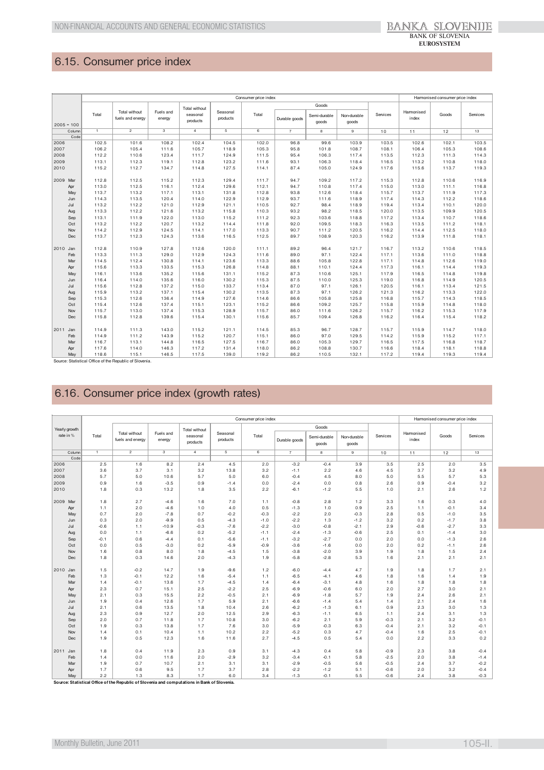## 6.15. Consumer price index

| 2005 = 100 | Consumer price index | | | | | | | | | | Harmonised consumer price index | | |
|---|---|---|---|---|---|---|---|---|---|---|---|---|---|
| | Total | Total without fuels and energy | Fuels and energy | Total without seasonal products | Seasonal products | Goods | | | | Services | Harmonised index | Goods | Services |
| | | | | | | Total | Durable goods | Semi-durable goods | Non-durable goods | | | | |
| Column | 1 | 2 | 3 | 4 | 5 | 6 | 7 | 8 | 9 | 10 | 11 | 12 | 13 |
| Code | | | | | | | | | | | | | |
| 2006 | 102.5 | 101.6 | 108.2 | 102.4 | 104.5 | 102.0 | 96.8 | 99.6 | 103.9 | 103.5 | 102.6 | 102.1 | 103.5 |
| 2007 | 106.2 | 105.4 | 111.6 | 105.7 | 118.9 | 105.3 | 95.8 | 101.8 | 108.7 | 108.1 | 106.4 | 105.3 | 108.6 |
| 2008 | 112.2 | 110.6 | 123.4 | 111.7 | 124.9 | 111.5 | 95.4 | 106.3 | 117.4 | 113.5 | 112.3 | 111.3 | 114.3 |
| 2009 | 113.1 | 112.3 | 119.1 | 112.8 | 123.2 | 111.6 | 93.1 | 106.3 | 118.4 | 116.5 | 113.2 | 110.8 | 118.0 |
| 2010 | 115.2 | 112.7 | 134.7 | 114.8 | 127.5 | 114.1 | 87.4 | 105.0 | 124.9 | 117.6 | 115.6 | 113.7 | 119.3 |
| 2009 Mar | 112.8 | 112.5 | 115.2 | 112.3 | 129.4 | 111.7 | 94.7 | 109.2 | 117.2 | 115.3 | 112.8 | 110.6 | 116.9 |
| Apr | 113.0 | 112.5 | 116.1 | 112.4 | 129.6 | 112.1 | 94.7 | 110.8 | 117.4 | 115.0 | 113.0 | 111.1 | 116.8 |
| May | 113.7 | 113.2 | 117.1 | 113.1 | 131.8 | 112.8 | 93.8 | 112.6 | 118.4 | 115.7 | 113.7 | 111.9 | 117.3 |
| Jun | 114.3 | 113.5 | 120.4 | 114.0 | 122.9 | 112.9 | 93.7 | 111.6 | 118.9 | 117.4 | 114.3 | 112.2 | 118.6 |
| Jul | 113.2 | 112.2 | 121.0 | 112.9 | 121.1 | 110.5 | 92.7 | 98.4 | 118.9 | 119.4 | 113.4 | 110.1 | 120.0 |
| Aug | 113.3 | 112.2 | 121.6 | 113.2 | 115.8 | 110.3 | 93.2 | 98.2 | 118.5 | 120.0 | 113.5 | 109.9 | 120.5 |
| Sep | 113.1 | 111.9 | 122.0 | 113.0 | 115.2 | 111.2 | 92.3 | 103.6 | 118.8 | 117.2 | 113.4 | 110.7 | 118.6 |
| Oct | 113.2 | 112.2 | 120.7 | 113.2 | 114.4 | 111.8 | 92.0 | 109.5 | 118.3 | 116.3 | 113.5 | 111.2 | 118.1 |
| Nov | 114.2 | 112.9 | 124.5 | 114.1 | 117.0 | 113.3 | 90.7 | 111.2 | 120.5 | 116.2 | 114.4 | 112.5 | 118.0 |
| Dec | 113.7 | 112.3 | 124.3 | 113.6 | 116.5 | 112.5 | 89.7 | 108.9 | 120.3 | 116.2 | 113.9 | 111.8 | 118.1 |
| 2010 Jan | 112.8 | 110.9 | 127.8 | 112.6 | 120.0 | 111.1 | 89.2 | 96.4 | 121.7 | 116.7 | 113.2 | 110.6 | 118.5 |
| Feb | 113.3 | 111.3 | 129.0 | 112.9 | 124.3 | 111.6 | 89.0 | 97.1 | 122.4 | 117.1 | 113.6 | 111.0 | 118.8 |
| Mar | 114.5 | 112.4 | 130.8 | 114.1 | 123.6 | 113.3 | 88.6 | 105.8 | 122.8 | 117.1 | 114.8 | 112.6 | 119.0 |
| Apr | 115.6 | 113.3 | 133.5 | 115.3 | 126.8 | 114.8 | 88.1 | 110.1 | 124.4 | 117.3 | 116.1 | 114.4 | 119.3 |
| May | 116.1 | 113.6 | 135.2 | 115.6 | 131.1 | 115.2 | 87.3 | 110.6 | 125.1 | 117.9 | 116.5 | 114.8 | 119.8 |
| Jun | 116.4 | 114.0 | 135.6 | 116.0 | 130.2 | 115.3 | 87.5 | 110.0 | 125.3 | 119.0 | 116.8 | 114.9 | 120.5 |
| Jul | 115.6 | 112.8 | 137.2 | 115.0 | 133.7 | 113.4 | 87.0 | 97.1 | 126.1 | 120.5 | 116.1 | 113.4 | 121.5 |
| Aug | 115.9 | 113.2 | 137.1 | 115.4 | 130.2 | 113.5 | 87.3 | 97.1 | 126.2 | 121.3 | 116.2 | 113.3 | 122.0 |
| Sep | 115.3 | 112.6 | 136.4 | 114.9 | 127.6 | 114.6 | 86.6 | 105.8 | 125.8 | 116.8 | 115.7 | 114.3 | 118.5 |
| Oct | 115.4 | 112.6 | 137.4 | 115.1 | 123.1 | 115.2 | 86.6 | 109.2 | 125.7 | 115.8 | 115.9 | 114.8 | 118.0 |
| Nov | 115.7 | 113.0 | 137.4 | 115.3 | 128.9 | 115.7 | 86.0 | 111.6 | 126.2 | 115.7 | 116.2 | 115.3 | 117.9 |
| Dec | 115.8 | 112.8 | 139.6 | 115.4 | 130.1 | 115.6 | 85.7 | 109.4 | 126.8 | 116.2 | 116.4 | 115.4 | 118.2 |
| 2011 Jan | 114.9 | 111.3 | 143.0 | 115.2 | 121.1 | 114.5 | 85.3 | 96.7 | 128.7 | 115.7 | 115.9 | 114.7 | 118.0 |
| Feb | 114.9 | 111.2 | 143.9 | 115.2 | 120.7 | 115.1 | 86.0 | 97.0 | 129.5 | 114.2 | 115.9 | 115.2 | 117.1 |
| Mar | 116.7 | 113.1 | 144.8 | 116.5 | 127.5 | 116.7 | 86.0 | 105.3 | 129.7 | 116.5 | 117.5 | 116.8 | 118.7 |
| Apr | 117.6 | 114.0 | 146.3 | 117.2 | 131.4 | 118.0 | 86.2 | 108.8 | 130.7 | 116.6 | 118.4 | 118.1 | 118.8 |
| May | 118.6 | 115.1 | 146.5 | 117.5 | 139.0 | 119.2 | 86.2 | 110.5 | 132.1 | 117.2 | 119.4 | 119.3 | 119.4 |

Source: Statistical Office of the Republic of Slovenia.

## 6.16. Consumer price index (growth rates)

| Yearly growth rate in % | Consumer price index | | | | | | | | | | Harmonised consumer price index | | |
|---|---|---|---|---|---|---|---|---|---|---|---|---|---|
| | Total | Total without fuels and energy | Fuels and energy | Total without seasonal products | Seasonal products | Goods | | | | Services | Harmonised index | Goods | Services |
| | | | | | | Total | Durable goods | Semi-durable goods | Non-durable goods | | | | |
| Column | 1 | 2 | 3 | 4 | 5 | 6 | 7 | 8 | 9 | 10 | 11 | 12 | 13 |
| Code | | | | | | | | | | | | | |
| 2006 | 2.5 | 1.6 | 8.2 | 2.4 | 4.5 | 2.0 | -3.2 | -0.4 | 3.9 | 3.5 | 2.5 | 2.0 | 3.5 |
| 2007 | 3.6 | 3.7 | 3.1 | 3.2 | 13.8 | 3.2 | -1.1 | 2.2 | 4.6 | 4.5 | 3.7 | 3.2 | 4.9 |
| 2008 | 5.7 | 5.0 | 10.6 | 5.7 | 5.0 | 6.0 | -0.4 | 4.5 | 8.0 | 5.0 | 5.5 | 5.7 | 5.3 |
| 2009 | 0.9 | 1.6 | -3.5 | 0.9 | -1.4 | 0.0 | -2.4 | 0.0 | 0.8 | 2.6 | 0.9 | -0.4 | 3.2 |
| 2010 | 1.8 | 0.3 | 13.2 | 1.8 | 3.5 | 2.2 | -6.1 | -1.2 | 5.5 | 1.0 | 2.1 | 2.6 | 1.2 |
| 2009 Mar | 1.8 | 2.7 | -4.6 | 1.6 | 7.0 | 1.1 | -0.8 | 2.8 | 1.2 | 3.3 | 1.6 | 0.3 | 4.0 |
| Apr | 1.1 | 2.0 | -4.6 | 1.0 | 4.0 | 0.5 | -1.3 | 1.0 | 0.9 | 2.5 | 1.1 | -0.1 | 3.4 |
| May | 0.7 | 2.0 | -7.8 | 0.7 | -0.2 | -0.3 | -2.2 | 2.0 | -0.3 | 2.8 | 0.5 | -1.0 | 3.5 |
| Jun | 0.3 | 2.0 | -9.9 | 0.5 | -4.3 | -1.0 | -2.2 | 1.3 | -1.2 | 3.2 | 0.2 | -1.7 | 3.8 |
| Jul | -0.6 | 1.1 | -10.9 | -0.3 | -7.6 | -2.2 | -3.0 | -0.8 | -2.1 | 2.9 | -0.6 | -2.7 | 3.3 |
| Aug | 0.0 | 1.1 | -6.6 | 0.2 | -5.2 | -1.1 | -2.4 | -1.3 | -0.6 | 2.5 | 0.1 | -1.4 | 3.0 |
| Sep | -0.1 | 0.6 | -4.4 | 0.1 | -5.6 | -1.1 | -3.2 | -2.7 | 0.0 | 2.0 | 0.0 | -1.3 | 2.6 |
| Oct | 0.0 | 0.5 | -3.0 | 0.2 | -5.9 | -0.9 | -3.6 | -1.6 | 0.0 | 2.0 | 0.2 | -1.1 | 2.6 |
| Nov | 1.6 | 0.8 | 8.0 | 1.8 | -4.5 | 1.5 | -3.8 | -2.0 | 3.9 | 1.9 | 1.8 | 1.5 | 2.4 |
| Dec | 1.8 | 0.3 | 14.6 | 2.0 | -4.3 | 1.9 | -5.8 | -2.8 | 5.3 | 1.6 | 2.1 | 2.1 | 2.1 |
| 2010 Jan | 1.5 | -0.2 | 14.7 | 1.9 | -9.6 | 1.2 | -6.0 | -4.4 | 4.7 | 1.9 | 1.8 | 1.7 | 2.1 |
| Feb | 1.3 | -0.1 | 12.2 | 1.6 | -5.4 | 1.1 | -6.5 | -4.1 | 4.6 | 1.8 | 1.6 | 1.4 | 1.9 |
| Mar | 1.4 | -0.1 | 13.6 | 1.7 | -4.5 | 1.4 | -6.4 | -3.1 | 4.8 | 1.6 | 1.8 | 1.8 | 1.8 |
| Apr | 2.3 | 0.7 | 15.1 | 2.5 | -2.2 | 2.5 | -6.9 | -0.6 | 6.0 | 2.0 | 2.7 | 3.0 | 2.1 |
| May | 2.1 | 0.3 | 15.5 | 2.2 | -0.5 | 2.1 | -6.9 | -1.8 | 5.7 | 1.9 | 2.4 | 2.6 | 2.1 |
| Jun | 1.9 | 0.4 | 12.6 | 1.7 | 5.9 | 2.1 | -6.6 | -1.4 | 5.4 | 1.4 | 2.1 | 2.4 | 1.6 |
| Jul | 2.1 | 0.6 | 13.5 | 1.8 | 10.4 | 2.6 | -6.2 | -1.3 | 6.1 | 0.9 | 2.3 | 3.0 | 1.3 |
| Aug | 2.3 | 0.9 | 12.7 | 2.0 | 12.5 | 2.9 | -6.3 | -1.1 | 6.5 | 1.1 | 2.4 | 3.1 | 1.3 |
| Sep | 2.0 | 0.7 | 11.8 | 1.7 | 10.8 | 3.0 | -6.2 | 2.1 | 5.9 | -0.3 | 2.1 | 3.2 | -0.1 |
| Oct | 1.9 | 0.3 | 13.8 | 1.7 | 7.6 | 3.0 | -5.9 | -0.3 | 6.3 | -0.4 | 2.1 | 3.2 | -0.1 |
| Nov | 1.4 | 0.1 | 10.4 | 1.1 | 10.2 | 2.2 | -5.2 | 0.3 | 4.7 | -0.4 | 1.6 | 2.5 | -0.1 |
| Dec | 1.9 | 0.5 | 12.3 | 1.6 | 11.6 | 2.7 | -4.5 | 0.5 | 5.4 | 0.0 | 2.2 | 3.3 | 0.2 |
| 2011 Jan | 1.8 | 0.4 | 11.9 | 2.3 | 0.9 | 3.1 | -4.3 | 0.4 | 5.8 | -0.9 | 2.3 | 3.8 | -0.4 |
| Feb | 1.4 | 0.0 | 11.6 | 2.0 | -2.9 | 3.2 | -3.4 | -0.1 | 5.8 | -2.5 | 2.0 | 3.8 | -1.4 |
| Mar | 1.9 | 0.7 | 10.7 | 2.1 | 3.1 | 3.1 | -2.9 | -0.5 | 5.6 | -0.5 | 2.4 | 3.7 | -0.2 |
| Apr | 1.7 | 0.6 | 9.5 | 1.7 | 3.7 | 2.8 | -2.2 | -1.2 | 5.1 | -0.6 | 2.0 | 3.2 | -0.4 |
| May | 2.2 | 1.3 | 8.3 | 1.7 | 6.0 | 3.4 | -1.3 | -0.1 | 5.5 | -0.6 | 2.4 | 3.8 | -0.3 |

**Source: Statistical Office of the Republic of Slovenia and computations in Bank of Slovenia.**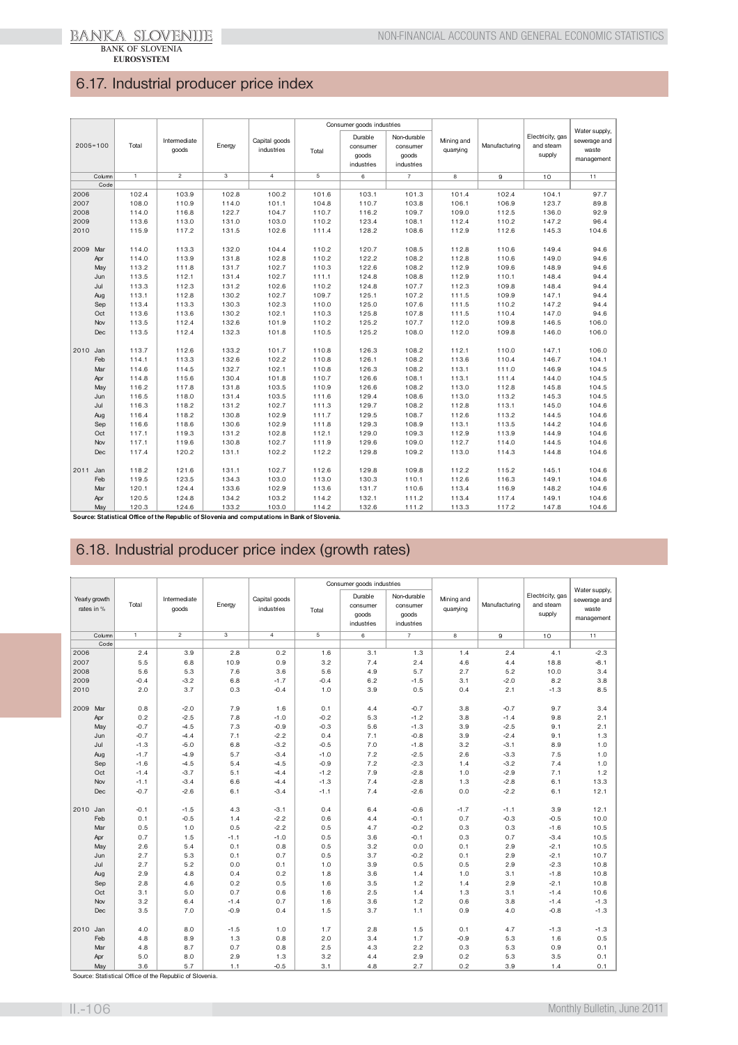## 6.17. Industrial producer price index

| 2005=100 | | Total | Intermediate goods | Energy | Capital goods industries | Consumer goods industries | | | Mining and quarrying | Manufacturing | Electricity, gas and steam supply | Water supply, sewerage and waste management |
|---|---|---|---|---|---|---|---|---|---|---|---|---|
| | | | | | | Total | Durable consumer goods industries | Non-durable consumer goods industries | | | | |
| | Column | 1 | 2 | 3 | 4 | 5 | 6 | 7 | 8 | 9 | 10 | 11 |
| | Code | | | | | | | | | | | |
| 2006 | | 102.4 | 103.9 | 102.8 | 100.2 | 101.6 | 103.1 | 101.3 | 101.4 | 102.4 | 104.1 | 97.7 |
| 2007 | | 108.0 | 110.9 | 114.0 | 101.1 | 104.8 | 110.7 | 103.8 | 106.1 | 106.9 | 123.7 | 89.8 |
| 2008 | | 114.0 | 116.8 | 122.7 | 104.7 | 110.7 | 116.2 | 109.7 | 109.0 | 112.5 | 136.0 | 92.9 |
| 2009 | | 113.6 | 113.0 | 131.0 | 103.0 | 110.2 | 123.4 | 108.1 | 112.4 | 110.2 | 147.2 | 96.4 |
| 2010 | | 115.9 | 117.2 | 131.5 | 102.6 | 111.4 | 128.2 | 108.6 | 112.9 | 112.6 | 145.3 | 104.6 |
| 2009 | Mar | 114.0 | 113.3 | 132.0 | 104.4 | 110.2 | 120.7 | 108.5 | 112.8 | 110.6 | 149.4 | 94.6 |
| | Apr | 114.0 | 113.9 | 131.8 | 102.8 | 110.2 | 122.2 | 108.2 | 112.8 | 110.6 | 149.0 | 94.6 |
| | May | 113.2 | 111.8 | 131.7 | 102.7 | 110.3 | 122.6 | 108.2 | 112.9 | 109.6 | 148.9 | 94.6 |
| | Jun | 113.5 | 112.1 | 131.4 | 102.7 | 111.1 | 124.8 | 108.8 | 112.9 | 110.1 | 148.4 | 94.4 |
| | Jul | 113.3 | 112.3 | 131.2 | 102.6 | 110.2 | 124.8 | 107.7 | 112.3 | 109.8 | 148.4 | 94.4 |
| | Aug | 113.1 | 112.8 | 130.2 | 102.7 | 109.7 | 125.1 | 107.2 | 111.5 | 109.9 | 147.1 | 94.4 |
| | Sep | 113.4 | 113.3 | 130.3 | 102.3 | 110.0 | 125.0 | 107.6 | 111.5 | 110.2 | 147.2 | 94.4 |
| | Oct | 113.6 | 113.6 | 130.2 | 102.1 | 110.3 | 125.8 | 107.8 | 111.5 | 110.4 | 147.0 | 94.6 |
| | Nov | 113.5 | 112.4 | 132.6 | 101.9 | 110.2 | 125.2 | 107.7 | 112.0 | 109.8 | 146.5 | 106.0 |
| | Dec | 113.5 | 112.4 | 132.3 | 101.8 | 110.5 | 125.2 | 108.0 | 112.0 | 109.8 | 146.0 | 106.0 |
| 2010 | Jan | 113.7 | 112.6 | 133.2 | 101.7 | 110.8 | 126.3 | 108.2 | 112.1 | 110.0 | 147.1 | 106.0 |
| | Feb | 114.1 | 113.3 | 132.6 | 102.2 | 110.8 | 126.1 | 108.2 | 113.6 | 110.4 | 146.7 | 104.1 |
| | Mar | 114.6 | 114.5 | 132.7 | 102.1 | 110.8 | 126.3 | 108.2 | 113.1 | 111.0 | 146.9 | 104.5 |
| | Apr | 114.8 | 115.6 | 130.4 | 101.8 | 110.7 | 126.6 | 108.1 | 113.1 | 111.4 | 144.0 | 104.5 |
| | May | 116.2 | 117.8 | 131.8 | 103.5 | 110.9 | 126.6 | 108.2 | 113.0 | 112.8 | 145.8 | 104.5 |
| | Jun | 116.5 | 118.0 | 131.4 | 103.5 | 111.6 | 129.4 | 108.6 | 113.0 | 113.2 | 145.3 | 104.5 |
| | Jul | 116.3 | 118.2 | 131.2 | 102.7 | 111.3 | 129.7 | 108.2 | 112.8 | 113.1 | 145.0 | 104.6 |
| | Aug | 116.4 | 118.2 | 130.8 | 102.9 | 111.7 | 129.5 | 108.7 | 112.6 | 113.2 | 144.5 | 104.6 |
| | Sep | 116.6 | 118.6 | 130.6 | 102.9 | 111.8 | 129.3 | 108.9 | 113.1 | 113.5 | 144.2 | 104.6 |
| | Oct | 117.1 | 119.3 | 131.2 | 102.8 | 112.1 | 129.0 | 109.3 | 112.9 | 113.9 | 144.9 | 104.6 |
| | Nov | 117.1 | 119.6 | 130.8 | 102.7 | 111.9 | 129.6 | 109.0 | 112.7 | 114.0 | 144.5 | 104.6 |
| | Dec | 117.4 | 120.2 | 131.1 | 102.2 | 112.2 | 129.8 | 109.2 | 113.0 | 114.3 | 144.8 | 104.6 |
| 2011 | Jan | 118.2 | 121.6 | 131.1 | 102.7 | 112.6 | 129.8 | 109.8 | 112.2 | 115.2 | 145.1 | 104.6 |
| | Feb | 119.5 | 123.5 | 134.3 | 103.0 | 113.0 | 130.3 | 110.1 | 112.6 | 116.3 | 149.1 | 104.6 |
| | Mar | 120.1 | 124.4 | 133.6 | 102.9 | 113.6 | 131.7 | 110.6 | 113.4 | 116.9 | 148.2 | 104.6 |
| | Apr | 120.5 | 124.8 | 134.2 | 103.2 | 114.2 | 132.1 | 111.2 | 113.4 | 117.4 | 149.1 | 104.6 |
| | May | 120.3 | 124.6 | 133.2 | 103.0 | 114.2 | 132.6 | 111.2 | 113.3 | 117.2 | 147.8 | 104.6 |

**Source: Statistical Office of the Republic of Slovenia and computations in Bank of Slovenia.**

## 6.18. Industrial producer price index (growth rates)

| Yearly growth rates in % | | Total | Intermediate goods | Energy | Capital goods industries | Consumer goods industries | | | Mining and quarrying | Manufacturing | Electricity, gas and steam supply | Water supply, sewerage and waste management |
|---|---|---|---|---|---|---|---|---|---|---|---|---|
| | | | | | | Total | Durable consumer goods industries | Non-durable consumer goods industries | | | | |
| | Column | 1 | 2 | 3 | 4 | 5 | 6 | 7 | 8 | 9 | 10 | 11 |
| | Code | | | | | | | | | | | |
| 2006 | | 2.4 | 3.9 | 2.8 | 0.2 | 1.6 | 3.1 | 1.3 | 1.4 | 2.4 | 4.1 | -2.3 |
| 2007 | | 5.5 | 6.8 | 10.9 | 0.9 | 3.2 | 7.4 | 2.4 | 4.6 | 4.4 | 18.8 | -8.1 |
| 2008 | | 5.6 | 5.3 | 7.6 | 3.6 | 5.6 | 4.9 | 5.7 | 2.7 | 5.2 | 10.0 | 3.4 |
| 2009 | | -0.4 | -3.2 | 6.8 | -1.7 | -0.4 | 6.2 | -1.5 | 3.1 | -2.0 | 8.2 | 3.8 |
| 2010 | | 2.0 | 3.7 | 0.3 | -0.4 | 1.0 | 3.9 | 0.5 | 0.4 | 2.1 | -1.3 | 8.5 |
| 2009 | Mar | 0.8 | -2.0 | 7.9 | 1.6 | 0.1 | 4.4 | -0.7 | 3.8 | -0.7 | 9.7 | 3.4 |
| | Apr | 0.2 | -2.5 | 7.8 | -1.0 | -0.2 | 5.3 | -1.2 | 3.8 | -1.4 | 9.8 | 2.1 |
| | May | -0.7 | -4.5 | 7.3 | -0.9 | -0.3 | 5.6 | -1.3 | 3.9 | -2.5 | 9.1 | 2.1 |
| | Jun | -0.7 | -4.4 | 7.1 | -2.2 | 0.4 | 7.1 | -0.8 | 3.9 | -2.4 | 9.1 | 1.3 |
| | Jul | -1.3 | -5.0 | 6.8 | -3.2 | -0.5 | 7.0 | -1.8 | 3.2 | -3.1 | 8.9 | 1.0 |
| | Aug | -1.7 | -4.9 | 5.7 | -3.4 | -1.0 | 7.2 | -2.5 | 2.6 | -3.3 | 7.5 | 1.0 |
| | Sep | -1.6 | -4.5 | 5.4 | -4.5 | -0.9 | 7.2 | -2.3 | 1.4 | -3.2 | 7.4 | 1.0 |
| | Oct | -1.4 | -3.7 | 5.1 | -4.4 | -1.2 | 7.9 | -2.8 | 1.0 | -2.9 | 7.1 | 1.2 |
| | Nov | -1.1 | -3.4 | 6.6 | -4.4 | -1.3 | 7.4 | -2.8 | 1.3 | -2.8 | 6.1 | 13.3 |
| | Dec | -0.7 | -2.6 | 6.1 | -3.4 | -1.1 | 7.4 | -2.6 | 0.0 | -2.2 | 6.1 | 12.1 |
| 2010 | Jan | -0.1 | -1.5 | 4.3 | -3.1 | 0.4 | 6.4 | -0.6 | -1.7 | -1.1 | 3.9 | 12.1 |
| | Feb | 0.1 | -0.5 | 1.4 | -2.2 | 0.6 | 4.4 | -0.1 | 0.7 | -0.3 | -0.5 | 10.0 |
| | Mar | 0.5 | 1.0 | 0.5 | -2.2 | 0.5 | 4.7 | -0.2 | 0.3 | 0.3 | -1.6 | 10.5 |
| | Apr | 0.7 | 1.5 | -1.1 | -1.0 | 0.5 | 3.6 | -0.1 | 0.3 | 0.7 | -3.4 | 10.5 |
| | May | 2.6 | 5.4 | 0.1 | 0.8 | 0.5 | 3.2 | 0.0 | 0.1 | 2.9 | -2.1 | 10.5 |
| | Jun | 2.7 | 5.3 | 0.1 | 0.7 | 0.5 | 3.7 | -0.2 | 0.1 | 2.9 | -2.1 | 10.7 |
| | Jul | 2.7 | 5.2 | 0.0 | 0.1 | 1.0 | 3.9 | 0.5 | 0.5 | 2.9 | -2.3 | 10.8 |
| | Aug | 2.9 | 4.8 | 0.4 | 0.2 | 1.8 | 3.6 | 1.4 | 1.0 | 3.1 | -1.8 | 10.8 |
| | Sep | 2.8 | 4.6 | 0.2 | 0.5 | 1.6 | 3.5 | 1.2 | 1.4 | 2.9 | -2.1 | 10.8 |
| | Oct | 3.1 | 5.0 | 0.7 | 0.6 | 1.6 | 2.5 | 1.4 | 1.3 | 3.1 | -1.4 | 10.6 |
| | Nov | 3.2 | 6.4 | -1.4 | 0.7 | 1.6 | 3.6 | 1.2 | 0.6 | 3.8 | -1.4 | -1.3 |
| | Dec | 3.5 | 7.0 | -0.9 | 0.4 | 1.5 | 3.7 | 1.1 | 0.9 | 4.0 | -0.8 | -1.3 |
| 2010 | Jan | 4.0 | 8.0 | -1.5 | 1.0 | 1.7 | 2.8 | 1.5 | 0.1 | 4.7 | -1.3 | -1.3 |
| | Feb | 4.8 | 8.9 | 1.3 | 0.8 | 2.0 | 3.4 | 1.7 | -0.9 | 5.3 | 1.6 | 0.5 |
| | Mar | 4.8 | 8.7 | 0.7 | 0.8 | 2.5 | 4.3 | 2.2 | 0.3 | 5.3 | 0.9 | 0.1 |
| | Apr | 5.0 | 8.0 | 2.9 | 1.3 | 3.2 | 4.4 | 2.9 | 0.2 | 5.3 | 3.5 | 0.1 |
| | May | 3.6 | 5.7 | 1.1 | -0.5 | 3.1 | 4.8 | 2.7 | 0.2 | 3.9 | 1.4 | 0.1 |

Source: Statistical Office of the Republic of Slovenia.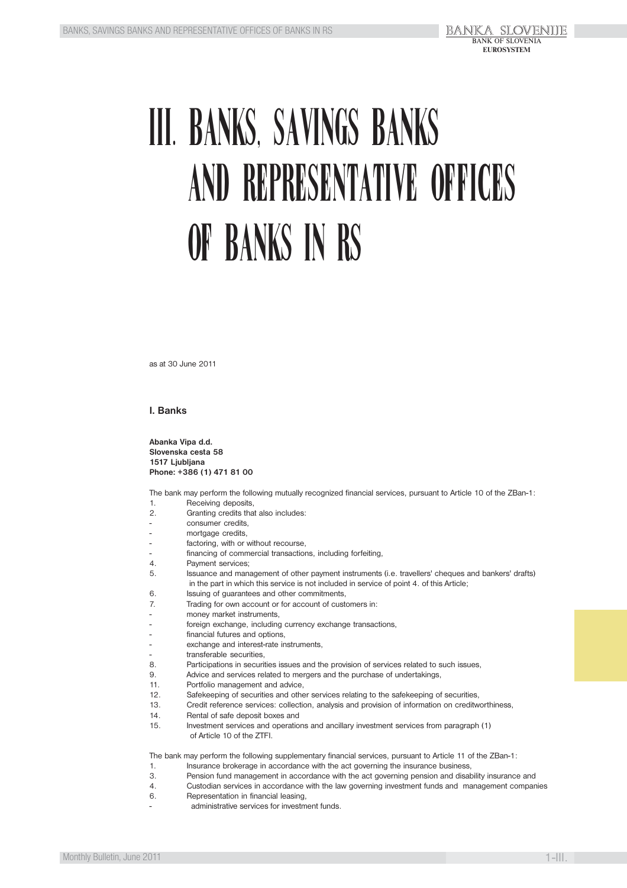# III. BANKS, SAVINGS BANKS AND REPRESENTATIVE OFFICES OF BANKS IN RS

as at 30 June 2011

## I. Banks

**Abanka Vipa d.d.**
**Slovenska cesta 58**
**1517 Ljubljana**
**Phone: +386 (1) 471 81 00**

The bank may perform the following mutually recognized financial services, pursuant to Article 10 of the ZBan-1:

1. Receiving deposits,
2. Granting credits that also includes:
   - consumer credits,
   - mortgage credits,
   - factoring, with or without recourse,
   - financing of commercial transactions, including forfeiting,
4. Payment services;
5. Issuance and management of other payment instruments (i.e. travellers' cheques and bankers' drafts) in the part in which this service is not included in service of point 4. of this Article;
6. Issuing of guarantees and other commitments,
7. Trading for own account or for account of customers in:
   - money market instruments,
   - foreign exchange, including currency exchange transactions,
   - financial futures and options,
   - exchange and interest-rate instruments,
   - transferable securities,
8. Participations in securities issues and the provision of services related to such issues,
9. Advice and services related to mergers and the purchase of undertakings,
11. Portfolio management and advice,
12. Safekeeping of securities and other services relating to the safekeeping of securities,
13. Credit reference services: collection, analysis and provision of information on creditworthiness,
14. Rental of safe deposit boxes and
15. Investment services and operations and ancillary investment services from paragraph (1) of Article 10 of the ZTFI.

The bank may perform the following supplementary financial services, pursuant to Article 11 of the ZBan-1:

1. Insurance brokerage in accordance with the act governing the insurance business,
3. Pension fund management in accordance with the act governing pension and disability insurance and
4. Custodian services in accordance with the law governing investment funds and management companies
6. Representation in financial leasing,
   - administrative services for investment funds.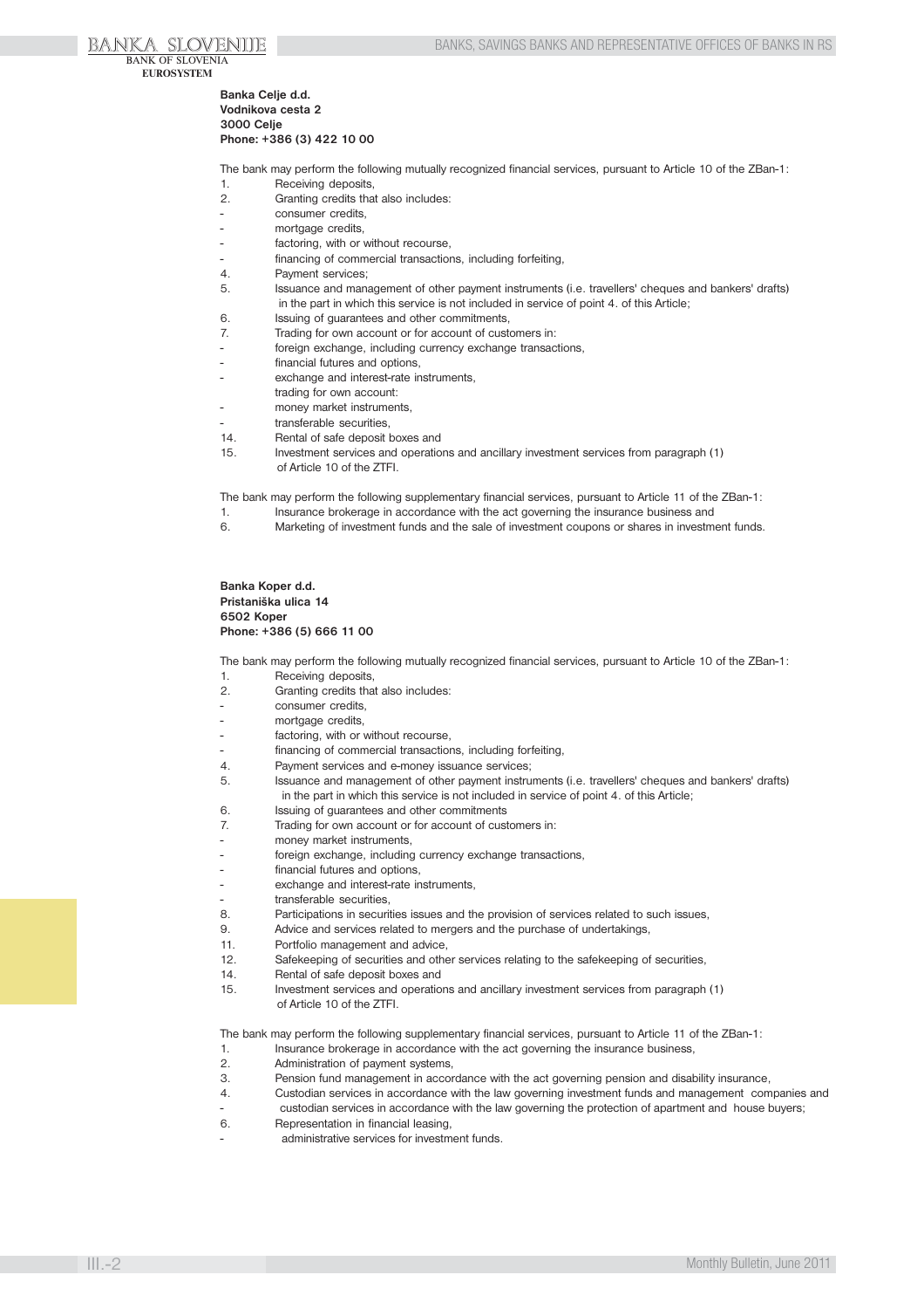**Banka Celje d.d.**
**Vodnikova cesta 2**
**3000 Celje**
**Phone: +386 (3) 422 10 00**

The bank may perform the following mutually recognized financial services, pursuant to Article 10 of the ZBan-1:

1. Receiving deposits,
2. Granting credits that also includes:
   - consumer credits,
   - mortgage credits,
   - factoring, with or without recourse,
   - financing of commercial transactions, including forfeiting,
4. Payment services;
5. Issuance and management of other payment instruments (i.e. travellers' cheques and bankers' drafts) in the part in which this service is not included in service of point 4. of this Article;
6. Issuing of guarantees and other commitments,
7. Trading for own account or for account of customers in:
   - foreign exchange, including currency exchange transactions,
   - financial futures and options,
   - exchange and interest-rate instruments,

   trading for own account:
   - money market instruments,
   - transferable securities,
14. Rental of safe deposit boxes and
15. Investment services and operations and ancillary investment services from paragraph (1) of Article 10 of the ZTFI.

The bank may perform the following supplementary financial services, pursuant to Article 11 of the ZBan-1:

1. Insurance brokerage in accordance with the act governing the insurance business and
6. Marketing of investment funds and the sale of investment coupons or shares in investment funds.

**Banka Koper d.d.**
**Pristaniška ulica 14**
**6502 Koper**
**Phone: +386 (5) 666 11 00**

The bank may perform the following mutually recognized financial services, pursuant to Article 10 of the ZBan-1:

1. Receiving deposits,
2. Granting credits that also includes:
   - consumer credits,
   - mortgage credits,
   - factoring, with or without recourse,
   - financing of commercial transactions, including forfeiting,
4. Payment services and e-money issuance services;
5. Issuance and management of other payment instruments (i.e. travellers' cheques and bankers' drafts) in the part in which this service is not included in service of point 4. of this Article;
6. Issuing of guarantees and other commitments
7. Trading for own account or for account of customers in:
   - money market instruments,
   - foreign exchange, including currency exchange transactions,
   - financial futures and options,
   - exchange and interest-rate instruments,
   - transferable securities,
8. Participations in securities issues and the provision of services related to such issues,
9. Advice and services related to mergers and the purchase of undertakings,
11. Portfolio management and advice,
12. Safekeeping of securities and other services relating to the safekeeping of securities,
14. Rental of safe deposit boxes and
15. Investment services and operations and ancillary investment services from paragraph (1) of Article 10 of the ZTFI.

The bank may perform the following supplementary financial services, pursuant to Article 11 of the ZBan-1:

1. Insurance brokerage in accordance with the act governing the insurance business,
2. Administration of payment systems,
3. Pension fund management in accordance with the act governing pension and disability insurance,
4. Custodian services in accordance with the law governing investment funds and management companies and
   - custodian services in accordance with the law governing the protection of apartment and house buyers;
6. Representation in financial leasing,
   - administrative services for investment funds.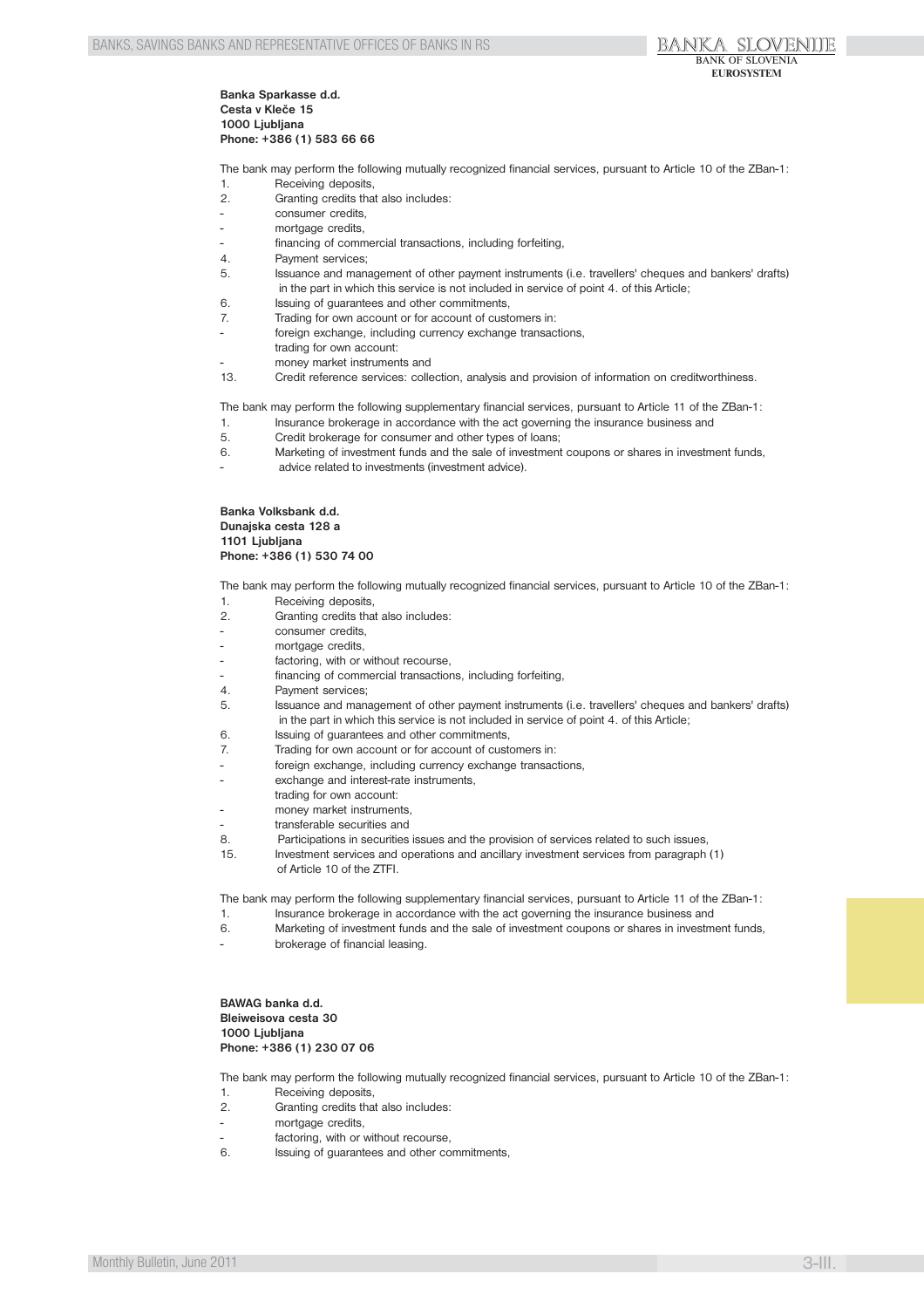**Banka Sparkasse d.d.**
**Cesta v Kleče 15**
**1000 Ljubljana**
**Phone: +386 (1) 583 66 66**

The bank may perform the following mutually recognized financial services, pursuant to Article 10 of the ZBan-1:

1. Receiving deposits,
2. Granting credits that also includes:
- consumer credits,
- mortgage credits,
- financing of commercial transactions, including forfeiting,
4. Payment services;
5. Issuance and management of other payment instruments (i.e. travellers' cheques and bankers' drafts) in the part in which this service is not included in service of point 4. of this Article;
6. Issuing of guarantees and other commitments,
7. Trading for own account or for account of customers in:
- foreign exchange, including currency exchange transactions,
  trading for own account:
- money market instruments and
13. Credit reference services: collection, analysis and provision of information on creditworthiness.

The bank may perform the following supplementary financial services, pursuant to Article 11 of the ZBan-1:

1. Insurance brokerage in accordance with the act governing the insurance business and
5. Credit brokerage for consumer and other types of loans;
6. Marketing of investment funds and the sale of investment coupons or shares in investment funds,
- advice related to investments (investment advice).

**Banka Volksbank d.d.**
**Dunajska cesta 128 a**
**1101 Ljubljana**
**Phone: +386 (1) 530 74 00**

The bank may perform the following mutually recognized financial services, pursuant to Article 10 of the ZBan-1:

1. Receiving deposits,
2. Granting credits that also includes:
- consumer credits,
- mortgage credits,
- factoring, with or without recourse,
- financing of commercial transactions, including forfeiting,
4. Payment services;
5. Issuance and management of other payment instruments (i.e. travellers' cheques and bankers' drafts) in the part in which this service is not included in service of point 4. of this Article;
6. Issuing of guarantees and other commitments,
7. Trading for own account or for account of customers in:
- foreign exchange, including currency exchange transactions,
- exchange and interest-rate instruments,
  trading for own account:
- money market instruments,
- transferable securities and
8. Participations in securities issues and the provision of services related to such issues,
15. Investment services and operations and ancillary investment services from paragraph (1) of Article 10 of the ZTFI.

The bank may perform the following supplementary financial services, pursuant to Article 11 of the ZBan-1:

1. Insurance brokerage in accordance with the act governing the insurance business and
6. Marketing of investment funds and the sale of investment coupons or shares in investment funds,
- brokerage of financial leasing.

**BAWAG banka d.d.**
**Bleiweisova cesta 30**
**1000 Ljubljana**
**Phone: +386 (1) 230 07 06**

The bank may perform the following mutually recognized financial services, pursuant to Article 10 of the ZBan-1:

1. Receiving deposits,
2. Granting credits that also includes:
- mortgage credits,
- factoring, with or without recourse,
6. Issuing of guarantees and other commitments,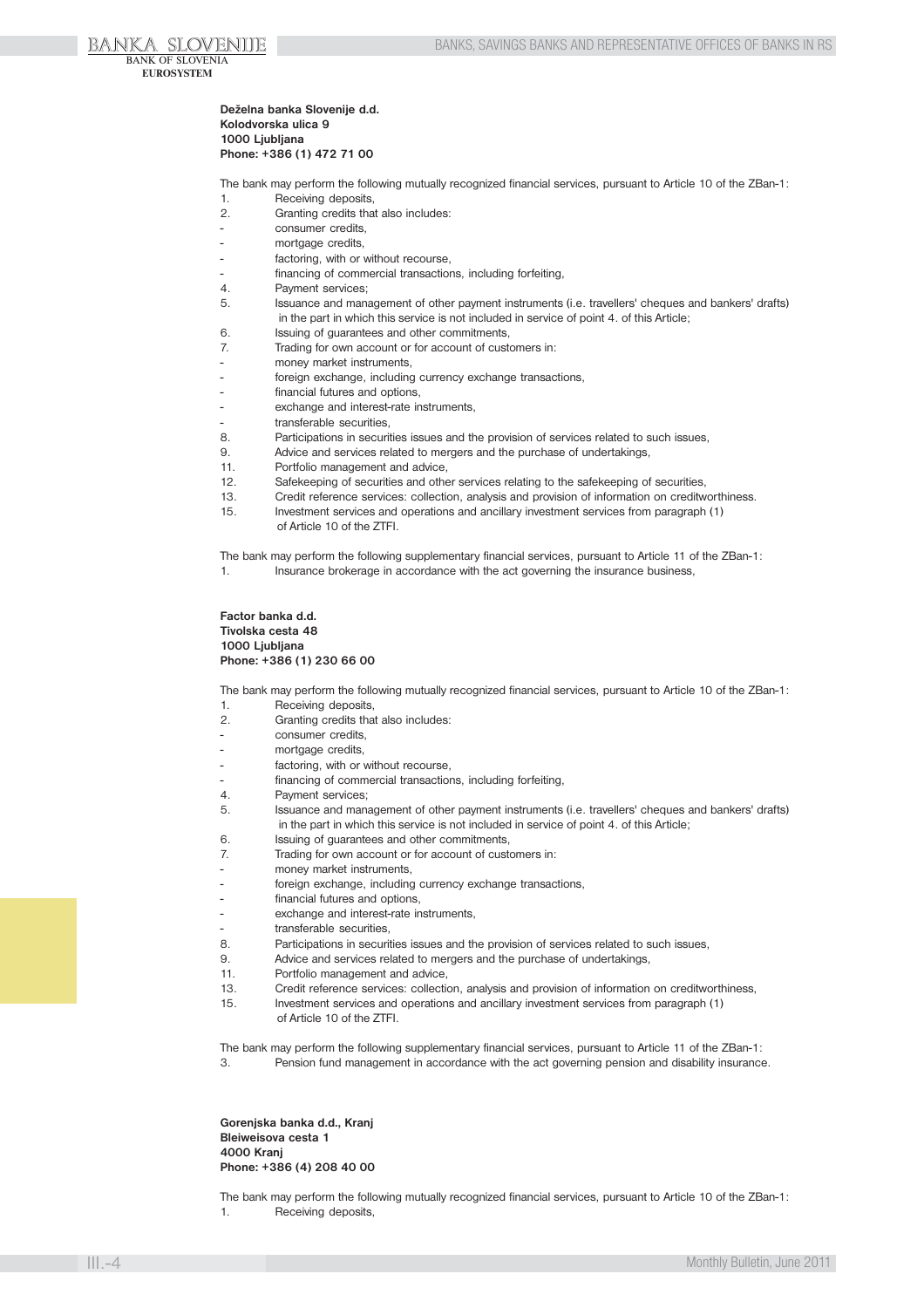**Deželna banka Slovenije d.d.**
**Kolodvorska ulica 9**
**1000 Ljubljana**
**Phone: +386 (1) 472 71 00**

The bank may perform the following mutually recognized financial services, pursuant to Article 10 of the ZBan-1:

1. Receiving deposits,
2. Granting credits that also includes:
   - consumer credits,
   - mortgage credits,
   - factoring, with or without recourse,
   - financing of commercial transactions, including forfeiting,
4. Payment services;
5. Issuance and management of other payment instruments (i.e. travellers' cheques and bankers' drafts) in the part in which this service is not included in service of point 4. of this Article;
6. Issuing of guarantees and other commitments,
7. Trading for own account or for account of customers in:
   - money market instruments,
   - foreign exchange, including currency exchange transactions,
   - financial futures and options,
   - exchange and interest-rate instruments,
   - transferable securities,
8. Participations in securities issues and the provision of services related to such issues,
9. Advice and services related to mergers and the purchase of undertakings,
11. Portfolio management and advice,
12. Safekeeping of securities and other services relating to the safekeeping of securities,
13. Credit reference services: collection, analysis and provision of information on creditworthiness.
15. Investment services and operations and ancillary investment services from paragraph (1) of Article 10 of the ZTFI.

The bank may perform the following supplementary financial services, pursuant to Article 11 of the ZBan-1:

1. Insurance brokerage in accordance with the act governing the insurance business,

**Factor banka d.d.**
**Tivolska cesta 48**
**1000 Ljubljana**
**Phone: +386 (1) 230 66 00**

The bank may perform the following mutually recognized financial services, pursuant to Article 10 of the ZBan-1:

1. Receiving deposits,
2. Granting credits that also includes:
   - consumer credits,
   - mortgage credits,
   - factoring, with or without recourse,
   - financing of commercial transactions, including forfeiting,
4. Payment services;
5. Issuance and management of other payment instruments (i.e. travellers' cheques and bankers' drafts) in the part in which this service is not included in service of point 4. of this Article;
6. Issuing of guarantees and other commitments,
7. Trading for own account or for account of customers in:
   - money market instruments,
   - foreign exchange, including currency exchange transactions,
   - financial futures and options,
   - exchange and interest-rate instruments,
   - transferable securities,
8. Participations in securities issues and the provision of services related to such issues,
9. Advice and services related to mergers and the purchase of undertakings,
11. Portfolio management and advice,
13. Credit reference services: collection, analysis and provision of information on creditworthiness,
15. Investment services and operations and ancillary investment services from paragraph (1) of Article 10 of the ZTFI.

The bank may perform the following supplementary financial services, pursuant to Article 11 of the ZBan-1:

3. Pension fund management in accordance with the act governing pension and disability insurance.

**Gorenjska banka d.d., Kranj**
**Bleiweisova cesta 1**
**4000 Kranj**
**Phone: +386 (4) 208 40 00**

The bank may perform the following mutually recognized financial services, pursuant to Article 10 of the ZBan-1:

1. Receiving deposits,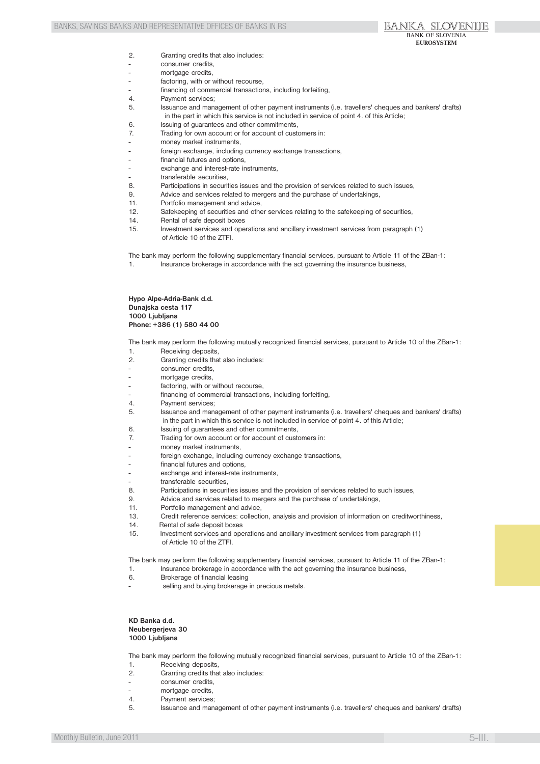2. Granting credits that also includes:
   - consumer credits,
   - mortgage credits,
   - factoring, with or without recourse,
   - financing of commercial transactions, including forfeiting,
4. Payment services;
5. Issuance and management of other payment instruments (i.e. travellers' cheques and bankers' drafts) in the part in which this service is not included in service of point 4. of this Article;
6. Issuing of guarantees and other commitments,
7. Trading for own account or for account of customers in:
   - money market instruments,
   - foreign exchange, including currency exchange transactions,
   - financial futures and options,
   - exchange and interest-rate instruments,
   - transferable securities,
8. Participations in securities issues and the provision of services related to such issues,
9. Advice and services related to mergers and the purchase of undertakings,
11. Portfolio management and advice,
12. Safekeeping of securities and other services relating to the safekeeping of securities,
14. Rental of safe deposit boxes
15. Investment services and operations and ancillary investment services from paragraph (1) of Article 10 of the ZTFI.

The bank may perform the following supplementary financial services, pursuant to Article 11 of the ZBan-1:

1. Insurance brokerage in accordance with the act governing the insurance business,

**Hypo Alpe-Adria-Bank d.d.**
**Dunajska cesta 117**
**1000 Ljubljana**
**Phone: +386 (1) 580 44 00**

The bank may perform the following mutually recognized financial services, pursuant to Article 10 of the ZBan-1:

1. Receiving deposits,
2. Granting credits that also includes:
   - consumer credits,
   - mortgage credits,
   - factoring, with or without recourse,
   - financing of commercial transactions, including forfeiting,
4. Payment services;
5. Issuance and management of other payment instruments (i.e. travellers' cheques and bankers' drafts) in the part in which this service is not included in service of point 4. of this Article;
6. Issuing of guarantees and other commitments,
7. Trading for own account or for account of customers in:
   - money market instruments,
   - foreign exchange, including currency exchange transactions,
   - financial futures and options,
   - exchange and interest-rate instruments,
   - transferable securities,
8. Participations in securities issues and the provision of services related to such issues,
9. Advice and services related to mergers and the purchase of undertakings,
11. Portfolio management and advice,
13. Credit reference services: collection, analysis and provision of information on creditworthiness,
14. Rental of safe deposit boxes
15. Investment services and operations and ancillary investment services from paragraph (1) of Article 10 of the ZTFI.

The bank may perform the following supplementary financial services, pursuant to Article 11 of the ZBan-1:

1. Insurance brokerage in accordance with the act governing the insurance business,
6. Brokerage of financial leasing
   - selling and buying brokerage in precious metals.

**KD Banka d.d.**
**Neubergerjeva 30**
**1000 Ljubljana**

The bank may perform the following mutually recognized financial services, pursuant to Article 10 of the ZBan-1:

1. Receiving deposits,
2. Granting credits that also includes:
   - consumer credits,
   - mortgage credits,
4. Payment services;
5. Issuance and management of other payment instruments (i.e. travellers' cheques and bankers' drafts)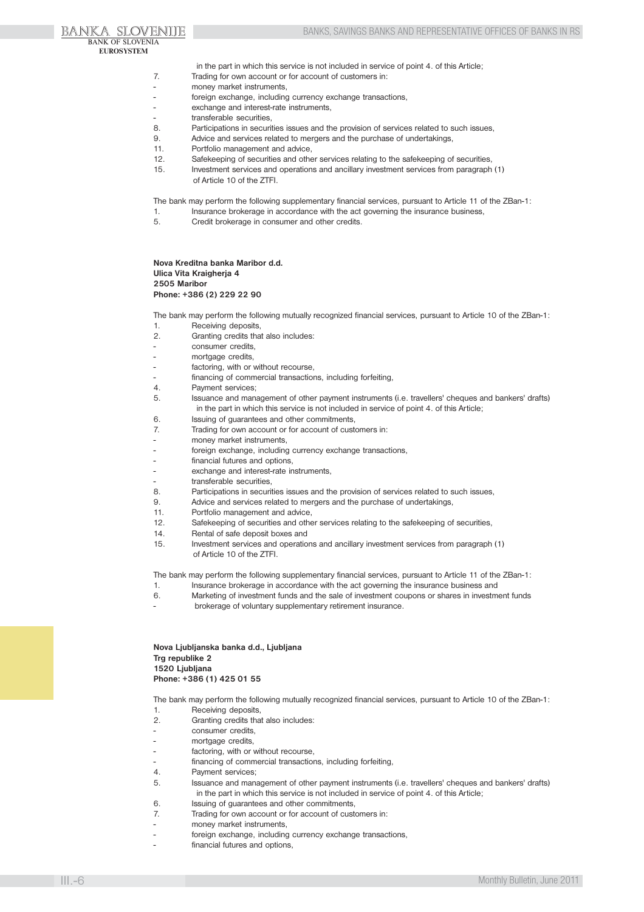in the part in which this service is not included in service of point 4. of this Article;

7. Trading for own account or for account of customers in:
- money market instruments,
- foreign exchange, including currency exchange transactions,
- exchange and interest-rate instruments,
- transferable securities,
8. Participations in securities issues and the provision of services related to such issues,
9. Advice and services related to mergers and the purchase of undertakings,
11. Portfolio management and advice,
12. Safekeeping of securities and other services relating to the safekeeping of securities,
15. Investment services and operations and ancillary investment services from paragraph (1) of Article 10 of the ZTFI.

The bank may perform the following supplementary financial services, pursuant to Article 11 of the ZBan-1:

1. Insurance brokerage in accordance with the act governing the insurance business,
5. Credit brokerage in consumer and other credits.

**Nova Kreditna banka Maribor d.d.**
**Ulica Vita Kraigherja 4**
**2505 Maribor**
**Phone: +386 (2) 229 22 90**

The bank may perform the following mutually recognized financial services, pursuant to Article 10 of the ZBan-1:

1. Receiving deposits,
2. Granting credits that also includes:
- consumer credits,
- mortgage credits,
- factoring, with or without recourse,
- financing of commercial transactions, including forfeiting,
4. Payment services;
5. Issuance and management of other payment instruments (i.e. travellers' cheques and bankers' drafts) in the part in which this service is not included in service of point 4. of this Article;
6. Issuing of guarantees and other commitments,
7. Trading for own account or for account of customers in:
- money market instruments,
- foreign exchange, including currency exchange transactions,
- financial futures and options,
- exchange and interest-rate instruments,
- transferable securities,
8. Participations in securities issues and the provision of services related to such issues,
9. Advice and services related to mergers and the purchase of undertakings,
11. Portfolio management and advice,
12. Safekeeping of securities and other services relating to the safekeeping of securities,
14. Rental of safe deposit boxes and
15. Investment services and operations and ancillary investment services from paragraph (1) of Article 10 of the ZTFI.

The bank may perform the following supplementary financial services, pursuant to Article 11 of the ZBan-1:

1. Insurance brokerage in accordance with the act governing the insurance business and
6. Marketing of investment funds and the sale of investment coupons or shares in investment funds
- brokerage of voluntary supplementary retirement insurance.

**Nova Ljubljanska banka d.d., Ljubljana**
**Trg republike 2**
**1520 Ljubljana**
**Phone: +386 (1) 425 01 55**

The bank may perform the following mutually recognized financial services, pursuant to Article 10 of the ZBan-1:

1. Receiving deposits,
2. Granting credits that also includes:
- consumer credits,
- mortgage credits,
- factoring, with or without recourse,
- financing of commercial transactions, including forfeiting,
4. Payment services;
5. Issuance and management of other payment instruments (i.e. travellers' cheques and bankers' drafts) in the part in which this service is not included in service of point 4. of this Article;
6. Issuing of guarantees and other commitments,
7. Trading for own account or for account of customers in:
- money market instruments,
- foreign exchange, including currency exchange transactions,
- financial futures and options,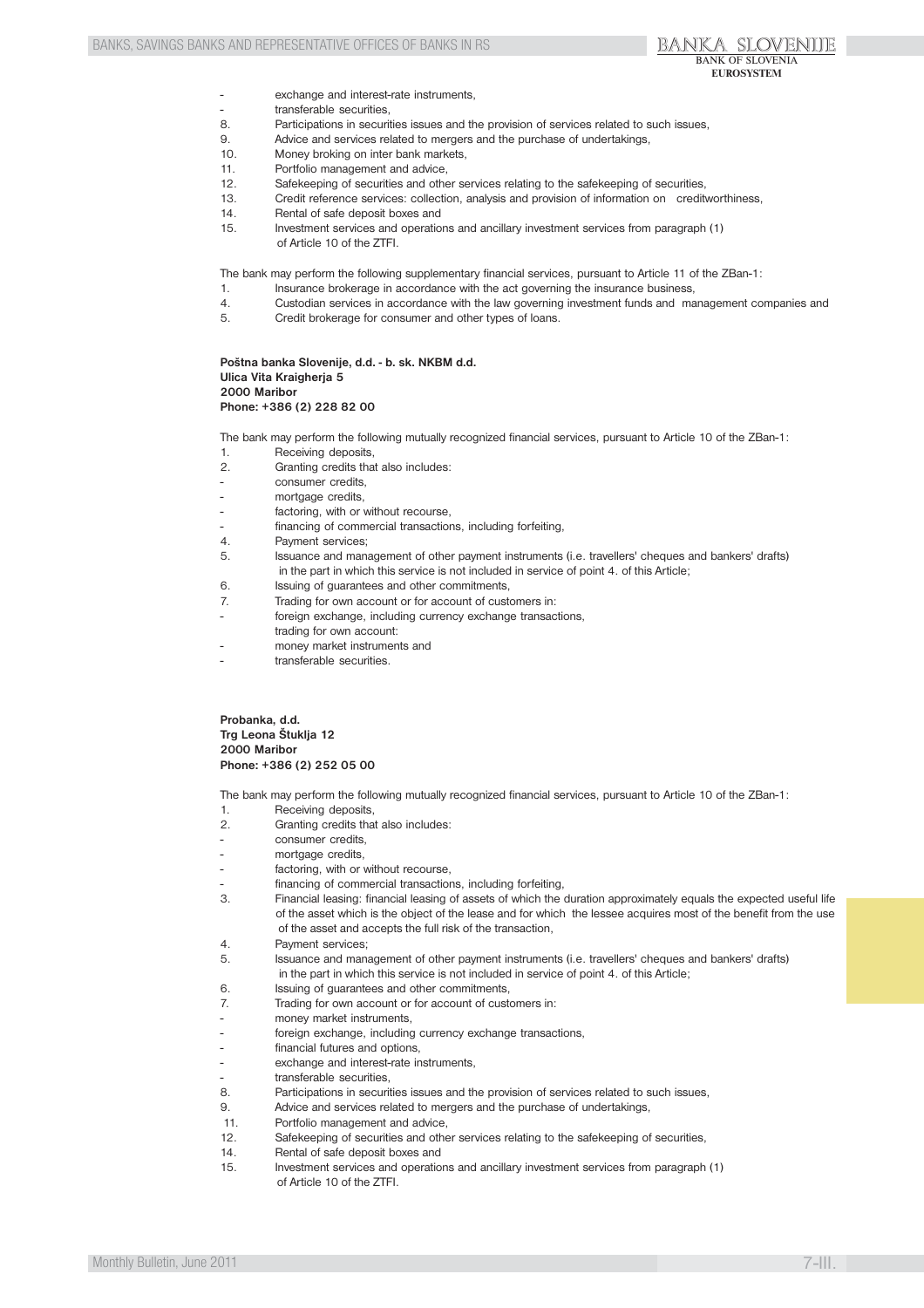- exchange and interest-rate instruments,
- transferable securities,

8. Participations in securities issues and the provision of services related to such issues,
9. Advice and services related to mergers and the purchase of undertakings,
10. Money broking on inter bank markets,
11. Portfolio management and advice,
12. Safekeeping of securities and other services relating to the safekeeping of securities,
13. Credit reference services: collection, analysis and provision of information on creditworthiness,
14. Rental of safe deposit boxes and
15. Investment services and operations and ancillary investment services from paragraph (1) of Article 10 of the ZTFI.

The bank may perform the following supplementary financial services, pursuant to Article 11 of the ZBan-1:

1. Insurance brokerage in accordance with the act governing the insurance business,
4. Custodian services in accordance with the law governing investment funds and management companies and
5. Credit brokerage for consumer and other types of loans.

**Poštna banka Slovenije, d.d. - b. sk. NKBM d.d.**
**Ulica Vita Kraigherja 5**
**2000 Maribor**
**Phone: +386 (2) 228 82 00**

The bank may perform the following mutually recognized financial services, pursuant to Article 10 of the ZBan-1:

1. Receiving deposits,
2. Granting credits that also includes:
   - consumer credits,
   - mortgage credits,
   - factoring, with or without recourse,
   - financing of commercial transactions, including forfeiting,
4. Payment services;
5. Issuance and management of other payment instruments (i.e. travellers' cheques and bankers' drafts) in the part in which this service is not included in service of point 4. of this Article;
6. Issuing of guarantees and other commitments,
7. Trading for own account or for account of customers in:
   - foreign exchange, including currency exchange transactions,

   trading for own account:
   - money market instruments and
   - transferable securities.

**Probanka, d.d.**
**Trg Leona Štuklja 12**
**2000 Maribor**
**Phone: +386 (2) 252 05 00**

The bank may perform the following mutually recognized financial services, pursuant to Article 10 of the ZBan-1:

1. Receiving deposits,
2. Granting credits that also includes:
   - consumer credits,
   - mortgage credits,
   - factoring, with or without recourse,
   - financing of commercial transactions, including forfeiting,
3. Financial leasing: financial leasing of assets of which the duration approximately equals the expected useful life of the asset which is the object of the lease and for which the lessee acquires most of the benefit from the use of the asset and accepts the full risk of the transaction,
4. Payment services;
5. Issuance and management of other payment instruments (i.e. travellers' cheques and bankers' drafts) in the part in which this service is not included in service of point 4. of this Article;
6. Issuing of guarantees and other commitments,
7. Trading for own account or for account of customers in:
   - money market instruments,
   - foreign exchange, including currency exchange transactions,
   - financial futures and options,
   - exchange and interest-rate instruments,
   - transferable securities,
8. Participations in securities issues and the provision of services related to such issues,
9. Advice and services related to mergers and the purchase of undertakings,
11. Portfolio management and advice,
12. Safekeeping of securities and other services relating to the safekeeping of securities,
14. Rental of safe deposit boxes and
15. Investment services and operations and ancillary investment services from paragraph (1) of Article 10 of the ZTFI.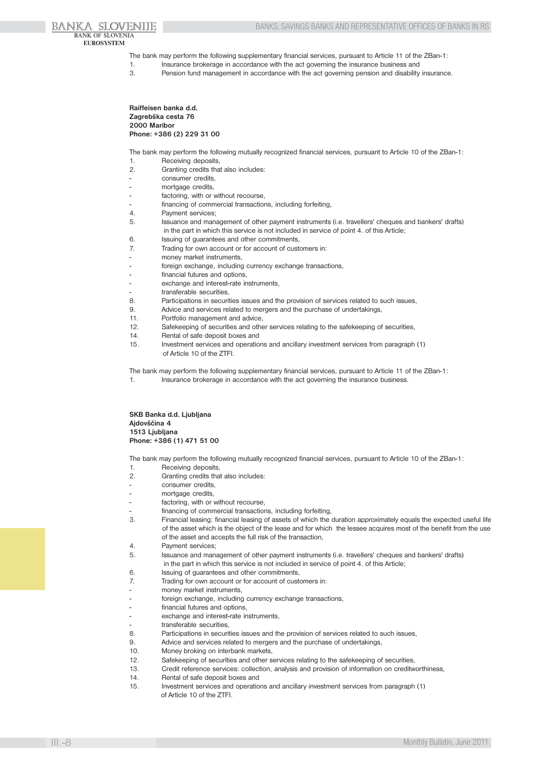The bank may perform the following supplementary financial services, pursuant to Article 11 of the ZBan-1:

1. Insurance brokerage in accordance with the act governing the insurance business and
3. Pension fund management in accordance with the act governing pension and disability insurance.

**Raiffeisen banka d.d.**
**Zagrebška cesta 76**
**2000 Maribor**
**Phone: +386 (2) 229 31 00**

The bank may perform the following mutually recognized financial services, pursuant to Article 10 of the ZBan-1:

1. Receiving deposits,
2. Granting credits that also includes:
   - consumer credits,
   - mortgage credits,
   - factoring, with or without recourse,
   - financing of commercial transactions, including forfeiting,
4. Payment services;
5. Issuance and management of other payment instruments (i.e. travellers' cheques and bankers' drafts) in the part in which this service is not included in service of point 4. of this Article;
6. Issuing of guarantees and other commitments,
7. Trading for own account or for account of customers in:
   - money market instruments,
   - foreign exchange, including currency exchange transactions,
   - financial futures and options,
   - exchange and interest-rate instruments,
   - transferable securities,
8. Participations in securities issues and the provision of services related to such issues,
9. Advice and services related to mergers and the purchase of undertakings,
11. Portfolio management and advice,
12. Safekeeping of securities and other services relating to the safekeeping of securities,
14. Rental of safe deposit boxes and
15. Investment services and operations and ancillary investment services from paragraph (1) of Article 10 of the ZTFI.

The bank may perform the following supplementary financial services, pursuant to Article 11 of the ZBan-1:

1. Insurance brokerage in accordance with the act governing the insurance business.

**SKB Banka d.d. Ljubljana**
**Ajdovščina 4**
**1513 Ljubljana**
**Phone: +386 (1) 471 51 00**

The bank may perform the following mutually recognized financial services, pursuant to Article 10 of the ZBan-1:

1. Receiving deposits,
2. Granting credits that also includes:
   - consumer credits,
   - mortgage credits,
   - factoring, with or without recourse,
   - financing of commercial transactions, including forfeiting,
3. Financial leasing: financial leasing of assets of which the duration approximately equals the expected useful life of the asset which is the object of the lease and for which the lessee acquires most of the benefit from the use of the asset and accepts the full risk of the transaction,
4. Payment services;
5. Issuance and management of other payment instruments (i.e. travellers' cheques and bankers' drafts) in the part in which this service is not included in service of point 4. of this Article;
6. Issuing of guarantees and other commitments,
7. Trading for own account or for account of customers in:
   - money market instruments,
   - foreign exchange, including currency exchange transactions,
   - financial futures and options,
   - exchange and interest-rate instruments,
   - transferable securities,
8. Participations in securities issues and the provision of services related to such issues,
9. Advice and services related to mergers and the purchase of undertakings,
10. Money broking on interbank markets,
12. Safekeeping of securities and other services relating to the safekeeping of securities,
13. Credit reference services: collection, analysis and provision of information on creditworthiness,
14. Rental of safe deposit boxes and
15. Investment services and operations and ancillary investment services from paragraph (1) of Article 10 of the ZTFI.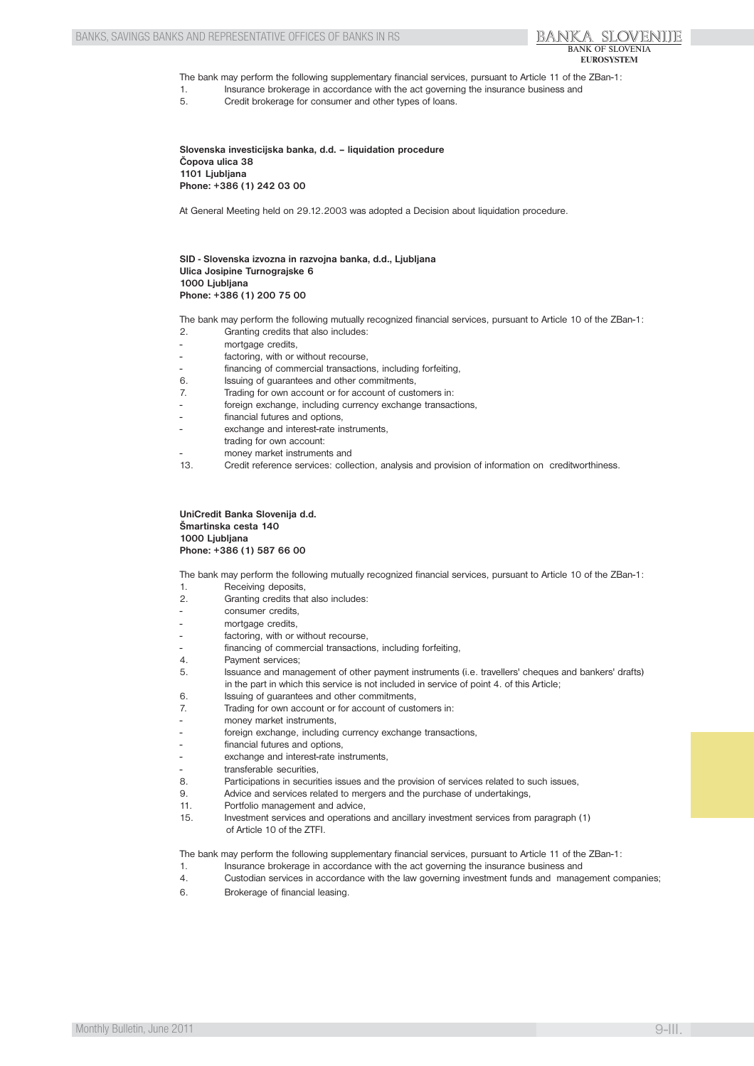The bank may perform the following supplementary financial services, pursuant to Article 11 of the ZBan-1:

1. Insurance brokerage in accordance with the act governing the insurance business and
5. Credit brokerage for consumer and other types of loans.

**Slovenska investicijska banka, d.d. – liquidation procedure**
**Čopova ulica 38**
**1101 Ljubljana**
**Phone: +386 (1) 242 03 00**

At General Meeting held on 29.12.2003 was adopted a Decision about liquidation procedure.

**SID - Slovenska izvozna in razvojna banka, d.d., Ljubljana**
**Ulica Josipine Turnograjske 6**
**1000 Ljubljana**
**Phone: +386 (1) 200 75 00**

The bank may perform the following mutually recognized financial services, pursuant to Article 10 of the ZBan-1:

2. Granting credits that also includes:
   - mortgage credits,
   - factoring, with or without recourse,
   - financing of commercial transactions, including forfeiting,
6. Issuing of guarantees and other commitments,
7. Trading for own account or for account of customers in:
   - foreign exchange, including currency exchange transactions,
   - financial futures and options,
   - exchange and interest-rate instruments,

   trading for own account:
   - money market instruments and
13. Credit reference services: collection, analysis and provision of information on creditworthiness.

**UniCredit Banka Slovenija d.d.**
**Šmartinska cesta 140**
**1000 Ljubljana**
**Phone: +386 (1) 587 66 00**

The bank may perform the following mutually recognized financial services, pursuant to Article 10 of the ZBan-1:

1. Receiving deposits,
2. Granting credits that also includes:
   - consumer credits,
   - mortgage credits,
   - factoring, with or without recourse,
   - financing of commercial transactions, including forfeiting,
4. Payment services;
5. Issuance and management of other payment instruments (i.e. travellers' cheques and bankers' drafts) in the part in which this service is not included in service of point 4. of this Article;
6. Issuing of guarantees and other commitments,
7. Trading for own account or for account of customers in:
   - money market instruments,
   - foreign exchange, including currency exchange transactions,
   - financial futures and options,
   - exchange and interest-rate instruments,
   - transferable securities,
8. Participations in securities issues and the provision of services related to such issues,
9. Advice and services related to mergers and the purchase of undertakings,
11. Portfolio management and advice,
15. Investment services and operations and ancillary investment services from paragraph (1) of Article 10 of the ZTFI.

The bank may perform the following supplementary financial services, pursuant to Article 11 of the ZBan-1:

1. Insurance brokerage in accordance with the act governing the insurance business and
4. Custodian services in accordance with the law governing investment funds and management companies;
6. Brokerage of financial leasing.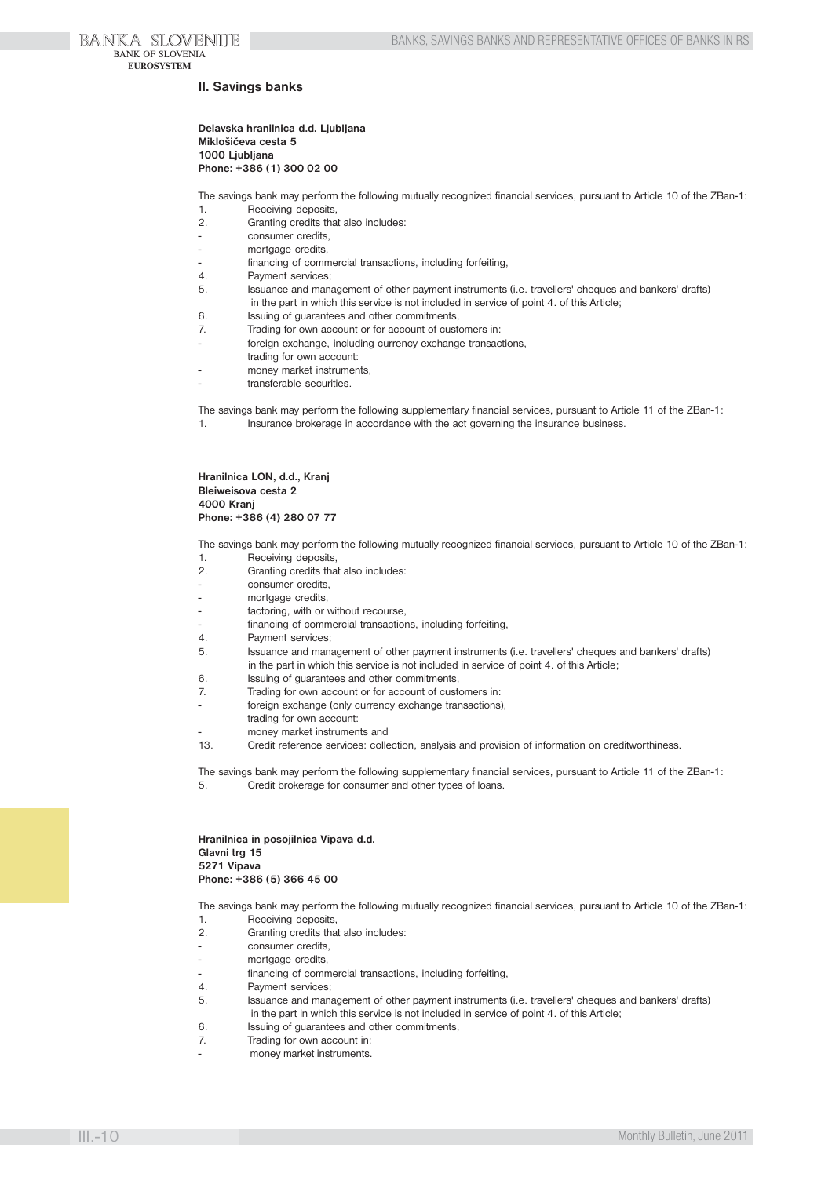## II. Savings banks

**Delavska hranilnica d.d. Ljubljana**
**Miklošičeva cesta 5**
**1000 Ljubljana**
**Phone: +386 (1) 300 02 00**

The savings bank may perform the following mutually recognized financial services, pursuant to Article 10 of the ZBan-1:

1. Receiving deposits,
2. Granting credits that also includes:
   - consumer credits,
   - mortgage credits,
   - financing of commercial transactions, including forfeiting,
4. Payment services;
5. Issuance and management of other payment instruments (i.e. travellers' cheques and bankers' drafts) in the part in which this service is not included in service of point 4. of this Article;
6. Issuing of guarantees and other commitments,
7. Trading for own account or for account of customers in:
   - foreign exchange, including currency exchange transactions,
   
   trading for own account:
   - money market instruments,
   - transferable securities.

The savings bank may perform the following supplementary financial services, pursuant to Article 11 of the ZBan-1:

1. Insurance brokerage in accordance with the act governing the insurance business.

**Hranilnica LON, d.d., Kranj**
**Bleiweisova cesta 2**
**4000 Kranj**
**Phone: +386 (4) 280 07 77**

The savings bank may perform the following mutually recognized financial services, pursuant to Article 10 of the ZBan-1:

1. Receiving deposits,
2. Granting credits that also includes:
   - consumer credits,
   - mortgage credits,
   - factoring, with or without recourse,
   - financing of commercial transactions, including forfeiting,
4. Payment services;
5. Issuance and management of other payment instruments (i.e. travellers' cheques and bankers' drafts) in the part in which this service is not included in service of point 4. of this Article;
6. Issuing of guarantees and other commitments,
7. Trading for own account or for account of customers in:
   - foreign exchange (only currency exchange transactions),
   
   trading for own account:
   - money market instruments and
13. Credit reference services: collection, analysis and provision of information on creditworthiness.

The savings bank may perform the following supplementary financial services, pursuant to Article 11 of the ZBan-1:

5. Credit brokerage for consumer and other types of loans.

**Hranilnica in posojilnica Vipava d.d.**
**Glavni trg 15**
**5271 Vipava**
**Phone: +386 (5) 366 45 00**

The savings bank may perform the following mutually recognized financial services, pursuant to Article 10 of the ZBan-1:

1. Receiving deposits,
2. Granting credits that also includes:
   - consumer credits,
   - mortgage credits,
   - financing of commercial transactions, including forfeiting,
4. Payment services;
5. Issuance and management of other payment instruments (i.e. travellers' cheques and bankers' drafts) in the part in which this service is not included in service of point 4. of this Article;
6. Issuing of guarantees and other commitments,
7. Trading for own account in:
   - money market instruments.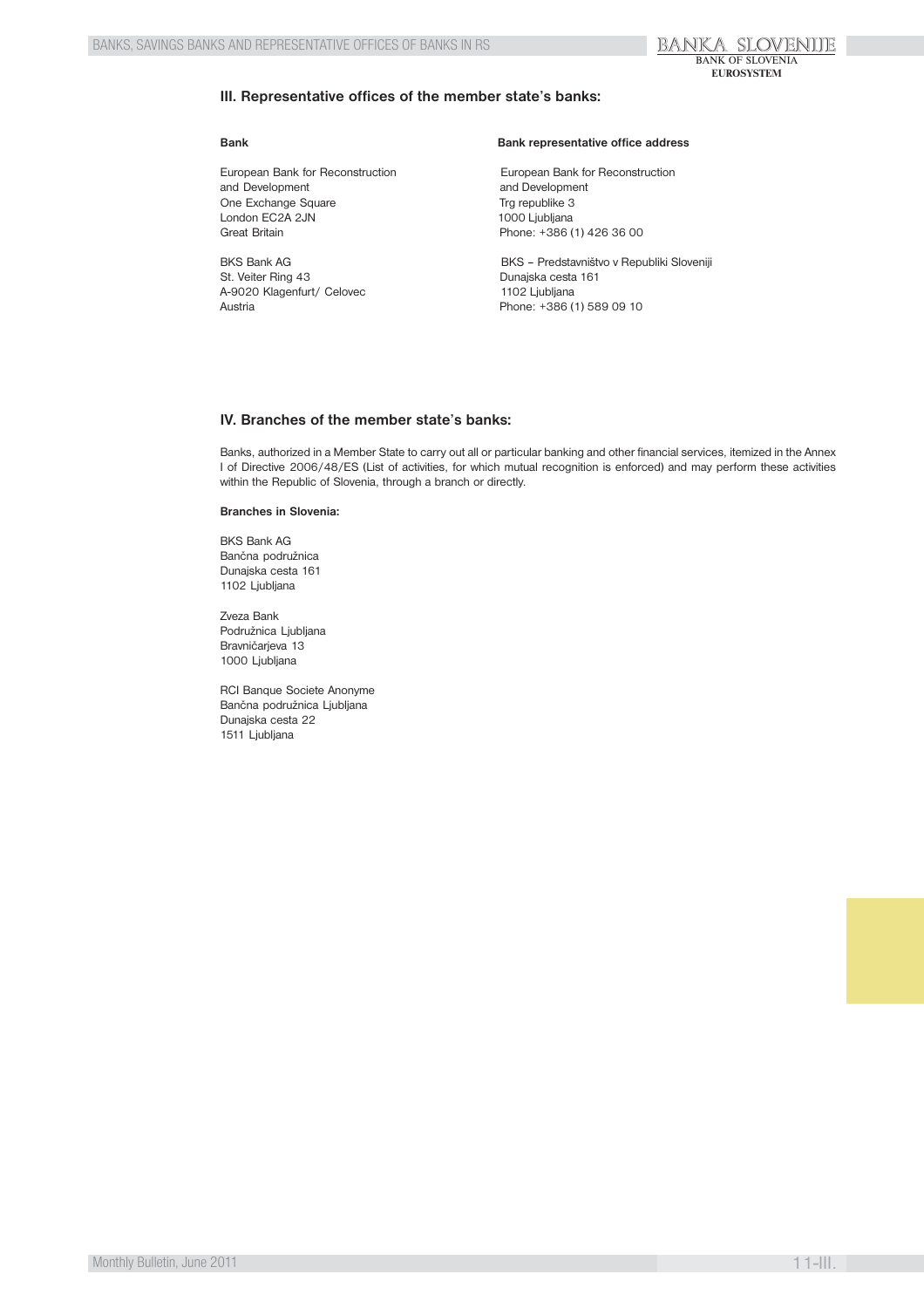## III. Representative offices of the member state's banks:

| Bank | Bank representative office address |
| --- | --- |
| European Bank for Reconstruction and Development<br>One Exchange Square<br>London EC2A 2JN<br>Great Britain | European Bank for Reconstruction and Development<br>Trg republike 3<br>1000 Ljubljana<br>Phone: +386 (1) 426 36 00 |
| BKS Bank AG<br>St. Veiter Ring 43<br>A-9020 Klagenfurt/ Celovec<br>Austria | BKS – Predstavništvo v Republiki Sloveniji<br>Dunajska cesta 161<br>1102 Ljubljana<br>Phone: +386 (1) 589 09 10 |

## IV. Branches of the member state's banks:

Banks, authorized in a Member State to carry out all or particular banking and other financial services, itemized in the Annex I of Directive 2006/48/ES (List of activities, for which mutual recognition is enforced) and may perform these activities within the Republic of Slovenia, through a branch or directly.

**Branches in Slovenia:**

BKS Bank AG
Bančna podružnica
Dunajska cesta 161
1102 Ljubljana

Zveza Bank
Podružnica Ljubljana
Bravničarjeva 13
1000 Ljubljana

RCI Banque Societe Anonyme
Bančna podružnica Ljubljana
Dunajska cesta 22
1511 Ljubljana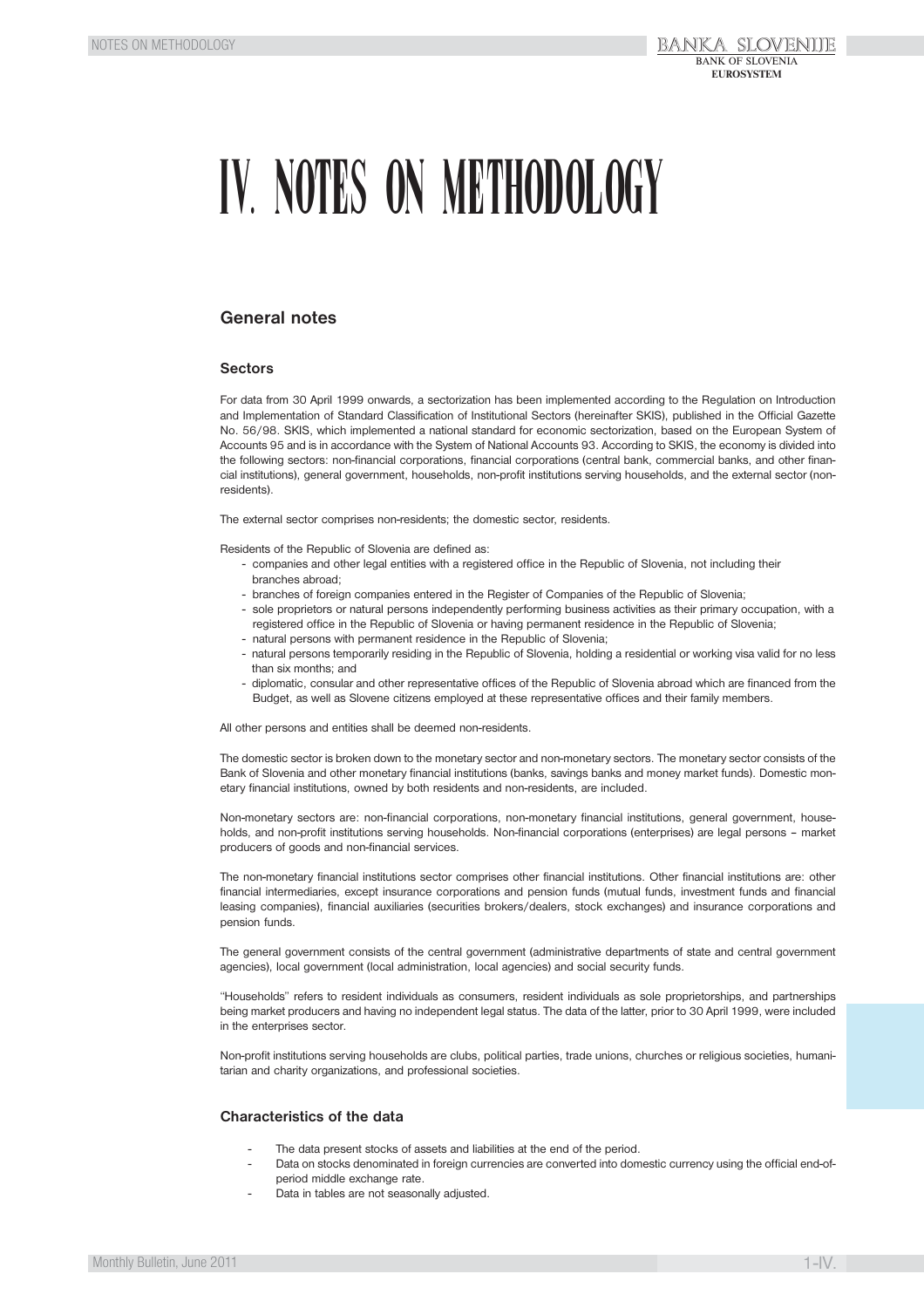# IV. NOTES ON METHODOLOGY

## General notes

### Sectors

For data from 30 April 1999 onwards, a sectorization has been implemented according to the Regulation on Introduction and Implementation of Standard Classification of Institutional Sectors (hereinafter SKIS), published in the Official Gazette No. 56/98. SKIS, which implemented a national standard for economic sectorization, based on the European System of Accounts 95 and is in accordance with the System of National Accounts 93. According to SKIS, the economy is divided into the following sectors: non-financial corporations, financial corporations (central bank, commercial banks, and other financial institutions), general government, households, non-profit institutions serving households, and the external sector (non-residents).

The external sector comprises non-residents; the domestic sector, residents.

Residents of the Republic of Slovenia are defined as:

- companies and other legal entities with a registered office in the Republic of Slovenia, not including their branches abroad;
- branches of foreign companies entered in the Register of Companies of the Republic of Slovenia;
- sole proprietors or natural persons independently performing business activities as their primary occupation, with a registered office in the Republic of Slovenia or having permanent residence in the Republic of Slovenia;
- natural persons with permanent residence in the Republic of Slovenia;
- natural persons temporarily residing in the Republic of Slovenia, holding a residential or working visa valid for no less than six months; and
- diplomatic, consular and other representative offices of the Republic of Slovenia abroad which are financed from the Budget, as well as Slovene citizens employed at these representative offices and their family members.

All other persons and entities shall be deemed non-residents.

The domestic sector is broken down to the monetary sector and non-monetary sectors. The monetary sector consists of the Bank of Slovenia and other monetary financial institutions (banks, savings banks and money market funds). Domestic monetary financial institutions, owned by both residents and non-residents, are included.

Non-monetary sectors are: non-financial corporations, non-monetary financial institutions, general government, households, and non-profit institutions serving households. Non-financial corporations (enterprises) are legal persons – market producers of goods and non-financial services.

The non-monetary financial institutions sector comprises other financial institutions. Other financial institutions are: other financial intermediaries, except insurance corporations and pension funds (mutual funds, investment funds and financial leasing companies), financial auxiliaries (securities brokers/dealers, stock exchanges) and insurance corporations and pension funds.

The general government consists of the central government (administrative departments of state and central government agencies), local government (local administration, local agencies) and social security funds.

"Households" refers to resident individuals as consumers, resident individuals as sole proprietorships, and partnerships being market producers and having no independent legal status. The data of the latter, prior to 30 April 1999, were included in the enterprises sector.

Non-profit institutions serving households are clubs, political parties, trade unions, churches or religious societies, humanitarian and charity organizations, and professional societies.

### Characteristics of the data

- The data present stocks of assets and liabilities at the end of the period.
- Data on stocks denominated in foreign currencies are converted into domestic currency using the official end-of-period middle exchange rate.
- Data in tables are not seasonally adjusted.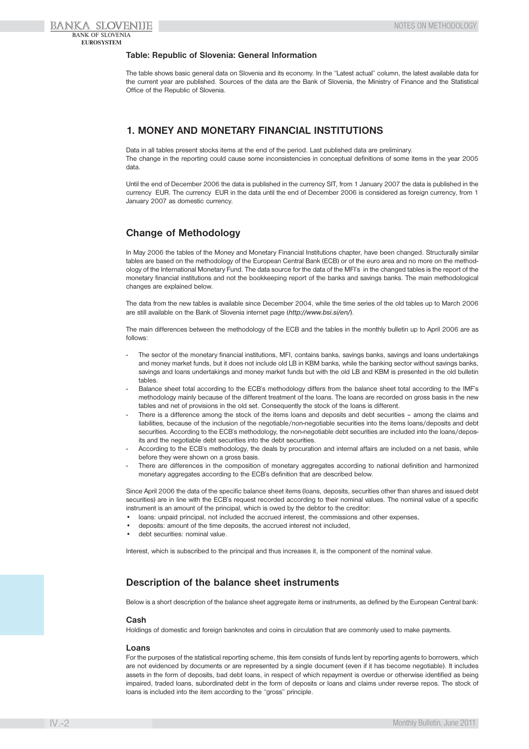### Table: Republic of Slovenia: General Information

The table shows basic general data on Slovenia and its economy. In the "Latest actual" column, the latest available data for the current year are published. Sources of the data are the Bank of Slovenia, the Ministry of Finance and the Statistical Office of the Republic of Slovenia.

## 1. MONEY AND MONETARY FINANCIAL INSTITUTIONS

Data in all tables present stocks items at the end of the period. Last published data are preliminary.
The change in the reporting could cause some inconsistencies in conceptual definitions of some items in the year 2005 data.

Until the end of December 2006 the data is published in the currency SIT, from 1 January 2007 the data is published in the currency EUR. The currency EUR in the data until the end of December 2006 is considered as foreign currency, from 1 January 2007 as domestic currency.

## Change of Methodology

In May 2006 the tables of the Money and Monetary Financial Institutions chapter, have been changed. Structurally similar tables are based on the methodology of the European Central Bank (ECB) or of the euro area and no more on the methodology of the International Monetary Fund. The data source for the data of the MFI's in the changed tables is the report of the monetary financial institutions and not the bookkeeping report of the banks and savings banks. The main methodological changes are explained below.

The data from the new tables is available since December 2004, while the time series of the old tables up to March 2006 are still available on the Bank of Slovenia internet page (*http://www.bsi.si/en/*).

The main differences between the methodology of the ECB and the tables in the monthly bulletin up to April 2006 are as follows:

- The sector of the monetary financial institutions, MFI, contains banks, savings banks, savings and loans undertakings and money market funds, but it does not include old LB in KBM banks, while the banking sector without savings banks, savings and loans undertakings and money market funds but with the old LB and KBM is presented in the old bulletin tables.
- Balance sheet total according to the ECB's methodology differs from the balance sheet total according to the IMF's methodology mainly because of the different treatment of the loans. The loans are recorded on gross basis in the new tables and net of provisions in the old set. Consequently the stock of the loans is different.
- There is a difference among the stock of the items loans and deposits and debt securities – among the claims and liabilities, because of the inclusion of the negotiable/non-negotiable securities into the items loans/deposits and debt securities. According to the ECB's methodology, the non-negotiable debt securities are included into the loans/deposits and the negotiable debt securities into the debt securities.
- According to the ECB's methodology, the deals by procuration and internal affairs are included on a net basis, while before they were shown on a gross basis.
- There are differences in the composition of monetary aggregates according to national definition and harmonized monetary aggregates according to the ECB's definition that are described below.

Since April 2006 the data of the specific balance sheet items (loans, deposits, securities other than shares and issued debt securities) are in line with the ECB's request recorded according to their nominal values. The nominal value of a specific instrument is an amount of the principal, which is owed by the debtor to the creditor:

- loans: unpaid principal, not included the accrued interest, the commissions and other expenses,
- deposits: amount of the time deposits, the accrued interest not included,
- debt securities: nominal value.

Interest, which is subscribed to the principal and thus increases it, is the component of the nominal value.

## Description of the balance sheet instruments

Below is a short description of the balance sheet aggregate items or instruments, as defined by the European Central bank:

### Cash

Holdings of domestic and foreign banknotes and coins in circulation that are commonly used to make payments.

### Loans

For the purposes of the statistical reporting scheme, this item consists of funds lent by reporting agents to borrowers, which are not evidenced by documents or are represented by a single document (even if it has become negotiable). It includes assets in the form of deposits, bad debt loans, in respect of which repayment is overdue or otherwise identified as being impaired, traded loans, subordinated debt in the form of deposits or loans and claims under reverse repos. The stock of loans is included into the item according to the "gross" principle.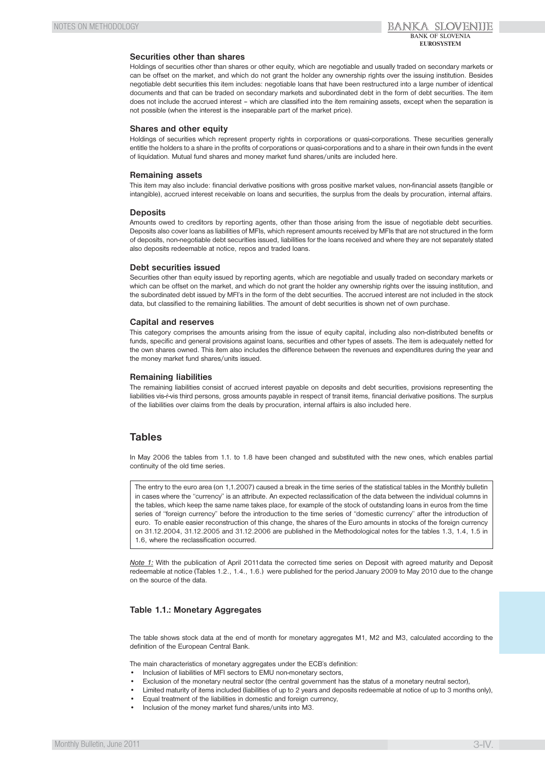### Securities other than shares

Holdings of securities other than shares or other equity, which are negotiable and usually traded on secondary markets or can be offset on the market, and which do not grant the holder any ownership rights over the issuing institution. Besides negotiable debt securities this item includes: negotiable loans that have been restructured into a large number of identical documents and that can be traded on secondary markets and subordinated debt in the form of debt securities. The item does not include the accrued interest – which are classified into the item remaining assets, except when the separation is not possible (when the interest is the inseparable part of the market price).

### Shares and other equity

Holdings of securities which represent property rights in corporations or quasi-corporations. These securities generally entitle the holders to a share in the profits of corporations or quasi-corporations and to a share in their own funds in the event of liquidation. Mutual fund shares and money market fund shares/units are included here.

### Remaining assets

This item may also include: financial derivative positions with gross positive market values, non-financial assets (tangible or intangible), accrued interest receivable on loans and securities, the surplus from the deals by procuration, internal affairs.

### Deposits

Amounts owed to creditors by reporting agents, other than those arising from the issue of negotiable debt securities. Deposits also cover loans as liabilities of MFIs, which represent amounts received by MFIs that are not structured in the form of deposits, non-negotiable debt securities issued, liabilities for the loans received and where they are not separately stated also deposits redeemable at notice, repos and traded loans.

### Debt securities issued

Securities other than equity issued by reporting agents, which are negotiable and usually traded on secondary markets or which can be offset on the market, and which do not grant the holder any ownership rights over the issuing institution, and the subordinated debt issued by MFI's in the form of the debt securities. The accrued interest are not included in the stock data, but classified to the remaining liabilities. The amount of debt securities is shown net of own purchase.

### Capital and reserves

This category comprises the amounts arising from the issue of equity capital, including also non-distributed benefits or funds, specific and general provisions against loans, securities and other types of assets. The item is adequately netted for the own shares owned. This item also includes the difference between the revenues and expenditures during the year and the money market fund shares/units issued.

### Remaining liabilities

The remaining liabilities consist of accrued interest payable on deposits and debt securities, provisions representing the liabilities vis-ŕ-vis third persons, gross amounts payable in respect of transit items, financial derivative positions. The surplus of the liabilities over claims from the deals by procuration, internal affairs is also included here.

## Tables

In May 2006 the tables from 1.1. to 1.8 have been changed and substituted with the new ones, which enables partial continuity of the old time series.

The entry to the euro area (on 1,1.2007) caused a break in the time series of the statistical tables in the Monthly bulletin in cases where the "currency" is an attribute. An expected reclassification of the data between the individual columns in the tables, which keep the same name takes place, for example of the stock of outstanding loans in euros from the time series of "foreign currency" before the introduction to the time series of "domestic currency" after the introduction of euro. To enable easier reconstruction of this change, the shares of the Euro amounts in stocks of the foreign currency on 31.12.2004, 31.12.2005 and 31.12.2006 are published in the Methodological notes for the tables 1.3, 1.4, 1.5 in 1.6, where the reclassification occurred.

*Note 1:* With the publication of April 2011data the corrected time series on Deposit with agreed maturity and Deposit redeemable at notice (Tables 1.2., 1.4., 1.6.) were published for the period January 2009 to May 2010 due to the change on the source of the data.

### Table 1.1.: Monetary Aggregates

The table shows stock data at the end of month for monetary aggregates M1, M2 and M3, calculated according to the definition of the European Central Bank.

The main characteristics of monetary aggregates under the ECB's definition:

- Inclusion of liabilities of MFI sectors to EMU non-monetary sectors,
- Exclusion of the monetary neutral sector (the central government has the status of a monetary neutral sector),
- Limited maturity of items included (liabilities of up to 2 years and deposits redeemable at notice of up to 3 months only),
- Equal treatment of the liabilities in domestic and foreign currency,
- Inclusion of the money market fund shares/units into M3.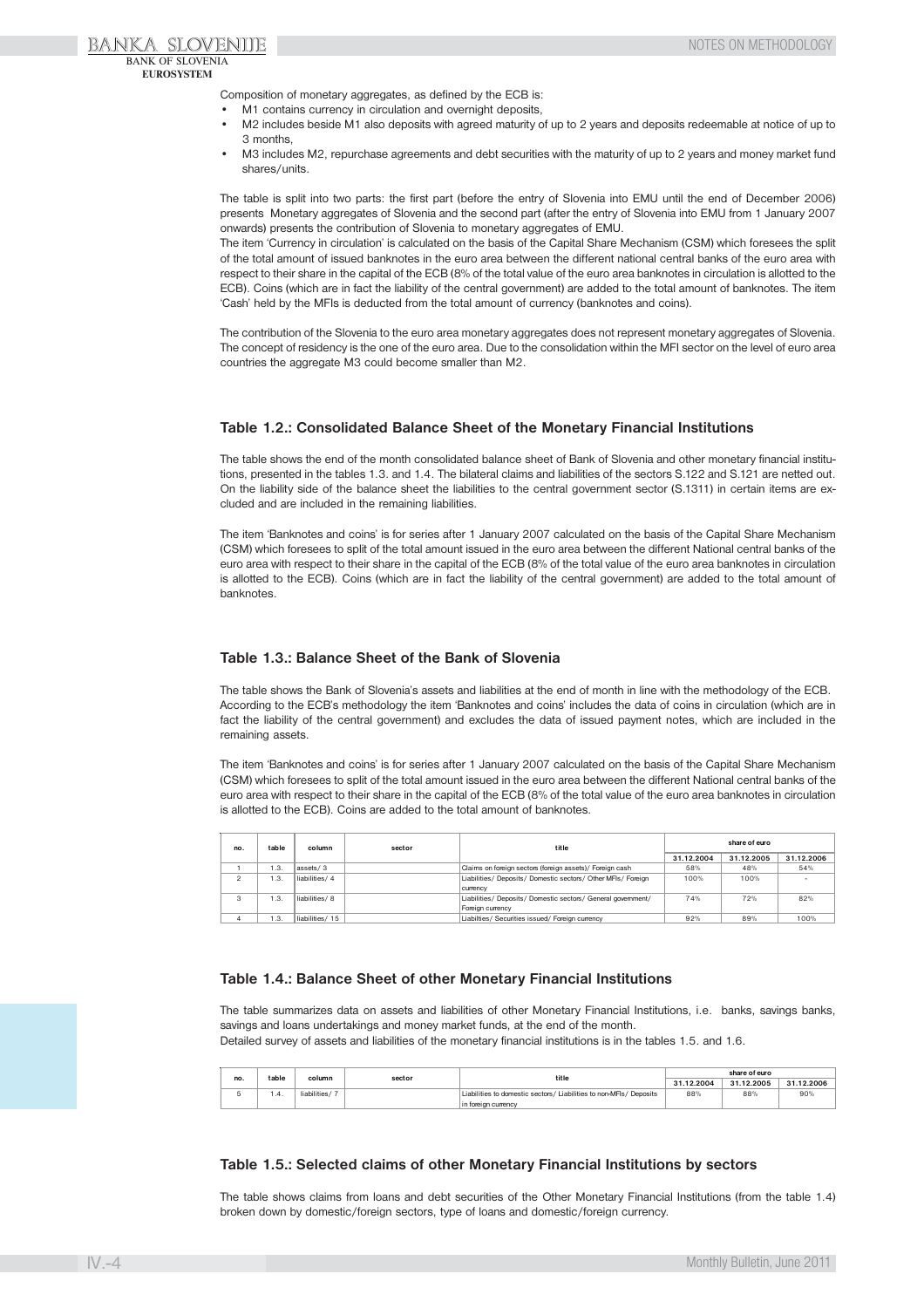Composition of monetary aggregates, as defined by the ECB is:

- M1 contains currency in circulation and overnight deposits,
- M2 includes beside M1 also deposits with agreed maturity of up to 2 years and deposits redeemable at notice of up to 3 months,
- M3 includes M2, repurchase agreements and debt securities with the maturity of up to 2 years and money market fund shares/units.

The table is split into two parts: the first part (before the entry of Slovenia into EMU until the end of December 2006) presents Monetary aggregates of Slovenia and the second part (after the entry of Slovenia into EMU from 1 January 2007 onwards) presents the contribution of Slovenia to monetary aggregates of EMU.

The item 'Currency in circulation' is calculated on the basis of the Capital Share Mechanism (CSM) which foresees the split of the total amount of issued banknotes in the euro area between the different national central banks of the euro area with respect to their share in the capital of the ECB (8% of the total value of the euro area banknotes in circulation is allotted to the ECB). Coins (which are in fact the liability of the central government) are added to the total amount of banknotes. The item 'Cash' held by the MFIs is deducted from the total amount of currency (banknotes and coins).

The contribution of the Slovenia to the euro area monetary aggregates does not represent monetary aggregates of Slovenia. The concept of residency is the one of the euro area. Due to the consolidation within the MFI sector on the level of euro area countries the aggregate M3 could become smaller than M2.

### Table 1.2.: Consolidated Balance Sheet of the Monetary Financial Institutions

The table shows the end of the month consolidated balance sheet of Bank of Slovenia and other monetary financial institutions, presented in the tables 1.3. and 1.4. The bilateral claims and liabilities of the sectors S.122 and S.121 are netted out. On the liability side of the balance sheet the liabilities to the central government sector (S.1311) in certain items are excluded and are included in the remaining liabilities.

The item 'Banknotes and coins' is for series after 1 January 2007 calculated on the basis of the Capital Share Mechanism (CSM) which foresees to split of the total amount issued in the euro area between the different National central banks of the euro area with respect to their share in the capital of the ECB (8% of the total value of the euro area banknotes in circulation is allotted to the ECB). Coins (which are in fact the liability of the central government) are added to the total amount of banknotes.

### Table 1.3.: Balance Sheet of the Bank of Slovenia

The table shows the Bank of Slovenia's assets and liabilities at the end of month in line with the methodology of the ECB. According to the ECB's methodology the item 'Banknotes and coins' includes the data of coins in circulation (which are in fact the liability of the central government) and excludes the data of issued payment notes, which are included in the remaining assets.

The item 'Banknotes and coins' is for series after 1 January 2007 calculated on the basis of the Capital Share Mechanism (CSM) which foresees to split of the total amount issued in the euro area between the different National central banks of the euro area with respect to their share in the capital of the ECB (8% of the total value of the euro area banknotes in circulation is allotted to the ECB). Coins are added to the total amount of banknotes.

| no. | table | column | sector | title | share of euro | | |
|---|---|---|---|---|---|---|---|
| | | | | | 31.12.2004 | 31.12.2005 | 31.12.2006 |
| 1 | 1.3. | assets/ 3 | | Claims on foreign sectors (foreign assets)/ Foreign cash | 58% | 48% | 54% |
| 2 | 1.3. | liabilities/ 4 | | Liabilities/ Deposits/ Domestic sectors/ Other MFIs/ Foreign currency | 100% | 100% | - |
| 3 | 1.3. | liabilities/ 8 | | Liabilities/ Deposits/ Domestic sectors/ General government/ Foreign currency | 74% | 72% | 82% |
| 4 | 1.3. | liabilities/ 15 | | Liabilties/ Securities issued/ Foreign currency | 92% | 89% | 100% |

### Table 1.4.: Balance Sheet of other Monetary Financial Institutions

The table summarizes data on assets and liabilities of other Monetary Financial Institutions, i.e. banks, savings banks, savings and loans undertakings and money market funds, at the end of the month.
Detailed survey of assets and liabilities of the monetary financial institutions is in the tables 1.5. and 1.6.

| no. | table | column | sector | title | share of euro | | |
|---|---|---|---|---|---|---|---|
| | | | | | 31.12.2004 | 31.12.2005 | 31.12.2006 |
| 5 | 1.4. | liabilities/ 7 | | Liabilities to domestic sectors/ Liabilities to non-MFIs/ Deposits in foreign currency | 88% | 88% | 90% |

### Table 1.5.: Selected claims of other Monetary Financial Institutions by sectors

The table shows claims from loans and debt securities of the Other Monetary Financial Institutions (from the table 1.4) broken down by domestic/foreign sectors, type of loans and domestic/foreign currency.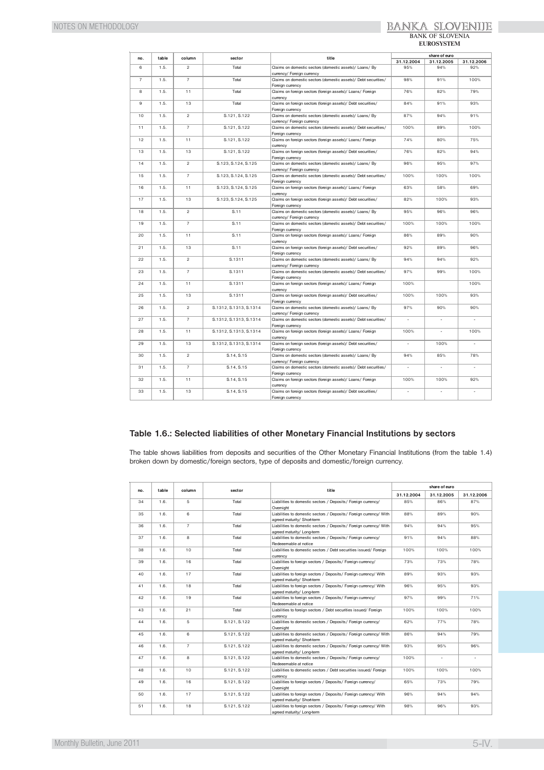| no. | table | column | sector | title | share of euro | | |
|---|---|---|---|---|---|---|---|
| | | | | | 31.12.2004 | 31.12.2005 | 31.12.2006 |
| 6 | 1.5. | 2 | Total | Claims on domestic sectors (domestic assets)/ Loans/ By currency/ Foreign currency | 95% | 94% | 92% |
| 7 | 1.5. | 7 | Total | Claims on domestic sectors (domestic assets)/ Debt securities/ Foreign currency | 98% | 91% | 100% |
| 8 | 1.5. | 11 | Total | Claims on foreign sectors (foreign assets)/ Loans/ Foreign currency | 76% | 82% | 79% |
| 9 | 1.5. | 13 | Total | Claims on foreign sectors (foreign assets)/ Debt securities/ Foreign currency | 84% | 91% | 93% |
| 10 | 1.5. | 2 | S.121, S.122 | Claims on domestic sectors (domestic assets)/ Loans/ By currency/ Foreign currency | 87% | 94% | 91% |
| 11 | 1.5. | 7 | S.121, S.122 | Claims on domestic sectors (domestic assets)/ Debt securities/ Foreign currency | 100% | 89% | 100% |
| 12 | 1.5. | 11 | S.121, S.122 | Claims on foreign sectors (foreign assets)/ Loans/ Foreign currency | 74% | 80% | 75% |
| 13 | 1.5. | 13 | S.121, S.122 | Claims on foreign sectors (foreign assets)/ Debt securities/ Foreign currency | 76% | 82% | 94% |
| 14 | 1.5. | 2 | S.123, S.124, S.125 | Claims on domestic sectors (domestic assets)/ Loans/ By currency/ Foreign currency | 96% | 95% | 97% |
| 15 | 1.5. | 7 | S.123, S.124, S.125 | Claims on domestic sectors (domestic assets)/ Debt securities/ Foreign currency | 100% | 100% | 100% |
| 16 | 1.5. | 11 | S.123, S.124, S.125 | Claims on foreign sectors (foreign assets)/ Loans/ Foreign currency | 63% | 58% | 69% |
| 17 | 1.5. | 13 | S.123, S.124, S.125 | Claims on foreign sectors (foreign assets)/ Debt securities/ Foreign currency | 82% | 100% | 93% |
| 18 | 1.5. | 2 | S.11 | Claims on domestic sectors (domestic assets)/ Loans/ By currency/ Foreign currency | 95% | 96% | 96% |
| 19 | 1.5. | 7 | S.11 | Claims on domestic sectors (domestic assets)/ Debt securities/ Foreign currency | 100% | 100% | 100% |
| 20 | 1.5. | 11 | S.11 | Claims on foreign sectors (foreign assets)/ Loans/ Foreign currency | 86% | 89% | 90% |
| 21 | 1.5. | 13 | S.11 | Claims on foreign sectors (foreign assets)/ Debt securities/ Foreign currency | 92% | 89% | 96% |
| 22 | 1.5. | 2 | S.1311 | Claims on domestic sectors (domestic assets)/ Loans/ By currency/ Foreign currency | 94% | 94% | 92% |
| 23 | 1.5. | 7 | S.1311 | Claims on domestic sectors (domestic assets)/ Debt securities/ Foreign currency | 97% | 99% | 100% |
| 24 | 1.5. | 11 | S.1311 | Claims on foreign sectors (foreign assets)/ Loans/ Foreign currency | 100% | | 100% |
| 25 | 1.5. | 13 | S.1311 | Claims on foreign sectors (foreign assets)/ Debt securities/ Foreign currency | 100% | 100% | 93% |
| 26 | 1.5. | 2 | S.1312, S.1313, S.1314 | Claims on domestic sectors (domestic assets)/ Loans/ By currency/ Foreign currency | 97% | 90% | 90% |
| 27 | 1.5. | 7 | S.1312, S.1313, S.1314 | Claims on domestic sectors (domestic assets)/ Debt securities/ Foreign currency | - | - | - |
| 28 | 1.5. | 11 | S.1312, S.1313, S.1314 | Claims on foreign sectors (foreign assets)/ Loans/ Foreign currency | 100% | - | 100% |
| 29 | 1.5. | 13 | S.1312, S.1313, S.1314 | Claims on foreign sectors (foreign assets)/ Debt securities/ Foreign currency | - | 100% | - |
| 30 | 1.5. | 2 | S.14, S.15 | Claims on domestic sectors (domestic assets)/ Loans/ By currency/ Foreign currency | 94% | 85% | 78% |
| 31 | 1.5. | 7 | S.14, S.15 | Claims on domestic sectors (domestic assets)/ Debt securities/ Foreign currency | - | - | - |
| 32 | 1.5. | 11 | S.14, S.15 | Claims on foreign sectors (foreign assets)/ Loans/ Foreign currency | 100% | 100% | 92% |
| 33 | 1.5. | 13 | S.14, S.15 | Claims on foreign sectors (foreign assets)/ Debt securities/ Foreign currency | - | - | - |

## Table 1.6.: Selected liabilities of other Monetary Financial Institutions by sectors

The table shows liabilities from deposits and securities of the Other Monetary Financial Institutions (from the table 1.4) broken down by domestic/foreign sectors, type of deposits and domestic/foreign currency.

| no. | table | column | sector | title | share of euro | | |
|---|---|---|---|---|---|---|---|
| | | | | | 31.12.2004 | 31.12.2005 | 31.12.2006 |
| 34 | 1.6. | 5 | Total | Liabilities to domestic sectors / Deposits/ Foreign currency/ Overnight | 85% | 86% | 87% |
| 35 | 1.6. | 6 | Total | Liabilities to domestic sectors / Deposits/ Foreign currency/ With agreed maturity/ Short-term | 88% | 89% | 90% |
| 36 | 1.6. | 7 | Total | Liabilities to domestic sectors / Deposits/ Foreign currency/ With agreed maturity/ Long-term | 94% | 94% | 95% |
| 37 | 1.6. | 8 | Total | Liabilities to domestic sectors / Deposits/ Foreign currency/ Redeemable at notice | 91% | 94% | 88% |
| 38 | 1.6. | 10 | Total | Liabilities to domestic sectors / Debt securities issued/ Foreign currency | 100% | 100% | 100% |
| 39 | 1.6. | 16 | Total | Liabilities to foreign sectors / Deposits/ Foreign currency/ Overnight | 73% | 73% | 78% |
| 40 | 1.6. | 17 | Total | Liabilities to foreign sectors / Deposits/ Foreign currency/ With agreed maturity/ Short-term | 89% | 93% | 93% |
| 41 | 1.6. | 18 | Total | Liabilities to foreign sectors / Deposits/ Foreign currency/ With agreed maturity/ Long-term | 96% | 95% | 93% |
| 42 | 1.6. | 19 | Total | Liabilities to foreign sectors / Deposits/ Foreign currency/ Redeemable at notice | 97% | 99% | 71% |
| 43 | 1.6. | 21 | Total | Liabilities to foreign sectors / Debt securities issued/ Foreign currency | 100% | 100% | 100% |
| 44 | 1.6. | 5 | S.121, S.122 | Liabilities to domestic sectors / Deposits/ Foreign currency/ Overnight | 62% | 77% | 78% |
| 45 | 1.6. | 6 | S.121, S.122 | Liabilities to domestic sectors / Deposits/ Foreign currency/ With agreed maturity/ Short-term | 86% | 94% | 79% |
| 46 | 1.6. | 7 | S.121, S.122 | Liabilities to domestic sectors / Deposits/ Foreign currency/ With agreed maturity/ Long-term | 93% | 95% | 96% |
| 47 | 1.6. | 8 | S.121, S.122 | Liabilities to domestic sectors / Deposits/ Foreign currency/ Redeemable at notice | 100% | - | - |
| 48 | 1.6. | 10 | S.121, S.122 | Liabilities to domestic sectors / Debt securities issued/ Foreign currency | 100% | 100% | 100% |
| 49 | 1.6. | 16 | S.121, S.122 | Liabilities to foreign sectors / Deposits/ Foreign currency/ Overnight | 65% | 73% | 79% |
| 50 | 1.6. | 17 | S.121, S.122 | Liabilities to foreign sectors / Deposits/ Foreign currency/ With agreed maturity/ Short-term | 96% | 94% | 94% |
| 51 | 1.6. | 18 | S.121, S.122 | Liabilities to foreign sectors / Deposits/ Foreign currency/ With agreed maturity/ Long-term | 98% | 96% | 93% |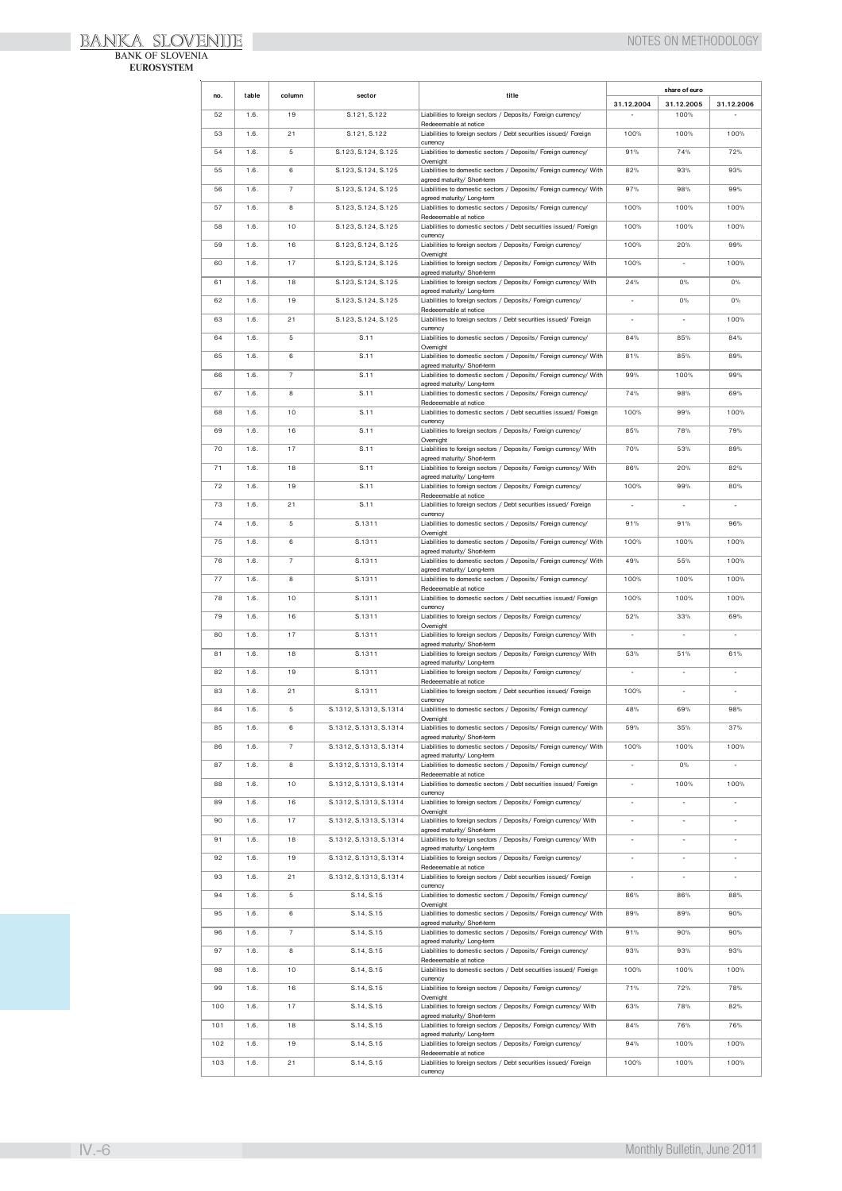| no. | table | column | sector | title | share of euro | | |
|---|---|---|---|---|---|---|---|
| | | | | | 31.12.2004 | 31.12.2005 | 31.12.2006 |
| 52 | 1.6. | 19 | S.121, S.122 | Liabilities to foreign sectors / Deposits/ Foreign currency/ Redeeemable at notice | - | 100% | - |
| 53 | 1.6. | 21 | S.121, S.122 | Liabilities to foreign sectors / Debt securities issued/ Foreign currency | 100% | 100% | 100% |
| 54 | 1.6. | 5 | S.123, S.124, S.125 | Liabilities to domestic sectors / Deposits/ Foreign currency/ Overnight | 91% | 74% | 72% |
| 55 | 1.6. | 6 | S.123, S.124, S.125 | Liabilities to domestic sectors / Deposits/ Foreign currency/ With agreed maturity/ Short-term | 82% | 93% | 93% |
| 56 | 1.6. | 7 | S.123, S.124, S.125 | Liabilities to domestic sectors / Deposits/ Foreign currency/ With agreed maturity/ Long-term | 97% | 98% | 99% |
| 57 | 1.6. | 8 | S.123, S.124, S.125 | Liabilities to domestic sectors / Deposits/ Foreign currency/ Redeeemable at notice | 100% | 100% | 100% |
| 58 | 1.6. | 10 | S.123, S.124, S.125 | Liabilities to domestic sectors / Debt securities issued/ Foreign currency | 100% | 100% | 100% |
| 59 | 1.6. | 16 | S.123, S.124, S.125 | Liabilities to foreign sectors / Deposits/ Foreign currency/ Overnight | 100% | 20% | 99% |
| 60 | 1.6. | 17 | S.123, S.124, S.125 | Liabilities to foreign sectors / Deposits/ Foreign currency/ With agreed maturity/ Short-term | 100% | - | 100% |
| 61 | 1.6. | 18 | S.123, S.124, S.125 | Liabilities to foreign sectors / Deposits/ Foreign currency/ With agreed maturity/ Long-term | 24% | 0% | 0% |
| 62 | 1.6. | 19 | S.123, S.124, S.125 | Liabilities to foreign sectors / Deposits/ Foreign currency/ Redeeemable at notice | - | 0% | 0% |
| 63 | 1.6. | 21 | S.123, S.124, S.125 | Liabilities to foreign sectors / Debt securities issued/ Foreign currency | - | - | 100% |
| 64 | 1.6. | 5 | S.11 | Liabilities to domestic sectors / Deposits/ Foreign currency/ Overnight | 84% | 85% | 84% |
| 65 | 1.6. | 6 | S.11 | Liabilities to domestic sectors / Deposits/ Foreign currency/ With agreed maturity/ Short-term | 81% | 85% | 89% |
| 66 | 1.6. | 7 | S.11 | Liabilities to domestic sectors / Deposits/ Foreign currency/ With agreed maturity/ Long-term | 99% | 100% | 99% |
| 67 | 1.6. | 8 | S.11 | Liabilities to domestic sectors / Deposits/ Foreign currency/ Redeeemable at notice | 74% | 98% | 69% |
| 68 | 1.6. | 10 | S.11 | Liabilities to domestic sectors / Debt securities issued/ Foreign currency | 100% | 99% | 100% |
| 69 | 1.6. | 16 | S.11 | Liabilities to foreign sectors / Deposits/ Foreign currency/ Overnight | 85% | 78% | 79% |
| 70 | 1.6. | 17 | S.11 | Liabilities to foreign sectors / Deposits/ Foreign currency/ With agreed maturity/ Short-term | 70% | 53% | 89% |
| 71 | 1.6. | 18 | S.11 | Liabilities to foreign sectors / Deposits/ Foreign currency/ With agreed maturity/ Long-term | 86% | 20% | 82% |
| 72 | 1.6. | 19 | S.11 | Liabilities to foreign sectors / Deposits/ Foreign currency/ Redeeemable at notice | 100% | 99% | 80% |
| 73 | 1.6. | 21 | S.11 | Liabilities to foreign sectors / Debt securities issued/ Foreign currency | - | - | - |
| 74 | 1.6. | 5 | S.1311 | Liabilities to domestic sectors / Deposits/ Foreign currency/ Overnight | 91% | 91% | 96% |
| 75 | 1.6. | 6 | S.1311 | Liabilities to domestic sectors / Deposits/ Foreign currency/ With agreed maturity/ Short-term | 100% | 100% | 100% |
| 76 | 1.6. | 7 | S.1311 | Liabilities to domestic sectors / Deposits/ Foreign currency/ With agreed maturity/ Long-term | 49% | 55% | 100% |
| 77 | 1.6. | 8 | S.1311 | Liabilities to domestic sectors / Deposits/ Foreign currency/ Redeeemable at notice | 100% | 100% | 100% |
| 78 | 1.6. | 10 | S.1311 | Liabilities to domestic sectors / Debt securities issued/ Foreign currency | 100% | 100% | 100% |
| 79 | 1.6. | 16 | S.1311 | Liabilities to foreign sectors / Deposits/ Foreign currency/ Overnight | 52% | 33% | 69% |
| 80 | 1.6. | 17 | S.1311 | Liabilities to foreign sectors / Deposits/ Foreign currency/ With agreed maturity/ Short-term | - | - | - |
| 81 | 1.6. | 18 | S.1311 | Liabilities to foreign sectors / Deposits/ Foreign currency/ With agreed maturity/ Long-term | 53% | 51% | 61% |
| 82 | 1.6. | 19 | S.1311 | Liabilities to foreign sectors / Deposits/ Foreign currency/ Redeeemable at notice | - | - | - |
| 83 | 1.6. | 21 | S.1311 | Liabilities to foreign sectors / Debt securities issued/ Foreign currency | 100% | - | - |
| 84 | 1.6. | 5 | S.1312, S.1313, S.1314 | Liabilities to domestic sectors / Deposits/ Foreign currency/ Overnight | 48% | 69% | 98% |
| 85 | 1.6. | 6 | S.1312, S.1313, S.1314 | Liabilities to domestic sectors / Deposits/ Foreign currency/ With agreed maturity/ Short-term | 59% | 35% | 37% |
| 86 | 1.6. | 7 | S.1312, S.1313, S.1314 | Liabilities to domestic sectors / Deposits/ Foreign currency/ With agreed maturity/ Long-term | 100% | 100% | 100% |
| 87 | 1.6. | 8 | S.1312, S.1313, S.1314 | Liabilities to domestic sectors / Deposits/ Foreign currency/ Redeeemable at notice | - | 0% | - |
| 88 | 1.6. | 10 | S.1312, S.1313, S.1314 | Liabilities to domestic sectors / Debt securities issued/ Foreign currency | - | 100% | 100% |
| 89 | 1.6. | 16 | S.1312, S.1313, S.1314 | Liabilities to foreign sectors / Deposits/ Foreign currency/ Overnight | - | - | - |
| 90 | 1.6. | 17 | S.1312, S.1313, S.1314 | Liabilities to foreign sectors / Deposits/ Foreign currency/ With agreed maturity/ Short-term | - | - | - |
| 91 | 1.6. | 18 | S.1312, S.1313, S.1314 | Liabilities to foreign sectors / Deposits/ Foreign currency/ With agreed maturity/ Long-term | - | - | - |
| 92 | 1.6. | 19 | S.1312, S.1313, S.1314 | Liabilities to foreign sectors / Deposits/ Foreign currency/ Redeeemable at notice | - | - | - |
| 93 | 1.6. | 21 | S.1312, S.1313, S.1314 | Liabilities to foreign sectors / Debt securities issued/ Foreign currency | - | - | - |
| 94 | 1.6. | 5 | S.14, S.15 | Liabilities to domestic sectors / Deposits/ Foreign currency/ Overnight | 86% | 86% | 88% |
| 95 | 1.6. | 6 | S.14, S.15 | Liabilities to domestic sectors / Deposits/ Foreign currency/ With agreed maturity/ Short-term | 89% | 89% | 90% |
| 96 | 1.6. | 7 | S.14, S.15 | Liabilities to domestic sectors / Deposits/ Foreign currency/ With agreed maturity/ Long-term | 91% | 90% | 90% |
| 97 | 1.6. | 8 | S.14, S.15 | Liabilities to domestic sectors / Deposits/ Foreign currency/ Redeeemable at notice | 93% | 93% | 93% |
| 98 | 1.6. | 10 | S.14, S.15 | Liabilities to domestic sectors / Debt securities issued/ Foreign currency | 100% | 100% | 100% |
| 99 | 1.6. | 16 | S.14, S.15 | Liabilities to foreign sectors / Deposits/ Foreign currency/ Overnight | 71% | 72% | 78% |
| 100 | 1.6. | 17 | S.14, S.15 | Liabilities to foreign sectors / Deposits/ Foreign currency/ With agreed maturity/ Short-term | 63% | 78% | 82% |
| 101 | 1.6. | 18 | S.14, S.15 | Liabilities to foreign sectors / Deposits/ Foreign currency/ With agreed maturity/ Long-term | 84% | 76% | 76% |
| 102 | 1.6. | 19 | S.14, S.15 | Liabilities to foreign sectors / Deposits/ Foreign currency/ Redeeemable at notice | 94% | 100% | 100% |
| 103 | 1.6. | 21 | S.14, S.15 | Liabilities to foreign sectors / Debt securities issued/ Foreign currency | 100% | 100% | 100% |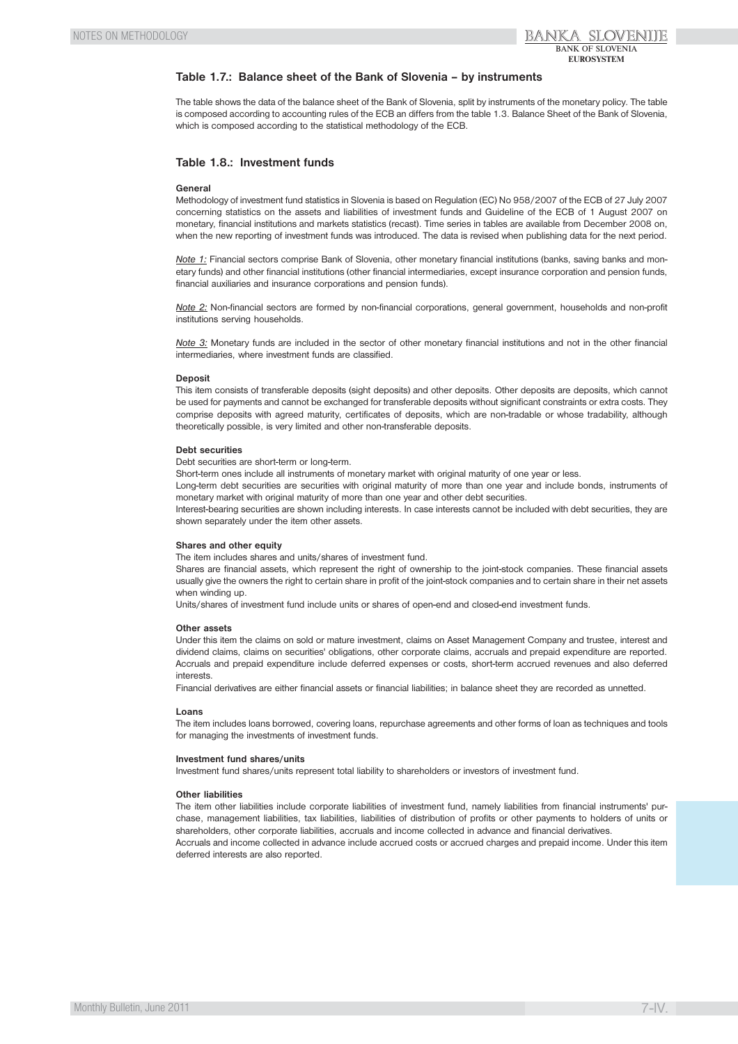## Table 1.7.: Balance sheet of the Bank of Slovenia – by instruments

The table shows the data of the balance sheet of the Bank of Slovenia, split by instruments of the monetary policy. The table is composed according to accounting rules of the ECB an differs from the table 1.3. Balance Sheet of the Bank of Slovenia, which is composed according to the statistical methodology of the ECB.

## Table 1.8.: Investment funds

**General**

Methodology of investment fund statistics in Slovenia is based on Regulation (EC) No 958/2007 of the ECB of 27 July 2007 concerning statistics on the assets and liabilities of investment funds and Guideline of the ECB of 1 August 2007 on monetary, financial institutions and markets statistics (recast). Time series in tables are available from December 2008 on, when the new reporting of investment funds was introduced. The data is revised when publishing data for the next period.

Note 1: Financial sectors comprise Bank of Slovenia, other monetary financial institutions (banks, saving banks and monetary funds) and other financial institutions (other financial intermediaries, except insurance corporation and pension funds, financial auxiliaries and insurance corporations and pension funds).

Note 2: Non-financial sectors are formed by non-financial corporations, general government, households and non-profit institutions serving households.

Note 3: Monetary funds are included in the sector of other monetary financial institutions and not in the other financial intermediaries, where investment funds are classified.

**Deposit**

This item consists of transferable deposits (sight deposits) and other deposits. Other deposits are deposits, which cannot be used for payments and cannot be exchanged for transferable deposits without significant constraints or extra costs. They comprise deposits with agreed maturity, certificates of deposits, which are non-tradable or whose tradability, although theoretically possible, is very limited and other non-transferable deposits.

**Debt securities**

Debt securities are short-term or long-term.

Short-term ones include all instruments of monetary market with original maturity of one year or less.

Long-term debt securities are securities with original maturity of more than one year and include bonds, instruments of monetary market with original maturity of more than one year and other debt securities.

Interest-bearing securities are shown including interests. In case interests cannot be included with debt securities, they are shown separately under the item other assets.

**Shares and other equity**

The item includes shares and units/shares of investment fund.

Shares are financial assets, which represent the right of ownership to the joint-stock companies. These financial assets usually give the owners the right to certain share in profit of the joint-stock companies and to certain share in their net assets when winding up.

Units/shares of investment fund include units or shares of open-end and closed-end investment funds.

**Other assets**

Under this item the claims on sold or mature investment, claims on Asset Management Company and trustee, interest and dividend claims, claims on securities' obligations, other corporate claims, accruals and prepaid expenditure are reported. Accruals and prepaid expenditure include deferred expenses or costs, short-term accrued revenues and also deferred interests.

Financial derivatives are either financial assets or financial liabilities; in balance sheet they are recorded as unnetted.

**Loans**

The item includes loans borrowed, covering loans, repurchase agreements and other forms of loan as techniques and tools for managing the investments of investment funds.

**Investment fund shares/units**

Investment fund shares/units represent total liability to shareholders or investors of investment fund.

**Other liabilities**

The item other liabilities include corporate liabilities of investment fund, namely liabilities from financial instruments' purchase, management liabilities, tax liabilities, liabilities of distribution of profits or other payments to holders of units or shareholders, other corporate liabilities, accruals and income collected in advance and financial derivatives.

Accruals and income collected in advance include accrued costs or accrued charges and prepaid income. Under this item deferred interests are also reported.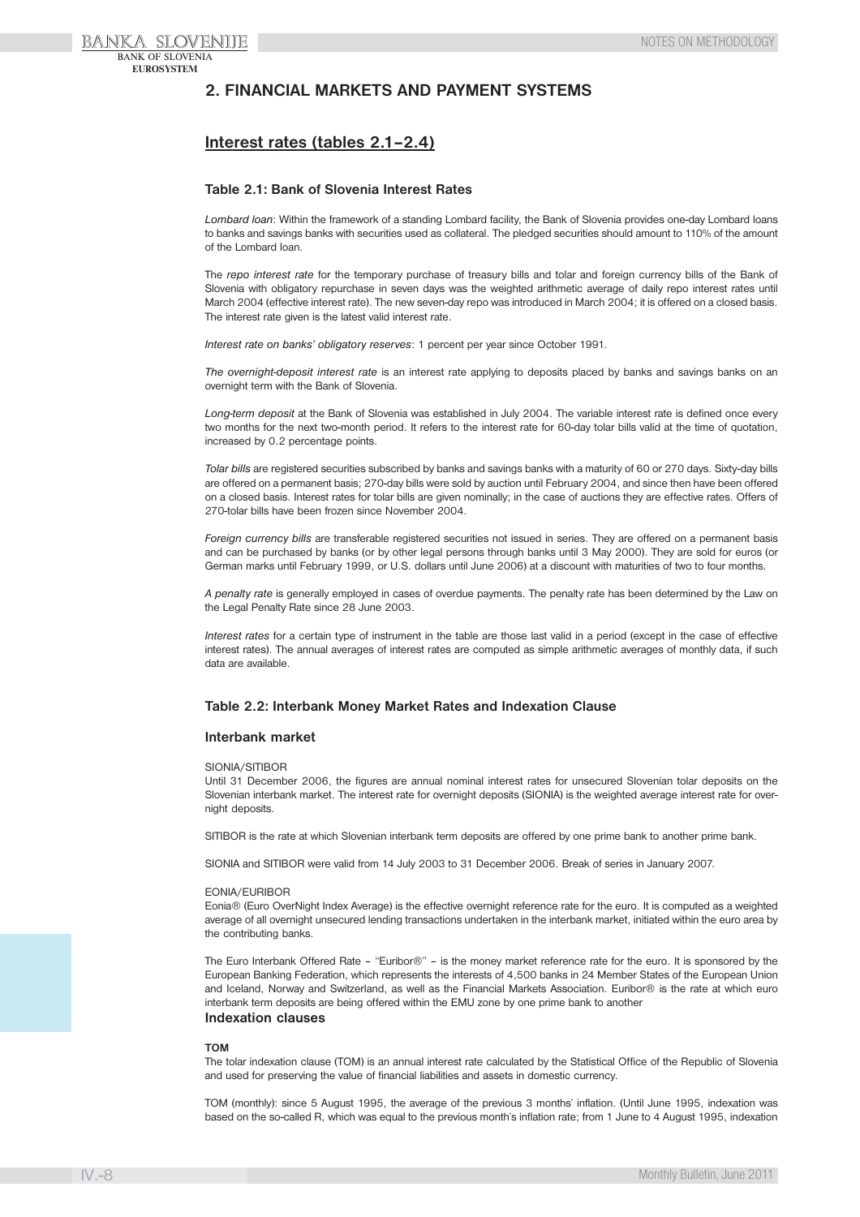## 2. FINANCIAL MARKETS AND PAYMENT SYSTEMS

### Interest rates (tables 2.1–2.4)

#### Table 2.1: Bank of Slovenia Interest Rates

*Lombard loan*: Within the framework of a standing Lombard facility, the Bank of Slovenia provides one-day Lombard loans to banks and savings banks with securities used as collateral. The pledged securities should amount to 110% of the amount of the Lombard loan.

The *repo interest rate* for the temporary purchase of treasury bills and tolar and foreign currency bills of the Bank of Slovenia with obligatory repurchase in seven days was the weighted arithmetic average of daily repo interest rates until March 2004 (effective interest rate). The new seven-day repo was introduced in March 2004; it is offered on a closed basis. The interest rate given is the latest valid interest rate.

*Interest rate on banks' obligatory reserves*: 1 percent per year since October 1991.

*The overnight-deposit interest rate* is an interest rate applying to deposits placed by banks and savings banks on an overnight term with the Bank of Slovenia.

*Long-term deposit* at the Bank of Slovenia was established in July 2004. The variable interest rate is defined once every two months for the next two-month period. It refers to the interest rate for 60-day tolar bills valid at the time of quotation, increased by 0.2 percentage points.

*Tolar bills* are registered securities subscribed by banks and savings banks with a maturity of 60 or 270 days. Sixty-day bills are offered on a permanent basis; 270-day bills were sold by auction until February 2004, and since then have been offered on a closed basis. Interest rates for tolar bills are given nominally; in the case of auctions they are effective rates. Offers of 270-tolar bills have been frozen since November 2004.

*Foreign currency bills* are transferable registered securities not issued in series. They are offered on a permanent basis and can be purchased by banks (or by other legal persons through banks until 3 May 2000). They are sold for euros (or German marks until February 1999, or U.S. dollars until June 2006) at a discount with maturities of two to four months.

*A penalty rate* is generally employed in cases of overdue payments. The penalty rate has been determined by the Law on the Legal Penalty Rate since 28 June 2003.

*Interest rates* for a certain type of instrument in the table are those last valid in a period (except in the case of effective interest rates). The annual averages of interest rates are computed as simple arithmetic averages of monthly data, if such data are available.

#### Table 2.2: Interbank Money Market Rates and Indexation Clause

#### Interbank market

SIONIA/SITIBOR

Until 31 December 2006, the figures are annual nominal interest rates for unsecured Slovenian tolar deposits on the Slovenian interbank market. The interest rate for overnight deposits (SIONIA) is the weighted average interest rate for overnight deposits.

SITIBOR is the rate at which Slovenian interbank term deposits are offered by one prime bank to another prime bank.

SIONIA and SITIBOR were valid from 14 July 2003 to 31 December 2006. Break of series in January 2007.

EONIA/EURIBOR

Eonia® (Euro OverNight Index Average) is the effective overnight reference rate for the euro. It is computed as a weighted average of all overnight unsecured lending transactions undertaken in the interbank market, initiated within the euro area by the contributing banks.

The Euro Interbank Offered Rate – "Euribor®" – is the money market reference rate for the euro. It is sponsored by the European Banking Federation, which represents the interests of 4,500 banks in 24 Member States of the European Union and Iceland, Norway and Switzerland, as well as the Financial Markets Association. Euribor® is the rate at which euro interbank term deposits are being offered within the EMU zone by one prime bank to another

#### Indexation clauses

**TOM**

The tolar indexation clause (TOM) is an annual interest rate calculated by the Statistical Office of the Republic of Slovenia and used for preserving the value of financial liabilities and assets in domestic currency.

TOM (monthly): since 5 August 1995, the average of the previous 3 months' inflation. (Until June 1995, indexation was based on the so-called R, which was equal to the previous month's inflation rate; from 1 June to 4 August 1995, indexation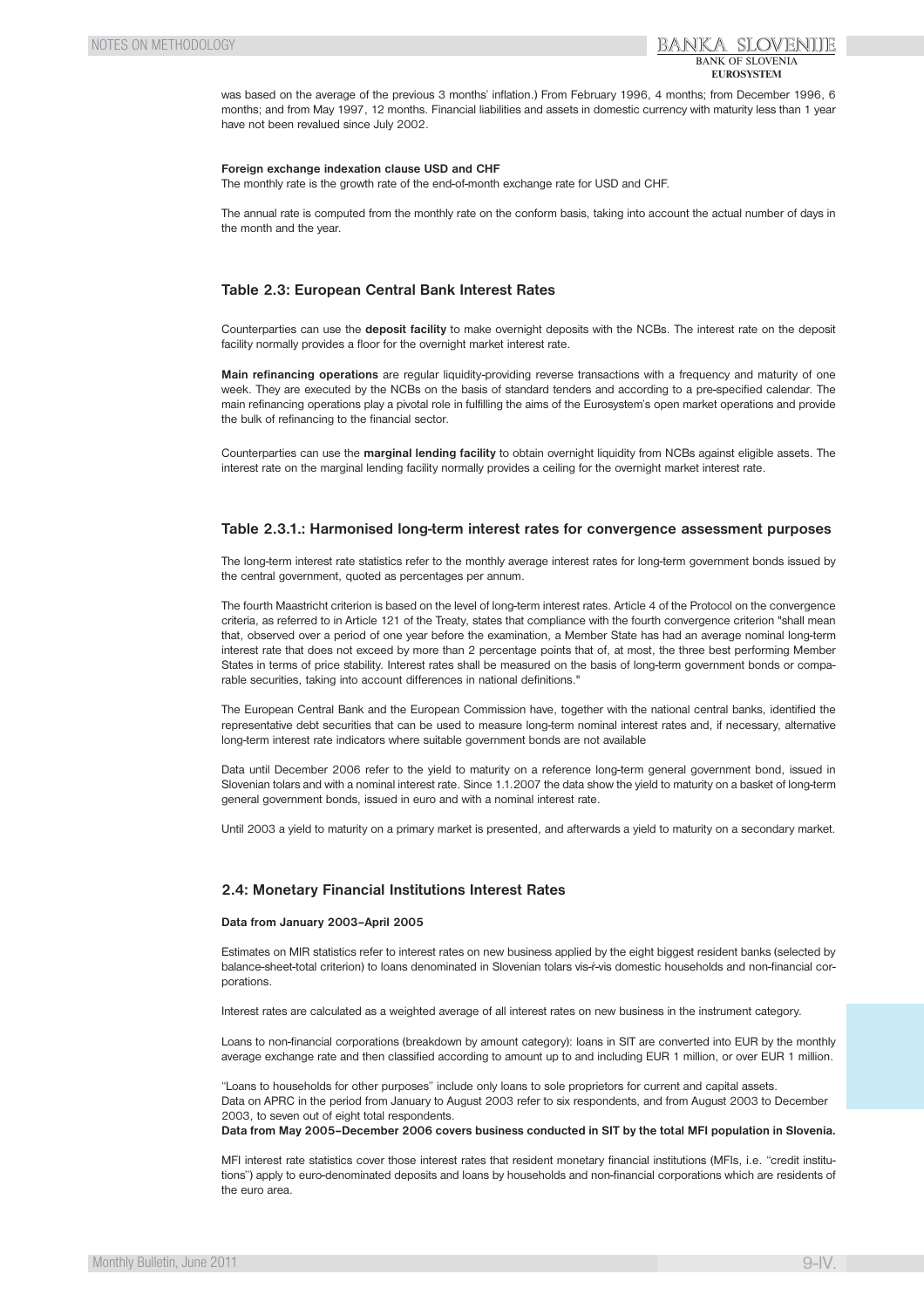was based on the average of the previous 3 months' inflation.) From February 1996, 4 months; from December 1996, 6 months; and from May 1997, 12 months. Financial liabilities and assets in domestic currency with maturity less than 1 year have not been revalued since July 2002.

**Foreign exchange indexation clause USD and CHF**

The monthly rate is the growth rate of the end-of-month exchange rate for USD and CHF.

The annual rate is computed from the monthly rate on the conform basis, taking into account the actual number of days in the month and the year.

### Table 2.3: European Central Bank Interest Rates

Counterparties can use the **deposit facility** to make overnight deposits with the NCBs. The interest rate on the deposit facility normally provides a floor for the overnight market interest rate.

**Main refinancing operations** are regular liquidity-providing reverse transactions with a frequency and maturity of one week. They are executed by the NCBs on the basis of standard tenders and according to a pre-specified calendar. The main refinancing operations play a pivotal role in fulfilling the aims of the Eurosystem's open market operations and provide the bulk of refinancing to the financial sector.

Counterparties can use the **marginal lending facility** to obtain overnight liquidity from NCBs against eligible assets. The interest rate on the marginal lending facility normally provides a ceiling for the overnight market interest rate.

### Table 2.3.1.: Harmonised long-term interest rates for convergence assessment purposes

The long-term interest rate statistics refer to the monthly average interest rates for long-term government bonds issued by the central government, quoted as percentages per annum.

The fourth Maastricht criterion is based on the level of long-term interest rates. Article 4 of the Protocol on the convergence criteria, as referred to in Article 121 of the Treaty, states that compliance with the fourth convergence criterion "shall mean that, observed over a period of one year before the examination, a Member State has had an average nominal long-term interest rate that does not exceed by more than 2 percentage points that of, at most, the three best performing Member States in terms of price stability. Interest rates shall be measured on the basis of long-term government bonds or comparable securities, taking into account differences in national definitions."

The European Central Bank and the European Commission have, together with the national central banks, identified the representative debt securities that can be used to measure long-term nominal interest rates and, if necessary, alternative long-term interest rate indicators where suitable government bonds are not available

Data until December 2006 refer to the yield to maturity on a reference long-term general government bond, issued in Slovenian tolars and with a nominal interest rate. Since 1.1.2007 the data show the yield to maturity on a basket of long-term general government bonds, issued in euro and with a nominal interest rate.

Until 2003 a yield to maturity on a primary market is presented, and afterwards a yield to maturity on a secondary market.

### 2.4: Monetary Financial Institutions Interest Rates

**Data from January 2003–April 2005**

Estimates on MIR statistics refer to interest rates on new business applied by the eight biggest resident banks (selected by balance-sheet-total criterion) to loans denominated in Slovenian tolars vis-ŕ-vis domestic households and non-financial corporations.

Interest rates are calculated as a weighted average of all interest rates on new business in the instrument category.

Loans to non-financial corporations (breakdown by amount category): loans in SIT are converted into EUR by the monthly average exchange rate and then classified according to amount up to and including EUR 1 million, or over EUR 1 million.

"Loans to households for other purposes" include only loans to sole proprietors for current and capital assets.
Data on APRC in the period from January to August 2003 refer to six respondents, and from August 2003 to December 2003, to seven out of eight total respondents.
**Data from May 2005–December 2006 covers business conducted in SIT by the total MFI population in Slovenia.**

MFI interest rate statistics cover those interest rates that resident monetary financial institutions (MFIs, i.e. "credit institutions") apply to euro-denominated deposits and loans by households and non-financial corporations which are residents of the euro area.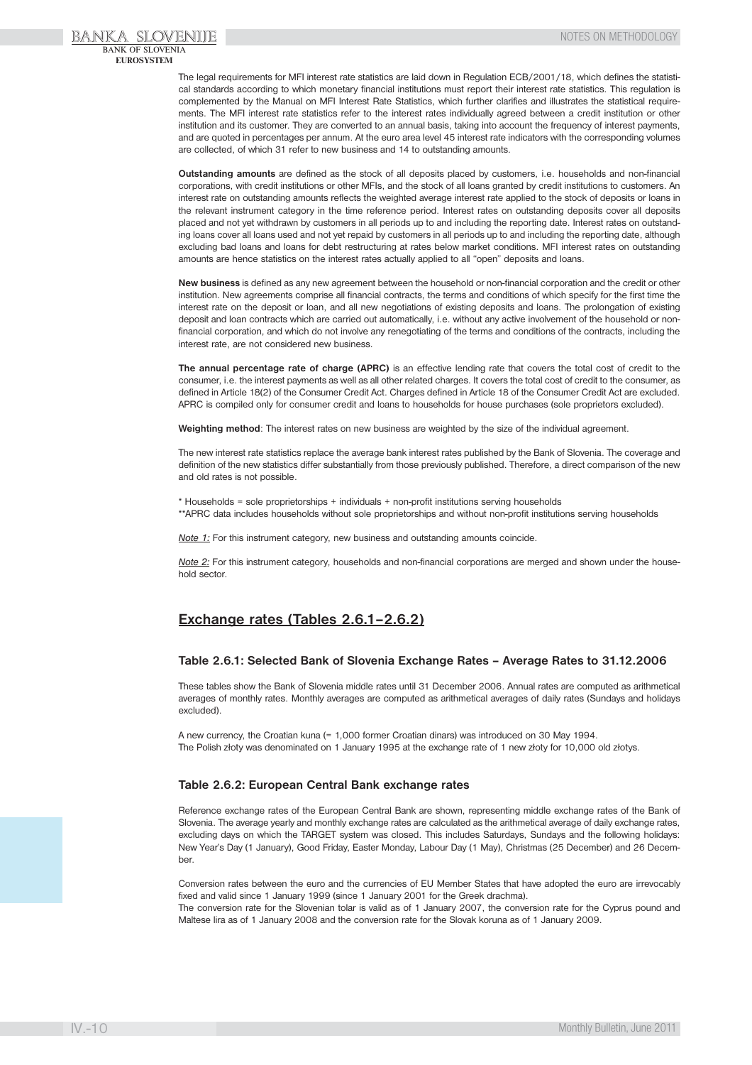The legal requirements for MFI interest rate statistics are laid down in Regulation ECB/2001/18, which defines the statistical standards according to which monetary financial institutions must report their interest rate statistics. This regulation is complemented by the Manual on MFI Interest Rate Statistics, which further clarifies and illustrates the statistical requirements. The MFI interest rate statistics refer to the interest rates individually agreed between a credit institution or other institution and its customer. They are converted to an annual basis, taking into account the frequency of interest payments, and are quoted in percentages per annum. At the euro area level 45 interest rate indicators with the corresponding volumes are collected, of which 31 refer to new business and 14 to outstanding amounts.

**Outstanding amounts** are defined as the stock of all deposits placed by customers, i.e. households and non-financial corporations, with credit institutions or other MFIs, and the stock of all loans granted by credit institutions to customers. An interest rate on outstanding amounts reflects the weighted average interest rate applied to the stock of deposits or loans in the relevant instrument category in the time reference period. Interest rates on outstanding deposits cover all deposits placed and not yet withdrawn by customers in all periods up to and including the reporting date. Interest rates on outstanding loans cover all loans used and not yet repaid by customers in all periods up to and including the reporting date, although excluding bad loans and loans for debt restructuring at rates below market conditions. MFI interest rates on outstanding amounts are hence statistics on the interest rates actually applied to all "open" deposits and loans.

**New business** is defined as any new agreement between the household or non-financial corporation and the credit or other institution. New agreements comprise all financial contracts, the terms and conditions of which specify for the first time the interest rate on the deposit or loan, and all new negotiations of existing deposits and loans. The prolongation of existing deposit and loan contracts which are carried out automatically, i.e. without any active involvement of the household or non-financial corporation, and which do not involve any renegotiating of the terms and conditions of the contracts, including the interest rate, are not considered new business.

**The annual percentage rate of charge (APRC)** is an effective lending rate that covers the total cost of credit to the consumer, i.e. the interest payments as well as all other related charges. It covers the total cost of credit to the consumer, as defined in Article 18(2) of the Consumer Credit Act. Charges defined in Article 18 of the Consumer Credit Act are excluded. APRC is compiled only for consumer credit and loans to households for house purchases (sole proprietors excluded).

**Weighting method**: The interest rates on new business are weighted by the size of the individual agreement.

The new interest rate statistics replace the average bank interest rates published by the Bank of Slovenia. The coverage and definition of the new statistics differ substantially from those previously published. Therefore, a direct comparison of the new and old rates is not possible.

* Households = sole proprietorships + individuals + non-profit institutions serving households
**APRC data includes households without sole proprietorships and without non-profit institutions serving households

_Note 1:_ For this instrument category, new business and outstanding amounts coincide.

_Note 2:_ For this instrument category, households and non-financial corporations are merged and shown under the household sector.

## Exchange rates (Tables 2.6.1–2.6.2)

### Table 2.6.1: Selected Bank of Slovenia Exchange Rates – Average Rates to 31.12.2006

These tables show the Bank of Slovenia middle rates until 31 December 2006. Annual rates are computed as arithmetical averages of monthly rates. Monthly averages are computed as arithmetical averages of daily rates (Sundays and holidays excluded).

A new currency, the Croatian kuna (= 1,000 former Croatian dinars) was introduced on 30 May 1994.
The Polish złoty was denominated on 1 January 1995 at the exchange rate of 1 new złoty for 10,000 old złotys.

### Table 2.6.2: European Central Bank exchange rates

Reference exchange rates of the European Central Bank are shown, representing middle exchange rates of the Bank of Slovenia. The average yearly and monthly exchange rates are calculated as the arithmetical average of daily exchange rates, excluding days on which the TARGET system was closed. This includes Saturdays, Sundays and the following holidays: New Year's Day (1 January), Good Friday, Easter Monday, Labour Day (1 May), Christmas (25 December) and 26 December.

Conversion rates between the euro and the currencies of EU Member States that have adopted the euro are irrevocably fixed and valid since 1 January 1999 (since 1 January 2001 for the Greek drachma).
The conversion rate for the Slovenian tolar is valid as of 1 January 2007, the conversion rate for the Cyprus pound and Maltese lira as of 1 January 2008 and the conversion rate for the Slovak koruna as of 1 January 2009.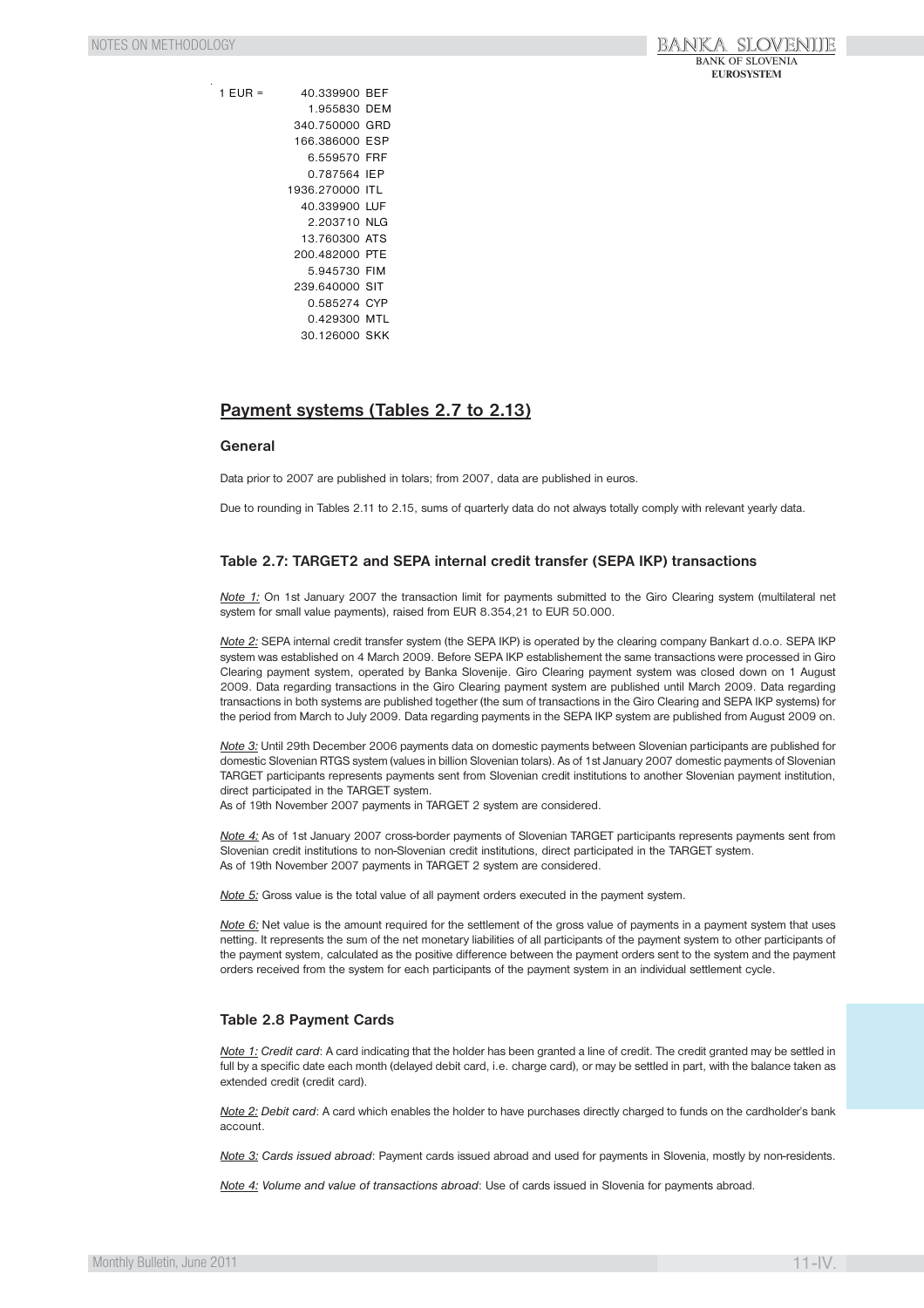| 1 EUR = | 40.339900 | BEF |
|---|---|---|
| | 1.955830 | DEM |
| | 340.750000 | GRD |
| | 166.386000 | ESP |
| | 6.559570 | FRF |
| | 0.787564 | IEP |
| | 1936.270000 | ITL |
| | 40.339900 | LUF |
| | 2.203710 | NLG |
| | 13.760300 | ATS |
| | 200.482000 | PTE |
| | 5.945730 | FIM |
| | 239.640000 | SIT |
| | 0.585274 | CYP |
| | 0.429300 | MTL |
| | 30.126000 | SKK |

## Payment systems (Tables 2.7 to 2.13)

### General

Data prior to 2007 are published in tolars; from 2007, data are published in euros.

Due to rounding in Tables 2.11 to 2.15, sums of quarterly data do not always totally comply with relevant yearly data.

### Table 2.7: TARGET2 and SEPA internal credit transfer (SEPA IKP) transactions

*Note 1:* On 1st January 2007 the transaction limit for payments submitted to the Giro Clearing system (multilateral net system for small value payments), raised from EUR 8.354,21 to EUR 50.000.

*Note 2:* SEPA internal credit transfer system (the SEPA IKP) is operated by the clearing company Bankart d.o.o. SEPA IKP system was established on 4 March 2009. Before SEPA IKP establishement the same transactions were processed in Giro Clearing payment system, operated by Banka Slovenije. Giro Clearing payment system was closed down on 1 August 2009. Data regarding transactions in the Giro Clearing payment system are published until March 2009. Data regarding transactions in both systems are published together (the sum of transactions in the Giro Clearing and SEPA IKP systems) for the period from March to July 2009. Data regarding payments in the SEPA IKP system are published from August 2009 on.

*Note 3:* Until 29th December 2006 payments data on domestic payments between Slovenian participants are published for domestic Slovenian RTGS system (values in billion Slovenian tolars). As of 1st January 2007 domestic payments of Slovenian TARGET participants represents payments sent from Slovenian credit institutions to another Slovenian payment institution, direct participated in the TARGET system.
As of 19th November 2007 payments in TARGET 2 system are considered.

*Note 4:* As of 1st January 2007 cross-border payments of Slovenian TARGET participants represents payments sent from Slovenian credit institutions to non-Slovenian credit institutions, direct participated in the TARGET system.
As of 19th November 2007 payments in TARGET 2 system are considered.

*Note 5:* Gross value is the total value of all payment orders executed in the payment system.

*Note 6:* Net value is the amount required for the settlement of the gross value of payments in a payment system that uses netting. It represents the sum of the net monetary liabilities of all participants of the payment system to other participants of the payment system, calculated as the positive difference between the payment orders sent to the system and the payment orders received from the system for each participants of the payment system in an individual settlement cycle.

### Table 2.8 Payment Cards

*Note 1: Credit card*: A card indicating that the holder has been granted a line of credit. The credit granted may be settled in full by a specific date each month (delayed debit card, i.e. charge card), or may be settled in part, with the balance taken as extended credit (credit card).

*Note 2: Debit card*: A card which enables the holder to have purchases directly charged to funds on the cardholder's bank account.

*Note 3: Cards issued abroad*: Payment cards issued abroad and used for payments in Slovenia, mostly by non-residents.

*Note 4: Volume and value of transactions abroad*: Use of cards issued in Slovenia for payments abroad.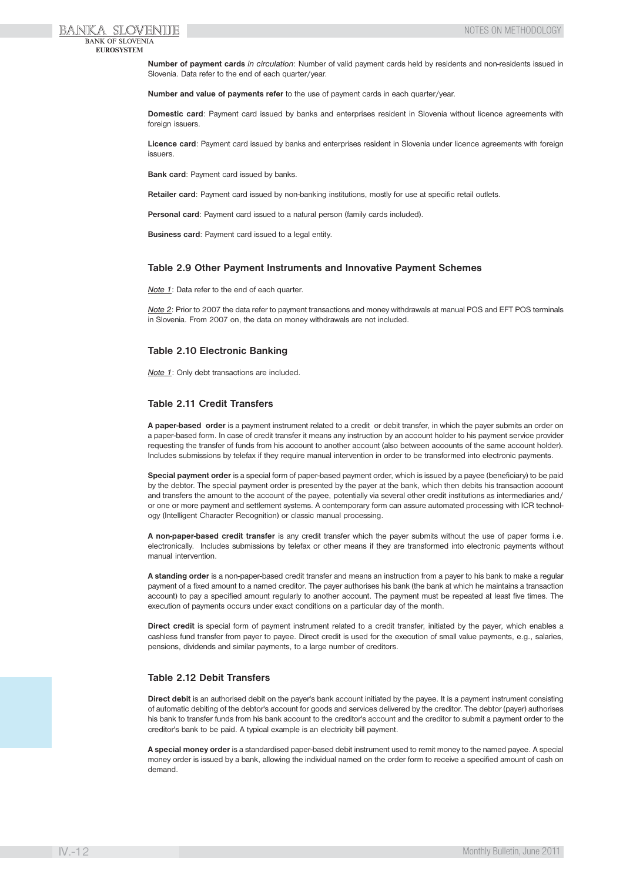**Number of payment cards** *in circulation*: Number of valid payment cards held by residents and non-residents issued in Slovenia. Data refer to the end of each quarter/year.

**Number and value of payments refer** to the use of payment cards in each quarter/year.

**Domestic card**: Payment card issued by banks and enterprises resident in Slovenia without licence agreements with foreign issuers.

**Licence card**: Payment card issued by banks and enterprises resident in Slovenia under licence agreements with foreign issuers.

**Bank card**: Payment card issued by banks.

**Retailer card**: Payment card issued by non-banking institutions, mostly for use at specific retail outlets.

**Personal card**: Payment card issued to a natural person (family cards included).

**Business card**: Payment card issued to a legal entity.

### Table 2.9 Other Payment Instruments and Innovative Payment Schemes

*Note 1*: Data refer to the end of each quarter.

*Note 2*: Prior to 2007 the data refer to payment transactions and money withdrawals at manual POS and EFT POS terminals in Slovenia. From 2007 on, the data on money withdrawals are not included.

### Table 2.10 Electronic Banking

*Note 1*: Only debt transactions are included.

### Table 2.11 Credit Transfers

**A paper-based order** is a payment instrument related to a credit or debit transfer, in which the payer submits an order on a paper-based form. In case of credit transfer it means any instruction by an account holder to his payment service provider requesting the transfer of funds from his account to another account (also between accounts of the same account holder). Includes submissions by telefax if they require manual intervention in order to be transformed into electronic payments.

**Special payment order** is a special form of paper-based payment order, which is issued by a payee (beneficiary) to be paid by the debtor. The special payment order is presented by the payer at the bank, which then debits his transaction account and transfers the amount to the account of the payee, potentially via several other credit institutions as intermediaries and/or one or more payment and settlement systems. A contemporary form can assure automated processing with ICR technology (Intelligent Character Recognition) or classic manual processing.

**A non-paper-based credit transfer** is any credit transfer which the payer submits without the use of paper forms i.e. electronically. Includes submissions by telefax or other means if they are transformed into electronic payments without manual intervention.

**A standing order** is a non-paper-based credit transfer and means an instruction from a payer to his bank to make a regular payment of a fixed amount to a named creditor. The payer authorises his bank (the bank at which he maintains a transaction account) to pay a specified amount regularly to another account. The payment must be repeated at least five times. The execution of payments occurs under exact conditions on a particular day of the month.

**Direct credit** is special form of payment instrument related to a credit transfer, initiated by the payer, which enables a cashless fund transfer from payer to payee. Direct credit is used for the execution of small value payments, e.g., salaries, pensions, dividends and similar payments, to a large number of creditors.

### Table 2.12 Debit Transfers

**Direct debit** is an authorised debit on the payer's bank account initiated by the payee. It is a payment instrument consisting of automatic debiting of the debtor's account for goods and services delivered by the creditor. The debtor (payer) authorises his bank to transfer funds from his bank account to the creditor's account and the creditor to submit a payment order to the creditor's bank to be paid. A typical example is an electricity bill payment.

**A special money order** is a standardised paper-based debit instrument used to remit money to the named payee. A special money order is issued by a bank, allowing the individual named on the order form to receive a specified amount of cash on demand.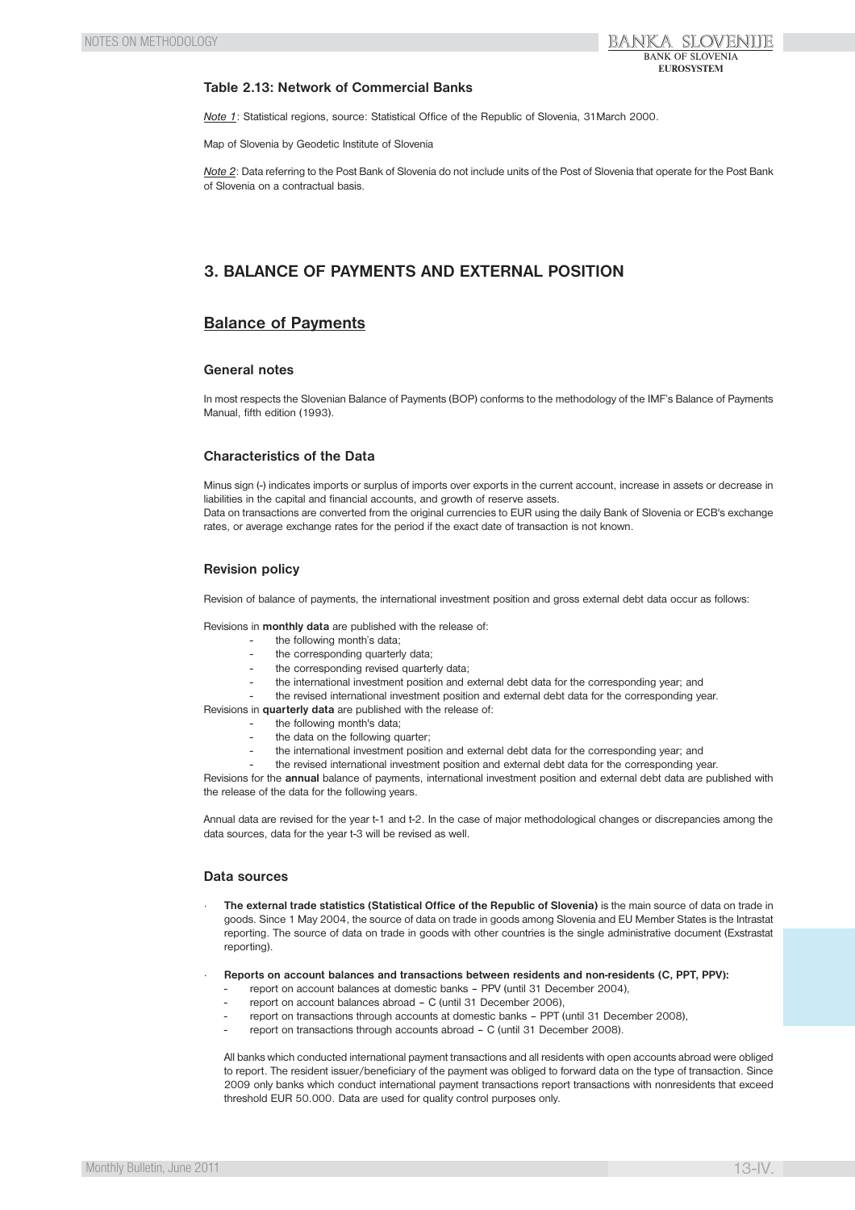### Table 2.13: Network of Commercial Banks

*Note 1*: Statistical regions, source: Statistical Office of the Republic of Slovenia, 31March 2000.

Map of Slovenia by Geodetic Institute of Slovenia

*Note 2*: Data referring to the Post Bank of Slovenia do not include units of the Post of Slovenia that operate for the Post Bank of Slovenia on a contractual basis.

# 3. BALANCE OF PAYMENTS AND EXTERNAL POSITION

## Balance of Payments

### General notes

In most respects the Slovenian Balance of Payments (BOP) conforms to the methodology of the IMF's Balance of Payments Manual, fifth edition (1993).

### Characteristics of the Data

Minus sign (-) indicates imports or surplus of imports over exports in the current account, increase in assets or decrease in liabilities in the capital and financial accounts, and growth of reserve assets.
Data on transactions are converted from the original currencies to EUR using the daily Bank of Slovenia or ECB's exchange rates, or average exchange rates for the period if the exact date of transaction is not known.

### Revision policy

Revision of balance of payments, the international investment position and gross external debt data occur as follows:

Revisions in **monthly data** are published with the release of:
- the following month's data;
- the corresponding quarterly data;
- the corresponding revised quarterly data;
- the international investment position and external debt data for the corresponding year; and
- the revised international investment position and external debt data for the corresponding year.

Revisions in **quarterly data** are published with the release of:
- the following month's data;
- the data on the following quarter;
- the international investment position and external debt data for the corresponding year; and
- the revised international investment position and external debt data for the corresponding year.

Revisions for the **annual** balance of payments, international investment position and external debt data are published with the release of the data for the following years.

Annual data are revised for the year t-1 and t-2. In the case of major methodological changes or discrepancies among the data sources, data for the year t-3 will be revised as well.

### Data sources

- **The external trade statistics (Statistical Office of the Republic of Slovenia)** is the main source of data on trade in goods. Since 1 May 2004, the source of data on trade in goods among Slovenia and EU Member States is the Intrastat reporting. The source of data on trade in goods with other countries is the single administrative document (Exstrastat reporting).

- **Reports on account balances and transactions between residents and non-residents (C, PPT, PPV):**
  - report on account balances at domestic banks – PPV (until 31 December 2004),
  - report on account balances abroad – C (until 31 December 2006),
  - report on transactions through accounts at domestic banks – PPT (until 31 December 2008),
  - report on transactions through accounts abroad – C (until 31 December 2008).

  All banks which conducted international payment transactions and all residents with open accounts abroad were obliged to report. The resident issuer/beneficiary of the payment was obliged to forward data on the type of transaction. Since 2009 only banks which conduct international payment transactions report transactions with nonresidents that exceed threshold EUR 50.000. Data are used for quality control purposes only.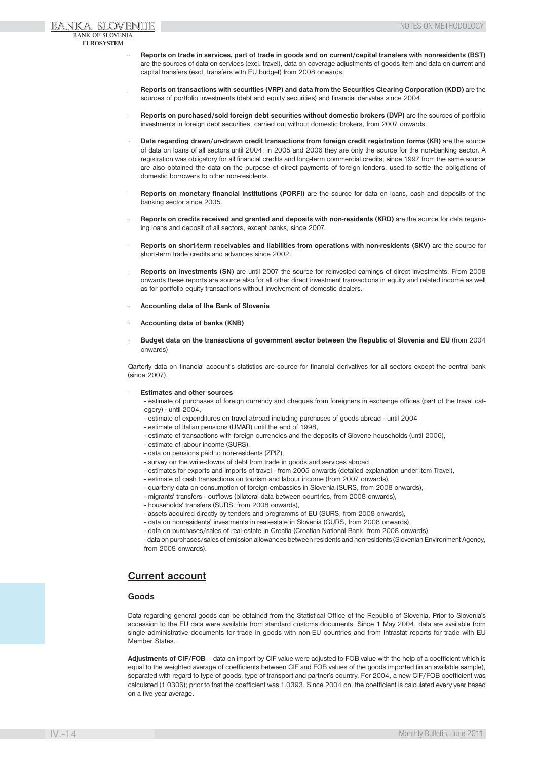- **Reports on trade in services, part of trade in goods and on current/capital transfers with nonresidents (BST)** are the sources of data on services (excl. travel), data on coverage adjustments of goods item and data on current and capital transfers (excl. transfers with EU budget) from 2008 onwards.

- **Reports on transactions with securities (VRP) and data from the Securities Clearing Corporation (KDD)** are the sources of portfolio investments (debt and equity securities) and financial derivates since 2004.

- **Reports on purchased/sold foreign debt securities without domestic brokers (DVP)** are the sources of portfolio investments in foreign debt securities, carried out without domestic brokers, from 2007 onwards.

- **Data regarding drawn/un-drawn credit transactions from foreign credit registration forms (KR)** are the source of data on loans of all sectors until 2004; in 2005 and 2006 they are only the source for the non-banking sector. A registration was obligatory for all financial credits and long-term commercial credits; since 1997 from the same source are also obtained the data on the purpose of direct payments of foreign lenders, used to settle the obligations of domestic borrowers to other non-residents.

- **Reports on monetary financial institutions (PORFI)** are the source for data on loans, cash and deposits of the banking sector since 2005.

- **Reports on credits received and granted and deposits with non-residents (KRD)** are the source for data regarding loans and deposit of all sectors, except banks, since 2007.

- **Reports on short-term receivables and liabilities from operations with non-residents (SKV)** are the source for short-term trade credits and advances since 2002.

- **Reports on investments (SN)** are until 2007 the source for reinvested earnings of direct investments. From 2008 onwards these reports are source also for all other direct investment transactions in equity and related income as well as for portfolio equity transactions without involvement of domestic dealers.

- **Accounting data of the Bank of Slovenia**

- **Accounting data of banks (KNB)**

- **Budget data on the transactions of government sector between the Republic of Slovenia and EU** (from 2004 onwards)

Qarterly data on financial account's statistics are source for financial derivatives for all sectors except the central bank (since 2007).

- **Estimates and other sources**
  - estimate of purchases of foreign currency and cheques from foreigners in exchange offices (part of the travel category) - until 2004,
  - estimate of expenditures on travel abroad including purchases of goods abroad - until 2004
  - estimate of Italian pensions (UMAR) until the end of 1998,
  - estimate of transactions with foreign currencies and the deposits of Slovene households (until 2006),
  - estimate of labour income (SURS),
  - data on pensions paid to non-residents (ZPIZ),
  - survey on the write-downs of debt from trade in goods and services abroad,
  - estimates for exports and imports of travel - from 2005 onwards (detailed explanation under item Travel),
  - estimate of cash transactions on tourism and labour income (from 2007 onwards),
  - quarterly data on consumption of foreign embassies in Slovenia (SURS, from 2008 onwards),
  - migrants' transfers - outflows (bilateral data between countries, from 2008 onwards),
  - households' transfers (SURS, from 2008 onwards),
  - assets acquired directly by tenders and programms of EU (SURS, from 2008 onwards),
  - data on nonresidents' investments in real-estate in Slovenia (GURS, from 2008 onwards),
  - data on purchases/sales of real-estate in Croatia (Croatian National Bank, from 2008 onwards),
  - data on purchases/sales of emission allowances between residents and nonresidents (Slovenian Environment Agency, from 2008 onwards).

## Current account

### Goods

Data regarding general goods can be obtained from the Statistical Office of the Republic of Slovenia. Prior to Slovenia's accession to the EU data were available from standard customs documents. Since 1 May 2004, data are available from single administrative documents for trade in goods with non-EU countries and from Intrastat reports for trade with EU Member States.

**Adjustments of CIF/FOB** – data on import by CIF value were adjusted to FOB value with the help of a coefficient which is equal to the weighted average of coefficients between CIF and FOB values of the goods imported (in an available sample), separated with regard to type of goods, type of transport and partner's country. For 2004, a new CIF/FOB coefficient was calculated (1.0306); prior to that the coefficient was 1.0393. Since 2004 on, the coefficient is calculated every year based on a five year average.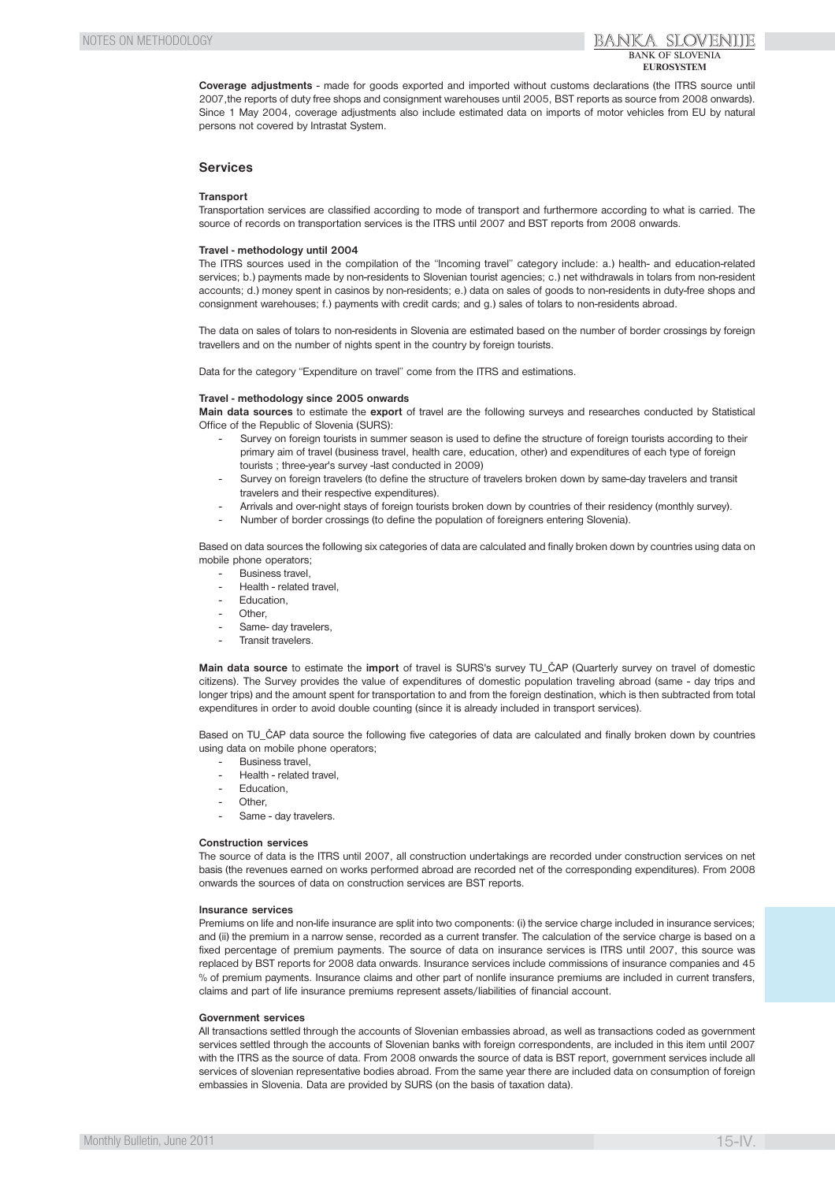**Coverage adjustments** - made for goods exported and imported without customs declarations (the ITRS source until 2007,the reports of duty free shops and consignment warehouses until 2005, BST reports as source from 2008 onwards). Since 1 May 2004, coverage adjustments also include estimated data on imports of motor vehicles from EU by natural persons not covered by Intrastat System.

## Services

#### Transport

Transportation services are classified according to mode of transport and furthermore according to what is carried. The source of records on transportation services is the ITRS until 2007 and BST reports from 2008 onwards.

#### Travel - methodology until 2004

The ITRS sources used in the compilation of the "Incoming travel" category include: a.) health- and education-related services; b.) payments made by non-residents to Slovenian tourist agencies; c.) net withdrawals in tolars from non-resident accounts; d.) money spent in casinos by non-residents; e.) data on sales of goods to non-residents in duty-free shops and consignment warehouses; f.) payments with credit cards; and g.) sales of tolars to non-residents abroad.

The data on sales of tolars to non-residents in Slovenia are estimated based on the number of border crossings by foreign travellers and on the number of nights spent in the country by foreign tourists.

Data for the category "Expenditure on travel" come from the ITRS and estimations.

#### Travel - methodology since 2005 onwards

**Main data sources** to estimate the **export** of travel are the following surveys and researches conducted by Statistical Office of the Republic of Slovenia (SURS):

- Survey on foreign tourists in summer season is used to define the structure of foreign tourists according to their primary aim of travel (business travel, health care, education, other) and expenditures of each type of foreign tourists ; three-year's survey -last conducted in 2009)
- Survey on foreign travelers (to define the structure of travelers broken down by same-day travelers and transit travelers and their respective expenditures).
- Arrivals and over-night stays of foreign tourists broken down by countries of their residency (monthly survey).
- Number of border crossings (to define the population of foreigners entering Slovenia).

Based on data sources the following six categories of data are calculated and finally broken down by countries using data on mobile phone operators;

- Business travel,
- Health - related travel,
- Education,
- Other,
- Same- day travelers,
- Transit travelers.

**Main data source** to estimate the **import** of travel is SURS's survey TU_ČAP (Quarterly survey on travel of domestic citizens). The Survey provides the value of expenditures of domestic population traveling abroad (same - day trips and longer trips) and the amount spent for transportation to and from the foreign destination, which is then subtracted from total expenditures in order to avoid double counting (since it is already included in transport services).

Based on TU_ČAP data source the following five categories of data are calculated and finally broken down by countries using data on mobile phone operators;

- Business travel,
- Health - related travel,
- Education,
- Other,
- Same - day travelers.

#### Construction services

The source of data is the ITRS until 2007, all construction undertakings are recorded under construction services on net basis (the revenues earned on works performed abroad are recorded net of the corresponding expenditures). From 2008 onwards the sources of data on construction services are BST reports.

#### Insurance services

Premiums on life and non-life insurance are split into two components: (i) the service charge included in insurance services; and (ii) the premium in a narrow sense, recorded as a current transfer. The calculation of the service charge is based on a fixed percentage of premium payments. The source of data on insurance services is ITRS until 2007, this source was replaced by BST reports for 2008 data onwards. Insurance services include commissions of insurance companies and 45 % of premium payments. Insurance claims and other part of nonlife insurance premiums are included in current transfers, claims and part of life insurance premiums represent assets/liabilities of financial account.

#### Government services

All transactions settled through the accounts of Slovenian embassies abroad, as well as transactions coded as government services settled through the accounts of Slovenian banks with foreign correspondents, are included in this item until 2007 with the ITRS as the source of data. From 2008 onwards the source of data is BST report, government services include all services of slovenian representative bodies abroad. From the same year there are included data on consumption of foreign embassies in Slovenia. Data are provided by SURS (on the basis of taxation data).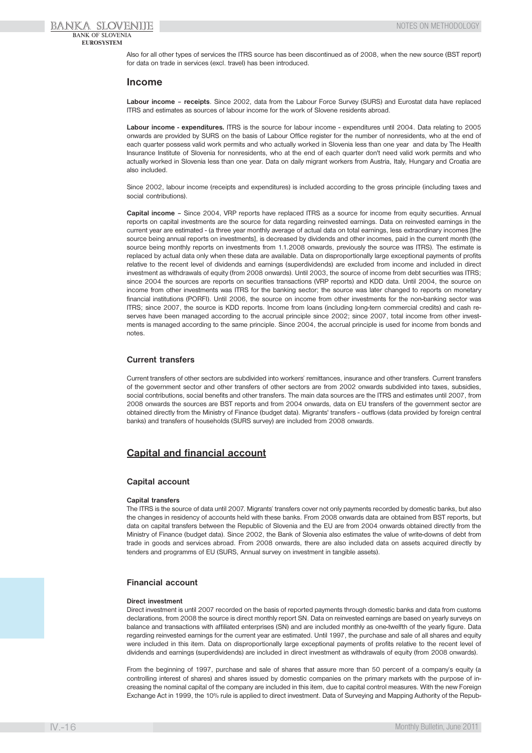Also for all other types of services the ITRS source has been discontinued as of 2008, when the new source (BST report) for data on trade in services (excl. travel) has been introduced.

## Income

**Labour income – receipts**. Since 2002, data from the Labour Force Survey (SURS) and Eurostat data have replaced ITRS and estimates as sources of labour income for the work of Slovene residents abroad.

**Labour income - expenditures.** ITRS is the source for labour income - expenditures until 2004. Data relating to 2005 onwards are provided by SURS on the basis of Labour Office register for the number of nonresidents, who at the end of each quarter possess valid work permits and who actually worked in Slovenia less than one year and data by The Health Insurance Institute of Slovenia for nonresidents, who at the end of each quarter don't need valid work permits and who actually worked in Slovenia less than one year. Data on daily migrant workers from Austria, Italy, Hungary and Croatia are also included.

Since 2002, labour income (receipts and expenditures) is included according to the gross principle (including taxes and social contributions).

**Capital income** – Since 2004, VRP reports have replaced ITRS as a source for income from equity securities. Annual reports on capital investments are the source for data regarding reinvested earnings. Data on reinvested earnings in the current year are estimated - (a three year monthly average of actual data on total earnings, less extraordinary incomes [the source being annual reports on investments], is decreased by dividends and other incomes, paid in the current month (the source being monthly reports on investments from 1.1.2008 onwards, previously the source was ITRS). The estimate is replaced by actual data only when these data are available. Data on disproportionally large exceptional payments of profits relative to the recent level of dividends and earnings (superdividends) are excluded from income and included in direct investment as withdrawals of equity (from 2008 onwards). Until 2003, the source of income from debt securities was ITRS; since 2004 the sources are reports on securities transactions (VRP reports) and KDD data. Until 2004, the source on income from other investments was ITRS for the banking sector; the source was later changed to reports on monetary financial institutions (PORFI). Until 2006, the source on income from other investments for the non-banking sector was ITRS; since 2007, the source is KDD reports. Income from loans (including long-tern commercial credits) and cash reserves have been managed according to the accrual principle since 2002; since 2007, total income from other investments is managed according to the same principle. Since 2004, the accrual principle is used for income from bonds and notes.

### Current transfers

Current transfers of other sectors are subdivided into workers' remittances, insurance and other transfers. Current transfers of the government sector and other transfers of other sectors are from 2002 onwards subdivided into taxes, subsidies, social contributions, social benefits and other transfers. The main data sources are the ITRS and estimates until 2007, from 2008 onwards the sources are BST reports and from 2004 onwards, data on EU transfers of the government sector are obtained directly from the Ministry of Finance (budget data). Migrants' transfers - outflows (data provided by foreign central banks) and transfers of households (SURS survey) are included from 2008 onwards.

## Capital and financial account

### Capital account

#### Capital transfers

The ITRS is the source of data until 2007. Migrants' transfers cover not only payments recorded by domestic banks, but also the changes in residency of accounts held with these banks. From 2008 onwards data are obtained from BST reports, but data on capital transfers between the Republic of Slovenia and the EU are from 2004 onwards obtained directly from the Ministry of Finance (budget data). Since 2002, the Bank of Slovenia also estimates the value of write-downs of debt from trade in goods and services abroad. From 2008 onwards, there are also included data on assets acquired directly by tenders and programms of EU (SURS, Annual survey on investment in tangible assets).

### Financial account

#### Direct investment

Direct investment is until 2007 recorded on the basis of reported payments through domestic banks and data from customs declarations, from 2008 the source is direct monthly report SN. Data on reinvested earnings are based on yearly surveys on balance and transactions with affiliated enterprises (SN) and are included monthly as one-twelfth of the yearly figure. Data regarding reinvested earnings for the current year are estimated. Until 1997, the purchase and sale of all shares and equity were included in this item. Data on disproportionally large exceptional payments of profits relative to the recent level of dividends and earnings (superdividends) are included in direct investment as withdrawals of equity (from 2008 onwards).

From the beginning of 1997, purchase and sale of shares that assure more than 50 percent of a company's equity (a controlling interest of shares) and shares issued by domestic companies on the primary markets with the purpose of increasing the nominal capital of the company are included in this item, due to capital control measures. With the new Foreign Exchange Act in 1999, the 10% rule is applied to direct investment. Data of Surveying and Mapping Authority of the Repub-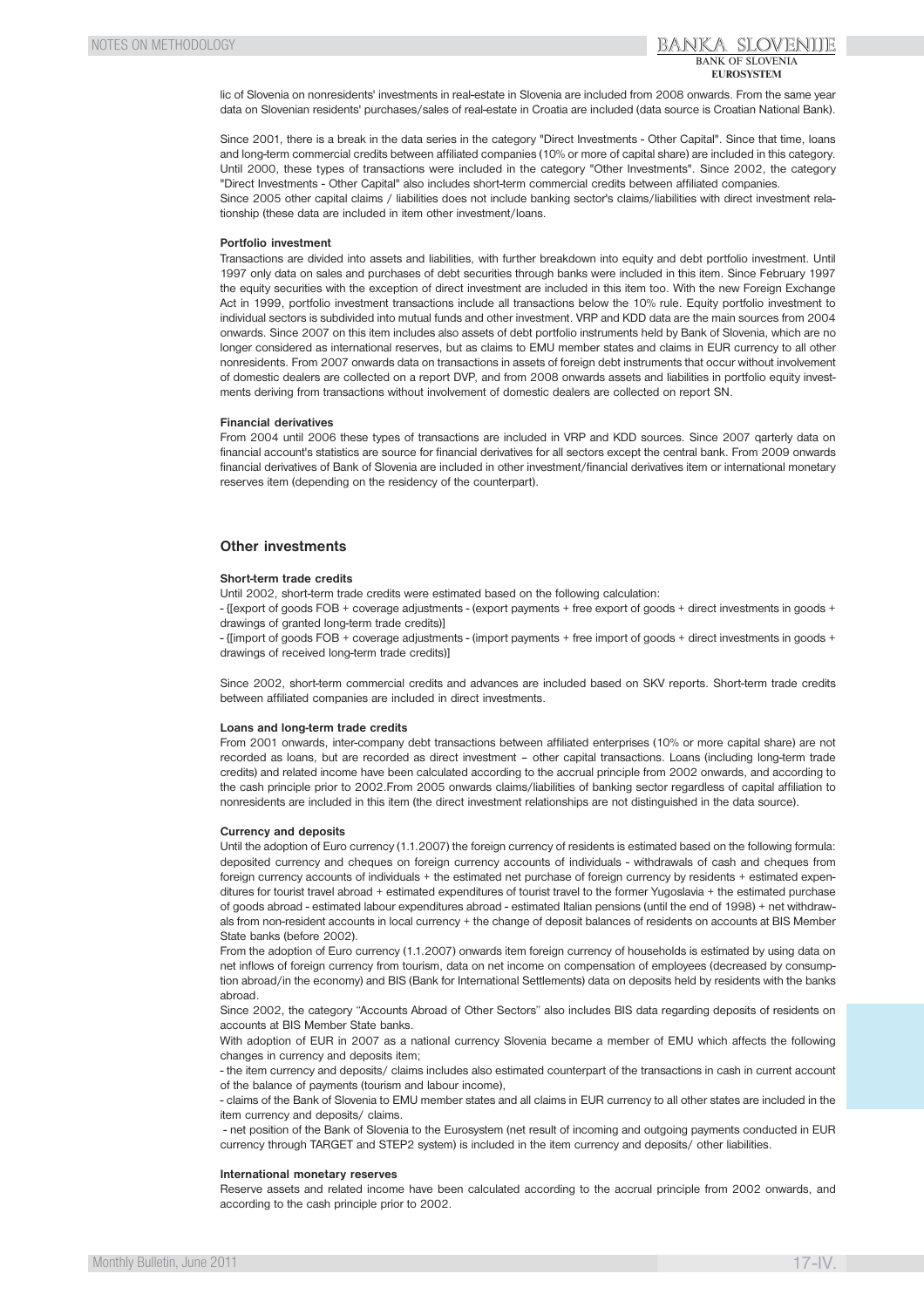lic of Slovenia on nonresidents' investments in real-estate in Slovenia are included from 2008 onwards. From the same year data on Slovenian residents' purchases/sales of real-estate in Croatia are included (data source is Croatian National Bank).

Since 2001, there is a break in the data series in the category "Direct Investments - Other Capital". Since that time, loans and long-term commercial credits between affiliated companies (10% or more of capital share) are included in this category. Until 2000, these types of transactions were included in the category "Other Investments". Since 2002, the category "Direct Investments - Other Capital" also includes short-term commercial credits between affiliated companies.
Since 2005 other capital claims / liabilities does not include banking sector's claims/liabilities with direct investment relationship (these data are included in item other investment/loans.

**Portfolio investment**

Transactions are divided into assets and liabilities, with further breakdown into equity and debt portfolio investment. Until 1997 only data on sales and purchases of debt securities through banks were included in this item. Since February 1997 the equity securities with the exception of direct investment are included in this item too. With the new Foreign Exchange Act in 1999, portfolio investment transactions include all transactions below the 10% rule. Equity portfolio investment to individual sectors is subdivided into mutual funds and other investment. VRP and KDD data are the main sources from 2004 onwards. Since 2007 on this item includes also assets of debt portfolio instruments held by Bank of Slovenia, which are no longer considered as international reserves, but as claims to EMU member states and claims in EUR currency to all other nonresidents. From 2007 onwards data on transactions in assets of foreign debt instruments that occur without involvement of domestic dealers are collected on a report DVP, and from 2008 onwards assets and liabilities in portfolio equity investments deriving from transactions without involvement of domestic dealers are collected on report SN.

**Financial derivatives**

From 2004 until 2006 these types of transactions are included in VRP and KDD sources. Since 2007 qarterly data on financial account's statistics are source for financial derivatives for all sectors except the central bank. From 2009 onwards financial derivatives of Bank of Slovenia are included in other investment/financial derivatives item or international monetary reserves item (depending on the residency of the counterpart).

## Other investments

**Short-term trade credits**

Until 2002, short-term trade credits were estimated based on the following calculation:
- {[export of goods FOB + coverage adjustments - (export payments + free export of goods + direct investments in goods + drawings of granted long-term trade credits)]
- {[import of goods FOB + coverage adjustments - (import payments + free import of goods + direct investments in goods + drawings of received long-term trade credits)]

Since 2002, short-term commercial credits and advances are included based on SKV reports. Short-term trade credits between affiliated companies are included in direct investments.

**Loans and long-term trade credits**

From 2001 onwards, inter-company debt transactions between affiliated enterprises (10% or more capital share) are not recorded as loans, but are recorded as direct investment – other capital transactions. Loans (including long-term trade credits) and related income have been calculated according to the accrual principle from 2002 onwards, and according to the cash principle prior to 2002.From 2005 onwards claims/liabilities of banking sector regardless of capital affiliation to nonresidents are included in this item (the direct investment relationships are not distinguished in the data source).

**Currency and deposits**

Until the adoption of Euro currency (1.1.2007) the foreign currency of residents is estimated based on the following formula: deposited currency and cheques on foreign currency accounts of individuals - withdrawals of cash and cheques from foreign currency accounts of individuals + the estimated net purchase of foreign currency by residents + estimated expenditures for tourist travel abroad + estimated expenditures of tourist travel to the former Yugoslavia + the estimated purchase of goods abroad - estimated labour expenditures abroad - estimated Italian pensions (until the end of 1998) + net withdrawals from non-resident accounts in local currency + the change of deposit balances of residents on accounts at BIS Member State banks (before 2002).
From the adoption of Euro currency (1.1.2007) onwards item foreign currency of households is estimated by using data on net inflows of foreign currency from tourism, data on net income on compensation of employees (decreased by consumption abroad/in the economy) and BIS (Bank for International Settlements) data on deposits held by residents with the banks abroad.
Since 2002, the category "Accounts Abroad of Other Sectors" also includes BIS data regarding deposits of residents on accounts at BIS Member State banks.
With adoption of EUR in 2007 as a national currency Slovenia became a member of EMU which affects the following changes in currency and deposits item;
- the item currency and deposits/ claims includes also estimated counterpart of the transactions in cash in current account of the balance of payments (tourism and labour income),
- claims of the Bank of Slovenia to EMU member states and all claims in EUR currency to all other states are included in the item currency and deposits/ claims.
- net position of the Bank of Slovenia to the Eurosystem (net result of incoming and outgoing payments conducted in EUR currency through TARGET and STEP2 system) is included in the item currency and deposits/ other liabilities.

**International monetary reserves**

Reserve assets and related income have been calculated according to the accrual principle from 2002 onwards, and according to the cash principle prior to 2002.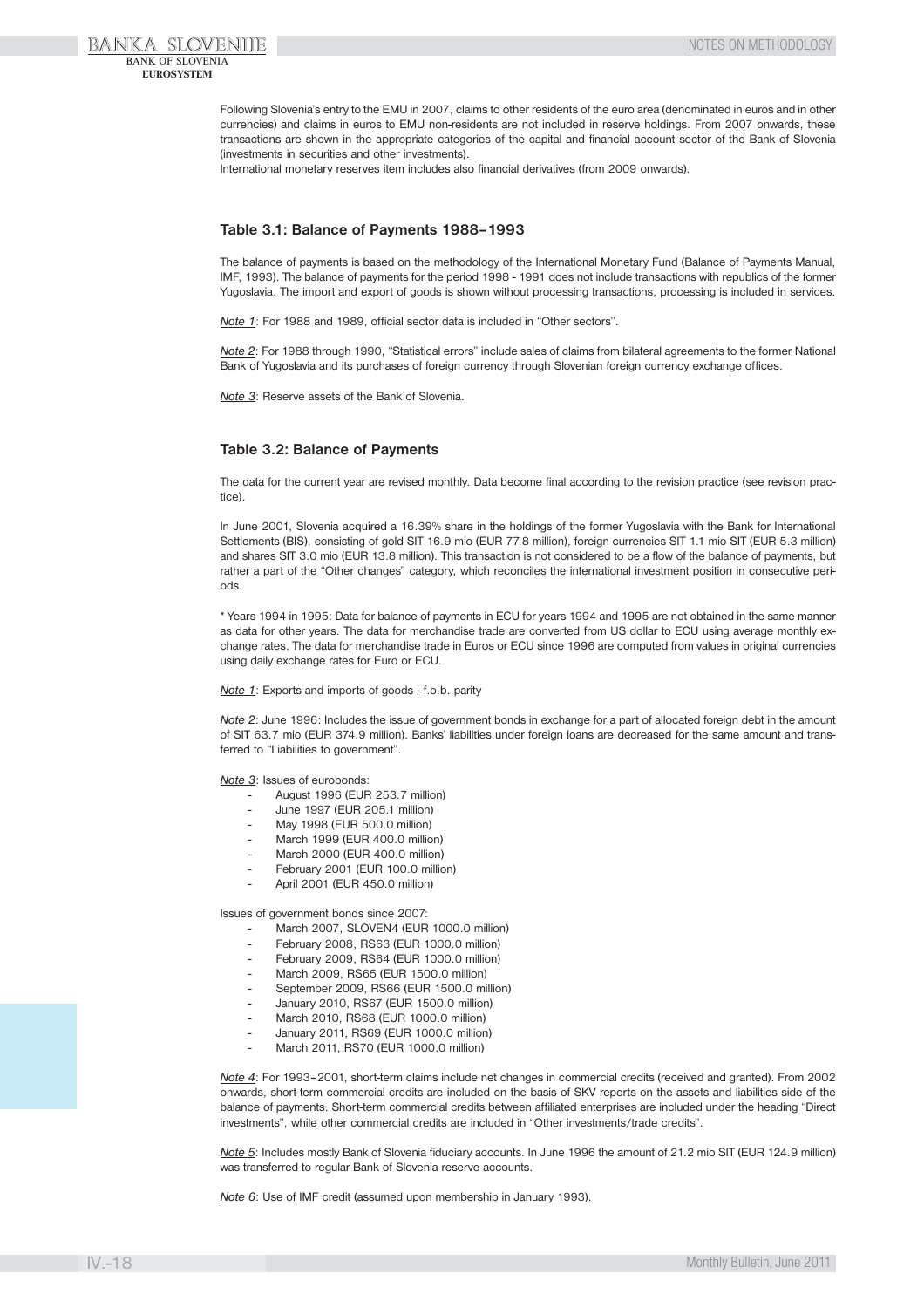Following Slovenia's entry to the EMU in 2007, claims to other residents of the euro area (denominated in euros and in other currencies) and claims in euros to EMU non-residents are not included in reserve holdings. From 2007 onwards, these transactions are shown in the appropriate categories of the capital and financial account sector of the Bank of Slovenia (investments in securities and other investments).
International monetary reserves item includes also financial derivatives (from 2009 onwards).

### Table 3.1: Balance of Payments 1988–1993

The balance of payments is based on the methodology of the International Monetary Fund (Balance of Payments Manual, IMF, 1993). The balance of payments for the period 1998 - 1991 does not include transactions with republics of the former Yugoslavia. The import and export of goods is shown without processing transactions, processing is included in services.

*Note 1*: For 1988 and 1989, official sector data is included in "Other sectors".

*Note 2*: For 1988 through 1990, "Statistical errors" include sales of claims from bilateral agreements to the former National Bank of Yugoslavia and its purchases of foreign currency through Slovenian foreign currency exchange offices.

*Note 3*: Reserve assets of the Bank of Slovenia.

### Table 3.2: Balance of Payments

The data for the current year are revised monthly. Data become final according to the revision practice (see revision practice).

In June 2001, Slovenia acquired a 16.39% share in the holdings of the former Yugoslavia with the Bank for International Settlements (BIS), consisting of gold SIT 16.9 mio (EUR 77.8 million), foreign currencies SIT 1.1 mio SIT (EUR 5.3 million) and shares SIT 3.0 mio (EUR 13.8 million). This transaction is not considered to be a flow of the balance of payments, but rather a part of the "Other changes" category, which reconciles the international investment position in consecutive periods.

* Years 1994 in 1995: Data for balance of payments in ECU for years 1994 and 1995 are not obtained in the same manner as data for other years. The data for merchandise trade are converted from US dollar to ECU using average monthly exchange rates. The data for merchandise trade in Euros or ECU since 1996 are computed from values in original currencies using daily exchange rates for Euro or ECU.

*Note 1*: Exports and imports of goods - f.o.b. parity

*Note 2*: June 1996: Includes the issue of government bonds in exchange for a part of allocated foreign debt in the amount of SIT 63.7 mio (EUR 374.9 million). Banks' liabilities under foreign loans are decreased for the same amount and transferred to "Liabilities to government".

*Note 3*: Issues of eurobonds:

- August 1996 (EUR 253.7 million)
- June 1997 (EUR 205.1 million)
- May 1998 (EUR 500.0 million)
- March 1999 (EUR 400.0 million)
- March 2000 (EUR 400.0 million)
- February 2001 (EUR 100.0 million)
- April 2001 (EUR 450.0 million)

Issues of government bonds since 2007:

- March 2007, SLOVEN4 (EUR 1000.0 million)
- February 2008, RS63 (EUR 1000.0 million)
- February 2009, RS64 (EUR 1000.0 million)
- March 2009, RS65 (EUR 1500.0 million)
- September 2009, RS66 (EUR 1500.0 million)
- January 2010, RS67 (EUR 1500.0 million)
- March 2010, RS68 (EUR 1000.0 million)
- January 2011, RS69 (EUR 1000.0 million)
- March 2011, RS70 (EUR 1000.0 million)

*Note 4*: For 1993–2001, short-term claims include net changes in commercial credits (received and granted). From 2002 onwards, short-term commercial credits are included on the basis of SKV reports on the assets and liabilities side of the balance of payments. Short-term commercial credits between affiliated enterprises are included under the heading "Direct investments", while other commercial credits are included in "Other investments/trade credits".

*Note 5*: Includes mostly Bank of Slovenia fiduciary accounts. In June 1996 the amount of 21.2 mio SIT (EUR 124.9 million) was transferred to regular Bank of Slovenia reserve accounts.

*Note 6*: Use of IMF credit (assumed upon membership in January 1993).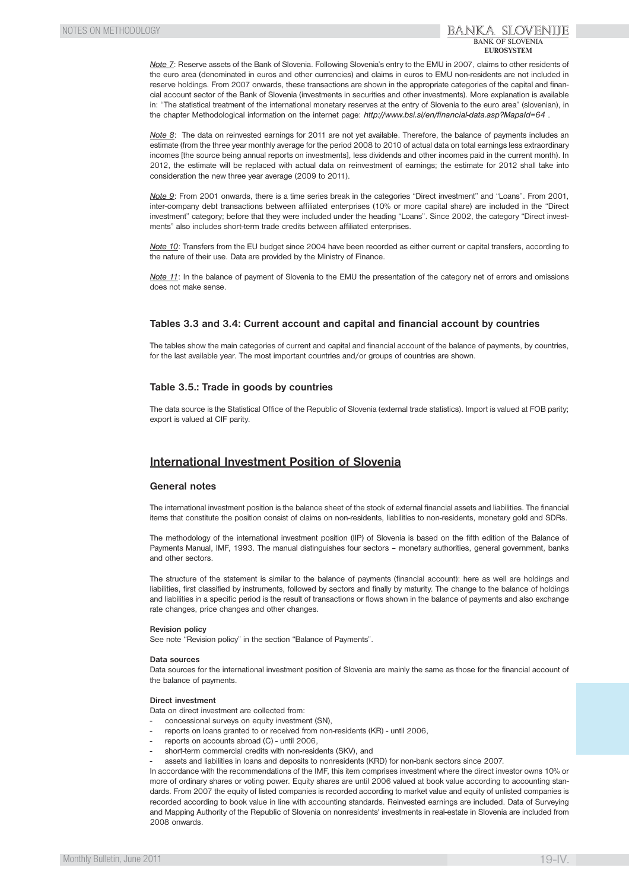*Note 7*: Reserve assets of the Bank of Slovenia. Following Slovenia's entry to the EMU in 2007, claims to other residents of the euro area (denominated in euros and other currencies) and claims in euros to EMU non-residents are not included in reserve holdings. From 2007 onwards, these transactions are shown in the appropriate categories of the capital and financial account sector of the Bank of Slovenia (investments in securities and other investments). More explanation is available in: "The statistical treatment of the international monetary reserves at the entry of Slovenia to the euro area" (slovenian), in the chapter Methodological information on the internet page: *http://www.bsi.si/en/financial-data.asp?MapaId=64* .

*Note 8*: The data on reinvested earnings for 2011 are not yet available. Therefore, the balance of payments includes an estimate (from the three year monthly average for the period 2008 to 2010 of actual data on total earnings less extraordinary incomes [the source being annual reports on investments], less dividends and other incomes paid in the current month). In 2012, the estimate will be replaced with actual data on reinvestment of earnings; the estimate for 2012 shall take into consideration the new three year average (2009 to 2011).

*Note 9*: From 2001 onwards, there is a time series break in the categories "Direct investment" and "Loans". From 2001, inter-company debt transactions between affiliated enterprises (10% or more capital share) are included in the "Direct investment" category; before that they were included under the heading "Loans". Since 2002, the category "Direct investments" also includes short-term trade credits between affiliated enterprises.

*Note 10*: Transfers from the EU budget since 2004 have been recorded as either current or capital transfers, according to the nature of their use. Data are provided by the Ministry of Finance.

*Note 11*: In the balance of payment of Slovenia to the EMU the presentation of the category net of errors and omissions does not make sense.

### Tables 3.3 and 3.4: Current account and capital and financial account by countries

The tables show the main categories of current and capital and financial account of the balance of payments, by countries, for the last available year. The most important countries and/or groups of countries are shown.

### Table 3.5.: Trade in goods by countries

The data source is the Statistical Office of the Republic of Slovenia (external trade statistics). Import is valued at FOB parity; export is valued at CIF parity.

## International Investment Position of Slovenia

### General notes

The international investment position is the balance sheet of the stock of external financial assets and liabilities. The financial items that constitute the position consist of claims on non-residents, liabilities to non-residents, monetary gold and SDRs.

The methodology of the international investment position (IIP) of Slovenia is based on the fifth edition of the Balance of Payments Manual, IMF, 1993. The manual distinguishes four sectors – monetary authorities, general government, banks and other sectors.

The structure of the statement is similar to the balance of payments (financial account): here as well are holdings and liabilities, first classified by instruments, followed by sectors and finally by maturity. The change to the balance of holdings and liabilities in a specific period is the result of transactions or flows shown in the balance of payments and also exchange rate changes, price changes and other changes.

**Revision policy**

See note "Revision policy" in the section "Balance of Payments".

**Data sources**

Data sources for the international investment position of Slovenia are mainly the same as those for the financial account of the balance of payments.

**Direct investment**

Data on direct investment are collected from:

- concessional surveys on equity investment (SN),
- reports on loans granted to or received from non-residents (KR) - until 2006,
- reports on accounts abroad (C) - until 2006,
- short-term commercial credits with non-residents (SKV), and
- assets and liabilities in loans and deposits to nonresidents (KRD) for non-bank sectors since 2007.

In accordance with the recommendations of the IMF, this item comprises investment where the direct investor owns 10% or more of ordinary shares or voting power. Equity shares are until 2006 valued at book value according to accounting standards. From 2007 the equity of listed companies is recorded according to market value and equity of unlisted companies is recorded according to book value in line with accounting standards. Reinvested earnings are included. Data of Surveying and Mapping Authority of the Republic of Slovenia on nonresidents' investments in real-estate in Slovenia are included from 2008 onwards.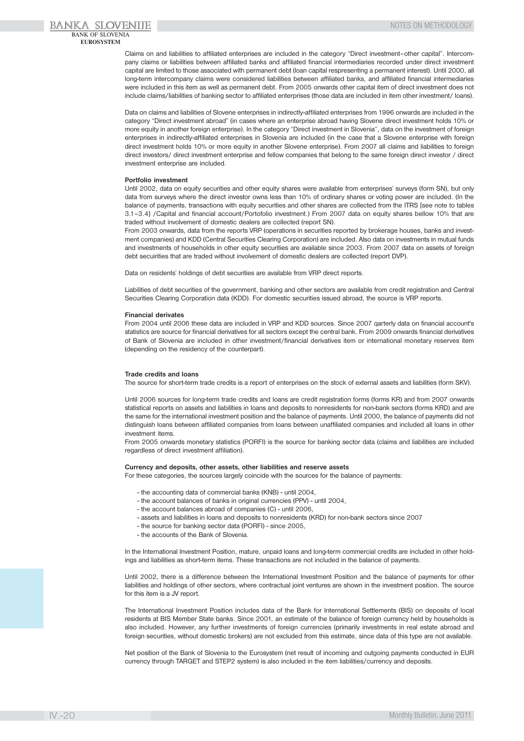Claims on and liabilities to affiliated enterprises are included in the category "Direct investment–other capital". Intercompany claims or liabilities between affiliated banks and affiliated financial intermediaries recorded under direct investment capital are limited to those associated with permanent debt (loan capital respresenting a permanent interest). Until 2000, all long-term intercompany claims were considered liabilities between affiliated banks, and affiliated financial intermediaries were included in this item as well as permanent debt. From 2005 onwards other capital item of direct investment does not include claims/liabilities of banking sector to affiliated enterprises (those data are included in item other investment/ loans).

Data on claims and liabilities of Slovene enterprises in indirectly-affiliated enterprises from 1996 onwards are included in the category "Direct investment abroad" (in cases where an enterprise abroad having Slovene direct investment holds 10% or more equity in another foreign enterprise). In the category "Direct investment in Slovenia", data on the investment of foreign enterprises in indirectly-affiliated enterprises in Slovenia are included (in the case that a Slovene enterprise with foreign direct investment holds 10% or more equity in another Slovene enterprise). From 2007 all claims and liabilities to foreign direct investors/ direct investment enterprise and fellow companies that belong to the same foreign direct investor / direct investment enterprise are included.

**Portfolio investment**

Until 2002, data on equity securities and other equity shares were available from enterprises' surveys (form SN), but only data from surveys where the direct investor owns less than 10% of ordinary shares or voting power are included. (In the balance of payments, transactions with equity securities and other shares are collected from the ITRS [see note to tables 3.1–3.4] /Capital and financial account/Portofolio investment.) From 2007 data on equity shares bellow 10% that are traded without involvement of domestic dealers are collected (report SN).

From 2003 onwards, data from the reports VRP (operations in securities reported by brokerage houses, banks and investment companies) and KDD (Central Securities Clearing Corporation) are included. Also data on investments in mutual funds and investments of households in other equity securities are available since 2003. From 2007 data on assets of foreign debt secuirities that are traded without involvement of domestic dealers are collected (report DVP).

Data on residents' holdings of debt securities are available from VRP direct reports.

Liabilities of debt securities of the government, banking and other sectors are available from credit registration and Central Securities Clearing Corporation data (KDD). For domestic securities issued abroad, the source is VRP reports.

**Financial derivates**

From 2004 until 2006 these data are included in VRP and KDD sources. Since 2007 qarterly data on financial account's statistics are source for financial derivatives for all sectors except the central bank. From 2009 onwards financial derivatives of Bank of Slovenia are included in other investment/financial derivatives item or international monetary reserves item (depending on the residency of the counterpart).

**Trade credits and loans**

The source for short-term trade credits is a report of enterprises on the stock of external assets and liabilities (form SKV).

Until 2006 sources for long-term trade credits and loans are credit registration forms (forms KR) and from 2007 onwards statistical reports on assets and liabilities in loans and deposits to nonresidents for non-bank sectors (forms KRD) and are the same for the international investment position and the balance of payments. Until 2000, the balance of payments did not distinguish loans between affiliated companies from loans between unaffiliated companies and included all loans in other investment items.

From 2005 onwards monetary statistics (PORFI) is the source for banking sector data (claims and liabilities are included regardless of direct investment affiliation).

**Currency and deposits, other assets, other liabilities and reserve assets**

For these categories, the sources largely coincide with the sources for the balance of payments:

- the accounting data of commercial banks (KNB) - until 2004,
- the account balances of banks in original currencies (PPV) - until 2004,
- the account balances abroad of companies (C) - until 2006,
- assets and liabilities in loans and deposits to nonresidents (KRD) for non-bank sectors since 2007
- the source for banking sector data (PORFI) - since 2005,
- the accounts of the Bank of Slovenia.

In the International Investment Position, mature, unpaid loans and long-term commercial credits are included in other holdings and liabilities as short-term items. These transactions are not included in the balance of payments.

Until 2002, there is a difference between the International Investment Position and the balance of payments for other liabilities and holdings of other sectors, where contractual joint ventures are shown in the investment position. The source for this item is a JV report.

The International Investment Position includes data of the Bank for International Settlements (BIS) on deposits of local residents at BIS Member State banks. Since 2001, an estimate of the balance of foreign currency held by households is also included. However, any further investments of foreign currencies (primarily investments in real estate abroad and foreign securities, without domestic brokers) are not excluded from this estimate, since data of this type are not available.

Net position of the Bank of Slovenia to the Eurosystem (net result of incoming and outgoing payments conducted in EUR currency through TARGET and STEP2 system) is also included in the item liabilities/currency and deposits.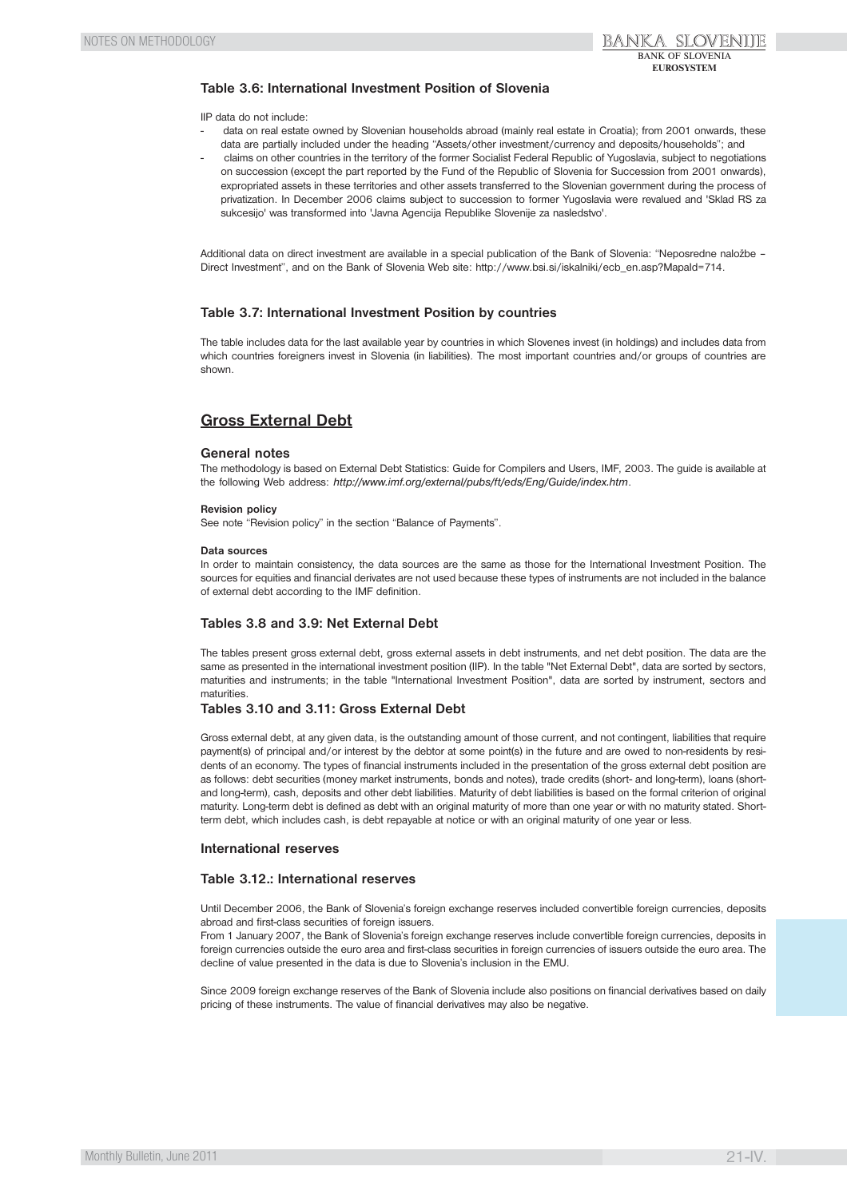### Table 3.6: International Investment Position of Slovenia

IIP data do not include:

- data on real estate owned by Slovenian households abroad (mainly real estate in Croatia); from 2001 onwards, these data are partially included under the heading "Assets/other investment/currency and deposits/households"; and
- claims on other countries in the territory of the former Socialist Federal Republic of Yugoslavia, subject to negotiations on succession (except the part reported by the Fund of the Republic of Slovenia for Succession from 2001 onwards), expropriated assets in these territories and other assets transferred to the Slovenian government during the process of privatization. In December 2006 claims subject to succession to former Yugoslavia were revalued and 'Sklad RS za sukcesijo' was transformed into 'Javna Agencija Republike Slovenije za nasledstvo'.

Additional data on direct investment are available in a special publication of the Bank of Slovenia: "Neposredne naložbe – Direct Investment", and on the Bank of Slovenia Web site: http://www.bsi.si/iskalniki/ecb_en.asp?MapaId=714.

### Table 3.7: International Investment Position by countries

The table includes data for the last available year by countries in which Slovenes invest (in holdings) and includes data from which countries foreigners invest in Slovenia (in liabilities). The most important countries and/or groups of countries are shown.

## Gross External Debt

### General notes

The methodology is based on External Debt Statistics: Guide for Compilers and Users, IMF, 2003. The guide is available at the following Web address: *http://www.imf.org/external/pubs/ft/eds/Eng/Guide/index.htm*.

**Revision policy**

See note "Revision policy" in the section "Balance of Payments".

**Data sources**

In order to maintain consistency, the data sources are the same as those for the International Investment Position. The sources for equities and financial derivates are not used because these types of instruments are not included in the balance of external debt according to the IMF definition.

### Tables 3.8 and 3.9: Net External Debt

The tables present gross external debt, gross external assets in debt instruments, and net debt position. The data are the same as presented in the international investment position (IIP). In the table "Net External Debt", data are sorted by sectors, maturities and instruments; in the table "International Investment Position", data are sorted by instrument, sectors and maturities.

### Tables 3.10 and 3.11: Gross External Debt

Gross external debt, at any given data, is the outstanding amount of those current, and not contingent, liabilities that require payment(s) of principal and/or interest by the debtor at some point(s) in the future and are owed to non-residents by residents of an economy. The types of financial instruments included in the presentation of the gross external debt position are as follows: debt securities (money market instruments, bonds and notes), trade credits (short- and long-term), loans (short- and long-term), cash, deposits and other debt liabilities. Maturity of debt liabilities is based on the formal criterion of original maturity. Long-term debt is defined as debt with an original maturity of more than one year or with no maturity stated. Short-term debt, which includes cash, is debt repayable at notice or with an original maturity of one year or less.

### International reserves

### Table 3.12.: International reserves

Until December 2006, the Bank of Slovenia's foreign exchange reserves included convertible foreign currencies, deposits abroad and first-class securities of foreign issuers.

From 1 January 2007, the Bank of Slovenia's foreign exchange reserves include convertible foreign currencies, deposits in foreign currencies outside the euro area and first-class securities in foreign currencies of issuers outside the euro area. The decline of value presented in the data is due to Slovenia's inclusion in the EMU.

Since 2009 foreign exchange reserves of the Bank of Slovenia include also positions on financial derivatives based on daily pricing of these instruments. The value of financial derivatives may also be negative.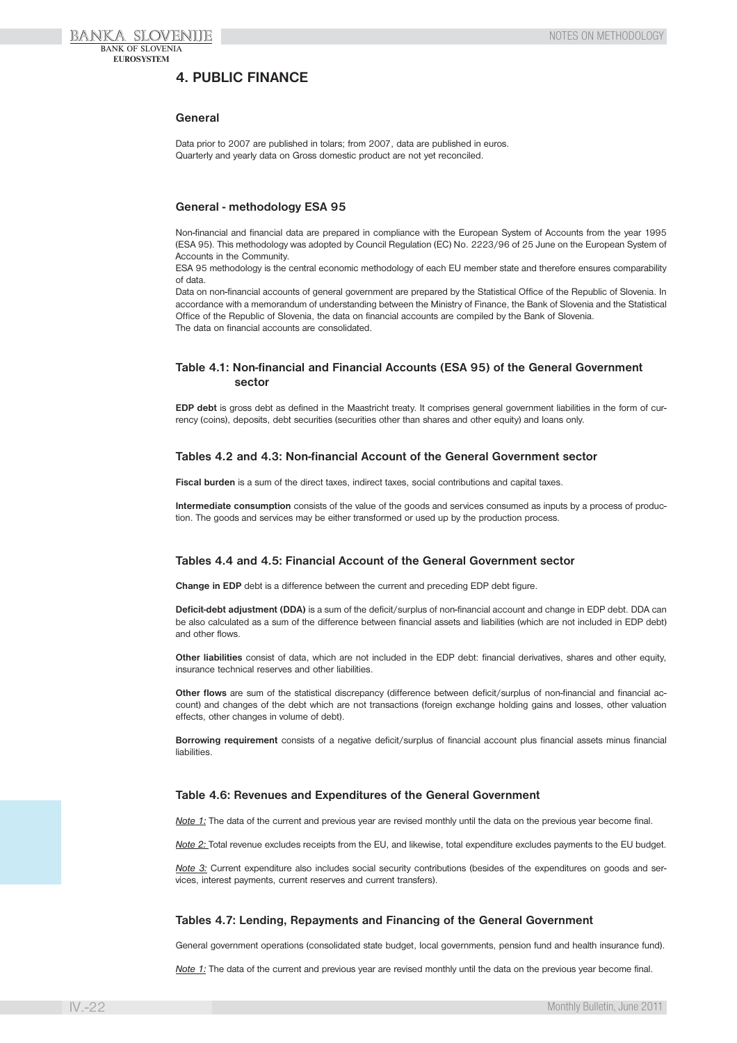# 4. PUBLIC FINANCE

### General

Data prior to 2007 are published in tolars; from 2007, data are published in euros.
Quarterly and yearly data on Gross domestic product are not yet reconciled.

### General - methodology ESA 95

Non-financial and financial data are prepared in compliance with the European System of Accounts from the year 1995 (ESA 95). This methodology was adopted by Council Regulation (EC) No. 2223/96 of 25 June on the European System of Accounts in the Community.
ESA 95 methodology is the central economic methodology of each EU member state and therefore ensures comparability of data.
Data on non-financial accounts of general government are prepared by the Statistical Office of the Republic of Slovenia. In accordance with a memorandum of understanding between the Ministry of Finance, the Bank of Slovenia and the Statistical Office of the Republic of Slovenia, the data on financial accounts are compiled by the Bank of Slovenia.
The data on financial accounts are consolidated.

### Table 4.1: Non-financial and Financial Accounts (ESA 95) of the General Government sector

**EDP debt** is gross debt as defined in the Maastricht treaty. It comprises general government liabilities in the form of currency (coins), deposits, debt securities (securities other than shares and other equity) and loans only.

### Tables 4.2 and 4.3: Non-financial Account of the General Government sector

**Fiscal burden** is a sum of the direct taxes, indirect taxes, social contributions and capital taxes.

**Intermediate consumption** consists of the value of the goods and services consumed as inputs by a process of production. The goods and services may be either transformed or used up by the production process.

### Tables 4.4 and 4.5: Financial Account of the General Government sector

**Change in EDP** debt is a difference between the current and preceding EDP debt figure.

**Deficit-debt adjustment (DDA)** is a sum of the deficit/surplus of non-financial account and change in EDP debt. DDA can be also calculated as a sum of the difference between financial assets and liabilities (which are not included in EDP debt) and other flows.

**Other liabilities** consist of data, which are not included in the EDP debt: financial derivatives, shares and other equity, insurance technical reserves and other liabilities.

**Other flows** are sum of the statistical discrepancy (difference between deficit/surplus of non-financial and financial account) and changes of the debt which are not transactions (foreign exchange holding gains and losses, other valuation effects, other changes in volume of debt).

**Borrowing requirement** consists of a negative deficit/surplus of financial account plus financial assets minus financial liabilities.

### Table 4.6: Revenues and Expenditures of the General Government

*Note 1:* The data of the current and previous year are revised monthly until the data on the previous year become final.

*Note 2:* Total revenue excludes receipts from the EU, and likewise, total expenditure excludes payments to the EU budget.

*Note 3:* Current expenditure also includes social security contributions (besides of the expenditures on goods and services, interest payments, current reserves and current transfers).

### Tables 4.7: Lending, Repayments and Financing of the General Government

General government operations (consolidated state budget, local governments, pension fund and health insurance fund).

*Note 1:* The data of the current and previous year are revised monthly until the data on the previous year become final.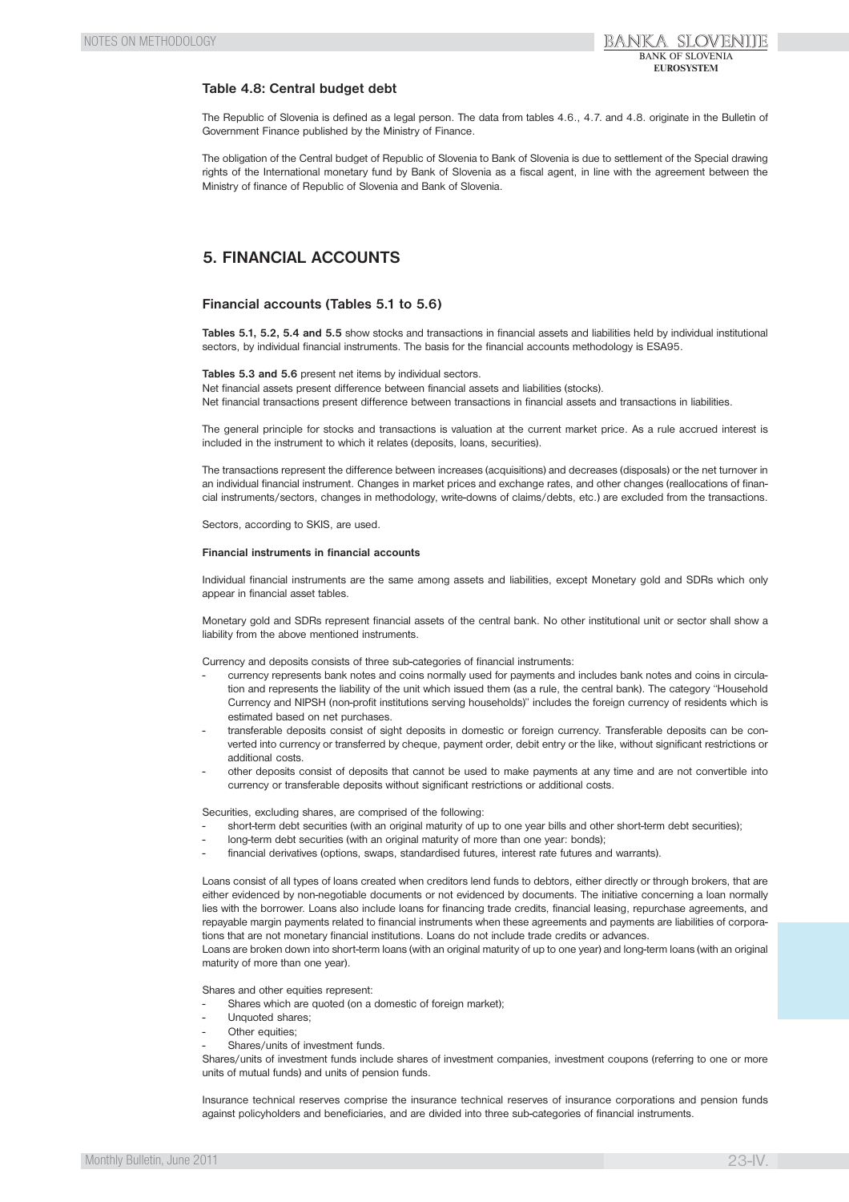### Table 4.8: Central budget debt

The Republic of Slovenia is defined as a legal person. The data from tables 4.6., 4.7. and 4.8. originate in the Bulletin of Government Finance published by the Ministry of Finance.

The obligation of the Central budget of Republic of Slovenia to Bank of Slovenia is due to settlement of the Special drawing rights of the International monetary fund by Bank of Slovenia as a fiscal agent, in line with the agreement between the Ministry of finance of Republic of Slovenia and Bank of Slovenia.

## 5. FINANCIAL ACCOUNTS

### Financial accounts (Tables 5.1 to 5.6)

**Tables 5.1, 5.2, 5.4 and 5.5** show stocks and transactions in financial assets and liabilities held by individual institutional sectors, by individual financial instruments. The basis for the financial accounts methodology is ESA95.

**Tables 5.3 and 5.6** present net items by individual sectors.
Net financial assets present difference between financial assets and liabilities (stocks).
Net financial transactions present difference between transactions in financial assets and transactions in liabilities.

The general principle for stocks and transactions is valuation at the current market price. As a rule accrued interest is included in the instrument to which it relates (deposits, loans, securities).

The transactions represent the difference between increases (acquisitions) and decreases (disposals) or the net turnover in an individual financial instrument. Changes in market prices and exchange rates, and other changes (reallocations of financial instruments/sectors, changes in methodology, write-downs of claims/debts, etc.) are excluded from the transactions.

Sectors, according to SKIS, are used.

**Financial instruments in financial accounts**

Individual financial instruments are the same among assets and liabilities, except Monetary gold and SDRs which only appear in financial asset tables.

Monetary gold and SDRs represent financial assets of the central bank. No other institutional unit or sector shall show a liability from the above mentioned instruments.

Currency and deposits consists of three sub-categories of financial instruments:

- currency represents bank notes and coins normally used for payments and includes bank notes and coins in circulation and represents the liability of the unit which issued them (as a rule, the central bank). The category "Household Currency and NIPSH (non-profit institutions serving households)" includes the foreign currency of residents which is estimated based on net purchases.
- transferable deposits consist of sight deposits in domestic or foreign currency. Transferable deposits can be converted into currency or transferred by cheque, payment order, debit entry or the like, without significant restrictions or additional costs.
- other deposits consist of deposits that cannot be used to make payments at any time and are not convertible into currency or transferable deposits without significant restrictions or additional costs.

Securities, excluding shares, are comprised of the following:

- short-term debt securities (with an original maturity of up to one year bills and other short-term debt securities);
- long-term debt securities (with an original maturity of more than one year: bonds);
- financial derivatives (options, swaps, standardised futures, interest rate futures and warrants).

Loans consist of all types of loans created when creditors lend funds to debtors, either directly or through brokers, that are either evidenced by non-negotiable documents or not evidenced by documents. The initiative concerning a loan normally lies with the borrower. Loans also include loans for financing trade credits, financial leasing, repurchase agreements, and repayable margin payments related to financial instruments when these agreements and payments are liabilities of corporations that are not monetary financial institutions. Loans do not include trade credits or advances.
Loans are broken down into short-term loans (with an original maturity of up to one year) and long-term loans (with an original maturity of more than one year).

Shares and other equities represent:

- Shares which are quoted (on a domestic of foreign market);
- Unquoted shares;
- Other equities;
- Shares/units of investment funds.

Shares/units of investment funds include shares of investment companies, investment coupons (referring to one or more units of mutual funds) and units of pension funds.

Insurance technical reserves comprise the insurance technical reserves of insurance corporations and pension funds against policyholders and beneficiaries, and are divided into three sub-categories of financial instruments.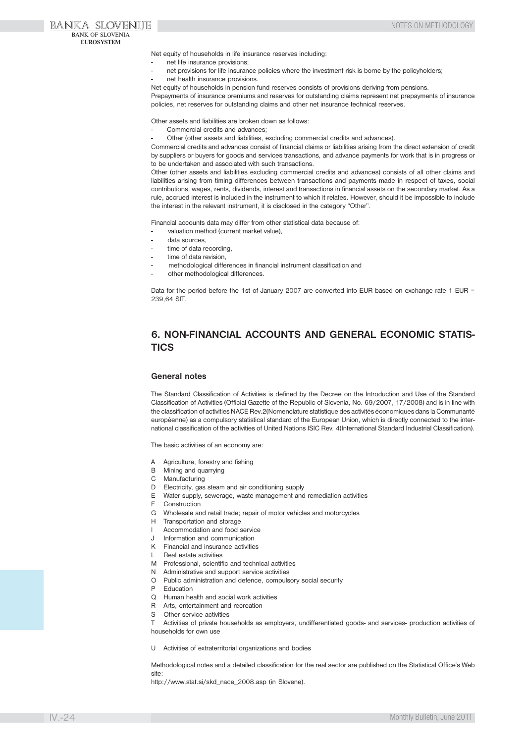Net equity of households in life insurance reserves including:

- net life insurance provisions;
- net provisions for life insurance policies where the investment risk is borne by the policyholders;
- net health insurance provisions.

Net equity of households in pension fund reserves consists of provisions deriving from pensions.

Prepayments of insurance premiums and reserves for outstanding claims represent net prepayments of insurance policies, net reserves for outstanding claims and other net insurance technical reserves.

Other assets and liabilities are broken down as follows:

- Commercial credits and advances;
- Other (other assets and liabilities, excluding commercial credits and advances).

Commercial credits and advances consist of financial claims or liabilities arising from the direct extension of credit by suppliers or buyers for goods and services transactions, and advance payments for work that is in progress or to be undertaken and associated with such transactions.

Other (other assets and liabilities excluding commercial credits and advances) consists of all other claims and liabilities arising from timing differences between transactions and payments made in respect of taxes, social contributions, wages, rents, dividends, interest and transactions in financial assets on the secondary market. As a rule, accrued interest is included in the instrument to which it relates. However, should it be impossible to include the interest in the relevant instrument, it is disclosed in the category "Other".

Financial accounts data may differ from other statistical data because of:

- valuation method (current market value),
- data sources,
- time of data recording,
- time of data revision,
- methodological differences in financial instrument classification and
- other methodological differences.

Data for the period before the 1st of January 2007 are converted into EUR based on exchange rate 1 EUR = 239,64 SIT.

## 6. NON-FINANCIAL ACCOUNTS AND GENERAL ECONOMIC STATISTICS

### General notes

The Standard Classification of Activities is defined by the Decree on the Introduction and Use of the Standard Classification of Activities (Official Gazette of the Republic of Slovenia, No. 69/2007, 17/2008) and is in line with the classification of activities NACE Rev.2(Nomenclature statistique des activités économiques dans la Communanté européenne) as a compulsory statistical standard of the European Union, which is directly connected to the international classification of the activities of United Nations ISIC Rev. 4(International Standard Industrial Classification).

The basic activities of an economy are:

A Agriculture, forestry and fishing
B Mining and quarrying
C Manufacturing
D Electricity, gas steam and air conditioning supply
E Water supply, sewerage, waste management and remediation activities
F Construction
G Wholesale and retail trade; repair of motor vehicles and motorcycles
H Transportation and storage
I Accommodation and food service
J Information and communication
K Financial and insurance activities
L Real estate activities
M Professional, scientific and technical activities
N Administrative and support service activities
O Public administration and defence, compulsory social security
P Education
Q Human health and social work activities
R Arts, entertainment and recreation
S Other service activities
T Activities of private households as employers, undifferentiated goods- and services- production activities of households for own use

U Activities of extraterritorial organizations and bodies

Methodological notes and a detailed classification for the real sector are published on the Statistical Office's Web site:
http://www.stat.si/skd_nace_2008.asp (in Slovene).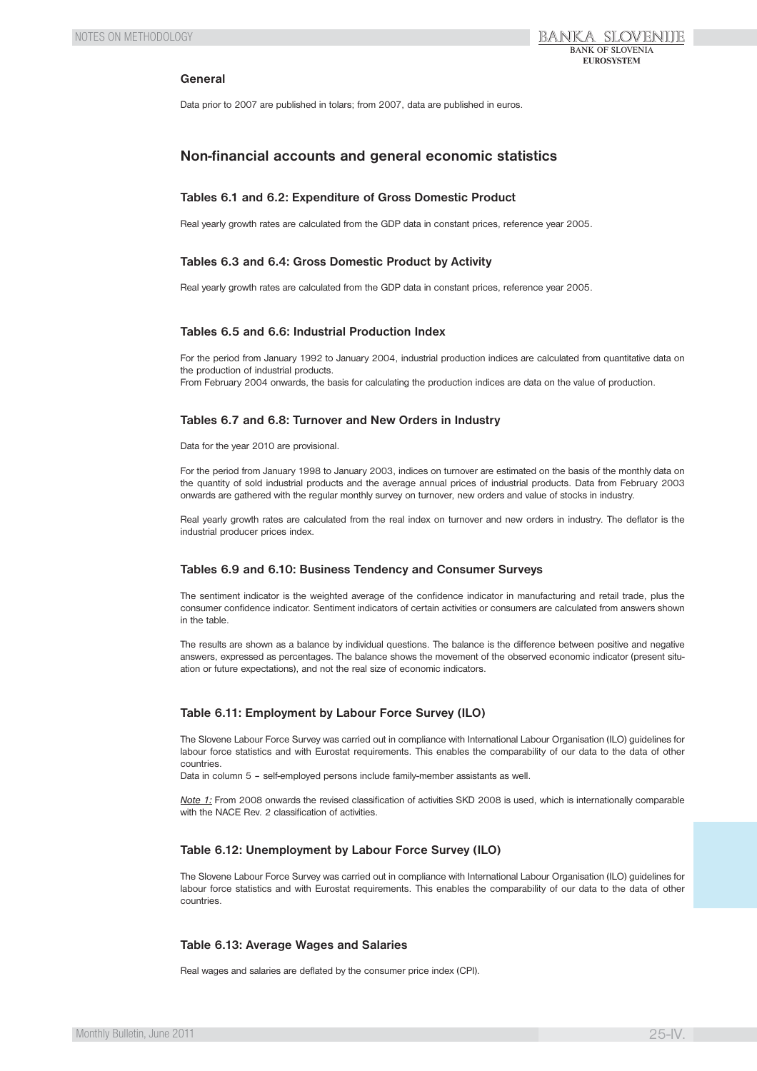### General

Data prior to 2007 are published in tolars; from 2007, data are published in euros.

## Non-financial accounts and general economic statistics

### Tables 6.1 and 6.2: Expenditure of Gross Domestic Product

Real yearly growth rates are calculated from the GDP data in constant prices, reference year 2005.

### Tables 6.3 and 6.4: Gross Domestic Product by Activity

Real yearly growth rates are calculated from the GDP data in constant prices, reference year 2005.

### Tables 6.5 and 6.6: Industrial Production Index

For the period from January 1992 to January 2004, industrial production indices are calculated from quantitative data on the production of industrial products.
From February 2004 onwards, the basis for calculating the production indices are data on the value of production.

### Tables 6.7 and 6.8: Turnover and New Orders in Industry

Data for the year 2010 are provisional.

For the period from January 1998 to January 2003, indices on turnover are estimated on the basis of the monthly data on the quantity of sold industrial products and the average annual prices of industrial products. Data from February 2003 onwards are gathered with the regular monthly survey on turnover, new orders and value of stocks in industry.

Real yearly growth rates are calculated from the real index on turnover and new orders in industry. The deflator is the industrial producer prices index.

### Tables 6.9 and 6.10: Business Tendency and Consumer Surveys

The sentiment indicator is the weighted average of the confidence indicator in manufacturing and retail trade, plus the consumer confidence indicator. Sentiment indicators of certain activities or consumers are calculated from answers shown in the table.

The results are shown as a balance by individual questions. The balance is the difference between positive and negative answers, expressed as percentages. The balance shows the movement of the observed economic indicator (present situation or future expectations), and not the real size of economic indicators.

### Table 6.11: Employment by Labour Force Survey (ILO)

The Slovene Labour Force Survey was carried out in compliance with International Labour Organisation (ILO) guidelines for labour force statistics and with Eurostat requirements. This enables the comparability of our data to the data of other countries.
Data in column 5 – self-employed persons include family-member assistants as well.

*Note 1:* From 2008 onwards the revised classification of activities SKD 2008 is used, which is internationally comparable with the NACE Rev. 2 classification of activities.

### Table 6.12: Unemployment by Labour Force Survey (ILO)

The Slovene Labour Force Survey was carried out in compliance with International Labour Organisation (ILO) guidelines for labour force statistics and with Eurostat requirements. This enables the comparability of our data to the data of other countries.

### Table 6.13: Average Wages and Salaries

Real wages and salaries are deflated by the consumer price index (CPI).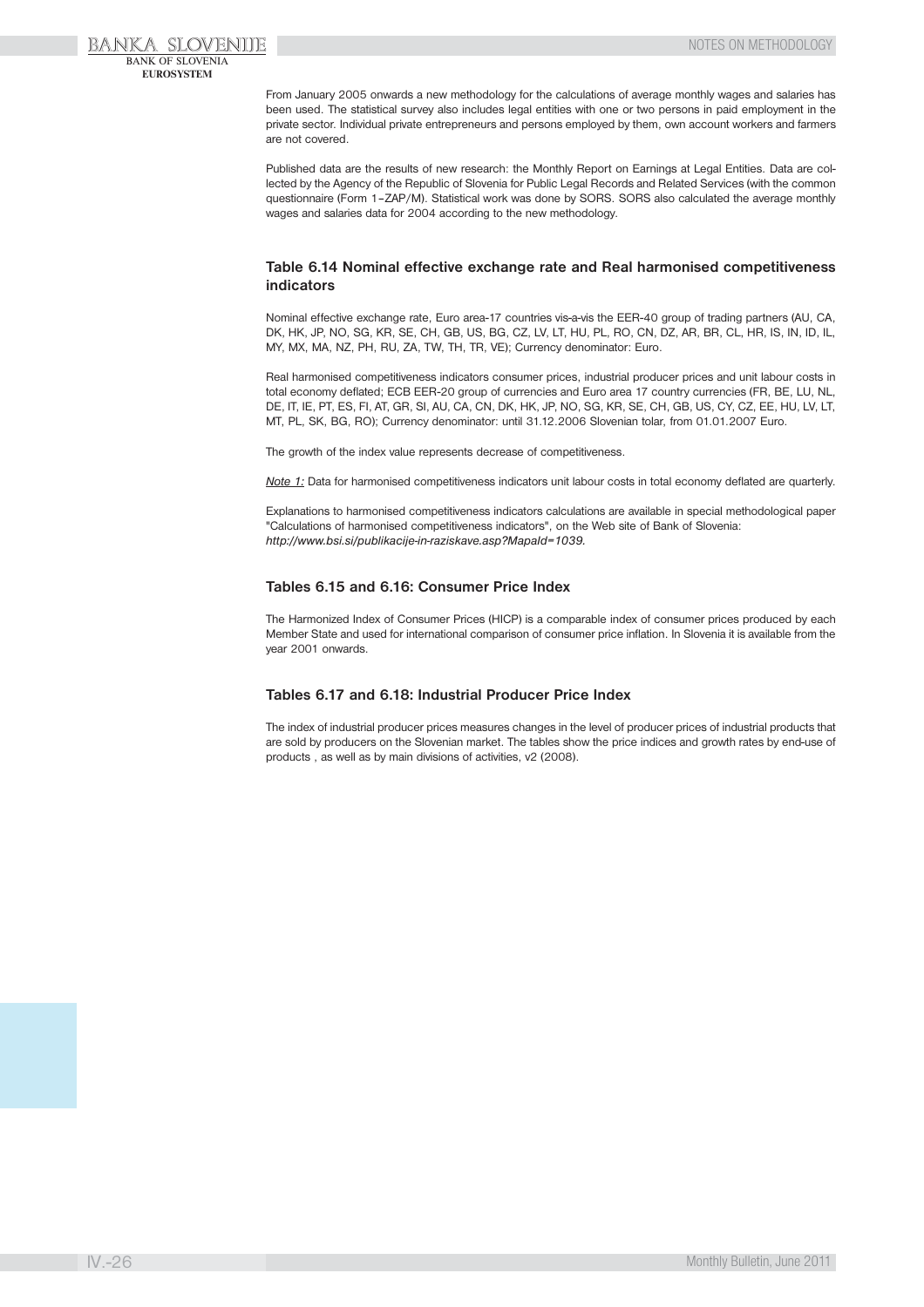From January 2005 onwards a new methodology for the calculations of average monthly wages and salaries has been used. The statistical survey also includes legal entities with one or two persons in paid employment in the private sector. Individual private entrepreneurs and persons employed by them, own account workers and farmers are not covered.

Published data are the results of new research: the Monthly Report on Earnings at Legal Entities. Data are collected by the Agency of the Republic of Slovenia for Public Legal Records and Related Services (with the common questionnaire (Form 1–ZAP/M). Statistical work was done by SORS. SORS also calculated the average monthly wages and salaries data for 2004 according to the new methodology.

### Table 6.14 Nominal effective exchange rate and Real harmonised competitiveness indicators

Nominal effective exchange rate, Euro area-17 countries vis-a-vis the EER-40 group of trading partners (AU, CA, DK, HK, JP, NO, SG, KR, SE, CH, GB, US, BG, CZ, LV, LT, HU, PL, RO, CN, DZ, AR, BR, CL, HR, IS, IN, ID, IL, MY, MX, MA, NZ, PH, RU, ZA, TW, TH, TR, VE); Currency denominator: Euro.

Real harmonised competitiveness indicators consumer prices, industrial producer prices and unit labour costs in total economy deflated; ECB EER-20 group of currencies and Euro area 17 country currencies (FR, BE, LU, NL, DE, IT, IE, PT, ES, FI, AT, GR, SI, AU, CA, CN, DK, HK, JP, NO, SG, KR, SE, CH, GB, US, CY, CZ, EE, HU, LV, LT, MT, PL, SK, BG, RO); Currency denominator: until 31.12.2006 Slovenian tolar, from 01.01.2007 Euro.

The growth of the index value represents decrease of competitiveness.

*Note 1:* Data for harmonised competitiveness indicators unit labour costs in total economy deflated are quarterly.

Explanations to harmonised competitiveness indicators calculations are available in special methodological paper "Calculations of harmonised competitiveness indicators", on the Web site of Bank of Slovenia: *http://www.bsi.si/publikacije-in-raziskave.asp?MapaId=1039.*

### Tables 6.15 and 6.16: Consumer Price Index

The Harmonized Index of Consumer Prices (HICP) is a comparable index of consumer prices produced by each Member State and used for international comparison of consumer price inflation. In Slovenia it is available from the year 2001 onwards.

### Tables 6.17 and 6.18: Industrial Producer Price Index

The index of industrial producer prices measures changes in the level of producer prices of industrial products that are sold by producers on the Slovenian market. The tables show the price indices and growth rates by end-use of products , as well as by main divisions of activities, v2 (2008).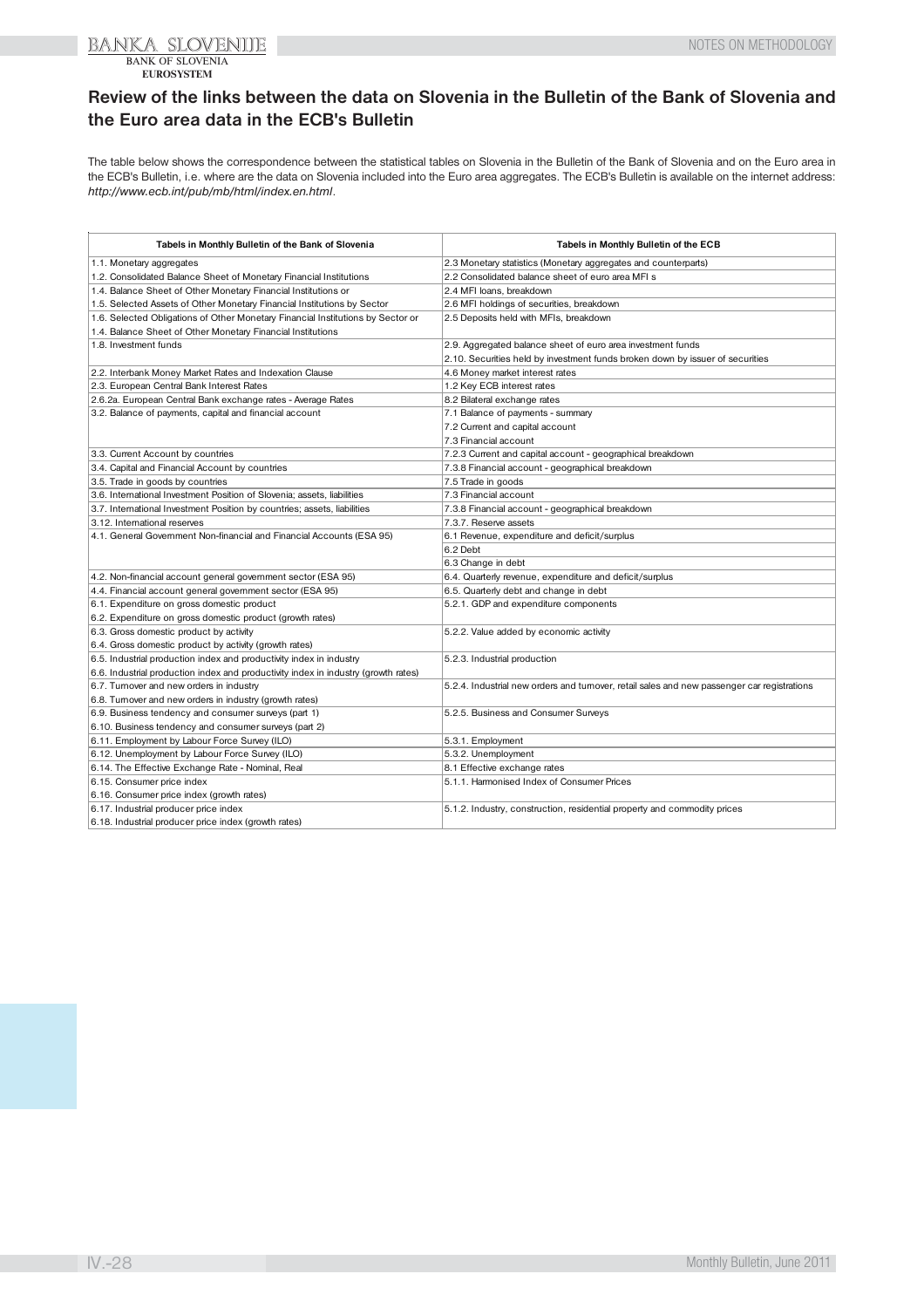## Review of the links between the data on Slovenia in the Bulletin of the Bank of Slovenia and the Euro area data in the ECB's Bulletin

The table below shows the correspondence between the statistical tables on Slovenia in the Bulletin of the Bank of Slovenia and on the Euro area in the ECB's Bulletin, i.e. where are the data on Slovenia included into the Euro area aggregates. The ECB's Bulletin is available on the internet address: *http://www.ecb.int/pub/mb/html/index.en.html*.

| Tabels in Monthly Bulletin of the Bank of Slovenia | Tabels in Monthly Bulletin of the ECB |
|---|---|
| 1.1. Monetary aggregates | 2.3 Monetary statistics (Monetary aggregates and counterparts) |
| 1.2. Consolidated Balance Sheet of Monetary Financial Institutions | 2.2 Consolidated balance sheet of euro area MFI s |
| 1.4. Balance Sheet of Other Monetary Financial Institutions or | 2.4 MFI loans, breakdown |
| 1.5. Selected Assets of Other Monetary Financial Institutions by Sector | 2.6 MFI holdings of securities, breakdown |
| 1.6. Selected Obligations of Other Monetary Financial Institutions by Sector or<br>1.4. Balance Sheet of Other Monetary Financial Institutions | 2.5 Deposits held with MFIs, breakdown |
| 1.8. Investment funds | 2.9. Aggregated balance sheet of euro area investment funds<br>2.10. Securities held by investment funds broken down by issuer of securities |
| 2.2. Interbank Money Market Rates and Indexation Clause | 4.6 Money market interest rates |
| 2.3. European Central Bank Interest Rates | 1.2 Key ECB interest rates |
| 2.6.2a. European Central Bank exchange rates - Average Rates | 8.2 Bilateral exchange rates |
| 3.2. Balance of payments, capital and financial account | 7.1 Balance of payments - summary<br>7.2 Current and capital account<br>7.3 Financial account |
| 3.3. Current Account by countries | 7.2.3 Current and capital account - geographical breakdown |
| 3.4. Capital and Financial Account by countries | 7.3.8 Financial account - geographical breakdown |
| 3.5. Trade in goods by countries | 7.5 Trade in goods |
| 3.6. International Investment Position of Slovenia; assets, liabilities | 7.3 Financial account |
| 3.7. International Investment Position by countries; assets, liabilities | 7.3.8 Financial account - geographical breakdown |
| 3.12. International reserves | 7.3.7. Reserve assets |
| 4.1. General Government Non-financial and Financial Accounts (ESA 95) | 6.1 Revenue, expenditure and deficit/surplus<br>6.2 Debt<br>6.3 Change in debt |
| 4.2. Non-financial account general government sector (ESA 95) | 6.4. Quarterly revenue, expenditure and deficit/surplus |
| 4.4. Financial account general government sector (ESA 95) | 6.5. Quarterly debt and change in debt |
| 6.1. Expenditure on gross domestic product<br>6.2. Expenditure on gross domestic product (growth rates) | 5.2.1. GDP and expenditure components |
| 6.3. Gross domestic product by activity<br>6.4. Gross domestic product by activity (growth rates) | 5.2.2. Value added by economic activity |
| 6.5. Industrial production index and productivity index in industry<br>6.6. Industrial production index and productivity index in industry (growth rates) | 5.2.3. Industrial production |
| 6.7. Turnover and new orders in industry<br>6.8. Turnover and new orders in industry (growth rates) | 5.2.4. Industrial new orders and turnover, retail sales and new passenger car registrations |
| 6.9. Business tendency and consumer surveys (part 1)<br>6.10. Business tendency and consumer surveys (part 2) | 5.2.5. Business and Consumer Surveys |
| 6.11. Employment by Labour Force Survey (ILO) | 5.3.1. Employment |
| 6.12. Unemployment by Labour Force Survey (ILO) | 5.3.2. Unemployment |
| 6.14. The Effective Exchange Rate - Nominal, Real | 8.1 Effective exchange rates |
| 6.15. Consumer price index<br>6.16. Consumer price index (growth rates) | 5.1.1. Harmonised Index of Consumer Prices |
| 6.17. Industrial producer price index<br>6.18. Industrial producer price index (growth rates) | 5.1.2. Industry, construction, residential property and commodity prices |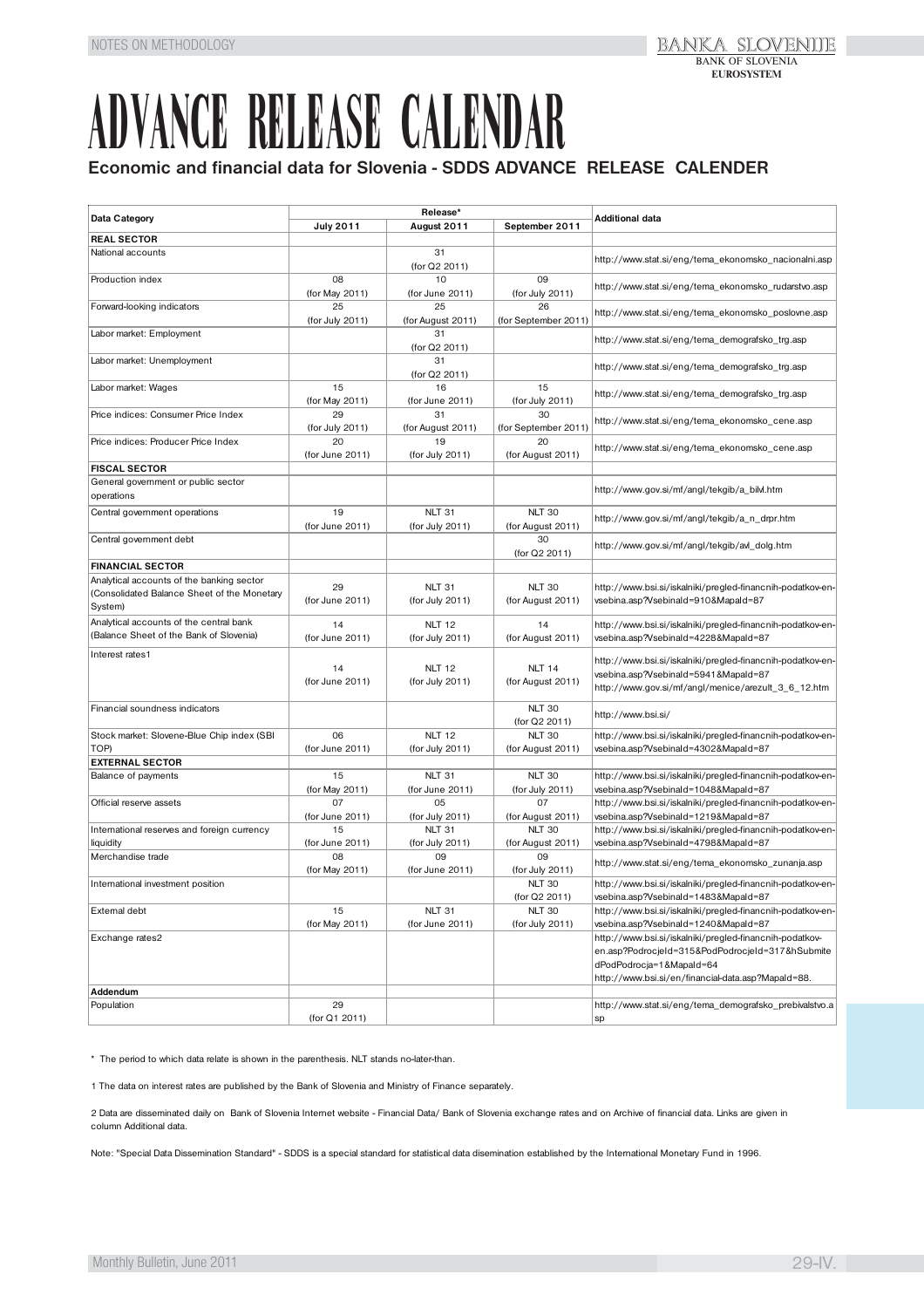# ADVANCE RELEASE CALENDAR

## Economic and financial data for Slovenia - SDDS ADVANCE RELEASE CALENDER

| Data Category | Release* | | | Additional data |
|---|---|---|---|---|
| | July 2011 | August 2011 | September 2011 | |
| **REAL SECTOR** | | | | |
| National accounts | | 31 (for Q2 2011) | | http://www.stat.si/eng/tema_ekonomsko_nacionalni.asp |
| Production index | 08 (for May 2011) | 10 (for June 2011) | 09 (for July 2011) | http://www.stat.si/eng/tema_ekonomsko_rudarstvo.asp |
| Forward-looking indicators | 25 (for July 2011) | 25 (for August 2011) | 26 (for September 2011) | http://www.stat.si/eng/tema_ekonomsko_poslovne.asp |
| Labor market: Employment | | 31 (for Q2 2011) | | http://www.stat.si/eng/tema_demografsko_trg.asp |
| Labor market: Unemployment | | 31 (for Q2 2011) | | http://www.stat.si/eng/tema_demografsko_trg.asp |
| Labor market: Wages | 15 (for May 2011) | 16 (for June 2011) | 15 (for July 2011) | http://www.stat.si/eng/tema_demografsko_trg.asp |
| Price indices: Consumer Price Index | 29 (for July 2011) | 31 (for August 2011) | 30 (for September 2011) | http://www.stat.si/eng/tema_ekonomsko_cene.asp |
| Price indices: Producer Price Index | 20 (for June 2011) | 19 (for July 2011) | 20 (for August 2011) | http://www.stat.si/eng/tema_ekonomsko_cene.asp |
| **FISCAL SECTOR** | | | | |
| General government or public sector operations | | | | http://www.gov.si/mf/angl/tekgib/a_bil.htm |
| Central government operations | 19 (for June 2011) | NLT 31 (for July 2011) | NLT 30 (for August 2011) | http://www.gov.si/mf/angl/tekgib/a_n_drpr.htm |
| Central government debt | | | 30 (for Q2 2011) | http://www.gov.si/mf/angl/tekgib/avl_dolg.htm |
| **FINANCIAL SECTOR** | | | | |
| Analytical accounts of the banking sector (Consolidated Balance Sheet of the Monetary System) | 29 (for June 2011) | NLT 31 (for July 2011) | NLT 30 (for August 2011) | http://www.bsi.si/iskalniki/pregled-financnih-podatkov-en-vsebina.asp?VsebinaId=910&MapaId=87 |
| Analytical accounts of the central bank (Balance Sheet of the Bank of Slovenia) | 14 (for June 2011) | NLT 12 (for July 2011) | 14 (for August 2011) | http://www.bsi.si/iskalniki/pregled-financnih-podatkov-en-vsebina.asp?VsebinaId=4228&MapaId=87 |
| Interest rates1 | 14 (for June 2011) | NLT 12 (for July 2011) | NLT 14 (for August 2011) | http://www.bsi.si/iskalniki/pregled-financnih-podatkov-en-vsebina.asp?VsebinaId=5941&MapaId=87 http://www.gov.si/mf/angl/menice/arezult_3_6_12.htm |
| Financial soundness indicators | | | NLT 30 (for Q2 2011) | http://www.bsi.si/ |
| Stock market: Slovene-Blue Chip index (SBI TOP) | 06 (for June 2011) | NLT 12 (for July 2011) | NLT 30 (for August 2011) | http://www.bsi.si/iskalniki/pregled-financnih-podatkov-en-vsebina.asp?VsebinaId=4302&MapaId=87 |
| **EXTERNAL SECTOR** | | | | |
| Balance of payments | 15 (for May 2011) | NLT 31 (for June 2011) | NLT 30 (for July 2011) | http://www.bsi.si/iskalniki/pregled-financnih-podatkov-en-vsebina.asp?VsebinaId=1048&MapaId=87 |
| Official reserve assets | 07 (for June 2011) | 05 (for July 2011) | 07 (for August 2011) | http://www.bsi.si/iskalniki/pregled-financnih-podatkov-en-vsebina.asp?VsebinaId=1219&MapaId=87 |
| International reserves and foreign currency liquidity | 15 (for June 2011) | NLT 31 (for July 2011) | NLT 30 (for August 2011) | http://www.bsi.si/iskalniki/pregled-financnih-podatkov-en-vsebina.asp?VsebinaId=4798&MapaId=87 |
| Merchandise trade | 08 (for May 2011) | 09 (for June 2011) | 09 (for July 2011) | http://www.stat.si/eng/tema_ekonomsko_zunanja.asp |
| International investment position | | | NLT 30 (for Q2 2011) | http://www.bsi.si/iskalniki/pregled-financnih-podatkov-en-vsebina.asp?VsebinaId=1483&MapaId=87 |
| External debt | 15 (for May 2011) | NLT 31 (for June 2011) | NLT 30 (for July 2011) | http://www.bsi.si/iskalniki/pregled-financnih-podatkov-en-vsebina.asp?VsebinaId=1240&MapaId=87 |
| Exchange rates2 | | | | http://www.bsi.si/iskalniki/pregled-financnih-podatkov-en.asp?PodrocjeId=315&PodPodrocjeId=317&hSubmitedPodPodrocja=1&MapaId=64 http://www.bsi.si/en/financial-data.asp?MapaId=88. |
| **Addendum** | | | | |
| Population | 29 (for Q1 2011) | | | http://www.stat.si/eng/tema_demografsko_prebivalstvo.asp |

\* The period to which data relate is shown in the parenthesis. NLT stands no-later-than.

1 The data on interest rates are published by the Bank of Slovenia and Ministry of Finance separately.

2 Data are disseminated daily on Bank of Slovenia Internet website - Financial Data/ Bank of Slovenia exchange rates and on Archive of financial data. Links are given in column Additional data.

Note: "Special Data Dissemination Standard" - SDDS is a special standard for statistical data disemination established by the International Monetary Fund in 1996.